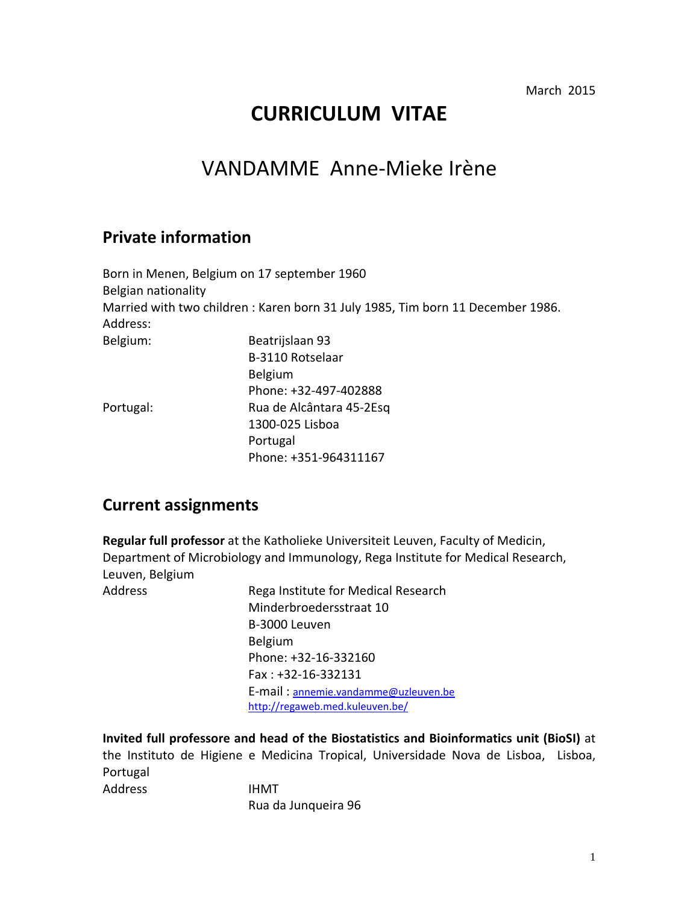March 2015

# CURRICULUM VITAE

## VANDAMME Anne-Mieke Irène

## Private information

Born in Menen, Belgium on 17 september 1960
Belgian nationality
Married with two children : Karen born 31 July 1985, Tim born 11 December 1986.
Address:

Belgium:
Beatrijslaan 93
B-3110 Rotselaar
Belgium
Phone: +32-497-402888

Portugal:
Rua de Alcântara 45-2Esq
1300-025 Lisboa
Portugal
Phone: +351-964311167

## Current assignments

**Regular full professor** at the Katholieke Universiteit Leuven, Faculty of Medicin, Department of Microbiology and Immunology, Rega Institute for Medical Research, Leuven, Belgium

Address
Rega Institute for Medical Research
Minderbroedersstraat 10
B-3000 Leuven
Belgium
Phone: +32-16-332160
Fax : +32-16-332131
E-mail : annemie.vandamme@uzleuven.be
http://regaweb.med.kuleuven.be/

**Invited full professore and head of the Biostatistics and Bioinformatics unit (BioSI)** at the Instituto de Higiene e Medicina Tropical, Universidade Nova de Lisboa, Lisboa, Portugal

Address
IHMT
Rua da Junqueira 96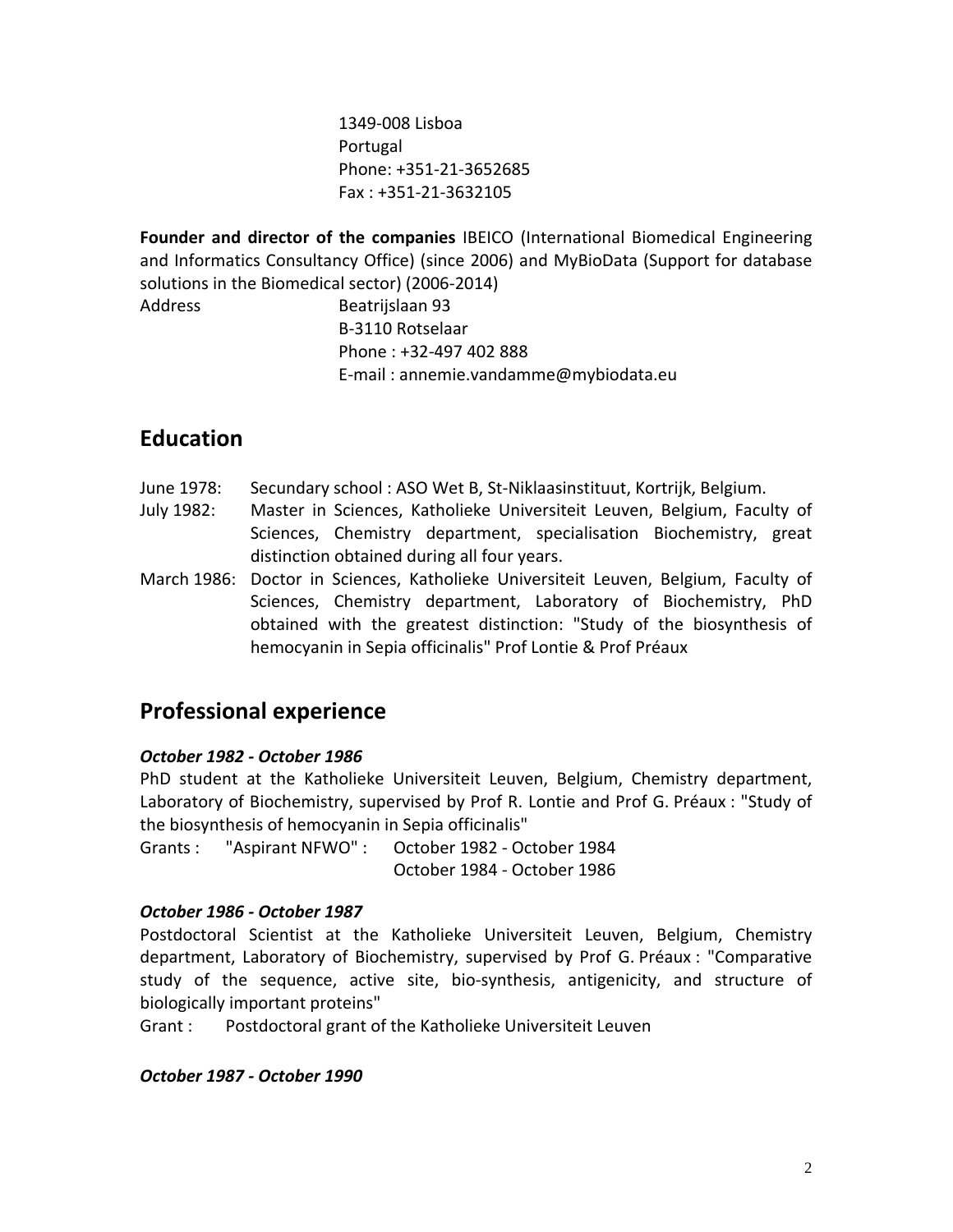1349-008 Lisboa
Portugal
Phone: +351-21-3652685
Fax : +351-21-3632105

**Founder and director of the companies** IBEICO (International Biomedical Engineering and Informatics Consultancy Office) (since 2006) and MyBioData (Support for database solutions in the Biomedical sector) (2006-2014)

Address: Beatrijslaan 93
B-3110 Rotselaar
Phone : +32-497 402 888
E-mail : annemie.vandamme@mybiodata.eu

## Education

June 1978: Secundary school : ASO Wet B, St-Niklaasinstituut, Kortrijk, Belgium.

July 1982: Master in Sciences, Katholieke Universiteit Leuven, Belgium, Faculty of Sciences, Chemistry department, specialisation Biochemistry, great distinction obtained during all four years.

March 1986: Doctor in Sciences, Katholieke Universiteit Leuven, Belgium, Faculty of Sciences, Chemistry department, Laboratory of Biochemistry, PhD obtained with the greatest distinction: "Study of the biosynthesis of hemocyanin in Sepia officinalis" Prof Lontie & Prof Préaux

## Professional experience

***October 1982 - October 1986***

PhD student at the Katholieke Universiteit Leuven, Belgium, Chemistry department, Laboratory of Biochemistry, supervised by Prof R. Lontie and Prof G. Préaux : "Study of the biosynthesis of hemocyanin in Sepia officinalis"

Grants : "Aspirant NFWO" : October 1982 - October 1984
October 1984 - October 1986

***October 1986 - October 1987***

Postdoctoral Scientist at the Katholieke Universiteit Leuven, Belgium, Chemistry department, Laboratory of Biochemistry, supervised by Prof G. Préaux : "Comparative study of the sequence, active site, bio-synthesis, antigenicity, and structure of biologically important proteins"

Grant : Postdoctoral grant of the Katholieke Universiteit Leuven

***October 1987 - October 1990***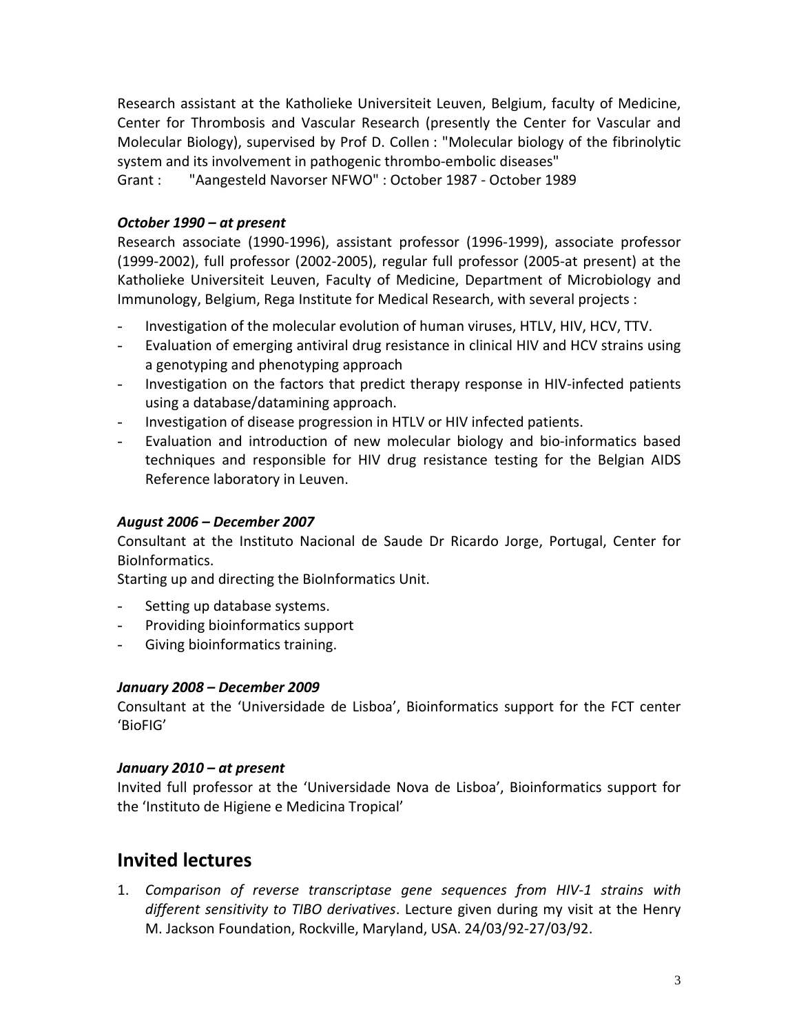Research assistant at the Katholieke Universiteit Leuven, Belgium, faculty of Medicine, Center for Thrombosis and Vascular Research (presently the Center for Vascular and Molecular Biology), supervised by Prof D. Collen : "Molecular biology of the fibrinolytic system and its involvement in pathogenic thrombo-embolic diseases"
Grant : "Aangesteld Navorser NFWO" : October 1987 - October 1989

***October 1990 – at present***

Research associate (1990-1996), assistant professor (1996-1999), associate professor (1999-2002), full professor (2002-2005), regular full professor (2005-at present) at the Katholieke Universiteit Leuven, Faculty of Medicine, Department of Microbiology and Immunology, Belgium, Rega Institute for Medical Research, with several projects :

- Investigation of the molecular evolution of human viruses, HTLV, HIV, HCV, TTV.
- Evaluation of emerging antiviral drug resistance in clinical HIV and HCV strains using a genotyping and phenotyping approach
- Investigation on the factors that predict therapy response in HIV-infected patients using a database/datamining approach.
- Investigation of disease progression in HTLV or HIV infected patients.
- Evaluation and introduction of new molecular biology and bio-informatics based techniques and responsible for HIV drug resistance testing for the Belgian AIDS Reference laboratory in Leuven.

***August 2006 – December 2007***

Consultant at the Instituto Nacional de Saude Dr Ricardo Jorge, Portugal, Center for BioInformatics.
Starting up and directing the BioInformatics Unit.

- Setting up database systems.
- Providing bioinformatics support
- Giving bioinformatics training.

***January 2008 – December 2009***

Consultant at the 'Universidade de Lisboa', Bioinformatics support for the FCT center 'BioFIG'

***January 2010 – at present***

Invited full professor at the 'Universidade Nova de Lisboa', Bioinformatics support for the 'Instituto de Higiene e Medicina Tropical'

## Invited lectures

1. *Comparison of reverse transcriptase gene sequences from HIV-1 strains with different sensitivity to TIBO derivatives*. Lecture given during my visit at the Henry M. Jackson Foundation, Rockville, Maryland, USA. 24/03/92-27/03/92.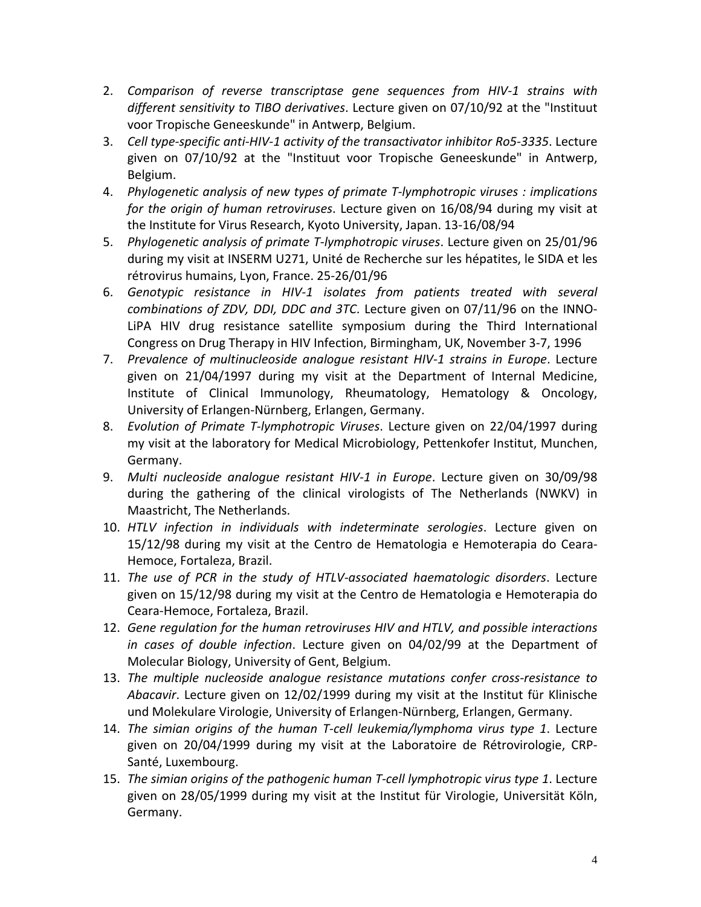2. *Comparison of reverse transcriptase gene sequences from HIV-1 strains with different sensitivity to TIBO derivatives*. Lecture given on 07/10/92 at the "Instituut voor Tropische Geneeskunde" in Antwerp, Belgium.
3. *Cell type-specific anti-HIV-1 activity of the transactivator inhibitor Ro5-3335*. Lecture given on 07/10/92 at the "Instituut voor Tropische Geneeskunde" in Antwerp, Belgium.
4. *Phylogenetic analysis of new types of primate T-lymphotropic viruses : implications for the origin of human retroviruses*. Lecture given on 16/08/94 during my visit at the Institute for Virus Research, Kyoto University, Japan. 13-16/08/94
5. *Phylogenetic analysis of primate T-lymphotropic viruses*. Lecture given on 25/01/96 during my visit at INSERM U271, Unité de Recherche sur les hépatites, le SIDA et les rétrovirus humains, Lyon, France. 25-26/01/96
6. *Genotypic resistance in HIV-1 isolates from patients treated with several combinations of ZDV, DDI, DDC and 3TC*. Lecture given on 07/11/96 on the INNO-LiPA HIV drug resistance satellite symposium during the Third International Congress on Drug Therapy in HIV Infection, Birmingham, UK, November 3-7, 1996
7. *Prevalence of multinucleoside analogue resistant HIV-1 strains in Europe*. Lecture given on 21/04/1997 during my visit at the Department of Internal Medicine, Institute of Clinical Immunology, Rheumatology, Hematology & Oncology, University of Erlangen-Nürnberg, Erlangen, Germany.
8. *Evolution of Primate T-lymphotropic Viruses*. Lecture given on 22/04/1997 during my visit at the laboratory for Medical Microbiology, Pettenkofer Institut, Munchen, Germany.
9. *Multi nucleoside analogue resistant HIV-1 in Europe*. Lecture given on 30/09/98 during the gathering of the clinical virologists of The Netherlands (NWKV) in Maastricht, The Netherlands.
10. *HTLV infection in individuals with indeterminate serologies*. Lecture given on 15/12/98 during my visit at the Centro de Hematologia e Hemoterapia do Ceara-Hemoce, Fortaleza, Brazil.
11. *The use of PCR in the study of HTLV-associated haematologic disorders*. Lecture given on 15/12/98 during my visit at the Centro de Hematologia e Hemoterapia do Ceara-Hemoce, Fortaleza, Brazil.
12. *Gene regulation for the human retroviruses HIV and HTLV, and possible interactions in cases of double infection*. Lecture given on 04/02/99 at the Department of Molecular Biology, University of Gent, Belgium.
13. *The multiple nucleoside analogue resistance mutations confer cross-resistance to Abacavir*. Lecture given on 12/02/1999 during my visit at the Institut für Klinische und Molekulare Virologie, University of Erlangen-Nürnberg, Erlangen, Germany.
14. *The simian origins of the human T-cell leukemia/lymphoma virus type 1*. Lecture given on 20/04/1999 during my visit at the Laboratoire de Rétrovirologie, CRP-Santé, Luxembourg.
15. *The simian origins of the pathogenic human T-cell lymphotropic virus type 1*. Lecture given on 28/05/1999 during my visit at the Institut für Virologie, Universität Köln, Germany.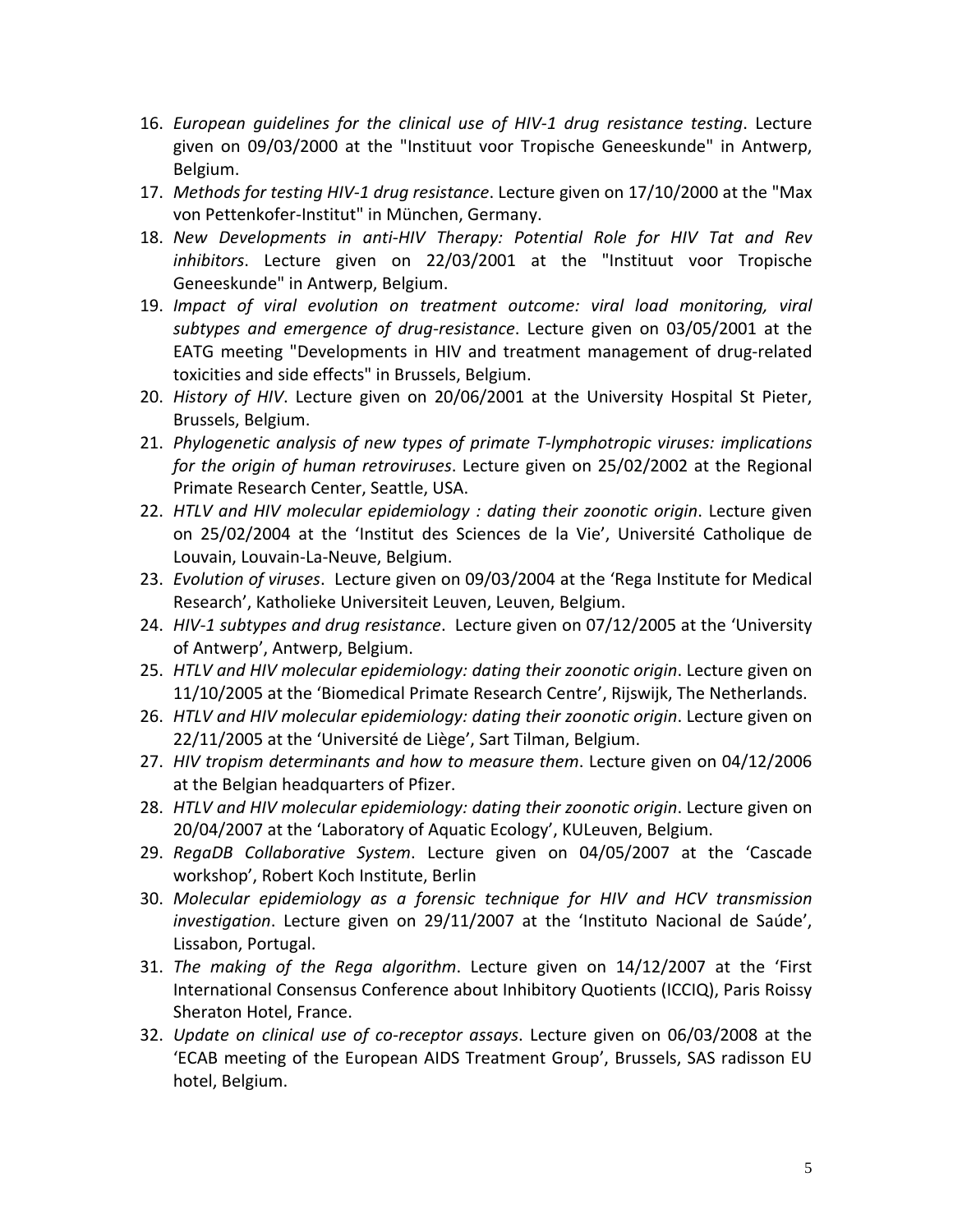16. *European guidelines for the clinical use of HIV-1 drug resistance testing*. Lecture given on 09/03/2000 at the "Instituut voor Tropische Geneeskunde" in Antwerp, Belgium.
17. *Methods for testing HIV-1 drug resistance*. Lecture given on 17/10/2000 at the "Max von Pettenkofer-Institut" in München, Germany.
18. *New Developments in anti-HIV Therapy: Potential Role for HIV Tat and Rev inhibitors*. Lecture given on 22/03/2001 at the "Instituut voor Tropische Geneeskunde" in Antwerp, Belgium.
19. *Impact of viral evolution on treatment outcome: viral load monitoring, viral subtypes and emergence of drug-resistance*. Lecture given on 03/05/2001 at the EATG meeting "Developments in HIV and treatment management of drug-related toxicities and side effects" in Brussels, Belgium.
20. *History of HIV*. Lecture given on 20/06/2001 at the University Hospital St Pieter, Brussels, Belgium.
21. *Phylogenetic analysis of new types of primate T-lymphotropic viruses: implications for the origin of human retroviruses*. Lecture given on 25/02/2002 at the Regional Primate Research Center, Seattle, USA.
22. *HTLV and HIV molecular epidemiology : dating their zoonotic origin*. Lecture given on 25/02/2004 at the 'Institut des Sciences de la Vie', Université Catholique de Louvain, Louvain-La-Neuve, Belgium.
23. *Evolution of viruses*. Lecture given on 09/03/2004 at the 'Rega Institute for Medical Research', Katholieke Universiteit Leuven, Leuven, Belgium.
24. *HIV-1 subtypes and drug resistance*. Lecture given on 07/12/2005 at the 'University of Antwerp', Antwerp, Belgium.
25. *HTLV and HIV molecular epidemiology: dating their zoonotic origin*. Lecture given on 11/10/2005 at the 'Biomedical Primate Research Centre', Rijswijk, The Netherlands.
26. *HTLV and HIV molecular epidemiology: dating their zoonotic origin*. Lecture given on 22/11/2005 at the 'Université de Liège', Sart Tilman, Belgium.
27. *HIV tropism determinants and how to measure them*. Lecture given on 04/12/2006 at the Belgian headquarters of Pfizer.
28. *HTLV and HIV molecular epidemiology: dating their zoonotic origin*. Lecture given on 20/04/2007 at the 'Laboratory of Aquatic Ecology', KULeuven, Belgium.
29. *RegaDB Collaborative System*. Lecture given on 04/05/2007 at the 'Cascade workshop', Robert Koch Institute, Berlin
30. *Molecular epidemiology as a forensic technique for HIV and HCV transmission investigation*. Lecture given on 29/11/2007 at the 'Instituto Nacional de Saúde', Lissabon, Portugal.
31. *The making of the Rega algorithm*. Lecture given on 14/12/2007 at the 'First International Consensus Conference about Inhibitory Quotients (ICCIQ), Paris Roissy Sheraton Hotel, France.
32. *Update on clinical use of co-receptor assays*. Lecture given on 06/03/2008 at the 'ECAB meeting of the European AIDS Treatment Group', Brussels, SAS radisson EU hotel, Belgium.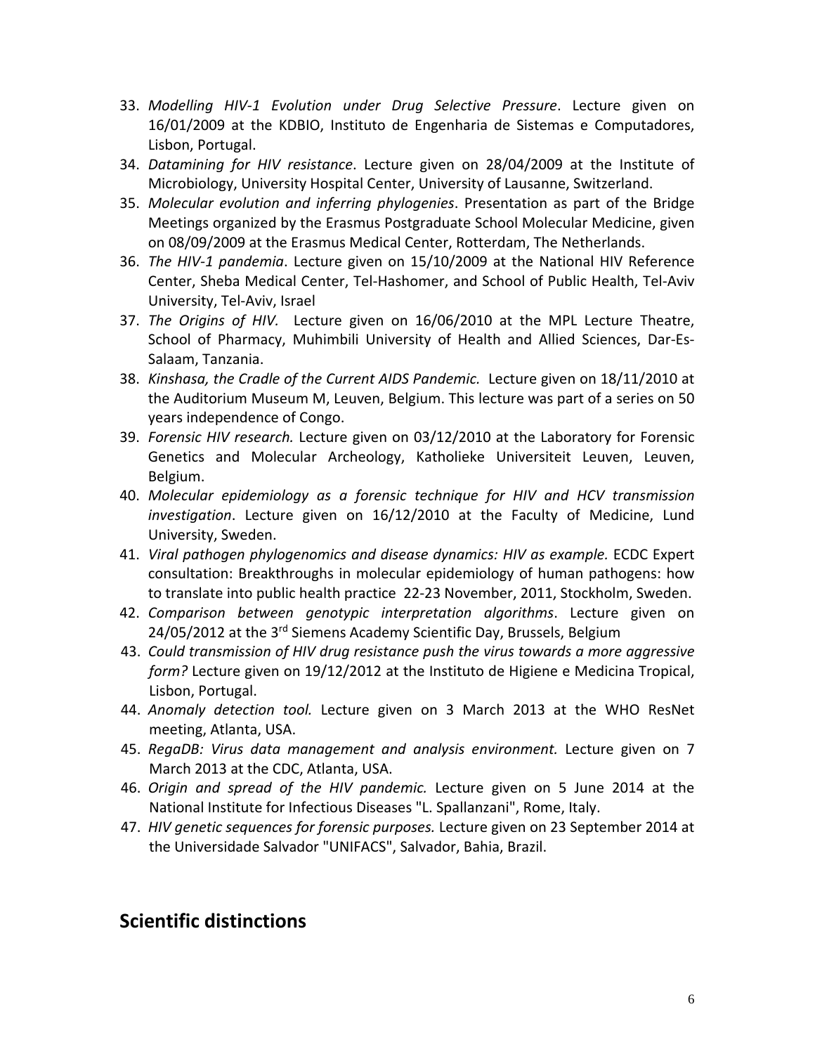33. *Modelling HIV-1 Evolution under Drug Selective Pressure*. Lecture given on 16/01/2009 at the KDBIO, Instituto de Engenharia de Sistemas e Computadores, Lisbon, Portugal.
34. *Datamining for HIV resistance*. Lecture given on 28/04/2009 at the Institute of Microbiology, University Hospital Center, University of Lausanne, Switzerland.
35. *Molecular evolution and inferring phylogenies*. Presentation as part of the Bridge Meetings organized by the Erasmus Postgraduate School Molecular Medicine, given on 08/09/2009 at the Erasmus Medical Center, Rotterdam, The Netherlands.
36. *The HIV-1 pandemia*. Lecture given on 15/10/2009 at the National HIV Reference Center, Sheba Medical Center, Tel-Hashomer, and School of Public Health, Tel-Aviv University, Tel-Aviv, Israel
37. *The Origins of HIV.* Lecture given on 16/06/2010 at the MPL Lecture Theatre, School of Pharmacy, Muhimbili University of Health and Allied Sciences, Dar-Es-Salaam, Tanzania.
38. *Kinshasa, the Cradle of the Current AIDS Pandemic.* Lecture given on 18/11/2010 at the Auditorium Museum M, Leuven, Belgium. This lecture was part of a series on 50 years independence of Congo.
39. *Forensic HIV research.* Lecture given on 03/12/2010 at the Laboratory for Forensic Genetics and Molecular Archeology, Katholieke Universiteit Leuven, Leuven, Belgium.
40. *Molecular epidemiology as a forensic technique for HIV and HCV transmission investigation*. Lecture given on 16/12/2010 at the Faculty of Medicine, Lund University, Sweden.
41. *Viral pathogen phylogenomics and disease dynamics: HIV as example.* ECDC Expert consultation: Breakthroughs in molecular epidemiology of human pathogens: how to translate into public health practice 22-23 November, 2011, Stockholm, Sweden.
42. *Comparison between genotypic interpretation algorithms*. Lecture given on 24/05/2012 at the 3rd Siemens Academy Scientific Day, Brussels, Belgium
43. *Could transmission of HIV drug resistance push the virus towards a more aggressive form?* Lecture given on 19/12/2012 at the Instituto de Higiene e Medicina Tropical, Lisbon, Portugal.
44. *Anomaly detection tool.* Lecture given on 3 March 2013 at the WHO ResNet meeting, Atlanta, USA.
45. *RegaDB: Virus data management and analysis environment.* Lecture given on 7 March 2013 at the CDC, Atlanta, USA.
46. *Origin and spread of the HIV pandemic.* Lecture given on 5 June 2014 at the National Institute for Infectious Diseases "L. Spallanzani", Rome, Italy.
47. *HIV genetic sequences for forensic purposes.* Lecture given on 23 September 2014 at the Universidade Salvador "UNIFACS", Salvador, Bahia, Brazil.

## Scientific distinctions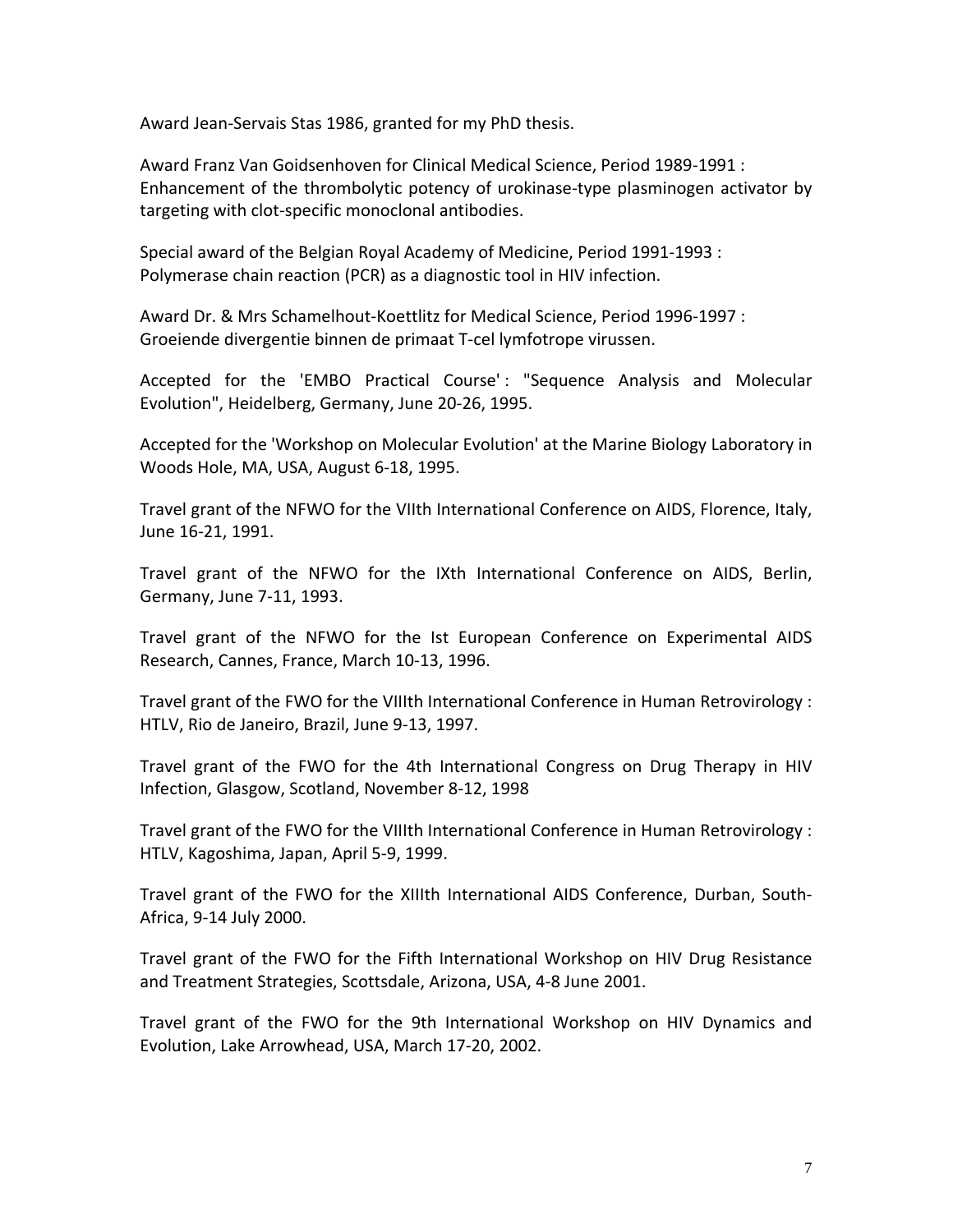Award Jean-Servais Stas 1986, granted for my PhD thesis.

Award Franz Van Goidsenhoven for Clinical Medical Science, Period 1989-1991 : Enhancement of the thrombolytic potency of urokinase-type plasminogen activator by targeting with clot-specific monoclonal antibodies.

Special award of the Belgian Royal Academy of Medicine, Period 1991-1993 : Polymerase chain reaction (PCR) as a diagnostic tool in HIV infection.

Award Dr. & Mrs Schamelhout-Koettlitz for Medical Science, Period 1996-1997 : Groeiende divergentie binnen de primaat T-cel lymfotrope virussen.

Accepted for the 'EMBO Practical Course' : "Sequence Analysis and Molecular Evolution", Heidelberg, Germany, June 20-26, 1995.

Accepted for the 'Workshop on Molecular Evolution' at the Marine Biology Laboratory in Woods Hole, MA, USA, August 6-18, 1995.

Travel grant of the NFWO for the VIIth International Conference on AIDS, Florence, Italy, June 16-21, 1991.

Travel grant of the NFWO for the IXth International Conference on AIDS, Berlin, Germany, June 7-11, 1993.

Travel grant of the NFWO for the Ist European Conference on Experimental AIDS Research, Cannes, France, March 10-13, 1996.

Travel grant of the FWO for the VIIIth International Conference in Human Retrovirology : HTLV, Rio de Janeiro, Brazil, June 9-13, 1997.

Travel grant of the FWO for the 4th International Congress on Drug Therapy in HIV Infection, Glasgow, Scotland, November 8-12, 1998

Travel grant of the FWO for the VIIIth International Conference in Human Retrovirology : HTLV, Kagoshima, Japan, April 5-9, 1999.

Travel grant of the FWO for the XIIIth International AIDS Conference, Durban, South-Africa, 9-14 July 2000.

Travel grant of the FWO for the Fifth International Workshop on HIV Drug Resistance and Treatment Strategies, Scottsdale, Arizona, USA, 4-8 June 2001.

Travel grant of the FWO for the 9th International Workshop on HIV Dynamics and Evolution, Lake Arrowhead, USA, March 17-20, 2002.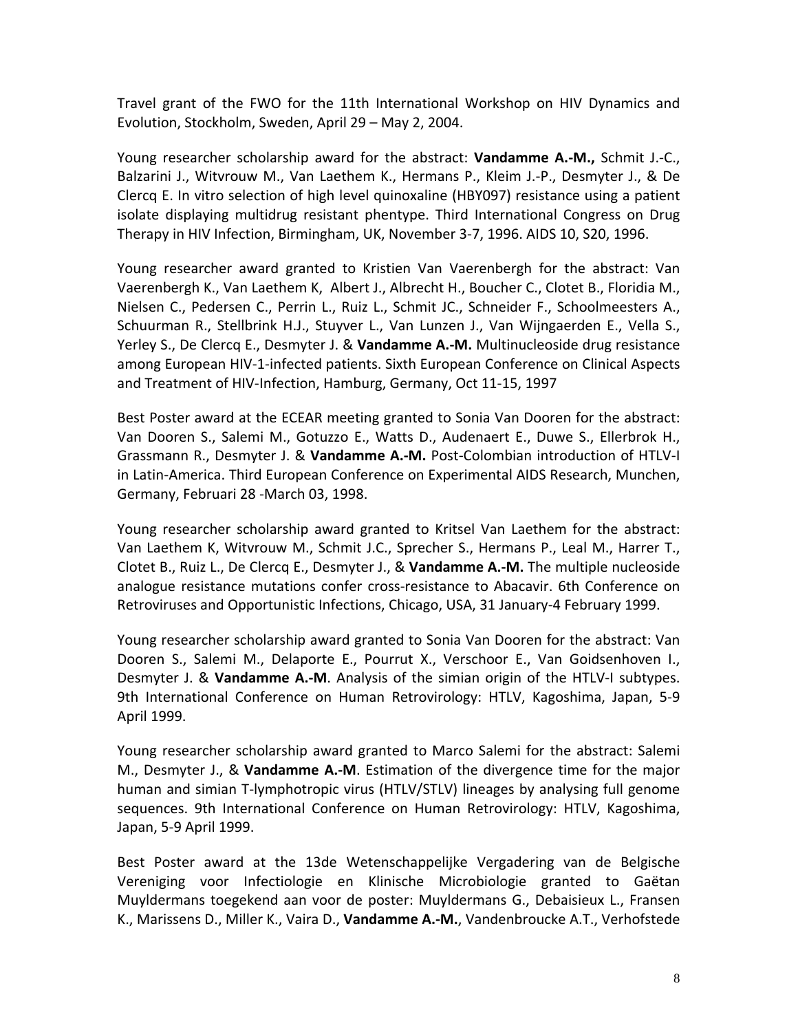Travel grant of the FWO for the 11th International Workshop on HIV Dynamics and Evolution, Stockholm, Sweden, April 29 – May 2, 2004.

Young researcher scholarship award for the abstract: **Vandamme A.-M.,** Schmit J.-C., Balzarini J., Witvrouw M., Van Laethem K., Hermans P., Kleim J.-P., Desmyter J., & De Clercq E. In vitro selection of high level quinoxaline (HBY097) resistance using a patient isolate displaying multidrug resistant phentype. Third International Congress on Drug Therapy in HIV Infection, Birmingham, UK, November 3-7, 1996. AIDS 10, S20, 1996.

Young researcher award granted to Kristien Van Vaerenbergh for the abstract: Van Vaerenbergh K., Van Laethem K, Albert J., Albrecht H., Boucher C., Clotet B., Floridia M., Nielsen C., Pedersen C., Perrin L., Ruiz L., Schmit JC., Schneider F., Schoolmeesters A., Schuurman R., Stellbrink H.J., Stuyver L., Van Lunzen J., Van Wijngaerden E., Vella S., Yerley S., De Clercq E., Desmyter J. & **Vandamme A.-M.** Multinucleoside drug resistance among European HIV-1-infected patients. Sixth European Conference on Clinical Aspects and Treatment of HIV-Infection, Hamburg, Germany, Oct 11-15, 1997

Best Poster award at the ECEAR meeting granted to Sonia Van Dooren for the abstract: Van Dooren S., Salemi M., Gotuzzo E., Watts D., Audenaert E., Duwe S., Ellerbrok H., Grassmann R., Desmyter J. & **Vandamme A.-M.** Post-Colombian introduction of HTLV-I in Latin-America. Third European Conference on Experimental AIDS Research, Munchen, Germany, Februari 28 -March 03, 1998.

Young researcher scholarship award granted to Kritsel Van Laethem for the abstract: Van Laethem K, Witvrouw M., Schmit J.C., Sprecher S., Hermans P., Leal M., Harrer T., Clotet B., Ruiz L., De Clercq E., Desmyter J., & **Vandamme A.-M.** The multiple nucleoside analogue resistance mutations confer cross-resistance to Abacavir. 6th Conference on Retroviruses and Opportunistic Infections, Chicago, USA, 31 January-4 February 1999.

Young researcher scholarship award granted to Sonia Van Dooren for the abstract: Van Dooren S., Salemi M., Delaporte E., Pourrut X., Verschoor E., Van Goidsenhoven I., Desmyter J. & **Vandamme A.-M**. Analysis of the simian origin of the HTLV-I subtypes. 9th International Conference on Human Retrovirology: HTLV, Kagoshima, Japan, 5-9 April 1999.

Young researcher scholarship award granted to Marco Salemi for the abstract: Salemi M., Desmyter J., & **Vandamme A.-M**. Estimation of the divergence time for the major human and simian T-lymphotropic virus (HTLV/STLV) lineages by analysing full genome sequences. 9th International Conference on Human Retrovirology: HTLV, Kagoshima, Japan, 5-9 April 1999.

Best Poster award at the 13de Wetenschappelijke Vergadering van de Belgische Vereniging voor Infectiologie en Klinische Microbiologie granted to Gaëtan Muyldermans toegekend aan voor de poster: Muyldermans G., Debaisieux L., Fransen K., Marissens D., Miller K., Vaira D., **Vandamme A.-M.**, Vandenbroucke A.T., Verhofstede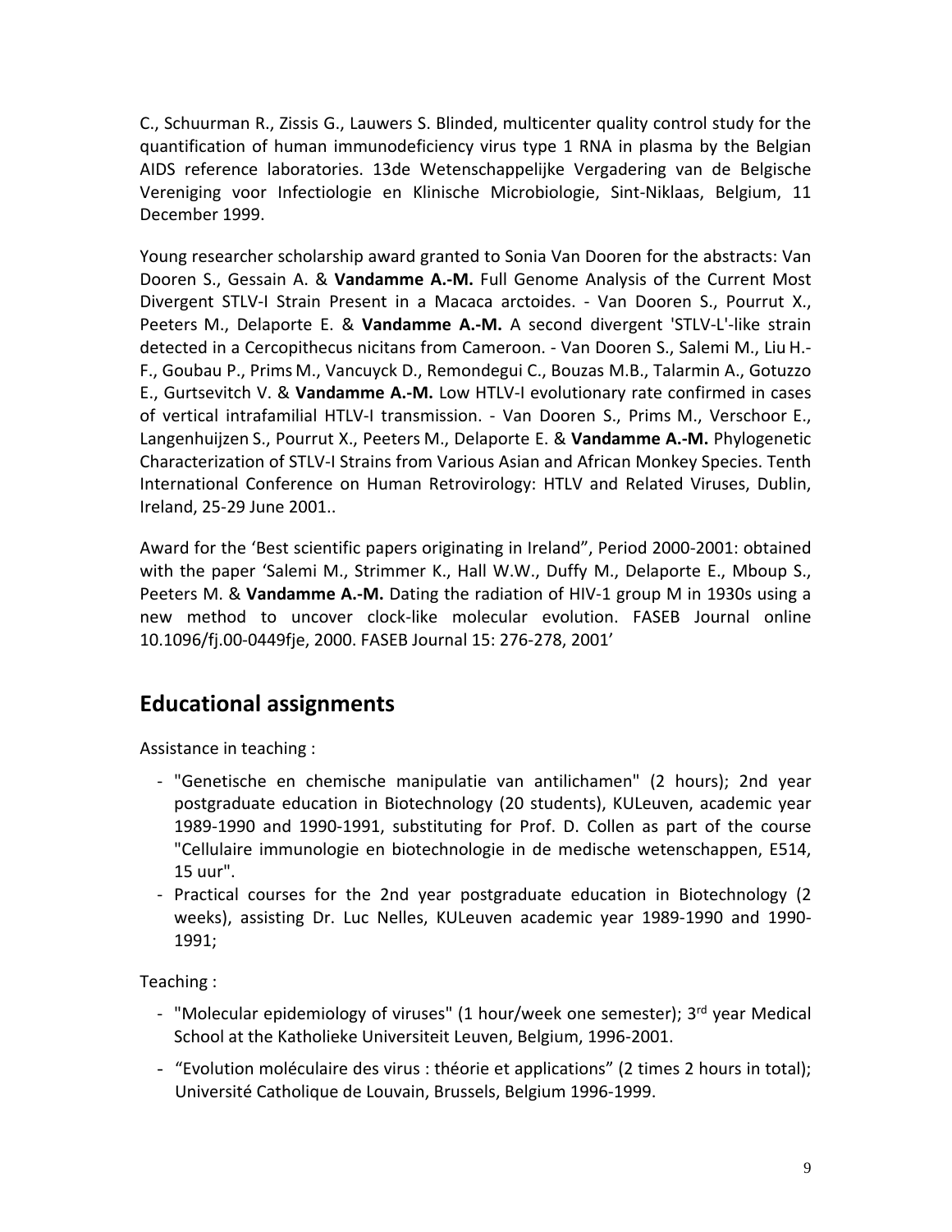C., Schuurman R., Zissis G., Lauwers S. Blinded, multicenter quality control study for the quantification of human immunodeficiency virus type 1 RNA in plasma by the Belgian AIDS reference laboratories. 13de Wetenschappelijke Vergadering van de Belgische Vereniging voor Infectiologie en Klinische Microbiologie, Sint-Niklaas, Belgium, 11 December 1999.

Young researcher scholarship award granted to Sonia Van Dooren for the abstracts: Van Dooren S., Gessain A. & **Vandamme A.-M.** Full Genome Analysis of the Current Most Divergent STLV-I Strain Present in a Macaca arctoides. - Van Dooren S., Pourrut X., Peeters M., Delaporte E. & **Vandamme A.-M.** A second divergent 'STLV-L'-like strain detected in a Cercopithecus nicitans from Cameroon. - Van Dooren S., Salemi M., Liu H.-F., Goubau P., Prims M., Vancuyck D., Remondegui C., Bouzas M.B., Talarmin A., Gotuzzo E., Gurtsevitch V. & **Vandamme A.-M.** Low HTLV-I evolutionary rate confirmed in cases of vertical intrafamilial HTLV-I transmission. - Van Dooren S., Prims M., Verschoor E., Langenhuijzen S., Pourrut X., Peeters M., Delaporte E. & **Vandamme A.-M.** Phylogenetic Characterization of STLV-I Strains from Various Asian and African Monkey Species. Tenth International Conference on Human Retrovirology: HTLV and Related Viruses, Dublin, Ireland, 25-29 June 2001..

Award for the 'Best scientific papers originating in Ireland", Period 2000-2001: obtained with the paper 'Salemi M., Strimmer K., Hall W.W., Duffy M., Delaporte E., Mboup S., Peeters M. & **Vandamme A.-M.** Dating the radiation of HIV-1 group M in 1930s using a new method to uncover clock-like molecular evolution. FASEB Journal online 10.1096/fj.00-0449fje, 2000. FASEB Journal 15: 276-278, 2001'

## Educational assignments

Assistance in teaching :

- "Genetische en chemische manipulatie van antilichamen" (2 hours); 2nd year postgraduate education in Biotechnology (20 students), KULeuven, academic year 1989-1990 and 1990-1991, substituting for Prof. D. Collen as part of the course "Cellulaire immunologie en biotechnologie in de medische wetenschappen, E514, 15 uur".
- Practical courses for the 2nd year postgraduate education in Biotechnology (2 weeks), assisting Dr. Luc Nelles, KULeuven academic year 1989-1990 and 1990-1991;

Teaching :

- "Molecular epidemiology of viruses" (1 hour/week one semester); 3rd year Medical School at the Katholieke Universiteit Leuven, Belgium, 1996-2001.
- "Evolution moléculaire des virus : théorie et applications" (2 times 2 hours in total); Université Catholique de Louvain, Brussels, Belgium 1996-1999.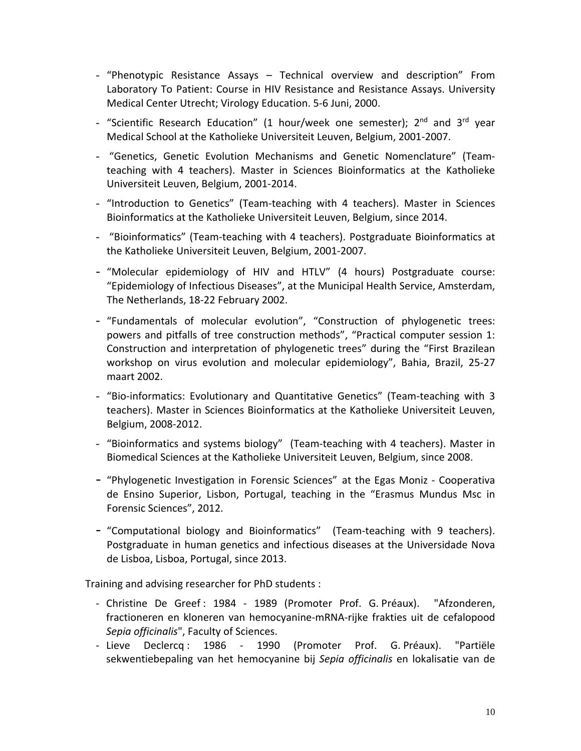- "Phenotypic Resistance Assays – Technical overview and description" From Laboratory To Patient: Course in HIV Resistance and Resistance Assays. University Medical Center Utrecht; Virology Education. 5-6 Juni, 2000.
- "Scientific Research Education" (1 hour/week one semester); 2nd and 3rd year Medical School at the Katholieke Universiteit Leuven, Belgium, 2001-2007.
- "Genetics, Genetic Evolution Mechanisms and Genetic Nomenclature" (Team-teaching with 4 teachers). Master in Sciences Bioinformatics at the Katholieke Universiteit Leuven, Belgium, 2001-2014.
- "Introduction to Genetics" (Team-teaching with 4 teachers). Master in Sciences Bioinformatics at the Katholieke Universiteit Leuven, Belgium, since 2014.
- "Bioinformatics" (Team-teaching with 4 teachers). Postgraduate Bioinformatics at the Katholieke Universiteit Leuven, Belgium, 2001-2007.
- "Molecular epidemiology of HIV and HTLV" (4 hours) Postgraduate course: "Epidemiology of Infectious Diseases", at the Municipal Health Service, Amsterdam, The Netherlands, 18-22 February 2002.
- "Fundamentals of molecular evolution", "Construction of phylogenetic trees: powers and pitfalls of tree construction methods", "Practical computer session 1: Construction and interpretation of phylogenetic trees" during the "First Brazilean workshop on virus evolution and molecular epidemiology", Bahia, Brazil, 25-27 maart 2002.
- "Bio-informatics: Evolutionary and Quantitative Genetics" (Team-teaching with 3 teachers). Master in Sciences Bioinformatics at the Katholieke Universiteit Leuven, Belgium, 2008-2012.
- "Bioinformatics and systems biology" (Team-teaching with 4 teachers). Master in Biomedical Sciences at the Katholieke Universiteit Leuven, Belgium, since 2008.
- "Phylogenetic Investigation in Forensic Sciences" at the Egas Moniz - Cooperativa de Ensino Superior, Lisbon, Portugal, teaching in the "Erasmus Mundus Msc in Forensic Sciences", 2012.
- "Computational biology and Bioinformatics" (Team-teaching with 9 teachers). Postgraduate in human genetics and infectious diseases at the Universidade Nova de Lisboa, Lisboa, Portugal, since 2013.

Training and advising researcher for PhD students :

- Christine De Greef : 1984 - 1989 (Promoter Prof. G. Préaux). "Afzonderen, fractioneren en kloneren van hemocyanine-mRNA-rijke frakties uit de cefalopood *Sepia officinalis*", Faculty of Sciences.
- Lieve Declercq : 1986 - 1990 (Promoter Prof. G. Préaux). "Partiële sekwentiebepaling van het hemocyanine bij *Sepia officinalis* en lokalisatie van de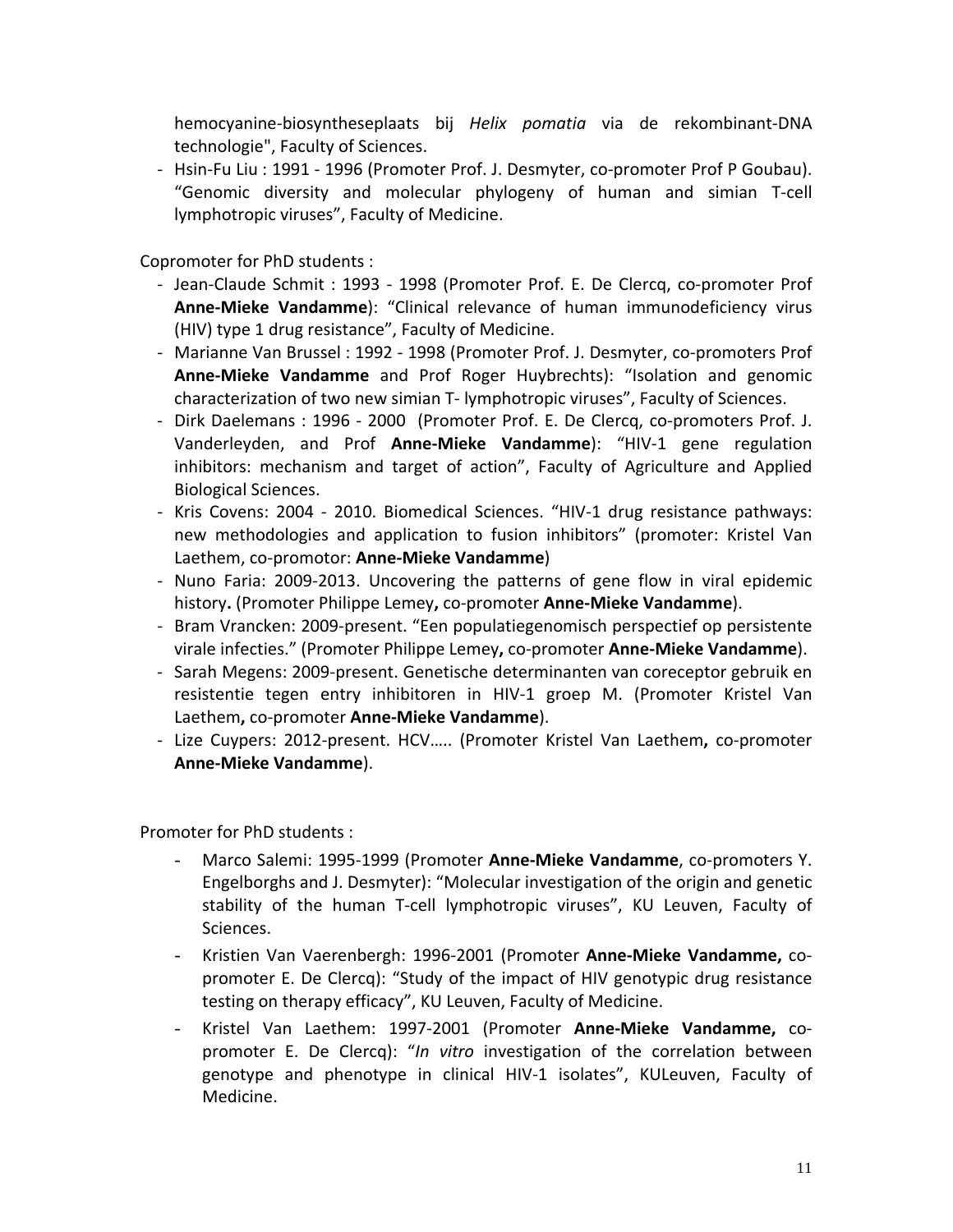hemocyanine-biosyntheseplaats bij *Helix pomatia* via de rekombinant-DNA technologie", Faculty of Sciences.

- Hsin-Fu Liu : 1991 - 1996 (Promoter Prof. J. Desmyter, co-promoter Prof P Goubau). “Genomic diversity and molecular phylogeny of human and simian T-cell lymphotropic viruses”, Faculty of Medicine.

Copromoter for PhD students :

- Jean-Claude Schmit : 1993 - 1998 (Promoter Prof. E. De Clercq, co-promoter Prof **Anne-Mieke Vandamme**): “Clinical relevance of human immunodeficiency virus (HIV) type 1 drug resistance”, Faculty of Medicine.
- Marianne Van Brussel : 1992 - 1998 (Promoter Prof. J. Desmyter, co-promoters Prof **Anne-Mieke Vandamme** and Prof Roger Huybrechts): “Isolation and genomic characterization of two new simian T- lymphotropic viruses”, Faculty of Sciences.
- Dirk Daelemans : 1996 - 2000 (Promoter Prof. E. De Clercq, co-promoters Prof. J. Vanderleyden, and Prof **Anne-Mieke Vandamme**): “HIV-1 gene regulation inhibitors: mechanism and target of action”, Faculty of Agriculture and Applied Biological Sciences.
- Kris Covens: 2004 - 2010. Biomedical Sciences. “HIV-1 drug resistance pathways: new methodologies and application to fusion inhibitors” (promoter: Kristel Van Laethem, co-promotor: **Anne-Mieke Vandamme**)
- Nuno Faria: 2009-2013. Uncovering the patterns of gene flow in viral epidemic history**.** (Promoter Philippe Lemey**,** co-promoter **Anne-Mieke Vandamme**).
- Bram Vrancken: 2009-present. “Een populatiegenomisch perspectief op persistente virale infecties.” (Promoter Philippe Lemey**,** co-promoter **Anne-Mieke Vandamme**).
- Sarah Megens: 2009-present. Genetische determinanten van coreceptor gebruik en resistentie tegen entry inhibitoren in HIV-1 groep M. (Promoter Kristel Van Laethem**,** co-promoter **Anne-Mieke Vandamme**).
- Lize Cuypers: 2012-present. HCV….. (Promoter Kristel Van Laethem**,** co-promoter **Anne-Mieke Vandamme**).

Promoter for PhD students :

- Marco Salemi: 1995-1999 (Promoter **Anne-Mieke Vandamme**, co-promoters Y. Engelborghs and J. Desmyter): “Molecular investigation of the origin and genetic stability of the human T-cell lymphotropic viruses”, KU Leuven, Faculty of Sciences.
- Kristien Van Vaerenbergh: 1996-2001 (Promoter **Anne-Mieke Vandamme,** co-promoter E. De Clercq): “Study of the impact of HIV genotypic drug resistance testing on therapy efficacy”, KU Leuven, Faculty of Medicine.
- Kristel Van Laethem: 1997-2001 (Promoter **Anne-Mieke Vandamme,** co-promoter E. De Clercq): “*In vitro* investigation of the correlation between genotype and phenotype in clinical HIV-1 isolates”, KULeuven, Faculty of Medicine.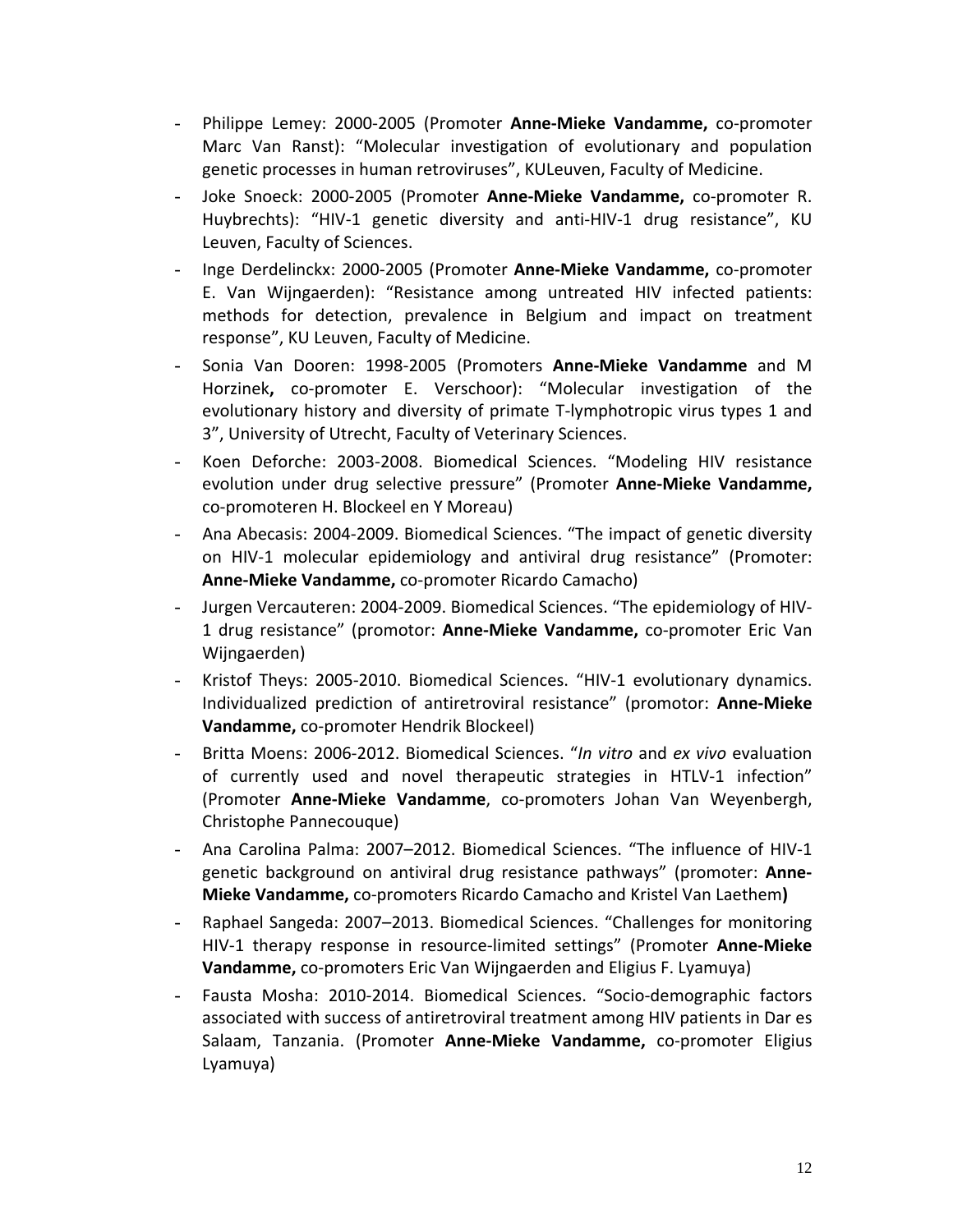- Philippe Lemey: 2000-2005 (Promoter **Anne-Mieke Vandamme,** co-promoter Marc Van Ranst): "Molecular investigation of evolutionary and population genetic processes in human retroviruses", KULeuven, Faculty of Medicine.
- Joke Snoeck: 2000-2005 (Promoter **Anne-Mieke Vandamme,** co-promoter R. Huybrechts): "HIV-1 genetic diversity and anti-HIV-1 drug resistance", KU Leuven, Faculty of Sciences.
- Inge Derdelinckx: 2000-2005 (Promoter **Anne-Mieke Vandamme,** co-promoter E. Van Wijngaerden): "Resistance among untreated HIV infected patients: methods for detection, prevalence in Belgium and impact on treatment response", KU Leuven, Faculty of Medicine.
- Sonia Van Dooren: 1998-2005 (Promoters **Anne-Mieke Vandamme** and M Horzinek**,** co-promoter E. Verschoor): "Molecular investigation of the evolutionary history and diversity of primate T-lymphotropic virus types 1 and 3", University of Utrecht, Faculty of Veterinary Sciences.
- Koen Deforche: 2003-2008. Biomedical Sciences. "Modeling HIV resistance evolution under drug selective pressure" (Promoter **Anne-Mieke Vandamme,** co-promoteren H. Blockeel en Y Moreau)
- Ana Abecasis: 2004-2009. Biomedical Sciences. "The impact of genetic diversity on HIV-1 molecular epidemiology and antiviral drug resistance" (Promoter: **Anne-Mieke Vandamme,** co-promoter Ricardo Camacho)
- Jurgen Vercauteren: 2004-2009. Biomedical Sciences. "The epidemiology of HIV-1 drug resistance" (promotor: **Anne-Mieke Vandamme,** co-promoter Eric Van Wijngaerden)
- Kristof Theys: 2005-2010. Biomedical Sciences. "HIV-1 evolutionary dynamics. Individualized prediction of antiretroviral resistance" (promotor: **Anne-Mieke Vandamme,** co-promoter Hendrik Blockeel)
- Britta Moens: 2006-2012. Biomedical Sciences. "*In vitro* and *ex vivo* evaluation of currently used and novel therapeutic strategies in HTLV-1 infection" (Promoter **Anne-Mieke Vandamme**, co-promoters Johan Van Weyenbergh, Christophe Pannecouque)
- Ana Carolina Palma: 2007–2012. Biomedical Sciences. "The influence of HIV-1 genetic background on antiviral drug resistance pathways" (promoter: **Anne-Mieke Vandamme,** co-promoters Ricardo Camacho and Kristel Van Laethem**)**
- Raphael Sangeda: 2007–2013. Biomedical Sciences. "Challenges for monitoring HIV-1 therapy response in resource-limited settings" (Promoter **Anne-Mieke Vandamme,** co-promoters Eric Van Wijngaerden and Eligius F. Lyamuya)
- Fausta Mosha: 2010-2014. Biomedical Sciences. "Socio-demographic factors associated with success of antiretroviral treatment among HIV patients in Dar es Salaam, Tanzania. (Promoter **Anne-Mieke Vandamme,** co-promoter Eligius Lyamuya)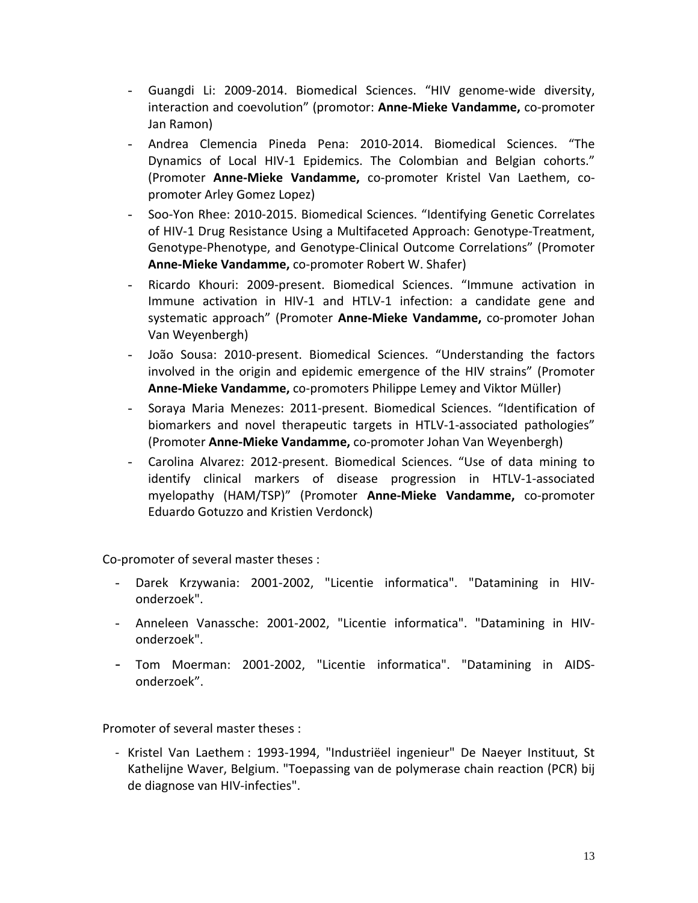- Guangdi Li: 2009-2014. Biomedical Sciences. “HIV genome-wide diversity, interaction and coevolution” (promotor: **Anne-Mieke Vandamme,** co-promoter Jan Ramon)
- Andrea Clemencia Pineda Pena: 2010-2014. Biomedical Sciences. “The Dynamics of Local HIV-1 Epidemics. The Colombian and Belgian cohorts.” (Promoter **Anne-Mieke Vandamme,** co-promoter Kristel Van Laethem, co-promoter Arley Gomez Lopez)
- Soo-Yon Rhee: 2010-2015. Biomedical Sciences. “Identifying Genetic Correlates of HIV-1 Drug Resistance Using a Multifaceted Approach: Genotype-Treatment, Genotype-Phenotype, and Genotype-Clinical Outcome Correlations” (Promoter **Anne-Mieke Vandamme,** co-promoter Robert W. Shafer)
- Ricardo Khouri: 2009-present. Biomedical Sciences. “Immune activation in Immune activation in HIV-1 and HTLV-1 infection: a candidate gene and systematic approach” (Promoter **Anne-Mieke Vandamme,** co-promoter Johan Van Weyenbergh)
- João Sousa: 2010-present. Biomedical Sciences. “Understanding the factors involved in the origin and epidemic emergence of the HIV strains” (Promoter **Anne-Mieke Vandamme,** co-promoters Philippe Lemey and Viktor Müller)
- Soraya Maria Menezes: 2011-present. Biomedical Sciences. “Identification of biomarkers and novel therapeutic targets in HTLV-1-associated pathologies” (Promoter **Anne-Mieke Vandamme,** co-promoter Johan Van Weyenbergh)
- Carolina Alvarez: 2012-present. Biomedical Sciences. “Use of data mining to identify clinical markers of disease progression in HTLV-1-associated myelopathy (HAM/TSP)” (Promoter **Anne-Mieke Vandamme,** co-promoter Eduardo Gotuzzo and Kristien Verdonck)

Co-promoter of several master theses :

- Darek Krzywania: 2001-2002, "Licentie informatica". "Datamining in HIV-onderzoek".
- Anneleen Vanassche: 2001-2002, "Licentie informatica". "Datamining in HIV-onderzoek".
- Tom Moerman: 2001-2002, "Licentie informatica". "Datamining in AIDS-onderzoek”.

Promoter of several master theses :

- Kristel Van Laethem : 1993-1994, "Industriëel ingenieur" De Naeyer Instituut, St Kathelijne Waver, Belgium. "Toepassing van de polymerase chain reaction (PCR) bij de diagnose van HIV-infecties".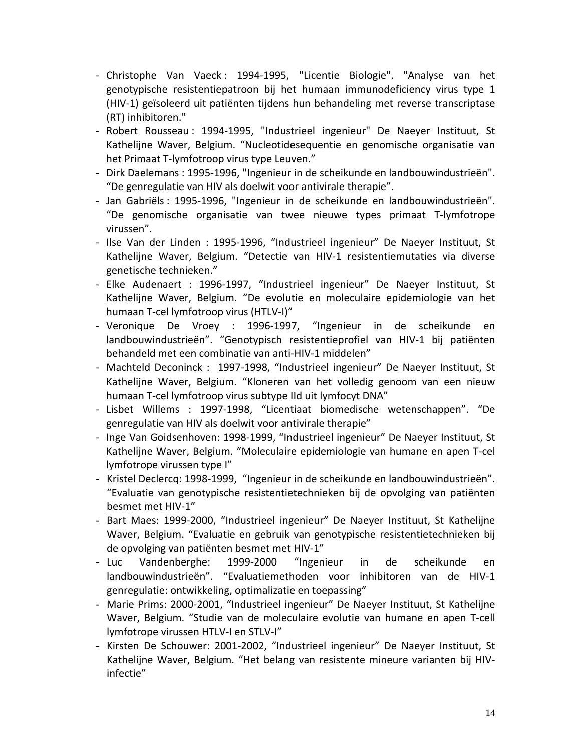- Christophe Van Vaeck : 1994-1995, "Licentie Biologie". "Analyse van het genotypische resistentiepatroon bij het humaan immunodeficiency virus type 1 (HIV-1) geïsoleerd uit patiënten tijdens hun behandeling met reverse transcriptase (RT) inhibitoren."
- Robert Rousseau : 1994-1995, "Industrieel ingenieur" De Naeyer Instituut, St Kathelijne Waver, Belgium. "Nucleotidesequentie en genomische organisatie van het Primaat T-lymfotroop virus type Leuven."
- Dirk Daelemans : 1995-1996, "Ingenieur in de scheikunde en landbouwindustrieën". "De genregulatie van HIV als doelwit voor antivirale therapie".
- Jan Gabriëls : 1995-1996, "Ingenieur in de scheikunde en landbouwindustrieën". "De genomische organisatie van twee nieuwe types primaat T-lymfotrope virussen".
- Ilse Van der Linden : 1995-1996, "Industrieel ingenieur" De Naeyer Instituut, St Kathelijne Waver, Belgium. "Detectie van HIV-1 resistentiemutaties via diverse genetische technieken."
- Elke Audenaert : 1996-1997, "Industrieel ingenieur" De Naeyer Instituut, St Kathelijne Waver, Belgium. "De evolutie en moleculaire epidemiologie van het humaan T-cel lymfotroop virus (HTLV-I)"
- Veronique De Vroey : 1996-1997, "Ingenieur in de scheikunde en landbouwindustrieën". "Genotypisch resistentieprofiel van HIV-1 bij patiënten behandeld met een combinatie van anti-HIV-1 middelen"
- Machteld Deconinck : 1997-1998, "Industrieel ingenieur" De Naeyer Instituut, St Kathelijne Waver, Belgium. "Kloneren van het volledig genoom van een nieuw humaan T-cel lymfotroop virus subtype IId uit lymfocyt DNA"
- Lisbet Willems : 1997-1998, "Licentiaat biomedische wetenschappen". "De genregulatie van HIV als doelwit voor antivirale therapie"
- Inge Van Goidsenhoven: 1998-1999, "Industrieel ingenieur" De Naeyer Instituut, St Kathelijne Waver, Belgium. "Moleculaire epidemiologie van humane en apen T-cel lymfotrope virussen type I"
- Kristel Declercq: 1998-1999, "Ingenieur in de scheikunde en landbouwindustrieën". "Evaluatie van genotypische resistentietechnieken bij de opvolging van patiënten besmet met HIV-1"
- Bart Maes: 1999-2000, "Industrieel ingenieur" De Naeyer Instituut, St Kathelijne Waver, Belgium. "Evaluatie en gebruik van genotypische resistentietechnieken bij de opvolging van patiënten besmet met HIV-1"
- Luc Vandenberghe: 1999-2000 "Ingenieur in de scheikunde en landbouwindustrieën". "Evaluatiemethoden voor inhibitoren van de HIV-1 genregulatie: ontwikkeling, optimalizatie en toepassing"
- Marie Prims: 2000-2001, "Industrieel ingenieur" De Naeyer Instituut, St Kathelijne Waver, Belgium. "Studie van de moleculaire evolutie van humane en apen T-cell lymfotrope virussen HTLV-I en STLV-I"
- Kirsten De Schouwer: 2001-2002, "Industrieel ingenieur" De Naeyer Instituut, St Kathelijne Waver, Belgium. "Het belang van resistente mineure varianten bij HIV-infectie"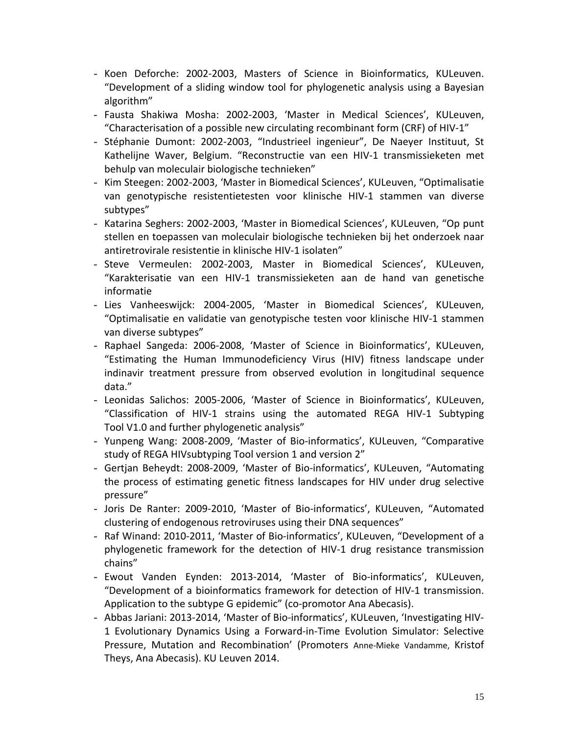- Koen Deforche: 2002-2003, Masters of Science in Bioinformatics, KULeuven. “Development of a sliding window tool for phylogenetic analysis using a Bayesian algorithm”
- Fausta Shakiwa Mosha: 2002-2003, ‘Master in Medical Sciences’, KULeuven, “Characterisation of a possible new circulating recombinant form (CRF) of HIV-1”
- Stéphanie Dumont: 2002-2003, “Industrieel ingenieur”, De Naeyer Instituut, St Kathelijne Waver, Belgium. “Reconstructie van een HIV-1 transmissieketen met behulp van moleculair biologische technieken”
- Kim Steegen: 2002-2003, ‘Master in Biomedical Sciences’, KULeuven, “Optimalisatie van genotypische resistentietesten voor klinische HIV-1 stammen van diverse subtypes”
- Katarina Seghers: 2002-2003, ‘Master in Biomedical Sciences’, KULeuven, “Op punt stellen en toepassen van moleculair biologische technieken bij het onderzoek naar antiretrovirale resistentie in klinische HIV-1 isolaten”
- Steve Vermeulen: 2002-2003, Master in Biomedical Sciences’, KULeuven, “Karakterisatie van een HIV-1 transmissieketen aan de hand van genetische informatie
- Lies Vanheeswijck: 2004-2005, ‘Master in Biomedical Sciences’, KULeuven, “Optimalisatie en validatie van genotypische testen voor klinische HIV-1 stammen van diverse subtypes”
- Raphael Sangeda: 2006-2008, ‘Master of Science in Bioinformatics’, KULeuven, “Estimating the Human Immunodeficiency Virus (HIV) fitness landscape under indinavir treatment pressure from observed evolution in longitudinal sequence data.”
- Leonidas Salichos: 2005-2006, ‘Master of Science in Bioinformatics’, KULeuven, “Classification of HIV-1 strains using the automated REGA HIV-1 Subtyping Tool V1.0 and further phylogenetic analysis”
- Yunpeng Wang: 2008-2009, ‘Master of Bio-informatics’, KULeuven, “Comparative study of REGA HIVsubtyping Tool version 1 and version 2”
- Gertjan Beheydt: 2008-2009, ‘Master of Bio-informatics’, KULeuven, “Automating the process of estimating genetic fitness landscapes for HIV under drug selective pressure”
- Joris De Ranter: 2009-2010, ‘Master of Bio-informatics’, KULeuven, “Automated clustering of endogenous retroviruses using their DNA sequences”
- Raf Winand: 2010-2011, ‘Master of Bio-informatics’, KULeuven, “Development of a phylogenetic framework for the detection of HIV-1 drug resistance transmission chains”
- Ewout Vanden Eynden: 2013-2014, ‘Master of Bio-informatics’, KULeuven, “Development of a bioinformatics framework for detection of HIV-1 transmission. Application to the subtype G epidemic” (co-promotor Ana Abecasis).
- Abbas Jariani: 2013-2014, ‘Master of Bio-informatics’, KULeuven, ‘Investigating HIV-1 Evolutionary Dynamics Using a Forward-in-Time Evolution Simulator: Selective Pressure, Mutation and Recombination’ (Promoters Anne-Mieke Vandamme, Kristof Theys, Ana Abecasis). KU Leuven 2014.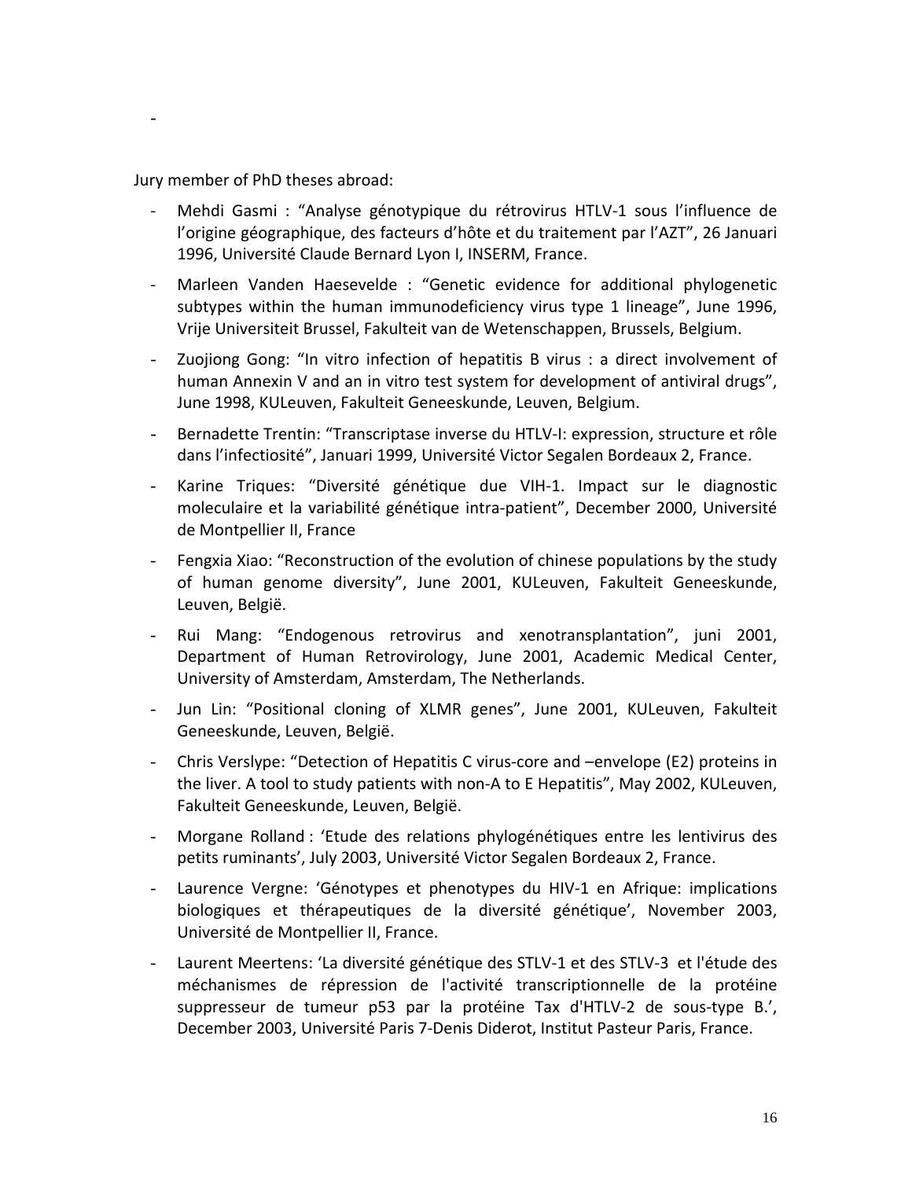-

Jury member of PhD theses abroad:

- Mehdi Gasmi : “Analyse génotypique du rétrovirus HTLV-1 sous l’influence de l’origine géographique, des facteurs d’hôte et du traitement par l’AZT”, 26 Januari 1996, Université Claude Bernard Lyon I, INSERM, France.
- Marleen Vanden Haesevelde : “Genetic evidence for additional phylogenetic subtypes within the human immunodeficiency virus type 1 lineage”, June 1996, Vrije Universiteit Brussel, Fakulteit van de Wetenschappen, Brussels, Belgium.
- Zuojiong Gong: “In vitro infection of hepatitis B virus : a direct involvement of human Annexin V and an in vitro test system for development of antiviral drugs”, June 1998, KULeuven, Fakulteit Geneeskunde, Leuven, Belgium.
- Bernadette Trentin: “Transcriptase inverse du HTLV-I: expression, structure et rôle dans l’infectiosité”, Januari 1999, Université Victor Segalen Bordeaux 2, France.
- Karine Triques: “Diversité génétique due VIH-1. Impact sur le diagnostic moleculaire et la variabilité génétique intra-patient”, December 2000, Université de Montpellier II, France
- Fengxia Xiao: “Reconstruction of the evolution of chinese populations by the study of human genome diversity”, June 2001, KULeuven, Fakulteit Geneeskunde, Leuven, België.
- Rui Mang: “Endogenous retrovirus and xenotransplantation”, juni 2001, Department of Human Retrovirology, June 2001, Academic Medical Center, University of Amsterdam, Amsterdam, The Netherlands.
- Jun Lin: “Positional cloning of XLMR genes”, June 2001, KULeuven, Fakulteit Geneeskunde, Leuven, België.
- Chris Verslype: “Detection of Hepatitis C virus-core and –envelope (E2) proteins in the liver. A tool to study patients with non-A to E Hepatitis”, May 2002, KULeuven, Fakulteit Geneeskunde, Leuven, België.
- Morgane Rolland : ‘Etude des relations phylogénétiques entre les lentivirus des petits ruminants’, July 2003, Université Victor Segalen Bordeaux 2, France.
- Laurence Vergne: ‘Génotypes et phenotypes du HIV-1 en Afrique: implications biologiques et thérapeutiques de la diversité génétique’, November 2003, Université de Montpellier II, France.
- Laurent Meertens: ‘La diversité génétique des STLV-1 et des STLV-3 et l'étude des méchanismes de répression de l'activité transcriptionnelle de la protéine suppresseur de tumeur p53 par la protéine Tax d'HTLV-2 de sous-type B.’, December 2003, Université Paris 7-Denis Diderot, Institut Pasteur Paris, France.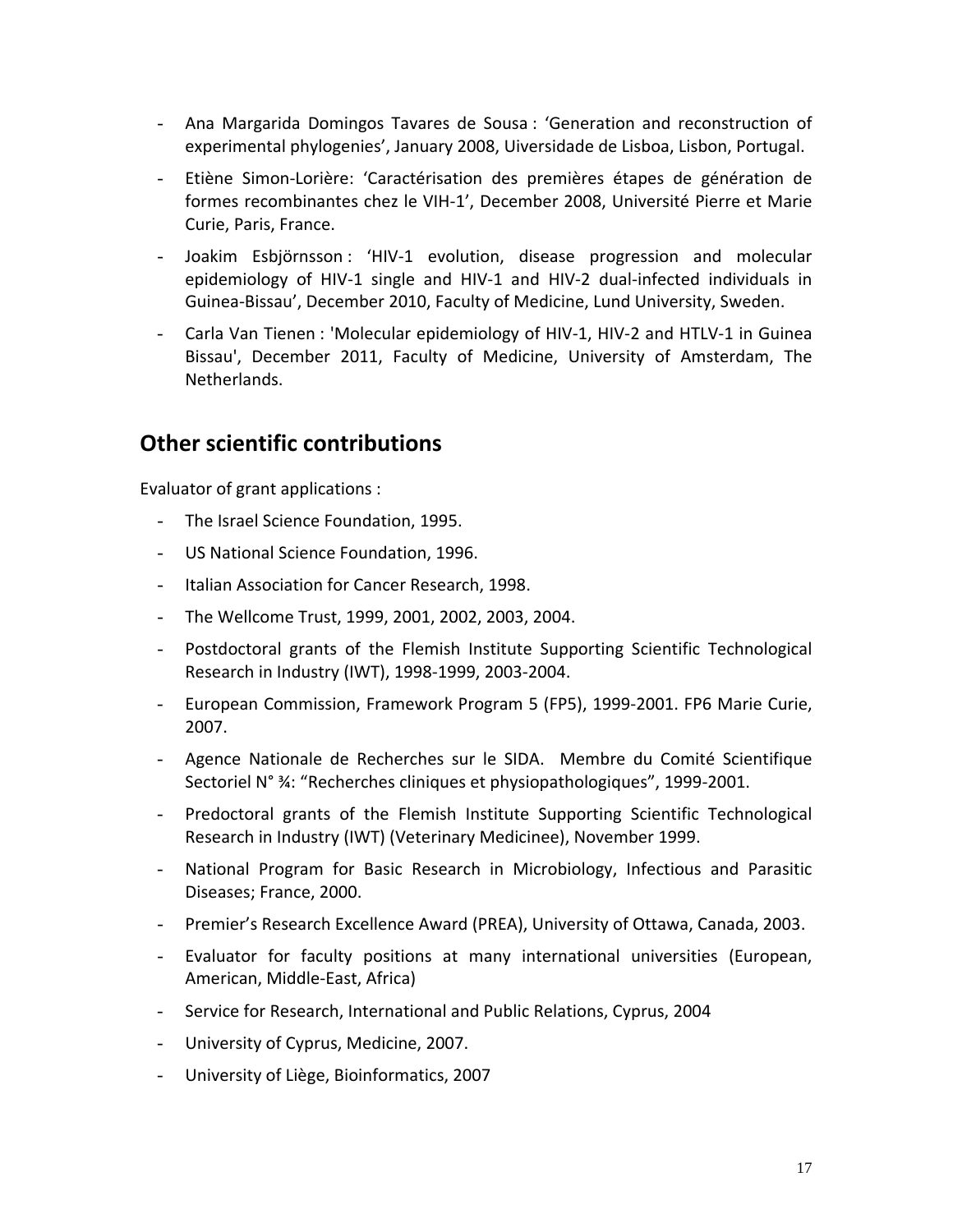- Ana Margarida Domingos Tavares de Sousa : 'Generation and reconstruction of experimental phylogenies', January 2008, Uiversidade de Lisboa, Lisbon, Portugal.
- Etiène Simon-Lorière: 'Caractérisation des premières étapes de génération de formes recombinantes chez le VIH-1', December 2008, Université Pierre et Marie Curie, Paris, France.
- Joakim Esbjörnsson : 'HIV-1 evolution, disease progression and molecular epidemiology of HIV-1 single and HIV-1 and HIV-2 dual-infected individuals in Guinea-Bissau', December 2010, Faculty of Medicine, Lund University, Sweden.
- Carla Van Tienen : 'Molecular epidemiology of HIV-1, HIV-2 and HTLV-1 in Guinea Bissau', December 2011, Faculty of Medicine, University of Amsterdam, The Netherlands.

## Other scientific contributions

Evaluator of grant applications :

- The Israel Science Foundation, 1995.
- US National Science Foundation, 1996.
- Italian Association for Cancer Research, 1998.
- The Wellcome Trust, 1999, 2001, 2002, 2003, 2004.
- Postdoctoral grants of the Flemish Institute Supporting Scientific Technological Research in Industry (IWT), 1998-1999, 2003-2004.
- European Commission, Framework Program 5 (FP5), 1999-2001. FP6 Marie Curie, 2007.
- Agence Nationale de Recherches sur le SIDA. Membre du Comité Scientifique Sectoriel N° ¾: "Recherches cliniques et physiopathologiques", 1999-2001.
- Predoctoral grants of the Flemish Institute Supporting Scientific Technological Research in Industry (IWT) (Veterinary Medicinee), November 1999.
- National Program for Basic Research in Microbiology, Infectious and Parasitic Diseases; France, 2000.
- Premier's Research Excellence Award (PREA), University of Ottawa, Canada, 2003.
- Evaluator for faculty positions at many international universities (European, American, Middle-East, Africa)
- Service for Research, International and Public Relations, Cyprus, 2004
- University of Cyprus, Medicine, 2007.
- University of Liège, Bioinformatics, 2007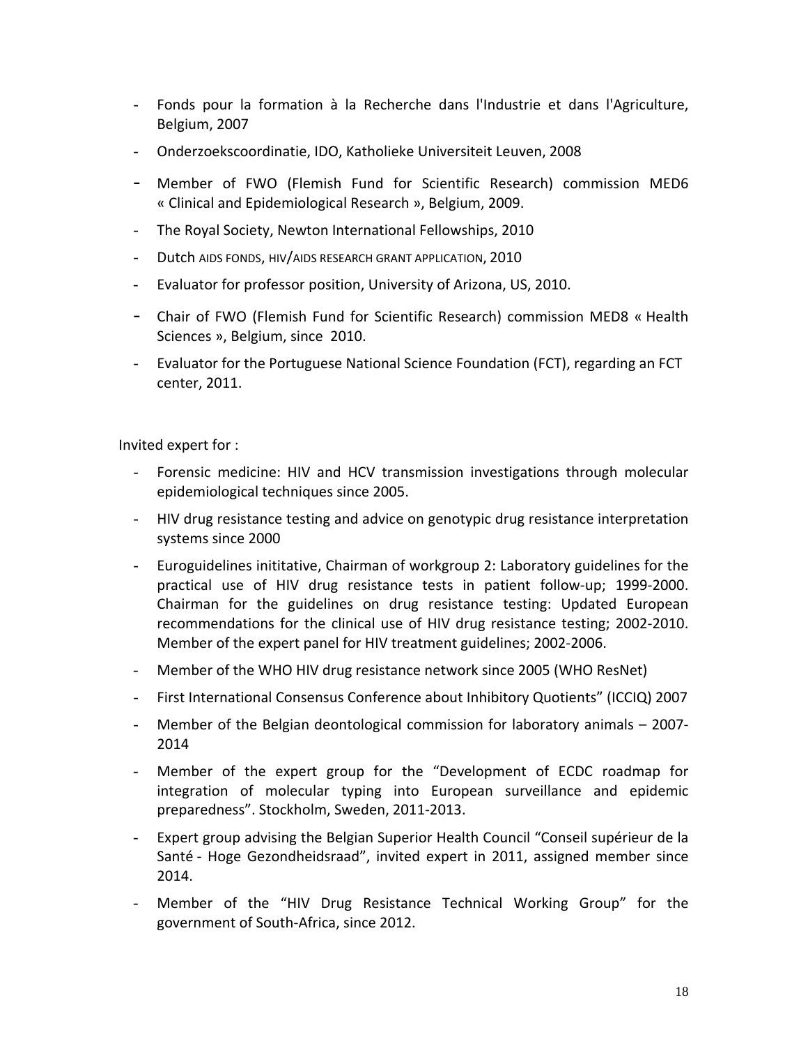- Fonds pour la formation à la Recherche dans l'Industrie et dans l'Agriculture, Belgium, 2007
- Onderzoekscoordinatie, IDO, Katholieke Universiteit Leuven, 2008
- Member of FWO (Flemish Fund for Scientific Research) commission MED6 « Clinical and Epidemiological Research », Belgium, 2009.
- The Royal Society, Newton International Fellowships, 2010
- Dutch AIDS FONDS, HIV/AIDS RESEARCH GRANT APPLICATION, 2010
- Evaluator for professor position, University of Arizona, US, 2010.
- Chair of FWO (Flemish Fund for Scientific Research) commission MED8 « Health Sciences », Belgium, since 2010.
- Evaluator for the Portuguese National Science Foundation (FCT), regarding an FCT center, 2011.

Invited expert for :

- Forensic medicine: HIV and HCV transmission investigations through molecular epidemiological techniques since 2005.
- HIV drug resistance testing and advice on genotypic drug resistance interpretation systems since 2000
- Euroguidelines inititative, Chairman of workgroup 2: Laboratory guidelines for the practical use of HIV drug resistance tests in patient follow-up; 1999-2000. Chairman for the guidelines on drug resistance testing: Updated European recommendations for the clinical use of HIV drug resistance testing; 2002-2010. Member of the expert panel for HIV treatment guidelines; 2002-2006.
- Member of the WHO HIV drug resistance network since 2005 (WHO ResNet)
- First International Consensus Conference about Inhibitory Quotients" (ICCIQ) 2007
- Member of the Belgian deontological commission for laboratory animals – 2007-2014
- Member of the expert group for the "Development of ECDC roadmap for integration of molecular typing into European surveillance and epidemic preparedness". Stockholm, Sweden, 2011-2013.
- Expert group advising the Belgian Superior Health Council "Conseil supérieur de la Santé - Hoge Gezondheidsraad", invited expert in 2011, assigned member since 2014.
- Member of the "HIV Drug Resistance Technical Working Group" for the government of South-Africa, since 2012.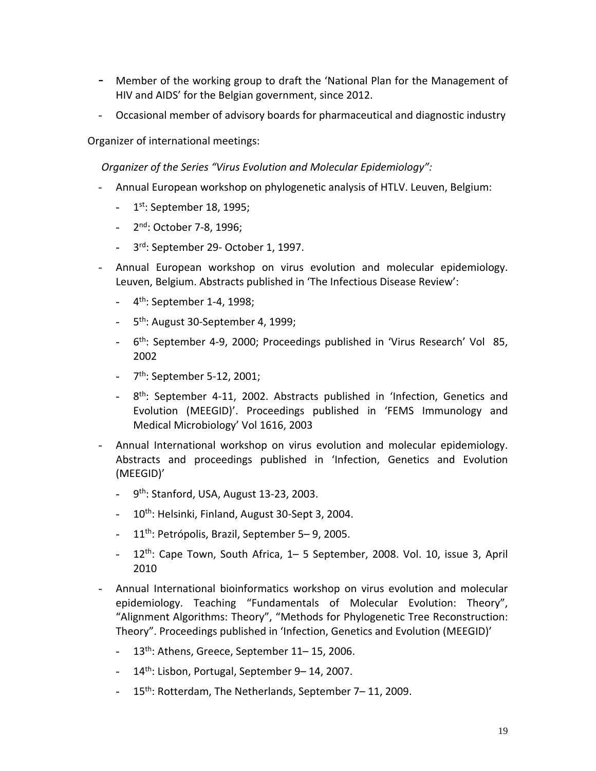- Member of the working group to draft the 'National Plan for the Management of HIV and AIDS' for the Belgian government, since 2012.
- Occasional member of advisory boards for pharmaceutical and diagnostic industry

Organizer of international meetings:

*Organizer of the Series "Virus Evolution and Molecular Epidemiology":*

- Annual European workshop on phylogenetic analysis of HTLV. Leuven, Belgium:
  - 1st: September 18, 1995;
  - 2nd: October 7-8, 1996;
  - 3rd: September 29- October 1, 1997.
- Annual European workshop on virus evolution and molecular epidemiology. Leuven, Belgium. Abstracts published in 'The Infectious Disease Review':
  - 4th: September 1-4, 1998;
  - 5th: August 30-September 4, 1999;
  - 6th: September 4-9, 2000; Proceedings published in 'Virus Research' Vol 85, 2002
  - 7th: September 5-12, 2001;
  - 8th: September 4-11, 2002. Abstracts published in 'Infection, Genetics and Evolution (MEEGID)'. Proceedings published in 'FEMS Immunology and Medical Microbiology' Vol 1616, 2003
- Annual International workshop on virus evolution and molecular epidemiology. Abstracts and proceedings published in 'Infection, Genetics and Evolution (MEEGID)'
  - 9th: Stanford, USA, August 13-23, 2003.
  - 10th: Helsinki, Finland, August 30-Sept 3, 2004.
  - 11th: Petrópolis, Brazil, September 5– 9, 2005.
  - 12th: Cape Town, South Africa, 1– 5 September, 2008. Vol. 10, issue 3, April 2010
- Annual International bioinformatics workshop on virus evolution and molecular epidemiology. Teaching "Fundamentals of Molecular Evolution: Theory", "Alignment Algorithms: Theory", "Methods for Phylogenetic Tree Reconstruction: Theory". Proceedings published in 'Infection, Genetics and Evolution (MEEGID)'
  - 13th: Athens, Greece, September 11– 15, 2006.
  - 14th: Lisbon, Portugal, September 9– 14, 2007.
  - 15th: Rotterdam, The Netherlands, September 7– 11, 2009.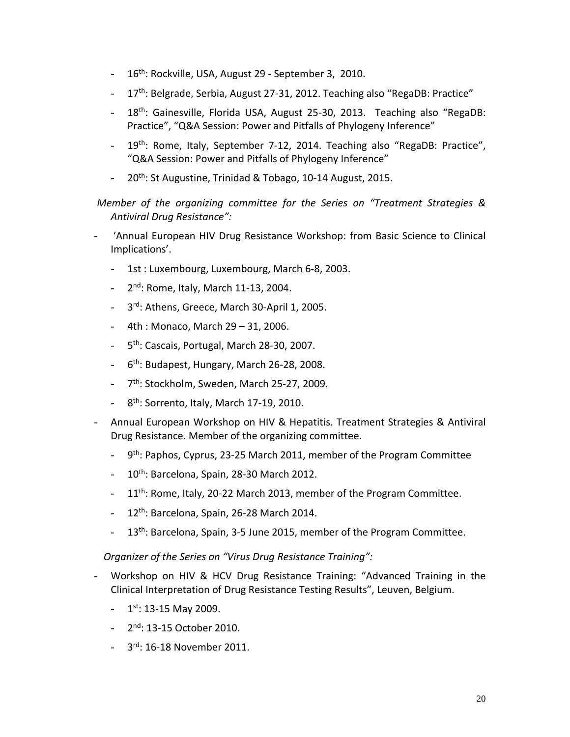- 16th: Rockville, USA, August 29 - September 3, 2010.
- 17th: Belgrade, Serbia, August 27-31, 2012. Teaching also "RegaDB: Practice"
- 18th: Gainesville, Florida USA, August 25-30, 2013. Teaching also "RegaDB: Practice", "Q&A Session: Power and Pitfalls of Phylogeny Inference"
- 19th: Rome, Italy, September 7-12, 2014. Teaching also "RegaDB: Practice", "Q&A Session: Power and Pitfalls of Phylogeny Inference"
- 20th: St Augustine, Trinidad & Tobago, 10-14 August, 2015.

*Member of the organizing committee for the Series on "Treatment Strategies & Antiviral Drug Resistance":*

- 'Annual European HIV Drug Resistance Workshop: from Basic Science to Clinical Implications'.
  - 1st : Luxembourg, Luxembourg, March 6-8, 2003.
  - 2nd: Rome, Italy, March 11-13, 2004.
  - 3rd: Athens, Greece, March 30-April 1, 2005.
  - 4th : Monaco, March 29 – 31, 2006.
  - 5th: Cascais, Portugal, March 28-30, 2007.
  - 6th: Budapest, Hungary, March 26-28, 2008.
  - 7th: Stockholm, Sweden, March 25-27, 2009.
  - 8th: Sorrento, Italy, March 17-19, 2010.
- Annual European Workshop on HIV & Hepatitis. Treatment Strategies & Antiviral Drug Resistance. Member of the organizing committee.
  - 9th: Paphos, Cyprus, 23-25 March 2011, member of the Program Committee
  - 10th: Barcelona, Spain, 28-30 March 2012.
  - 11th: Rome, Italy, 20-22 March 2013, member of the Program Committee.
  - 12th: Barcelona, Spain, 26-28 March 2014.
  - 13th: Barcelona, Spain, 3-5 June 2015, member of the Program Committee.

*Organizer of the Series on "Virus Drug Resistance Training":*

- Workshop on HIV & HCV Drug Resistance Training: "Advanced Training in the Clinical Interpretation of Drug Resistance Testing Results", Leuven, Belgium.
  - 1st: 13-15 May 2009.
  - 2nd: 13-15 October 2010.
  - 3rd: 16-18 November 2011.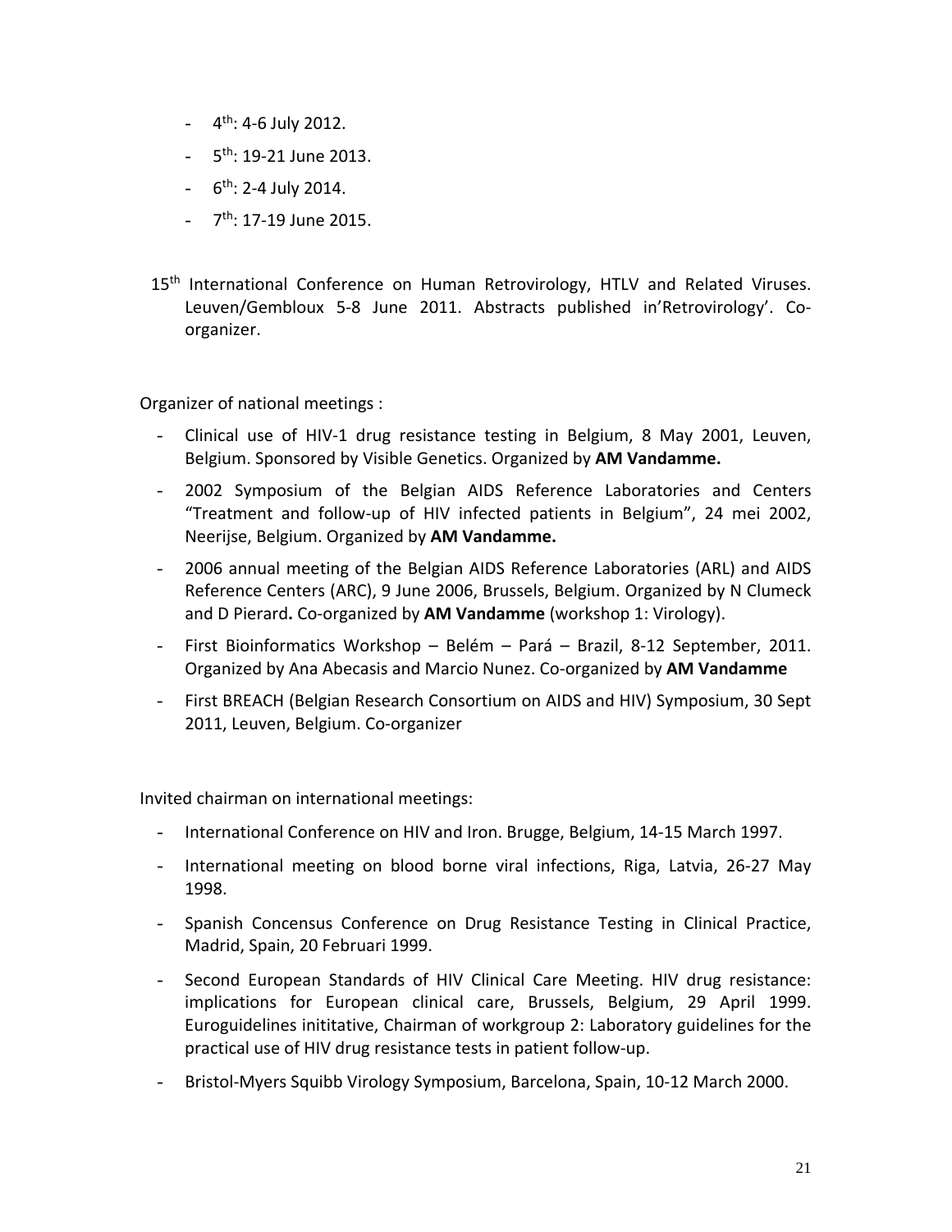- 4$^{th}$: 4-6 July 2012.
- 5$^{th}$: 19-21 June 2013.
- 6$^{th}$: 2-4 July 2014.
- 7$^{th}$: 17-19 June 2015.

15$^{th}$ International Conference on Human Retrovirology, HTLV and Related Viruses. Leuven/Gembloux 5-8 June 2011. Abstracts published in'Retrovirology'. Co-organizer.

Organizer of national meetings :

- Clinical use of HIV-1 drug resistance testing in Belgium, 8 May 2001, Leuven, Belgium. Sponsored by Visible Genetics. Organized by **AM Vandamme.**
- 2002 Symposium of the Belgian AIDS Reference Laboratories and Centers "Treatment and follow-up of HIV infected patients in Belgium", 24 mei 2002, Neerijse, Belgium. Organized by **AM Vandamme.**
- 2006 annual meeting of the Belgian AIDS Reference Laboratories (ARL) and AIDS Reference Centers (ARC), 9 June 2006, Brussels, Belgium. Organized by N Clumeck and D Pierard**.** Co-organized by **AM Vandamme** (workshop 1: Virology).
- First Bioinformatics Workshop – Belém – Pará – Brazil, 8-12 September, 2011. Organized by Ana Abecasis and Marcio Nunez. Co-organized by **AM Vandamme**
- First BREACH (Belgian Research Consortium on AIDS and HIV) Symposium, 30 Sept 2011, Leuven, Belgium. Co-organizer

Invited chairman on international meetings:

- International Conference on HIV and Iron. Brugge, Belgium, 14-15 March 1997.
- International meeting on blood borne viral infections, Riga, Latvia, 26-27 May 1998.
- Spanish Concensus Conference on Drug Resistance Testing in Clinical Practice, Madrid, Spain, 20 Februari 1999.
- Second European Standards of HIV Clinical Care Meeting. HIV drug resistance: implications for European clinical care, Brussels, Belgium, 29 April 1999. Euroguidelines inititative, Chairman of workgroup 2: Laboratory guidelines for the practical use of HIV drug resistance tests in patient follow-up.
- Bristol-Myers Squibb Virology Symposium, Barcelona, Spain, 10-12 March 2000.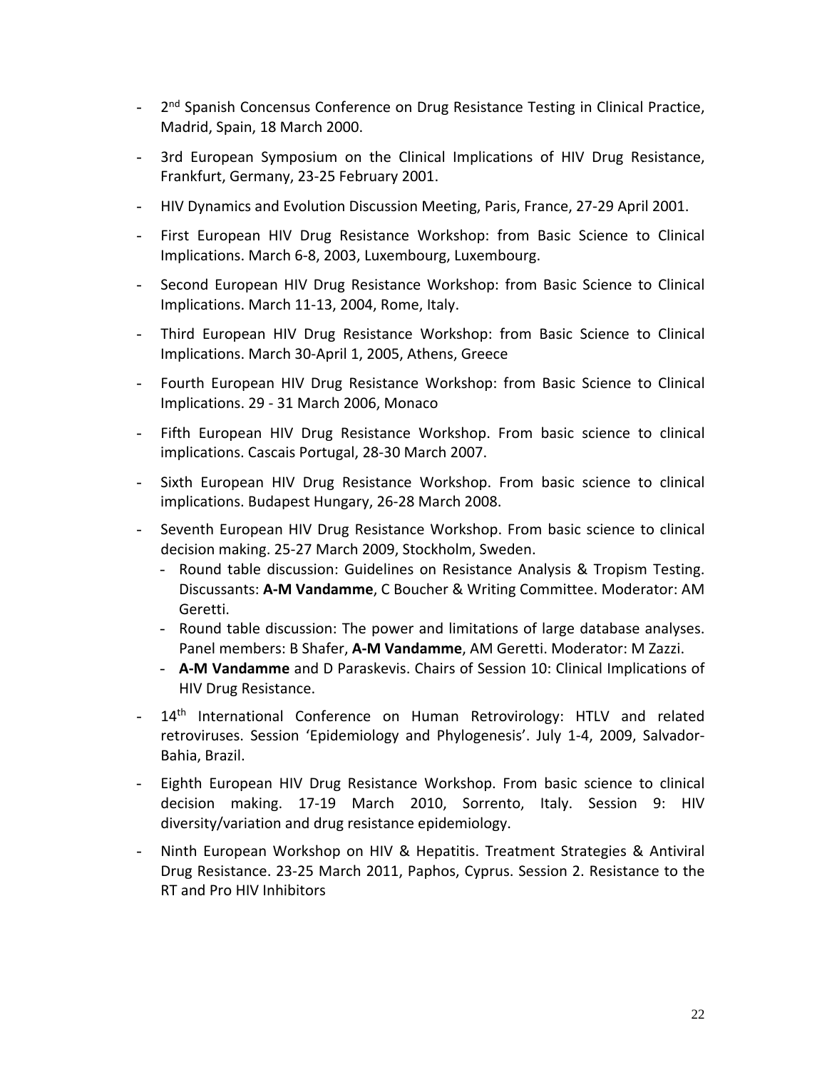- 2nd Spanish Concensus Conference on Drug Resistance Testing in Clinical Practice, Madrid, Spain, 18 March 2000.
- 3rd European Symposium on the Clinical Implications of HIV Drug Resistance, Frankfurt, Germany, 23-25 February 2001.
- HIV Dynamics and Evolution Discussion Meeting, Paris, France, 27-29 April 2001.
- First European HIV Drug Resistance Workshop: from Basic Science to Clinical Implications. March 6-8, 2003, Luxembourg, Luxembourg.
- Second European HIV Drug Resistance Workshop: from Basic Science to Clinical Implications. March 11-13, 2004, Rome, Italy.
- Third European HIV Drug Resistance Workshop: from Basic Science to Clinical Implications. March 30-April 1, 2005, Athens, Greece
- Fourth European HIV Drug Resistance Workshop: from Basic Science to Clinical Implications. 29 - 31 March 2006, Monaco
- Fifth European HIV Drug Resistance Workshop. From basic science to clinical implications. Cascais Portugal, 28-30 March 2007.
- Sixth European HIV Drug Resistance Workshop. From basic science to clinical implications. Budapest Hungary, 26-28 March 2008.
- Seventh European HIV Drug Resistance Workshop. From basic science to clinical decision making. 25-27 March 2009, Stockholm, Sweden.
  - Round table discussion: Guidelines on Resistance Analysis & Tropism Testing. Discussants: **A-M Vandamme**, C Boucher & Writing Committee. Moderator: AM Geretti.
  - Round table discussion: The power and limitations of large database analyses. Panel members: B Shafer, **A-M Vandamme**, AM Geretti. Moderator: M Zazzi.
  - **A-M Vandamme** and D Paraskevis. Chairs of Session 10: Clinical Implications of HIV Drug Resistance.
- 14th International Conference on Human Retrovirology: HTLV and related retroviruses. Session 'Epidemiology and Phylogenesis'. July 1-4, 2009, Salvador-Bahia, Brazil.
- Eighth European HIV Drug Resistance Workshop. From basic science to clinical decision making. 17-19 March 2010, Sorrento, Italy. Session 9: HIV diversity/variation and drug resistance epidemiology.
- Ninth European Workshop on HIV & Hepatitis. Treatment Strategies & Antiviral Drug Resistance. 23-25 March 2011, Paphos, Cyprus. Session 2. Resistance to the RT and Pro HIV Inhibitors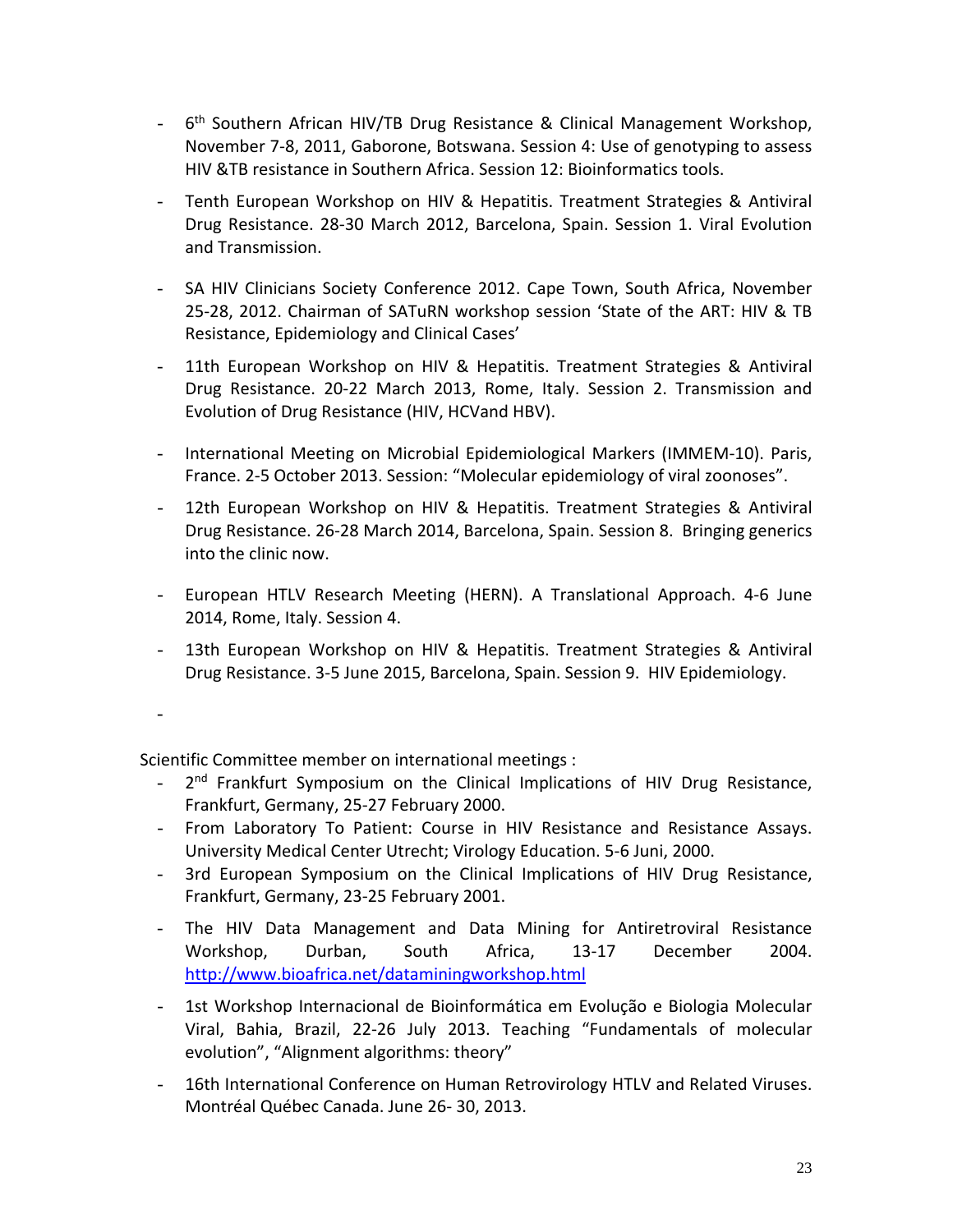- 6th Southern African HIV/TB Drug Resistance & Clinical Management Workshop, November 7-8, 2011, Gaborone, Botswana. Session 4: Use of genotyping to assess HIV &TB resistance in Southern Africa. Session 12: Bioinformatics tools.
- Tenth European Workshop on HIV & Hepatitis. Treatment Strategies & Antiviral Drug Resistance. 28-30 March 2012, Barcelona, Spain. Session 1. Viral Evolution and Transmission.
- SA HIV Clinicians Society Conference 2012. Cape Town, South Africa, November 25-28, 2012. Chairman of SATuRN workshop session 'State of the ART: HIV & TB Resistance, Epidemiology and Clinical Cases'
- 11th European Workshop on HIV & Hepatitis. Treatment Strategies & Antiviral Drug Resistance. 20-22 March 2013, Rome, Italy. Session 2. Transmission and Evolution of Drug Resistance (HIV, HCVand HBV).
- International Meeting on Microbial Epidemiological Markers (IMMEM-10). Paris, France. 2-5 October 2013. Session: "Molecular epidemiology of viral zoonoses".
- 12th European Workshop on HIV & Hepatitis. Treatment Strategies & Antiviral Drug Resistance. 26-28 March 2014, Barcelona, Spain. Session 8. Bringing generics into the clinic now.
- European HTLV Research Meeting (HERN). A Translational Approach. 4-6 June 2014, Rome, Italy. Session 4.
- 13th European Workshop on HIV & Hepatitis. Treatment Strategies & Antiviral Drug Resistance. 3-5 June 2015, Barcelona, Spain. Session 9. HIV Epidemiology.
-

Scientific Committee member on international meetings :

- 2nd Frankfurt Symposium on the Clinical Implications of HIV Drug Resistance, Frankfurt, Germany, 25-27 February 2000.
- From Laboratory To Patient: Course in HIV Resistance and Resistance Assays. University Medical Center Utrecht; Virology Education. 5-6 Juni, 2000.
- 3rd European Symposium on the Clinical Implications of HIV Drug Resistance, Frankfurt, Germany, 23-25 February 2001.
- The HIV Data Management and Data Mining for Antiretroviral Resistance Workshop, Durban, South Africa, 13-17 December 2004. http://www.bioafrica.net/dataminingworkshop.html
- 1st Workshop Internacional de Bioinformática em Evolução e Biologia Molecular Viral, Bahia, Brazil, 22-26 July 2013. Teaching "Fundamentals of molecular evolution", "Alignment algorithms: theory"
- 16th International Conference on Human Retrovirology HTLV and Related Viruses. Montréal Québec Canada. June 26- 30, 2013.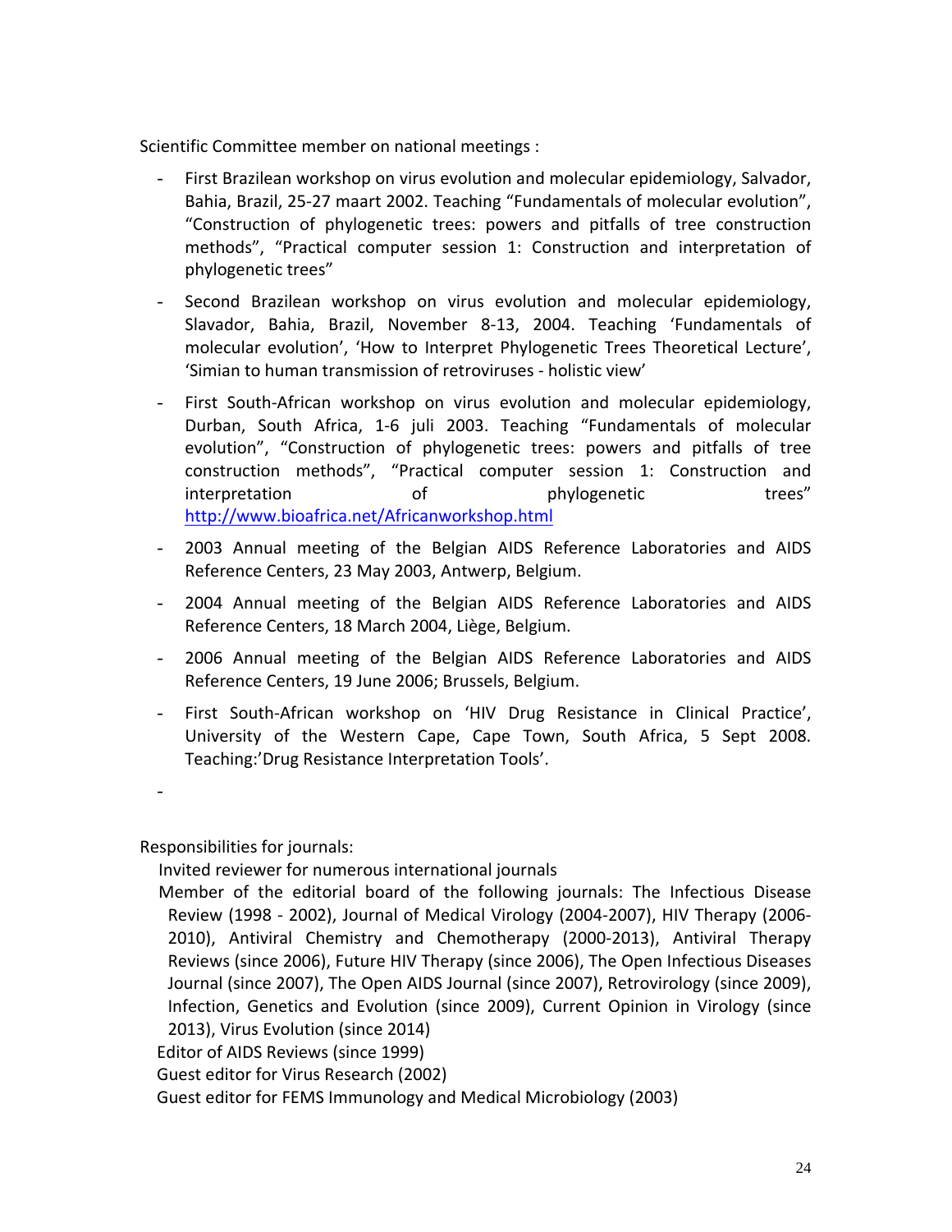Scientific Committee member on national meetings :

- First Brazilean workshop on virus evolution and molecular epidemiology, Salvador, Bahia, Brazil, 25-27 maart 2002. Teaching "Fundamentals of molecular evolution", "Construction of phylogenetic trees: powers and pitfalls of tree construction methods", "Practical computer session 1: Construction and interpretation of phylogenetic trees"
- Second Brazilean workshop on virus evolution and molecular epidemiology, Slavador, Bahia, Brazil, November 8-13, 2004. Teaching 'Fundamentals of molecular evolution', 'How to Interpret Phylogenetic Trees Theoretical Lecture', 'Simian to human transmission of retroviruses - holistic view'
- First South-African workshop on virus evolution and molecular epidemiology, Durban, South Africa, 1-6 juli 2003. Teaching "Fundamentals of molecular evolution", "Construction of phylogenetic trees: powers and pitfalls of tree construction methods", "Practical computer session 1: Construction and interpretation of phylogenetic trees" http://www.bioafrica.net/Africanworkshop.html
- 2003 Annual meeting of the Belgian AIDS Reference Laboratories and AIDS Reference Centers, 23 May 2003, Antwerp, Belgium.
- 2004 Annual meeting of the Belgian AIDS Reference Laboratories and AIDS Reference Centers, 18 March 2004, Liège, Belgium.
- 2006 Annual meeting of the Belgian AIDS Reference Laboratories and AIDS Reference Centers, 19 June 2006; Brussels, Belgium.
- First South-African workshop on 'HIV Drug Resistance in Clinical Practice', University of the Western Cape, Cape Town, South Africa, 5 Sept 2008. Teaching:'Drug Resistance Interpretation Tools'.
-

Responsibilities for journals:

Invited reviewer for numerous international journals

Member of the editorial board of the following journals: The Infectious Disease Review (1998 - 2002), Journal of Medical Virology (2004-2007), HIV Therapy (2006-2010), Antiviral Chemistry and Chemotherapy (2000-2013), Antiviral Therapy Reviews (since 2006), Future HIV Therapy (since 2006), The Open Infectious Diseases Journal (since 2007), The Open AIDS Journal (since 2007), Retrovirology (since 2009), Infection, Genetics and Evolution (since 2009), Current Opinion in Virology (since 2013), Virus Evolution (since 2014)

Editor of AIDS Reviews (since 1999)

Guest editor for Virus Research (2002)

Guest editor for FEMS Immunology and Medical Microbiology (2003)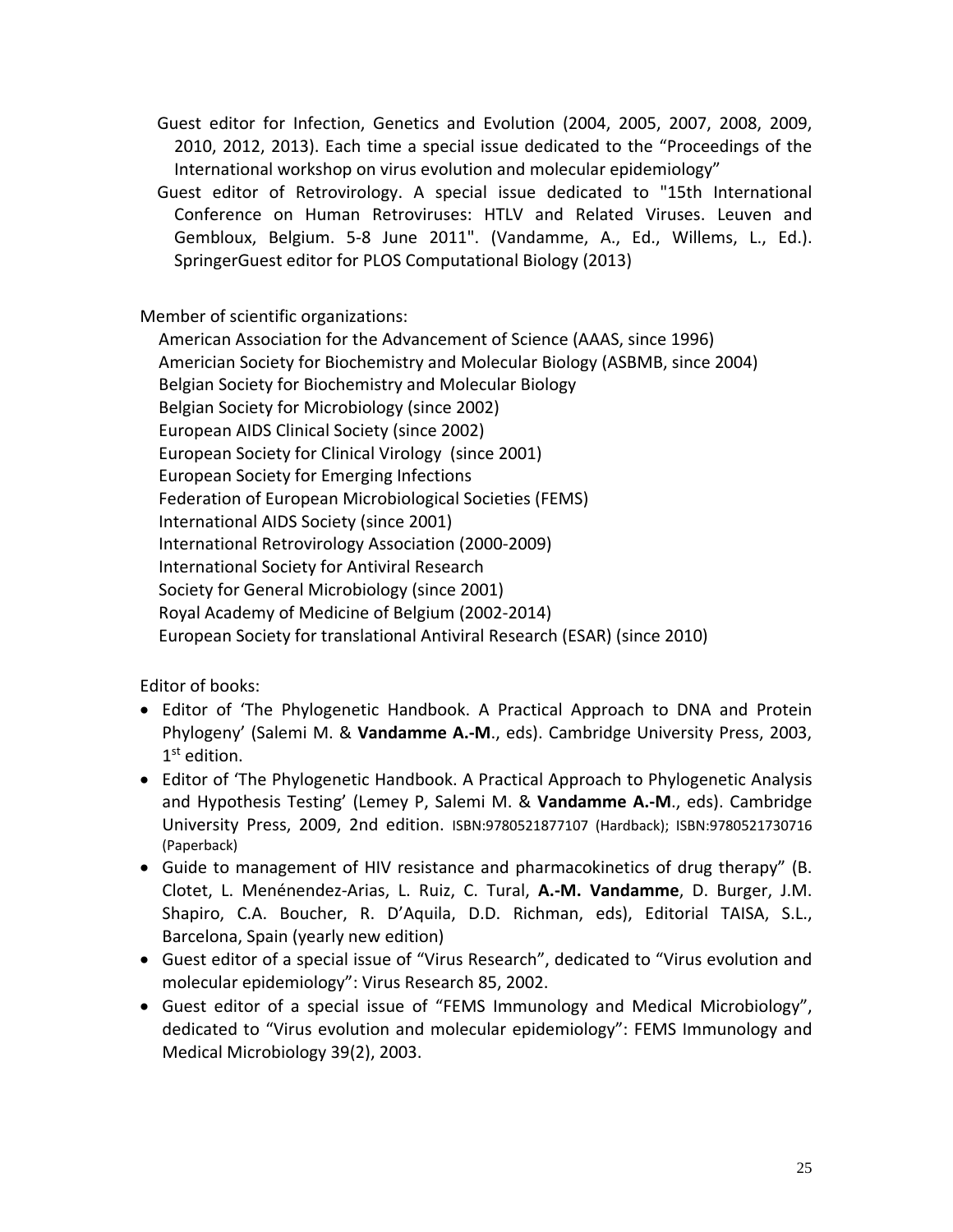Guest editor for Infection, Genetics and Evolution (2004, 2005, 2007, 2008, 2009, 2010, 2012, 2013). Each time a special issue dedicated to the "Proceedings of the International workshop on virus evolution and molecular epidemiology"

Guest editor of Retrovirology. A special issue dedicated to "15th International Conference on Human Retroviruses: HTLV and Related Viruses. Leuven and Gembloux, Belgium. 5-8 June 2011". (Vandamme, A., Ed., Willems, L., Ed.). SpringerGuest editor for PLOS Computational Biology (2013)

Member of scientific organizations:

American Association for the Advancement of Science (AAAS, since 1996)
Americian Society for Biochemistry and Molecular Biology (ASBMB, since 2004)
Belgian Society for Biochemistry and Molecular Biology
Belgian Society for Microbiology (since 2002)
European AIDS Clinical Society (since 2002)
European Society for Clinical Virology (since 2001)
European Society for Emerging Infections
Federation of European Microbiological Societies (FEMS)
International AIDS Society (since 2001)
International Retrovirology Association (2000-2009)
International Society for Antiviral Research
Society for General Microbiology (since 2001)
Royal Academy of Medicine of Belgium (2002-2014)
European Society for translational Antiviral Research (ESAR) (since 2010)

Editor of books:

- Editor of 'The Phylogenetic Handbook. A Practical Approach to DNA and Protein Phylogeny' (Salemi M. & **Vandamme A.-M**., eds). Cambridge University Press, 2003, 1st edition.
- Editor of 'The Phylogenetic Handbook. A Practical Approach to Phylogenetic Analysis and Hypothesis Testing' (Lemey P, Salemi M. & **Vandamme A.-M**., eds). Cambridge University Press, 2009, 2nd edition. ISBN:9780521877107 (Hardback); ISBN:9780521730716 (Paperback)
- Guide to management of HIV resistance and pharmacokinetics of drug therapy" (B. Clotet, L. Menénendez-Arias, L. Ruiz, C. Tural, **A.-M. Vandamme**, D. Burger, J.M. Shapiro, C.A. Boucher, R. D'Aquila, D.D. Richman, eds), Editorial TAISA, S.L., Barcelona, Spain (yearly new edition)
- Guest editor of a special issue of "Virus Research", dedicated to "Virus evolution and molecular epidemiology": Virus Research 85, 2002.
- Guest editor of a special issue of "FEMS Immunology and Medical Microbiology", dedicated to "Virus evolution and molecular epidemiology": FEMS Immunology and Medical Microbiology 39(2), 2003.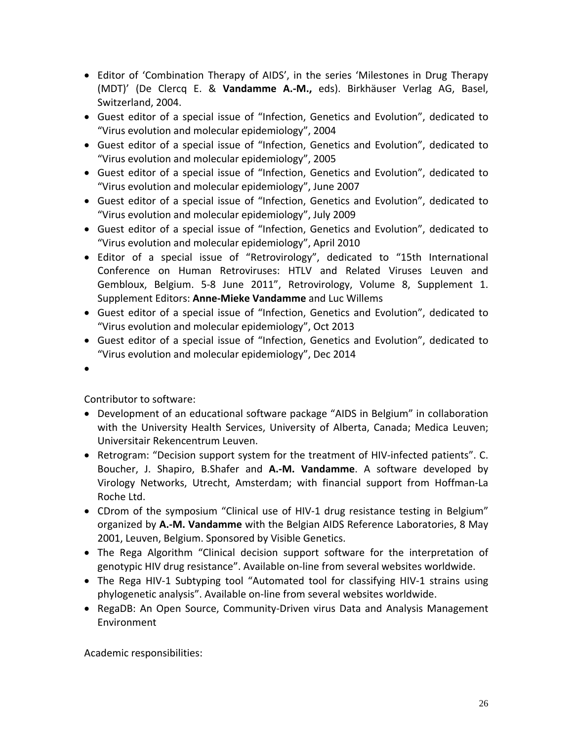- Editor of 'Combination Therapy of AIDS', in the series 'Milestones in Drug Therapy (MDT)' (De Clercq E. & **Vandamme A.-M.,** eds). Birkhäuser Verlag AG, Basel, Switzerland, 2004.
- Guest editor of a special issue of "Infection, Genetics and Evolution", dedicated to "Virus evolution and molecular epidemiology", 2004
- Guest editor of a special issue of "Infection, Genetics and Evolution", dedicated to "Virus evolution and molecular epidemiology", 2005
- Guest editor of a special issue of "Infection, Genetics and Evolution", dedicated to "Virus evolution and molecular epidemiology", June 2007
- Guest editor of a special issue of "Infection, Genetics and Evolution", dedicated to "Virus evolution and molecular epidemiology", July 2009
- Guest editor of a special issue of "Infection, Genetics and Evolution", dedicated to "Virus evolution and molecular epidemiology", April 2010
- Editor of a special issue of "Retrovirology", dedicated to "15th International Conference on Human Retroviruses: HTLV and Related Viruses Leuven and Gembloux, Belgium. 5-8 June 2011", Retrovirology, Volume 8, Supplement 1. Supplement Editors: **Anne-Mieke Vandamme** and Luc Willems
- Guest editor of a special issue of "Infection, Genetics and Evolution", dedicated to "Virus evolution and molecular epidemiology", Oct 2013
- Guest editor of a special issue of "Infection, Genetics and Evolution", dedicated to "Virus evolution and molecular epidemiology", Dec 2014
- 

Contributor to software:

- Development of an educational software package "AIDS in Belgium" in collaboration with the University Health Services, University of Alberta, Canada; Medica Leuven; Universitair Rekencentrum Leuven.
- Retrogram: "Decision support system for the treatment of HIV-infected patients". C. Boucher, J. Shapiro, B.Shafer and **A.-M. Vandamme**. A software developed by Virology Networks, Utrecht, Amsterdam; with financial support from Hoffman-La Roche Ltd.
- CDrom of the symposium "Clinical use of HIV-1 drug resistance testing in Belgium" organized by **A.-M. Vandamme** with the Belgian AIDS Reference Laboratories, 8 May 2001, Leuven, Belgium. Sponsored by Visible Genetics.
- The Rega Algorithm "Clinical decision support software for the interpretation of genotypic HIV drug resistance". Available on-line from several websites worldwide.
- The Rega HIV-1 Subtyping tool "Automated tool for classifying HIV-1 strains using phylogenetic analysis". Available on-line from several websites worldwide.
- RegaDB: An Open Source, Community-Driven virus Data and Analysis Management Environment

Academic responsibilities: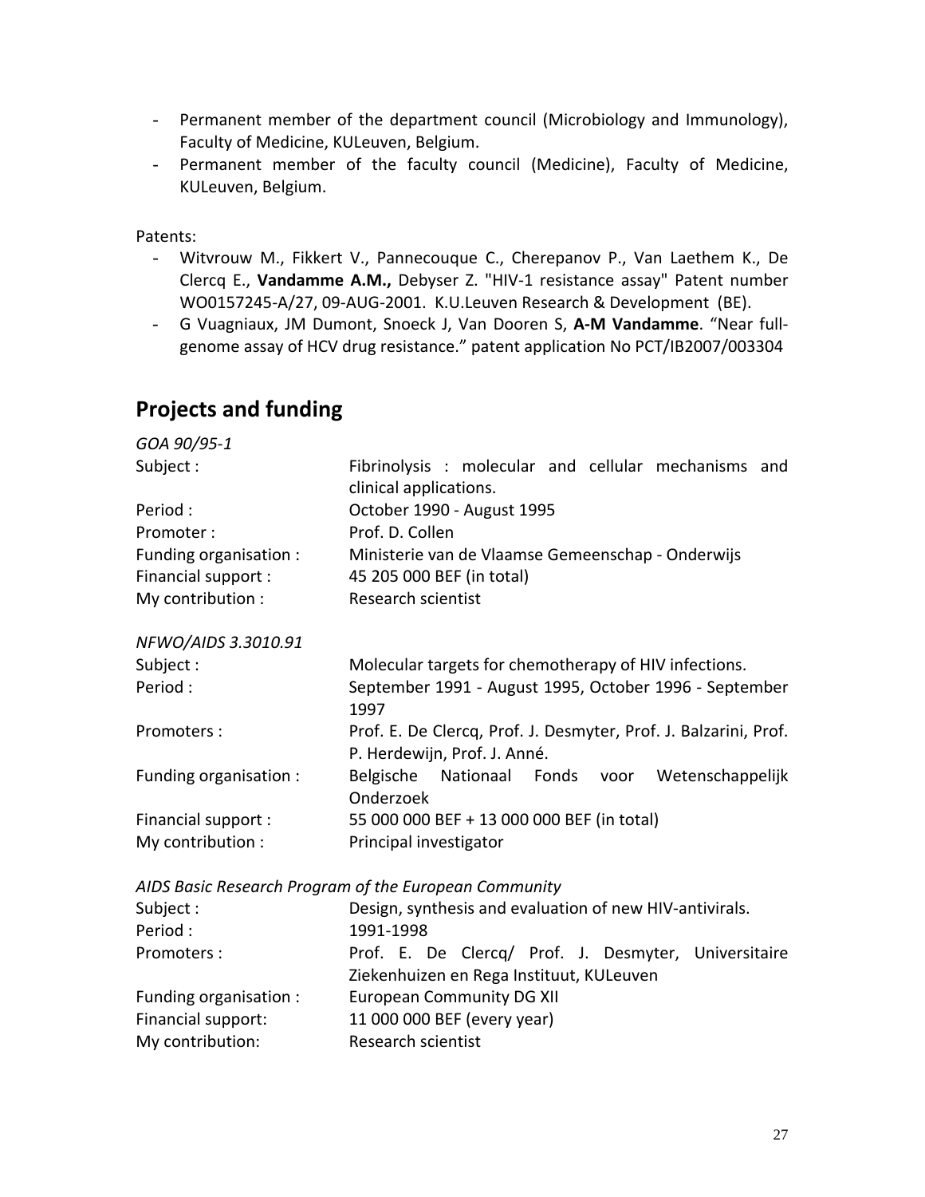- Permanent member of the department council (Microbiology and Immunology), Faculty of Medicine, KULeuven, Belgium.
- Permanent member of the faculty council (Medicine), Faculty of Medicine, KULeuven, Belgium.

Patents:

- Witvrouw M., Fikkert V., Pannecouque C., Cherepanov P., Van Laethem K., De Clercq E., **Vandamme A.M.,** Debyser Z. "HIV-1 resistance assay" Patent number WO0157245-A/27, 09-AUG-2001. K.U.Leuven Research & Development (BE).
- G Vuagniaux, JM Dumont, Snoeck J, Van Dooren S, **A-M Vandamme**. "Near full-genome assay of HCV drug resistance." patent application No PCT/IB2007/003304

## Projects and funding

*GOA 90/95-1*

| | |
|---|---|
| Subject : | Fibrinolysis : molecular and cellular mechanisms and clinical applications. |
| Period : | October 1990 - August 1995 |
| Promoter : | Prof. D. Collen |
| Funding organisation : | Ministerie van de Vlaamse Gemeenschap - Onderwijs |
| Financial support : | 45 205 000 BEF (in total) |
| My contribution : | Research scientist |

*NFWO/AIDS 3.3010.91*

| | |
|---|---|
| Subject : | Molecular targets for chemotherapy of HIV infections. |
| Period : | September 1991 - August 1995, October 1996 - September 1997 |
| Promoters : | Prof. E. De Clercq, Prof. J. Desmyter, Prof. J. Balzarini, Prof. P. Herdewijn, Prof. J. Anné. |
| Funding organisation : | Belgische Nationaal Fonds voor Wetenschappelijk Onderzoek |
| Financial support : | 55 000 000 BEF + 13 000 000 BEF (in total) |
| My contribution : | Principal investigator |

*AIDS Basic Research Program of the European Community*

| | |
|---|---|
| Subject : | Design, synthesis and evaluation of new HIV-antivirals. |
| Period : | 1991-1998 |
| Promoters : | Prof. E. De Clercq/ Prof. J. Desmyter, Universitaire Ziekenhuizen en Rega Instituut, KULeuven |
| Funding organisation : | European Community DG XII |
| Financial support: | 11 000 000 BEF (every year) |
| My contribution: | Research scientist |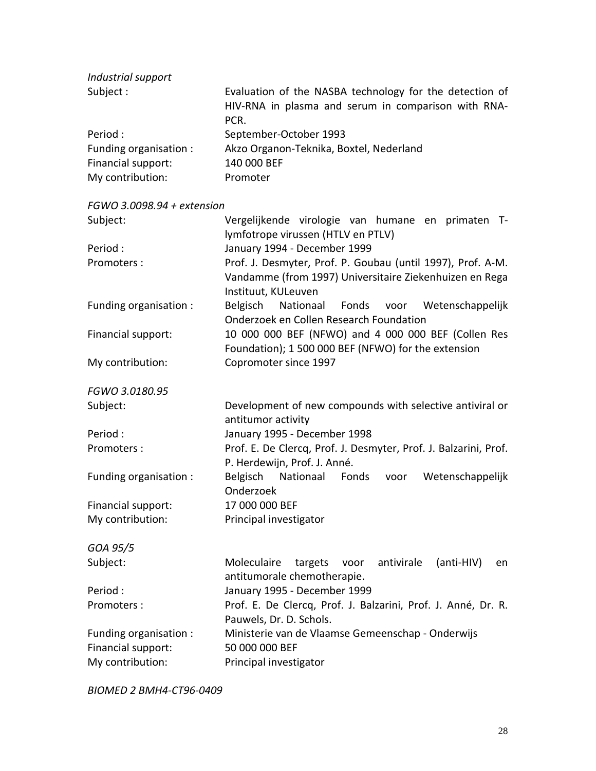*Industrial support*

| | |
|---|---|
| Subject : | Evaluation of the NASBA technology for the detection of HIV-RNA in plasma and serum in comparison with RNA-PCR. |
| Period : | September-October 1993 |
| Funding organisation : | Akzo Organon-Teknika, Boxtel, Nederland |
| Financial support: | 140 000 BEF |
| My contribution: | Promoter |

*FGWO 3.0098.94 + extension*

| | |
|---|---|
| Subject: | Vergelijkende virologie van humane en primaten T-lymfotrope virussen (HTLV en PTLV) |
| Period : | January 1994 - December 1999 |
| Promoters : | Prof. J. Desmyter, Prof. P. Goubau (until 1997), Prof. A-M. Vandamme (from 1997) Universitaire Ziekenhuizen en Rega Instituut, KULeuven |
| Funding organisation : | Belgisch Nationaal Fonds voor Wetenschappelijk Onderzoek en Collen Research Foundation |
| Financial support: | 10 000 000 BEF (NFWO) and 4 000 000 BEF (Collen Res Foundation); 1 500 000 BEF (NFWO) for the extension |
| My contribution: | Copromoter since 1997 |

*FGWO 3.0180.95*

| | |
|---|---|
| Subject: | Development of new compounds with selective antiviral or antitumor activity |
| Period : | January 1995 - December 1998 |
| Promoters : | Prof. E. De Clercq, Prof. J. Desmyter, Prof. J. Balzarini, Prof. P. Herdewijn, Prof. J. Anné. |
| Funding organisation : | Belgisch Nationaal Fonds voor Wetenschappelijk Onderzoek |
| Financial support: | 17 000 000 BEF |
| My contribution: | Principal investigator |

*GOA 95/5*

| | |
|---|---|
| Subject: | Moleculaire targets voor antivirale (anti-HIV) en antitumorale chemotherapie. |
| Period : | January 1995 - December 1999 |
| Promoters : | Prof. E. De Clercq, Prof. J. Balzarini, Prof. J. Anné, Dr. R. Pauwels, Dr. D. Schols. |
| Funding organisation : | Ministerie van de Vlaamse Gemeenschap - Onderwijs |
| Financial support: | 50 000 000 BEF |
| My contribution: | Principal investigator |

*BIOMED 2 BMH4-CT96-0409*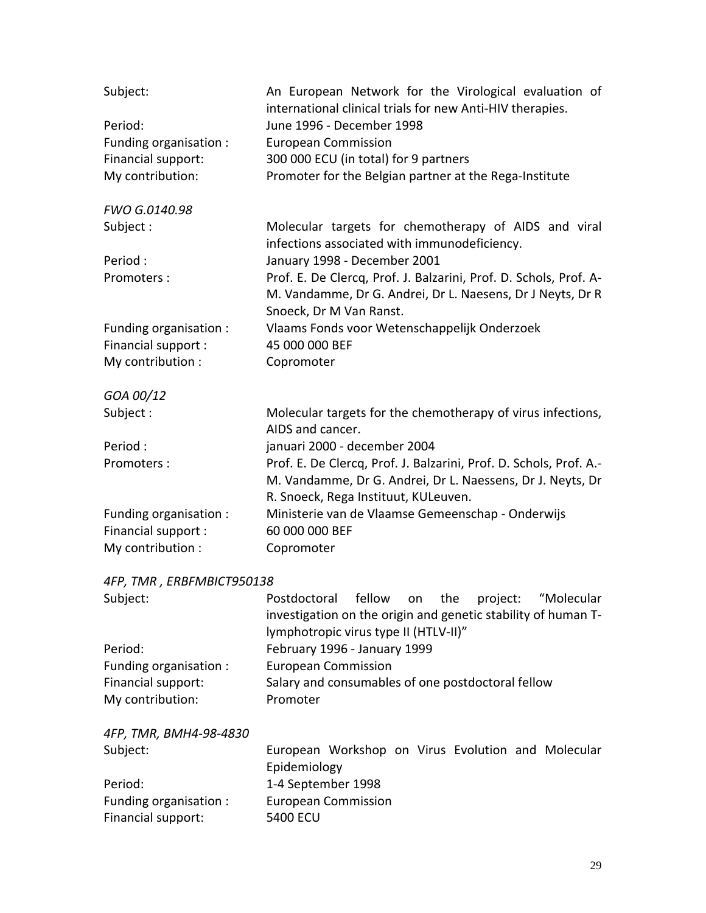Subject: An European Network for the Virological evaluation of international clinical trials for new Anti-HIV therapies.
Period: June 1996 - December 1998
Funding organisation : European Commission
Financial support: 300 000 ECU (in total) for 9 partners
My contribution: Promoter for the Belgian partner at the Rega-Institute

*FWO G.0140.98*

Subject : Molecular targets for chemotherapy of AIDS and viral infections associated with immunodeficiency.
Period : January 1998 - December 2001
Promoters : Prof. E. De Clercq, Prof. J. Balzarini, Prof. D. Schols, Prof. A-M. Vandamme, Dr G. Andrei, Dr L. Naesens, Dr J Neyts, Dr R Snoeck, Dr M Van Ranst.
Funding organisation : Vlaams Fonds voor Wetenschappelijk Onderzoek
Financial support : 45 000 000 BEF
My contribution : Copromoter

*GOA 00/12*

Subject : Molecular targets for the chemotherapy of virus infections, AIDS and cancer.
Period : januari 2000 - december 2004
Promoters : Prof. E. De Clercq, Prof. J. Balzarini, Prof. D. Schols, Prof. A.-M. Vandamme, Dr G. Andrei, Dr L. Naessens, Dr J. Neyts, Dr R. Snoeck, Rega Instituut, KULeuven.
Funding organisation : Ministerie van de Vlaamse Gemeenschap - Onderwijs
Financial support : 60 000 000 BEF
My contribution : Copromoter

*4FP, TMR , ERBFMBICT950138*

Subject: Postdoctoral fellow on the project: "Molecular investigation on the origin and genetic stability of human T-lymphotropic virus type II (HTLV-II)"
Period: February 1996 - January 1999
Funding organisation : European Commission
Financial support: Salary and consumables of one postdoctoral fellow
My contribution: Promoter

*4FP, TMR, BMH4-98-4830*

Subject: European Workshop on Virus Evolution and Molecular Epidemiology
Period: 1-4 September 1998
Funding organisation : European Commission
Financial support: 5400 ECU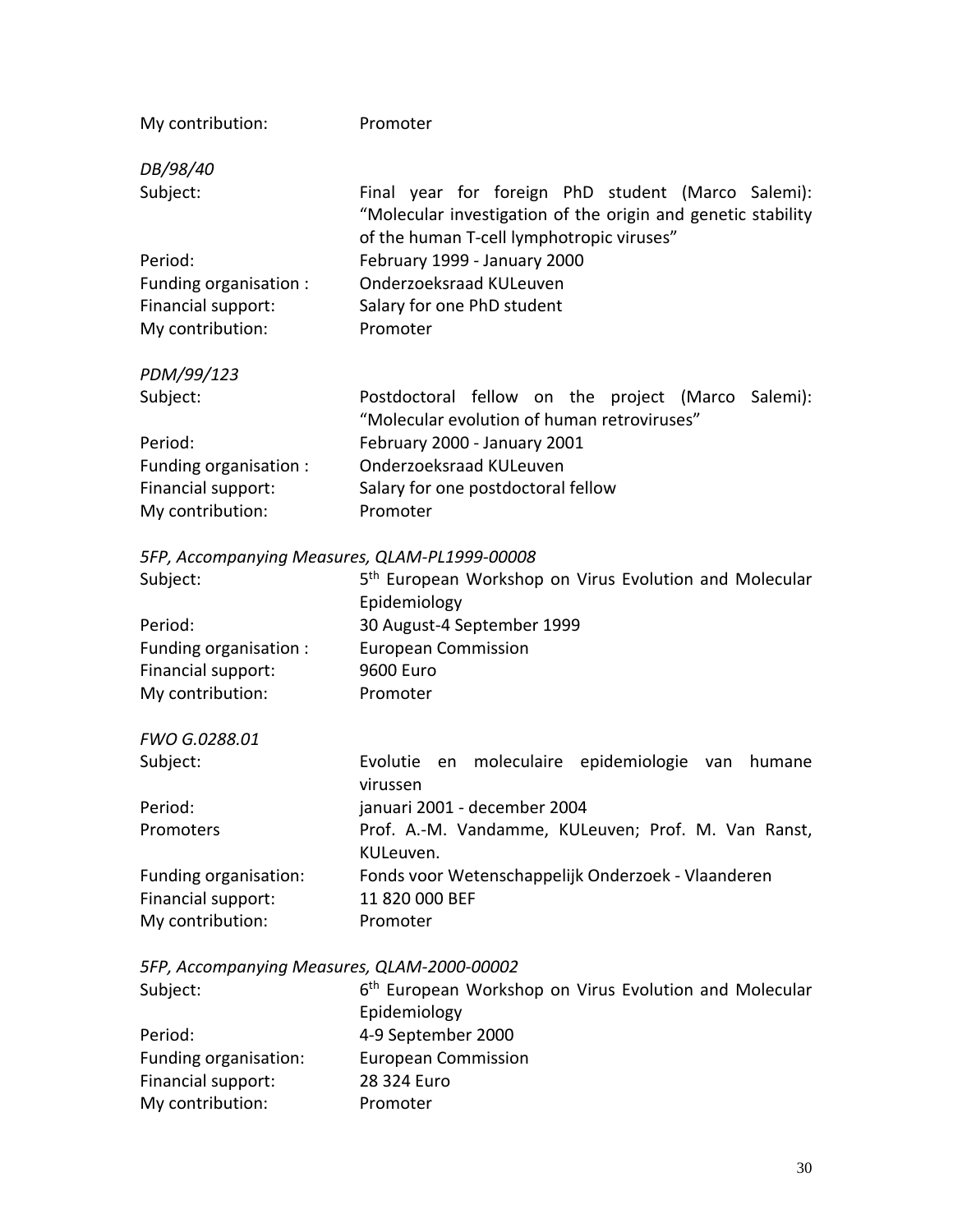My contribution: Promoter

*DB/98/40*

Subject: Final year for foreign PhD student (Marco Salemi): "Molecular investigation of the origin and genetic stability of the human T-cell lymphotropic viruses"
Period: February 1999 - January 2000
Funding organisation : Onderzoeksraad KULeuven
Financial support: Salary for one PhD student
My contribution: Promoter

*PDM/99/123*

Subject: Postdoctoral fellow on the project (Marco Salemi): "Molecular evolution of human retroviruses"
Period: February 2000 - January 2001
Funding organisation : Onderzoeksraad KULeuven
Financial support: Salary for one postdoctoral fellow
My contribution: Promoter

*5FP, Accompanying Measures, QLAM-PL1999-00008*

Subject: 5th European Workshop on Virus Evolution and Molecular Epidemiology
Period: 30 August-4 September 1999
Funding organisation : European Commission
Financial support: 9600 Euro
My contribution: Promoter

*FWO G.0288.01*

Subject: Evolutie en moleculaire epidemiologie van humane virussen
Period: januari 2001 - december 2004
Promoters Prof. A.-M. Vandamme, KULeuven; Prof. M. Van Ranst, KULeuven.
Funding organisation: Fonds voor Wetenschappelijk Onderzoek - Vlaanderen
Financial support: 11 820 000 BEF
My contribution: Promoter

*5FP, Accompanying Measures, QLAM-2000-00002*

Subject: 6th European Workshop on Virus Evolution and Molecular Epidemiology
Period: 4-9 September 2000
Funding organisation: European Commission
Financial support: 28 324 Euro
My contribution: Promoter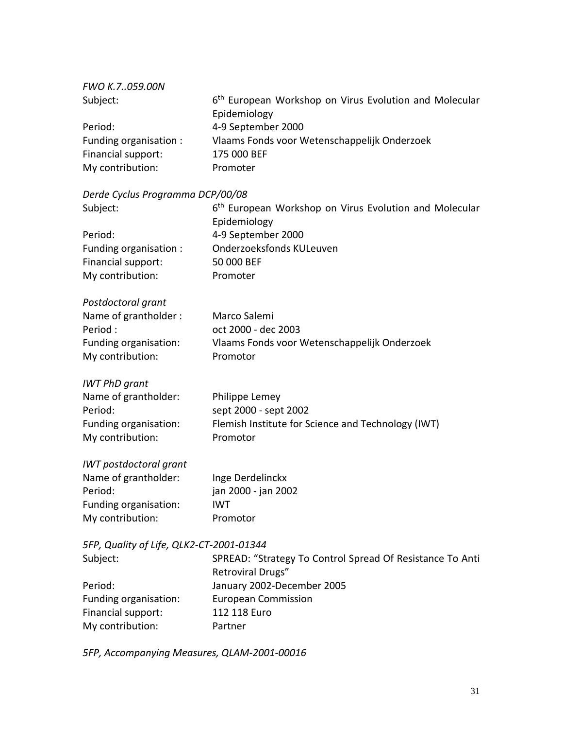*FWO K.7..059.00N*

Subject: 6th European Workshop on Virus Evolution and Molecular Epidemiology
Period: 4-9 September 2000
Funding organisation : Vlaams Fonds voor Wetenschappelijk Onderzoek
Financial support: 175 000 BEF
My contribution: Promoter

*Derde Cyclus Programma DCP/00/08*

Subject: 6th European Workshop on Virus Evolution and Molecular Epidemiology
Period: 4-9 September 2000
Funding organisation : Onderzoeksfonds KULeuven
Financial support: 50 000 BEF
My contribution: Promoter

*Postdoctoral grant*

Name of grantholder : Marco Salemi
Period : oct 2000 - dec 2003
Funding organisation: Vlaams Fonds voor Wetenschappelijk Onderzoek
My contribution: Promotor

*IWT PhD grant*

Name of grantholder: Philippe Lemey
Period: sept 2000 - sept 2002
Funding organisation: Flemish Institute for Science and Technology (IWT)
My contribution: Promotor

*IWT postdoctoral grant*

Name of grantholder: Inge Derdelinckx
Period: jan 2000 - jan 2002
Funding organisation: IWT
My contribution: Promotor

*5FP, Quality of Life, QLK2-CT-2001-01344*

Subject: SPREAD: "Strategy To Control Spread Of Resistance To Anti Retroviral Drugs"
Period: January 2002-December 2005
Funding organisation: European Commission
Financial support: 112 118 Euro
My contribution: Partner

*5FP, Accompanying Measures, QLAM-2001-00016*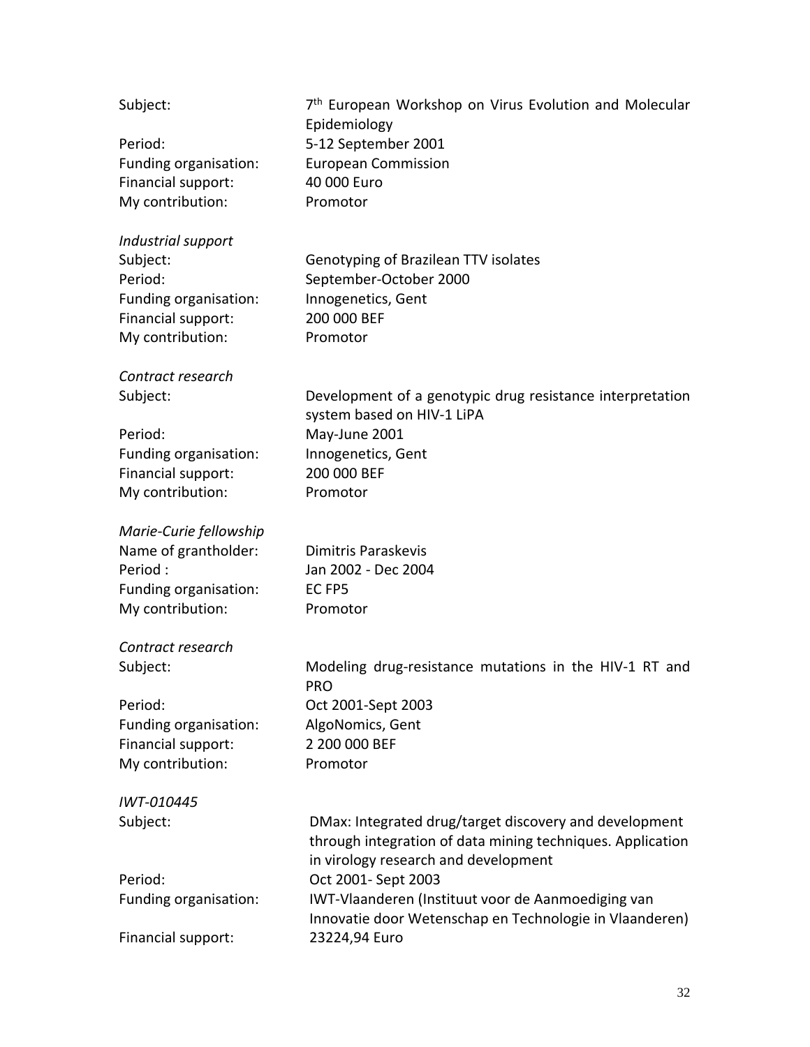Subject: 7th European Workshop on Virus Evolution and Molecular Epidemiology
Period: 5-12 September 2001
Funding organisation: European Commission
Financial support: 40 000 Euro
My contribution: Promotor

*Industrial support*
Subject: Genotyping of Brazilean TTV isolates
Period: September-October 2000
Funding organisation: Innogenetics, Gent
Financial support: 200 000 BEF
My contribution: Promotor

*Contract research*
Subject: Development of a genotypic drug resistance interpretation system based on HIV-1 LiPA
Period: May-June 2001
Funding organisation: Innogenetics, Gent
Financial support: 200 000 BEF
My contribution: Promotor

*Marie-Curie fellowship*
Name of grantholder: Dimitris Paraskevis
Period : Jan 2002 - Dec 2004
Funding organisation: EC FP5
My contribution: Promotor

*Contract research*
Subject: Modeling drug-resistance mutations in the HIV-1 RT and PRO
Period: Oct 2001-Sept 2003
Funding organisation: AlgoNomics, Gent
Financial support: 2 200 000 BEF
My contribution: Promotor

*IWT-010445*
Subject: DMax: Integrated drug/target discovery and development through integration of data mining techniques. Application in virology research and development
Period: Oct 2001- Sept 2003
Funding organisation: IWT-Vlaanderen (Instituut voor de Aanmoediging van Innovatie door Wetenschap en Technologie in Vlaanderen)
Financial support: 23224,94 Euro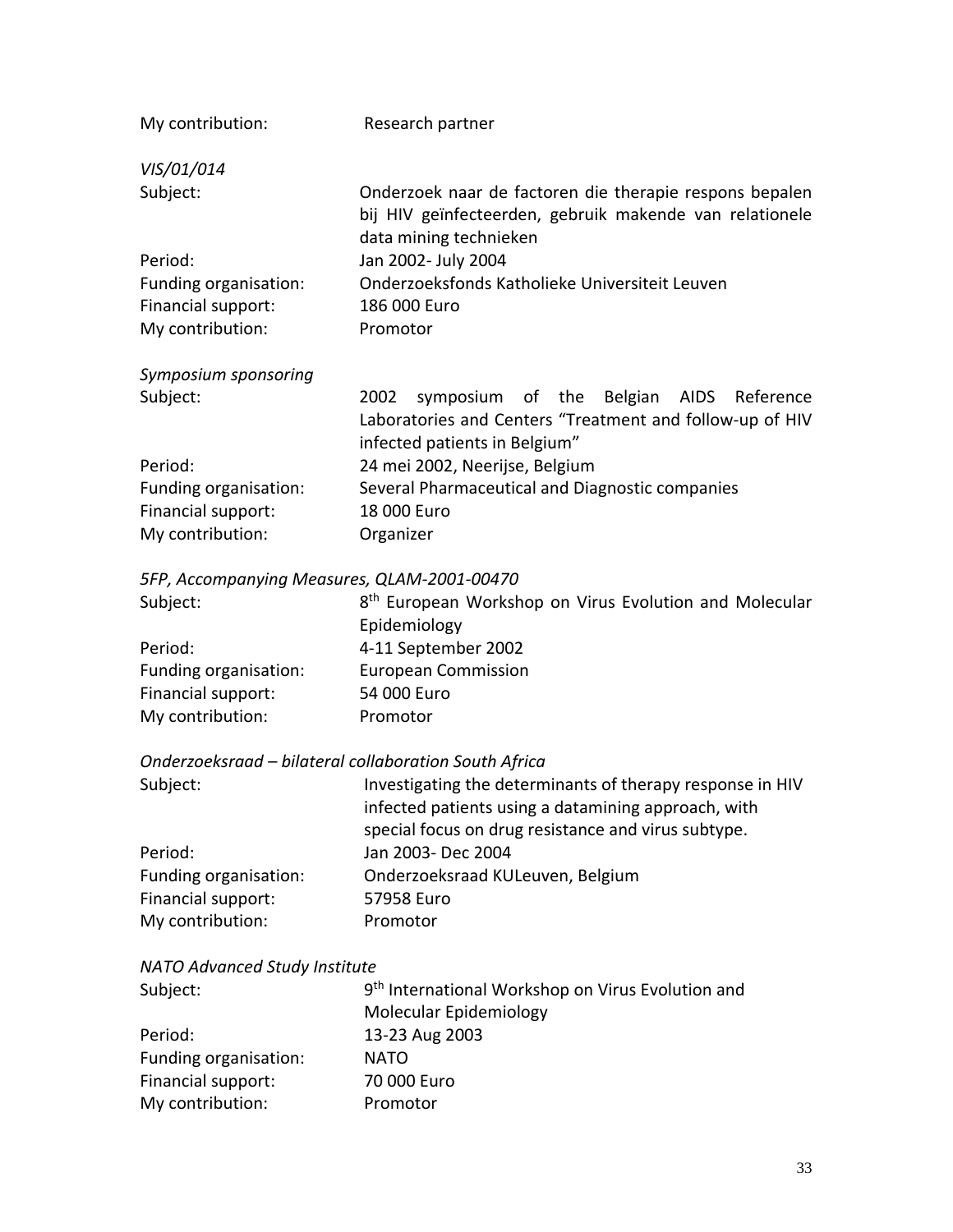My contribution: Research partner

*VIS/01/014*

| | |
|---|---|
| Subject: | Onderzoek naar de factoren die therapie respons bepalen bij HIV geïnfecteerden, gebruik makende van relationele data mining technieken |
| Period: | Jan 2002- July 2004 |
| Funding organisation: | Onderzoeksfonds Katholieke Universiteit Leuven |
| Financial support: | 186 000 Euro |
| My contribution: | Promotor |

*Symposium sponsoring*

| | |
|---|---|
| Subject: | 2002 symposium of the Belgian AIDS Reference Laboratories and Centers "Treatment and follow-up of HIV infected patients in Belgium" |
| Period: | 24 mei 2002, Neerijse, Belgium |
| Funding organisation: | Several Pharmaceutical and Diagnostic companies |
| Financial support: | 18 000 Euro |
| My contribution: | Organizer |

*5FP, Accompanying Measures, QLAM-2001-00470*

| | |
|---|---|
| Subject: | 8th European Workshop on Virus Evolution and Molecular Epidemiology |
| Period: | 4-11 September 2002 |
| Funding organisation: | European Commission |
| Financial support: | 54 000 Euro |
| My contribution: | Promotor |

*Onderzoeksraad – bilateral collaboration South Africa*

| | |
|---|---|
| Subject: | Investigating the determinants of therapy response in HIV infected patients using a datamining approach, with special focus on drug resistance and virus subtype. |
| Period: | Jan 2003- Dec 2004 |
| Funding organisation: | Onderzoeksraad KULeuven, Belgium |
| Financial support: | 57958 Euro |
| My contribution: | Promotor |

*NATO Advanced Study Institute*

| | |
|---|---|
| Subject: | 9th International Workshop on Virus Evolution and Molecular Epidemiology |
| Period: | 13-23 Aug 2003 |
| Funding organisation: | NATO |
| Financial support: | 70 000 Euro |
| My contribution: | Promotor |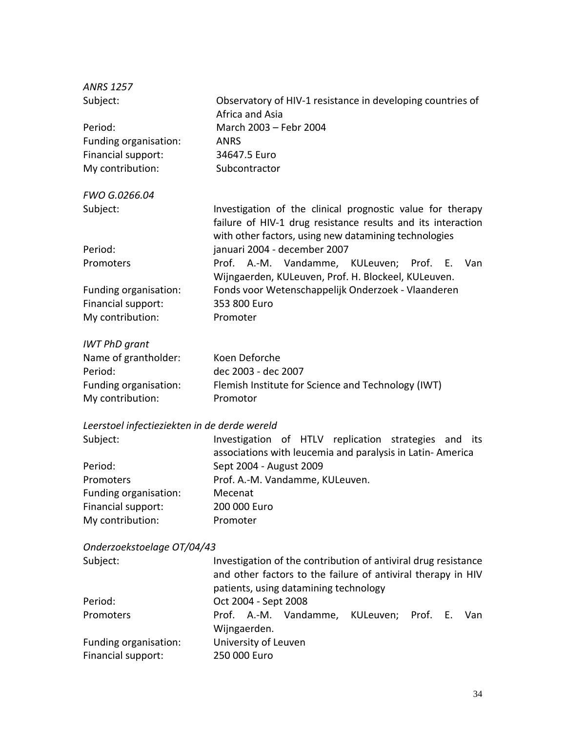*ANRS 1257*

Subject: Observatory of HIV-1 resistance in developing countries of Africa and Asia
Period: March 2003 – Febr 2004
Funding organisation: ANRS
Financial support: 34647.5 Euro
My contribution: Subcontractor

*FWO G.0266.04*

Subject: Investigation of the clinical prognostic value for therapy failure of HIV-1 drug resistance results and its interaction with other factors, using new datamining technologies
Period: januari 2004 - december 2007
Promoters Prof. A.-M. Vandamme, KULeuven; Prof. E. Van Wijngaerden, KULeuven, Prof. H. Blockeel, KULeuven.
Funding organisation: Fonds voor Wetenschappelijk Onderzoek - Vlaanderen
Financial support: 353 800 Euro
My contribution: Promoter

*IWT PhD grant*

Name of grantholder: Koen Deforche
Period: dec 2003 - dec 2007
Funding organisation: Flemish Institute for Science and Technology (IWT)
My contribution: Promotor

*Leerstoel infectieziekten in de derde wereld*

Subject: Investigation of HTLV replication strategies and its associations with leucemia and paralysis in Latin- America
Period: Sept 2004 - August 2009
Promoters Prof. A.-M. Vandamme, KULeuven.
Funding organisation: Mecenat
Financial support: 200 000 Euro
My contribution: Promoter

*Onderzoekstoelage OT/04/43*

Subject: Investigation of the contribution of antiviral drug resistance and other factors to the failure of antiviral therapy in HIV patients, using datamining technology
Period: Oct 2004 - Sept 2008
Promoters Prof. A.-M. Vandamme, KULeuven; Prof. E. Van Wijngaerden.
Funding organisation: University of Leuven
Financial support: 250 000 Euro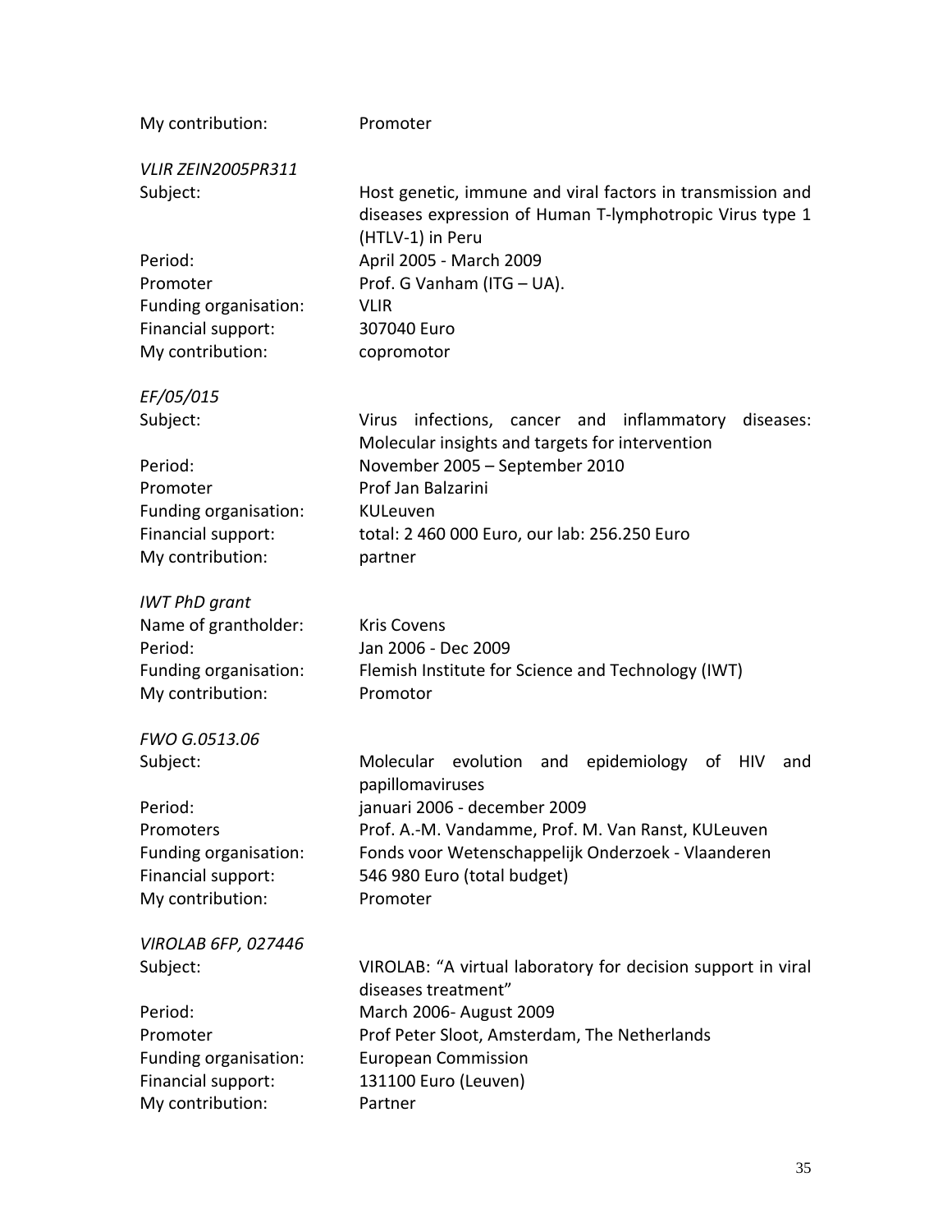My contribution: Promoter

*VLIR ZEIN2005PR311*

Subject: Host genetic, immune and viral factors in transmission and diseases expression of Human T-lymphotropic Virus type 1 (HTLV-1) in Peru
Period: April 2005 - March 2009
Promoter Prof. G Vanham (ITG – UA).
Funding organisation: VLIR
Financial support: 307040 Euro
My contribution: copromotor

*EF/05/015*

Subject: Virus infections, cancer and inflammatory diseases: Molecular insights and targets for intervention
Period: November 2005 – September 2010
Promoter Prof Jan Balzarini
Funding organisation: KULeuven
Financial support: total: 2 460 000 Euro, our lab: 256.250 Euro
My contribution: partner

*IWT PhD grant*

Name of grantholder: Kris Covens
Period: Jan 2006 - Dec 2009
Funding organisation: Flemish Institute for Science and Technology (IWT)
My contribution: Promotor

*FWO G.0513.06*

Subject: Molecular evolution and epidemiology of HIV and papillomaviruses
Period: januari 2006 - december 2009
Promoters Prof. A.-M. Vandamme, Prof. M. Van Ranst, KULeuven
Funding organisation: Fonds voor Wetenschappelijk Onderzoek - Vlaanderen
Financial support: 546 980 Euro (total budget)
My contribution: Promoter

*VIROLAB 6FP, 027446*

Subject: VIROLAB: "A virtual laboratory for decision support in viral diseases treatment"
Period: March 2006- August 2009
Promoter Prof Peter Sloot, Amsterdam, The Netherlands
Funding organisation: European Commission
Financial support: 131100 Euro (Leuven)
My contribution: Partner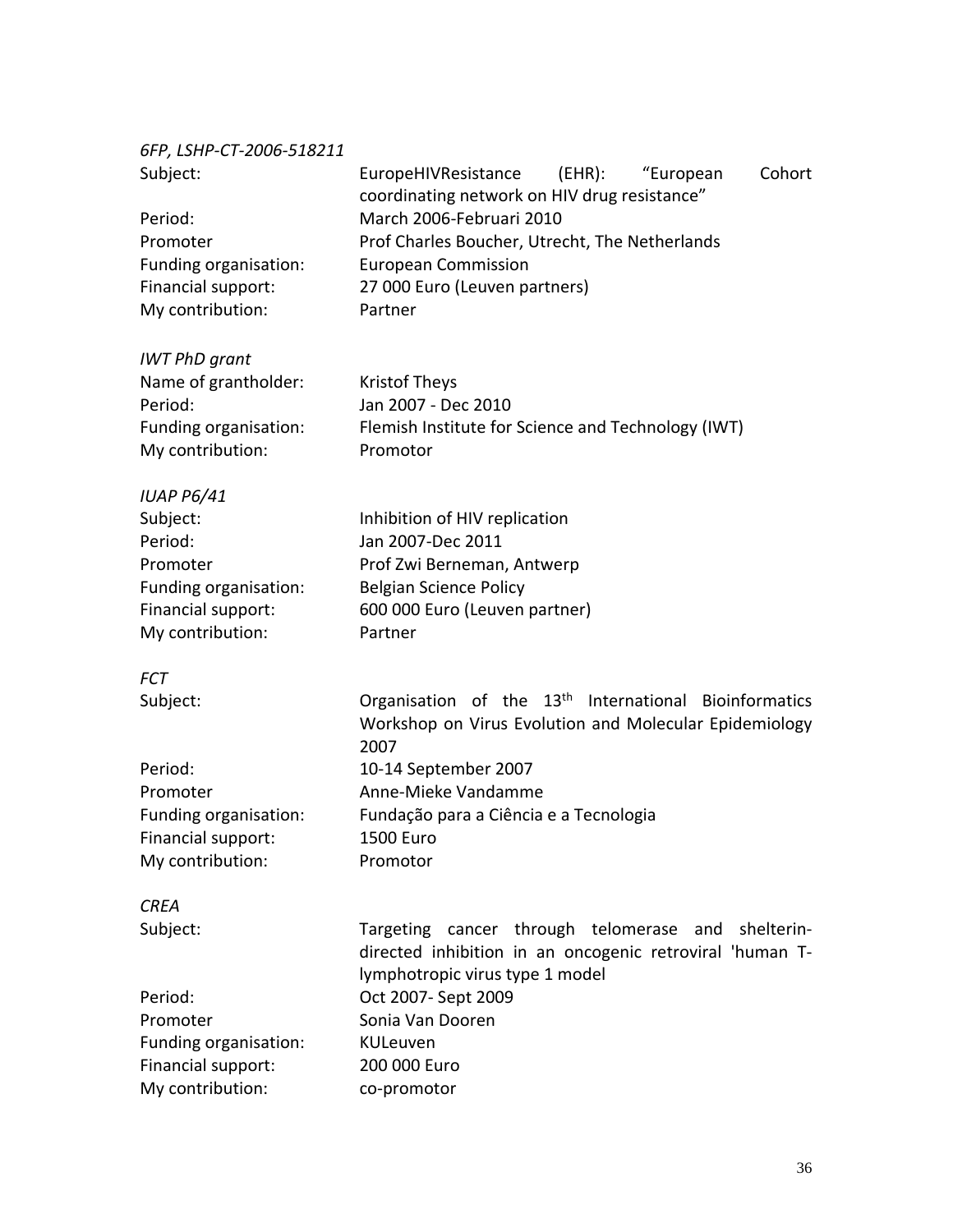*6FP, LSHP-CT-2006-518211*

Subject: EuropeHIVResistance (EHR): "European Cohort coordinating network on HIV drug resistance"
Period: March 2006-Februari 2010
Promoter Prof Charles Boucher, Utrecht, The Netherlands
Funding organisation: European Commission
Financial support: 27 000 Euro (Leuven partners)
My contribution: Partner

*IWT PhD grant*

Name of grantholder: Kristof Theys
Period: Jan 2007 - Dec 2010
Funding organisation: Flemish Institute for Science and Technology (IWT)
My contribution: Promotor

*IUAP P6/41*

Subject: Inhibition of HIV replication
Period: Jan 2007-Dec 2011
Promoter Prof Zwi Berneman, Antwerp
Funding organisation: Belgian Science Policy
Financial support: 600 000 Euro (Leuven partner)
My contribution: Partner

*FCT*

Subject: Organisation of the 13th International Bioinformatics Workshop on Virus Evolution and Molecular Epidemiology 2007
Period: 10-14 September 2007
Promoter Anne-Mieke Vandamme
Funding organisation: Fundação para a Ciência e a Tecnologia
Financial support: 1500 Euro
My contribution: Promotor

*CREA*

Subject: Targeting cancer through telomerase and shelterin-directed inhibition in an oncogenic retroviral 'human T-lymphotropic virus type 1 model
Period: Oct 2007- Sept 2009
Promoter Sonia Van Dooren
Funding organisation: KULeuven
Financial support: 200 000 Euro
My contribution: co-promotor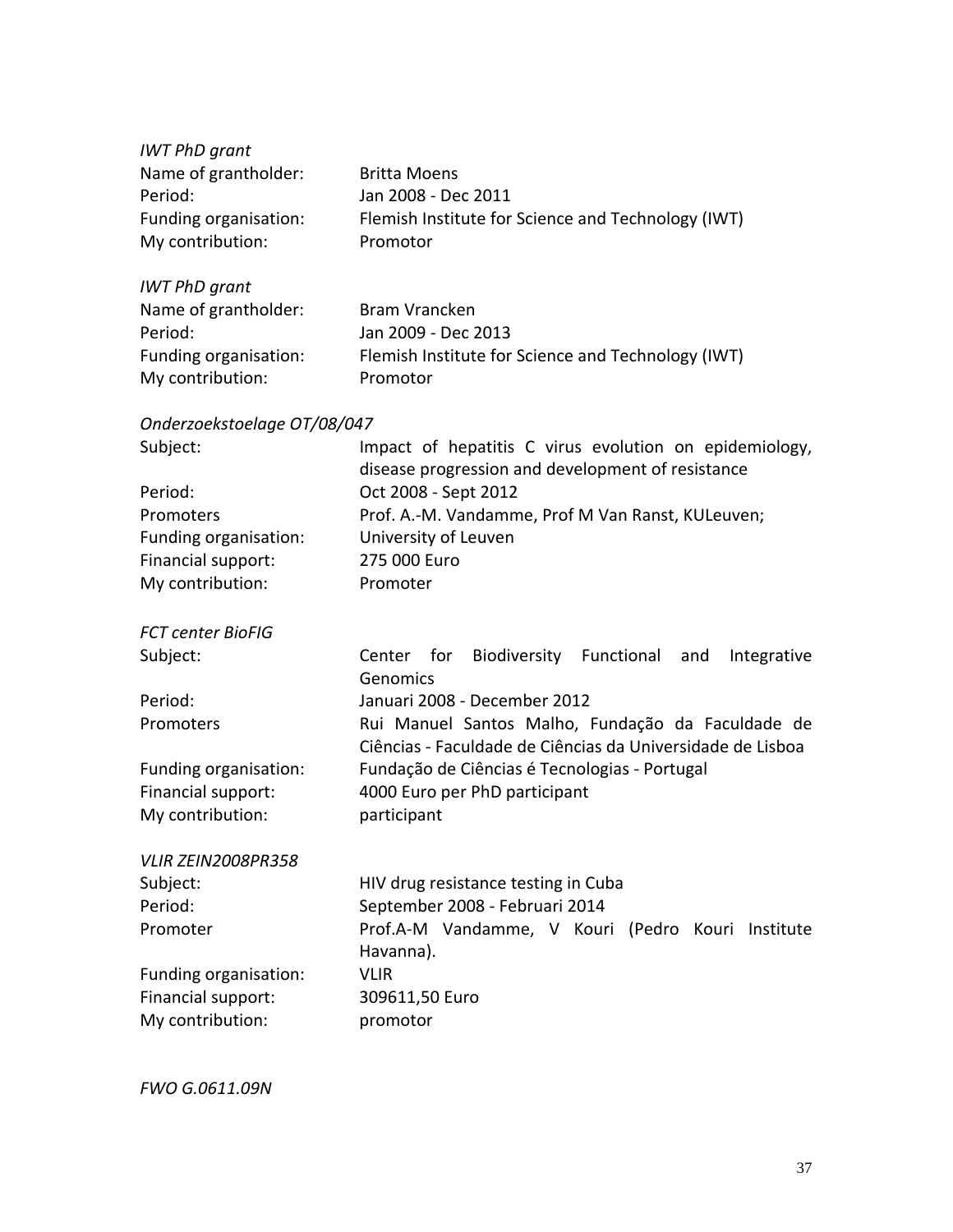*IWT PhD grant*

Name of grantholder: Britta Moens
Period: Jan 2008 - Dec 2011
Funding organisation: Flemish Institute for Science and Technology (IWT)
My contribution: Promotor

*IWT PhD grant*

Name of grantholder: Bram Vrancken
Period: Jan 2009 - Dec 2013
Funding organisation: Flemish Institute for Science and Technology (IWT)
My contribution: Promotor

*Onderzoekstoelage OT/08/047*

Subject: Impact of hepatitis C virus evolution on epidemiology, disease progression and development of resistance
Period: Oct 2008 - Sept 2012
Promoters Prof. A.-M. Vandamme, Prof M Van Ranst, KULeuven;
Funding organisation: University of Leuven
Financial support: 275 000 Euro
My contribution: Promoter

*FCT center BioFIG*

Subject: Center for Biodiversity Functional and Integrative Genomics
Period: Januari 2008 - December 2012
Promoters Rui Manuel Santos Malho, Fundação da Faculdade de Ciências - Faculdade de Ciências da Universidade de Lisboa
Funding organisation: Fundação de Ciências é Tecnologias - Portugal
Financial support: 4000 Euro per PhD participant
My contribution: participant

*VLIR ZEIN2008PR358*

Subject: HIV drug resistance testing in Cuba
Period: September 2008 - Februari 2014
Promoter Prof.A-M Vandamme, V Kouri (Pedro Kouri Institute Havanna).
Funding organisation: VLIR
Financial support: 309611,50 Euro
My contribution: promotor

*FWO G.0611.09N*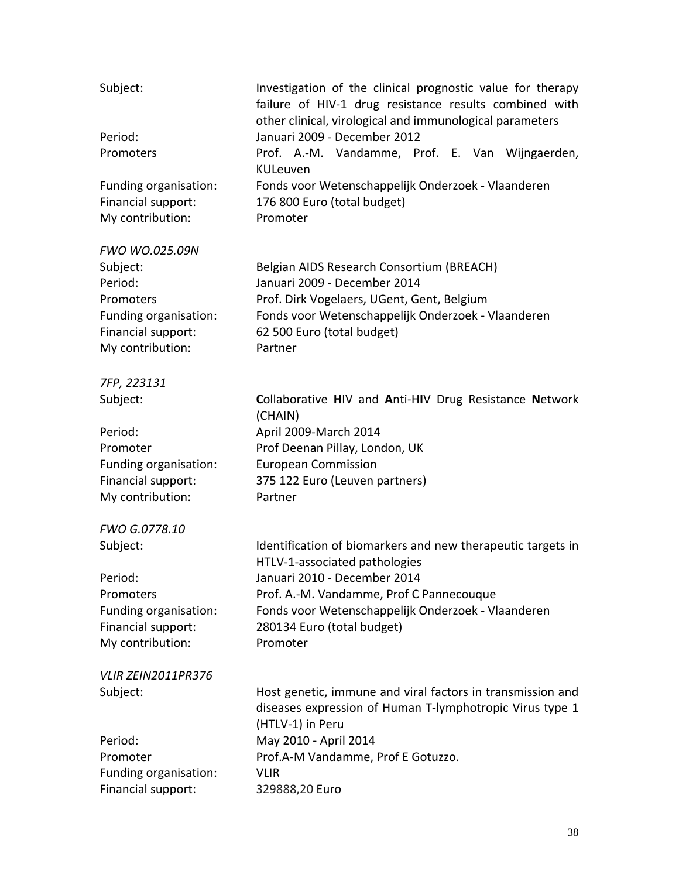Subject: Investigation of the clinical prognostic value for therapy failure of HIV-1 drug resistance results combined with other clinical, virological and immunological parameters
Period: Januari 2009 - December 2012
Promoters Prof. A.-M. Vandamme, Prof. E. Van Wijngaerden, KULeuven
Funding organisation: Fonds voor Wetenschappelijk Onderzoek - Vlaanderen
Financial support: 176 800 Euro (total budget)
My contribution: Promoter

*FWO WO.025.09N*
Subject: Belgian AIDS Research Consortium (BREACH)
Period: Januari 2009 - December 2014
Promoters Prof. Dirk Vogelaers, UGent, Gent, Belgium
Funding organisation: Fonds voor Wetenschappelijk Onderzoek - Vlaanderen
Financial support: 62 500 Euro (total budget)
My contribution: Partner

*7FP, 223131*
Subject: **C**ollaborative **H**IV and **A**nti-H**I**V Drug Resistance **N**etwork (CHAIN)
Period: April 2009-March 2014
Promoter Prof Deenan Pillay, London, UK
Funding organisation: European Commission
Financial support: 375 122 Euro (Leuven partners)
My contribution: Partner

*FWO G.0778.10*
Subject: Identification of biomarkers and new therapeutic targets in HTLV-1-associated pathologies
Period: Januari 2010 - December 2014
Promoters Prof. A.-M. Vandamme, Prof C Pannecouque
Funding organisation: Fonds voor Wetenschappelijk Onderzoek - Vlaanderen
Financial support: 280134 Euro (total budget)
My contribution: Promoter

*VLIR ZEIN2011PR376*
Subject: Host genetic, immune and viral factors in transmission and diseases expression of Human T-lymphotropic Virus type 1 (HTLV-1) in Peru
Period: May 2010 - April 2014
Promoter Prof.A-M Vandamme, Prof E Gotuzzo.
Funding organisation: VLIR
Financial support: 329888,20 Euro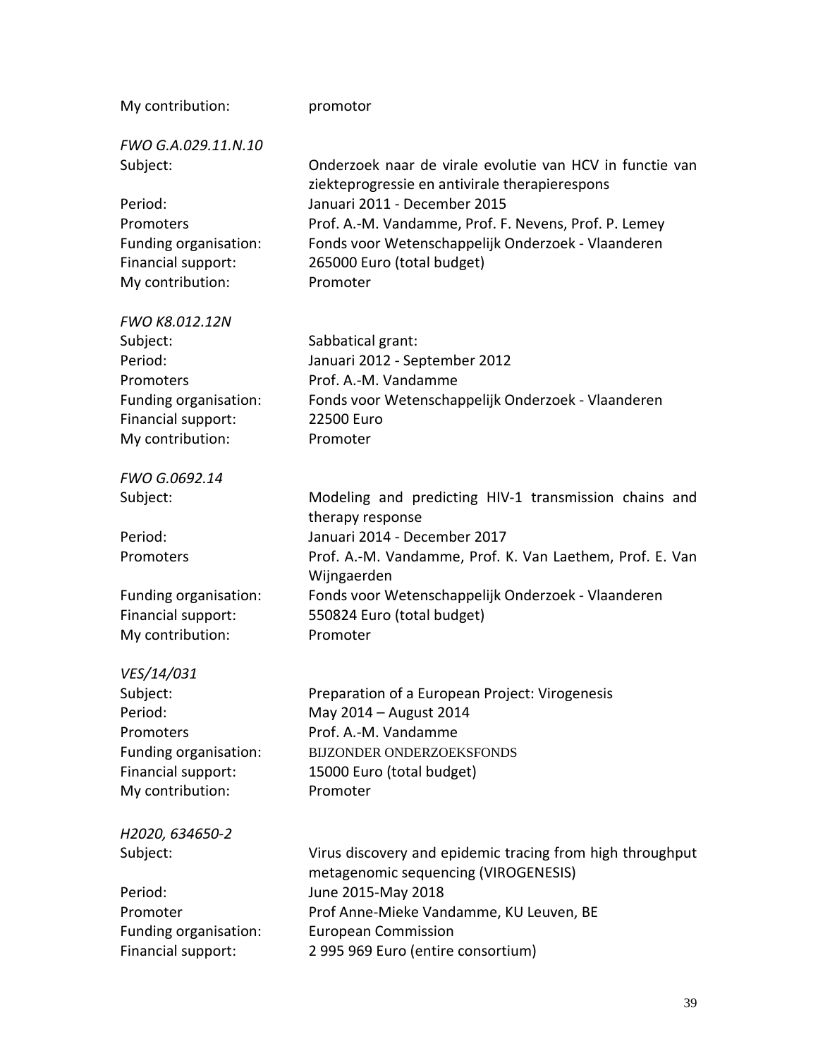My contribution: promotor

*FWO G.A.029.11.N.10*

Subject: Onderzoek naar de virale evolutie van HCV in functie van ziekteprogressie en antivirale therapierespons
Period: Januari 2011 - December 2015
Promoters Prof. A.-M. Vandamme, Prof. F. Nevens, Prof. P. Lemey
Funding organisation: Fonds voor Wetenschappelijk Onderzoek - Vlaanderen
Financial support: 265000 Euro (total budget)
My contribution: Promoter

*FWO K8.012.12N*

Subject: Sabbatical grant:
Period: Januari 2012 - September 2012
Promoters Prof. A.-M. Vandamme
Funding organisation: Fonds voor Wetenschappelijk Onderzoek - Vlaanderen
Financial support: 22500 Euro
My contribution: Promoter

*FWO G.0692.14*

Subject: Modeling and predicting HIV-1 transmission chains and therapy response
Period: Januari 2014 - December 2017
Promoters Prof. A.-M. Vandamme, Prof. K. Van Laethem, Prof. E. Van Wijngaerden
Funding organisation: Fonds voor Wetenschappelijk Onderzoek - Vlaanderen
Financial support: 550824 Euro (total budget)
My contribution: Promoter

*VES/14/031*

Subject: Preparation of a European Project: Virogenesis
Period: May 2014 – August 2014
Promoters Prof. A.-M. Vandamme
Funding organisation: BIJZONDER ONDERZOEKSFONDS
Financial support: 15000 Euro (total budget)
My contribution: Promoter

*H2020, 634650-2*

Subject: Virus discovery and epidemic tracing from high throughput metagenomic sequencing (VIROGENESIS)
Period: June 2015-May 2018
Promoter Prof Anne-Mieke Vandamme, KU Leuven, BE
Funding organisation: European Commission
Financial support: 2 995 969 Euro (entire consortium)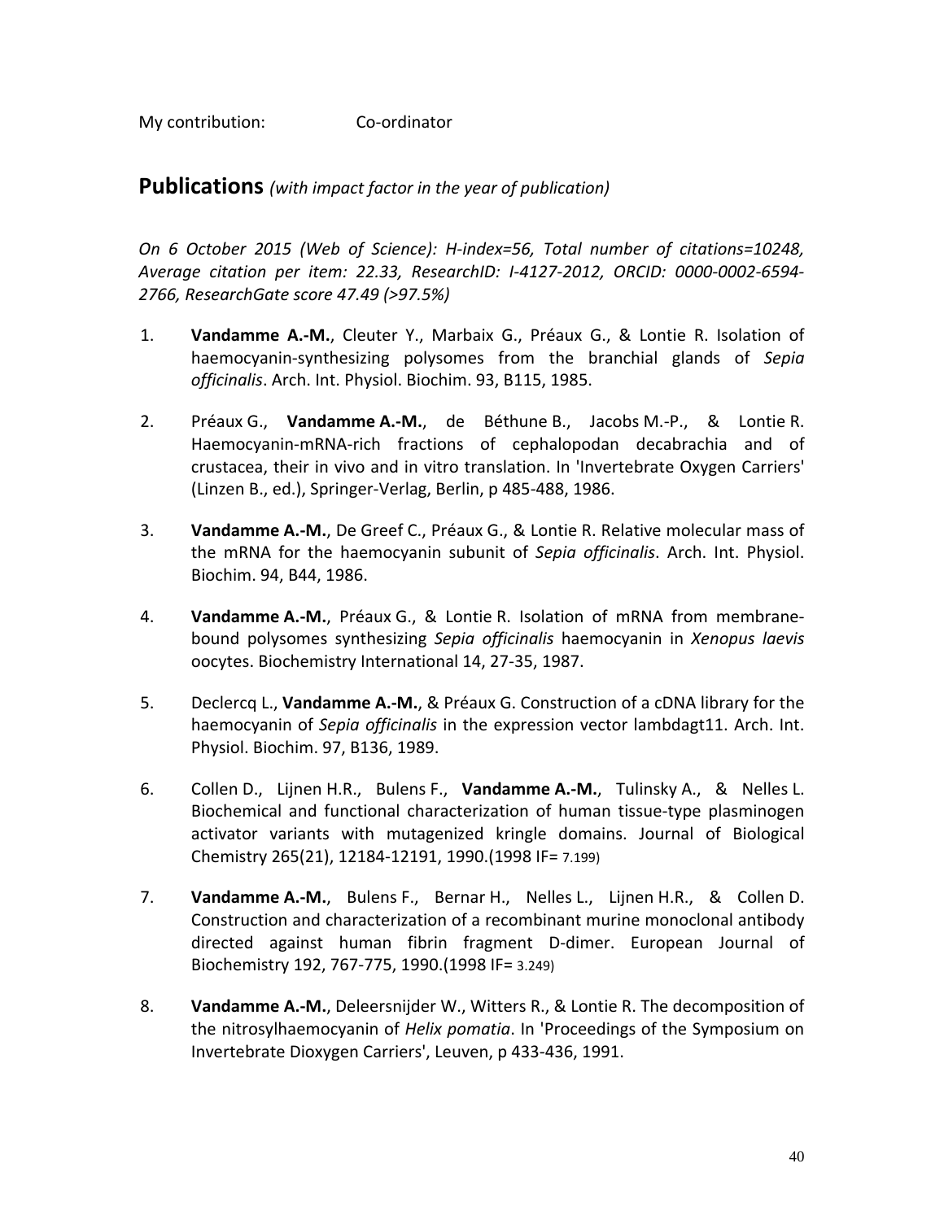My contribution: Co-ordinator

## Publications *(with impact factor in the year of publication)*

*On 6 October 2015 (Web of Science): H-index=56, Total number of citations=10248, Average citation per item: 22.33, ResearchID: I-4127-2012, ORCID: 0000-0002-6594-2766, ResearchGate score 47.49 (>97.5%)*

1. **Vandamme A.-M.**, Cleuter Y., Marbaix G., Préaux G., & Lontie R. Isolation of haemocyanin-synthesizing polysomes from the branchial glands of *Sepia officinalis*. Arch. Int. Physiol. Biochim. 93, B115, 1985.

2. Préaux G., **Vandamme A.-M.**, de Béthune B., Jacobs M.-P., & Lontie R. Haemocyanin-mRNA-rich fractions of cephalopodan decabrachia and of crustacea, their in vivo and in vitro translation. In 'Invertebrate Oxygen Carriers' (Linzen B., ed.), Springer-Verlag, Berlin, p 485-488, 1986.

3. **Vandamme A.-M.**, De Greef C., Préaux G., & Lontie R. Relative molecular mass of the mRNA for the haemocyanin subunit of *Sepia officinalis*. Arch. Int. Physiol. Biochim. 94, B44, 1986.

4. **Vandamme A.-M.**, Préaux G., & Lontie R. Isolation of mRNA from membrane-bound polysomes synthesizing *Sepia officinalis* haemocyanin in *Xenopus laevis* oocytes. Biochemistry International 14, 27-35, 1987.

5. Declercq L., **Vandamme A.-M.**, & Préaux G. Construction of a cDNA library for the haemocyanin of *Sepia officinalis* in the expression vector lambdagt11. Arch. Int. Physiol. Biochim. 97, B136, 1989.

6. Collen D., Lijnen H.R., Bulens F., **Vandamme A.-M.**, Tulinsky A., & Nelles L. Biochemical and functional characterization of human tissue-type plasminogen activator variants with mutagenized kringle domains. Journal of Biological Chemistry 265(21), 12184-12191, 1990.(1998 IF= 7.199)

7. **Vandamme A.-M.**, Bulens F., Bernar H., Nelles L., Lijnen H.R., & Collen D. Construction and characterization of a recombinant murine monoclonal antibody directed against human fibrin fragment D-dimer. European Journal of Biochemistry 192, 767-775, 1990.(1998 IF= 3.249)

8. **Vandamme A.-M.**, Deleersnijder W., Witters R., & Lontie R. The decomposition of the nitrosylhaemocyanin of *Helix pomatia*. In 'Proceedings of the Symposium on Invertebrate Dioxygen Carriers', Leuven, p 433-436, 1991.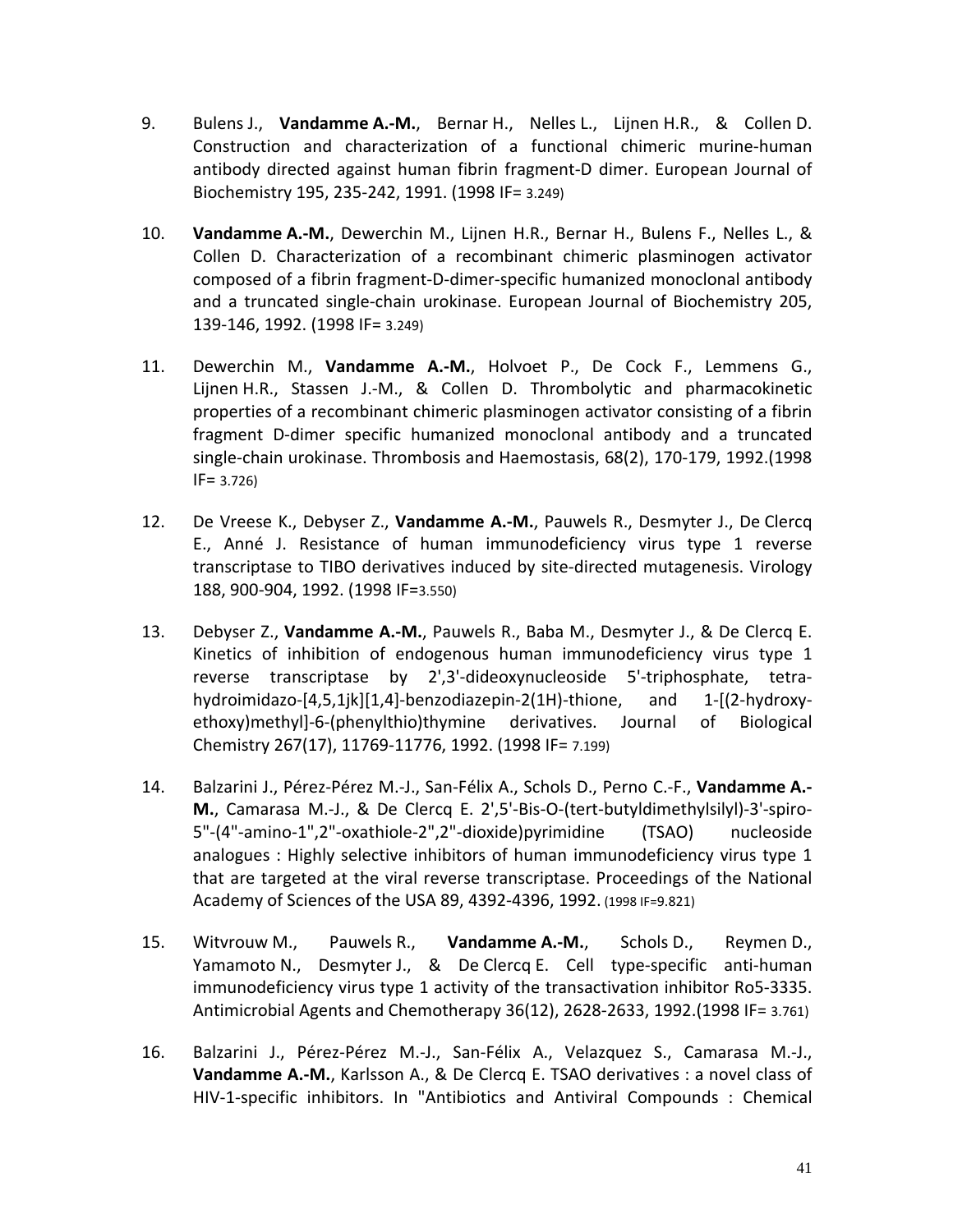9. Bulens J., **Vandamme A.-M.**, Bernar H., Nelles L., Lijnen H.R., & Collen D. Construction and characterization of a functional chimeric murine-human antibody directed against human fibrin fragment-D dimer. European Journal of Biochemistry 195, 235-242, 1991. (1998 IF= 3.249)

10. **Vandamme A.-M.**, Dewerchin M., Lijnen H.R., Bernar H., Bulens F., Nelles L., & Collen D. Characterization of a recombinant chimeric plasminogen activator composed of a fibrin fragment-D-dimer-specific humanized monoclonal antibody and a truncated single-chain urokinase. European Journal of Biochemistry 205, 139-146, 1992. (1998 IF= 3.249)

11. Dewerchin M., **Vandamme A.-M.**, Holvoet P., De Cock F., Lemmens G., Lijnen H.R., Stassen J.-M., & Collen D. Thrombolytic and pharmacokinetic properties of a recombinant chimeric plasminogen activator consisting of a fibrin fragment D-dimer specific humanized monoclonal antibody and a truncated single-chain urokinase. Thrombosis and Haemostasis, 68(2), 170-179, 1992.(1998 IF= 3.726)

12. De Vreese K., Debyser Z., **Vandamme A.-M.**, Pauwels R., Desmyter J., De Clercq E., Anné J. Resistance of human immunodeficiency virus type 1 reverse transcriptase to TIBO derivatives induced by site-directed mutagenesis. Virology 188, 900-904, 1992. (1998 IF=3.550)

13. Debyser Z., **Vandamme A.-M.**, Pauwels R., Baba M., Desmyter J., & De Clercq E. Kinetics of inhibition of endogenous human immunodeficiency virus type 1 reverse transcriptase by 2',3'-dideoxynucleoside 5'-triphosphate, tetra-hydroimidazo-[4,5,1jk][1,4]-benzodiazepin-2(1H)-thione, and 1-[(2-hydroxy-ethoxy)methyl]-6-(phenylthio)thymine derivatives. Journal of Biological Chemistry 267(17), 11769-11776, 1992. (1998 IF= 7.199)

14. Balzarini J., Pérez-Pérez M.-J., San-Félix A., Schols D., Perno C.-F., **Vandamme A.-M.**, Camarasa M.-J., & De Clercq E. 2',5'-Bis-O-(tert-butyldimethylsilyl)-3'-spiro-5''-(4''-amino-1'',2''-oxathiole-2'',2''-dioxide)pyrimidine (TSAO) nucleoside analogues : Highly selective inhibitors of human immunodeficiency virus type 1 that are targeted at the viral reverse transcriptase. Proceedings of the National Academy of Sciences of the USA 89, 4392-4396, 1992. (1998 IF=9.821)

15. Witvrouw M., Pauwels R., **Vandamme A.-M.**, Schols D., Reymen D., Yamamoto N., Desmyter J., & De Clercq E. Cell type-specific anti-human immunodeficiency virus type 1 activity of the transactivation inhibitor Ro5-3335. Antimicrobial Agents and Chemotherapy 36(12), 2628-2633, 1992.(1998 IF= 3.761)

16. Balzarini J., Pérez-Pérez M.-J., San-Félix A., Velazquez S., Camarasa M.-J., **Vandamme A.-M.**, Karlsson A., & De Clercq E. TSAO derivatives : a novel class of HIV-1-specific inhibitors. In "Antibiotics and Antiviral Compounds : Chemical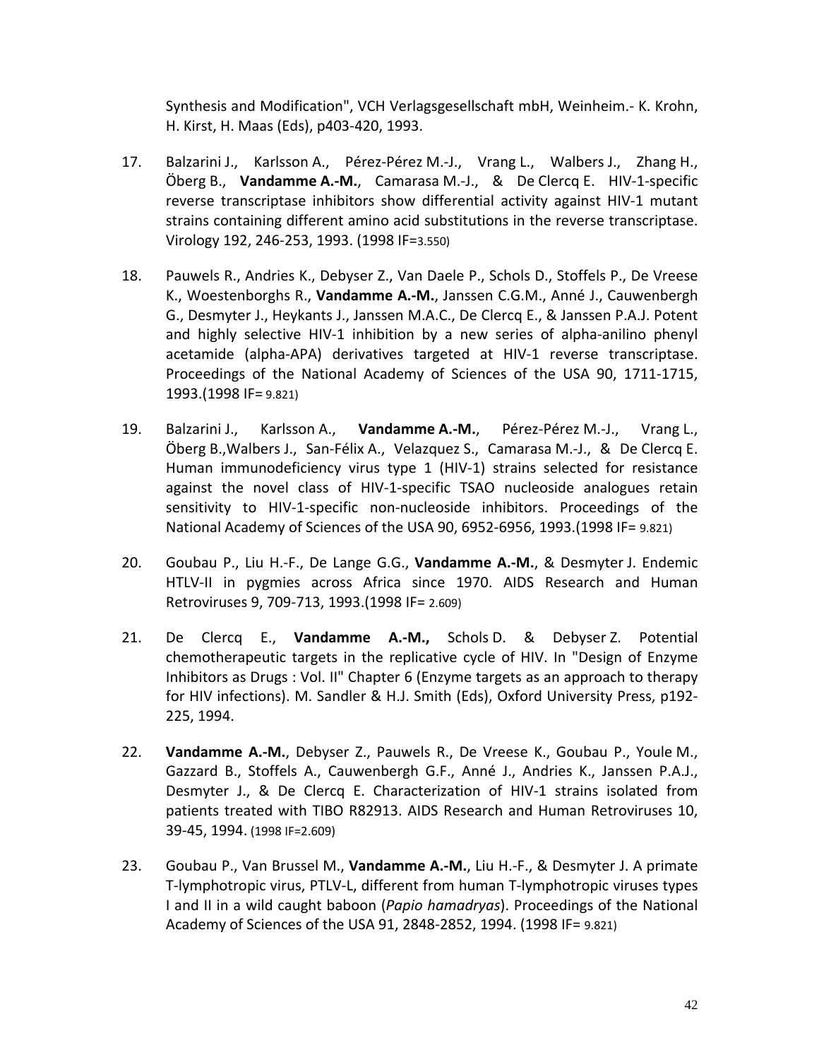Synthesis and Modification", VCH Verlagsgesellschaft mbH, Weinheim.- K. Krohn, H. Kirst, H. Maas (Eds), p403-420, 1993.

17. Balzarini J., Karlsson A., Pérez-Pérez M.-J., Vrang L., Walbers J., Zhang H., Öberg B., **Vandamme A.-M.**, Camarasa M.-J., & De Clercq E. HIV-1-specific reverse transcriptase inhibitors show differential activity against HIV-1 mutant strains containing different amino acid substitutions in the reverse transcriptase. Virology 192, 246-253, 1993. (1998 IF=3.550)

18. Pauwels R., Andries K., Debyser Z., Van Daele P., Schols D., Stoffels P., De Vreese K., Woestenborghs R., **Vandamme A.-M.**, Janssen C.G.M., Anné J., Cauwenbergh G., Desmyter J., Heykants J., Janssen M.A.C., De Clercq E., & Janssen P.A.J. Potent and highly selective HIV-1 inhibition by a new series of alpha-anilino phenyl acetamide (alpha-APA) derivatives targeted at HIV-1 reverse transcriptase. Proceedings of the National Academy of Sciences of the USA 90, 1711-1715, 1993.(1998 IF= 9.821)

19. Balzarini J., Karlsson A., **Vandamme A.-M.**, Pérez-Pérez M.-J., Vrang L., Öberg B.,Walbers J., San-Félix A., Velazquez S., Camarasa M.-J., & De Clercq E. Human immunodeficiency virus type 1 (HIV-1) strains selected for resistance against the novel class of HIV-1-specific TSAO nucleoside analogues retain sensitivity to HIV-1-specific non-nucleoside inhibitors. Proceedings of the National Academy of Sciences of the USA 90, 6952-6956, 1993.(1998 IF= 9.821)

20. Goubau P., Liu H.-F., De Lange G.G., **Vandamme A.-M.**, & Desmyter J. Endemic HTLV-II in pygmies across Africa since 1970. AIDS Research and Human Retroviruses 9, 709-713, 1993.(1998 IF= 2.609)

21. De Clercq E., **Vandamme A.-M.,** Schols D. & Debyser Z. Potential chemotherapeutic targets in the replicative cycle of HIV. In "Design of Enzyme Inhibitors as Drugs : Vol. II" Chapter 6 (Enzyme targets as an approach to therapy for HIV infections). M. Sandler & H.J. Smith (Eds), Oxford University Press, p192-225, 1994.

22. **Vandamme A.-M.**, Debyser Z., Pauwels R., De Vreese K., Goubau P., Youle M., Gazzard B., Stoffels A., Cauwenbergh G.F., Anné J., Andries K., Janssen P.A.J., Desmyter J., & De Clercq E. Characterization of HIV-1 strains isolated from patients treated with TIBO R82913. AIDS Research and Human Retroviruses 10, 39-45, 1994. (1998 IF=2.609)

23. Goubau P., Van Brussel M., **Vandamme A.-M.**, Liu H.-F., & Desmyter J. A primate T-lymphotropic virus, PTLV-L, different from human T-lymphotropic viruses types I and II in a wild caught baboon (*Papio hamadryas*). Proceedings of the National Academy of Sciences of the USA 91, 2848-2852, 1994. (1998 IF= 9.821)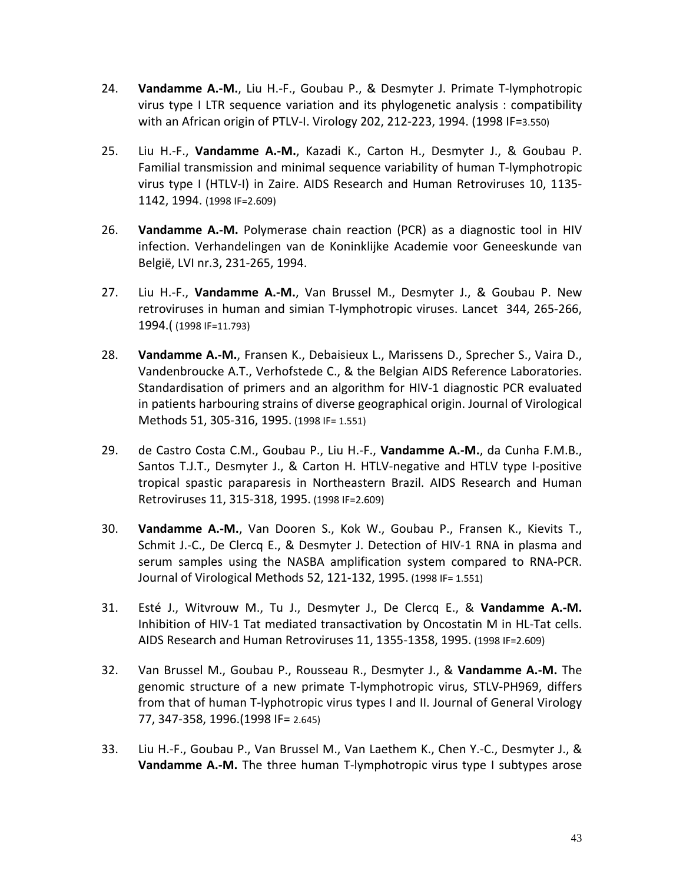24. **Vandamme A.-M.**, Liu H.-F., Goubau P., & Desmyter J. Primate T-lymphotropic virus type I LTR sequence variation and its phylogenetic analysis : compatibility with an African origin of PTLV-I. Virology 202, 212-223, 1994. (1998 IF=3.550)

25. Liu H.-F., **Vandamme A.-M.**, Kazadi K., Carton H., Desmyter J., & Goubau P. Familial transmission and minimal sequence variability of human T-lymphotropic virus type I (HTLV-I) in Zaire. AIDS Research and Human Retroviruses 10, 1135-1142, 1994. (1998 IF=2.609)

26. **Vandamme A.-M.** Polymerase chain reaction (PCR) as a diagnostic tool in HIV infection. Verhandelingen van de Koninklijke Academie voor Geneeskunde van België, LVI nr.3, 231-265, 1994.

27. Liu H.-F., **Vandamme A.-M.**, Van Brussel M., Desmyter J., & Goubau P. New retroviruses in human and simian T-lymphotropic viruses. Lancet 344, 265-266, 1994.( (1998 IF=11.793)

28. **Vandamme A.-M.**, Fransen K., Debaisieux L., Marissens D., Sprecher S., Vaira D., Vandenbroucke A.T., Verhofstede C., & the Belgian AIDS Reference Laboratories. Standardisation of primers and an algorithm for HIV-1 diagnostic PCR evaluated in patients harbouring strains of diverse geographical origin. Journal of Virological Methods 51, 305-316, 1995. (1998 IF= 1.551)

29. de Castro Costa C.M., Goubau P., Liu H.-F., **Vandamme A.-M.**, da Cunha F.M.B., Santos T.J.T., Desmyter J., & Carton H. HTLV-negative and HTLV type I-positive tropical spastic paraparesis in Northeastern Brazil. AIDS Research and Human Retroviruses 11, 315-318, 1995. (1998 IF=2.609)

30. **Vandamme A.-M.**, Van Dooren S., Kok W., Goubau P., Fransen K., Kievits T., Schmit J.-C., De Clercq E., & Desmyter J. Detection of HIV-1 RNA in plasma and serum samples using the NASBA amplification system compared to RNA-PCR. Journal of Virological Methods 52, 121-132, 1995. (1998 IF= 1.551)

31. Esté J., Witvrouw M., Tu J., Desmyter J., De Clercq E., & **Vandamme A.-M.** Inhibition of HIV-1 Tat mediated transactivation by Oncostatin M in HL-Tat cells. AIDS Research and Human Retroviruses 11, 1355-1358, 1995. (1998 IF=2.609)

32. Van Brussel M., Goubau P., Rousseau R., Desmyter J., & **Vandamme A.-M.** The genomic structure of a new primate T-lymphotropic virus, STLV-PH969, differs from that of human T-lyphotropic virus types I and II. Journal of General Virology 77, 347-358, 1996.(1998 IF= 2.645)

33. Liu H.-F., Goubau P., Van Brussel M., Van Laethem K., Chen Y.-C., Desmyter J., & **Vandamme A.-M.** The three human T-lymphotropic virus type I subtypes arose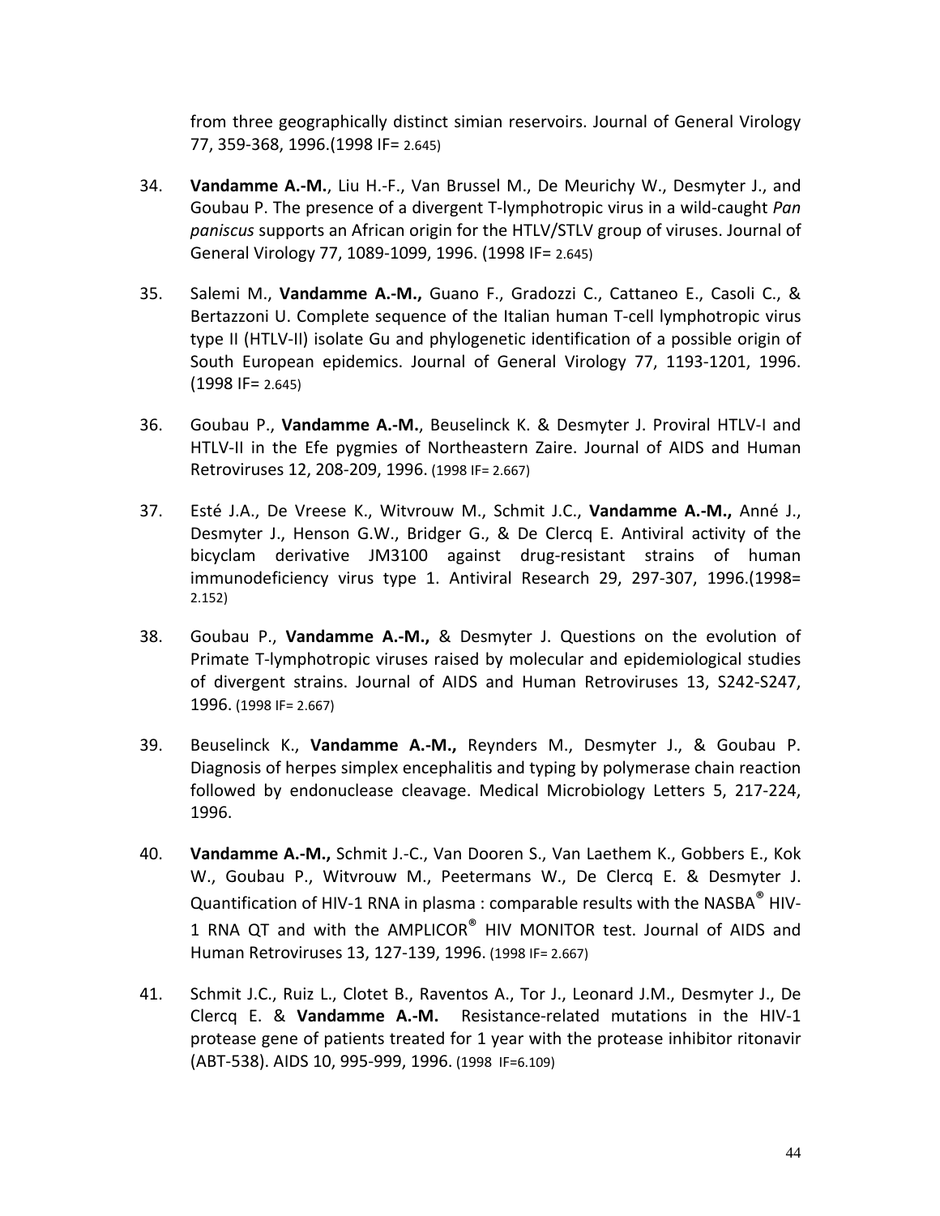from three geographically distinct simian reservoirs. Journal of General Virology 77, 359-368, 1996.(1998 IF= 2.645)

34. **Vandamme A.-M.**, Liu H.-F., Van Brussel M., De Meurichy W., Desmyter J., and Goubau P. The presence of a divergent T-lymphotropic virus in a wild-caught *Pan paniscus* supports an African origin for the HTLV/STLV group of viruses. Journal of General Virology 77, 1089-1099, 1996. (1998 IF= 2.645)

35. Salemi M., **Vandamme A.-M.,** Guano F., Gradozzi C., Cattaneo E., Casoli C., & Bertazzoni U. Complete sequence of the Italian human T-cell lymphotropic virus type II (HTLV-II) isolate Gu and phylogenetic identification of a possible origin of South European epidemics. Journal of General Virology 77, 1193-1201, 1996. (1998 IF= 2.645)

36. Goubau P., **Vandamme A.-M.**, Beuselinck K. & Desmyter J. Proviral HTLV-I and HTLV-II in the Efe pygmies of Northeastern Zaire. Journal of AIDS and Human Retroviruses 12, 208-209, 1996. (1998 IF= 2.667)

37. Esté J.A., De Vreese K., Witvrouw M., Schmit J.C., **Vandamme A.-M.,** Anné J., Desmyter J., Henson G.W., Bridger G., & De Clercq E. Antiviral activity of the bicyclam derivative JM3100 against drug-resistant strains of human immunodeficiency virus type 1. Antiviral Research 29, 297-307, 1996.(1998= 2.152)

38. Goubau P., **Vandamme A.-M.,** & Desmyter J. Questions on the evolution of Primate T-lymphotropic viruses raised by molecular and epidemiological studies of divergent strains. Journal of AIDS and Human Retroviruses 13, S242-S247, 1996. (1998 IF= 2.667)

39. Beuselinck K., **Vandamme A.-M.,** Reynders M., Desmyter J., & Goubau P. Diagnosis of herpes simplex encephalitis and typing by polymerase chain reaction followed by endonuclease cleavage. Medical Microbiology Letters 5, 217-224, 1996.

40. **Vandamme A.-M.,** Schmit J.-C., Van Dooren S., Van Laethem K., Gobbers E., Kok W., Goubau P., Witvrouw M., Peetermans W., De Clercq E. & Desmyter J. Quantification of HIV-1 RNA in plasma : comparable results with the NASBA® HIV-1 RNA QT and with the AMPLICOR® HIV MONITOR test. Journal of AIDS and Human Retroviruses 13, 127-139, 1996. (1998 IF= 2.667)

41. Schmit J.C., Ruiz L., Clotet B., Raventos A., Tor J., Leonard J.M., Desmyter J., De Clercq E. & **Vandamme A.-M.** Resistance-related mutations in the HIV-1 protease gene of patients treated for 1 year with the protease inhibitor ritonavir (ABT-538). AIDS 10, 995-999, 1996. (1998 IF=6.109)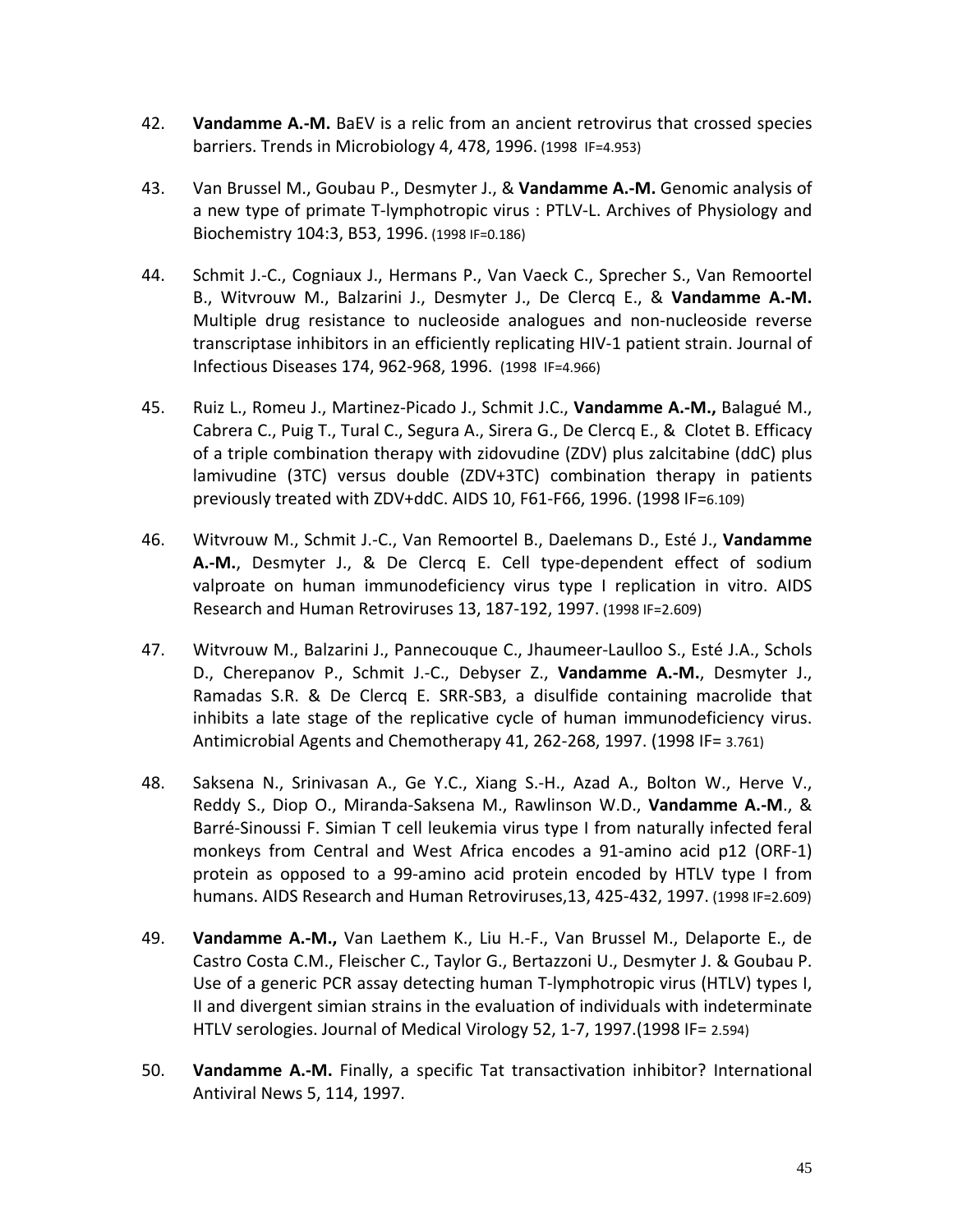42. **Vandamme A.-M.** BaEV is a relic from an ancient retrovirus that crossed species barriers. Trends in Microbiology 4, 478, 1996. (1998 IF=4.953)

43. Van Brussel M., Goubau P., Desmyter J., & **Vandamme A.-M.** Genomic analysis of a new type of primate T-lymphotropic virus : PTLV-L. Archives of Physiology and Biochemistry 104:3, B53, 1996. (1998 IF=0.186)

44. Schmit J.-C., Cogniaux J., Hermans P., Van Vaeck C., Sprecher S., Van Remoortel B., Witvrouw M., Balzarini J., Desmyter J., De Clercq E., & **Vandamme A.-M.** Multiple drug resistance to nucleoside analogues and non-nucleoside reverse transcriptase inhibitors in an efficiently replicating HIV-1 patient strain. Journal of Infectious Diseases 174, 962-968, 1996. (1998 IF=4.966)

45. Ruiz L., Romeu J., Martinez-Picado J., Schmit J.C., **Vandamme A.-M.,** Balagué M., Cabrera C., Puig T., Tural C., Segura A., Sirera G., De Clercq E., & Clotet B. Efficacy of a triple combination therapy with zidovudine (ZDV) plus zalcitabine (ddC) plus lamivudine (3TC) versus double (ZDV+3TC) combination therapy in patients previously treated with ZDV+ddC. AIDS 10, F61-F66, 1996. (1998 IF=6.109)

46. Witvrouw M., Schmit J.-C., Van Remoortel B., Daelemans D., Esté J., **Vandamme A.-M.**, Desmyter J., & De Clercq E. Cell type-dependent effect of sodium valproate on human immunodeficiency virus type I replication in vitro. AIDS Research and Human Retroviruses 13, 187-192, 1997. (1998 IF=2.609)

47. Witvrouw M., Balzarini J., Pannecouque C., Jhaumeer-Laulloo S., Esté J.A., Schols D., Cherepanov P., Schmit J.-C., Debyser Z., **Vandamme A.-M.**, Desmyter J., Ramadas S.R. & De Clercq E. SRR-SB3, a disulfide containing macrolide that inhibits a late stage of the replicative cycle of human immunodeficiency virus. Antimicrobial Agents and Chemotherapy 41, 262-268, 1997. (1998 IF= 3.761)

48. Saksena N., Srinivasan A., Ge Y.C., Xiang S.-H., Azad A., Bolton W., Herve V., Reddy S., Diop O., Miranda-Saksena M., Rawlinson W.D., **Vandamme A.-M**., & Barré-Sinoussi F. Simian T cell leukemia virus type I from naturally infected feral monkeys from Central and West Africa encodes a 91-amino acid p12 (ORF-1) protein as opposed to a 99-amino acid protein encoded by HTLV type I from humans. AIDS Research and Human Retroviruses,13, 425-432, 1997. (1998 IF=2.609)

49. **Vandamme A.-M.,** Van Laethem K., Liu H.-F., Van Brussel M., Delaporte E., de Castro Costa C.M., Fleischer C., Taylor G., Bertazzoni U., Desmyter J. & Goubau P. Use of a generic PCR assay detecting human T-lymphotropic virus (HTLV) types I, II and divergent simian strains in the evaluation of individuals with indeterminate HTLV serologies. Journal of Medical Virology 52, 1-7, 1997.(1998 IF= 2.594)

50. **Vandamme A.-M.** Finally, a specific Tat transactivation inhibitor? International Antiviral News 5, 114, 1997.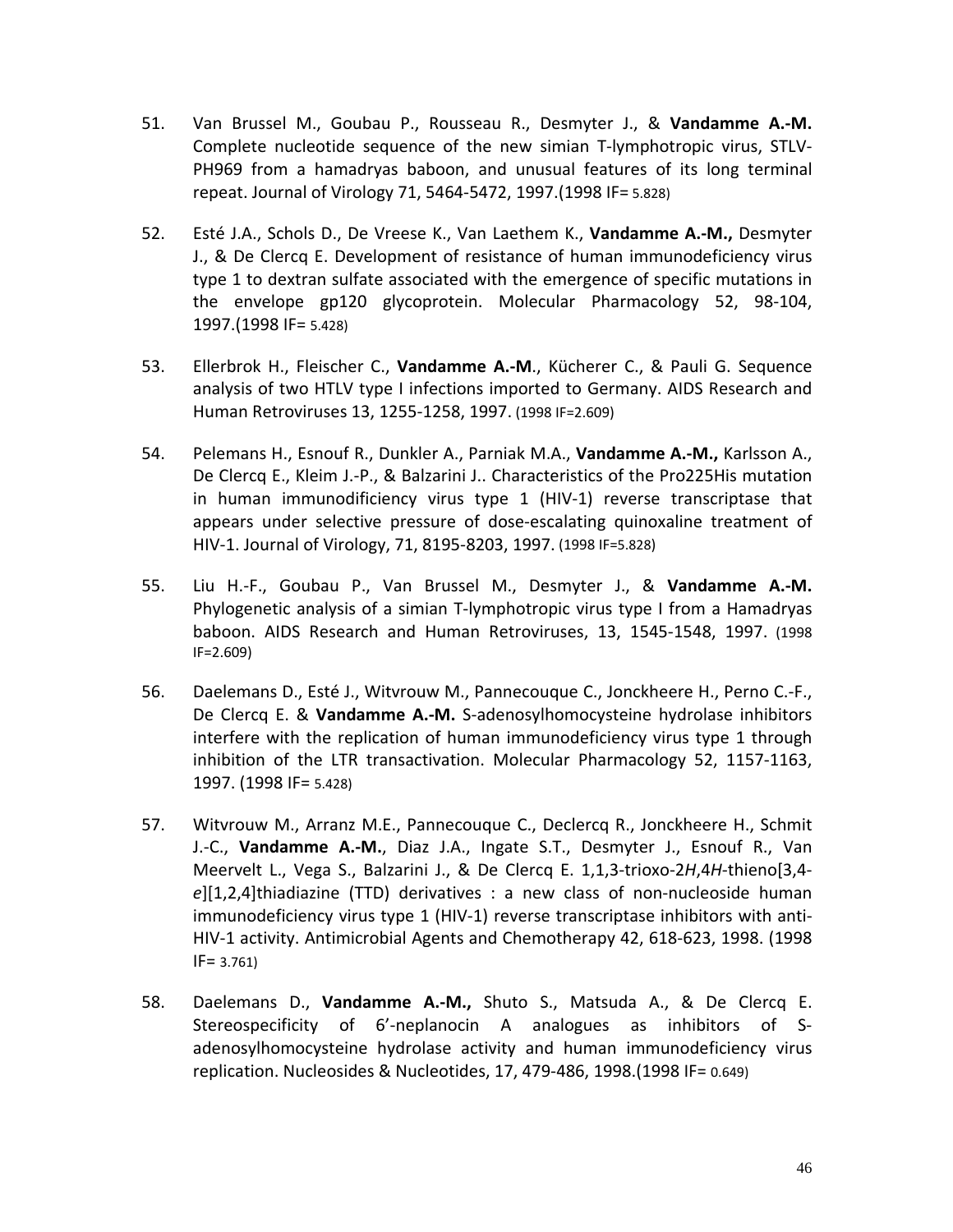51. Van Brussel M., Goubau P., Rousseau R., Desmyter J., & **Vandamme A.-M.** Complete nucleotide sequence of the new simian T-lymphotropic virus, STLV-PH969 from a hamadryas baboon, and unusual features of its long terminal repeat. Journal of Virology 71, 5464-5472, 1997.(1998 IF= 5.828)

52. Esté J.A., Schols D., De Vreese K., Van Laethem K., **Vandamme A.-M.,** Desmyter J., & De Clercq E. Development of resistance of human immunodeficiency virus type 1 to dextran sulfate associated with the emergence of specific mutations in the envelope gp120 glycoprotein. Molecular Pharmacology 52, 98-104, 1997.(1998 IF= 5.428)

53. Ellerbrok H., Fleischer C., **Vandamme A.-M**., Kücherer C., & Pauli G. Sequence analysis of two HTLV type I infections imported to Germany. AIDS Research and Human Retroviruses 13, 1255-1258, 1997. (1998 IF=2.609)

54. Pelemans H., Esnouf R., Dunkler A., Parniak M.A., **Vandamme A.-M.,** Karlsson A., De Clercq E., Kleim J.-P., & Balzarini J.. Characteristics of the Pro225His mutation in human immunodificiency virus type 1 (HIV-1) reverse transcriptase that appears under selective pressure of dose-escalating quinoxaline treatment of HIV-1. Journal of Virology, 71, 8195-8203, 1997. (1998 IF=5.828)

55. Liu H.-F., Goubau P., Van Brussel M., Desmyter J., & **Vandamme A.-M.** Phylogenetic analysis of a simian T-lymphotropic virus type I from a Hamadryas baboon. AIDS Research and Human Retroviruses, 13, 1545-1548, 1997. (1998 IF=2.609)

56. Daelemans D., Esté J., Witvrouw M., Pannecouque C., Jonckheere H., Perno C.-F., De Clercq E. & **Vandamme A.-M.** S-adenosylhomocysteine hydrolase inhibitors interfere with the replication of human immunodeficiency virus type 1 through inhibition of the LTR transactivation. Molecular Pharmacology 52, 1157-1163, 1997. (1998 IF= 5.428)

57. Witvrouw M., Arranz M.E., Pannecouque C., Declercq R., Jonckheere H., Schmit J.-C., **Vandamme A.-M.**, Diaz J.A., Ingate S.T., Desmyter J., Esnouf R., Van Meervelt L., Vega S., Balzarini J., & De Clercq E. 1,1,3-trioxo-2*H*,4*H*-thieno[3,4-*e*][1,2,4]thiadiazine (TTD) derivatives : a new class of non-nucleoside human immunodeficiency virus type 1 (HIV-1) reverse transcriptase inhibitors with anti-HIV-1 activity. Antimicrobial Agents and Chemotherapy 42, 618-623, 1998. (1998 IF= 3.761)

58. Daelemans D., **Vandamme A.-M.,** Shuto S., Matsuda A., & De Clercq E. Stereospecificity of 6'-neplanocin A analogues as inhibitors of S-adenosylhomocysteine hydrolase activity and human immunodeficiency virus replication. Nucleosides & Nucleotides, 17, 479-486, 1998.(1998 IF= 0.649)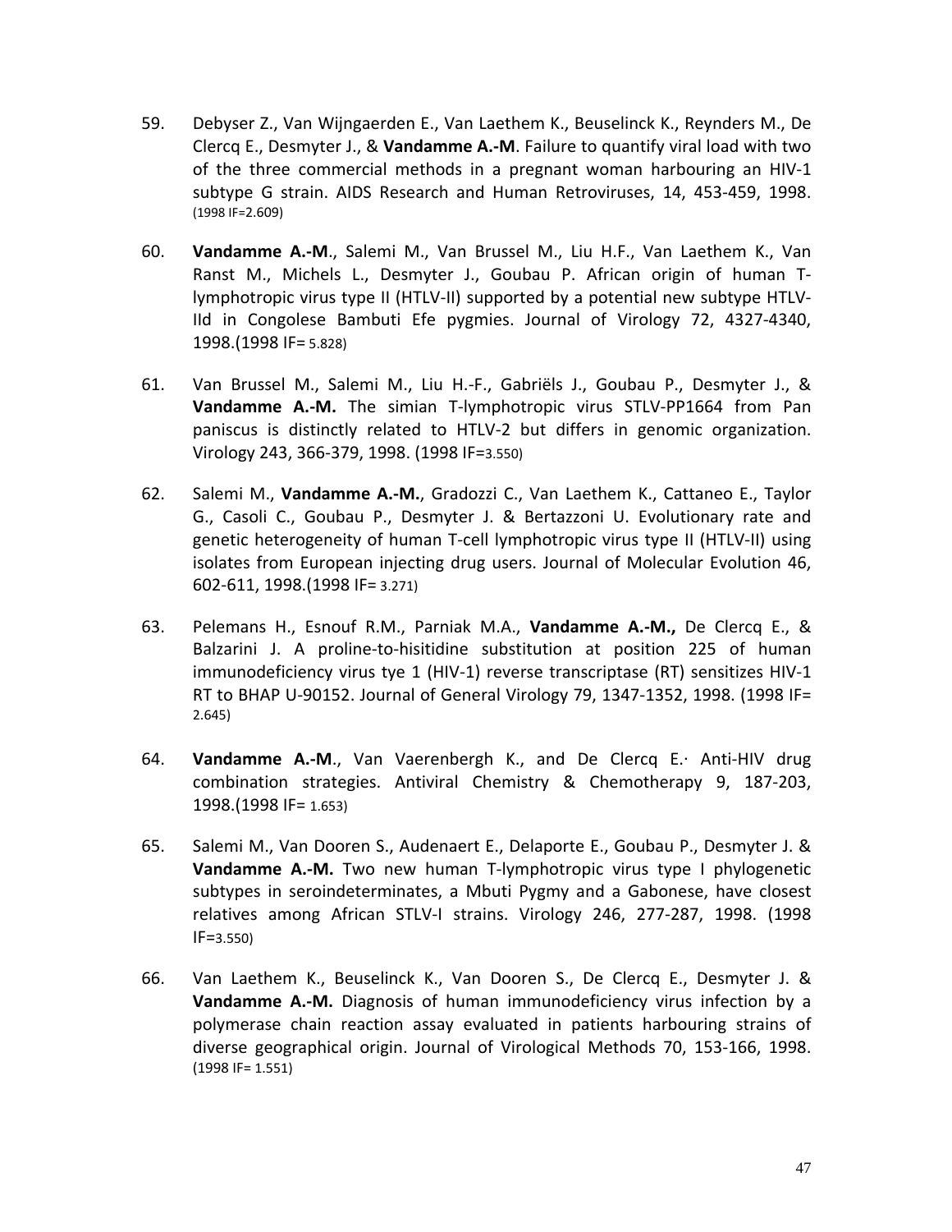59. Debyser Z., Van Wijngaerden E., Van Laethem K., Beuselinck K., Reynders M., De Clercq E., Desmyter J., & **Vandamme A.-M**. Failure to quantify viral load with two of the three commercial methods in a pregnant woman harbouring an HIV-1 subtype G strain. AIDS Research and Human Retroviruses, 14, 453-459, 1998. (1998 IF=2.609)

60. **Vandamme A.-M**., Salemi M., Van Brussel M., Liu H.F., Van Laethem K., Van Ranst M., Michels L., Desmyter J., Goubau P. African origin of human T-lymphotropic virus type II (HTLV-II) supported by a potential new subtype HTLV-IId in Congolese Bambuti Efe pygmies. Journal of Virology 72, 4327-4340, 1998.(1998 IF= 5.828)

61. Van Brussel M., Salemi M., Liu H.-F., Gabriëls J., Goubau P., Desmyter J., & **Vandamme A.-M.** The simian T-lymphotropic virus STLV-PP1664 from Pan paniscus is distinctly related to HTLV-2 but differs in genomic organization. Virology 243, 366-379, 1998. (1998 IF=3.550)

62. Salemi M., **Vandamme A.-M.**, Gradozzi C., Van Laethem K., Cattaneo E., Taylor G., Casoli C., Goubau P., Desmyter J. & Bertazzoni U. Evolutionary rate and genetic heterogeneity of human T-cell lymphotropic virus type II (HTLV-II) using isolates from European injecting drug users. Journal of Molecular Evolution 46, 602-611, 1998.(1998 IF= 3.271)

63. Pelemans H., Esnouf R.M., Parniak M.A., **Vandamme A.-M.,** De Clercq E., & Balzarini J. A proline-to-hisitidine substitution at position 225 of human immunodeficiency virus tye 1 (HIV-1) reverse transcriptase (RT) sensitizes HIV-1 RT to BHAP U-90152. Journal of General Virology 79, 1347-1352, 1998. (1998 IF= 2.645)

64. **Vandamme A.-M**., Van Vaerenbergh K., and De Clercq E.· Anti-HIV drug combination strategies. Antiviral Chemistry & Chemotherapy 9, 187-203, 1998.(1998 IF= 1.653)

65. Salemi M., Van Dooren S., Audenaert E., Delaporte E., Goubau P., Desmyter J. & **Vandamme A.-M.** Two new human T-lymphotropic virus type I phylogenetic subtypes in seroindeterminates, a Mbuti Pygmy and a Gabonese, have closest relatives among African STLV-I strains. Virology 246, 277-287, 1998. (1998 IF=3.550)

66. Van Laethem K., Beuselinck K., Van Dooren S., De Clercq E., Desmyter J. & **Vandamme A.-M.** Diagnosis of human immunodeficiency virus infection by a polymerase chain reaction assay evaluated in patients harbouring strains of diverse geographical origin. Journal of Virological Methods 70, 153-166, 1998. (1998 IF= 1.551)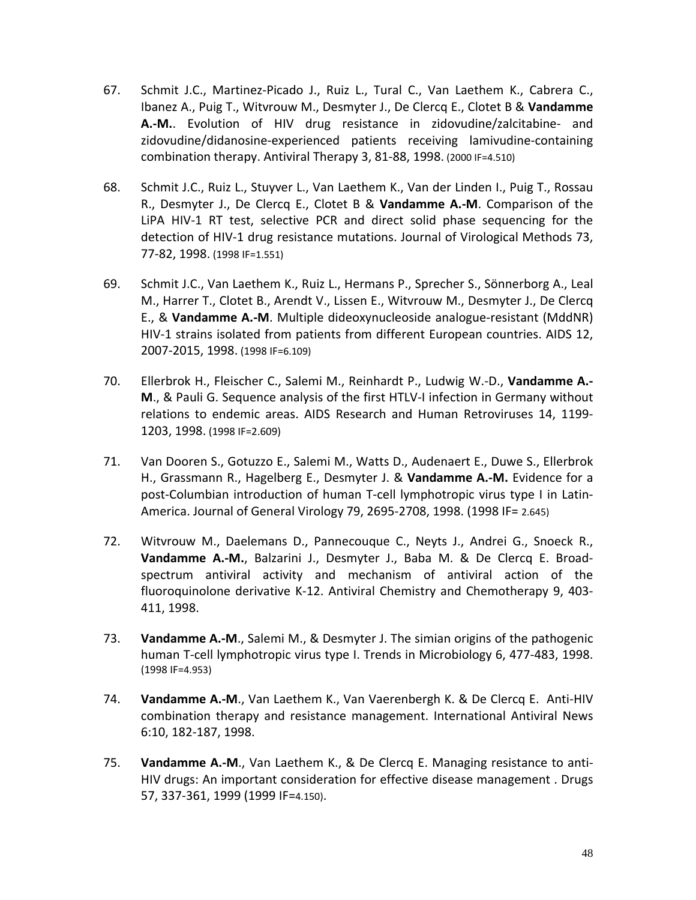67. Schmit J.C., Martinez-Picado J., Ruiz L., Tural C., Van Laethem K., Cabrera C., Ibanez A., Puig T., Witvrouw M., Desmyter J., De Clercq E., Clotet B & **Vandamme A.-M.**. Evolution of HIV drug resistance in zidovudine/zalcitabine- and zidovudine/didanosine-experienced patients receiving lamivudine-containing combination therapy. Antiviral Therapy 3, 81-88, 1998. (2000 IF=4.510)

68. Schmit J.C., Ruiz L., Stuyver L., Van Laethem K., Van der Linden I., Puig T., Rossau R., Desmyter J., De Clercq E., Clotet B & **Vandamme A.-M**. Comparison of the LiPA HIV-1 RT test, selective PCR and direct solid phase sequencing for the detection of HIV-1 drug resistance mutations. Journal of Virological Methods 73, 77-82, 1998. (1998 IF=1.551)

69. Schmit J.C., Van Laethem K., Ruiz L., Hermans P., Sprecher S., Sönnerborg A., Leal M., Harrer T., Clotet B., Arendt V., Lissen E., Witvrouw M., Desmyter J., De Clercq E., & **Vandamme A.-M**. Multiple dideoxynucleoside analogue-resistant (MddNR) HIV-1 strains isolated from patients from different European countries. AIDS 12, 2007-2015, 1998. (1998 IF=6.109)

70. Ellerbrok H., Fleischer C., Salemi M., Reinhardt P., Ludwig W.-D., **Vandamme A.-M**., & Pauli G. Sequence analysis of the first HTLV-I infection in Germany without relations to endemic areas. AIDS Research and Human Retroviruses 14, 1199-1203, 1998. (1998 IF=2.609)

71. Van Dooren S., Gotuzzo E., Salemi M., Watts D., Audenaert E., Duwe S., Ellerbrok H., Grassmann R., Hagelberg E., Desmyter J. & **Vandamme A.-M.** Evidence for a post-Columbian introduction of human T-cell lymphotropic virus type I in Latin-America. Journal of General Virology 79, 2695-2708, 1998. (1998 IF= 2.645)

72. Witvrouw M., Daelemans D., Pannecouque C., Neyts J., Andrei G., Snoeck R., **Vandamme A.-M.**, Balzarini J., Desmyter J., Baba M. & De Clercq E. Broad-spectrum antiviral activity and mechanism of antiviral action of the fluoroquinolone derivative K-12. Antiviral Chemistry and Chemotherapy 9, 403-411, 1998.

73. **Vandamme A.-M**., Salemi M., & Desmyter J. The simian origins of the pathogenic human T-cell lymphotropic virus type I. Trends in Microbiology 6, 477-483, 1998. (1998 IF=4.953)

74. **Vandamme A.-M**., Van Laethem K., Van Vaerenbergh K. & De Clercq E. Anti-HIV combination therapy and resistance management. International Antiviral News 6:10, 182-187, 1998.

75. **Vandamme A.-M**., Van Laethem K., & De Clercq E. Managing resistance to anti-HIV drugs: An important consideration for effective disease management . Drugs 57, 337-361, 1999 (1999 IF=4.150).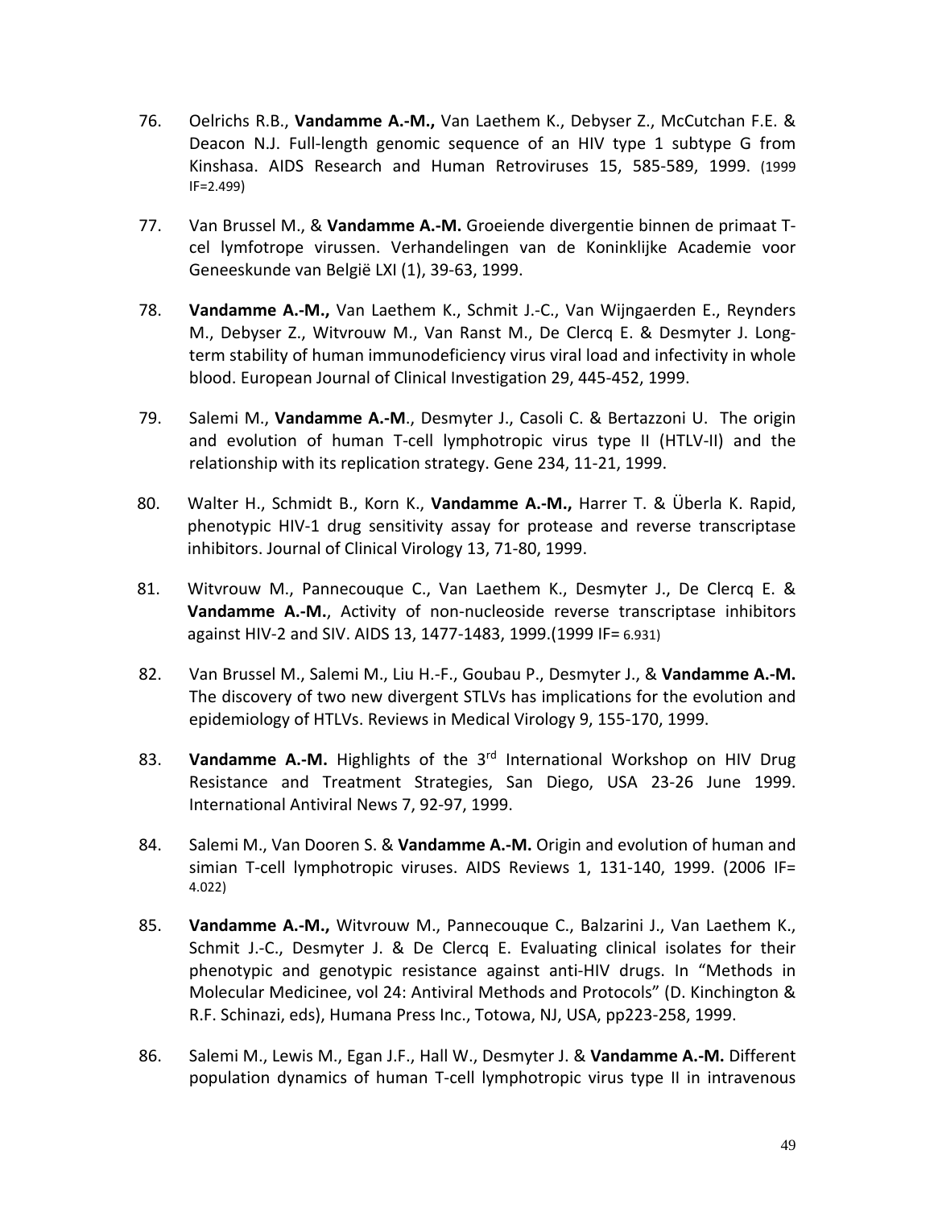76. Oelrichs R.B., **Vandamme A.-M.,** Van Laethem K., Debyser Z., McCutchan F.E. & Deacon N.J. Full-length genomic sequence of an HIV type 1 subtype G from Kinshasa. AIDS Research and Human Retroviruses 15, 585-589, 1999. (1999 IF=2.499)

77. Van Brussel M., & **Vandamme A.-M.** Groeiende divergentie binnen de primaat T-cel lymfotrope virussen. Verhandelingen van de Koninklijke Academie voor Geneeskunde van België LXI (1), 39-63, 1999.

78. **Vandamme A.-M.,** Van Laethem K., Schmit J.-C., Van Wijngaerden E., Reynders M., Debyser Z., Witvrouw M., Van Ranst M., De Clercq E. & Desmyter J. Long-term stability of human immunodeficiency virus viral load and infectivity in whole blood. European Journal of Clinical Investigation 29, 445-452, 1999.

79. Salemi M., **Vandamme A.-M**., Desmyter J., Casoli C. & Bertazzoni U. The origin and evolution of human T-cell lymphotropic virus type II (HTLV-II) and the relationship with its replication strategy. Gene 234, 11-21, 1999.

80. Walter H., Schmidt B., Korn K., **Vandamme A.-M.,** Harrer T. & Überla K. Rapid, phenotypic HIV-1 drug sensitivity assay for protease and reverse transcriptase inhibitors. Journal of Clinical Virology 13, 71-80, 1999.

81. Witvrouw M., Pannecouque C., Van Laethem K., Desmyter J., De Clercq E. & **Vandamme A.-M.**, Activity of non-nucleoside reverse transcriptase inhibitors against HIV-2 and SIV. AIDS 13, 1477-1483, 1999.(1999 IF= 6.931)

82. Van Brussel M., Salemi M., Liu H.-F., Goubau P., Desmyter J., & **Vandamme A.-M.** The discovery of two new divergent STLVs has implications for the evolution and epidemiology of HTLVs. Reviews in Medical Virology 9, 155-170, 1999.

83. **Vandamme A.-M.** Highlights of the 3rd International Workshop on HIV Drug Resistance and Treatment Strategies, San Diego, USA 23-26 June 1999. International Antiviral News 7, 92-97, 1999.

84. Salemi M., Van Dooren S. & **Vandamme A.-M.** Origin and evolution of human and simian T-cell lymphotropic viruses. AIDS Reviews 1, 131-140, 1999. (2006 IF= 4.022)

85. **Vandamme A.-M.,** Witvrouw M., Pannecouque C., Balzarini J., Van Laethem K., Schmit J.-C., Desmyter J. & De Clercq E. Evaluating clinical isolates for their phenotypic and genotypic resistance against anti-HIV drugs. In “Methods in Molecular Medicinee, vol 24: Antiviral Methods and Protocols” (D. Kinchington & R.F. Schinazi, eds), Humana Press Inc., Totowa, NJ, USA, pp223-258, 1999.

86. Salemi M., Lewis M., Egan J.F., Hall W., Desmyter J. & **Vandamme A.-M.** Different population dynamics of human T-cell lymphotropic virus type II in intravenous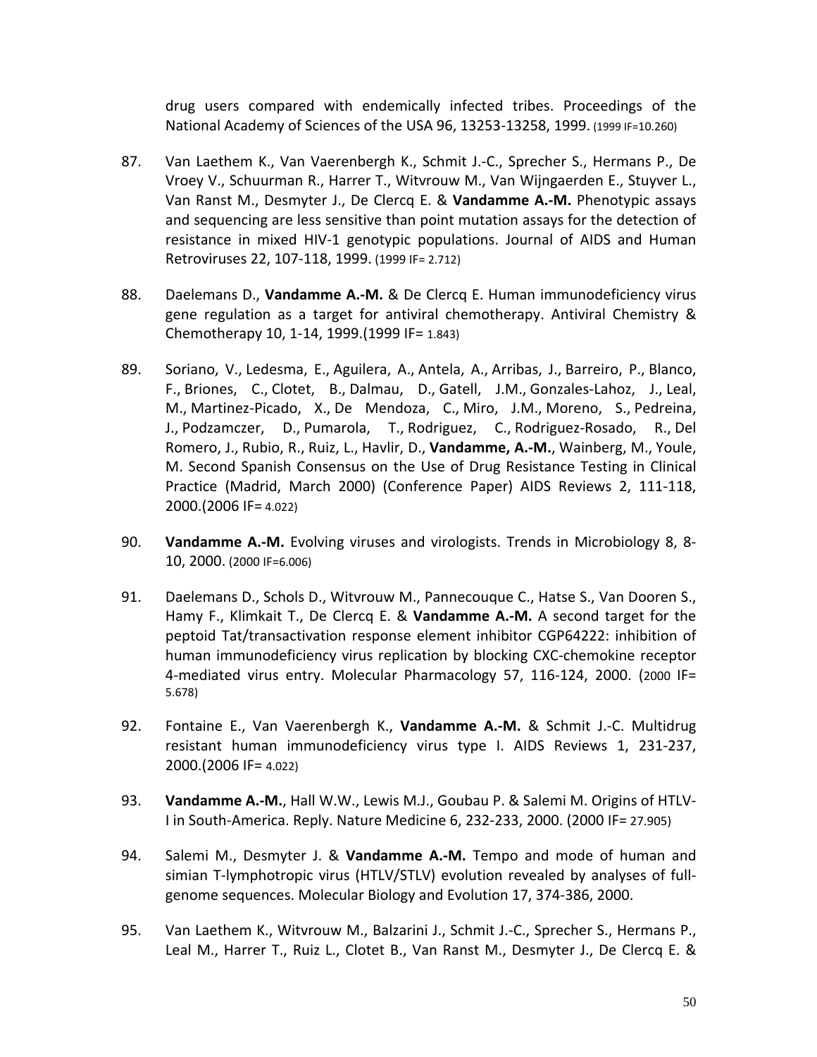drug users compared with endemically infected tribes. Proceedings of the National Academy of Sciences of the USA 96, 13253-13258, 1999. (1999 IF=10.260)

87. Van Laethem K., Van Vaerenbergh K., Schmit J.-C., Sprecher S., Hermans P., De Vroey V., Schuurman R., Harrer T., Witvrouw M., Van Wijngaerden E., Stuyver L., Van Ranst M., Desmyter J., De Clercq E. & **Vandamme A.-M.** Phenotypic assays and sequencing are less sensitive than point mutation assays for the detection of resistance in mixed HIV-1 genotypic populations. Journal of AIDS and Human Retroviruses 22, 107-118, 1999. (1999 IF= 2.712)

88. Daelemans D., **Vandamme A.-M.** & De Clercq E. Human immunodeficiency virus gene regulation as a target for antiviral chemotherapy. Antiviral Chemistry & Chemotherapy 10, 1-14, 1999.(1999 IF= 1.843)

89. Soriano, V., Ledesma, E., Aguilera, A., Antela, A., Arribas, J., Barreiro, P., Blanco, F., Briones, C., Clotet, B., Dalmau, D., Gatell, J.M., Gonzales-Lahoz, J., Leal, M., Martinez-Picado, X., De Mendoza, C., Miro, J.M., Moreno, S., Pedreina, J., Podzamczer, D., Pumarola, T., Rodriguez, C., Rodriguez-Rosado, R., Del Romero, J., Rubio, R., Ruiz, L., Havlir, D., **Vandamme, A.-M.**, Wainberg, M., Youle, M. Second Spanish Consensus on the Use of Drug Resistance Testing in Clinical Practice (Madrid, March 2000) (Conference Paper) AIDS Reviews 2, 111-118, 2000.(2006 IF= 4.022)

90. **Vandamme A.-M.** Evolving viruses and virologists. Trends in Microbiology 8, 8-10, 2000. (2000 IF=6.006)

91. Daelemans D., Schols D., Witvrouw M., Pannecouque C., Hatse S., Van Dooren S., Hamy F., Klimkait T., De Clercq E. & **Vandamme A.-M.** A second target for the peptoid Tat/transactivation response element inhibitor CGP64222: inhibition of human immunodeficiency virus replication by blocking CXC-chemokine receptor 4-mediated virus entry. Molecular Pharmacology 57, 116-124, 2000. (2000 IF= 5.678)

92. Fontaine E., Van Vaerenbergh K., **Vandamme A.-M.** & Schmit J.-C. Multidrug resistant human immunodeficiency virus type I. AIDS Reviews 1, 231-237, 2000.(2006 IF= 4.022)

93. **Vandamme A.-M.**, Hall W.W., Lewis M.J., Goubau P. & Salemi M. Origins of HTLV-I in South-America. Reply. Nature Medicine 6, 232-233, 2000. (2000 IF= 27.905)

94. Salemi M., Desmyter J. & **Vandamme A.-M.** Tempo and mode of human and simian T-lymphotropic virus (HTLV/STLV) evolution revealed by analyses of full-genome sequences. Molecular Biology and Evolution 17, 374-386, 2000.

95. Van Laethem K., Witvrouw M., Balzarini J., Schmit J.-C., Sprecher S., Hermans P., Leal M., Harrer T., Ruiz L., Clotet B., Van Ranst M., Desmyter J., De Clercq E. &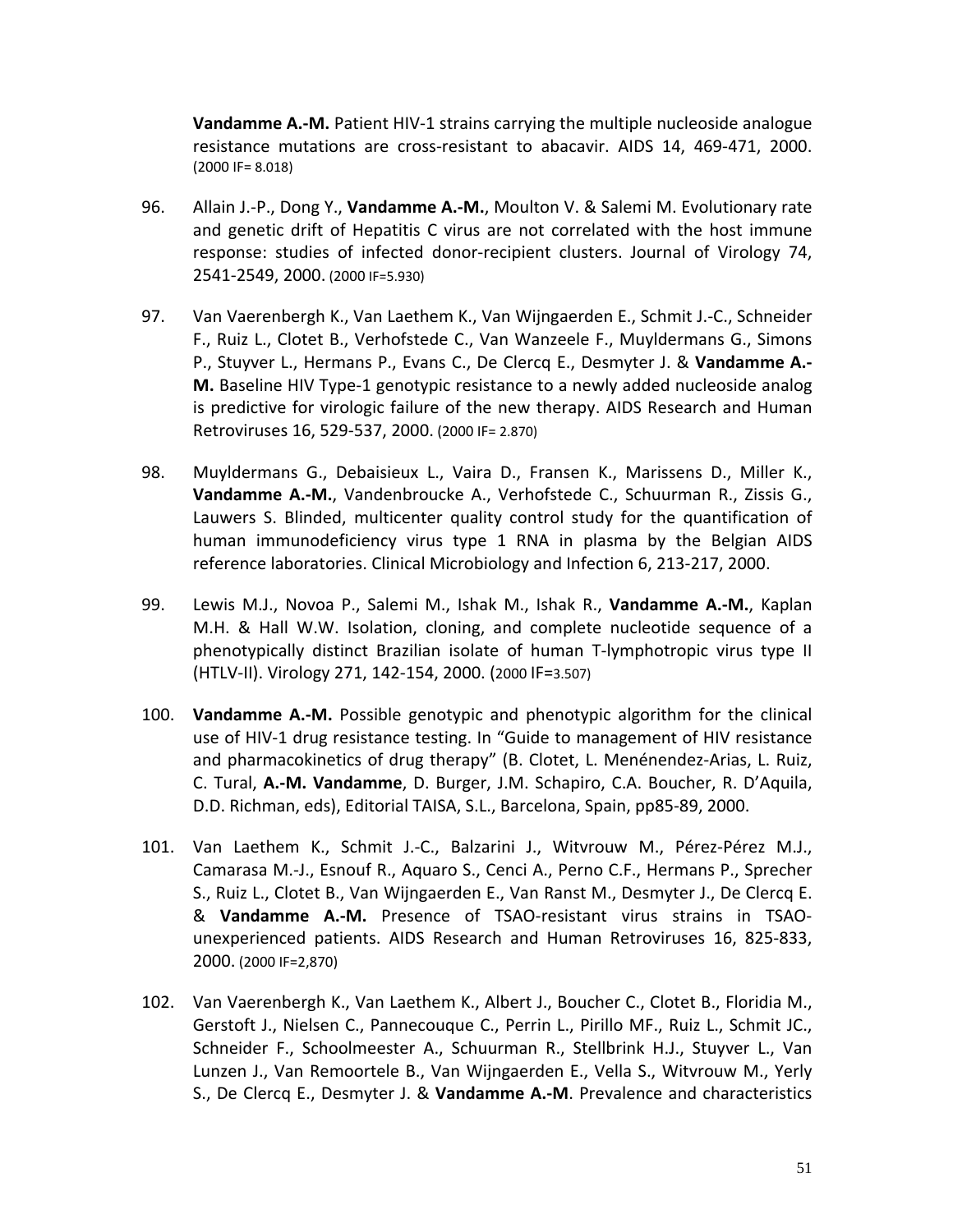**Vandamme A.-M.** Patient HIV-1 strains carrying the multiple nucleoside analogue resistance mutations are cross-resistant to abacavir. AIDS 14, 469-471, 2000. (2000 IF= 8.018)

96. Allain J.-P., Dong Y., **Vandamme A.-M.**, Moulton V. & Salemi M. Evolutionary rate and genetic drift of Hepatitis C virus are not correlated with the host immune response: studies of infected donor-recipient clusters. Journal of Virology 74, 2541-2549, 2000. (2000 IF=5.930)

97. Van Vaerenbergh K., Van Laethem K., Van Wijngaerden E., Schmit J.-C., Schneider F., Ruiz L., Clotet B., Verhofstede C., Van Wanzeele F., Muyldermans G., Simons P., Stuyver L., Hermans P., Evans C., De Clercq E., Desmyter J. & **Vandamme A.-M.** Baseline HIV Type-1 genotypic resistance to a newly added nucleoside analog is predictive for virologic failure of the new therapy. AIDS Research and Human Retroviruses 16, 529-537, 2000. (2000 IF= 2.870)

98. Muyldermans G., Debaisieux L., Vaira D., Fransen K., Marissens D., Miller K., **Vandamme A.-M.**, Vandenbroucke A., Verhofstede C., Schuurman R., Zissis G., Lauwers S. Blinded, multicenter quality control study for the quantification of human immunodeficiency virus type 1 RNA in plasma by the Belgian AIDS reference laboratories. Clinical Microbiology and Infection 6, 213-217, 2000.

99. Lewis M.J., Novoa P., Salemi M., Ishak M., Ishak R., **Vandamme A.-M.**, Kaplan M.H. & Hall W.W. Isolation, cloning, and complete nucleotide sequence of a phenotypically distinct Brazilian isolate of human T-lymphotropic virus type II (HTLV-II). Virology 271, 142-154, 2000. (2000 IF=3.507)

100. **Vandamme A.-M.** Possible genotypic and phenotypic algorithm for the clinical use of HIV-1 drug resistance testing. In "Guide to management of HIV resistance and pharmacokinetics of drug therapy" (B. Clotet, L. Menénendez-Arias, L. Ruiz, C. Tural, **A.-M. Vandamme**, D. Burger, J.M. Schapiro, C.A. Boucher, R. D'Aquila, D.D. Richman, eds), Editorial TAISA, S.L., Barcelona, Spain, pp85-89, 2000.

101. Van Laethem K., Schmit J.-C., Balzarini J., Witvrouw M., Pérez-Pérez M.J., Camarasa M.-J., Esnouf R., Aquaro S., Cenci A., Perno C.F., Hermans P., Sprecher S., Ruiz L., Clotet B., Van Wijngaerden E., Van Ranst M., Desmyter J., De Clercq E. & **Vandamme A.-M.** Presence of TSAO-resistant virus strains in TSAO-unexperienced patients. AIDS Research and Human Retroviruses 16, 825-833, 2000. (2000 IF=2,870)

102. Van Vaerenbergh K., Van Laethem K., Albert J., Boucher C., Clotet B., Floridia M., Gerstoft J., Nielsen C., Pannecouque C., Perrin L., Pirillo MF., Ruiz L., Schmit JC., Schneider F., Schoolmeester A., Schuurman R., Stellbrink H.J., Stuyver L., Van Lunzen J., Van Remoortele B., Van Wijngaerden E., Vella S., Witvrouw M., Yerly S., De Clercq E., Desmyter J. & **Vandamme A.-M**. Prevalence and characteristics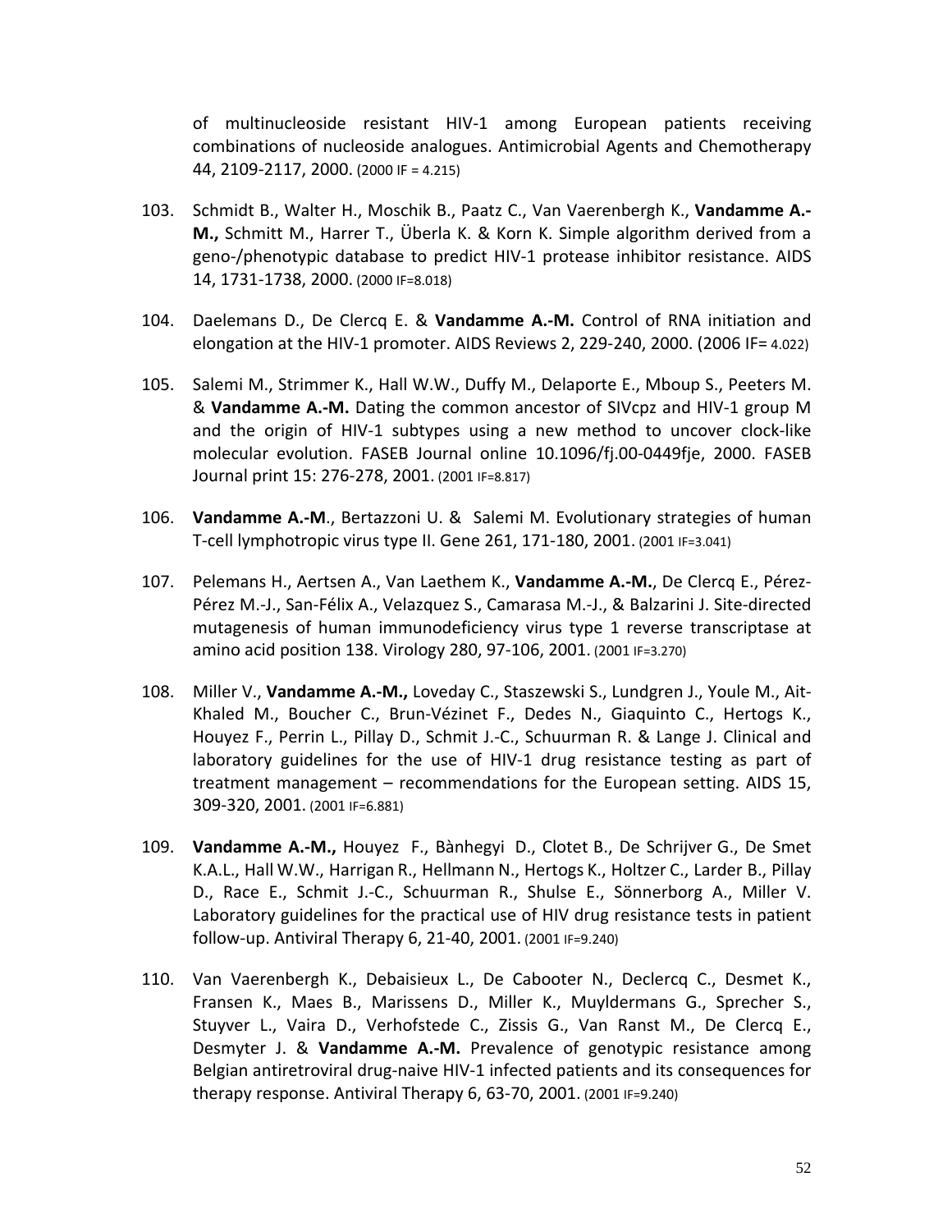of multinucleoside resistant HIV-1 among European patients receiving combinations of nucleoside analogues. Antimicrobial Agents and Chemotherapy 44, 2109-2117, 2000. (2000 IF = 4.215)

103. Schmidt B., Walter H., Moschik B., Paatz C., Van Vaerenbergh K., **Vandamme A.-M.,** Schmitt M., Harrer T., Überla K. & Korn K. Simple algorithm derived from a geno-/phenotypic database to predict HIV-1 protease inhibitor resistance. AIDS 14, 1731-1738, 2000. (2000 IF=8.018)

104. Daelemans D., De Clercq E. & **Vandamme A.-M.** Control of RNA initiation and elongation at the HIV-1 promoter. AIDS Reviews 2, 229-240, 2000. (2006 IF= 4.022)

105. Salemi M., Strimmer K., Hall W.W., Duffy M., Delaporte E., Mboup S., Peeters M. & **Vandamme A.-M.** Dating the common ancestor of SIVcpz and HIV-1 group M and the origin of HIV-1 subtypes using a new method to uncover clock-like molecular evolution. FASEB Journal online 10.1096/fj.00-0449fje, 2000. FASEB Journal print 15: 276-278, 2001. (2001 IF=8.817)

106. **Vandamme A.-M**., Bertazzoni U. & Salemi M. Evolutionary strategies of human T-cell lymphotropic virus type II. Gene 261, 171-180, 2001. (2001 IF=3.041)

107. Pelemans H., Aertsen A., Van Laethem K., **Vandamme A.-M.**, De Clercq E., Pérez-Pérez M.-J., San-Félix A., Velazquez S., Camarasa M.-J., & Balzarini J. Site-directed mutagenesis of human immunodeficiency virus type 1 reverse transcriptase at amino acid position 138. Virology 280, 97-106, 2001. (2001 IF=3.270)

108. Miller V., **Vandamme A.-M.,** Loveday C., Staszewski S., Lundgren J., Youle M., Ait-Khaled M., Boucher C., Brun-Vézinet F., Dedes N., Giaquinto C., Hertogs K., Houyez F., Perrin L., Pillay D., Schmit J.-C., Schuurman R. & Lange J. Clinical and laboratory guidelines for the use of HIV-1 drug resistance testing as part of treatment management – recommendations for the European setting. AIDS 15, 309-320, 2001. (2001 IF=6.881)

109. **Vandamme A.-M.,** Houyez F., Bànhegyi D., Clotet B., De Schrijver G., De Smet K.A.L., Hall W.W., Harrigan R., Hellmann N., Hertogs K., Holtzer C., Larder B., Pillay D., Race E., Schmit J.-C., Schuurman R., Shulse E., Sönnerborg A., Miller V. Laboratory guidelines for the practical use of HIV drug resistance tests in patient follow-up. Antiviral Therapy 6, 21-40, 2001. (2001 IF=9.240)

110. Van Vaerenbergh K., Debaisieux L., De Cabooter N., Declercq C., Desmet K., Fransen K., Maes B., Marissens D., Miller K., Muyldermans G., Sprecher S., Stuyver L., Vaira D., Verhofstede C., Zissis G., Van Ranst M., De Clercq E., Desmyter J. & **Vandamme A.-M.** Prevalence of genotypic resistance among Belgian antiretroviral drug-naive HIV-1 infected patients and its consequences for therapy response. Antiviral Therapy 6, 63-70, 2001. (2001 IF=9.240)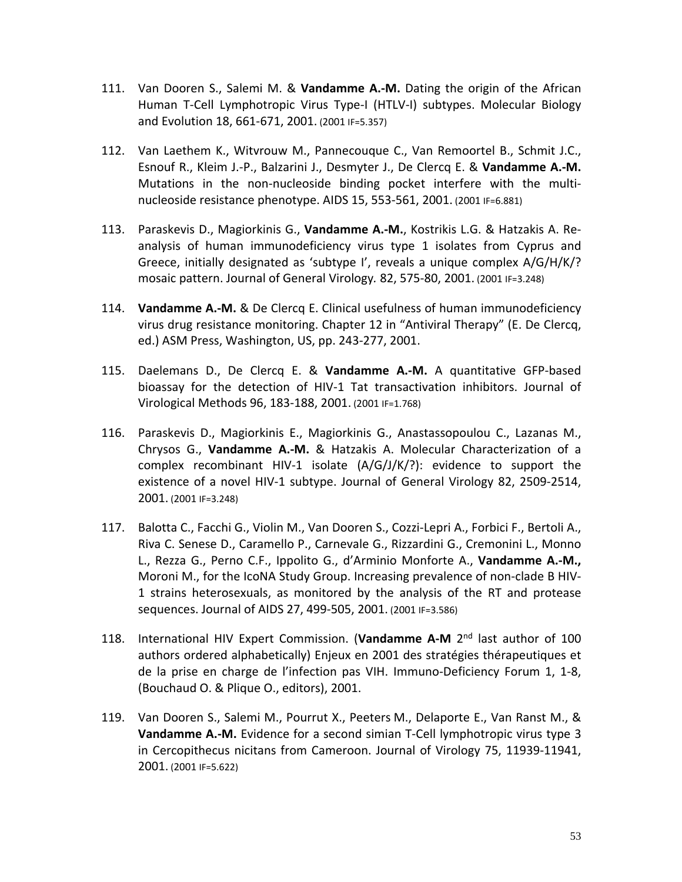111. Van Dooren S., Salemi M. & **Vandamme A.-M.** Dating the origin of the African Human T-Cell Lymphotropic Virus Type-I (HTLV-I) subtypes. Molecular Biology and Evolution 18, 661-671, 2001. (2001 IF=5.357)

112. Van Laethem K., Witvrouw M., Pannecouque C., Van Remoortel B., Schmit J.C., Esnouf R., Kleim J.-P., Balzarini J., Desmyter J., De Clercq E. & **Vandamme A.-M.** Mutations in the non-nucleoside binding pocket interfere with the multi-nucleoside resistance phenotype. AIDS 15, 553-561, 2001. (2001 IF=6.881)

113. Paraskevis D., Magiorkinis G., **Vandamme A.-M.**, Kostrikis L.G. & Hatzakis A. Re-analysis of human immunodeficiency virus type 1 isolates from Cyprus and Greece, initially designated as 'subtype I', reveals a unique complex A/G/H/K/? mosaic pattern. Journal of General Virology. 82, 575-80, 2001. (2001 IF=3.248)

114. **Vandamme A.-M.** & De Clercq E. Clinical usefulness of human immunodeficiency virus drug resistance monitoring. Chapter 12 in "Antiviral Therapy" (E. De Clercq, ed.) ASM Press, Washington, US, pp. 243-277, 2001.

115. Daelemans D., De Clercq E. & **Vandamme A.-M.** A quantitative GFP-based bioassay for the detection of HIV-1 Tat transactivation inhibitors. Journal of Virological Methods 96, 183-188, 2001. (2001 IF=1.768)

116. Paraskevis D., Magiorkinis E., Magiorkinis G., Anastassopoulou C., Lazanas M., Chrysos G., **Vandamme A.-M.** & Hatzakis A. Molecular Characterization of a complex recombinant HIV-1 isolate (A/G/J/K/?): evidence to support the existence of a novel HIV-1 subtype. Journal of General Virology 82, 2509-2514, 2001. (2001 IF=3.248)

117. Balotta C., Facchi G., Violin M., Van Dooren S., Cozzi-Lepri A., Forbici F., Bertoli A., Riva C. Senese D., Caramello P., Carnevale G., Rizzardini G., Cremonini L., Monno L., Rezza G., Perno C.F., Ippolito G., d'Arminio Monforte A., **Vandamme A.-M.,** Moroni M., for the IcoNA Study Group. Increasing prevalence of non-clade B HIV-1 strains heterosexuals, as monitored by the analysis of the RT and protease sequences. Journal of AIDS 27, 499-505, 2001. (2001 IF=3.586)

118. International HIV Expert Commission. (**Vandamme A-M** 2nd last author of 100 authors ordered alphabetically) Enjeux en 2001 des stratégies thérapeutiques et de la prise en charge de l'infection pas VIH. Immuno-Deficiency Forum 1, 1-8, (Bouchaud O. & Plique O., editors), 2001.

119. Van Dooren S., Salemi M., Pourrut X., Peeters M., Delaporte E., Van Ranst M., & **Vandamme A.-M.** Evidence for a second simian T-Cell lymphotropic virus type 3 in Cercopithecus nicitans from Cameroon. Journal of Virology 75, 11939-11941, 2001. (2001 IF=5.622)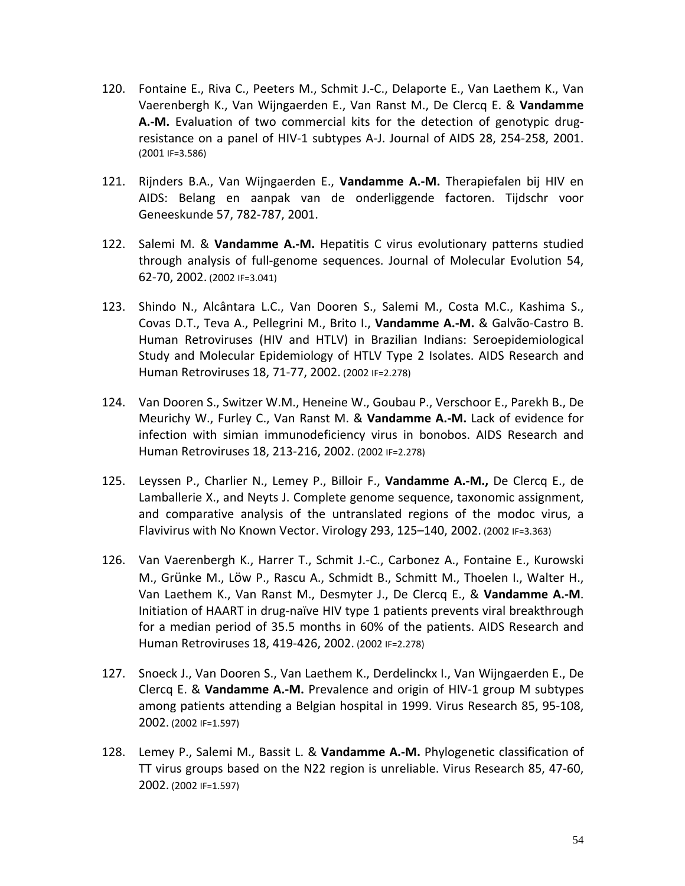120. Fontaine E., Riva C., Peeters M., Schmit J.-C., Delaporte E., Van Laethem K., Van Vaerenbergh K., Van Wijngaerden E., Van Ranst M., De Clercq E. & **Vandamme A.-M.** Evaluation of two commercial kits for the detection of genotypic drug-resistance on a panel of HIV-1 subtypes A-J. Journal of AIDS 28, 254-258, 2001. (2001 IF=3.586)

121. Rijnders B.A., Van Wijngaerden E., **Vandamme A.-M.** Therapiefalen bij HIV en AIDS: Belang en aanpak van de onderliggende factoren. Tijdschr voor Geneeskunde 57, 782-787, 2001.

122. Salemi M. & **Vandamme A.-M.** Hepatitis C virus evolutionary patterns studied through analysis of full-genome sequences. Journal of Molecular Evolution 54, 62-70, 2002. (2002 IF=3.041)

123. Shindo N., Alcântara L.C., Van Dooren S., Salemi M., Costa M.C., Kashima S., Covas D.T., Teva A., Pellegrini M., Brito I., **Vandamme A.-M.** & Galvão-Castro B. Human Retroviruses (HIV and HTLV) in Brazilian Indians: Seroepidemiological Study and Molecular Epidemiology of HTLV Type 2 Isolates. AIDS Research and Human Retroviruses 18, 71-77, 2002. (2002 IF=2.278)

124. Van Dooren S., Switzer W.M., Heneine W., Goubau P., Verschoor E., Parekh B., De Meurichy W., Furley C., Van Ranst M. & **Vandamme A.-M.** Lack of evidence for infection with simian immunodeficiency virus in bonobos. AIDS Research and Human Retroviruses 18, 213-216, 2002. (2002 IF=2.278)

125. Leyssen P., Charlier N., Lemey P., Billoir F., **Vandamme A.-M.,** De Clercq E., de Lamballerie X., and Neyts J. Complete genome sequence, taxonomic assignment, and comparative analysis of the untranslated regions of the modoc virus, a Flavivirus with No Known Vector. Virology 293, 125–140, 2002. (2002 IF=3.363)

126. Van Vaerenbergh K., Harrer T., Schmit J.-C., Carbonez A., Fontaine E., Kurowski M., Grünke M., Löw P., Rascu A., Schmidt B., Schmitt M., Thoelen I., Walter H., Van Laethem K., Van Ranst M., Desmyter J., De Clercq E., & **Vandamme A.-M**. Initiation of HAART in drug-naïve HIV type 1 patients prevents viral breakthrough for a median period of 35.5 months in 60% of the patients. AIDS Research and Human Retroviruses 18, 419-426, 2002. (2002 IF=2.278)

127. Snoeck J., Van Dooren S., Van Laethem K., Derdelinckx I., Van Wijngaerden E., De Clercq E. & **Vandamme A.-M.** Prevalence and origin of HIV-1 group M subtypes among patients attending a Belgian hospital in 1999. Virus Research 85, 95-108, 2002. (2002 IF=1.597)

128. Lemey P., Salemi M., Bassit L. & **Vandamme A.-M.** Phylogenetic classification of TT virus groups based on the N22 region is unreliable. Virus Research 85, 47-60, 2002. (2002 IF=1.597)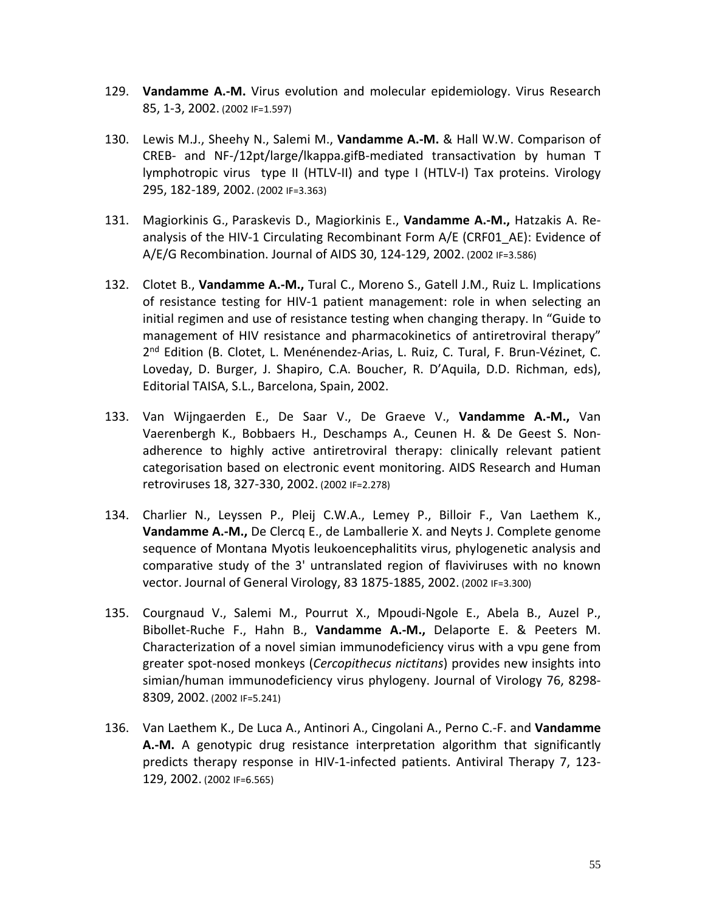129. **Vandamme A.-M.** Virus evolution and molecular epidemiology. Virus Research 85, 1-3, 2002. (2002 IF=1.597)

130. Lewis M.J., Sheehy N., Salemi M., **Vandamme A.-M.** & Hall W.W. Comparison of CREB- and NF-/12pt/large/lkappa.gifB-mediated transactivation by human T lymphotropic virus type II (HTLV-II) and type I (HTLV-I) Tax proteins. Virology 295, 182-189, 2002. (2002 IF=3.363)

131. Magiorkinis G., Paraskevis D., Magiorkinis E., **Vandamme A.-M.,** Hatzakis A. Re-analysis of the HIV-1 Circulating Recombinant Form A/E (CRF01_AE): Evidence of A/E/G Recombination. Journal of AIDS 30, 124-129, 2002. (2002 IF=3.586)

132. Clotet B., **Vandamme A.-M.,** Tural C., Moreno S., Gatell J.M., Ruiz L. Implications of resistance testing for HIV-1 patient management: role in when selecting an initial regimen and use of resistance testing when changing therapy. In "Guide to management of HIV resistance and pharmacokinetics of antiretroviral therapy" 2nd Edition (B. Clotet, L. Menénendez-Arias, L. Ruiz, C. Tural, F. Brun-Vézinet, C. Loveday, D. Burger, J. Shapiro, C.A. Boucher, R. D'Aquila, D.D. Richman, eds), Editorial TAISA, S.L., Barcelona, Spain, 2002.

133. Van Wijngaerden E., De Saar V., De Graeve V., **Vandamme A.-M.,** Van Vaerenbergh K., Bobbaers H., Deschamps A., Ceunen H. & De Geest S. Non-adherence to highly active antiretroviral therapy: clinically relevant patient categorisation based on electronic event monitoring. AIDS Research and Human retroviruses 18, 327-330, 2002. (2002 IF=2.278)

134. Charlier N., Leyssen P., Pleij C.W.A., Lemey P., Billoir F., Van Laethem K., **Vandamme A.-M.,** De Clercq E., de Lamballerie X. and Neyts J. Complete genome sequence of Montana Myotis leukoencephalitits virus, phylogenetic analysis and comparative study of the 3' untranslated region of flaviviruses with no known vector. Journal of General Virology, 83 1875-1885, 2002. (2002 IF=3.300)

135. Courgnaud V., Salemi M., Pourrut X., Mpoudi-Ngole E., Abela B., Auzel P., Bibollet-Ruche F., Hahn B., **Vandamme A.-M.,** Delaporte E. & Peeters M. Characterization of a novel simian immunodeficiency virus with a vpu gene from greater spot-nosed monkeys (*Cercopithecus nictitans*) provides new insights into simian/human immunodeficiency virus phylogeny. Journal of Virology 76, 8298-8309, 2002. (2002 IF=5.241)

136. Van Laethem K., De Luca A., Antinori A., Cingolani A., Perno C.-F. and **Vandamme A.-M.** A genotypic drug resistance interpretation algorithm that significantly predicts therapy response in HIV-1-infected patients. Antiviral Therapy 7, 123-129, 2002. (2002 IF=6.565)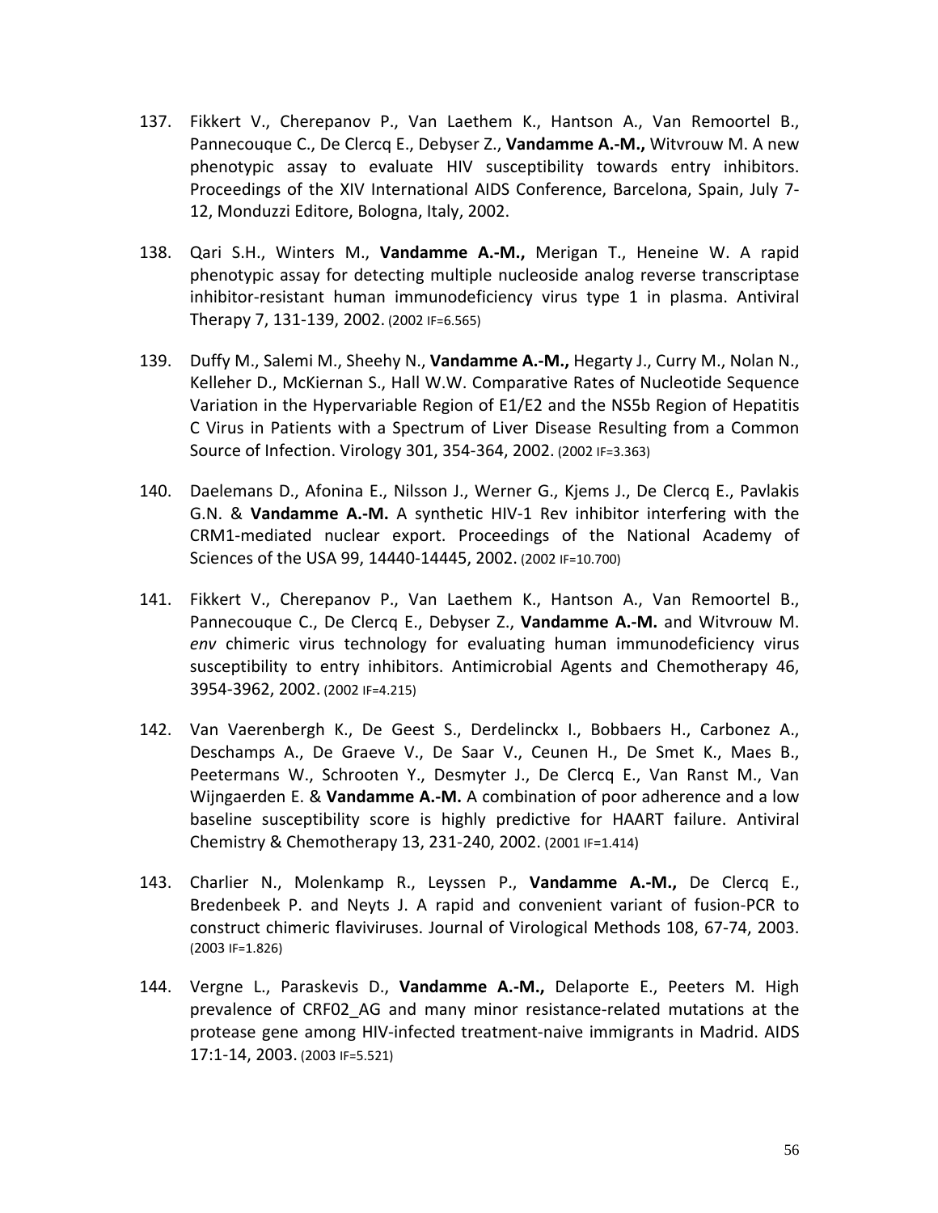137. Fikkert V., Cherepanov P., Van Laethem K., Hantson A., Van Remoortel B., Pannecouque C., De Clercq E., Debyser Z., **Vandamme A.-M.,** Witvrouw M. A new phenotypic assay to evaluate HIV susceptibility towards entry inhibitors. Proceedings of the XIV International AIDS Conference, Barcelona, Spain, July 7-12, Monduzzi Editore, Bologna, Italy, 2002.

138. Qari S.H., Winters M., **Vandamme A.-M.,** Merigan T., Heneine W. A rapid phenotypic assay for detecting multiple nucleoside analog reverse transcriptase inhibitor-resistant human immunodeficiency virus type 1 in plasma. Antiviral Therapy 7, 131-139, 2002. (2002 IF=6.565)

139. Duffy M., Salemi M., Sheehy N., **Vandamme A.-M.,** Hegarty J., Curry M., Nolan N., Kelleher D., McKiernan S., Hall W.W. Comparative Rates of Nucleotide Sequence Variation in the Hypervariable Region of E1/E2 and the NS5b Region of Hepatitis C Virus in Patients with a Spectrum of Liver Disease Resulting from a Common Source of Infection. Virology 301, 354-364, 2002. (2002 IF=3.363)

140. Daelemans D., Afonina E., Nilsson J., Werner G., Kjems J., De Clercq E., Pavlakis G.N. & **Vandamme A.-M.** A synthetic HIV-1 Rev inhibitor interfering with the CRM1-mediated nuclear export. Proceedings of the National Academy of Sciences of the USA 99, 14440-14445, 2002. (2002 IF=10.700)

141. Fikkert V., Cherepanov P., Van Laethem K., Hantson A., Van Remoortel B., Pannecouque C., De Clercq E., Debyser Z., **Vandamme A.-M.** and Witvrouw M. *env* chimeric virus technology for evaluating human immunodeficiency virus susceptibility to entry inhibitors. Antimicrobial Agents and Chemotherapy 46, 3954-3962, 2002. (2002 IF=4.215)

142. Van Vaerenbergh K., De Geest S., Derdelinckx I., Bobbaers H., Carbonez A., Deschamps A., De Graeve V., De Saar V., Ceunen H., De Smet K., Maes B., Peetermans W., Schrooten Y., Desmyter J., De Clercq E., Van Ranst M., Van Wijngaerden E. & **Vandamme A.-M.** A combination of poor adherence and a low baseline susceptibility score is highly predictive for HAART failure. Antiviral Chemistry & Chemotherapy 13, 231-240, 2002. (2001 IF=1.414)

143. Charlier N., Molenkamp R., Leyssen P., **Vandamme A.-M.,** De Clercq E., Bredenbeek P. and Neyts J. A rapid and convenient variant of fusion-PCR to construct chimeric flaviviruses. Journal of Virological Methods 108, 67-74, 2003. (2003 IF=1.826)

144. Vergne L., Paraskevis D., **Vandamme A.-M.,** Delaporte E., Peeters M. High prevalence of CRF02_AG and many minor resistance-related mutations at the protease gene among HIV-infected treatment-naive immigrants in Madrid. AIDS 17:1-14, 2003. (2003 IF=5.521)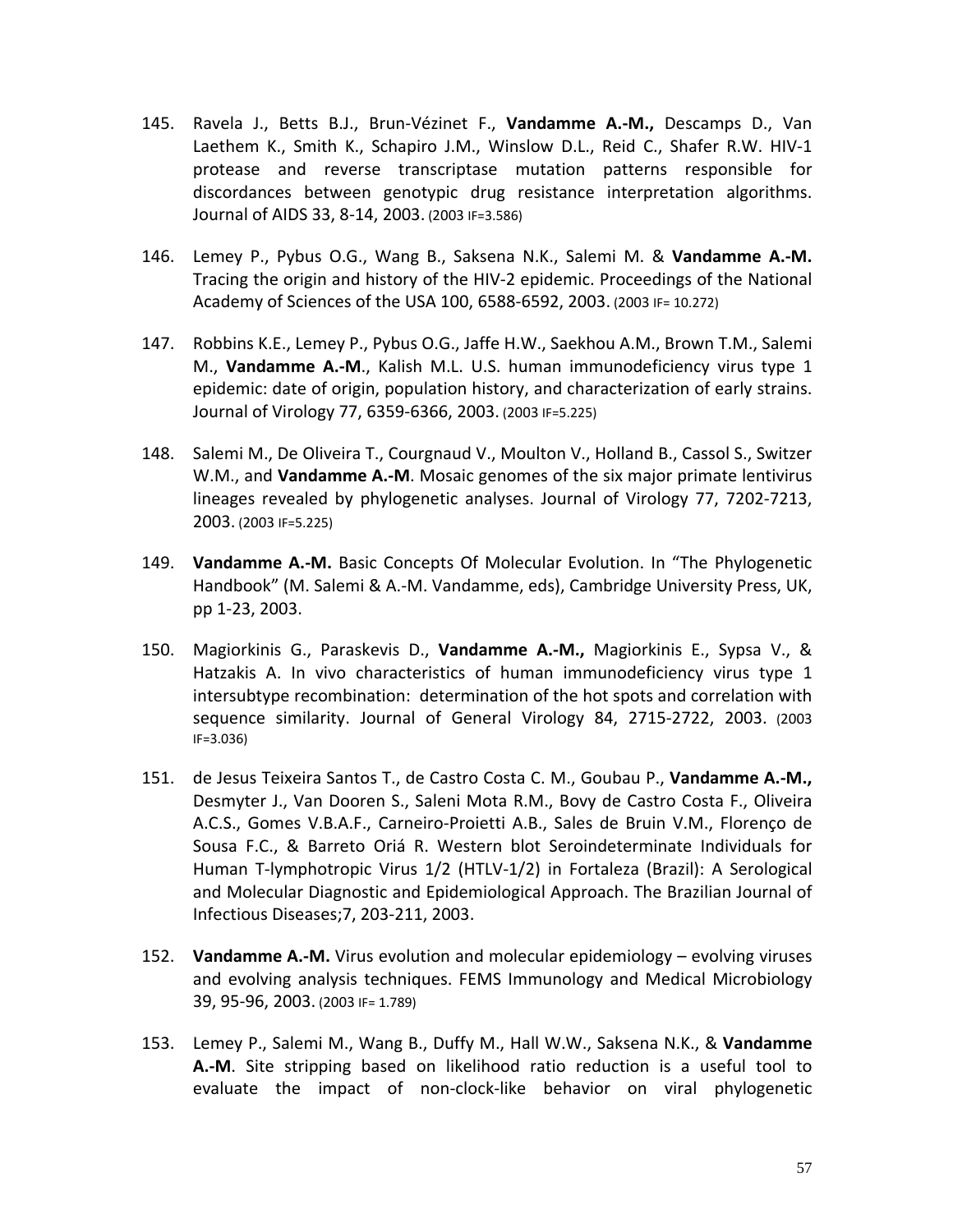145. Ravela J., Betts B.J., Brun-Vézinet F., **Vandamme A.-M.,** Descamps D., Van Laethem K., Smith K., Schapiro J.M., Winslow D.L., Reid C., Shafer R.W. HIV-1 protease and reverse transcriptase mutation patterns responsible for discordances between genotypic drug resistance interpretation algorithms. Journal of AIDS 33, 8-14, 2003. (2003 IF=3.586)

146. Lemey P., Pybus O.G., Wang B., Saksena N.K., Salemi M. & **Vandamme A.-M.** Tracing the origin and history of the HIV-2 epidemic. Proceedings of the National Academy of Sciences of the USA 100, 6588-6592, 2003. (2003 IF= 10.272)

147. Robbins K.E., Lemey P., Pybus O.G., Jaffe H.W., Saekhou A.M., Brown T.M., Salemi M., **Vandamme A.-M**., Kalish M.L. U.S. human immunodeficiency virus type 1 epidemic: date of origin, population history, and characterization of early strains. Journal of Virology 77, 6359-6366, 2003. (2003 IF=5.225)

148. Salemi M., De Oliveira T., Courgnaud V., Moulton V., Holland B., Cassol S., Switzer W.M., and **Vandamme A.-M**. Mosaic genomes of the six major primate lentivirus lineages revealed by phylogenetic analyses. Journal of Virology 77, 7202-7213, 2003. (2003 IF=5.225)

149. **Vandamme A.-M.** Basic Concepts Of Molecular Evolution. In "The Phylogenetic Handbook" (M. Salemi & A.-M. Vandamme, eds), Cambridge University Press, UK, pp 1-23, 2003.

150. Magiorkinis G., Paraskevis D., **Vandamme A.-M.,** Magiorkinis E., Sypsa V., & Hatzakis A. In vivo characteristics of human immunodeficiency virus type 1 intersubtype recombination: determination of the hot spots and correlation with sequence similarity. Journal of General Virology 84, 2715-2722, 2003. (2003 IF=3.036)

151. de Jesus Teixeira Santos T., de Castro Costa C. M., Goubau P., **Vandamme A.-M.,** Desmyter J., Van Dooren S., Saleni Mota R.M., Bovy de Castro Costa F., Oliveira A.C.S., Gomes V.B.A.F., Carneiro-Proietti A.B., Sales de Bruin V.M., Florenço de Sousa F.C., & Barreto Oriá R. Western blot Seroindeterminate Individuals for Human T-lymphotropic Virus 1/2 (HTLV-1/2) in Fortaleza (Brazil): A Serological and Molecular Diagnostic and Epidemiological Approach. The Brazilian Journal of Infectious Diseases;7, 203-211, 2003.

152. **Vandamme A.-M.** Virus evolution and molecular epidemiology – evolving viruses and evolving analysis techniques. FEMS Immunology and Medical Microbiology 39, 95-96, 2003. (2003 IF= 1.789)

153. Lemey P., Salemi M., Wang B., Duffy M., Hall W.W., Saksena N.K., & **Vandamme A.-M**. Site stripping based on likelihood ratio reduction is a useful tool to evaluate the impact of non-clock-like behavior on viral phylogenetic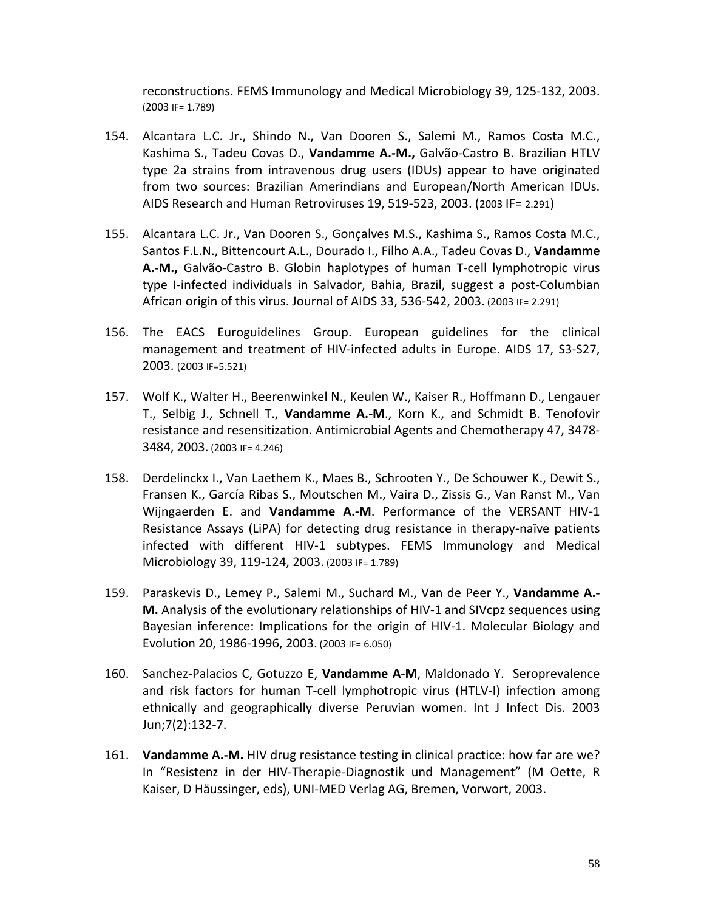reconstructions. FEMS Immunology and Medical Microbiology 39, 125-132, 2003. (2003 IF= 1.789)

154. Alcantara L.C. Jr., Shindo N., Van Dooren S., Salemi M., Ramos Costa M.C., Kashima S., Tadeu Covas D., **Vandamme A.-M.,** Galvão-Castro B. Brazilian HTLV type 2a strains from intravenous drug users (IDUs) appear to have originated from two sources: Brazilian Amerindians and European/North American IDUs. AIDS Research and Human Retroviruses 19, 519-523, 2003. (2003 IF= 2.291)

155. Alcantara L.C. Jr., Van Dooren S., Gonçalves M.S., Kashima S., Ramos Costa M.C., Santos F.L.N., Bittencourt A.L., Dourado I., Filho A.A., Tadeu Covas D., **Vandamme A.-M.,** Galvão-Castro B. Globin haplotypes of human T-cell lymphotropic virus type I-infected individuals in Salvador, Bahia, Brazil, suggest a post-Columbian African origin of this virus. Journal of AIDS 33, 536-542, 2003. (2003 IF= 2.291)

156. The EACS Euroguidelines Group. European guidelines for the clinical management and treatment of HIV-infected adults in Europe. AIDS 17, S3-S27, 2003. (2003 IF=5.521)

157. Wolf K., Walter H., Beerenwinkel N., Keulen W., Kaiser R., Hoffmann D., Lengauer T., Selbig J., Schnell T., **Vandamme A.-M**., Korn K., and Schmidt B. Tenofovir resistance and resensitization. Antimicrobial Agents and Chemotherapy 47, 3478-3484, 2003. (2003 IF= 4.246)

158. Derdelinckx I., Van Laethem K., Maes B., Schrooten Y., De Schouwer K., Dewit S., Fransen K., García Ribas S., Moutschen M., Vaira D., Zissis G., Van Ranst M., Van Wijngaerden E. and **Vandamme A.-M**. Performance of the VERSANT HIV-1 Resistance Assays (LiPA) for detecting drug resistance in therapy-naïve patients infected with different HIV-1 subtypes. FEMS Immunology and Medical Microbiology 39, 119-124, 2003. (2003 IF= 1.789)

159. Paraskevis D., Lemey P., Salemi M., Suchard M., Van de Peer Y., **Vandamme A.-M.** Analysis of the evolutionary relationships of HIV-1 and SIVcpz sequences using Bayesian inference: Implications for the origin of HIV-1. Molecular Biology and Evolution 20, 1986-1996, 2003. (2003 IF= 6.050)

160. Sanchez-Palacios C, Gotuzzo E, **Vandamme A-M**, Maldonado Y. Seroprevalence and risk factors for human T-cell lymphotropic virus (HTLV-I) infection among ethnically and geographically diverse Peruvian women. Int J Infect Dis. 2003 Jun;7(2):132-7.

161. **Vandamme A.-M.** HIV drug resistance testing in clinical practice: how far are we? In "Resistenz in der HIV-Therapie-Diagnostik und Management" (M Oette, R Kaiser, D Häussinger, eds), UNI-MED Verlag AG, Bremen, Vorwort, 2003.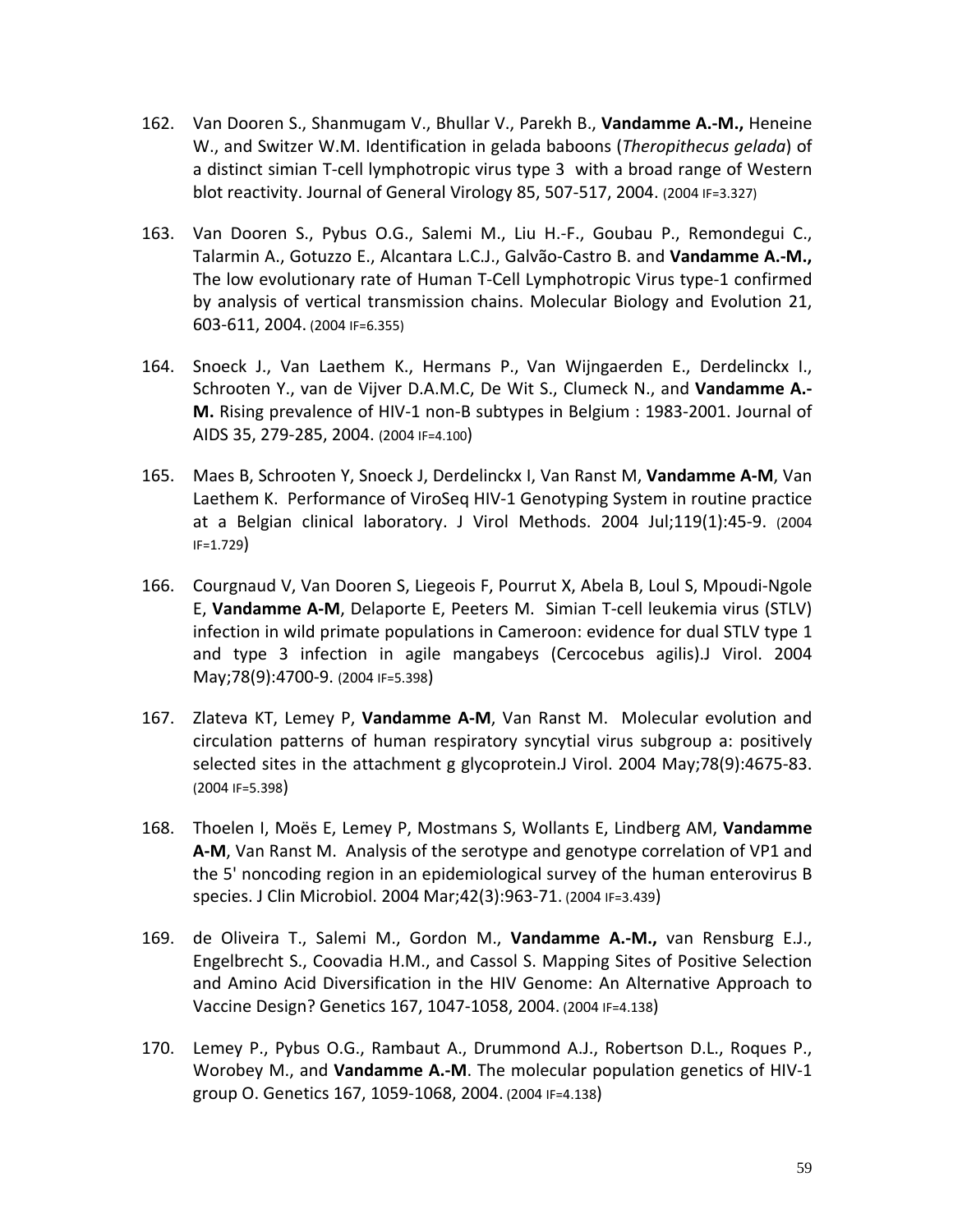162. Van Dooren S., Shanmugam V., Bhullar V., Parekh B., **Vandamme A.-M.,** Heneine W., and Switzer W.M. Identification in gelada baboons (*Theropithecus gelada*) of a distinct simian T-cell lymphotropic virus type 3 with a broad range of Western blot reactivity. Journal of General Virology 85, 507-517, 2004. (2004 IF=3.327)

163. Van Dooren S., Pybus O.G., Salemi M., Liu H.-F., Goubau P., Remondegui C., Talarmin A., Gotuzzo E., Alcantara L.C.J., Galvão-Castro B. and **Vandamme A.-M.,** The low evolutionary rate of Human T-Cell Lymphotropic Virus type-1 confirmed by analysis of vertical transmission chains. Molecular Biology and Evolution 21, 603-611, 2004. (2004 IF=6.355)

164. Snoeck J., Van Laethem K., Hermans P., Van Wijngaerden E., Derdelinckx I., Schrooten Y., van de Vijver D.A.M.C, De Wit S., Clumeck N., and **Vandamme A.-M.** Rising prevalence of HIV-1 non-B subtypes in Belgium : 1983-2001. Journal of AIDS 35, 279-285, 2004. (2004 IF=4.100)

165. Maes B, Schrooten Y, Snoeck J, Derdelinckx I, Van Ranst M, **Vandamme A-M**, Van Laethem K. Performance of ViroSeq HIV-1 Genotyping System in routine practice at a Belgian clinical laboratory. J Virol Methods. 2004 Jul;119(1):45-9. (2004 IF=1.729)

166. Courgnaud V, Van Dooren S, Liegeois F, Pourrut X, Abela B, Loul S, Mpoudi-Ngole E, **Vandamme A-M**, Delaporte E, Peeters M. Simian T-cell leukemia virus (STLV) infection in wild primate populations in Cameroon: evidence for dual STLV type 1 and type 3 infection in agile mangabeys (Cercocebus agilis).J Virol. 2004 May;78(9):4700-9. (2004 IF=5.398)

167. Zlateva KT, Lemey P, **Vandamme A-M**, Van Ranst M. Molecular evolution and circulation patterns of human respiratory syncytial virus subgroup a: positively selected sites in the attachment g glycoprotein.J Virol. 2004 May;78(9):4675-83. (2004 IF=5.398)

168. Thoelen I, Moës E, Lemey P, Mostmans S, Wollants E, Lindberg AM, **Vandamme A-M**, Van Ranst M. Analysis of the serotype and genotype correlation of VP1 and the 5' noncoding region in an epidemiological survey of the human enterovirus B species. J Clin Microbiol. 2004 Mar;42(3):963-71. (2004 IF=3.439)

169. de Oliveira T., Salemi M., Gordon M., **Vandamme A.-M.,** van Rensburg E.J., Engelbrecht S., Coovadia H.M., and Cassol S. Mapping Sites of Positive Selection and Amino Acid Diversification in the HIV Genome: An Alternative Approach to Vaccine Design? Genetics 167, 1047-1058, 2004. (2004 IF=4.138)

170. Lemey P., Pybus O.G., Rambaut A., Drummond A.J., Robertson D.L., Roques P., Worobey M., and **Vandamme A.-M**. The molecular population genetics of HIV-1 group O. Genetics 167, 1059-1068, 2004. (2004 IF=4.138)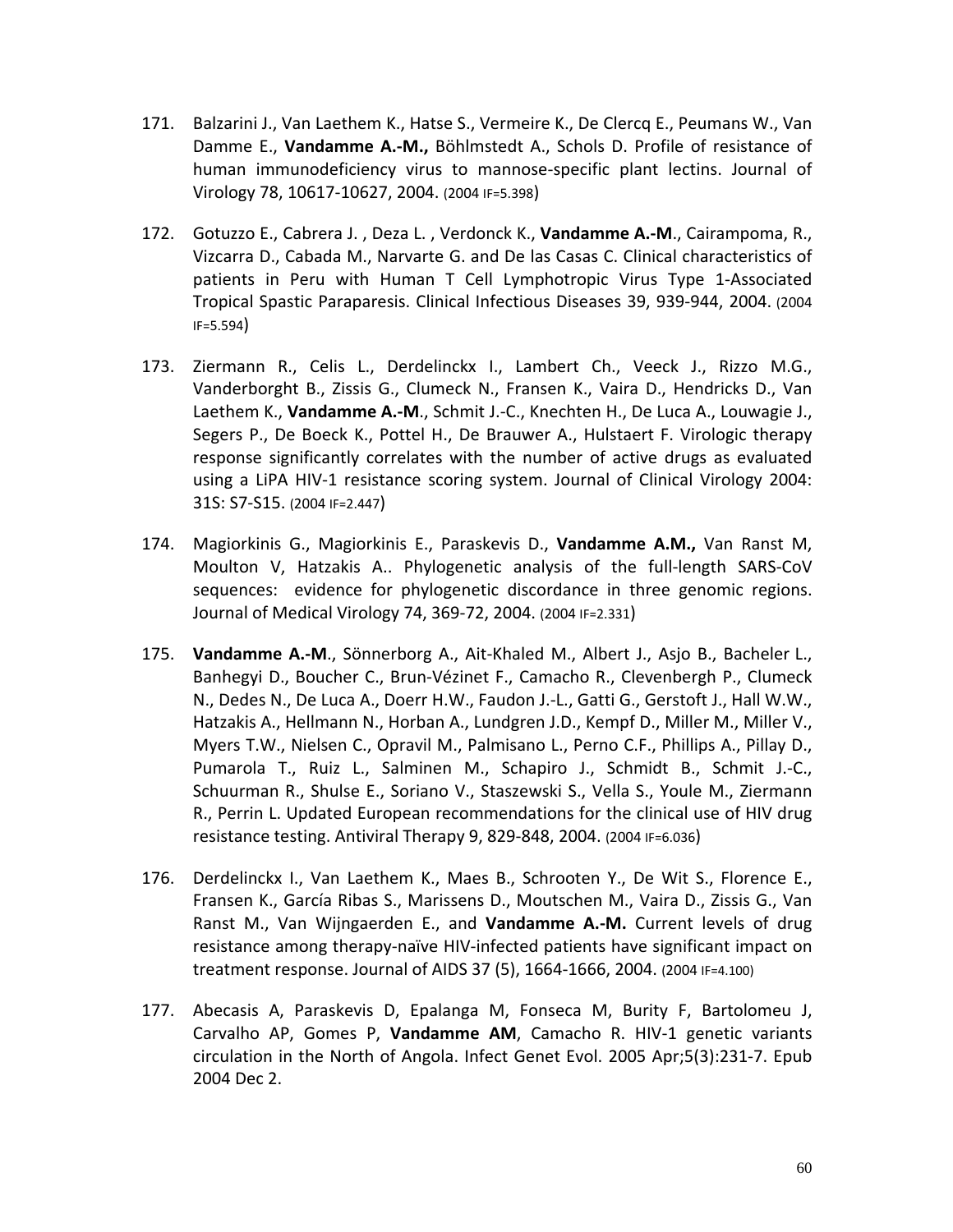171. Balzarini J., Van Laethem K., Hatse S., Vermeire K., De Clercq E., Peumans W., Van Damme E., **Vandamme A.-M.,** Böhlmstedt A., Schols D. Profile of resistance of human immunodeficiency virus to mannose-specific plant lectins. Journal of Virology 78, 10617-10627, 2004. (2004 IF=5.398)

172. Gotuzzo E., Cabrera J. , Deza L. , Verdonck K., **Vandamme A.-M**., Cairampoma, R., Vizcarra D., Cabada M., Narvarte G. and De las Casas C. Clinical characteristics of patients in Peru with Human T Cell Lymphotropic Virus Type 1-Associated Tropical Spastic Paraparesis. Clinical Infectious Diseases 39, 939-944, 2004. (2004 IF=5.594)

173. Ziermann R., Celis L., Derdelinckx I., Lambert Ch., Veeck J., Rizzo M.G., Vanderborght B., Zissis G., Clumeck N., Fransen K., Vaira D., Hendricks D., Van Laethem K., **Vandamme A.-M**., Schmit J.-C., Knechten H., De Luca A., Louwagie J., Segers P., De Boeck K., Pottel H., De Brauwer A., Hulstaert F. Virologic therapy response significantly correlates with the number of active drugs as evaluated using a LiPA HIV-1 resistance scoring system. Journal of Clinical Virology 2004: 31S: S7-S15. (2004 IF=2.447)

174. Magiorkinis G., Magiorkinis E., Paraskevis D., **Vandamme A.M.,** Van Ranst M, Moulton V, Hatzakis A.. Phylogenetic analysis of the full-length SARS-CoV sequences: evidence for phylogenetic discordance in three genomic regions. Journal of Medical Virology 74, 369-72, 2004. (2004 IF=2.331)

175. **Vandamme A.-M**., Sönnerborg A., Ait-Khaled M., Albert J., Asjo B., Bacheler L., Banhegyi D., Boucher C., Brun-Vézinet F., Camacho R., Clevenbergh P., Clumeck N., Dedes N., De Luca A., Doerr H.W., Faudon J.-L., Gatti G., Gerstoft J., Hall W.W., Hatzakis A., Hellmann N., Horban A., Lundgren J.D., Kempf D., Miller M., Miller V., Myers T.W., Nielsen C., Opravil M., Palmisano L., Perno C.F., Phillips A., Pillay D., Pumarola T., Ruiz L., Salminen M., Schapiro J., Schmidt B., Schmit J.-C., Schuurman R., Shulse E., Soriano V., Staszewski S., Vella S., Youle M., Ziermann R., Perrin L. Updated European recommendations for the clinical use of HIV drug resistance testing. Antiviral Therapy 9, 829-848, 2004. (2004 IF=6.036)

176. Derdelinckx I., Van Laethem K., Maes B., Schrooten Y., De Wit S., Florence E., Fransen K., García Ribas S., Marissens D., Moutschen M., Vaira D., Zissis G., Van Ranst M., Van Wijngaerden E., and **Vandamme A.-M.** Current levels of drug resistance among therapy-naïve HIV-infected patients have significant impact on treatment response. Journal of AIDS 37 (5), 1664-1666, 2004. (2004 IF=4.100)

177. Abecasis A, Paraskevis D, Epalanga M, Fonseca M, Burity F, Bartolomeu J, Carvalho AP, Gomes P, **Vandamme AM**, Camacho R. HIV-1 genetic variants circulation in the North of Angola. Infect Genet Evol. 2005 Apr;5(3):231-7. Epub 2004 Dec 2.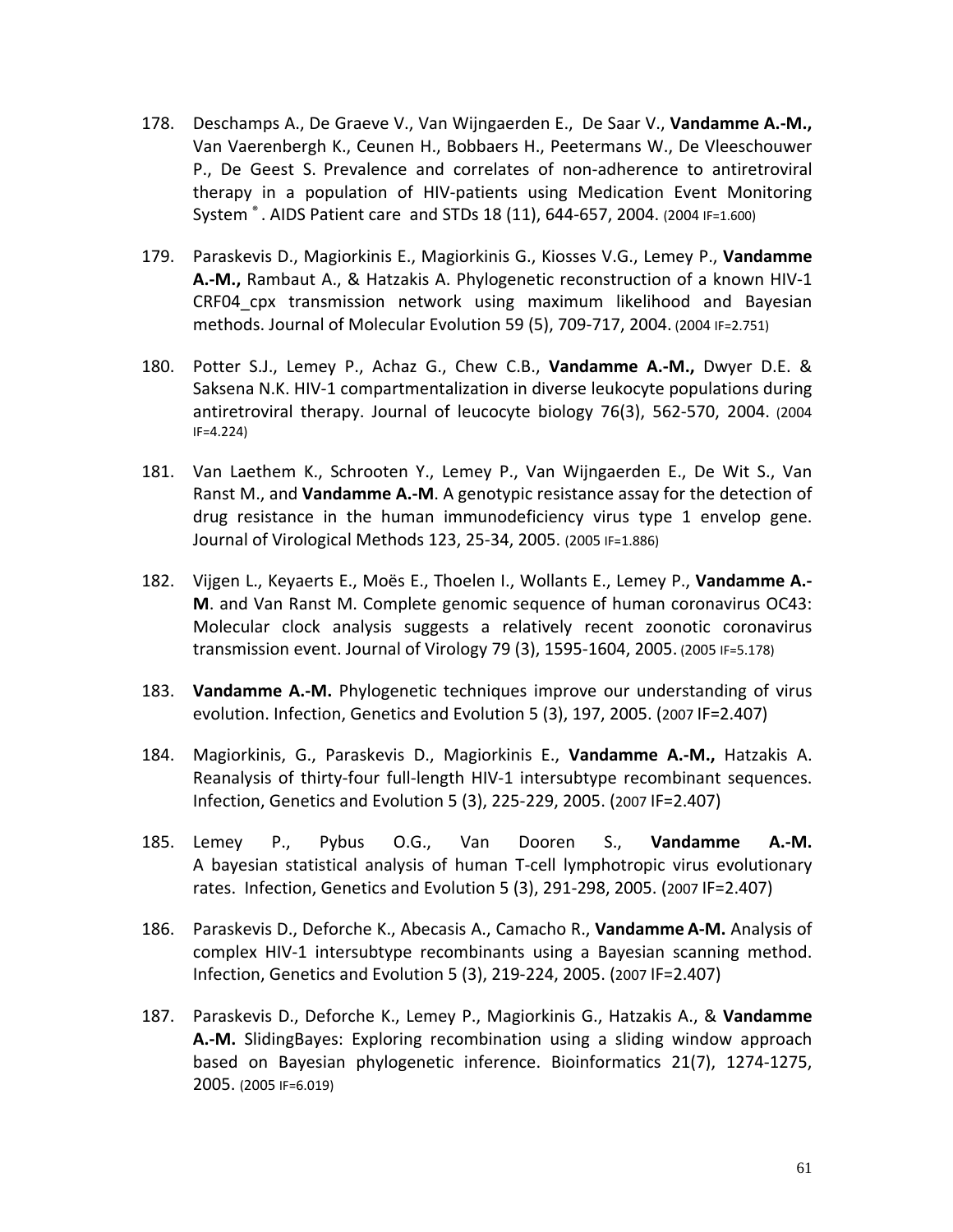178. Deschamps A., De Graeve V., Van Wijngaerden E., De Saar V., **Vandamme A.-M.,** Van Vaerenbergh K., Ceunen H., Bobbaers H., Peetermans W., De Vleeschouwer P., De Geest S. Prevalence and correlates of non-adherence to antiretroviral therapy in a population of HIV-patients using Medication Event Monitoring System ®. AIDS Patient care and STDs 18 (11), 644-657, 2004. (2004 IF=1.600)

179. Paraskevis D., Magiorkinis E., Magiorkinis G., Kiosses V.G., Lemey P., **Vandamme A.-M.,** Rambaut A., & Hatzakis A. Phylogenetic reconstruction of a known HIV-1 CRF04_cpx transmission network using maximum likelihood and Bayesian methods. Journal of Molecular Evolution 59 (5), 709-717, 2004. (2004 IF=2.751)

180. Potter S.J., Lemey P., Achaz G., Chew C.B., **Vandamme A.-M.,** Dwyer D.E. & Saksena N.K. HIV-1 compartmentalization in diverse leukocyte populations during antiretroviral therapy. Journal of leucocyte biology 76(3), 562-570, 2004. (2004 IF=4.224)

181. Van Laethem K., Schrooten Y., Lemey P., Van Wijngaerden E., De Wit S., Van Ranst M., and **Vandamme A.-M**. A genotypic resistance assay for the detection of drug resistance in the human immunodeficiency virus type 1 envelop gene. Journal of Virological Methods 123, 25-34, 2005. (2005 IF=1.886)

182. Vijgen L., Keyaerts E., Moës E., Thoelen I., Wollants E., Lemey P., **Vandamme A.-M**. and Van Ranst M. Complete genomic sequence of human coronavirus OC43: Molecular clock analysis suggests a relatively recent zoonotic coronavirus transmission event. Journal of Virology 79 (3), 1595-1604, 2005. (2005 IF=5.178)

183. **Vandamme A.-M.** Phylogenetic techniques improve our understanding of virus evolution. Infection, Genetics and Evolution 5 (3), 197, 2005. (2007 IF=2.407)

184. Magiorkinis, G., Paraskevis D., Magiorkinis E., **Vandamme A.-M.,** Hatzakis A. Reanalysis of thirty-four full-length HIV-1 intersubtype recombinant sequences. Infection, Genetics and Evolution 5 (3), 225-229, 2005. (2007 IF=2.407)

185. Lemey P., Pybus O.G., Van Dooren S., **Vandamme A.-M.** A bayesian statistical analysis of human T-cell lymphotropic virus evolutionary rates. Infection, Genetics and Evolution 5 (3), 291-298, 2005. (2007 IF=2.407)

186. Paraskevis D., Deforche K., Abecasis A., Camacho R., **Vandamme A-M.** Analysis of complex HIV-1 intersubtype recombinants using a Bayesian scanning method. Infection, Genetics and Evolution 5 (3), 219-224, 2005. (2007 IF=2.407)

187. Paraskevis D., Deforche K., Lemey P., Magiorkinis G., Hatzakis A., & **Vandamme A.-M.** SlidingBayes: Exploring recombination using a sliding window approach based on Bayesian phylogenetic inference. Bioinformatics 21(7), 1274-1275, 2005. (2005 IF=6.019)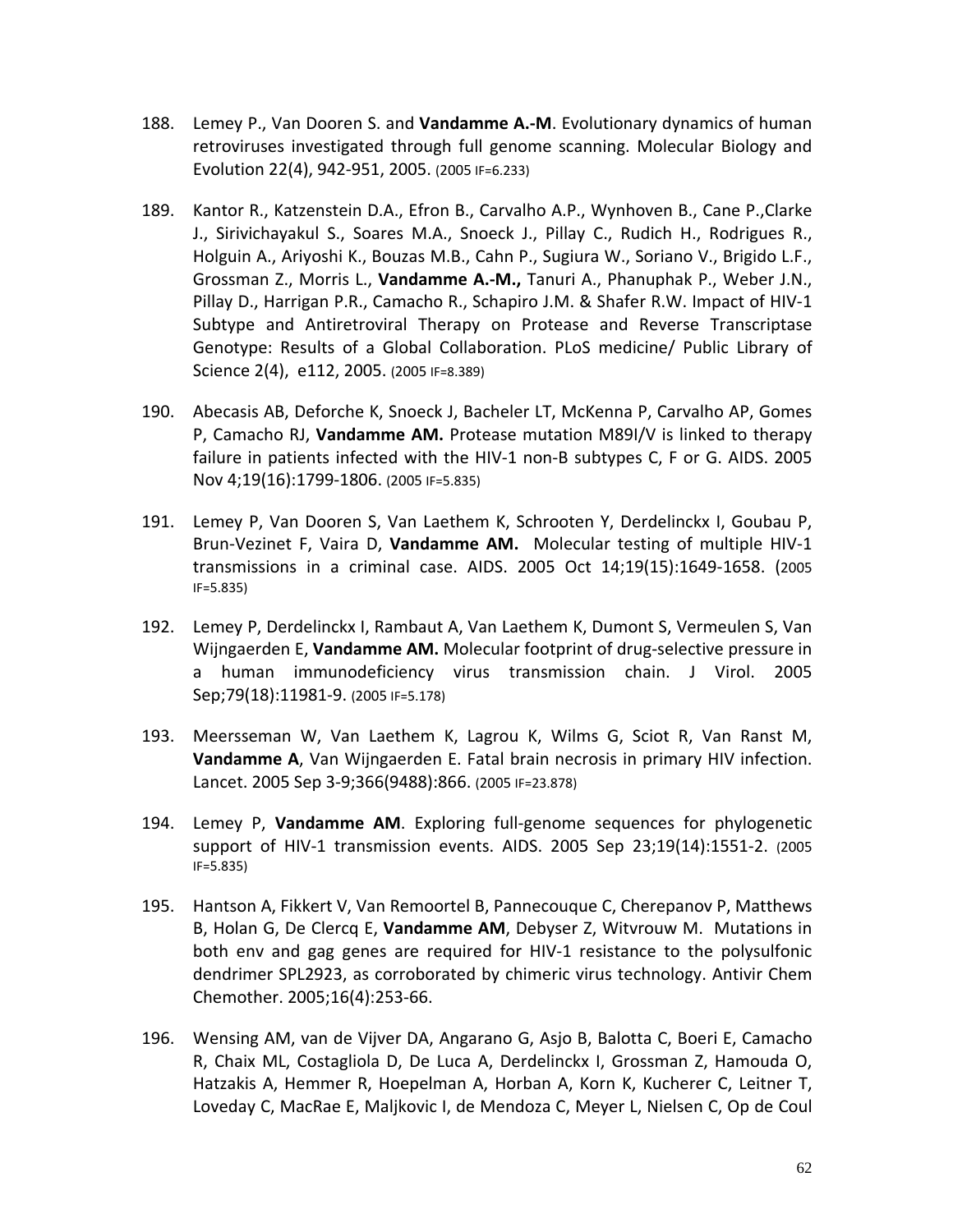188. Lemey P., Van Dooren S. and **Vandamme A.-M**. Evolutionary dynamics of human retroviruses investigated through full genome scanning. Molecular Biology and Evolution 22(4), 942-951, 2005. (2005 IF=6.233)

189. Kantor R., Katzenstein D.A., Efron B., Carvalho A.P., Wynhoven B., Cane P.,Clarke J., Sirivichayakul S., Soares M.A., Snoeck J., Pillay C., Rudich H., Rodrigues R., Holguin A., Ariyoshi K., Bouzas M.B., Cahn P., Sugiura W., Soriano V., Brigido L.F., Grossman Z., Morris L., **Vandamme A.-M.,** Tanuri A., Phanuphak P., Weber J.N., Pillay D., Harrigan P.R., Camacho R., Schapiro J.M. & Shafer R.W. Impact of HIV-1 Subtype and Antiretroviral Therapy on Protease and Reverse Transcriptase Genotype: Results of a Global Collaboration. PLoS medicine/ Public Library of Science 2(4), e112, 2005. (2005 IF=8.389)

190. Abecasis AB, Deforche K, Snoeck J, Bacheler LT, McKenna P, Carvalho AP, Gomes P, Camacho RJ, **Vandamme AM.** Protease mutation M89I/V is linked to therapy failure in patients infected with the HIV-1 non-B subtypes C, F or G. AIDS. 2005 Nov 4;19(16):1799-1806. (2005 IF=5.835)

191. Lemey P, Van Dooren S, Van Laethem K, Schrooten Y, Derdelinckx I, Goubau P, Brun-Vezinet F, Vaira D, **Vandamme AM.** Molecular testing of multiple HIV-1 transmissions in a criminal case. AIDS. 2005 Oct 14;19(15):1649-1658. (2005 IF=5.835)

192. Lemey P, Derdelinckx I, Rambaut A, Van Laethem K, Dumont S, Vermeulen S, Van Wijngaerden E, **Vandamme AM.** Molecular footprint of drug-selective pressure in a human immunodeficiency virus transmission chain. J Virol. 2005 Sep;79(18):11981-9. (2005 IF=5.178)

193. Meersseman W, Van Laethem K, Lagrou K, Wilms G, Sciot R, Van Ranst M, **Vandamme A**, Van Wijngaerden E. Fatal brain necrosis in primary HIV infection. Lancet. 2005 Sep 3-9;366(9488):866. (2005 IF=23.878)

194. Lemey P, **Vandamme AM**. Exploring full-genome sequences for phylogenetic support of HIV-1 transmission events. AIDS. 2005 Sep 23;19(14):1551-2. (2005 IF=5.835)

195. Hantson A, Fikkert V, Van Remoortel B, Pannecouque C, Cherepanov P, Matthews B, Holan G, De Clercq E, **Vandamme AM**, Debyser Z, Witvrouw M. Mutations in both env and gag genes are required for HIV-1 resistance to the polysulfonic dendrimer SPL2923, as corroborated by chimeric virus technology. Antivir Chem Chemother. 2005;16(4):253-66.

196. Wensing AM, van de Vijver DA, Angarano G, Asjo B, Balotta C, Boeri E, Camacho R, Chaix ML, Costagliola D, De Luca A, Derdelinckx I, Grossman Z, Hamouda O, Hatzakis A, Hemmer R, Hoepelman A, Horban A, Korn K, Kucherer C, Leitner T, Loveday C, MacRae E, Maljkovic I, de Mendoza C, Meyer L, Nielsen C, Op de Coul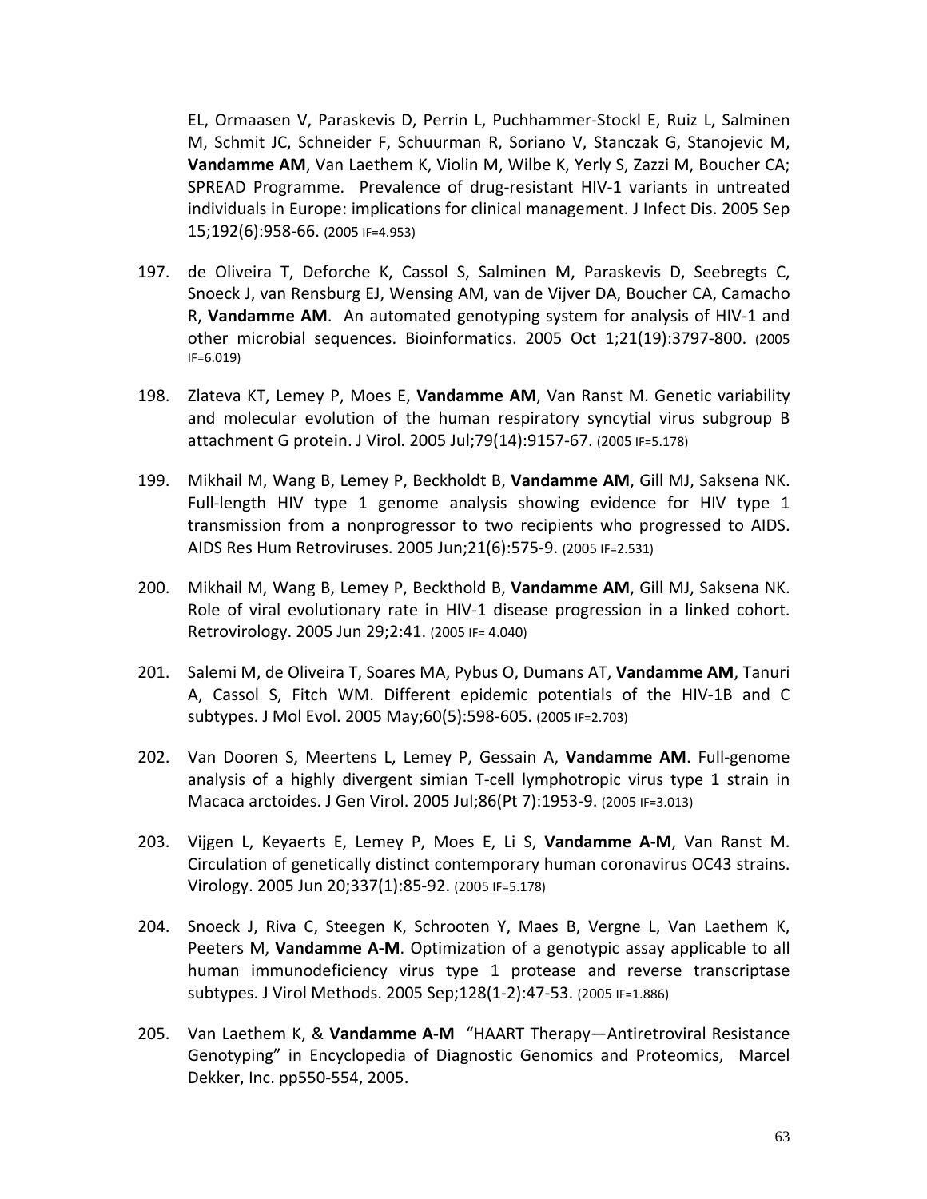EL, Ormaasen V, Paraskevis D, Perrin L, Puchhammer-Stockl E, Ruiz L, Salminen M, Schmit JC, Schneider F, Schuurman R, Soriano V, Stanczak G, Stanojevic M, **Vandamme AM**, Van Laethem K, Violin M, Wilbe K, Yerly S, Zazzi M, Boucher CA; SPREAD Programme. Prevalence of drug-resistant HIV-1 variants in untreated individuals in Europe: implications for clinical management. J Infect Dis. 2005 Sep 15;192(6):958-66. (2005 IF=4.953)

197. de Oliveira T, Deforche K, Cassol S, Salminen M, Paraskevis D, Seebregts C, Snoeck J, van Rensburg EJ, Wensing AM, van de Vijver DA, Boucher CA, Camacho R, **Vandamme AM**. An automated genotyping system for analysis of HIV-1 and other microbial sequences. Bioinformatics. 2005 Oct 1;21(19):3797-800. (2005 IF=6.019)

198. Zlateva KT, Lemey P, Moes E, **Vandamme AM**, Van Ranst M. Genetic variability and molecular evolution of the human respiratory syncytial virus subgroup B attachment G protein. J Virol. 2005 Jul;79(14):9157-67. (2005 IF=5.178)

199. Mikhail M, Wang B, Lemey P, Beckholdt B, **Vandamme AM**, Gill MJ, Saksena NK. Full-length HIV type 1 genome analysis showing evidence for HIV type 1 transmission from a nonprogressor to two recipients who progressed to AIDS. AIDS Res Hum Retroviruses. 2005 Jun;21(6):575-9. (2005 IF=2.531)

200. Mikhail M, Wang B, Lemey P, Beckthold B, **Vandamme AM**, Gill MJ, Saksena NK. Role of viral evolutionary rate in HIV-1 disease progression in a linked cohort. Retrovirology. 2005 Jun 29;2:41. (2005 IF= 4.040)

201. Salemi M, de Oliveira T, Soares MA, Pybus O, Dumans AT, **Vandamme AM**, Tanuri A, Cassol S, Fitch WM. Different epidemic potentials of the HIV-1B and C subtypes. J Mol Evol. 2005 May;60(5):598-605. (2005 IF=2.703)

202. Van Dooren S, Meertens L, Lemey P, Gessain A, **Vandamme AM**. Full-genome analysis of a highly divergent simian T-cell lymphotropic virus type 1 strain in Macaca arctoides. J Gen Virol. 2005 Jul;86(Pt 7):1953-9. (2005 IF=3.013)

203. Vijgen L, Keyaerts E, Lemey P, Moes E, Li S, **Vandamme A-M**, Van Ranst M. Circulation of genetically distinct contemporary human coronavirus OC43 strains. Virology. 2005 Jun 20;337(1):85-92. (2005 IF=5.178)

204. Snoeck J, Riva C, Steegen K, Schrooten Y, Maes B, Vergne L, Van Laethem K, Peeters M, **Vandamme A-M**. Optimization of a genotypic assay applicable to all human immunodeficiency virus type 1 protease and reverse transcriptase subtypes. J Virol Methods. 2005 Sep;128(1-2):47-53. (2005 IF=1.886)

205. Van Laethem K, & **Vandamme A-M** "HAART Therapy—Antiretroviral Resistance Genotyping" in Encyclopedia of Diagnostic Genomics and Proteomics, Marcel Dekker, Inc. pp550-554, 2005.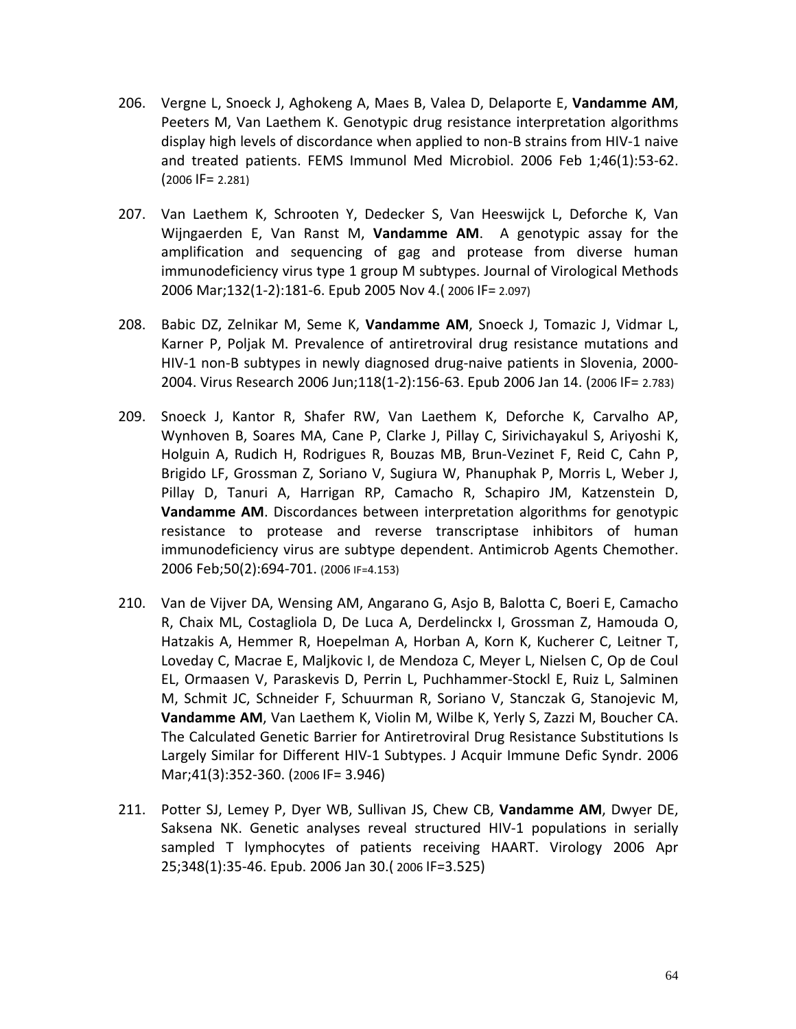206. Vergne L, Snoeck J, Aghokeng A, Maes B, Valea D, Delaporte E, **Vandamme AM**, Peeters M, Van Laethem K. Genotypic drug resistance interpretation algorithms display high levels of discordance when applied to non-B strains from HIV-1 naive and treated patients. FEMS Immunol Med Microbiol. 2006 Feb 1;46(1):53-62. (2006 IF= 2.281)

207. Van Laethem K, Schrooten Y, Dedecker S, Van Heeswijck L, Deforche K, Van Wijngaerden E, Van Ranst M, **Vandamme AM**. A genotypic assay for the amplification and sequencing of gag and protease from diverse human immunodeficiency virus type 1 group M subtypes. Journal of Virological Methods 2006 Mar;132(1-2):181-6. Epub 2005 Nov 4.( 2006 IF= 2.097)

208. Babic DZ, Zelnikar M, Seme K, **Vandamme AM**, Snoeck J, Tomazic J, Vidmar L, Karner P, Poljak M. Prevalence of antiretroviral drug resistance mutations and HIV-1 non-B subtypes in newly diagnosed drug-naive patients in Slovenia, 2000-2004. Virus Research 2006 Jun;118(1-2):156-63. Epub 2006 Jan 14. (2006 IF= 2.783)

209. Snoeck J, Kantor R, Shafer RW, Van Laethem K, Deforche K, Carvalho AP, Wynhoven B, Soares MA, Cane P, Clarke J, Pillay C, Sirivichayakul S, Ariyoshi K, Holguin A, Rudich H, Rodrigues R, Bouzas MB, Brun-Vezinet F, Reid C, Cahn P, Brigido LF, Grossman Z, Soriano V, Sugiura W, Phanuphak P, Morris L, Weber J, Pillay D, Tanuri A, Harrigan RP, Camacho R, Schapiro JM, Katzenstein D, **Vandamme AM**. Discordances between interpretation algorithms for genotypic resistance to protease and reverse transcriptase inhibitors of human immunodeficiency virus are subtype dependent. Antimicrob Agents Chemother. 2006 Feb;50(2):694-701. (2006 IF=4.153)

210. Van de Vijver DA, Wensing AM, Angarano G, Asjo B, Balotta C, Boeri E, Camacho R, Chaix ML, Costagliola D, De Luca A, Derdelinckx I, Grossman Z, Hamouda O, Hatzakis A, Hemmer R, Hoepelman A, Horban A, Korn K, Kucherer C, Leitner T, Loveday C, Macrae E, Maljkovic I, de Mendoza C, Meyer L, Nielsen C, Op de Coul EL, Ormaasen V, Paraskevis D, Perrin L, Puchhammer-Stockl E, Ruiz L, Salminen M, Schmit JC, Schneider F, Schuurman R, Soriano V, Stanczak G, Stanojevic M, **Vandamme AM**, Van Laethem K, Violin M, Wilbe K, Yerly S, Zazzi M, Boucher CA. The Calculated Genetic Barrier for Antiretroviral Drug Resistance Substitutions Is Largely Similar for Different HIV-1 Subtypes. J Acquir Immune Defic Syndr. 2006 Mar;41(3):352-360. (2006 IF= 3.946)

211. Potter SJ, Lemey P, Dyer WB, Sullivan JS, Chew CB, **Vandamme AM**, Dwyer DE, Saksena NK. Genetic analyses reveal structured HIV-1 populations in serially sampled T lymphocytes of patients receiving HAART. Virology 2006 Apr 25;348(1):35-46. Epub. 2006 Jan 30.( 2006 IF=3.525)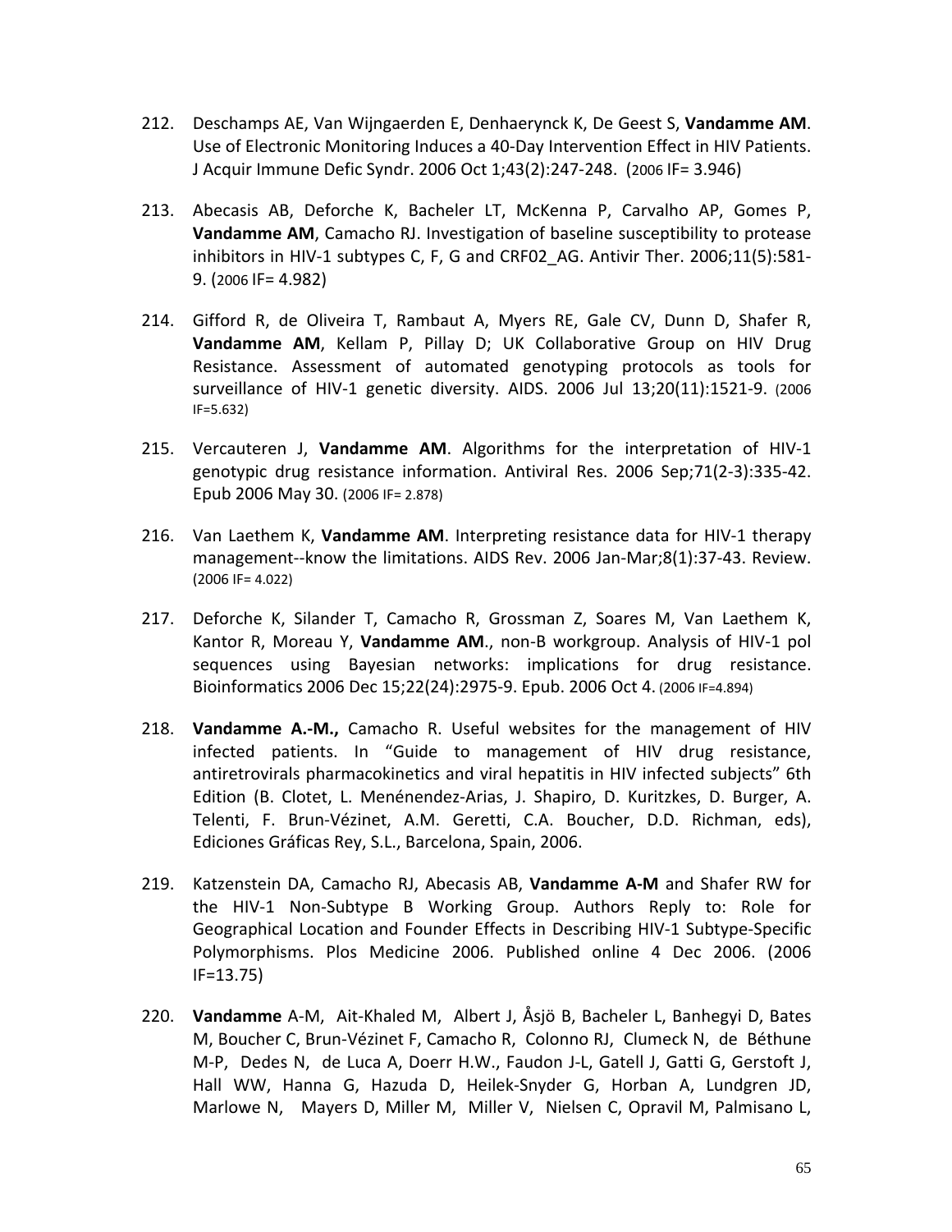212. Deschamps AE, Van Wijngaerden E, Denhaerynck K, De Geest S, **Vandamme AM**. Use of Electronic Monitoring Induces a 40-Day Intervention Effect in HIV Patients. J Acquir Immune Defic Syndr. 2006 Oct 1;43(2):247-248. (2006 IF= 3.946)

213. Abecasis AB, Deforche K, Bacheler LT, McKenna P, Carvalho AP, Gomes P, **Vandamme AM**, Camacho RJ. Investigation of baseline susceptibility to protease inhibitors in HIV-1 subtypes C, F, G and CRF02_AG. Antivir Ther. 2006;11(5):581-9. (2006 IF= 4.982)

214. Gifford R, de Oliveira T, Rambaut A, Myers RE, Gale CV, Dunn D, Shafer R, **Vandamme AM**, Kellam P, Pillay D; UK Collaborative Group on HIV Drug Resistance. Assessment of automated genotyping protocols as tools for surveillance of HIV-1 genetic diversity. AIDS. 2006 Jul 13;20(11):1521-9. (2006 IF=5.632)

215. Vercauteren J, **Vandamme AM**. Algorithms for the interpretation of HIV-1 genotypic drug resistance information. Antiviral Res. 2006 Sep;71(2-3):335-42. Epub 2006 May 30. (2006 IF= 2.878)

216. Van Laethem K, **Vandamme AM**. Interpreting resistance data for HIV-1 therapy management--know the limitations. AIDS Rev. 2006 Jan-Mar;8(1):37-43. Review. (2006 IF= 4.022)

217. Deforche K, Silander T, Camacho R, Grossman Z, Soares M, Van Laethem K, Kantor R, Moreau Y, **Vandamme AM**., non-B workgroup. Analysis of HIV-1 pol sequences using Bayesian networks: implications for drug resistance. Bioinformatics 2006 Dec 15;22(24):2975-9. Epub. 2006 Oct 4. (2006 IF=4.894)

218. **Vandamme A.-M.,** Camacho R. Useful websites for the management of HIV infected patients. In "Guide to management of HIV drug resistance, antiretrovirals pharmacokinetics and viral hepatitis in HIV infected subjects" 6th Edition (B. Clotet, L. Menénendez-Arias, J. Shapiro, D. Kuritzkes, D. Burger, A. Telenti, F. Brun-Vézinet, A.M. Geretti, C.A. Boucher, D.D. Richman, eds), Ediciones Gráficas Rey, S.L., Barcelona, Spain, 2006.

219. Katzenstein DA, Camacho RJ, Abecasis AB, **Vandamme A-M** and Shafer RW for the HIV-1 Non-Subtype B Working Group. Authors Reply to: Role for Geographical Location and Founder Effects in Describing HIV-1 Subtype-Specific Polymorphisms. Plos Medicine 2006. Published online 4 Dec 2006. (2006 IF=13.75)

220. **Vandamme** A-M, Ait-Khaled M, Albert J, Åsjö B, Bacheler L, Banhegyi D, Bates M, Boucher C, Brun-Vézinet F, Camacho R, Colonno RJ, Clumeck N, de Béthune M-P, Dedes N, de Luca A, Doerr H.W., Faudon J-L, Gatell J, Gatti G, Gerstoft J, Hall WW, Hanna G, Hazuda D, Heilek-Snyder G, Horban A, Lundgren JD, Marlowe N, Mayers D, Miller M, Miller V, Nielsen C, Opravil M, Palmisano L,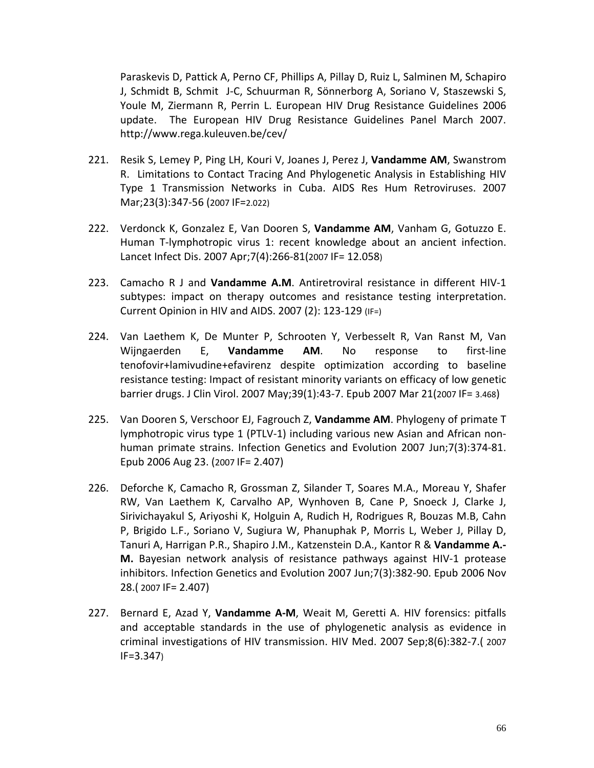Paraskevis D, Pattick A, Perno CF, Phillips A, Pillay D, Ruiz L, Salminen M, Schapiro J, Schmidt B, Schmit J-C, Schuurman R, Sönnerborg A, Soriano V, Staszewski S, Youle M, Ziermann R, Perrin L. European HIV Drug Resistance Guidelines 2006 update. The European HIV Drug Resistance Guidelines Panel March 2007. http://www.rega.kuleuven.be/cev/

221. Resik S, Lemey P, Ping LH, Kouri V, Joanes J, Perez J, **Vandamme AM**, Swanstrom R. Limitations to Contact Tracing And Phylogenetic Analysis in Establishing HIV Type 1 Transmission Networks in Cuba. AIDS Res Hum Retroviruses. 2007 Mar;23(3):347-56 (2007 IF=2.022)

222. Verdonck K, Gonzalez E, Van Dooren S, **Vandamme AM**, Vanham G, Gotuzzo E. Human T-lymphotropic virus 1: recent knowledge about an ancient infection. Lancet Infect Dis. 2007 Apr;7(4):266-81(2007 IF= 12.058)

223. Camacho R J and **Vandamme A.M**. Antiretroviral resistance in different HIV-1 subtypes: impact on therapy outcomes and resistance testing interpretation. Current Opinion in HIV and AIDS. 2007 (2): 123-129 (IF=)

224. Van Laethem K, De Munter P, Schrooten Y, Verbesselt R, Van Ranst M, Van Wijngaerden E, **Vandamme AM**. No response to first-line tenofovir+lamivudine+efavirenz despite optimization according to baseline resistance testing: Impact of resistant minority variants on efficacy of low genetic barrier drugs. J Clin Virol. 2007 May;39(1):43-7. Epub 2007 Mar 21(2007 IF= 3.468)

225. Van Dooren S, Verschoor EJ, Fagrouch Z, **Vandamme AM**. Phylogeny of primate T lymphotropic virus type 1 (PTLV-1) including various new Asian and African non-human primate strains. Infection Genetics and Evolution 2007 Jun;7(3):374-81. Epub 2006 Aug 23. (2007 IF= 2.407)

226. Deforche K, Camacho R, Grossman Z, Silander T, Soares M.A., Moreau Y, Shafer RW, Van Laethem K, Carvalho AP, Wynhoven B, Cane P, Snoeck J, Clarke J, Sirivichayakul S, Ariyoshi K, Holguin A, Rudich H, Rodrigues R, Bouzas M.B, Cahn P, Brigido L.F., Soriano V, Sugiura W, Phanuphak P, Morris L, Weber J, Pillay D, Tanuri A, Harrigan P.R., Shapiro J.M., Katzenstein D.A., Kantor R & **Vandamme A.-M.** Bayesian network analysis of resistance pathways against HIV-1 protease inhibitors. Infection Genetics and Evolution 2007 Jun;7(3):382-90. Epub 2006 Nov 28.( 2007 IF= 2.407)

227. Bernard E, Azad Y, **Vandamme A-M**, Weait M, Geretti A. HIV forensics: pitfalls and acceptable standards in the use of phylogenetic analysis as evidence in criminal investigations of HIV transmission. HIV Med. 2007 Sep;8(6):382-7.( 2007 IF=3.347)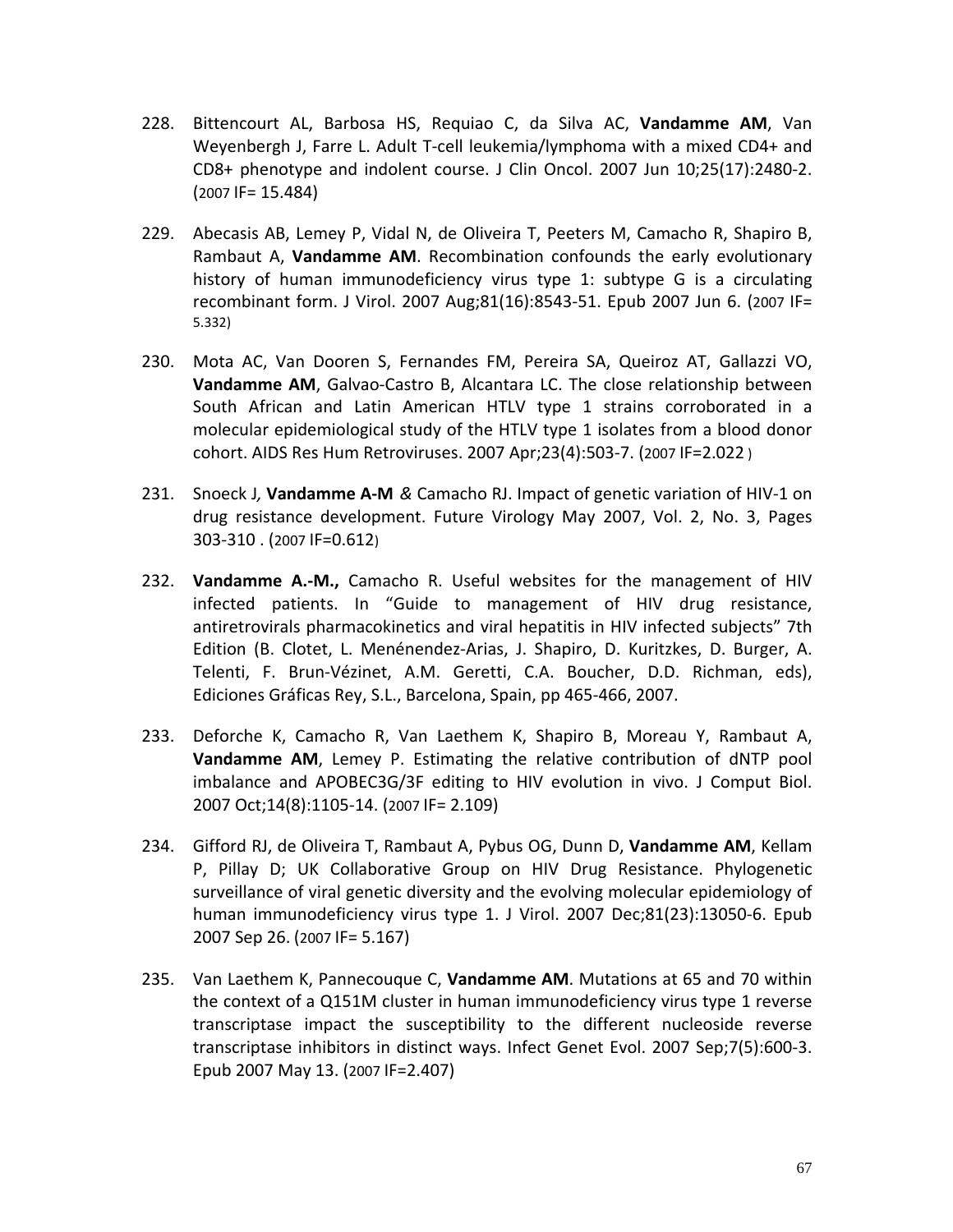228. Bittencourt AL, Barbosa HS, Requiao C, da Silva AC, **Vandamme AM**, Van Weyenbergh J, Farre L. Adult T-cell leukemia/lymphoma with a mixed CD4+ and CD8+ phenotype and indolent course. J Clin Oncol. 2007 Jun 10;25(17):2480-2. (2007 IF= 15.484)

229. Abecasis AB, Lemey P, Vidal N, de Oliveira T, Peeters M, Camacho R, Shapiro B, Rambaut A, **Vandamme AM**. Recombination confounds the early evolutionary history of human immunodeficiency virus type 1: subtype G is a circulating recombinant form. J Virol. 2007 Aug;81(16):8543-51. Epub 2007 Jun 6. (2007 IF= 5.332)

230. Mota AC, Van Dooren S, Fernandes FM, Pereira SA, Queiroz AT, Gallazzi VO, **Vandamme AM**, Galvao-Castro B, Alcantara LC. The close relationship between South African and Latin American HTLV type 1 strains corroborated in a molecular epidemiological study of the HTLV type 1 isolates from a blood donor cohort. AIDS Res Hum Retroviruses. 2007 Apr;23(4):503-7. (2007 IF=2.022 )

231. Snoeck J*,* **Vandamme A-M** *&* Camacho RJ. Impact of genetic variation of HIV-1 on drug resistance development. Future Virology May 2007, Vol. 2, No. 3, Pages 303-310 . (2007 IF=0.612)

232. **Vandamme A.-M.,** Camacho R. Useful websites for the management of HIV infected patients. In "Guide to management of HIV drug resistance, antiretrovirals pharmacokinetics and viral hepatitis in HIV infected subjects" 7th Edition (B. Clotet, L. Menénendez-Arias, J. Shapiro, D. Kuritzkes, D. Burger, A. Telenti, F. Brun-Vézinet, A.M. Geretti, C.A. Boucher, D.D. Richman, eds), Ediciones Gráficas Rey, S.L., Barcelona, Spain, pp 465-466, 2007.

233. Deforche K, Camacho R, Van Laethem K, Shapiro B, Moreau Y, Rambaut A, **Vandamme AM**, Lemey P. Estimating the relative contribution of dNTP pool imbalance and APOBEC3G/3F editing to HIV evolution in vivo. J Comput Biol. 2007 Oct;14(8):1105-14. (2007 IF= 2.109)

234. Gifford RJ, de Oliveira T, Rambaut A, Pybus OG, Dunn D, **Vandamme AM**, Kellam P, Pillay D; UK Collaborative Group on HIV Drug Resistance. Phylogenetic surveillance of viral genetic diversity and the evolving molecular epidemiology of human immunodeficiency virus type 1. J Virol. 2007 Dec;81(23):13050-6. Epub 2007 Sep 26. (2007 IF= 5.167)

235. Van Laethem K, Pannecouque C, **Vandamme AM**. Mutations at 65 and 70 within the context of a Q151M cluster in human immunodeficiency virus type 1 reverse transcriptase impact the susceptibility to the different nucleoside reverse transcriptase inhibitors in distinct ways. Infect Genet Evol. 2007 Sep;7(5):600-3. Epub 2007 May 13. (2007 IF=2.407)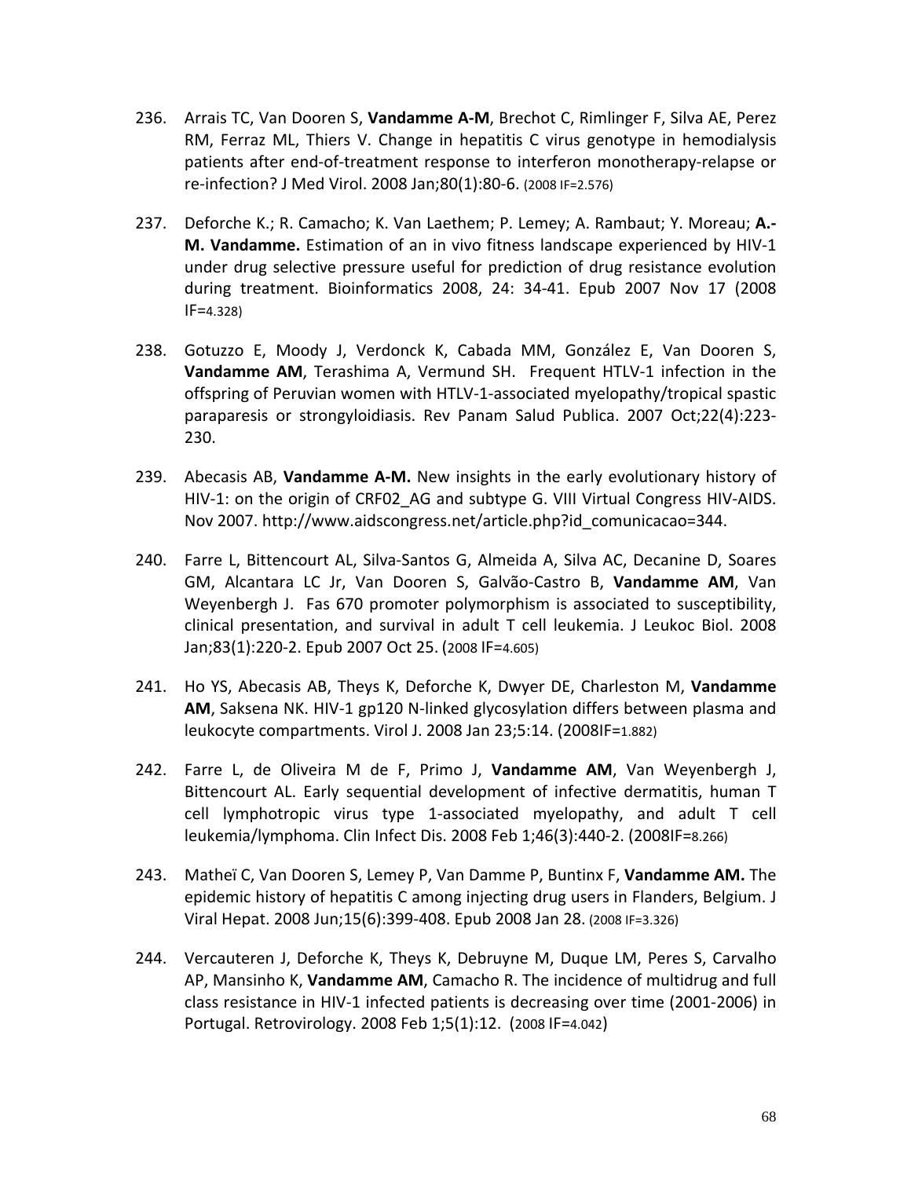236. Arrais TC, Van Dooren S, **Vandamme A-M**, Brechot C, Rimlinger F, Silva AE, Perez RM, Ferraz ML, Thiers V. Change in hepatitis C virus genotype in hemodialysis patients after end-of-treatment response to interferon monotherapy-relapse or re-infection? J Med Virol. 2008 Jan;80(1):80-6. (2008 IF=2.576)

237. Deforche K.; R. Camacho; K. Van Laethem; P. Lemey; A. Rambaut; Y. Moreau; **A.-M. Vandamme.** Estimation of an in vivo fitness landscape experienced by HIV-1 under drug selective pressure useful for prediction of drug resistance evolution during treatment. Bioinformatics 2008, 24: 34-41. Epub 2007 Nov 17 (2008 IF=4.328)

238. Gotuzzo E, Moody J, Verdonck K, Cabada MM, González E, Van Dooren S, **Vandamme AM**, Terashima A, Vermund SH. Frequent HTLV-1 infection in the offspring of Peruvian women with HTLV-1-associated myelopathy/tropical spastic paraparesis or strongyloidiasis. Rev Panam Salud Publica. 2007 Oct;22(4):223-230.

239. Abecasis AB, **Vandamme A-M.** New insights in the early evolutionary history of HIV-1: on the origin of CRF02_AG and subtype G. VIII Virtual Congress HIV-AIDS. Nov 2007. http://www.aidscongress.net/article.php?id_comunicacao=344.

240. Farre L, Bittencourt AL, Silva-Santos G, Almeida A, Silva AC, Decanine D, Soares GM, Alcantara LC Jr, Van Dooren S, Galvão-Castro B, **Vandamme AM**, Van Weyenbergh J. Fas 670 promoter polymorphism is associated to susceptibility, clinical presentation, and survival in adult T cell leukemia. J Leukoc Biol. 2008 Jan;83(1):220-2. Epub 2007 Oct 25. (2008 IF=4.605)

241. Ho YS, Abecasis AB, Theys K, Deforche K, Dwyer DE, Charleston M, **Vandamme AM**, Saksena NK. HIV-1 gp120 N-linked glycosylation differs between plasma and leukocyte compartments. Virol J. 2008 Jan 23;5:14. (2008IF=1.882)

242. Farre L, de Oliveira M de F, Primo J, **Vandamme AM**, Van Weyenbergh J, Bittencourt AL. Early sequential development of infective dermatitis, human T cell lymphotropic virus type 1-associated myelopathy, and adult T cell leukemia/lymphoma. Clin Infect Dis. 2008 Feb 1;46(3):440-2. (2008IF=8.266)

243. Matheï C, Van Dooren S, Lemey P, Van Damme P, Buntinx F, **Vandamme AM.** The epidemic history of hepatitis C among injecting drug users in Flanders, Belgium. J Viral Hepat. 2008 Jun;15(6):399-408. Epub 2008 Jan 28. (2008 IF=3.326)

244. Vercauteren J, Deforche K, Theys K, Debruyne M, Duque LM, Peres S, Carvalho AP, Mansinho K, **Vandamme AM**, Camacho R. The incidence of multidrug and full class resistance in HIV-1 infected patients is decreasing over time (2001-2006) in Portugal. Retrovirology. 2008 Feb 1;5(1):12. (2008 IF=4.042)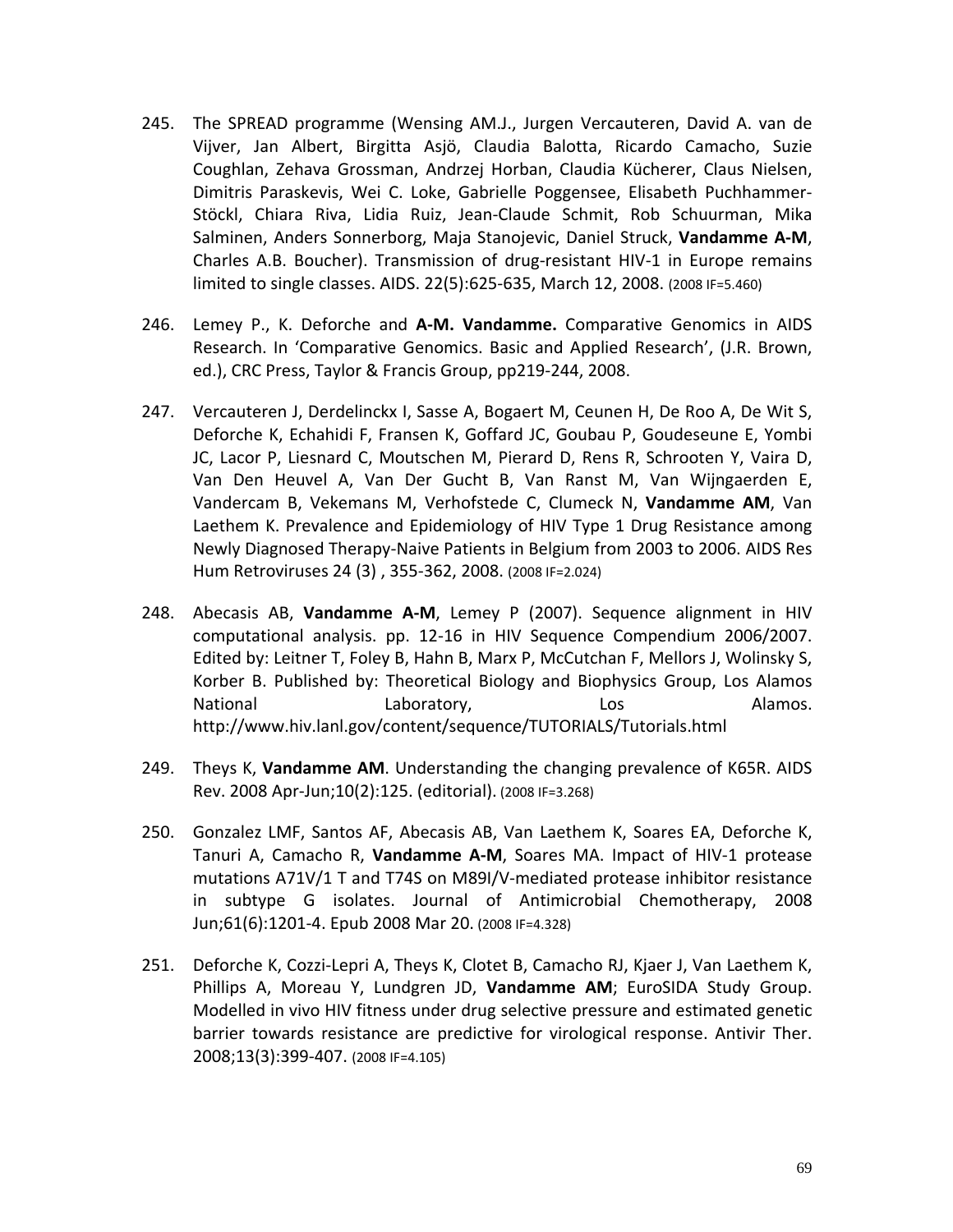245. The SPREAD programme (Wensing AM.J., Jurgen Vercauteren, David A. van de Vijver, Jan Albert, Birgitta Asjö, Claudia Balotta, Ricardo Camacho, Suzie Coughlan, Zehava Grossman, Andrzej Horban, Claudia Kücherer, Claus Nielsen, Dimitris Paraskevis, Wei C. Loke, Gabrielle Poggensee, Elisabeth Puchhammer-Stöckl, Chiara Riva, Lidia Ruiz, Jean-Claude Schmit, Rob Schuurman, Mika Salminen, Anders Sonnerborg, Maja Stanojevic, Daniel Struck, **Vandamme A-M**, Charles A.B. Boucher). Transmission of drug-resistant HIV-1 in Europe remains limited to single classes. AIDS. 22(5):625-635, March 12, 2008. (2008 IF=5.460)

246. Lemey P., K. Deforche and **A-M. Vandamme.** Comparative Genomics in AIDS Research. In 'Comparative Genomics. Basic and Applied Research', (J.R. Brown, ed.), CRC Press, Taylor & Francis Group, pp219-244, 2008.

247. Vercauteren J, Derdelinckx I, Sasse A, Bogaert M, Ceunen H, De Roo A, De Wit S, Deforche K, Echahidi F, Fransen K, Goffard JC, Goubau P, Goudeseune E, Yombi JC, Lacor P, Liesnard C, Moutschen M, Pierard D, Rens R, Schrooten Y, Vaira D, Van Den Heuvel A, Van Der Gucht B, Van Ranst M, Van Wijngaerden E, Vandercam B, Vekemans M, Verhofstede C, Clumeck N, **Vandamme AM**, Van Laethem K. Prevalence and Epidemiology of HIV Type 1 Drug Resistance among Newly Diagnosed Therapy-Naive Patients in Belgium from 2003 to 2006. AIDS Res Hum Retroviruses 24 (3) , 355-362, 2008. (2008 IF=2.024)

248. Abecasis AB, **Vandamme A-M**, Lemey P (2007). Sequence alignment in HIV computational analysis. pp. 12-16 in HIV Sequence Compendium 2006/2007. Edited by: Leitner T, Foley B, Hahn B, Marx P, McCutchan F, Mellors J, Wolinsky S, Korber B. Published by: Theoretical Biology and Biophysics Group, Los Alamos National Laboratory, Los Alamos. http://www.hiv.lanl.gov/content/sequence/TUTORIALS/Tutorials.html

249. Theys K, **Vandamme AM**. Understanding the changing prevalence of K65R. AIDS Rev. 2008 Apr-Jun;10(2):125. (editorial). (2008 IF=3.268)

250. Gonzalez LMF, Santos AF, Abecasis AB, Van Laethem K, Soares EA, Deforche K, Tanuri A, Camacho R, **Vandamme A-M**, Soares MA. Impact of HIV-1 protease mutations A71V/1 T and T74S on M89I/V-mediated protease inhibitor resistance in subtype G isolates. Journal of Antimicrobial Chemotherapy, 2008 Jun;61(6):1201-4. Epub 2008 Mar 20. (2008 IF=4.328)

251. Deforche K, Cozzi-Lepri A, Theys K, Clotet B, Camacho RJ, Kjaer J, Van Laethem K, Phillips A, Moreau Y, Lundgren JD, **Vandamme AM**; EuroSIDA Study Group. Modelled in vivo HIV fitness under drug selective pressure and estimated genetic barrier towards resistance are predictive for virological response. Antivir Ther. 2008;13(3):399-407. (2008 IF=4.105)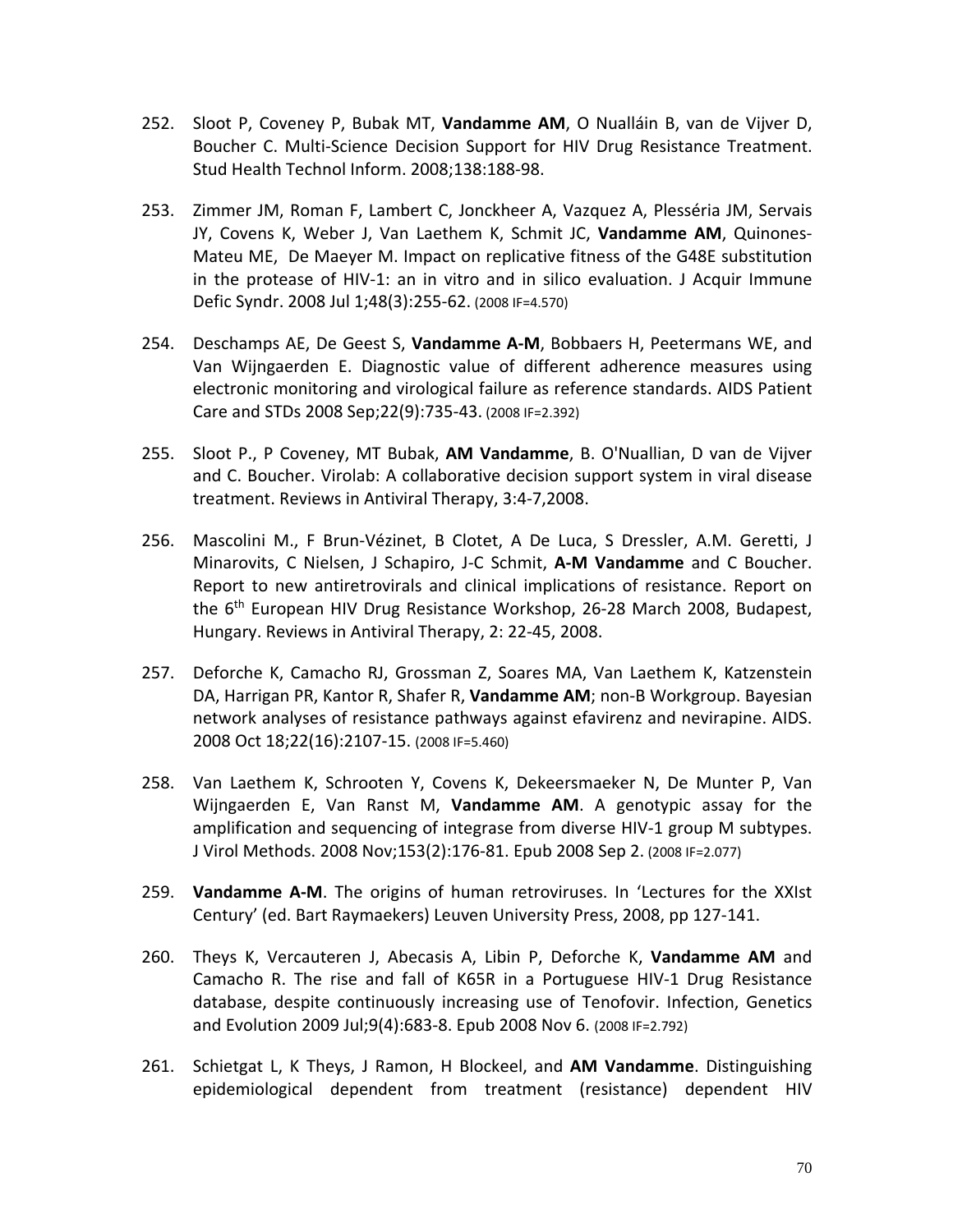252. Sloot P, Coveney P, Bubak MT, **Vandamme AM**, O Nualláin B, van de Vijver D, Boucher C. Multi-Science Decision Support for HIV Drug Resistance Treatment. Stud Health Technol Inform. 2008;138:188-98.

253. Zimmer JM, Roman F, Lambert C, Jonckheer A, Vazquez A, Plesséria JM, Servais JY, Covens K, Weber J, Van Laethem K, Schmit JC, **Vandamme AM**, Quinones-Mateu ME, De Maeyer M. Impact on replicative fitness of the G48E substitution in the protease of HIV-1: an in vitro and in silico evaluation. J Acquir Immune Defic Syndr. 2008 Jul 1;48(3):255-62. (2008 IF=4.570)

254. Deschamps AE, De Geest S, **Vandamme A-M**, Bobbaers H, Peetermans WE, and Van Wijngaerden E. Diagnostic value of different adherence measures using electronic monitoring and virological failure as reference standards. AIDS Patient Care and STDs 2008 Sep;22(9):735-43. (2008 IF=2.392)

255. Sloot P., P Coveney, MT Bubak, **AM Vandamme**, B. O'Nuallian, D van de Vijver and C. Boucher. Virolab: A collaborative decision support system in viral disease treatment. Reviews in Antiviral Therapy, 3:4-7,2008.

256. Mascolini M., F Brun-Vézinet, B Clotet, A De Luca, S Dressler, A.M. Geretti, J Minarovits, C Nielsen, J Schapiro, J-C Schmit, **A-M Vandamme** and C Boucher. Report to new antiretrovirals and clinical implications of resistance. Report on the 6th European HIV Drug Resistance Workshop, 26-28 March 2008, Budapest, Hungary. Reviews in Antiviral Therapy, 2: 22-45, 2008.

257. Deforche K, Camacho RJ, Grossman Z, Soares MA, Van Laethem K, Katzenstein DA, Harrigan PR, Kantor R, Shafer R, **Vandamme AM**; non-B Workgroup. Bayesian network analyses of resistance pathways against efavirenz and nevirapine. AIDS. 2008 Oct 18;22(16):2107-15. (2008 IF=5.460)

258. Van Laethem K, Schrooten Y, Covens K, Dekeersmaeker N, De Munter P, Van Wijngaerden E, Van Ranst M, **Vandamme AM**. A genotypic assay for the amplification and sequencing of integrase from diverse HIV-1 group M subtypes. J Virol Methods. 2008 Nov;153(2):176-81. Epub 2008 Sep 2. (2008 IF=2.077)

259. **Vandamme A-M**. The origins of human retroviruses. In 'Lectures for the XXIst Century' (ed. Bart Raymaekers) Leuven University Press, 2008, pp 127-141.

260. Theys K, Vercauteren J, Abecasis A, Libin P, Deforche K, **Vandamme AM** and Camacho R. The rise and fall of K65R in a Portuguese HIV-1 Drug Resistance database, despite continuously increasing use of Tenofovir. Infection, Genetics and Evolution 2009 Jul;9(4):683-8. Epub 2008 Nov 6. (2008 IF=2.792)

261. Schietgat L, K Theys, J Ramon, H Blockeel, and **AM Vandamme**. Distinguishing epidemiological dependent from treatment (resistance) dependent HIV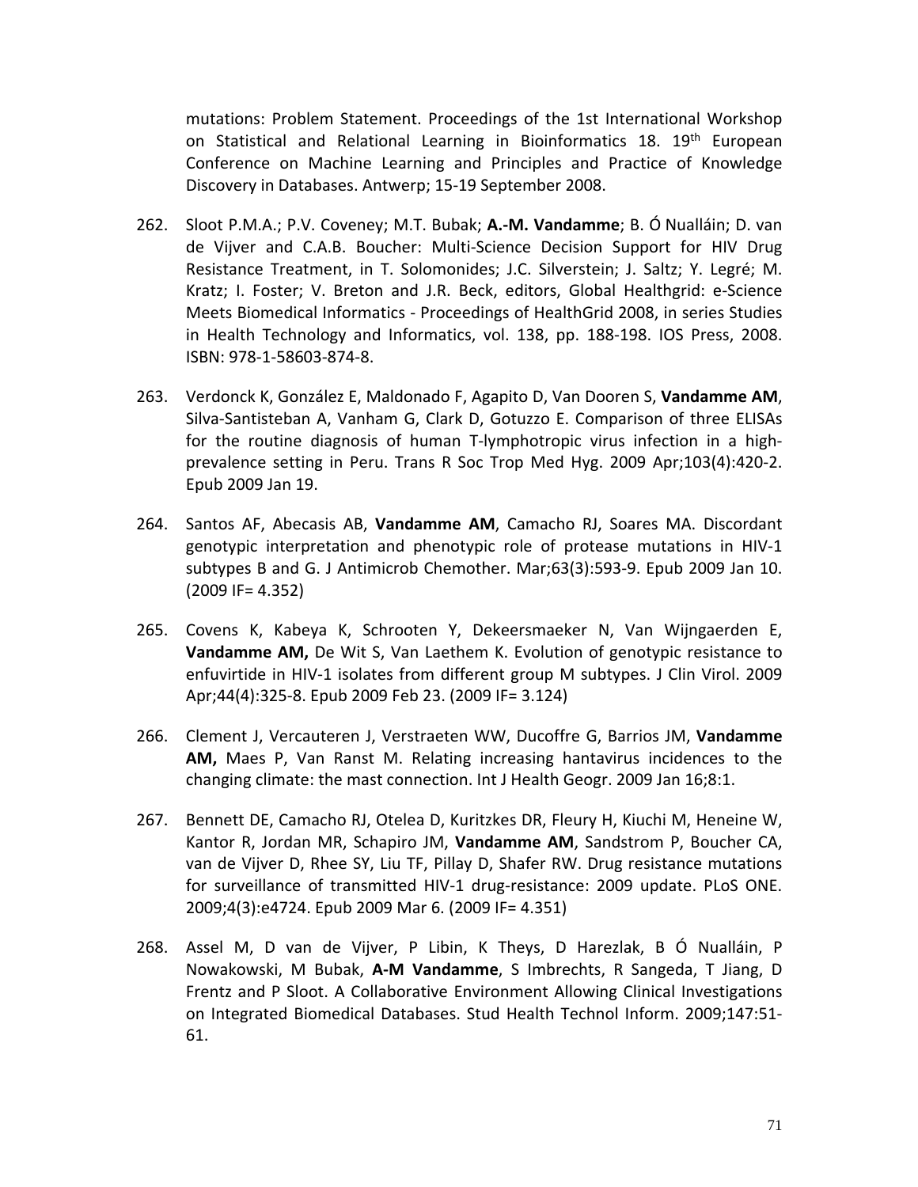mutations: Problem Statement. Proceedings of the 1st International Workshop on Statistical and Relational Learning in Bioinformatics 18. 19th European Conference on Machine Learning and Principles and Practice of Knowledge Discovery in Databases. Antwerp; 15-19 September 2008.

262. Sloot P.M.A.; P.V. Coveney; M.T. Bubak; **A.-M. Vandamme**; B. Ó Nualláin; D. van de Vijver and C.A.B. Boucher: Multi-Science Decision Support for HIV Drug Resistance Treatment, in T. Solomonides; J.C. Silverstein; J. Saltz; Y. Legré; M. Kratz; I. Foster; V. Breton and J.R. Beck, editors, Global Healthgrid: e-Science Meets Biomedical Informatics - Proceedings of HealthGrid 2008, in series Studies in Health Technology and Informatics, vol. 138, pp. 188-198. IOS Press, 2008. ISBN: 978-1-58603-874-8.

263. Verdonck K, González E, Maldonado F, Agapito D, Van Dooren S, **Vandamme AM**, Silva-Santisteban A, Vanham G, Clark D, Gotuzzo E. Comparison of three ELISAs for the routine diagnosis of human T-lymphotropic virus infection in a high-prevalence setting in Peru. Trans R Soc Trop Med Hyg. 2009 Apr;103(4):420-2. Epub 2009 Jan 19.

264. Santos AF, Abecasis AB, **Vandamme AM**, Camacho RJ, Soares MA. Discordant genotypic interpretation and phenotypic role of protease mutations in HIV-1 subtypes B and G. J Antimicrob Chemother. Mar;63(3):593-9. Epub 2009 Jan 10. (2009 IF= 4.352)

265. Covens K, Kabeya K, Schrooten Y, Dekeersmaeker N, Van Wijngaerden E, **Vandamme AM,** De Wit S, Van Laethem K. Evolution of genotypic resistance to enfuvirtide in HIV-1 isolates from different group M subtypes. J Clin Virol. 2009 Apr;44(4):325-8. Epub 2009 Feb 23. (2009 IF= 3.124)

266. Clement J, Vercauteren J, Verstraeten WW, Ducoffre G, Barrios JM, **Vandamme AM,** Maes P, Van Ranst M. Relating increasing hantavirus incidences to the changing climate: the mast connection. Int J Health Geogr. 2009 Jan 16;8:1.

267. Bennett DE, Camacho RJ, Otelea D, Kuritzkes DR, Fleury H, Kiuchi M, Heneine W, Kantor R, Jordan MR, Schapiro JM, **Vandamme AM**, Sandstrom P, Boucher CA, van de Vijver D, Rhee SY, Liu TF, Pillay D, Shafer RW. Drug resistance mutations for surveillance of transmitted HIV-1 drug-resistance: 2009 update. PLoS ONE. 2009;4(3):e4724. Epub 2009 Mar 6. (2009 IF= 4.351)

268. Assel M, D van de Vijver, P Libin, K Theys, D Harezlak, B Ó Nualláin, P Nowakowski, M Bubak, **A-M Vandamme**, S Imbrechts, R Sangeda, T Jiang, D Frentz and P Sloot. A Collaborative Environment Allowing Clinical Investigations on Integrated Biomedical Databases. Stud Health Technol Inform. 2009;147:51-61.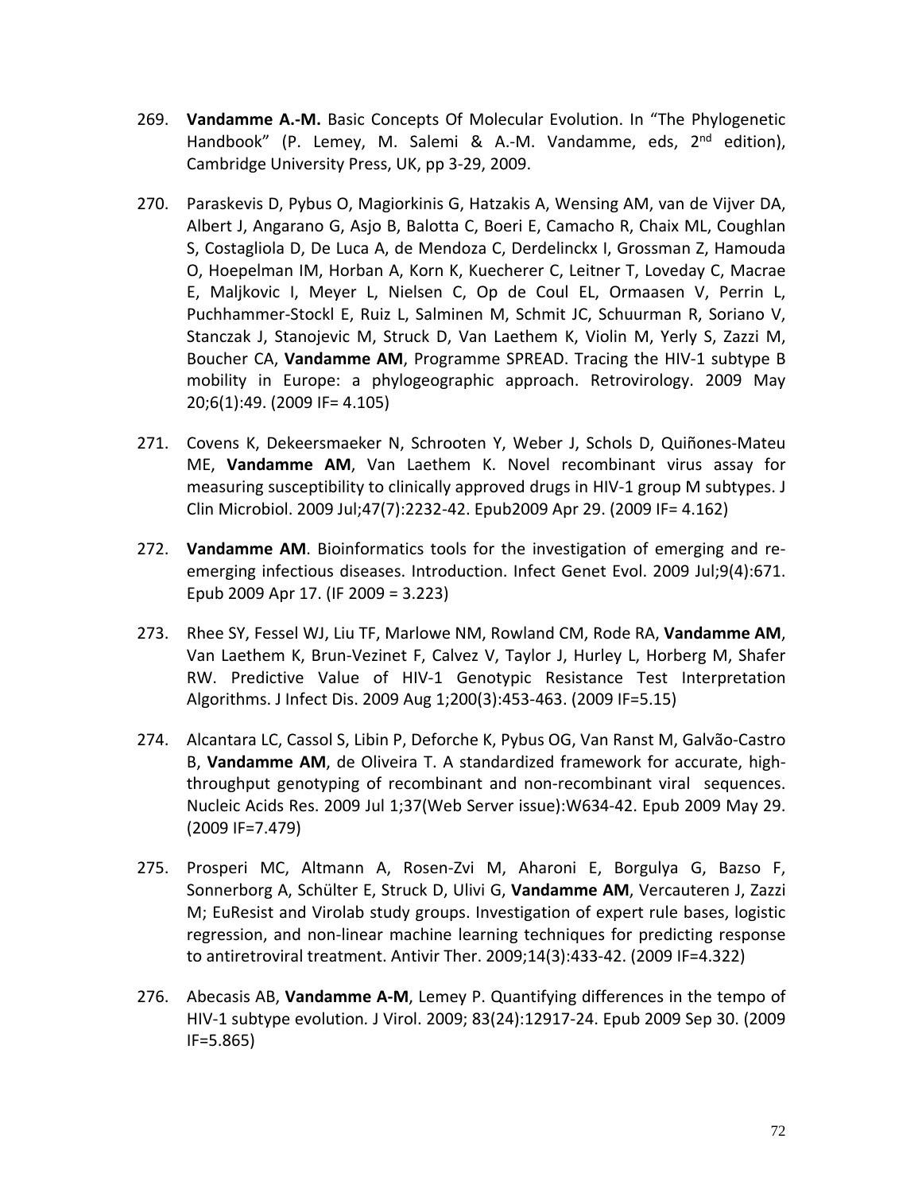269. **Vandamme A.-M.** Basic Concepts Of Molecular Evolution. In “The Phylogenetic Handbook” (P. Lemey, M. Salemi & A.-M. Vandamme, eds, 2nd edition), Cambridge University Press, UK, pp 3-29, 2009.

270. Paraskevis D, Pybus O, Magiorkinis G, Hatzakis A, Wensing AM, van de Vijver DA, Albert J, Angarano G, Asjo B, Balotta C, Boeri E, Camacho R, Chaix ML, Coughlan S, Costagliola D, De Luca A, de Mendoza C, Derdelinckx I, Grossman Z, Hamouda O, Hoepelman IM, Horban A, Korn K, Kuecherer C, Leitner T, Loveday C, Macrae E, Maljkovic I, Meyer L, Nielsen C, Op de Coul EL, Ormaasen V, Perrin L, Puchhammer-Stockl E, Ruiz L, Salminen M, Schmit JC, Schuurman R, Soriano V, Stanczak J, Stanojevic M, Struck D, Van Laethem K, Violin M, Yerly S, Zazzi M, Boucher CA, **Vandamme AM**, Programme SPREAD. Tracing the HIV-1 subtype B mobility in Europe: a phylogeographic approach. Retrovirology. 2009 May 20;6(1):49. (2009 IF= 4.105)

271. Covens K, Dekeersmaeker N, Schrooten Y, Weber J, Schols D, Quiñones-Mateu ME, **Vandamme AM**, Van Laethem K. Novel recombinant virus assay for measuring susceptibility to clinically approved drugs in HIV-1 group M subtypes. J Clin Microbiol. 2009 Jul;47(7):2232-42. Epub2009 Apr 29. (2009 IF= 4.162)

272. **Vandamme AM**. Bioinformatics tools for the investigation of emerging and re-emerging infectious diseases. Introduction. Infect Genet Evol. 2009 Jul;9(4):671. Epub 2009 Apr 17. (IF 2009 = 3.223)

273. Rhee SY, Fessel WJ, Liu TF, Marlowe NM, Rowland CM, Rode RA, **Vandamme AM**, Van Laethem K, Brun-Vezinet F, Calvez V, Taylor J, Hurley L, Horberg M, Shafer RW. Predictive Value of HIV-1 Genotypic Resistance Test Interpretation Algorithms. J Infect Dis. 2009 Aug 1;200(3):453-463. (2009 IF=5.15)

274. Alcantara LC, Cassol S, Libin P, Deforche K, Pybus OG, Van Ranst M, Galvão-Castro B, **Vandamme AM**, de Oliveira T. A standardized framework for accurate, high-throughput genotyping of recombinant and non-recombinant viral sequences. Nucleic Acids Res. 2009 Jul 1;37(Web Server issue):W634-42. Epub 2009 May 29. (2009 IF=7.479)

275. Prosperi MC, Altmann A, Rosen-Zvi M, Aharoni E, Borgulya G, Bazso F, Sonnerborg A, Schülter E, Struck D, Ulivi G, **Vandamme AM**, Vercauteren J, Zazzi M; EuResist and Virolab study groups. Investigation of expert rule bases, logistic regression, and non-linear machine learning techniques for predicting response to antiretroviral treatment. Antivir Ther. 2009;14(3):433-42. (2009 IF=4.322)

276. Abecasis AB, **Vandamme A-M**, Lemey P. Quantifying differences in the tempo of HIV-1 subtype evolution. J Virol. 2009; 83(24):12917-24. Epub 2009 Sep 30. (2009 IF=5.865)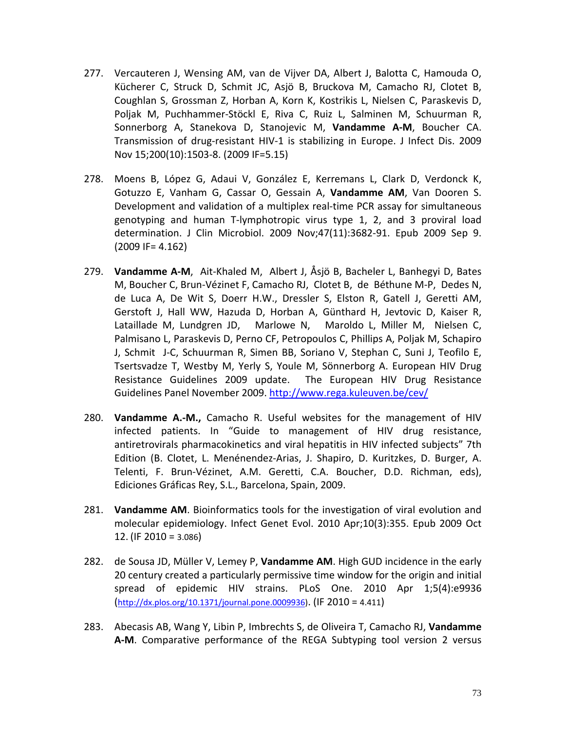277. Vercauteren J, Wensing AM, van de Vijver DA, Albert J, Balotta C, Hamouda O, Kücherer C, Struck D, Schmit JC, Asjö B, Bruckova M, Camacho RJ, Clotet B, Coughlan S, Grossman Z, Horban A, Korn K, Kostrikis L, Nielsen C, Paraskevis D, Poljak M, Puchhammer-Stöckl E, Riva C, Ruiz L, Salminen M, Schuurman R, Sonnerborg A, Stanekova D, Stanojevic M, **Vandamme A-M**, Boucher CA. Transmission of drug-resistant HIV-1 is stabilizing in Europe. J Infect Dis. 2009 Nov 15;200(10):1503-8. (2009 IF=5.15)

278. Moens B, López G, Adaui V, González E, Kerremans L, Clark D, Verdonck K, Gotuzzo E, Vanham G, Cassar O, Gessain A, **Vandamme AM**, Van Dooren S. Development and validation of a multiplex real-time PCR assay for simultaneous genotyping and human T-lymphotropic virus type 1, 2, and 3 proviral load determination. J Clin Microbiol. 2009 Nov;47(11):3682-91. Epub 2009 Sep 9. (2009 IF= 4.162)

279. **Vandamme A-M**, Ait-Khaled M, Albert J, Åsjö B, Bacheler L, Banhegyi D, Bates M, Boucher C, Brun-Vézinet F, Camacho RJ, Clotet B, de Béthune M-P, Dedes N, de Luca A, De Wit S, Doerr H.W., Dressler S, Elston R, Gatell J, Geretti AM, Gerstoft J, Hall WW, Hazuda D, Horban A, Günthard H, Jevtovic D, Kaiser R, Lataillade M, Lundgren JD, Marlowe N, Maroldo L, Miller M, Nielsen C, Palmisano L, Paraskevis D, Perno CF, Petropoulos C, Phillips A, Poljak M, Schapiro J, Schmit J-C, Schuurman R, Simen BB, Soriano V, Stephan C, Suni J, Teofilo E, Tsertsvadze T, Westby M, Yerly S, Youle M, Sönnerborg A. European HIV Drug Resistance Guidelines 2009 update. The European HIV Drug Resistance Guidelines Panel November 2009. http://www.rega.kuleuven.be/cev/

280. **Vandamme A.-M.,** Camacho R. Useful websites for the management of HIV infected patients. In "Guide to management of HIV drug resistance, antiretrovirals pharmacokinetics and viral hepatitis in HIV infected subjects" 7th Edition (B. Clotet, L. Menénendez-Arias, J. Shapiro, D. Kuritzkes, D. Burger, A. Telenti, F. Brun-Vézinet, A.M. Geretti, C.A. Boucher, D.D. Richman, eds), Ediciones Gráficas Rey, S.L., Barcelona, Spain, 2009.

281. **Vandamme AM**. Bioinformatics tools for the investigation of viral evolution and molecular epidemiology. Infect Genet Evol. 2010 Apr;10(3):355. Epub 2009 Oct 12. (IF 2010 = 3.086)

282. de Sousa JD, Müller V, Lemey P, **Vandamme AM**. High GUD incidence in the early 20 century created a particularly permissive time window for the origin and initial spread of epidemic HIV strains. PLoS One. 2010 Apr 1;5(4):e9936 (http://dx.plos.org/10.1371/journal.pone.0009936). (IF 2010 = 4.411)

283. Abecasis AB, Wang Y, Libin P, Imbrechts S, de Oliveira T, Camacho RJ, **Vandamme A-M**. Comparative performance of the REGA Subtyping tool version 2 versus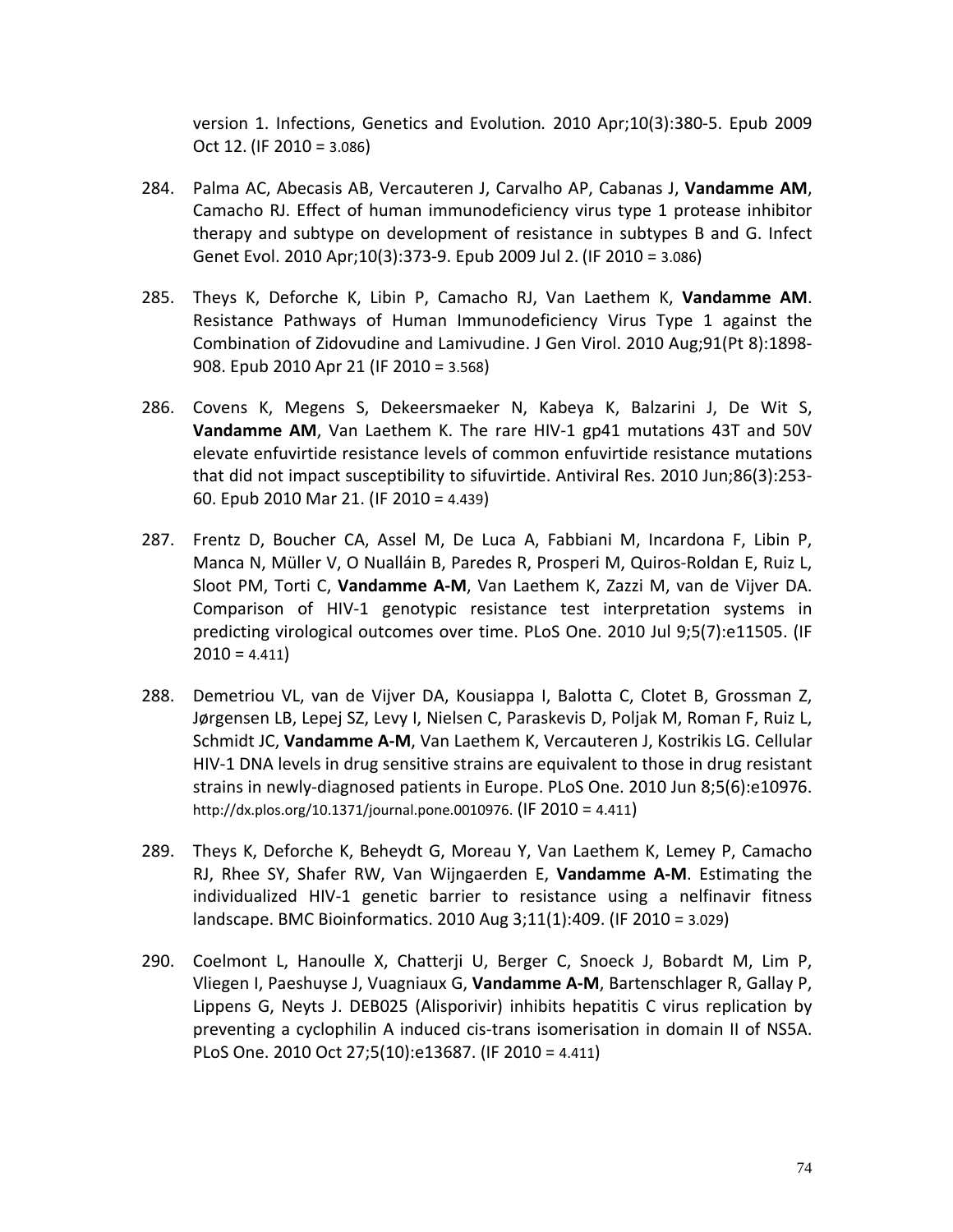version 1. Infections, Genetics and Evolution. 2010 Apr;10(3):380-5. Epub 2009 Oct 12. (IF 2010 = 3.086)

284. Palma AC, Abecasis AB, Vercauteren J, Carvalho AP, Cabanas J, **Vandamme AM**, Camacho RJ. Effect of human immunodeficiency virus type 1 protease inhibitor therapy and subtype on development of resistance in subtypes B and G. Infect Genet Evol. 2010 Apr;10(3):373-9. Epub 2009 Jul 2. (IF 2010 = 3.086)

285. Theys K, Deforche K, Libin P, Camacho RJ, Van Laethem K, **Vandamme AM**. Resistance Pathways of Human Immunodeficiency Virus Type 1 against the Combination of Zidovudine and Lamivudine. J Gen Virol. 2010 Aug;91(Pt 8):1898-908. Epub 2010 Apr 21 (IF 2010 = 3.568)

286. Covens K, Megens S, Dekeersmaeker N, Kabeya K, Balzarini J, De Wit S, **Vandamme AM**, Van Laethem K. The rare HIV-1 gp41 mutations 43T and 50V elevate enfuvirtide resistance levels of common enfuvirtide resistance mutations that did not impact susceptibility to sifuvirtide. Antiviral Res. 2010 Jun;86(3):253-60. Epub 2010 Mar 21. (IF 2010 = 4.439)

287. Frentz D, Boucher CA, Assel M, De Luca A, Fabbiani M, Incardona F, Libin P, Manca N, Müller V, O Nualláin B, Paredes R, Prosperi M, Quiros-Roldan E, Ruiz L, Sloot PM, Torti C, **Vandamme A-M**, Van Laethem K, Zazzi M, van de Vijver DA. Comparison of HIV-1 genotypic resistance test interpretation systems in predicting virological outcomes over time. PLoS One. 2010 Jul 9;5(7):e11505. (IF 2010 = 4.411)

288. Demetriou VL, van de Vijver DA, Kousiappa I, Balotta C, Clotet B, Grossman Z, Jørgensen LB, Lepej SZ, Levy I, Nielsen C, Paraskevis D, Poljak M, Roman F, Ruiz L, Schmidt JC, **Vandamme A-M**, Van Laethem K, Vercauteren J, Kostrikis LG. Cellular HIV-1 DNA levels in drug sensitive strains are equivalent to those in drug resistant strains in newly-diagnosed patients in Europe. PLoS One. 2010 Jun 8;5(6):e10976. http://dx.plos.org/10.1371/journal.pone.0010976. (IF 2010 = 4.411)

289. Theys K, Deforche K, Beheydt G, Moreau Y, Van Laethem K, Lemey P, Camacho RJ, Rhee SY, Shafer RW, Van Wijngaerden E, **Vandamme A-M**. Estimating the individualized HIV-1 genetic barrier to resistance using a nelfinavir fitness landscape. BMC Bioinformatics. 2010 Aug 3;11(1):409. (IF 2010 = 3.029)

290. Coelmont L, Hanoulle X, Chatterji U, Berger C, Snoeck J, Bobardt M, Lim P, Vliegen I, Paeshuyse J, Vuagniaux G, **Vandamme A-M**, Bartenschlager R, Gallay P, Lippens G, Neyts J. DEB025 (Alisporivir) inhibits hepatitis C virus replication by preventing a cyclophilin A induced cis-trans isomerisation in domain II of NS5A. PLoS One. 2010 Oct 27;5(10):e13687. (IF 2010 = 4.411)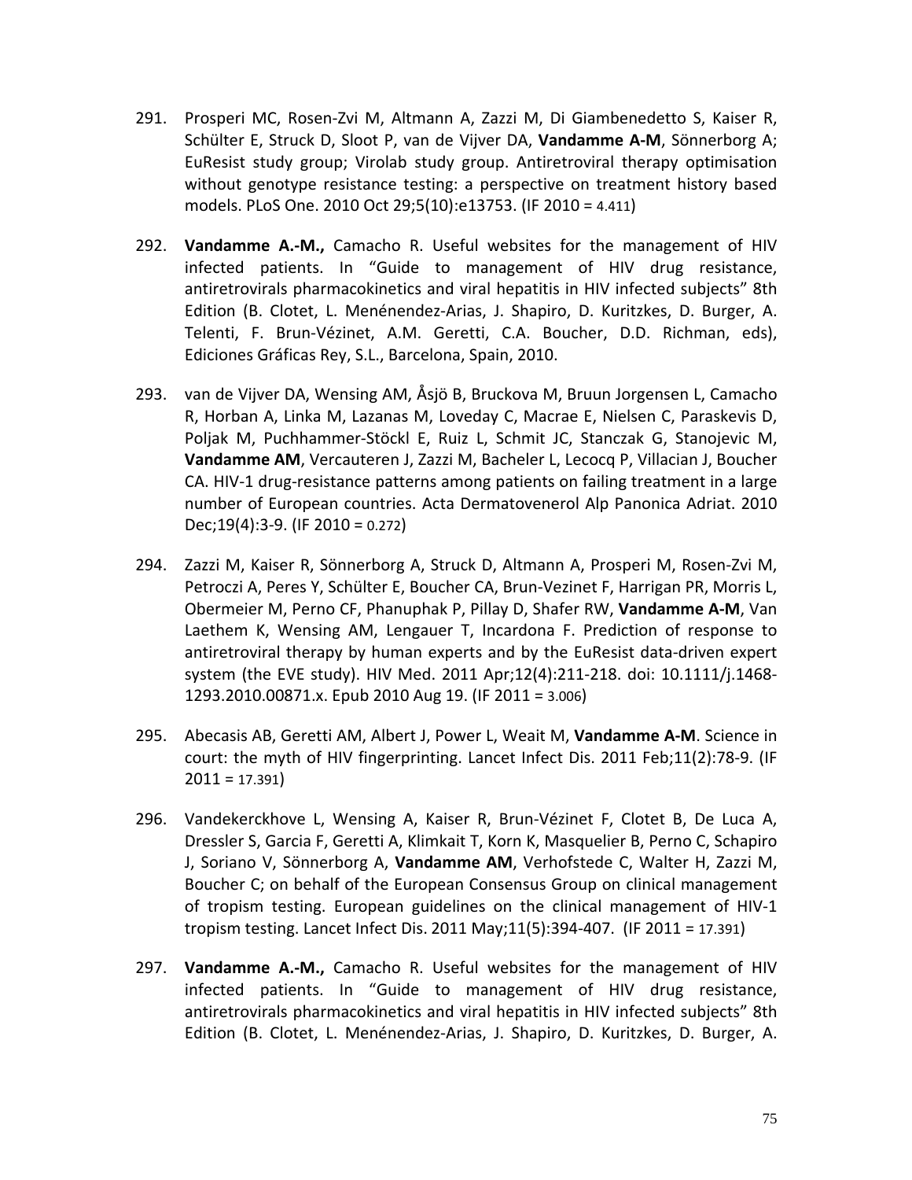291. Prosperi MC, Rosen-Zvi M, Altmann A, Zazzi M, Di Giambenedetto S, Kaiser R, Schülter E, Struck D, Sloot P, van de Vijver DA, **Vandamme A-M**, Sönnerborg A; EuResist study group; Virolab study group. Antiretroviral therapy optimisation without genotype resistance testing: a perspective on treatment history based models. PLoS One. 2010 Oct 29;5(10):e13753. (IF 2010 = 4.411)

292. **Vandamme A.-M.,** Camacho R. Useful websites for the management of HIV infected patients. In "Guide to management of HIV drug resistance, antiretrovirals pharmacokinetics and viral hepatitis in HIV infected subjects" 8th Edition (B. Clotet, L. Menénendez-Arias, J. Shapiro, D. Kuritzkes, D. Burger, A. Telenti, F. Brun-Vézinet, A.M. Geretti, C.A. Boucher, D.D. Richman, eds), Ediciones Gráficas Rey, S.L., Barcelona, Spain, 2010.

293. van de Vijver DA, Wensing AM, Åsjö B, Bruckova M, Bruun Jorgensen L, Camacho R, Horban A, Linka M, Lazanas M, Loveday C, Macrae E, Nielsen C, Paraskevis D, Poljak M, Puchhammer-Stöckl E, Ruiz L, Schmit JC, Stanczak G, Stanojevic M, **Vandamme AM**, Vercauteren J, Zazzi M, Bacheler L, Lecocq P, Villacian J, Boucher CA. HIV-1 drug-resistance patterns among patients on failing treatment in a large number of European countries. Acta Dermatovenerol Alp Panonica Adriat. 2010 Dec;19(4):3-9. (IF 2010 = 0.272)

294. Zazzi M, Kaiser R, Sönnerborg A, Struck D, Altmann A, Prosperi M, Rosen-Zvi M, Petroczi A, Peres Y, Schülter E, Boucher CA, Brun-Vezinet F, Harrigan PR, Morris L, Obermeier M, Perno CF, Phanuphak P, Pillay D, Shafer RW, **Vandamme A-M**, Van Laethem K, Wensing AM, Lengauer T, Incardona F. Prediction of response to antiretroviral therapy by human experts and by the EuResist data-driven expert system (the EVE study). HIV Med. 2011 Apr;12(4):211-218. doi: 10.1111/j.1468-1293.2010.00871.x. Epub 2010 Aug 19. (IF 2011 = 3.006)

295. Abecasis AB, Geretti AM, Albert J, Power L, Weait M, **Vandamme A-M**. Science in court: the myth of HIV fingerprinting. Lancet Infect Dis. 2011 Feb;11(2):78-9. (IF 2011 = 17.391)

296. Vandekerckhove L, Wensing A, Kaiser R, Brun-Vézinet F, Clotet B, De Luca A, Dressler S, Garcia F, Geretti A, Klimkait T, Korn K, Masquelier B, Perno C, Schapiro J, Soriano V, Sönnerborg A, **Vandamme AM**, Verhofstede C, Walter H, Zazzi M, Boucher C; on behalf of the European Consensus Group on clinical management of tropism testing. European guidelines on the clinical management of HIV-1 tropism testing. Lancet Infect Dis. 2011 May;11(5):394-407. (IF 2011 = 17.391)

297. **Vandamme A.-M.,** Camacho R. Useful websites for the management of HIV infected patients. In "Guide to management of HIV drug resistance, antiretrovirals pharmacokinetics and viral hepatitis in HIV infected subjects" 8th Edition (B. Clotet, L. Menénendez-Arias, J. Shapiro, D. Kuritzkes, D. Burger, A.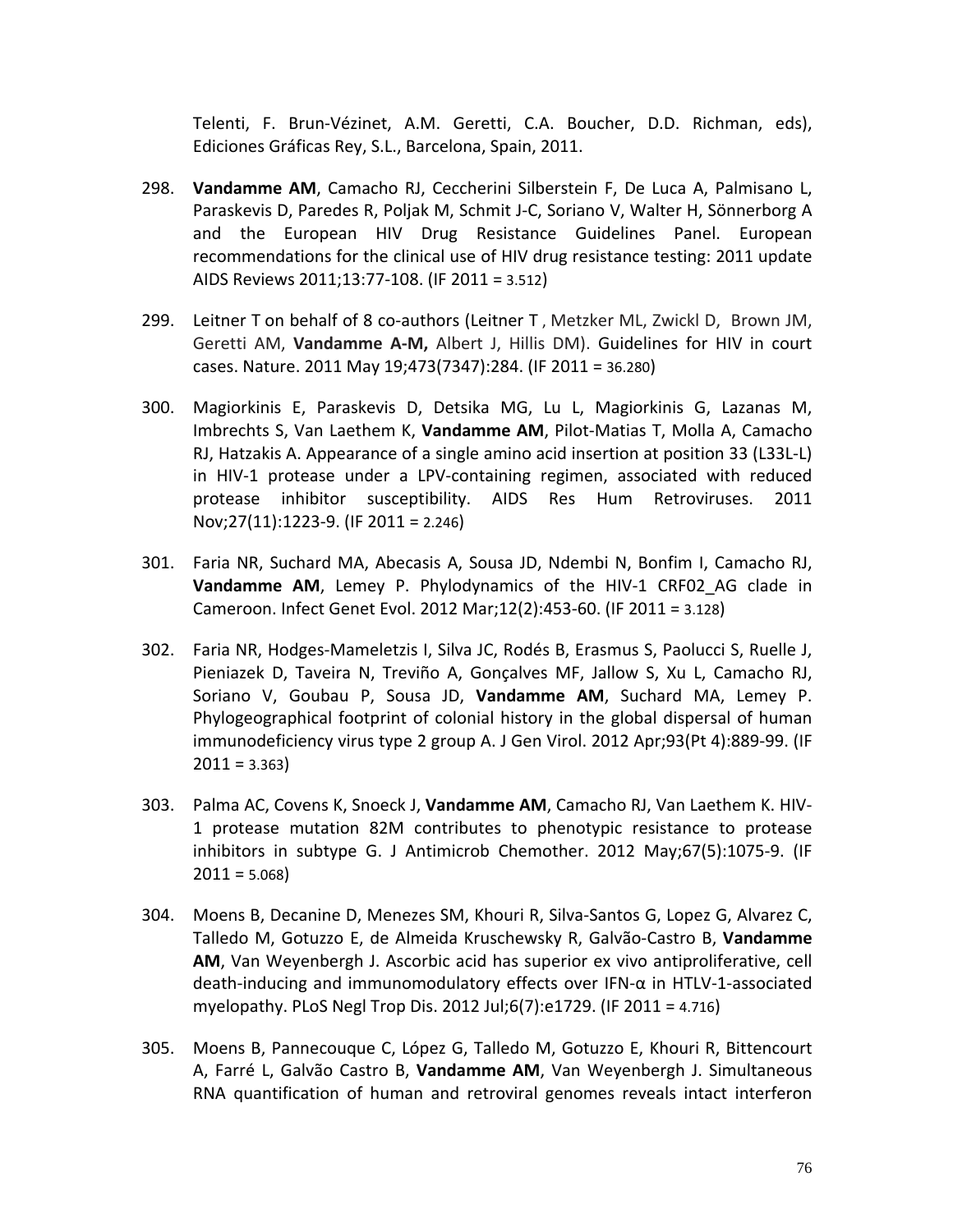Telenti, F. Brun-Vézinet, A.M. Geretti, C.A. Boucher, D.D. Richman, eds), Ediciones Gráficas Rey, S.L., Barcelona, Spain, 2011.

298. **Vandamme AM**, Camacho RJ, Ceccherini Silberstein F, De Luca A, Palmisano L, Paraskevis D, Paredes R, Poljak M, Schmit J-C, Soriano V, Walter H, Sönnerborg A and the European HIV Drug Resistance Guidelines Panel. European recommendations for the clinical use of HIV drug resistance testing: 2011 update AIDS Reviews 2011;13:77-108. (IF 2011 = 3.512)

299. Leitner T on behalf of 8 co-authors (Leitner T , Metzker ML, Zwickl D, Brown JM, Geretti AM, **Vandamme A-M,** Albert J, Hillis DM). Guidelines for HIV in court cases. Nature. 2011 May 19;473(7347):284. (IF 2011 = 36.280)

300. Magiorkinis E, Paraskevis D, Detsika MG, Lu L, Magiorkinis G, Lazanas M, Imbrechts S, Van Laethem K, **Vandamme AM**, Pilot-Matias T, Molla A, Camacho RJ, Hatzakis A. Appearance of a single amino acid insertion at position 33 (L33L-L) in HIV-1 protease under a LPV-containing regimen, associated with reduced protease inhibitor susceptibility. AIDS Res Hum Retroviruses. 2011 Nov;27(11):1223-9. (IF 2011 = 2.246)

301. Faria NR, Suchard MA, Abecasis A, Sousa JD, Ndembi N, Bonfim I, Camacho RJ, **Vandamme AM**, Lemey P. Phylodynamics of the HIV-1 CRF02_AG clade in Cameroon. Infect Genet Evol. 2012 Mar;12(2):453-60. (IF 2011 = 3.128)

302. Faria NR, Hodges-Mameletzis I, Silva JC, Rodés B, Erasmus S, Paolucci S, Ruelle J, Pieniazek D, Taveira N, Treviño A, Gonçalves MF, Jallow S, Xu L, Camacho RJ, Soriano V, Goubau P, Sousa JD, **Vandamme AM**, Suchard MA, Lemey P. Phylogeographical footprint of colonial history in the global dispersal of human immunodeficiency virus type 2 group A. J Gen Virol. 2012 Apr;93(Pt 4):889-99. (IF 2011 = 3.363)

303. Palma AC, Covens K, Snoeck J, **Vandamme AM**, Camacho RJ, Van Laethem K. HIV-1 protease mutation 82M contributes to phenotypic resistance to protease inhibitors in subtype G. J Antimicrob Chemother. 2012 May;67(5):1075-9. (IF 2011 = 5.068)

304. Moens B, Decanine D, Menezes SM, Khouri R, Silva-Santos G, Lopez G, Alvarez C, Talledo M, Gotuzzo E, de Almeida Kruschewsky R, Galvão-Castro B, **Vandamme AM**, Van Weyenbergh J. Ascorbic acid has superior ex vivo antiproliferative, cell death-inducing and immunomodulatory effects over IFN-α in HTLV-1-associated myelopathy. PLoS Negl Trop Dis. 2012 Jul;6(7):e1729. (IF 2011 = 4.716)

305. Moens B, Pannecouque C, López G, Talledo M, Gotuzzo E, Khouri R, Bittencourt A, Farré L, Galvão Castro B, **Vandamme AM**, Van Weyenbergh J. Simultaneous RNA quantification of human and retroviral genomes reveals intact interferon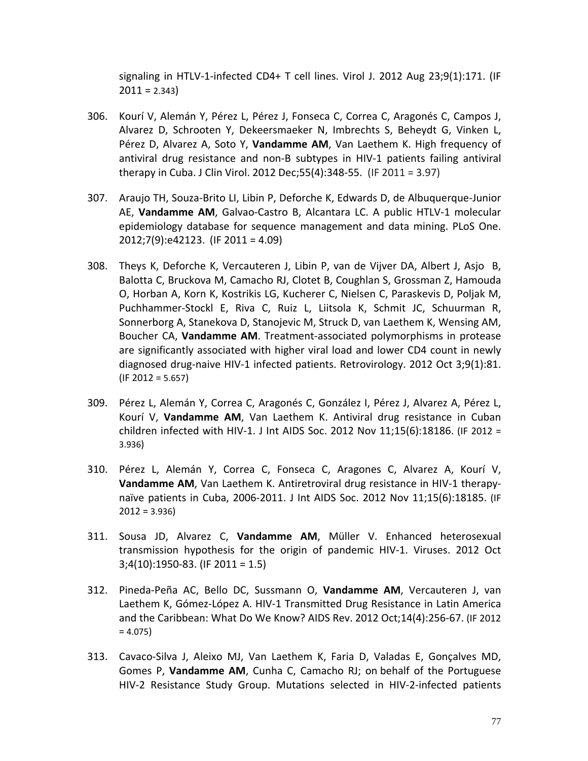signaling in HTLV-1-infected CD4+ T cell lines. Virol J. 2012 Aug 23;9(1):171. (IF 2011 = 2.343)

306. Kourí V, Alemán Y, Pérez L, Pérez J, Fonseca C, Correa C, Aragonés C, Campos J, Alvarez D, Schrooten Y, Dekeersmaeker N, Imbrechts S, Beheydt G, Vinken L, Pérez D, Alvarez A, Soto Y, **Vandamme AM**, Van Laethem K. High frequency of antiviral drug resistance and non-B subtypes in HIV-1 patients failing antiviral therapy in Cuba. J Clin Virol. 2012 Dec;55(4):348-55. (IF 2011 = 3.97)

307. Araujo TH, Souza-Brito LI, Libin P, Deforche K, Edwards D, de Albuquerque-Junior AE, **Vandamme AM**, Galvao-Castro B, Alcantara LC. A public HTLV-1 molecular epidemiology database for sequence management and data mining. PLoS One. 2012;7(9):e42123. (IF 2011 = 4.09)

308. Theys K, Deforche K, Vercauteren J, Libin P, van de Vijver DA, Albert J, Asjo B, Balotta C, Bruckova M, Camacho RJ, Clotet B, Coughlan S, Grossman Z, Hamouda O, Horban A, Korn K, Kostrikis LG, Kucherer C, Nielsen C, Paraskevis D, Poljak M, Puchhammer-Stockl E, Riva C, Ruiz L, Liitsola K, Schmit JC, Schuurman R, Sonnerborg A, Stanekova D, Stanojevic M, Struck D, van Laethem K, Wensing AM, Boucher CA, **Vandamme AM**. Treatment-associated polymorphisms in protease are significantly associated with higher viral load and lower CD4 count in newly diagnosed drug-naive HIV-1 infected patients. Retrovirology. 2012 Oct 3;9(1):81. (IF 2012 = 5.657)

309. Pérez L, Alemán Y, Correa C, Aragonés C, González I, Pérez J, Alvarez A, Pérez L, Kourí V, **Vandamme AM**, Van Laethem K. Antiviral drug resistance in Cuban children infected with HIV-1. J Int AIDS Soc. 2012 Nov 11;15(6):18186. (IF 2012 = 3.936)

310. Pérez L, Alemán Y, Correa C, Fonseca C, Aragones C, Alvarez A, Kourí V, **Vandamme AM**, Van Laethem K. Antiretroviral drug resistance in HIV-1 therapy-naïve patients in Cuba, 2006-2011. J Int AIDS Soc. 2012 Nov 11;15(6):18185. (IF 2012 = 3.936)

311. Sousa JD, Alvarez C, **Vandamme AM**, Müller V. Enhanced heterosexual transmission hypothesis for the origin of pandemic HIV-1. Viruses. 2012 Oct 3;4(10):1950-83. (IF 2011 = 1.5)

312. Pineda-Peña AC, Bello DC, Sussmann O, **Vandamme AM**, Vercauteren J, van Laethem K, Gómez-López A. HIV-1 Transmitted Drug Resistance in Latin America and the Caribbean: What Do We Know? AIDS Rev. 2012 Oct;14(4):256-67. (IF 2012 = 4.075)

313. Cavaco-Silva J, Aleixo MJ, Van Laethem K, Faria D, Valadas E, Gonçalves MD, Gomes P, **Vandamme AM**, Cunha C, Camacho RJ; on behalf of the Portuguese HIV-2 Resistance Study Group. Mutations selected in HIV-2-infected patients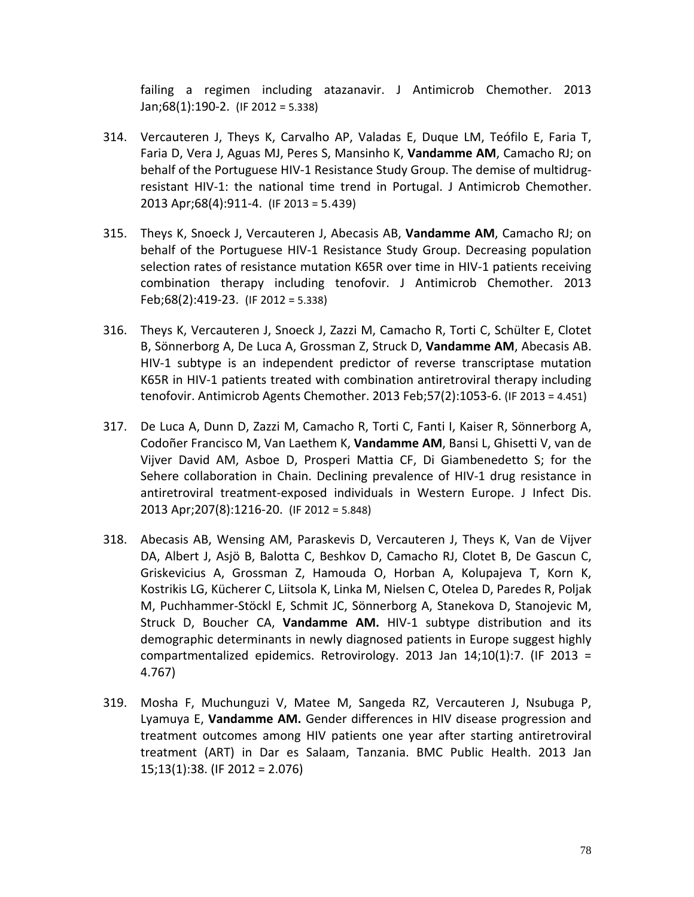failing a regimen including atazanavir. J Antimicrob Chemother. 2013 Jan;68(1):190-2. (IF 2012 = 5.338)

314. Vercauteren J, Theys K, Carvalho AP, Valadas E, Duque LM, Teófilo E, Faria T, Faria D, Vera J, Aguas MJ, Peres S, Mansinho K, **Vandamme AM**, Camacho RJ; on behalf of the Portuguese HIV-1 Resistance Study Group. The demise of multidrug-resistant HIV-1: the national time trend in Portugal. J Antimicrob Chemother. 2013 Apr;68(4):911-4. (IF 2013 = 5.439)

315. Theys K, Snoeck J, Vercauteren J, Abecasis AB, **Vandamme AM**, Camacho RJ; on behalf of the Portuguese HIV-1 Resistance Study Group. Decreasing population selection rates of resistance mutation K65R over time in HIV-1 patients receiving combination therapy including tenofovir. J Antimicrob Chemother. 2013 Feb;68(2):419-23. (IF 2012 = 5.338)

316. Theys K, Vercauteren J, Snoeck J, Zazzi M, Camacho R, Torti C, Schülter E, Clotet B, Sönnerborg A, De Luca A, Grossman Z, Struck D, **Vandamme AM**, Abecasis AB. HIV-1 subtype is an independent predictor of reverse transcriptase mutation K65R in HIV-1 patients treated with combination antiretroviral therapy including tenofovir. Antimicrob Agents Chemother. 2013 Feb;57(2):1053-6. (IF 2013 = 4.451)

317. De Luca A, Dunn D, Zazzi M, Camacho R, Torti C, Fanti I, Kaiser R, Sönnerborg A, Codoñer Francisco M, Van Laethem K, **Vandamme AM**, Bansi L, Ghisetti V, van de Vijver David AM, Asboe D, Prosperi Mattia CF, Di Giambenedetto S; for the Sehere collaboration in Chain. Declining prevalence of HIV-1 drug resistance in antiretroviral treatment-exposed individuals in Western Europe. J Infect Dis. 2013 Apr;207(8):1216-20. (IF 2012 = 5.848)

318. Abecasis AB, Wensing AM, Paraskevis D, Vercauteren J, Theys K, Van de Vijver DA, Albert J, Asjö B, Balotta C, Beshkov D, Camacho RJ, Clotet B, De Gascun C, Griskevicius A, Grossman Z, Hamouda O, Horban A, Kolupajeva T, Korn K, Kostrikis LG, Kücherer C, Liitsola K, Linka M, Nielsen C, Otelea D, Paredes R, Poljak M, Puchhammer-Stöckl E, Schmit JC, Sönnerborg A, Stanekova D, Stanojevic M, Struck D, Boucher CA, **Vandamme AM.** HIV-1 subtype distribution and its demographic determinants in newly diagnosed patients in Europe suggest highly compartmentalized epidemics. Retrovirology. 2013 Jan 14;10(1):7. (IF 2013 = 4.767)

319. Mosha F, Muchunguzi V, Matee M, Sangeda RZ, Vercauteren J, Nsubuga P, Lyamuya E, **Vandamme AM.** Gender differences in HIV disease progression and treatment outcomes among HIV patients one year after starting antiretroviral treatment (ART) in Dar es Salaam, Tanzania. BMC Public Health. 2013 Jan 15;13(1):38. (IF 2012 = 2.076)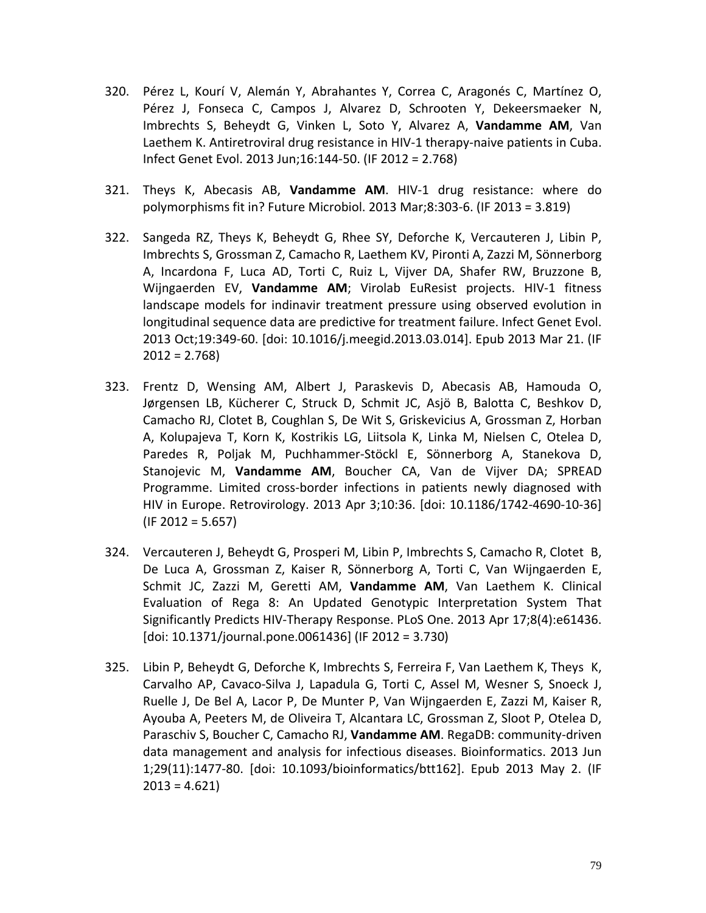320. Pérez L, Kourí V, Alemán Y, Abrahantes Y, Correa C, Aragonés C, Martínez O, Pérez J, Fonseca C, Campos J, Alvarez D, Schrooten Y, Dekeersmaeker N, Imbrechts S, Beheydt G, Vinken L, Soto Y, Alvarez A, **Vandamme AM**, Van Laethem K. Antiretroviral drug resistance in HIV-1 therapy-naive patients in Cuba. Infect Genet Evol. 2013 Jun;16:144-50. (IF 2012 = 2.768)

321. Theys K, Abecasis AB, **Vandamme AM**. HIV-1 drug resistance: where do polymorphisms fit in? Future Microbiol. 2013 Mar;8:303-6. (IF 2013 = 3.819)

322. Sangeda RZ, Theys K, Beheydt G, Rhee SY, Deforche K, Vercauteren J, Libin P, Imbrechts S, Grossman Z, Camacho R, Laethem KV, Pironti A, Zazzi M, Sönnerborg A, Incardona F, Luca AD, Torti C, Ruiz L, Vijver DA, Shafer RW, Bruzzone B, Wijngaerden EV, **Vandamme AM**; Virolab EuResist projects. HIV-1 fitness landscape models for indinavir treatment pressure using observed evolution in longitudinal sequence data are predictive for treatment failure. Infect Genet Evol. 2013 Oct;19:349-60. [doi: 10.1016/j.meegid.2013.03.014]. Epub 2013 Mar 21. (IF 2012 = 2.768)

323. Frentz D, Wensing AM, Albert J, Paraskevis D, Abecasis AB, Hamouda O, Jørgensen LB, Kücherer C, Struck D, Schmit JC, Asjö B, Balotta C, Beshkov D, Camacho RJ, Clotet B, Coughlan S, De Wit S, Griskevicius A, Grossman Z, Horban A, Kolupajeva T, Korn K, Kostrikis LG, Liitsola K, Linka M, Nielsen C, Otelea D, Paredes R, Poljak M, Puchhammer-Stöckl E, Sönnerborg A, Stanekova D, Stanojevic M, **Vandamme AM**, Boucher CA, Van de Vijver DA; SPREAD Programme. Limited cross-border infections in patients newly diagnosed with HIV in Europe. Retrovirology. 2013 Apr 3;10:36. [doi: 10.1186/1742-4690-10-36] (IF 2012 = 5.657)

324. Vercauteren J, Beheydt G, Prosperi M, Libin P, Imbrechts S, Camacho R, Clotet B, De Luca A, Grossman Z, Kaiser R, Sönnerborg A, Torti C, Van Wijngaerden E, Schmit JC, Zazzi M, Geretti AM, **Vandamme AM**, Van Laethem K. Clinical Evaluation of Rega 8: An Updated Genotypic Interpretation System That Significantly Predicts HIV-Therapy Response. PLoS One. 2013 Apr 17;8(4):e61436. [doi: 10.1371/journal.pone.0061436] (IF 2012 = 3.730)

325. Libin P, Beheydt G, Deforche K, Imbrechts S, Ferreira F, Van Laethem K, Theys K, Carvalho AP, Cavaco-Silva J, Lapadula G, Torti C, Assel M, Wesner S, Snoeck J, Ruelle J, De Bel A, Lacor P, De Munter P, Van Wijngaerden E, Zazzi M, Kaiser R, Ayouba A, Peeters M, de Oliveira T, Alcantara LC, Grossman Z, Sloot P, Otelea D, Paraschiv S, Boucher C, Camacho RJ, **Vandamme AM**. RegaDB: community-driven data management and analysis for infectious diseases. Bioinformatics. 2013 Jun 1;29(11):1477-80. [doi: 10.1093/bioinformatics/btt162]. Epub 2013 May 2. (IF 2013 = 4.621)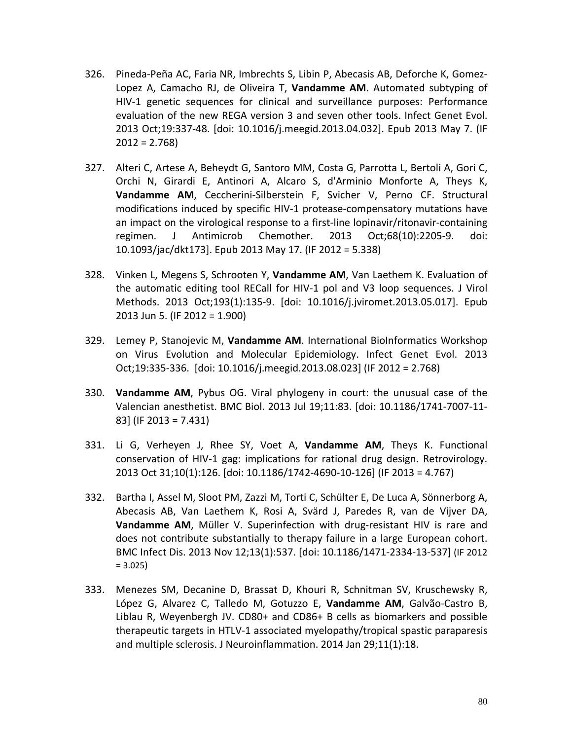326. Pineda-Peña AC, Faria NR, Imbrechts S, Libin P, Abecasis AB, Deforche K, Gomez-Lopez A, Camacho RJ, de Oliveira T, **Vandamme AM**. Automated subtyping of HIV-1 genetic sequences for clinical and surveillance purposes: Performance evaluation of the new REGA version 3 and seven other tools. Infect Genet Evol. 2013 Oct;19:337-48. [doi: 10.1016/j.meegid.2013.04.032]. Epub 2013 May 7. (IF 2012 = 2.768)

327. Alteri C, Artese A, Beheydt G, Santoro MM, Costa G, Parrotta L, Bertoli A, Gori C, Orchi N, Girardi E, Antinori A, Alcaro S, d'Arminio Monforte A, Theys K, **Vandamme AM**, Ceccherini-Silberstein F, Svicher V, Perno CF. Structural modifications induced by specific HIV-1 protease-compensatory mutations have an impact on the virological response to a first-line lopinavir/ritonavir-containing regimen. J Antimicrob Chemother. 2013 Oct;68(10):2205-9. doi: 10.1093/jac/dkt173]. Epub 2013 May 17. (IF 2012 = 5.338)

328. Vinken L, Megens S, Schrooten Y, **Vandamme AM**, Van Laethem K. Evaluation of the automatic editing tool RECall for HIV-1 pol and V3 loop sequences. J Virol Methods. 2013 Oct;193(1):135-9. [doi: 10.1016/j.jviromet.2013.05.017]. Epub 2013 Jun 5. (IF 2012 = 1.900)

329. Lemey P, Stanojevic M, **Vandamme AM**. International BioInformatics Workshop on Virus Evolution and Molecular Epidemiology. Infect Genet Evol. 2013 Oct;19:335-336. [doi: 10.1016/j.meegid.2013.08.023] (IF 2012 = 2.768)

330. **Vandamme AM**, Pybus OG. Viral phylogeny in court: the unusual case of the Valencian anesthetist. BMC Biol. 2013 Jul 19;11:83. [doi: 10.1186/1741-7007-11-83] (IF 2013 = 7.431)

331. Li G, Verheyen J, Rhee SY, Voet A, **Vandamme AM**, Theys K. Functional conservation of HIV-1 gag: implications for rational drug design. Retrovirology. 2013 Oct 31;10(1):126. [doi: 10.1186/1742-4690-10-126] (IF 2013 = 4.767)

332. Bartha I, Assel M, Sloot PM, Zazzi M, Torti C, Schülter E, De Luca A, Sönnerborg A, Abecasis AB, Van Laethem K, Rosi A, Svärd J, Paredes R, van de Vijver DA, **Vandamme AM**, Müller V. Superinfection with drug-resistant HIV is rare and does not contribute substantially to therapy failure in a large European cohort. BMC Infect Dis. 2013 Nov 12;13(1):537. [doi: 10.1186/1471-2334-13-537] (IF 2012 = 3.025)

333. Menezes SM, Decanine D, Brassat D, Khouri R, Schnitman SV, Kruschewsky R, López G, Alvarez C, Talledo M, Gotuzzo E, **Vandamme AM**, Galvão-Castro B, Liblau R, Weyenbergh JV. CD80+ and CD86+ B cells as biomarkers and possible therapeutic targets in HTLV-1 associated myelopathy/tropical spastic paraparesis and multiple sclerosis. J Neuroinflammation. 2014 Jan 29;11(1):18.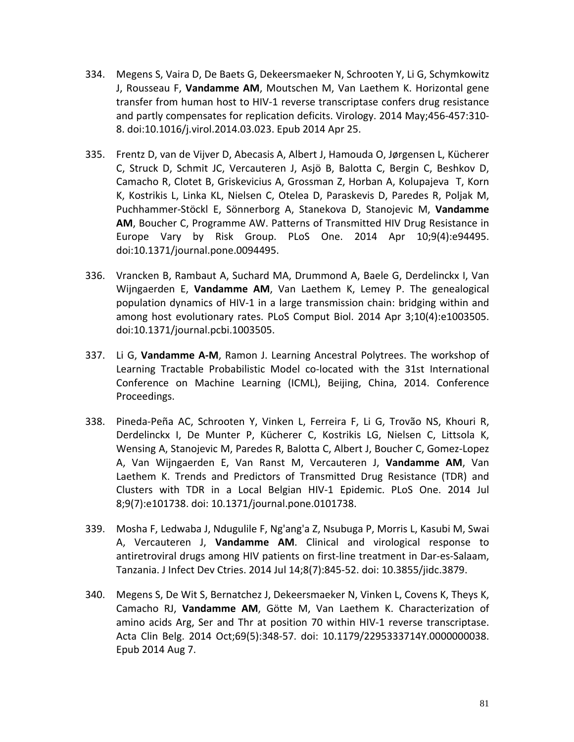334. Megens S, Vaira D, De Baets G, Dekeersmaeker N, Schrooten Y, Li G, Schymkowitz J, Rousseau F, **Vandamme AM**, Moutschen M, Van Laethem K. Horizontal gene transfer from human host to HIV-1 reverse transcriptase confers drug resistance and partly compensates for replication deficits. Virology. 2014 May;456-457:310-8. doi:10.1016/j.virol.2014.03.023. Epub 2014 Apr 25.

335. Frentz D, van de Vijver D, Abecasis A, Albert J, Hamouda O, Jørgensen L, Kücherer C, Struck D, Schmit JC, Vercauteren J, Asjö B, Balotta C, Bergin C, Beshkov D, Camacho R, Clotet B, Griskevicius A, Grossman Z, Horban A, Kolupajeva T, Korn K, Kostrikis L, Linka KL, Nielsen C, Otelea D, Paraskevis D, Paredes R, Poljak M, Puchhammer-Stöckl E, Sönnerborg A, Stanekova D, Stanojevic M, **Vandamme AM**, Boucher C, Programme AW. Patterns of Transmitted HIV Drug Resistance in Europe Vary by Risk Group. PLoS One. 2014 Apr 10;9(4):e94495. doi:10.1371/journal.pone.0094495.

336. Vrancken B, Rambaut A, Suchard MA, Drummond A, Baele G, Derdelinckx I, Van Wijngaerden E, **Vandamme AM**, Van Laethem K, Lemey P. The genealogical population dynamics of HIV-1 in a large transmission chain: bridging within and among host evolutionary rates. PLoS Comput Biol. 2014 Apr 3;10(4):e1003505. doi:10.1371/journal.pcbi.1003505.

337. Li G, **Vandamme A-M**, Ramon J. Learning Ancestral Polytrees. The workshop of Learning Tractable Probabilistic Model co-located with the 31st International Conference on Machine Learning (ICML), Beijing, China, 2014. Conference Proceedings.

338. Pineda-Peña AC, Schrooten Y, Vinken L, Ferreira F, Li G, Trovão NS, Khouri R, Derdelinckx I, De Munter P, Kücherer C, Kostrikis LG, Nielsen C, Littsola K, Wensing A, Stanojevic M, Paredes R, Balotta C, Albert J, Boucher C, Gomez-Lopez A, Van Wijngaerden E, Van Ranst M, Vercauteren J, **Vandamme AM**, Van Laethem K. Trends and Predictors of Transmitted Drug Resistance (TDR) and Clusters with TDR in a Local Belgian HIV-1 Epidemic. PLoS One. 2014 Jul 8;9(7):e101738. doi: 10.1371/journal.pone.0101738.

339. Mosha F, Ledwaba J, Ndugulile F, Ng'ang'a Z, Nsubuga P, Morris L, Kasubi M, Swai A, Vercauteren J, **Vandamme AM**. Clinical and virological response to antiretroviral drugs among HIV patients on first-line treatment in Dar-es-Salaam, Tanzania. J Infect Dev Ctries. 2014 Jul 14;8(7):845-52. doi: 10.3855/jidc.3879.

340. Megens S, De Wit S, Bernatchez J, Dekeersmaeker N, Vinken L, Covens K, Theys K, Camacho RJ, **Vandamme AM**, Götte M, Van Laethem K. Characterization of amino acids Arg, Ser and Thr at position 70 within HIV-1 reverse transcriptase. Acta Clin Belg. 2014 Oct;69(5):348-57. doi: 10.1179/2295333714Y.0000000038. Epub 2014 Aug 7.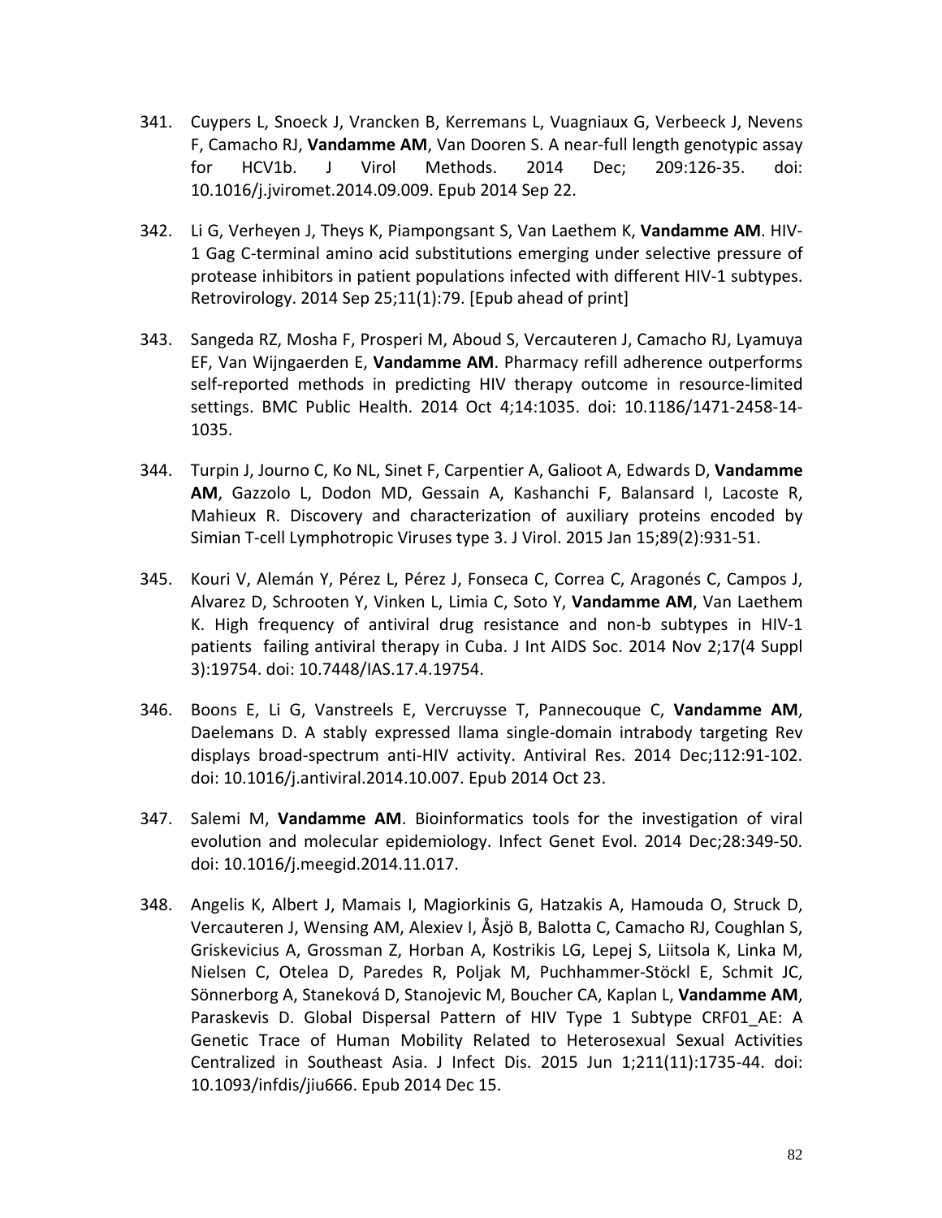341. Cuypers L, Snoeck J, Vrancken B, Kerremans L, Vuagniaux G, Verbeeck J, Nevens F, Camacho RJ, **Vandamme AM**, Van Dooren S. A near-full length genotypic assay for HCV1b. J Virol Methods. 2014 Dec; 209:126-35. doi: 10.1016/j.jviromet.2014.09.009. Epub 2014 Sep 22.

342. Li G, Verheyen J, Theys K, Piampongsant S, Van Laethem K, **Vandamme AM**. HIV-1 Gag C-terminal amino acid substitutions emerging under selective pressure of protease inhibitors in patient populations infected with different HIV-1 subtypes. Retrovirology. 2014 Sep 25;11(1):79. [Epub ahead of print]

343. Sangeda RZ, Mosha F, Prosperi M, Aboud S, Vercauteren J, Camacho RJ, Lyamuya EF, Van Wijngaerden E, **Vandamme AM**. Pharmacy refill adherence outperforms self-reported methods in predicting HIV therapy outcome in resource-limited settings. BMC Public Health. 2014 Oct 4;14:1035. doi: 10.1186/1471-2458-14-1035.

344. Turpin J, Journo C, Ko NL, Sinet F, Carpentier A, Galioot A, Edwards D, **Vandamme AM**, Gazzolo L, Dodon MD, Gessain A, Kashanchi F, Balansard I, Lacoste R, Mahieux R. Discovery and characterization of auxiliary proteins encoded by Simian T-cell Lymphotropic Viruses type 3. J Virol. 2015 Jan 15;89(2):931-51.

345. Kouri V, Alemán Y, Pérez L, Pérez J, Fonseca C, Correa C, Aragonés C, Campos J, Alvarez D, Schrooten Y, Vinken L, Limia C, Soto Y, **Vandamme AM**, Van Laethem K. High frequency of antiviral drug resistance and non-b subtypes in HIV-1 patients failing antiviral therapy in Cuba. J Int AIDS Soc. 2014 Nov 2;17(4 Suppl 3):19754. doi: 10.7448/IAS.17.4.19754.

346. Boons E, Li G, Vanstreels E, Vercruysse T, Pannecouque C, **Vandamme AM**, Daelemans D. A stably expressed llama single-domain intrabody targeting Rev displays broad-spectrum anti-HIV activity. Antiviral Res. 2014 Dec;112:91-102. doi: 10.1016/j.antiviral.2014.10.007. Epub 2014 Oct 23.

347. Salemi M, **Vandamme AM**. Bioinformatics tools for the investigation of viral evolution and molecular epidemiology. Infect Genet Evol. 2014 Dec;28:349-50. doi: 10.1016/j.meegid.2014.11.017.

348. Angelis K, Albert J, Mamais I, Magiorkinis G, Hatzakis A, Hamouda O, Struck D, Vercauteren J, Wensing AM, Alexiev I, Åsjö B, Balotta C, Camacho RJ, Coughlan S, Griskevicius A, Grossman Z, Horban A, Kostrikis LG, Lepej S, Liitsola K, Linka M, Nielsen C, Otelea D, Paredes R, Poljak M, Puchhammer-Stöckl E, Schmit JC, Sönnerborg A, Staneková D, Stanojevic M, Boucher CA, Kaplan L, **Vandamme AM**, Paraskevis D. Global Dispersal Pattern of HIV Type 1 Subtype CRF01_AE: A Genetic Trace of Human Mobility Related to Heterosexual Sexual Activities Centralized in Southeast Asia. J Infect Dis. 2015 Jun 1;211(11):1735-44. doi: 10.1093/infdis/jiu666. Epub 2014 Dec 15.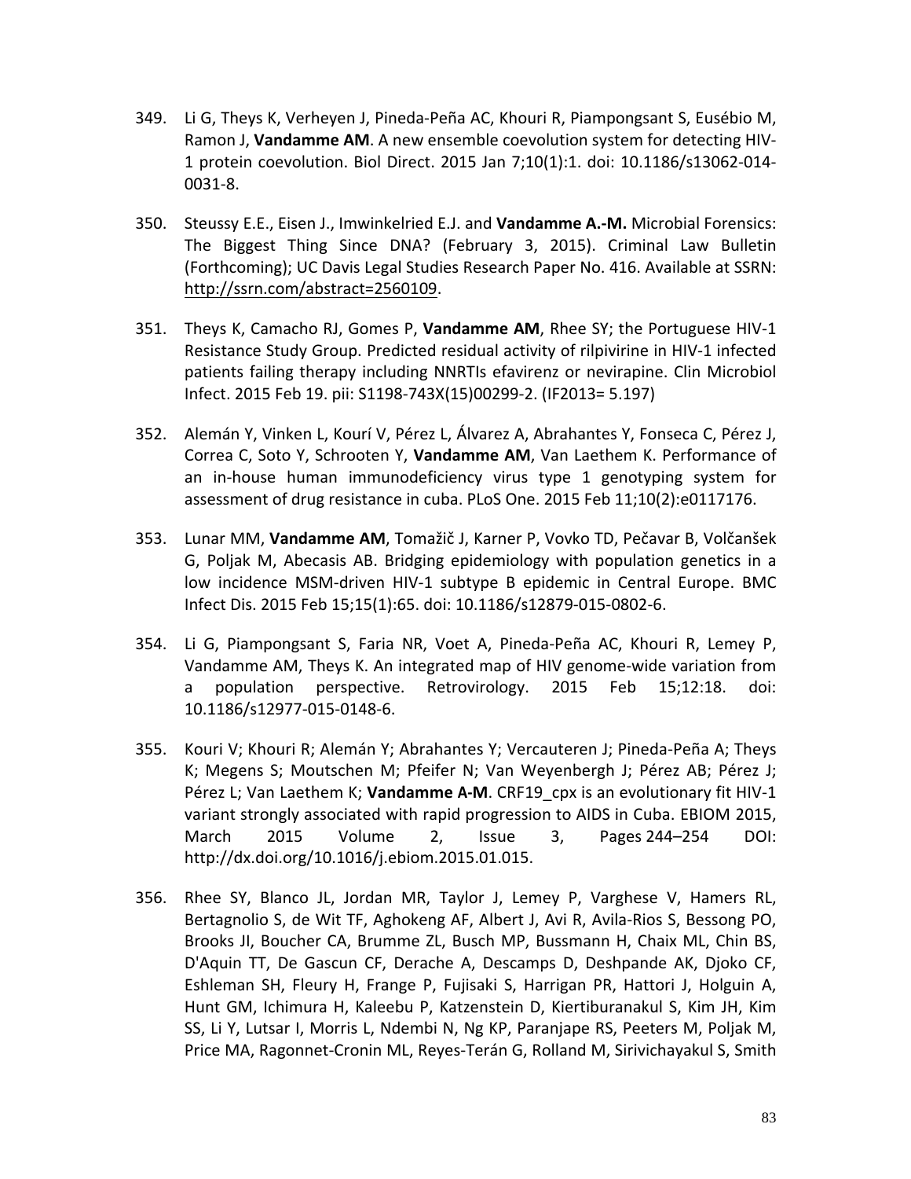349. Li G, Theys K, Verheyen J, Pineda-Peña AC, Khouri R, Piampongsant S, Eusébio M, Ramon J, **Vandamme AM**. A new ensemble coevolution system for detecting HIV-1 protein coevolution. Biol Direct. 2015 Jan 7;10(1):1. doi: 10.1186/s13062-014-0031-8.

350. Steussy E.E., Eisen J., Imwinkelried E.J. and **Vandamme A.-M.** Microbial Forensics: The Biggest Thing Since DNA? (February 3, 2015). Criminal Law Bulletin (Forthcoming); UC Davis Legal Studies Research Paper No. 416. Available at SSRN: http://ssrn.com/abstract=2560109.

351. Theys K, Camacho RJ, Gomes P, **Vandamme AM**, Rhee SY; the Portuguese HIV-1 Resistance Study Group. Predicted residual activity of rilpivirine in HIV-1 infected patients failing therapy including NNRTIs efavirenz or nevirapine. Clin Microbiol Infect. 2015 Feb 19. pii: S1198-743X(15)00299-2. (IF2013= 5.197)

352. Alemán Y, Vinken L, Kourí V, Pérez L, Álvarez A, Abrahantes Y, Fonseca C, Pérez J, Correa C, Soto Y, Schrooten Y, **Vandamme AM**, Van Laethem K. Performance of an in-house human immunodeficiency virus type 1 genotyping system for assessment of drug resistance in cuba. PLoS One. 2015 Feb 11;10(2):e0117176.

353. Lunar MM, **Vandamme AM**, Tomažič J, Karner P, Vovko TD, Pečavar B, Volčanšek G, Poljak M, Abecasis AB. Bridging epidemiology with population genetics in a low incidence MSM-driven HIV-1 subtype B epidemic in Central Europe. BMC Infect Dis. 2015 Feb 15;15(1):65. doi: 10.1186/s12879-015-0802-6.

354. Li G, Piampongsant S, Faria NR, Voet A, Pineda-Peña AC, Khouri R, Lemey P, Vandamme AM, Theys K. An integrated map of HIV genome-wide variation from a population perspective. Retrovirology. 2015 Feb 15;12:18. doi: 10.1186/s12977-015-0148-6.

355. Kouri V; Khouri R; Alemán Y; Abrahantes Y; Vercauteren J; Pineda-Peña A; Theys K; Megens S; Moutschen M; Pfeifer N; Van Weyenbergh J; Pérez AB; Pérez J; Pérez L; Van Laethem K; **Vandamme A-M**. CRF19_cpx is an evolutionary fit HIV-1 variant strongly associated with rapid progression to AIDS in Cuba. EBIOM 2015, March 2015 Volume 2, Issue 3, Pages 244–254 DOI: http://dx.doi.org/10.1016/j.ebiom.2015.01.015.

356. Rhee SY, Blanco JL, Jordan MR, Taylor J, Lemey P, Varghese V, Hamers RL, Bertagnolio S, de Wit TF, Aghokeng AF, Albert J, Avi R, Avila-Rios S, Bessong PO, Brooks JI, Boucher CA, Brumme ZL, Busch MP, Bussmann H, Chaix ML, Chin BS, D'Aquin TT, De Gascun CF, Derache A, Descamps D, Deshpande AK, Djoko CF, Eshleman SH, Fleury H, Frange P, Fujisaki S, Harrigan PR, Hattori J, Holguin A, Hunt GM, Ichimura H, Kaleebu P, Katzenstein D, Kiertiburanakul S, Kim JH, Kim SS, Li Y, Lutsar I, Morris L, Ndembi N, Ng KP, Paranjape RS, Peeters M, Poljak M, Price MA, Ragonnet-Cronin ML, Reyes-Terán G, Rolland M, Sirivichayakul S, Smith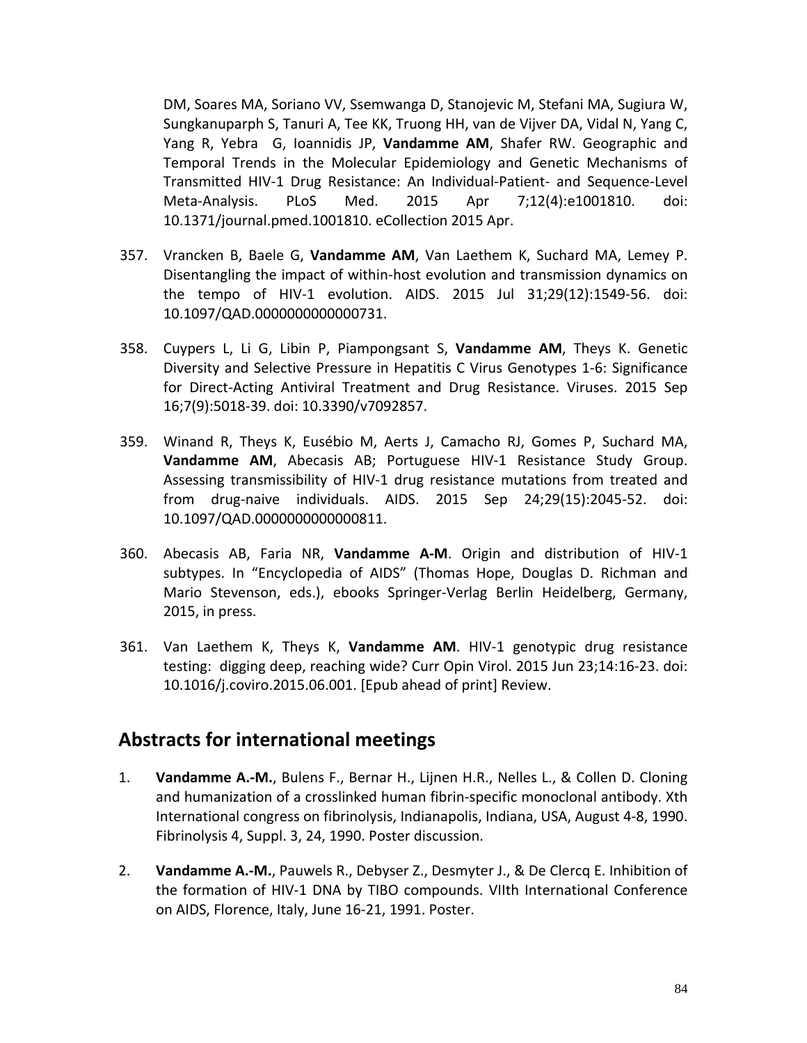DM, Soares MA, Soriano VV, Ssemwanga D, Stanojevic M, Stefani MA, Sugiura W, Sungkanuparph S, Tanuri A, Tee KK, Truong HH, van de Vijver DA, Vidal N, Yang C, Yang R, Yebra G, Ioannidis JP, **Vandamme AM**, Shafer RW. Geographic and Temporal Trends in the Molecular Epidemiology and Genetic Mechanisms of Transmitted HIV-1 Drug Resistance: An Individual-Patient- and Sequence-Level Meta-Analysis. PLoS Med. 2015 Apr 7;12(4):e1001810. doi: 10.1371/journal.pmed.1001810. eCollection 2015 Apr.

357. Vrancken B, Baele G, **Vandamme AM**, Van Laethem K, Suchard MA, Lemey P. Disentangling the impact of within-host evolution and transmission dynamics on the tempo of HIV-1 evolution. AIDS. 2015 Jul 31;29(12):1549-56. doi: 10.1097/QAD.0000000000000731.

358. Cuypers L, Li G, Libin P, Piampongsant S, **Vandamme AM**, Theys K. Genetic Diversity and Selective Pressure in Hepatitis C Virus Genotypes 1-6: Significance for Direct-Acting Antiviral Treatment and Drug Resistance. Viruses. 2015 Sep 16;7(9):5018-39. doi: 10.3390/v7092857.

359. Winand R, Theys K, Eusébio M, Aerts J, Camacho RJ, Gomes P, Suchard MA, **Vandamme AM**, Abecasis AB; Portuguese HIV-1 Resistance Study Group. Assessing transmissibility of HIV-1 drug resistance mutations from treated and from drug-naive individuals. AIDS. 2015 Sep 24;29(15):2045-52. doi: 10.1097/QAD.0000000000000811.

360. Abecasis AB, Faria NR, **Vandamme A-M**. Origin and distribution of HIV-1 subtypes. In "Encyclopedia of AIDS" (Thomas Hope, Douglas D. Richman and Mario Stevenson, eds.), ebooks Springer-Verlag Berlin Heidelberg, Germany, 2015, in press.

361. Van Laethem K, Theys K, **Vandamme AM**. HIV-1 genotypic drug resistance testing: digging deep, reaching wide? Curr Opin Virol. 2015 Jun 23;14:16-23. doi: 10.1016/j.coviro.2015.06.001. [Epub ahead of print] Review.

## Abstracts for international meetings

1. **Vandamme A.-M.**, Bulens F., Bernar H., Lijnen H.R., Nelles L., & Collen D. Cloning and humanization of a crosslinked human fibrin-specific monoclonal antibody. Xth International congress on fibrinolysis, Indianapolis, Indiana, USA, August 4-8, 1990. Fibrinolysis 4, Suppl. 3, 24, 1990. Poster discussion.

2. **Vandamme A.-M.**, Pauwels R., Debyser Z., Desmyter J., & De Clercq E. Inhibition of the formation of HIV-1 DNA by TIBO compounds. VIIth International Conference on AIDS, Florence, Italy, June 16-21, 1991. Poster.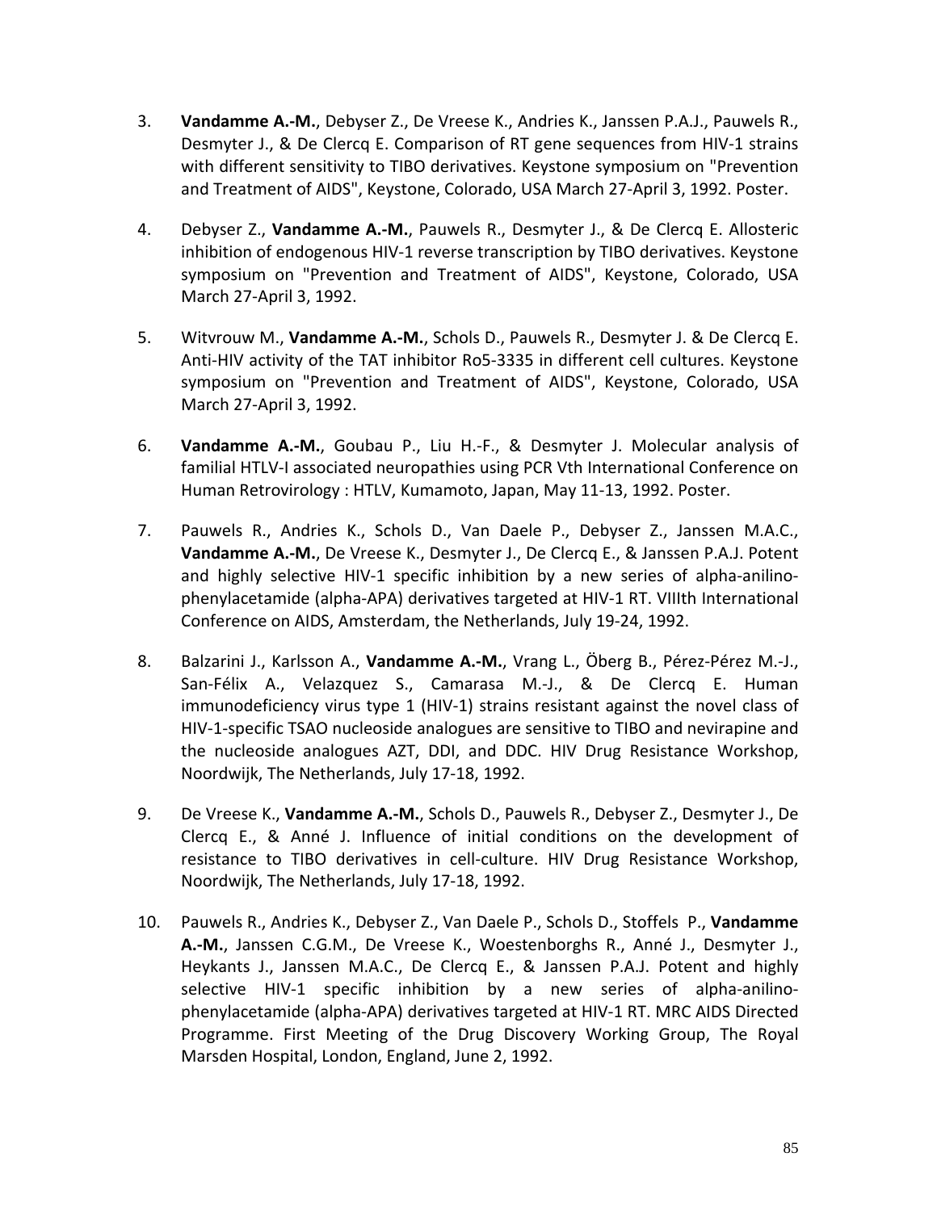3. **Vandamme A.-M.**, Debyser Z., De Vreese K., Andries K., Janssen P.A.J., Pauwels R., Desmyter J., & De Clercq E. Comparison of RT gene sequences from HIV-1 strains with different sensitivity to TIBO derivatives. Keystone symposium on "Prevention and Treatment of AIDS", Keystone, Colorado, USA March 27-April 3, 1992. Poster.

4. Debyser Z., **Vandamme A.-M.**, Pauwels R., Desmyter J., & De Clercq E. Allosteric inhibition of endogenous HIV-1 reverse transcription by TIBO derivatives. Keystone symposium on "Prevention and Treatment of AIDS", Keystone, Colorado, USA March 27-April 3, 1992.

5. Witvrouw M., **Vandamme A.-M.**, Schols D., Pauwels R., Desmyter J. & De Clercq E. Anti-HIV activity of the TAT inhibitor Ro5-3335 in different cell cultures. Keystone symposium on "Prevention and Treatment of AIDS", Keystone, Colorado, USA March 27-April 3, 1992.

6. **Vandamme A.-M.**, Goubau P., Liu H.-F., & Desmyter J. Molecular analysis of familial HTLV-I associated neuropathies using PCR Vth International Conference on Human Retrovirology : HTLV, Kumamoto, Japan, May 11-13, 1992. Poster.

7. Pauwels R., Andries K., Schols D., Van Daele P., Debyser Z., Janssen M.A.C., **Vandamme A.-M.**, De Vreese K., Desmyter J., De Clercq E., & Janssen P.A.J. Potent and highly selective HIV-1 specific inhibition by a new series of alpha-anilino-phenylacetamide (alpha-APA) derivatives targeted at HIV-1 RT. VIIIth International Conference on AIDS, Amsterdam, the Netherlands, July 19-24, 1992.

8. Balzarini J., Karlsson A., **Vandamme A.-M.**, Vrang L., Öberg B., Pérez-Pérez M.-J., San-Félix A., Velazquez S., Camarasa M.-J., & De Clercq E. Human immunodeficiency virus type 1 (HIV-1) strains resistant against the novel class of HIV-1-specific TSAO nucleoside analogues are sensitive to TIBO and nevirapine and the nucleoside analogues AZT, DDI, and DDC. HIV Drug Resistance Workshop, Noordwijk, The Netherlands, July 17-18, 1992.

9. De Vreese K., **Vandamme A.-M.**, Schols D., Pauwels R., Debyser Z., Desmyter J., De Clercq E., & Anné J. Influence of initial conditions on the development of resistance to TIBO derivatives in cell-culture. HIV Drug Resistance Workshop, Noordwijk, The Netherlands, July 17-18, 1992.

10. Pauwels R., Andries K., Debyser Z., Van Daele P., Schols D., Stoffels P., **Vandamme A.-M.**, Janssen C.G.M., De Vreese K., Woestenborghs R., Anné J., Desmyter J., Heykants J., Janssen M.A.C., De Clercq E., & Janssen P.A.J. Potent and highly selective HIV-1 specific inhibition by a new series of alpha-anilino-phenylacetamide (alpha-APA) derivatives targeted at HIV-1 RT. MRC AIDS Directed Programme. First Meeting of the Drug Discovery Working Group, The Royal Marsden Hospital, London, England, June 2, 1992.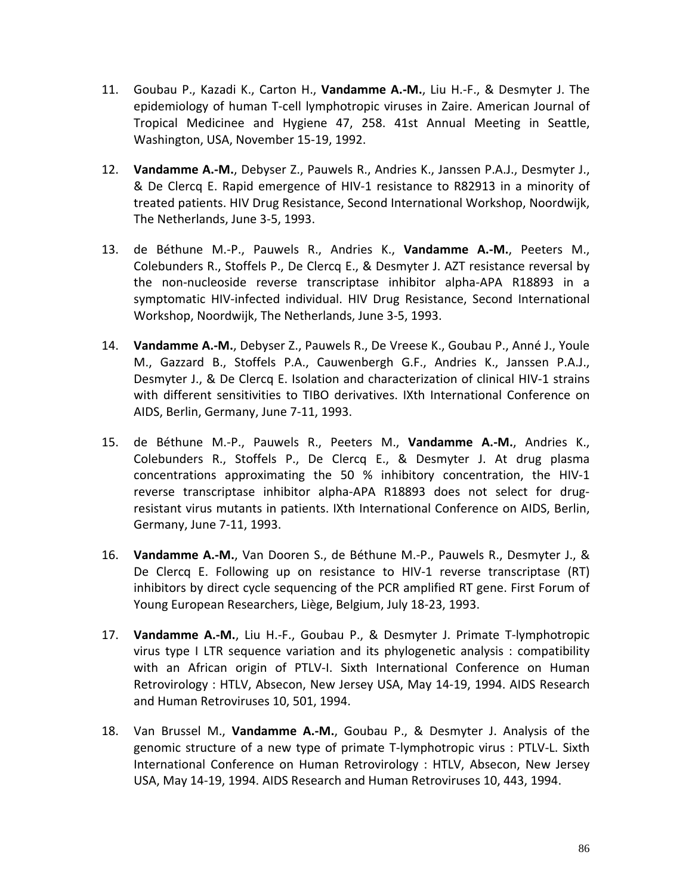11. Goubau P., Kazadi K., Carton H., **Vandamme A.-M.**, Liu H.-F., & Desmyter J. The epidemiology of human T-cell lymphotropic viruses in Zaire. American Journal of Tropical Medicinee and Hygiene 47, 258. 41st Annual Meeting in Seattle, Washington, USA, November 15-19, 1992.

12. **Vandamme A.-M.**, Debyser Z., Pauwels R., Andries K., Janssen P.A.J., Desmyter J., & De Clercq E. Rapid emergence of HIV-1 resistance to R82913 in a minority of treated patients. HIV Drug Resistance, Second International Workshop, Noordwijk, The Netherlands, June 3-5, 1993.

13. de Béthune M.-P., Pauwels R., Andries K., **Vandamme A.-M.**, Peeters M., Colebunders R., Stoffels P., De Clercq E., & Desmyter J. AZT resistance reversal by the non-nucleoside reverse transcriptase inhibitor alpha-APA R18893 in a symptomatic HIV-infected individual. HIV Drug Resistance, Second International Workshop, Noordwijk, The Netherlands, June 3-5, 1993.

14. **Vandamme A.-M.**, Debyser Z., Pauwels R., De Vreese K., Goubau P., Anné J., Youle M., Gazzard B., Stoffels P.A., Cauwenbergh G.F., Andries K., Janssen P.A.J., Desmyter J., & De Clercq E. Isolation and characterization of clinical HIV-1 strains with different sensitivities to TIBO derivatives. IXth International Conference on AIDS, Berlin, Germany, June 7-11, 1993.

15. de Béthune M.-P., Pauwels R., Peeters M., **Vandamme A.-M.**, Andries K., Colebunders R., Stoffels P., De Clercq E., & Desmyter J. At drug plasma concentrations approximating the 50 % inhibitory concentration, the HIV-1 reverse transcriptase inhibitor alpha-APA R18893 does not select for drug-resistant virus mutants in patients. IXth International Conference on AIDS, Berlin, Germany, June 7-11, 1993.

16. **Vandamme A.-M.**, Van Dooren S., de Béthune M.-P., Pauwels R., Desmyter J., & De Clercq E. Following up on resistance to HIV-1 reverse transcriptase (RT) inhibitors by direct cycle sequencing of the PCR amplified RT gene. First Forum of Young European Researchers, Liège, Belgium, July 18-23, 1993.

17. **Vandamme A.-M.**, Liu H.-F., Goubau P., & Desmyter J. Primate T-lymphotropic virus type I LTR sequence variation and its phylogenetic analysis : compatibility with an African origin of PTLV-I. Sixth International Conference on Human Retrovirology : HTLV, Absecon, New Jersey USA, May 14-19, 1994. AIDS Research and Human Retroviruses 10, 501, 1994.

18. Van Brussel M., **Vandamme A.-M.**, Goubau P., & Desmyter J. Analysis of the genomic structure of a new type of primate T-lymphotropic virus : PTLV-L. Sixth International Conference on Human Retrovirology : HTLV, Absecon, New Jersey USA, May 14-19, 1994. AIDS Research and Human Retroviruses 10, 443, 1994.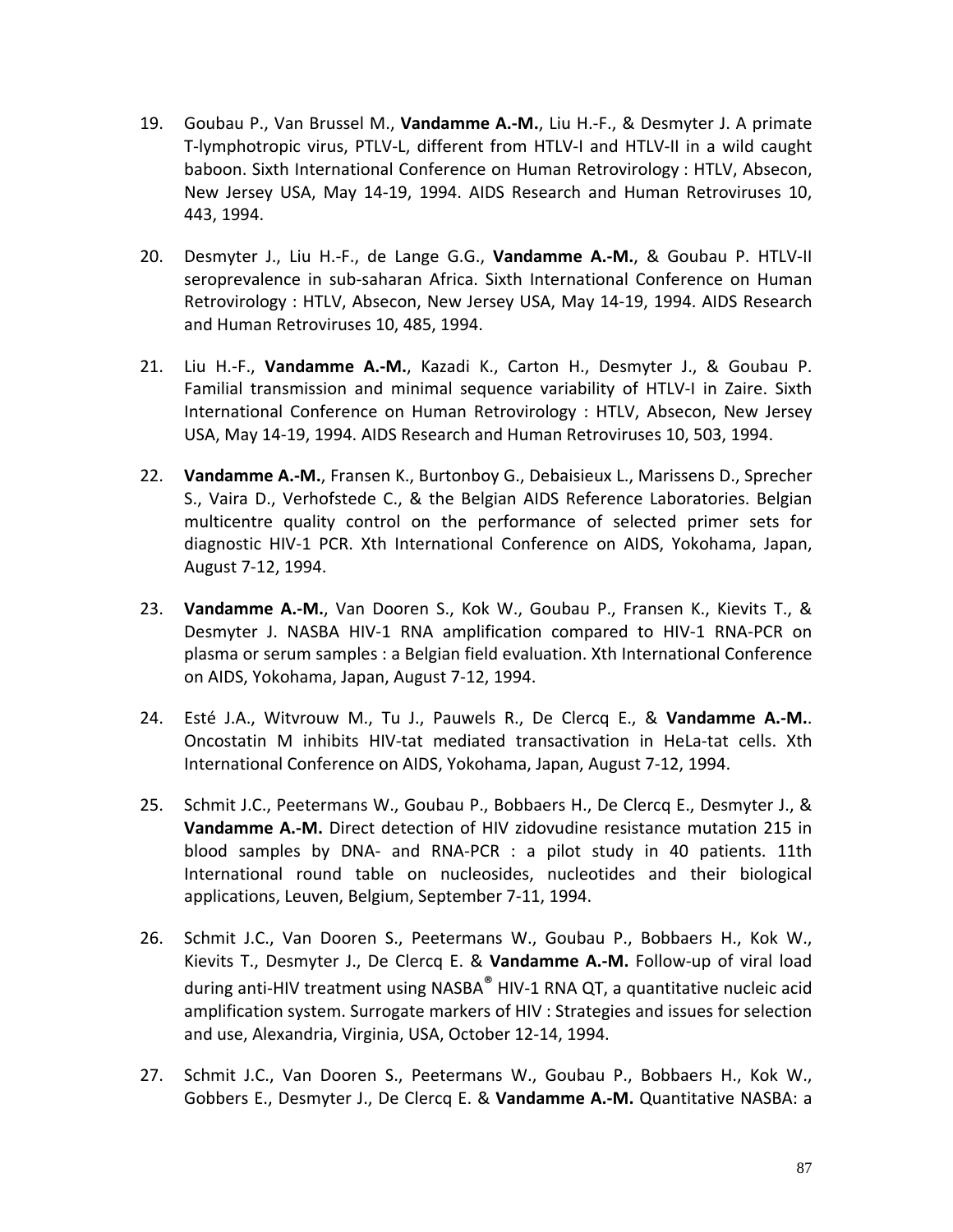19. Goubau P., Van Brussel M., **Vandamme A.-M.**, Liu H.-F., & Desmyter J. A primate T-lymphotropic virus, PTLV-L, different from HTLV-I and HTLV-II in a wild caught baboon. Sixth International Conference on Human Retrovirology : HTLV, Absecon, New Jersey USA, May 14-19, 1994. AIDS Research and Human Retroviruses 10, 443, 1994.

20. Desmyter J., Liu H.-F., de Lange G.G., **Vandamme A.-M.**, & Goubau P. HTLV-II seroprevalence in sub-saharan Africa. Sixth International Conference on Human Retrovirology : HTLV, Absecon, New Jersey USA, May 14-19, 1994. AIDS Research and Human Retroviruses 10, 485, 1994.

21. Liu H.-F., **Vandamme A.-M.**, Kazadi K., Carton H., Desmyter J., & Goubau P. Familial transmission and minimal sequence variability of HTLV-I in Zaire. Sixth International Conference on Human Retrovirology : HTLV, Absecon, New Jersey USA, May 14-19, 1994. AIDS Research and Human Retroviruses 10, 503, 1994.

22. **Vandamme A.-M.**, Fransen K., Burtonboy G., Debaisieux L., Marissens D., Sprecher S., Vaira D., Verhofstede C., & the Belgian AIDS Reference Laboratories. Belgian multicentre quality control on the performance of selected primer sets for diagnostic HIV-1 PCR. Xth International Conference on AIDS, Yokohama, Japan, August 7-12, 1994.

23. **Vandamme A.-M.**, Van Dooren S., Kok W., Goubau P., Fransen K., Kievits T., & Desmyter J. NASBA HIV-1 RNA amplification compared to HIV-1 RNA-PCR on plasma or serum samples : a Belgian field evaluation. Xth International Conference on AIDS, Yokohama, Japan, August 7-12, 1994.

24. Esté J.A., Witvrouw M., Tu J., Pauwels R., De Clercq E., & **Vandamme A.-M.**. Oncostatin M inhibits HIV-tat mediated transactivation in HeLa-tat cells. Xth International Conference on AIDS, Yokohama, Japan, August 7-12, 1994.

25. Schmit J.C., Peetermans W., Goubau P., Bobbaers H., De Clercq E., Desmyter J., & **Vandamme A.-M.** Direct detection of HIV zidovudine resistance mutation 215 in blood samples by DNA- and RNA-PCR : a pilot study in 40 patients. 11th International round table on nucleosides, nucleotides and their biological applications, Leuven, Belgium, September 7-11, 1994.

26. Schmit J.C., Van Dooren S., Peetermans W., Goubau P., Bobbaers H., Kok W., Kievits T., Desmyter J., De Clercq E. & **Vandamme A.-M.** Follow-up of viral load during anti-HIV treatment using NASBA® HIV-1 RNA QT, a quantitative nucleic acid amplification system. Surrogate markers of HIV : Strategies and issues for selection and use, Alexandria, Virginia, USA, October 12-14, 1994.

27. Schmit J.C., Van Dooren S., Peetermans W., Goubau P., Bobbaers H., Kok W., Gobbers E., Desmyter J., De Clercq E. & **Vandamme A.-M.** Quantitative NASBA: a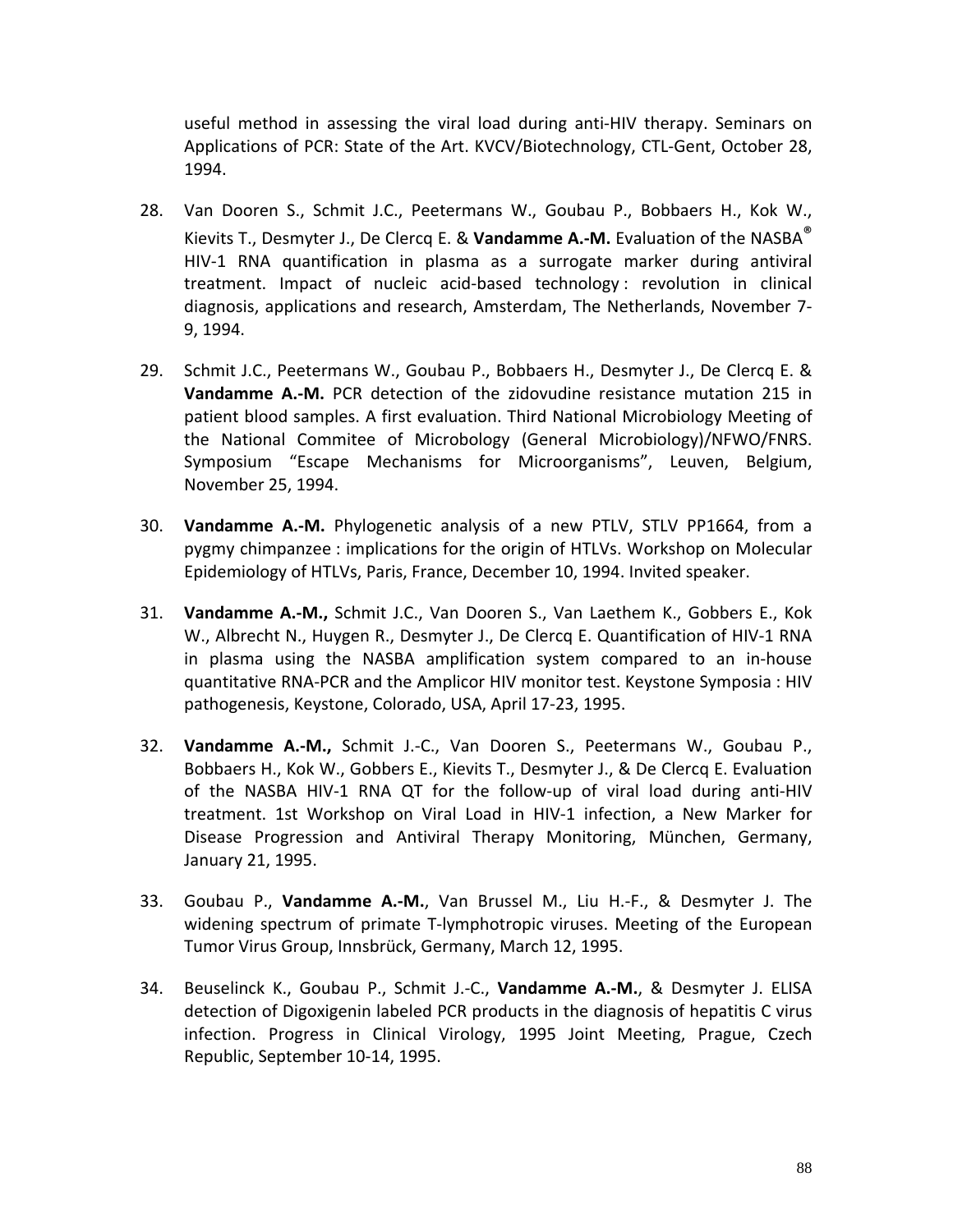useful method in assessing the viral load during anti-HIV therapy. Seminars on Applications of PCR: State of the Art. KVCV/Biotechnology, CTL-Gent, October 28, 1994.

28. Van Dooren S., Schmit J.C., Peetermans W., Goubau P., Bobbaers H., Kok W., Kievits T., Desmyter J., De Clercq E. & **Vandamme A.-M.** Evaluation of the NASBA® HIV-1 RNA quantification in plasma as a surrogate marker during antiviral treatment. Impact of nucleic acid-based technology : revolution in clinical diagnosis, applications and research, Amsterdam, The Netherlands, November 7-9, 1994.

29. Schmit J.C., Peetermans W., Goubau P., Bobbaers H., Desmyter J., De Clercq E. & **Vandamme A.-M.** PCR detection of the zidovudine resistance mutation 215 in patient blood samples. A first evaluation. Third National Microbiology Meeting of the National Commitee of Microbology (General Microbiology)/NFWO/FNRS. Symposium “Escape Mechanisms for Microorganisms”, Leuven, Belgium, November 25, 1994.

30. **Vandamme A.-M.** Phylogenetic analysis of a new PTLV, STLV PP1664, from a pygmy chimpanzee : implications for the origin of HTLVs. Workshop on Molecular Epidemiology of HTLVs, Paris, France, December 10, 1994. Invited speaker.

31. **Vandamme A.-M.,** Schmit J.C., Van Dooren S., Van Laethem K., Gobbers E., Kok W., Albrecht N., Huygen R., Desmyter J., De Clercq E. Quantification of HIV-1 RNA in plasma using the NASBA amplification system compared to an in-house quantitative RNA-PCR and the Amplicor HIV monitor test. Keystone Symposia : HIV pathogenesis, Keystone, Colorado, USA, April 17-23, 1995.

32. **Vandamme A.-M.,** Schmit J.-C., Van Dooren S., Peetermans W., Goubau P., Bobbaers H., Kok W., Gobbers E., Kievits T., Desmyter J., & De Clercq E. Evaluation of the NASBA HIV-1 RNA QT for the follow-up of viral load during anti-HIV treatment. 1st Workshop on Viral Load in HIV-1 infection, a New Marker for Disease Progression and Antiviral Therapy Monitoring, München, Germany, January 21, 1995.

33. Goubau P., **Vandamme A.-M.**, Van Brussel M., Liu H.-F., & Desmyter J. The widening spectrum of primate T-lymphotropic viruses. Meeting of the European Tumor Virus Group, Innsbrück, Germany, March 12, 1995.

34. Beuselinck K., Goubau P., Schmit J.-C., **Vandamme A.-M.**, & Desmyter J. ELISA detection of Digoxigenin labeled PCR products in the diagnosis of hepatitis C virus infection. Progress in Clinical Virology, 1995 Joint Meeting, Prague, Czech Republic, September 10-14, 1995.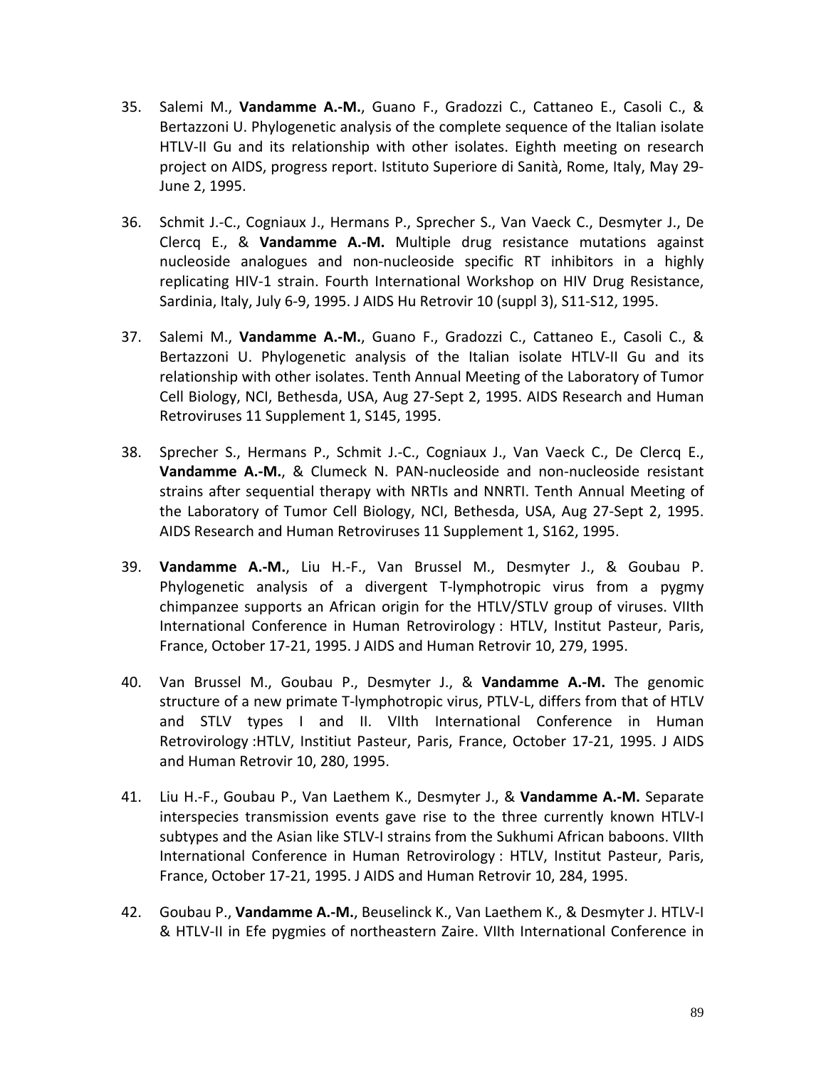35. Salemi M., **Vandamme A.-M.**, Guano F., Gradozzi C., Cattaneo E., Casoli C., & Bertazzoni U. Phylogenetic analysis of the complete sequence of the Italian isolate HTLV-II Gu and its relationship with other isolates. Eighth meeting on research project on AIDS, progress report. Istituto Superiore di Sanità, Rome, Italy, May 29-June 2, 1995.

36. Schmit J.-C., Cogniaux J., Hermans P., Sprecher S., Van Vaeck C., Desmyter J., De Clercq E., & **Vandamme A.-M.** Multiple drug resistance mutations against nucleoside analogues and non-nucleoside specific RT inhibitors in a highly replicating HIV-1 strain. Fourth International Workshop on HIV Drug Resistance, Sardinia, Italy, July 6-9, 1995. J AIDS Hu Retrovir 10 (suppl 3), S11-S12, 1995.

37. Salemi M., **Vandamme A.-M.**, Guano F., Gradozzi C., Cattaneo E., Casoli C., & Bertazzoni U. Phylogenetic analysis of the Italian isolate HTLV-II Gu and its relationship with other isolates. Tenth Annual Meeting of the Laboratory of Tumor Cell Biology, NCI, Bethesda, USA, Aug 27-Sept 2, 1995. AIDS Research and Human Retroviruses 11 Supplement 1, S145, 1995.

38. Sprecher S., Hermans P., Schmit J.-C., Cogniaux J., Van Vaeck C., De Clercq E., **Vandamme A.-M.**, & Clumeck N. PAN-nucleoside and non-nucleoside resistant strains after sequential therapy with NRTIs and NNRTI. Tenth Annual Meeting of the Laboratory of Tumor Cell Biology, NCI, Bethesda, USA, Aug 27-Sept 2, 1995. AIDS Research and Human Retroviruses 11 Supplement 1, S162, 1995.

39. **Vandamme A.-M.**, Liu H.-F., Van Brussel M., Desmyter J., & Goubau P. Phylogenetic analysis of a divergent T-lymphotropic virus from a pygmy chimpanzee supports an African origin for the HTLV/STLV group of viruses. VIIth International Conference in Human Retrovirology : HTLV, Institut Pasteur, Paris, France, October 17-21, 1995. J AIDS and Human Retrovir 10, 279, 1995.

40. Van Brussel M., Goubau P., Desmyter J., & **Vandamme A.-M.** The genomic structure of a new primate T-lymphotropic virus, PTLV-L, differs from that of HTLV and STLV types I and II. VIIth International Conference in Human Retrovirology :HTLV, Instiiut Pasteur, Paris, France, October 17-21, 1995. J AIDS and Human Retrovir 10, 280, 1995.

41. Liu H.-F., Goubau P., Van Laethem K., Desmyter J., & **Vandamme A.-M.** Separate interspecies transmission events gave rise to the three currently known HTLV-I subtypes and the Asian like STLV-I strains from the Sukhumi African baboons. VIIth International Conference in Human Retrovirology : HTLV, Institut Pasteur, Paris, France, October 17-21, 1995. J AIDS and Human Retrovir 10, 284, 1995.

42. Goubau P., **Vandamme A.-M.**, Beuselinck K., Van Laethem K., & Desmyter J. HTLV-I & HTLV-II in Efe pygmies of northeastern Zaire. VIIth International Conference in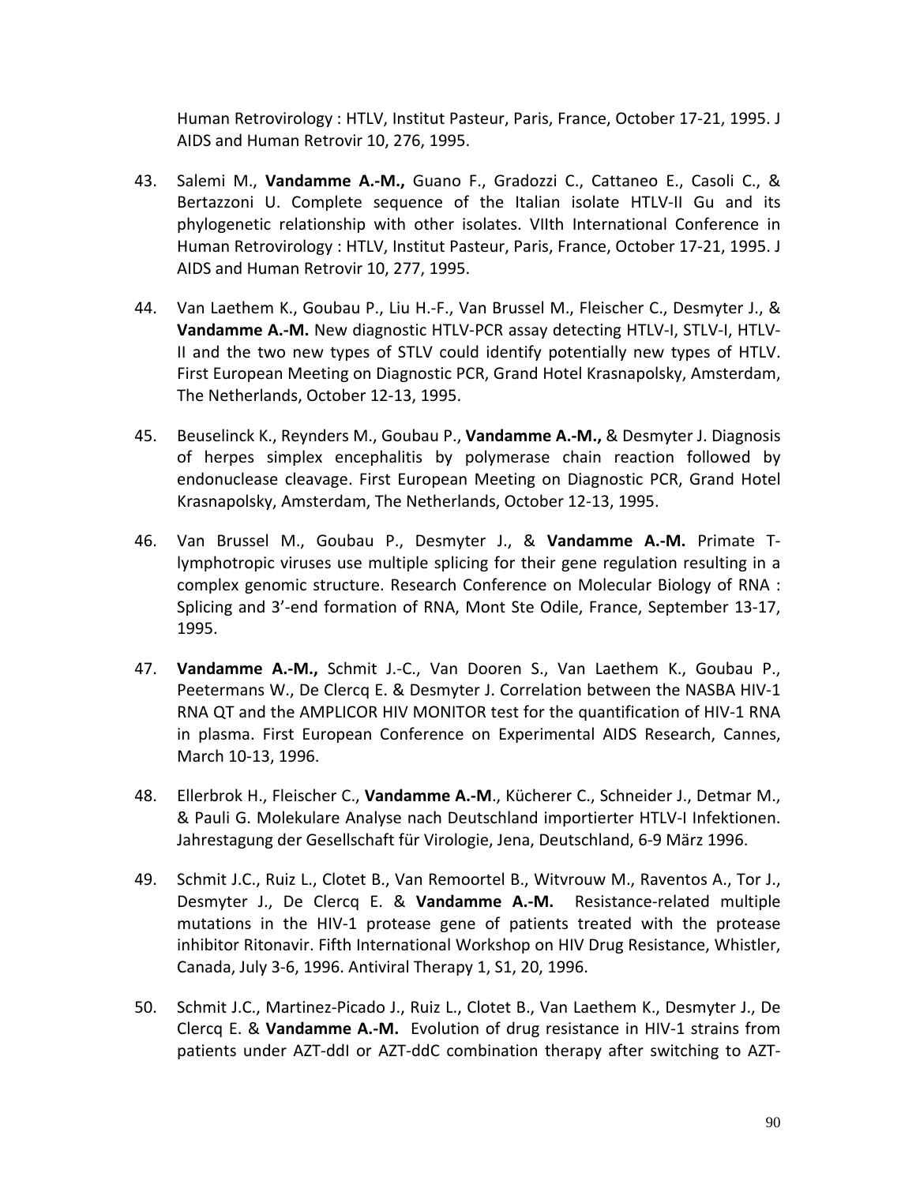Human Retrovirology : HTLV, Institut Pasteur, Paris, France, October 17-21, 1995. J AIDS and Human Retrovir 10, 276, 1995.

43. Salemi M., **Vandamme A.-M.,** Guano F., Gradozzi C., Cattaneo E., Casoli C., & Bertazzoni U. Complete sequence of the Italian isolate HTLV-II Gu and its phylogenetic relationship with other isolates. VIIth International Conference in Human Retrovirology : HTLV, Institut Pasteur, Paris, France, October 17-21, 1995. J AIDS and Human Retrovir 10, 277, 1995.

44. Van Laethem K., Goubau P., Liu H.-F., Van Brussel M., Fleischer C., Desmyter J., & **Vandamme A.-M.** New diagnostic HTLV-PCR assay detecting HTLV-I, STLV-I, HTLV-II and the two new types of STLV could identify potentially new types of HTLV. First European Meeting on Diagnostic PCR, Grand Hotel Krasnapolsky, Amsterdam, The Netherlands, October 12-13, 1995.

45. Beuselinck K., Reynders M., Goubau P., **Vandamme A.-M.,** & Desmyter J. Diagnosis of herpes simplex encephalitis by polymerase chain reaction followed by endonuclease cleavage. First European Meeting on Diagnostic PCR, Grand Hotel Krasnapolsky, Amsterdam, The Netherlands, October 12-13, 1995.

46. Van Brussel M., Goubau P., Desmyter J., & **Vandamme A.-M.** Primate T-lymphotropic viruses use multiple splicing for their gene regulation resulting in a complex genomic structure. Research Conference on Molecular Biology of RNA : Splicing and 3'-end formation of RNA, Mont Ste Odile, France, September 13-17, 1995.

47. **Vandamme A.-M.,** Schmit J.-C., Van Dooren S., Van Laethem K., Goubau P., Peetermans W., De Clercq E. & Desmyter J. Correlation between the NASBA HIV-1 RNA QT and the AMPLICOR HIV MONITOR test for the quantification of HIV-1 RNA in plasma. First European Conference on Experimental AIDS Research, Cannes, March 10-13, 1996.

48. Ellerbrok H., Fleischer C., **Vandamme A.-M**., Kücherer C., Schneider J., Detmar M., & Pauli G. Molekulare Analyse nach Deutschland importierter HTLV-I Infektionen. Jahrestagung der Gesellschaft für Virologie, Jena, Deutschland, 6-9 März 1996.

49. Schmit J.C., Ruiz L., Clotet B., Van Remoortel B., Witvrouw M., Raventos A., Tor J., Desmyter J., De Clercq E. & **Vandamme A.-M.** Resistance-related multiple mutations in the HIV-1 protease gene of patients treated with the protease inhibitor Ritonavir. Fifth International Workshop on HIV Drug Resistance, Whistler, Canada, July 3-6, 1996. Antiviral Therapy 1, S1, 20, 1996.

50. Schmit J.C., Martinez-Picado J., Ruiz L., Clotet B., Van Laethem K., Desmyter J., De Clercq E. & **Vandamme A.-M.** Evolution of drug resistance in HIV-1 strains from patients under AZT-ddI or AZT-ddC combination therapy after switching to AZT-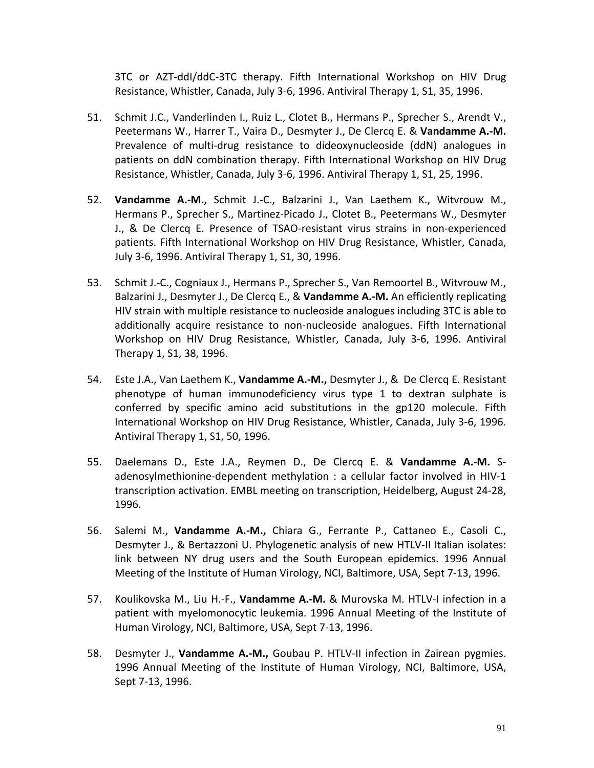3TC or AZT-ddI/ddC-3TC therapy. Fifth International Workshop on HIV Drug Resistance, Whistler, Canada, July 3-6, 1996. Antiviral Therapy 1, S1, 35, 1996.

51. Schmit J.C., Vanderlinden I., Ruiz L., Clotet B., Hermans P., Sprecher S., Arendt V., Peetermans W., Harrer T., Vaira D., Desmyter J., De Clercq E. & **Vandamme A.-M.** Prevalence of multi-drug resistance to dideoxynucleoside (ddN) analogues in patients on ddN combination therapy. Fifth International Workshop on HIV Drug Resistance, Whistler, Canada, July 3-6, 1996. Antiviral Therapy 1, S1, 25, 1996.

52. **Vandamme A.-M.,** Schmit J.-C., Balzarini J., Van Laethem K., Witvrouw M., Hermans P., Sprecher S., Martinez-Picado J., Clotet B., Peetermans W., Desmyter J., & De Clercq E. Presence of TSAO-resistant virus strains in non-experienced patients. Fifth International Workshop on HIV Drug Resistance, Whistler, Canada, July 3-6, 1996. Antiviral Therapy 1, S1, 30, 1996.

53. Schmit J.-C., Cogniaux J., Hermans P., Sprecher S., Van Remoortel B., Witvrouw M., Balzarini J., Desmyter J., De Clercq E., & **Vandamme A.-M.** An efficiently replicating HIV strain with multiple resistance to nucleoside analogues including 3TC is able to additionally acquire resistance to non-nucleoside analogues. Fifth International Workshop on HIV Drug Resistance, Whistler, Canada, July 3-6, 1996. Antiviral Therapy 1, S1, 38, 1996.

54. Este J.A., Van Laethem K., **Vandamme A.-M.,** Desmyter J., & De Clercq E. Resistant phenotype of human immunodeficiency virus type 1 to dextran sulphate is conferred by specific amino acid substitutions in the gp120 molecule. Fifth International Workshop on HIV Drug Resistance, Whistler, Canada, July 3-6, 1996. Antiviral Therapy 1, S1, 50, 1996.

55. Daelemans D., Este J.A., Reymen D., De Clercq E. & **Vandamme A.-M.** S-adenosylmethionine-dependent methylation : a cellular factor involved in HIV-1 transcription activation. EMBL meeting on transcription, Heidelberg, August 24-28, 1996.

56. Salemi M., **Vandamme A.-M.,** Chiara G., Ferrante P., Cattaneo E., Casoli C., Desmyter J., & Bertazzoni U. Phylogenetic analysis of new HTLV-II Italian isolates: link between NY drug users and the South European epidemics. 1996 Annual Meeting of the Institute of Human Virology, NCI, Baltimore, USA, Sept 7-13, 1996.

57. Koulikovska M., Liu H.-F., **Vandamme A.-M.** & Murovska M. HTLV-I infection in a patient with myelomonocytic leukemia. 1996 Annual Meeting of the Institute of Human Virology, NCI, Baltimore, USA, Sept 7-13, 1996.

58. Desmyter J., **Vandamme A.-M.,** Goubau P. HTLV-II infection in Zairean pygmies. 1996 Annual Meeting of the Institute of Human Virology, NCI, Baltimore, USA, Sept 7-13, 1996.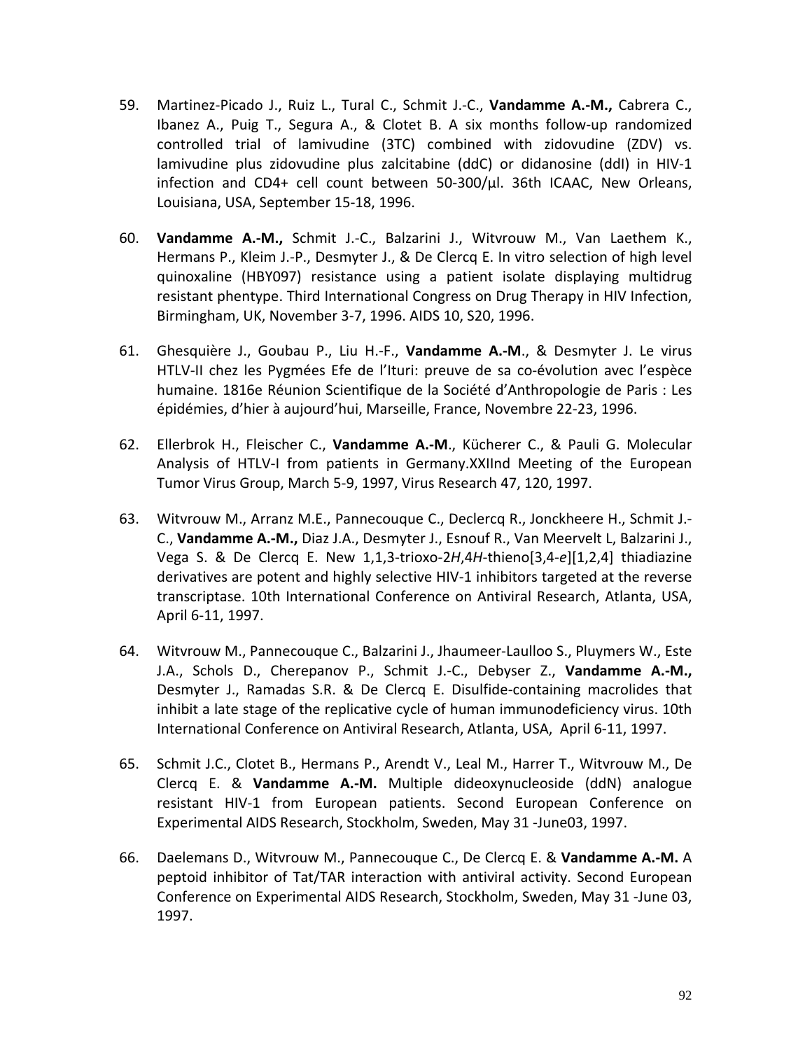59. Martinez-Picado J., Ruiz L., Tural C., Schmit J.-C., **Vandamme A.-M.,** Cabrera C., Ibanez A., Puig T., Segura A., & Clotet B. A six months follow-up randomized controlled trial of lamivudine (3TC) combined with zidovudine (ZDV) vs. lamivudine plus zidovudine plus zalcitabine (ddC) or didanosine (ddI) in HIV-1 infection and CD4+ cell count between 50-300/µl. 36th ICAAC, New Orleans, Louisiana, USA, September 15-18, 1996.

60. **Vandamme A.-M.,** Schmit J.-C., Balzarini J., Witvrouw M., Van Laethem K., Hermans P., Kleim J.-P., Desmyter J., & De Clercq E. In vitro selection of high level quinoxaline (HBY097) resistance using a patient isolate displaying multidrug resistant phentype. Third International Congress on Drug Therapy in HIV Infection, Birmingham, UK, November 3-7, 1996. AIDS 10, S20, 1996.

61. Ghesquière J., Goubau P., Liu H.-F., **Vandamme A.-M**., & Desmyter J. Le virus HTLV-II chez les Pygmées Efe de l'Ituri: preuve de sa co-évolution avec l'espèce humaine. 1816e Réunion Scientifique de la Société d'Anthropologie de Paris : Les épidémies, d'hier à aujourd'hui, Marseille, France, Novembre 22-23, 1996.

62. Ellerbrok H., Fleischer C., **Vandamme A.-M**., Kücherer C., & Pauli G. Molecular Analysis of HTLV-I from patients in Germany.XXIInd Meeting of the European Tumor Virus Group, March 5-9, 1997, Virus Research 47, 120, 1997.

63. Witvrouw M., Arranz M.E., Pannecouque C., Declercq R., Jonckheere H., Schmit J.-C., **Vandamme A.-M.,** Diaz J.A., Desmyter J., Esnouf R., Van Meervelt L, Balzarini J., Vega S. & De Clercq E. New 1,1,3-trioxo-2*H*,4*H*-thieno[3,4-*e*][1,2,4] thiadiazine derivatives are potent and highly selective HIV-1 inhibitors targeted at the reverse transcriptase. 10th International Conference on Antiviral Research, Atlanta, USA, April 6-11, 1997.

64. Witvrouw M., Pannecouque C., Balzarini J., Jhaumeer-Laulloo S., Pluymers W., Este J.A., Schols D., Cherepanov P., Schmit J.-C., Debyser Z., **Vandamme A.-M.,** Desmyter J., Ramadas S.R. & De Clercq E. Disulfide-containing macrolides that inhibit a late stage of the replicative cycle of human immunodeficiency virus. 10th International Conference on Antiviral Research, Atlanta, USA, April 6-11, 1997.

65. Schmit J.C., Clotet B., Hermans P., Arendt V., Leal M., Harrer T., Witvrouw M., De Clercq E. & **Vandamme A.-M.** Multiple dideoxynucleoside (ddN) analogue resistant HIV-1 from European patients. Second European Conference on Experimental AIDS Research, Stockholm, Sweden, May 31 -June03, 1997.

66. Daelemans D., Witvrouw M., Pannecouque C., De Clercq E. & **Vandamme A.-M.** A peptoid inhibitor of Tat/TAR interaction with antiviral activity. Second European Conference on Experimental AIDS Research, Stockholm, Sweden, May 31 -June 03, 1997.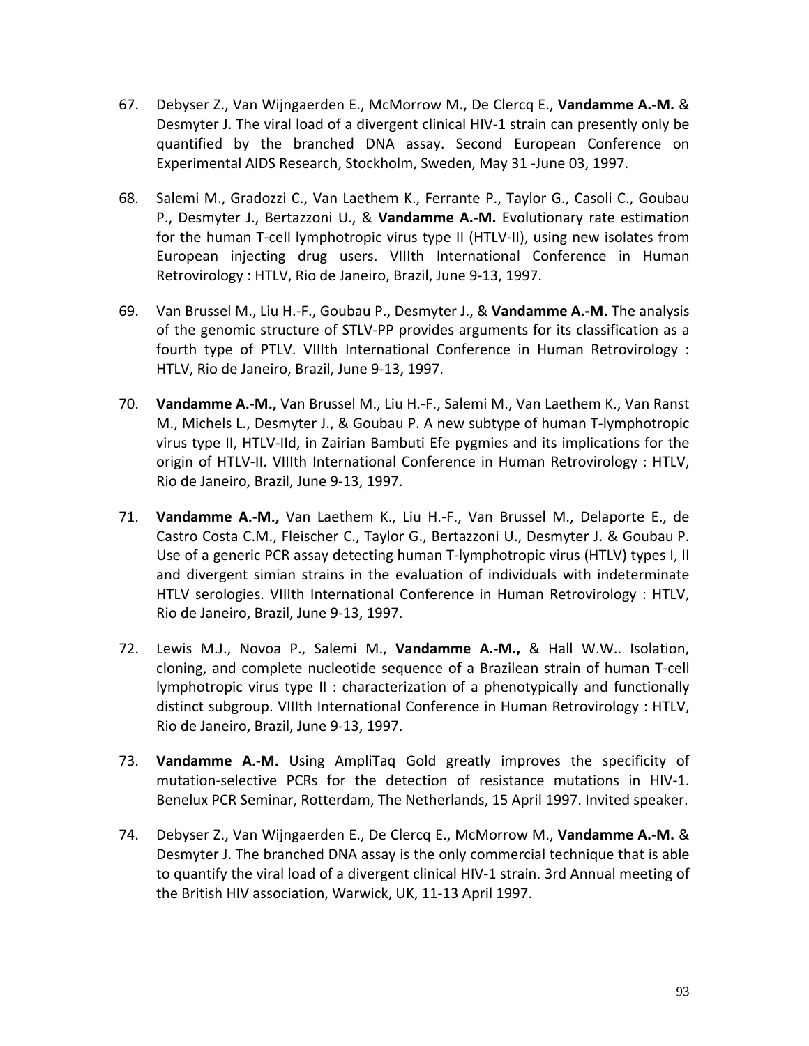67. Debyser Z., Van Wijngaerden E., McMorrow M., De Clercq E., **Vandamme A.-M.** & Desmyter J. The viral load of a divergent clinical HIV-1 strain can presently only be quantified by the branched DNA assay. Second European Conference on Experimental AIDS Research, Stockholm, Sweden, May 31 -June 03, 1997.

68. Salemi M., Gradozzi C., Van Laethem K., Ferrante P., Taylor G., Casoli C., Goubau P., Desmyter J., Bertazzoni U., & **Vandamme A.-M.** Evolutionary rate estimation for the human T-cell lymphotropic virus type II (HTLV-II), using new isolates from European injecting drug users. VIIIth International Conference in Human Retrovirology : HTLV, Rio de Janeiro, Brazil, June 9-13, 1997.

69. Van Brussel M., Liu H.-F., Goubau P., Desmyter J., & **Vandamme A.-M.** The analysis of the genomic structure of STLV-PP provides arguments for its classification as a fourth type of PTLV. VIIIth International Conference in Human Retrovirology : HTLV, Rio de Janeiro, Brazil, June 9-13, 1997.

70. **Vandamme A.-M.,** Van Brussel M., Liu H.-F., Salemi M., Van Laethem K., Van Ranst M., Michels L., Desmyter J., & Goubau P. A new subtype of human T-lymphotropic virus type II, HTLV-IId, in Zairian Bambuti Efe pygmies and its implications for the origin of HTLV-II. VIIIth International Conference in Human Retrovirology : HTLV, Rio de Janeiro, Brazil, June 9-13, 1997.

71. **Vandamme A.-M.,** Van Laethem K., Liu H.-F., Van Brussel M., Delaporte E., de Castro Costa C.M., Fleischer C., Taylor G., Bertazzoni U., Desmyter J. & Goubau P. Use of a generic PCR assay detecting human T-lymphotropic virus (HTLV) types I, II and divergent simian strains in the evaluation of individuals with indeterminate HTLV serologies. VIIIth International Conference in Human Retrovirology : HTLV, Rio de Janeiro, Brazil, June 9-13, 1997.

72. Lewis M.J., Novoa P., Salemi M., **Vandamme A.-M.,** & Hall W.W.. Isolation, cloning, and complete nucleotide sequence of a Brazilean strain of human T-cell lymphotropic virus type II : characterization of a phenotypically and functionally distinct subgroup. VIIIth International Conference in Human Retrovirology : HTLV, Rio de Janeiro, Brazil, June 9-13, 1997.

73. **Vandamme A.-M.** Using AmpliTaq Gold greatly improves the specificity of mutation-selective PCRs for the detection of resistance mutations in HIV-1. Benelux PCR Seminar, Rotterdam, The Netherlands, 15 April 1997. Invited speaker.

74. Debyser Z., Van Wijngaerden E., De Clercq E., McMorrow M., **Vandamme A.-M.** & Desmyter J. The branched DNA assay is the only commercial technique that is able to quantify the viral load of a divergent clinical HIV-1 strain. 3rd Annual meeting of the British HIV association, Warwick, UK, 11-13 April 1997.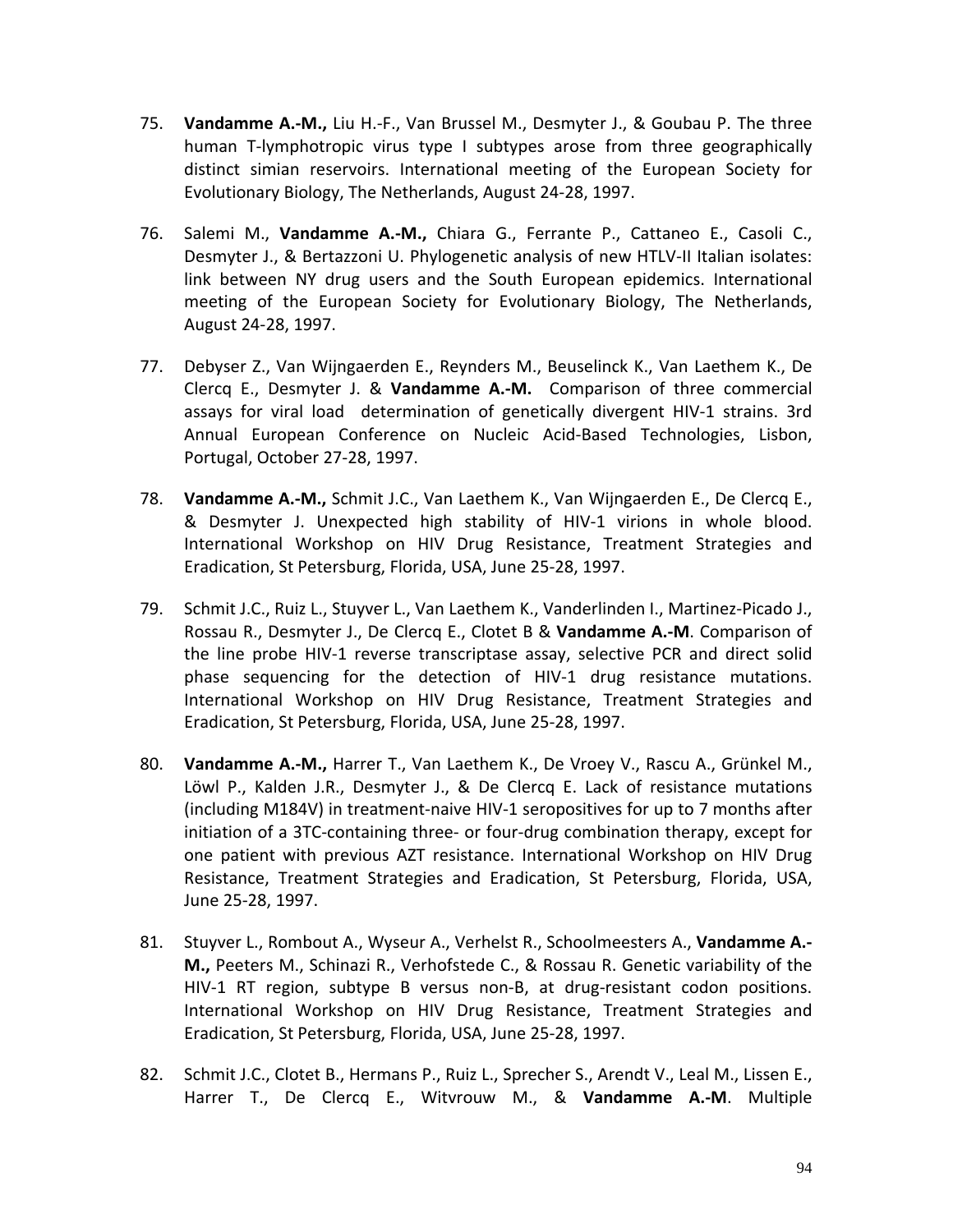75. **Vandamme A.-M.,** Liu H.-F., Van Brussel M., Desmyter J., & Goubau P. The three human T-lymphotropic virus type I subtypes arose from three geographically distinct simian reservoirs. International meeting of the European Society for Evolutionary Biology, The Netherlands, August 24-28, 1997.

76. Salemi M., **Vandamme A.-M.,** Chiara G., Ferrante P., Cattaneo E., Casoli C., Desmyter J., & Bertazzoni U. Phylogenetic analysis of new HTLV-II Italian isolates: link between NY drug users and the South European epidemics. International meeting of the European Society for Evolutionary Biology, The Netherlands, August 24-28, 1997.

77. Debyser Z., Van Wijngaerden E., Reynders M., Beuselinck K., Van Laethem K., De Clercq E., Desmyter J. & **Vandamme A.-M.** Comparison of three commercial assays for viral load determination of genetically divergent HIV-1 strains. 3rd Annual European Conference on Nucleic Acid-Based Technologies, Lisbon, Portugal, October 27-28, 1997.

78. **Vandamme A.-M.,** Schmit J.C., Van Laethem K., Van Wijngaerden E., De Clercq E., & Desmyter J. Unexpected high stability of HIV-1 virions in whole blood. International Workshop on HIV Drug Resistance, Treatment Strategies and Eradication, St Petersburg, Florida, USA, June 25-28, 1997.

79. Schmit J.C., Ruiz L., Stuyver L., Van Laethem K., Vanderlinden I., Martinez-Picado J., Rossau R., Desmyter J., De Clercq E., Clotet B & **Vandamme A.-M**. Comparison of the line probe HIV-1 reverse transcriptase assay, selective PCR and direct solid phase sequencing for the detection of HIV-1 drug resistance mutations. International Workshop on HIV Drug Resistance, Treatment Strategies and Eradication, St Petersburg, Florida, USA, June 25-28, 1997.

80. **Vandamme A.-M.,** Harrer T., Van Laethem K., De Vroey V., Rascu A., Grünkel M., Löwl P., Kalden J.R., Desmyter J., & De Clercq E. Lack of resistance mutations (including M184V) in treatment-naive HIV-1 seropositives for up to 7 months after initiation of a 3TC-containing three- or four-drug combination therapy, except for one patient with previous AZT resistance. International Workshop on HIV Drug Resistance, Treatment Strategies and Eradication, St Petersburg, Florida, USA, June 25-28, 1997.

81. Stuyver L., Rombout A., Wyseur A., Verhelst R., Schoolmeesters A., **Vandamme A.-M.,** Peeters M., Schinazi R., Verhofstede C., & Rossau R. Genetic variability of the HIV-1 RT region, subtype B versus non-B, at drug-resistant codon positions. International Workshop on HIV Drug Resistance, Treatment Strategies and Eradication, St Petersburg, Florida, USA, June 25-28, 1997.

82. Schmit J.C., Clotet B., Hermans P., Ruiz L., Sprecher S., Arendt V., Leal M., Lissen E., Harrer T., De Clercq E., Witvrouw M., & **Vandamme A.-M**. Multiple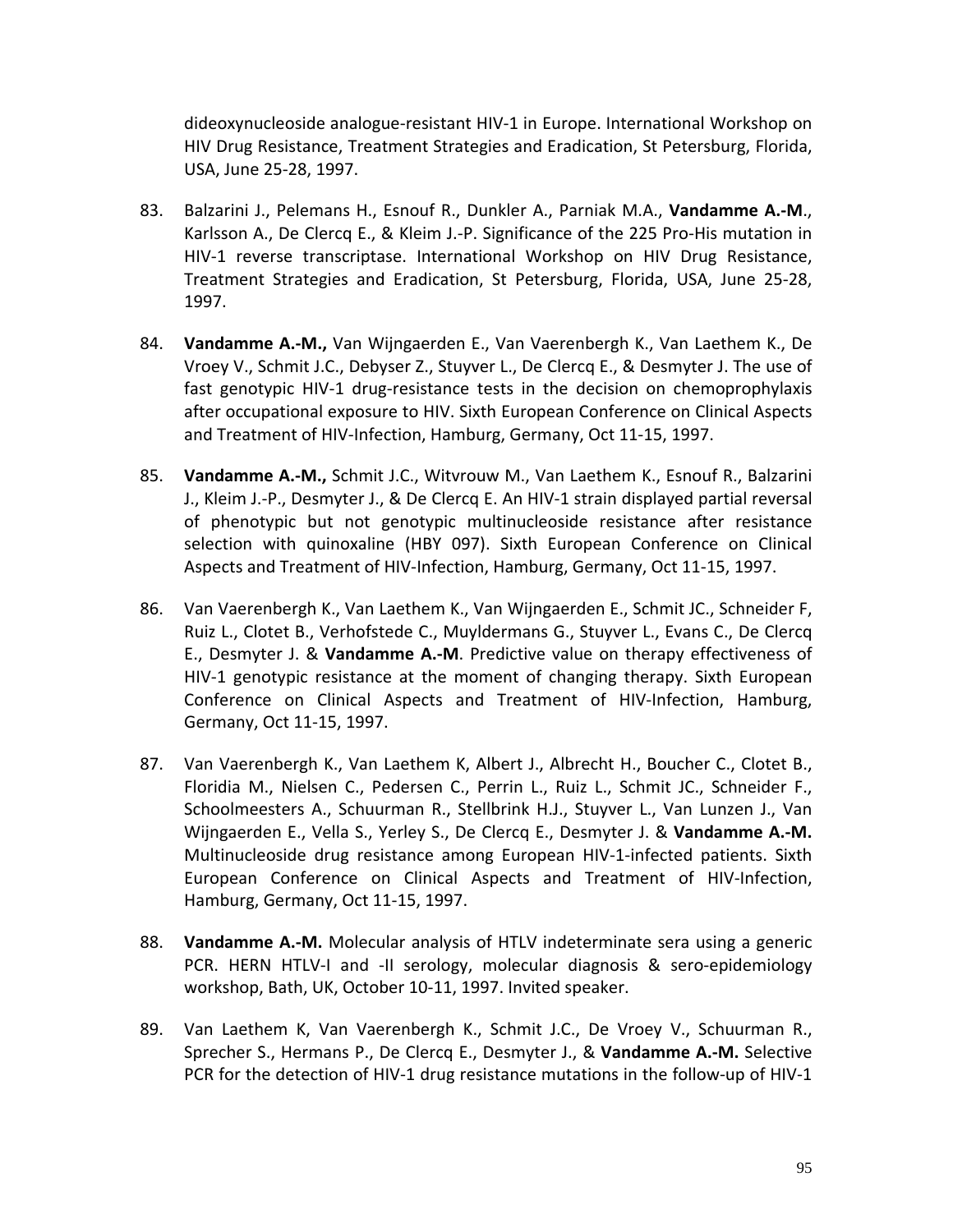dideoxynucleoside analogue-resistant HIV-1 in Europe. International Workshop on HIV Drug Resistance, Treatment Strategies and Eradication, St Petersburg, Florida, USA, June 25-28, 1997.

83. Balzarini J., Pelemans H., Esnouf R., Dunkler A., Parniak M.A., **Vandamme A.-M**., Karlsson A., De Clercq E., & Kleim J.-P. Significance of the 225 Pro-His mutation in HIV-1 reverse transcriptase. International Workshop on HIV Drug Resistance, Treatment Strategies and Eradication, St Petersburg, Florida, USA, June 25-28, 1997.

84. **Vandamme A.-M.,** Van Wijngaerden E., Van Vaerenbergh K., Van Laethem K., De Vroey V., Schmit J.C., Debyser Z., Stuyver L., De Clercq E., & Desmyter J. The use of fast genotypic HIV-1 drug-resistance tests in the decision on chemoprophylaxis after occupational exposure to HIV. Sixth European Conference on Clinical Aspects and Treatment of HIV-Infection, Hamburg, Germany, Oct 11-15, 1997.

85. **Vandamme A.-M.,** Schmit J.C., Witvrouw M., Van Laethem K., Esnouf R., Balzarini J., Kleim J.-P., Desmyter J., & De Clercq E. An HIV-1 strain displayed partial reversal of phenotypic but not genotypic multinucleoside resistance after resistance selection with quinoxaline (HBY 097). Sixth European Conference on Clinical Aspects and Treatment of HIV-Infection, Hamburg, Germany, Oct 11-15, 1997.

86. Van Vaerenbergh K., Van Laethem K., Van Wijngaerden E., Schmit JC., Schneider F, Ruiz L., Clotet B., Verhofstede C., Muyldermans G., Stuyver L., Evans C., De Clercq E., Desmyter J. & **Vandamme A.-M**. Predictive value on therapy effectiveness of HIV-1 genotypic resistance at the moment of changing therapy. Sixth European Conference on Clinical Aspects and Treatment of HIV-Infection, Hamburg, Germany, Oct 11-15, 1997.

87. Van Vaerenbergh K., Van Laethem K, Albert J., Albrecht H., Boucher C., Clotet B., Floridia M., Nielsen C., Pedersen C., Perrin L., Ruiz L., Schmit JC., Schneider F., Schoolmeesters A., Schuurman R., Stellbrink H.J., Stuyver L., Van Lunzen J., Van Wijngaerden E., Vella S., Yerley S., De Clercq E., Desmyter J. & **Vandamme A.-M.** Multinucleoside drug resistance among European HIV-1-infected patients. Sixth European Conference on Clinical Aspects and Treatment of HIV-Infection, Hamburg, Germany, Oct 11-15, 1997.

88. **Vandamme A.-M.** Molecular analysis of HTLV indeterminate sera using a generic PCR. HERN HTLV-I and -II serology, molecular diagnosis & sero-epidemiology workshop, Bath, UK, October 10-11, 1997. Invited speaker.

89. Van Laethem K, Van Vaerenbergh K., Schmit J.C., De Vroey V., Schuurman R., Sprecher S., Hermans P., De Clercq E., Desmyter J., & **Vandamme A.-M.** Selective PCR for the detection of HIV-1 drug resistance mutations in the follow-up of HIV-1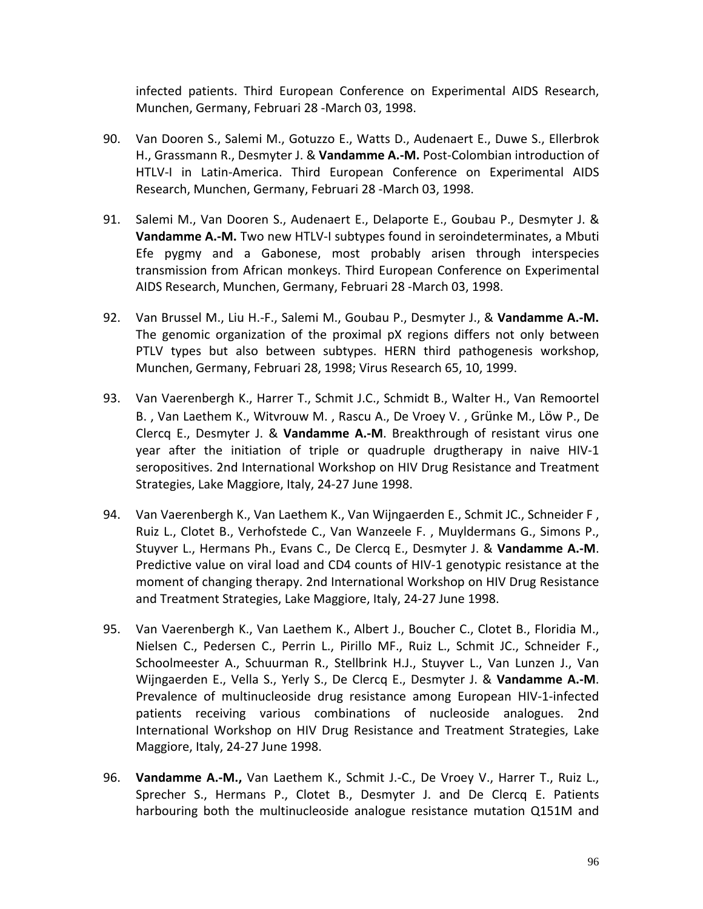infected patients. Third European Conference on Experimental AIDS Research, Munchen, Germany, Februari 28 -March 03, 1998.

90. Van Dooren S., Salemi M., Gotuzzo E., Watts D., Audenaert E., Duwe S., Ellerbrok H., Grassmann R., Desmyter J. & **Vandamme A.-M.** Post-Colombian introduction of HTLV-I in Latin-America. Third European Conference on Experimental AIDS Research, Munchen, Germany, Februari 28 -March 03, 1998.

91. Salemi M., Van Dooren S., Audenaert E., Delaporte E., Goubau P., Desmyter J. & **Vandamme A.-M.** Two new HTLV-I subtypes found in seroindeterminates, a Mbuti Efe pygmy and a Gabonese, most probably arisen through interspecies transmission from African monkeys. Third European Conference on Experimental AIDS Research, Munchen, Germany, Februari 28 -March 03, 1998.

92. Van Brussel M., Liu H.-F., Salemi M., Goubau P., Desmyter J., & **Vandamme A.-M.** The genomic organization of the proximal pX regions differs not only between PTLV types but also between subtypes. HERN third pathogenesis workshop, Munchen, Germany, Februari 28, 1998; Virus Research 65, 10, 1999.

93. Van Vaerenbergh K., Harrer T., Schmit J.C., Schmidt B., Walter H., Van Remoortel B. , Van Laethem K., Witvrouw M. , Rascu A., De Vroey V. , Grünke M., Löw P., De Clercq E., Desmyter J. & **Vandamme A.-M**. Breakthrough of resistant virus one year after the initiation of triple or quadruple drugtherapy in naive HIV-1 seropositives. 2nd International Workshop on HIV Drug Resistance and Treatment Strategies, Lake Maggiore, Italy, 24-27 June 1998.

94. Van Vaerenbergh K., Van Laethem K., Van Wijngaerden E., Schmit JC., Schneider F , Ruiz L., Clotet B., Verhofstede C., Van Wanzeele F. , Muyldermans G., Simons P., Stuyver L., Hermans Ph., Evans C., De Clercq E., Desmyter J. & **Vandamme A.-M**. Predictive value on viral load and CD4 counts of HIV-1 genotypic resistance at the moment of changing therapy. 2nd International Workshop on HIV Drug Resistance and Treatment Strategies, Lake Maggiore, Italy, 24-27 June 1998.

95. Van Vaerenbergh K., Van Laethem K., Albert J., Boucher C., Clotet B., Floridia M., Nielsen C., Pedersen C., Perrin L., Pirillo MF., Ruiz L., Schmit JC., Schneider F., Schoolmeester A., Schuurman R., Stellbrink H.J., Stuyver L., Van Lunzen J., Van Wijngaerden E., Vella S., Yerly S., De Clercq E., Desmyter J. & **Vandamme A.-M**. Prevalence of multinucleoside drug resistance among European HIV-1-infected patients receiving various combinations of nucleoside analogues. 2nd International Workshop on HIV Drug Resistance and Treatment Strategies, Lake Maggiore, Italy, 24-27 June 1998.

96. **Vandamme A.-M.,** Van Laethem K., Schmit J.-C., De Vroey V., Harrer T., Ruiz L., Sprecher S., Hermans P., Clotet B., Desmyter J. and De Clercq E. Patients harbouring both the multinucleoside analogue resistance mutation Q151M and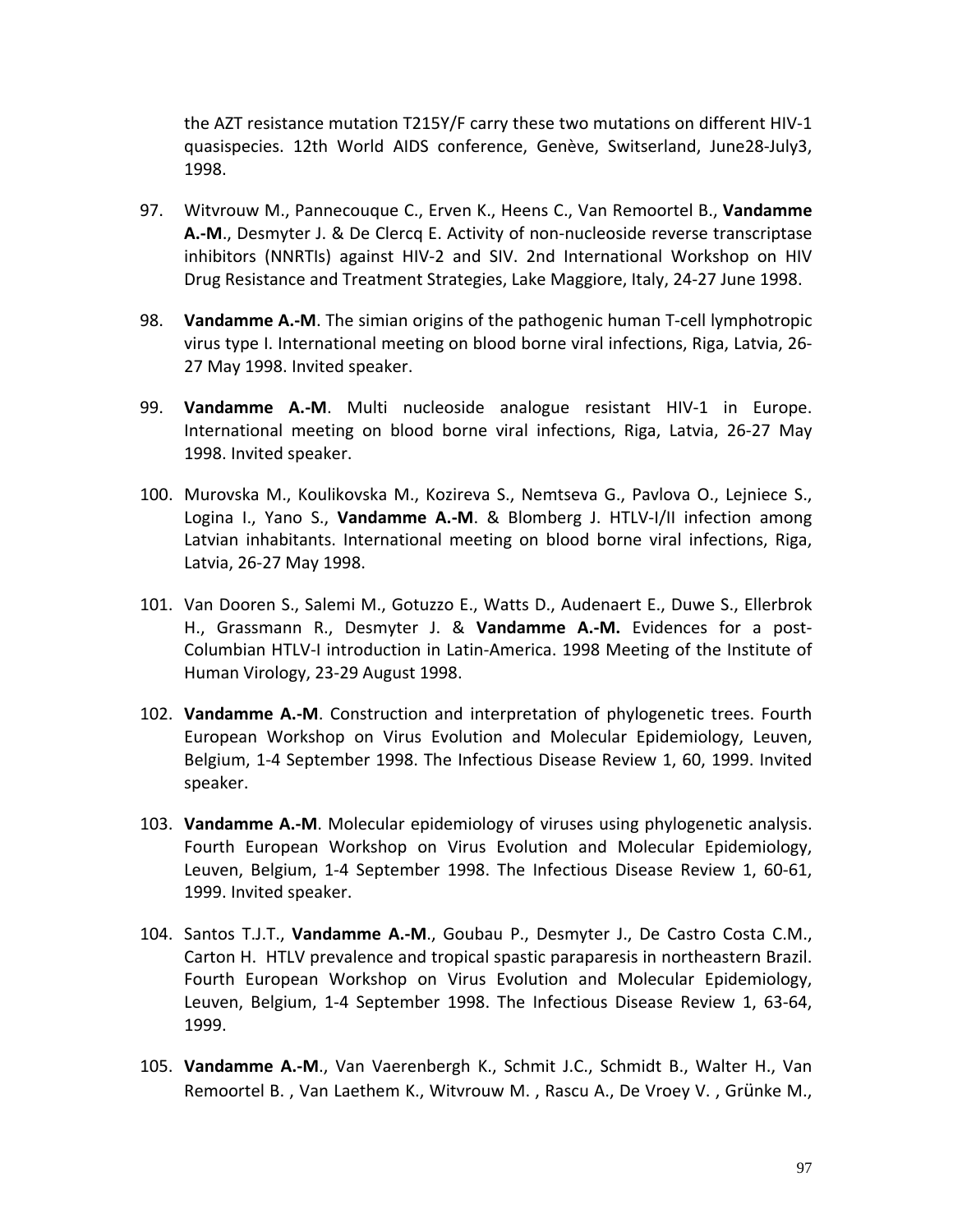the AZT resistance mutation T215Y/F carry these two mutations on different HIV-1 quasispecies. 12th World AIDS conference, Genève, Switserland, June28-July3, 1998.

97. Witvrouw M., Pannecouque C., Erven K., Heens C., Van Remoortel B., **Vandamme A.-M**., Desmyter J. & De Clercq E. Activity of non-nucleoside reverse transcriptase inhibitors (NNRTIs) against HIV-2 and SIV. 2nd International Workshop on HIV Drug Resistance and Treatment Strategies, Lake Maggiore, Italy, 24-27 June 1998.

98. **Vandamme A.-M**. The simian origins of the pathogenic human T-cell lymphotropic virus type I. International meeting on blood borne viral infections, Riga, Latvia, 26-27 May 1998. Invited speaker.

99. **Vandamme A.-M**. Multi nucleoside analogue resistant HIV-1 in Europe. International meeting on blood borne viral infections, Riga, Latvia, 26-27 May 1998. Invited speaker.

100. Murovska M., Koulikovska M., Kozireva S., Nemtseva G., Pavlova O., Lejniece S., Logina I., Yano S., **Vandamme A.-M**. & Blomberg J. HTLV-I/II infection among Latvian inhabitants. International meeting on blood borne viral infections, Riga, Latvia, 26-27 May 1998.

101. Van Dooren S., Salemi M., Gotuzzo E., Watts D., Audenaert E., Duwe S., Ellerbrok H., Grassmann R., Desmyter J. & **Vandamme A.-M.** Evidences for a post-Columbian HTLV-I introduction in Latin-America. 1998 Meeting of the Institute of Human Virology, 23-29 August 1998.

102. **Vandamme A.-M**. Construction and interpretation of phylogenetic trees. Fourth European Workshop on Virus Evolution and Molecular Epidemiology, Leuven, Belgium, 1-4 September 1998. The Infectious Disease Review 1, 60, 1999. Invited speaker.

103. **Vandamme A.-M**. Molecular epidemiology of viruses using phylogenetic analysis. Fourth European Workshop on Virus Evolution and Molecular Epidemiology, Leuven, Belgium, 1-4 September 1998. The Infectious Disease Review 1, 60-61, 1999. Invited speaker.

104. Santos T.J.T., **Vandamme A.-M**., Goubau P., Desmyter J., De Castro Costa C.M., Carton H. HTLV prevalence and tropical spastic paraparesis in northeastern Brazil. Fourth European Workshop on Virus Evolution and Molecular Epidemiology, Leuven, Belgium, 1-4 September 1998. The Infectious Disease Review 1, 63-64, 1999.

105. **Vandamme A.-M**., Van Vaerenbergh K., Schmit J.C., Schmidt B., Walter H., Van Remoortel B. , Van Laethem K., Witvrouw M. , Rascu A., De Vroey V. , Grünke M.,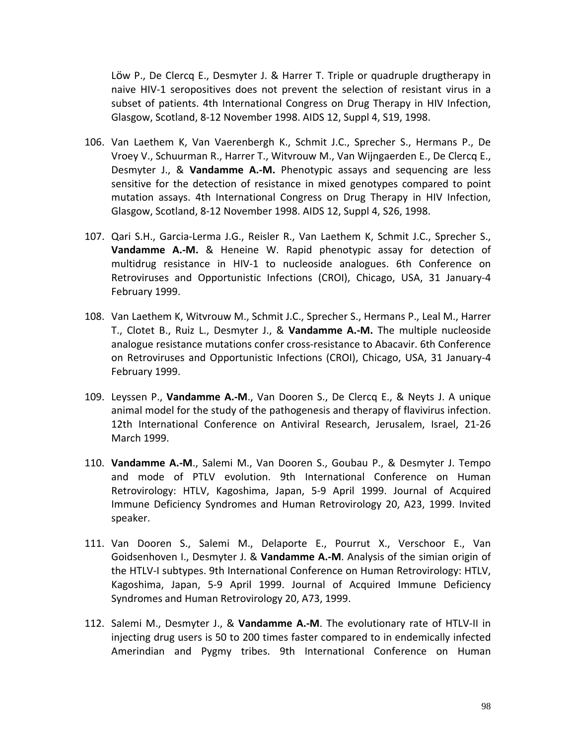Löw P., De Clercq E., Desmyter J. & Harrer T. Triple or quadruple drugtherapy in naive HIV-1 seropositives does not prevent the selection of resistant virus in a subset of patients. 4th International Congress on Drug Therapy in HIV Infection, Glasgow, Scotland, 8-12 November 1998. AIDS 12, Suppl 4, S19, 1998.

106. Van Laethem K, Van Vaerenbergh K., Schmit J.C., Sprecher S., Hermans P., De Vroey V., Schuurman R., Harrer T., Witvrouw M., Van Wijngaerden E., De Clercq E., Desmyter J., & **Vandamme A.-M.** Phenotypic assays and sequencing are less sensitive for the detection of resistance in mixed genotypes compared to point mutation assays. 4th International Congress on Drug Therapy in HIV Infection, Glasgow, Scotland, 8-12 November 1998. AIDS 12, Suppl 4, S26, 1998.

107. Qari S.H., Garcia-Lerma J.G., Reisler R., Van Laethem K, Schmit J.C., Sprecher S., **Vandamme A.-M.** & Heneine W. Rapid phenotypic assay for detection of multidrug resistance in HIV-1 to nucleoside analogues. 6th Conference on Retroviruses and Opportunistic Infections (CROI), Chicago, USA, 31 January-4 February 1999.

108. Van Laethem K, Witvrouw M., Schmit J.C., Sprecher S., Hermans P., Leal M., Harrer T., Clotet B., Ruiz L., Desmyter J., & **Vandamme A.-M.** The multiple nucleoside analogue resistance mutations confer cross-resistance to Abacavir. 6th Conference on Retroviruses and Opportunistic Infections (CROI), Chicago, USA, 31 January-4 February 1999.

109. Leyssen P., **Vandamme A.-M**., Van Dooren S., De Clercq E., & Neyts J. A unique animal model for the study of the pathogenesis and therapy of flavivirus infection. 12th International Conference on Antiviral Research, Jerusalem, Israel, 21-26 March 1999.

110. **Vandamme A.-M**., Salemi M., Van Dooren S., Goubau P., & Desmyter J. Tempo and mode of PTLV evolution. 9th International Conference on Human Retrovirology: HTLV, Kagoshima, Japan, 5-9 April 1999. Journal of Acquired Immune Deficiency Syndromes and Human Retrovirology 20, A23, 1999. Invited speaker.

111. Van Dooren S., Salemi M., Delaporte E., Pourrut X., Verschoor E., Van Goidsenhoven I., Desmyter J. & **Vandamme A.-M**. Analysis of the simian origin of the HTLV-I subtypes. 9th International Conference on Human Retrovirology: HTLV, Kagoshima, Japan, 5-9 April 1999. Journal of Acquired Immune Deficiency Syndromes and Human Retrovirology 20, A73, 1999.

112. Salemi M., Desmyter J., & **Vandamme A.-M**. The evolutionary rate of HTLV-II in injecting drug users is 50 to 200 times faster compared to in endemically infected Amerindian and Pygmy tribes. 9th International Conference on Human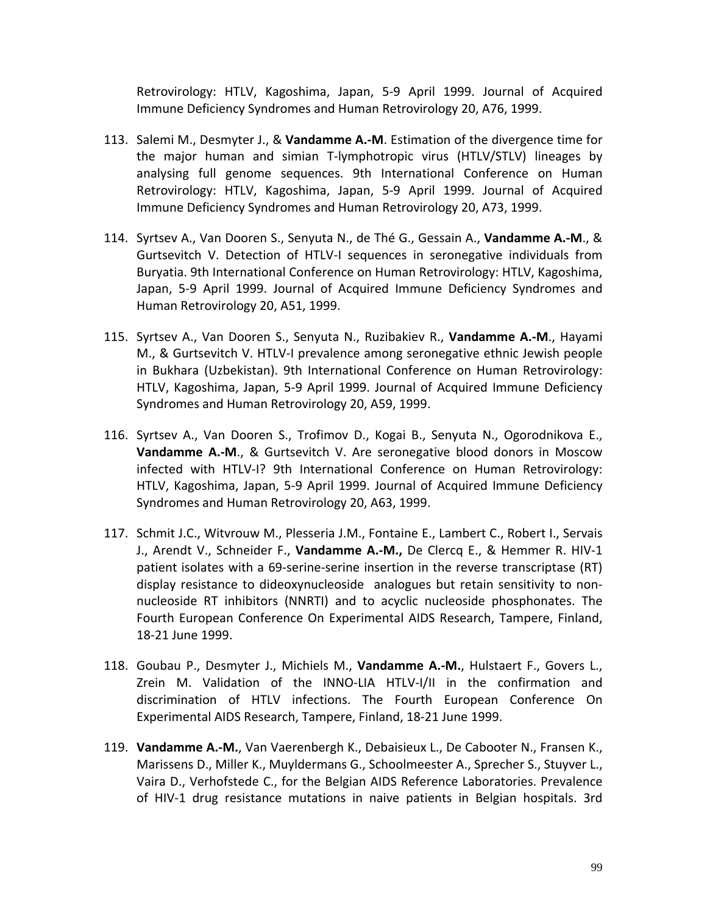Retrovirology: HTLV, Kagoshima, Japan, 5-9 April 1999. Journal of Acquired Immune Deficiency Syndromes and Human Retrovirology 20, A76, 1999.

113. Salemi M., Desmyter J., & **Vandamme A.-M**. Estimation of the divergence time for the major human and simian T-lymphotropic virus (HTLV/STLV) lineages by analysing full genome sequences. 9th International Conference on Human Retrovirology: HTLV, Kagoshima, Japan, 5-9 April 1999. Journal of Acquired Immune Deficiency Syndromes and Human Retrovirology 20, A73, 1999.

114. Syrtsev A., Van Dooren S., Senyuta N., de Thé G., Gessain A., **Vandamme A.-M**., & Gurtsevitch V. Detection of HTLV-I sequences in seronegative individuals from Buryatia. 9th International Conference on Human Retrovirology: HTLV, Kagoshima, Japan, 5-9 April 1999. Journal of Acquired Immune Deficiency Syndromes and Human Retrovirology 20, A51, 1999.

115. Syrtsev A., Van Dooren S., Senyuta N., Ruzibakiev R., **Vandamme A.-M**., Hayami M., & Gurtsevitch V. HTLV-I prevalence among seronegative ethnic Jewish people in Bukhara (Uzbekistan). 9th International Conference on Human Retrovirology: HTLV, Kagoshima, Japan, 5-9 April 1999. Journal of Acquired Immune Deficiency Syndromes and Human Retrovirology 20, A59, 1999.

116. Syrtsev A., Van Dooren S., Trofimov D., Kogai B., Senyuta N., Ogorodnikova E., **Vandamme A.-M**., & Gurtsevitch V. Are seronegative blood donors in Moscow infected with HTLV-I? 9th International Conference on Human Retrovirology: HTLV, Kagoshima, Japan, 5-9 April 1999. Journal of Acquired Immune Deficiency Syndromes and Human Retrovirology 20, A63, 1999.

117. Schmit J.C., Witvrouw M., Plesseria J.M., Fontaine E., Lambert C., Robert I., Servais J., Arendt V., Schneider F., **Vandamme A.-M.,** De Clercq E., & Hemmer R. HIV-1 patient isolates with a 69-serine-serine insertion in the reverse transcriptase (RT) display resistance to dideoxynucleoside analogues but retain sensitivity to non-nucleoside RT inhibitors (NNRTI) and to acyclic nucleoside phosphonates. The Fourth European Conference On Experimental AIDS Research, Tampere, Finland, 18-21 June 1999.

118. Goubau P., Desmyter J., Michiels M., **Vandamme A.-M.**, Hulstaert F., Govers L., Zrein M. Validation of the INNO-LIA HTLV-I/II in the confirmation and discrimination of HTLV infections. The Fourth European Conference On Experimental AIDS Research, Tampere, Finland, 18-21 June 1999.

119. **Vandamme A.-M.**, Van Vaerenbergh K., Debaisieux L., De Cabooter N., Fransen K., Marissens D., Miller K., Muyldermans G., Schoolmeester A., Sprecher S., Stuyver L., Vaira D., Verhofstede C., for the Belgian AIDS Reference Laboratories. Prevalence of HIV-1 drug resistance mutations in naive patients in Belgian hospitals. 3rd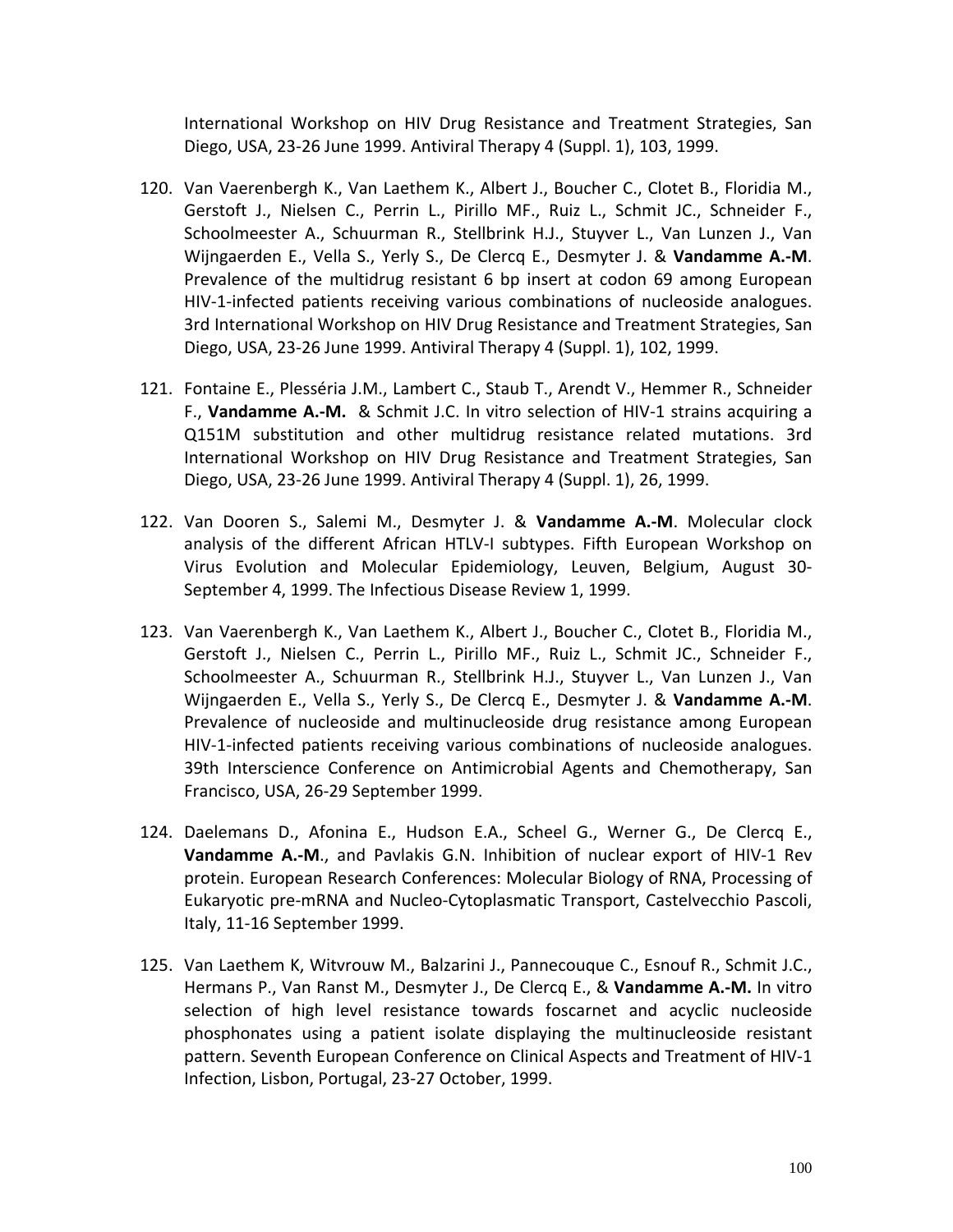International Workshop on HIV Drug Resistance and Treatment Strategies, San Diego, USA, 23-26 June 1999. Antiviral Therapy 4 (Suppl. 1), 103, 1999.

120. Van Vaerenbergh K., Van Laethem K., Albert J., Boucher C., Clotet B., Floridia M., Gerstoft J., Nielsen C., Perrin L., Pirillo MF., Ruiz L., Schmit JC., Schneider F., Schoolmeester A., Schuurman R., Stellbrink H.J., Stuyver L., Van Lunzen J., Van Wijngaerden E., Vella S., Yerly S., De Clercq E., Desmyter J. & **Vandamme A.-M**. Prevalence of the multidrug resistant 6 bp insert at codon 69 among European HIV-1-infected patients receiving various combinations of nucleoside analogues. 3rd International Workshop on HIV Drug Resistance and Treatment Strategies, San Diego, USA, 23-26 June 1999. Antiviral Therapy 4 (Suppl. 1), 102, 1999.

121. Fontaine E., Plesséria J.M., Lambert C., Staub T., Arendt V., Hemmer R., Schneider F., **Vandamme A.-M.** & Schmit J.C. In vitro selection of HIV-1 strains acquiring a Q151M substitution and other multidrug resistance related mutations. 3rd International Workshop on HIV Drug Resistance and Treatment Strategies, San Diego, USA, 23-26 June 1999. Antiviral Therapy 4 (Suppl. 1), 26, 1999.

122. Van Dooren S., Salemi M., Desmyter J. & **Vandamme A.-M**. Molecular clock analysis of the different African HTLV-I subtypes. Fifth European Workshop on Virus Evolution and Molecular Epidemiology, Leuven, Belgium, August 30-September 4, 1999. The Infectious Disease Review 1, 1999.

123. Van Vaerenbergh K., Van Laethem K., Albert J., Boucher C., Clotet B., Floridia M., Gerstoft J., Nielsen C., Perrin L., Pirillo MF., Ruiz L., Schmit JC., Schneider F., Schoolmeester A., Schuurman R., Stellbrink H.J., Stuyver L., Van Lunzen J., Van Wijngaerden E., Vella S., Yerly S., De Clercq E., Desmyter J. & **Vandamme A.-M**. Prevalence of nucleoside and multinucleoside drug resistance among European HIV-1-infected patients receiving various combinations of nucleoside analogues. 39th Interscience Conference on Antimicrobial Agents and Chemotherapy, San Francisco, USA, 26-29 September 1999.

124. Daelemans D., Afonina E., Hudson E.A., Scheel G., Werner G., De Clercq E., **Vandamme A.-M**., and Pavlakis G.N. Inhibition of nuclear export of HIV-1 Rev protein. European Research Conferences: Molecular Biology of RNA, Processing of Eukaryotic pre-mRNA and Nucleo-Cytoplasmatic Transport, Castelvecchio Pascoli, Italy, 11-16 September 1999.

125. Van Laethem K, Witvrouw M., Balzarini J., Pannecouque C., Esnouf R., Schmit J.C., Hermans P., Van Ranst M., Desmyter J., De Clercq E., & **Vandamme A.-M.** In vitro selection of high level resistance towards foscarnet and acyclic nucleoside phosphonates using a patient isolate displaying the multinucleoside resistant pattern. Seventh European Conference on Clinical Aspects and Treatment of HIV-1 Infection, Lisbon, Portugal, 23-27 October, 1999.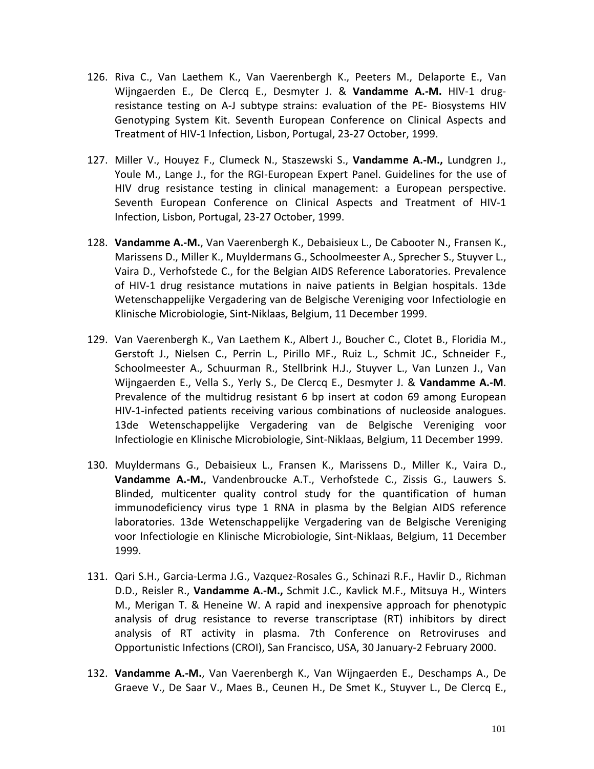126. Riva C., Van Laethem K., Van Vaerenbergh K., Peeters M., Delaporte E., Van Wijngaerden E., De Clercq E., Desmyter J. & **Vandamme A.-M.** HIV-1 drug-resistance testing on A-J subtype strains: evaluation of the PE- Biosystems HIV Genotyping System Kit. Seventh European Conference on Clinical Aspects and Treatment of HIV-1 Infection, Lisbon, Portugal, 23-27 October, 1999.

127. Miller V., Houyez F., Clumeck N., Staszewski S., **Vandamme A.-M.,** Lundgren J., Youle M., Lange J., for the RGI-European Expert Panel. Guidelines for the use of HIV drug resistance testing in clinical management: a European perspective. Seventh European Conference on Clinical Aspects and Treatment of HIV-1 Infection, Lisbon, Portugal, 23-27 October, 1999.

128. **Vandamme A.-M.**, Van Vaerenbergh K., Debaisieux L., De Cabooter N., Fransen K., Marissens D., Miller K., Muyldermans G., Schoolmeester A., Sprecher S., Stuyver L., Vaira D., Verhofstede C., for the Belgian AIDS Reference Laboratories. Prevalence of HIV-1 drug resistance mutations in naive patients in Belgian hospitals. 13de Wetenschappelijke Vergadering van de Belgische Vereniging voor Infectiologie en Klinische Microbiologie, Sint-Niklaas, Belgium, 11 December 1999.

129. Van Vaerenbergh K., Van Laethem K., Albert J., Boucher C., Clotet B., Floridia M., Gerstoft J., Nielsen C., Perrin L., Pirillo MF., Ruiz L., Schmit JC., Schneider F., Schoolmeester A., Schuurman R., Stellbrink H.J., Stuyver L., Van Lunzen J., Van Wijngaerden E., Vella S., Yerly S., De Clercq E., Desmyter J. & **Vandamme A.-M**. Prevalence of the multidrug resistant 6 bp insert at codon 69 among European HIV-1-infected patients receiving various combinations of nucleoside analogues. 13de Wetenschappelijke Vergadering van de Belgische Vereniging voor Infectiologie en Klinische Microbiologie, Sint-Niklaas, Belgium, 11 December 1999.

130. Muyldermans G., Debaisieux L., Fransen K., Marissens D., Miller K., Vaira D., **Vandamme A.-M.**, Vandenbroucke A.T., Verhofstede C., Zissis G., Lauwers S. Blinded, multicenter quality control study for the quantification of human immunodeficiency virus type 1 RNA in plasma by the Belgian AIDS reference laboratories. 13de Wetenschappelijke Vergadering van de Belgische Vereniging voor Infectiologie en Klinische Microbiologie, Sint-Niklaas, Belgium, 11 December 1999.

131. Qari S.H., Garcia-Lerma J.G., Vazquez-Rosales G., Schinazi R.F., Havlir D., Richman D.D., Reisler R., **Vandamme A.-M.,** Schmit J.C., Kavlick M.F., Mitsuya H., Winters M., Merigan T. & Heneine W. A rapid and inexpensive approach for phenotypic analysis of drug resistance to reverse transcriptase (RT) inhibitors by direct analysis of RT activity in plasma. 7th Conference on Retroviruses and Opportunistic Infections (CROI), San Francisco, USA, 30 January-2 February 2000.

132. **Vandamme A.-M.**, Van Vaerenbergh K., Van Wijngaerden E., Deschamps A., De Graeve V., De Saar V., Maes B., Ceunen H., De Smet K., Stuyver L., De Clercq E.,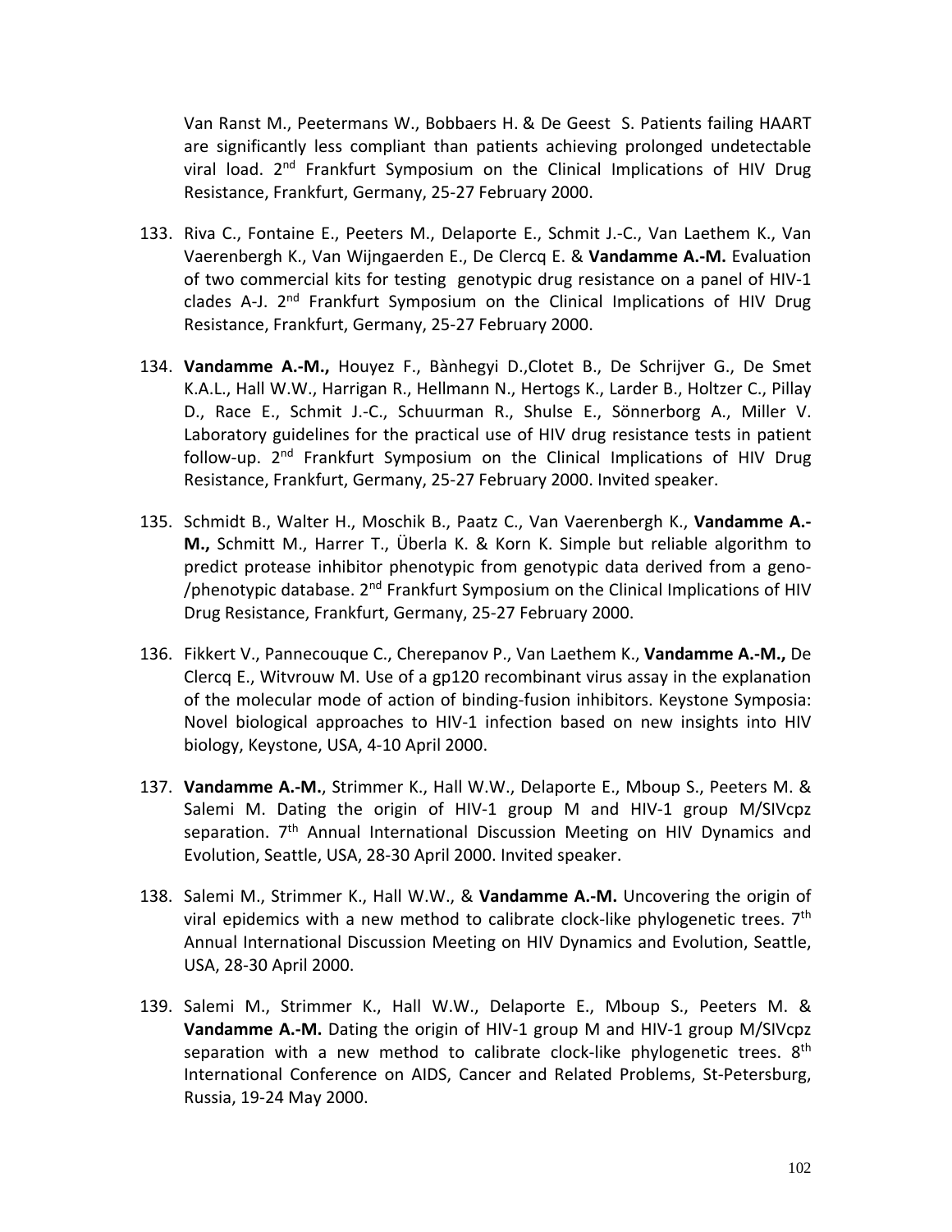Van Ranst M., Peetermans W., Bobbaers H. & De Geest S. Patients failing HAART are significantly less compliant than patients achieving prolonged undetectable viral load. 2nd Frankfurt Symposium on the Clinical Implications of HIV Drug Resistance, Frankfurt, Germany, 25-27 February 2000.

133. Riva C., Fontaine E., Peeters M., Delaporte E., Schmit J.-C., Van Laethem K., Van Vaerenbergh K., Van Wijngaerden E., De Clercq E. & **Vandamme A.-M.** Evaluation of two commercial kits for testing genotypic drug resistance on a panel of HIV-1 clades A-J. 2nd Frankfurt Symposium on the Clinical Implications of HIV Drug Resistance, Frankfurt, Germany, 25-27 February 2000.

134. **Vandamme A.-M.,** Houyez F., Bànhegyi D.,Clotet B., De Schrijver G., De Smet K.A.L., Hall W.W., Harrigan R., Hellmann N., Hertogs K., Larder B., Holtzer C., Pillay D., Race E., Schmit J.-C., Schuurman R., Shulse E., Sönnerborg A., Miller V. Laboratory guidelines for the practical use of HIV drug resistance tests in patient follow-up. 2nd Frankfurt Symposium on the Clinical Implications of HIV Drug Resistance, Frankfurt, Germany, 25-27 February 2000. Invited speaker.

135. Schmidt B., Walter H., Moschik B., Paatz C., Van Vaerenbergh K., **Vandamme A.-M.,** Schmitt M., Harrer T., Überla K. & Korn K. Simple but reliable algorithm to predict protease inhibitor phenotypic from genotypic data derived from a geno-/phenotypic database. 2nd Frankfurt Symposium on the Clinical Implications of HIV Drug Resistance, Frankfurt, Germany, 25-27 February 2000.

136. Fikkert V., Pannecouque C., Cherepanov P., Van Laethem K., **Vandamme A.-M.,** De Clercq E., Witvrouw M. Use of a gp120 recombinant virus assay in the explanation of the molecular mode of action of binding-fusion inhibitors. Keystone Symposia: Novel biological approaches to HIV-1 infection based on new insights into HIV biology, Keystone, USA, 4-10 April 2000.

137. **Vandamme A.-M.**, Strimmer K., Hall W.W., Delaporte E., Mboup S., Peeters M. & Salemi M. Dating the origin of HIV-1 group M and HIV-1 group M/SIVcpz separation. 7th Annual International Discussion Meeting on HIV Dynamics and Evolution, Seattle, USA, 28-30 April 2000. Invited speaker.

138. Salemi M., Strimmer K., Hall W.W., & **Vandamme A.-M.** Uncovering the origin of viral epidemics with a new method to calibrate clock-like phylogenetic trees. 7th Annual International Discussion Meeting on HIV Dynamics and Evolution, Seattle, USA, 28-30 April 2000.

139. Salemi M., Strimmer K., Hall W.W., Delaporte E., Mboup S., Peeters M. & **Vandamme A.-M.** Dating the origin of HIV-1 group M and HIV-1 group M/SIVcpz separation with a new method to calibrate clock-like phylogenetic trees. 8th International Conference on AIDS, Cancer and Related Problems, St-Petersburg, Russia, 19-24 May 2000.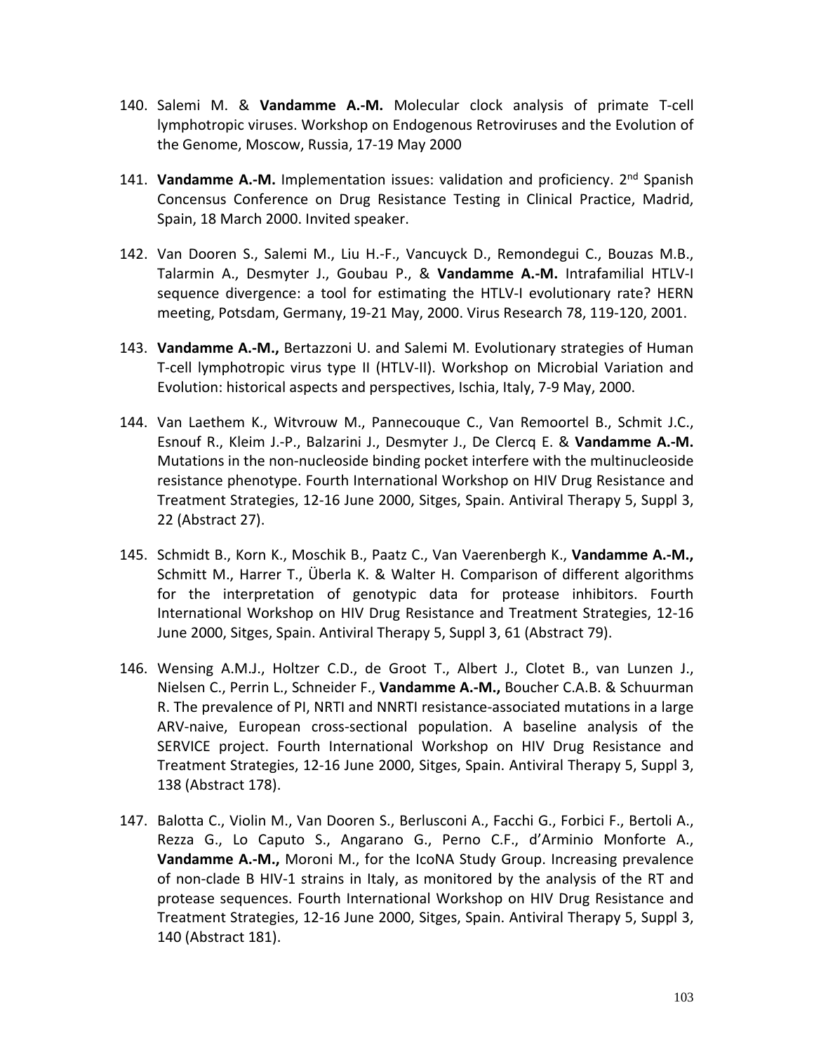140. Salemi M. & **Vandamme A.-M.** Molecular clock analysis of primate T-cell lymphotropic viruses. Workshop on Endogenous Retroviruses and the Evolution of the Genome, Moscow, Russia, 17-19 May 2000

141. **Vandamme A.-M.** Implementation issues: validation and proficiency. 2nd Spanish Concensus Conference on Drug Resistance Testing in Clinical Practice, Madrid, Spain, 18 March 2000. Invited speaker.

142. Van Dooren S., Salemi M., Liu H.-F., Vancuyck D., Remondegui C., Bouzas M.B., Talarmin A., Desmyter J., Goubau P., & **Vandamme A.-M.** Intrafamilial HTLV-I sequence divergence: a tool for estimating the HTLV-I evolutionary rate? HERN meeting, Potsdam, Germany, 19-21 May, 2000. Virus Research 78, 119-120, 2001.

143. **Vandamme A.-M.,** Bertazzoni U. and Salemi M. Evolutionary strategies of Human T-cell lymphotropic virus type II (HTLV-II). Workshop on Microbial Variation and Evolution: historical aspects and perspectives, Ischia, Italy, 7-9 May, 2000.

144. Van Laethem K., Witvrouw M., Pannecouque C., Van Remoortel B., Schmit J.C., Esnouf R., Kleim J.-P., Balzarini J., Desmyter J., De Clercq E. & **Vandamme A.-M.** Mutations in the non-nucleoside binding pocket interfere with the multinucleoside resistance phenotype. Fourth International Workshop on HIV Drug Resistance and Treatment Strategies, 12-16 June 2000, Sitges, Spain. Antiviral Therapy 5, Suppl 3, 22 (Abstract 27).

145. Schmidt B., Korn K., Moschik B., Paatz C., Van Vaerenbergh K., **Vandamme A.-M.,** Schmitt M., Harrer T., Überla K. & Walter H. Comparison of different algorithms for the interpretation of genotypic data for protease inhibitors. Fourth International Workshop on HIV Drug Resistance and Treatment Strategies, 12-16 June 2000, Sitges, Spain. Antiviral Therapy 5, Suppl 3, 61 (Abstract 79).

146. Wensing A.M.J., Holtzer C.D., de Groot T., Albert J., Clotet B., van Lunzen J., Nielsen C., Perrin L., Schneider F., **Vandamme A.-M.,** Boucher C.A.B. & Schuurman R. The prevalence of PI, NRTI and NNRTI resistance-associated mutations in a large ARV-naive, European cross-sectional population. A baseline analysis of the SERVICE project. Fourth International Workshop on HIV Drug Resistance and Treatment Strategies, 12-16 June 2000, Sitges, Spain. Antiviral Therapy 5, Suppl 3, 138 (Abstract 178).

147. Balotta C., Violin M., Van Dooren S., Berlusconi A., Facchi G., Forbici F., Bertoli A., Rezza G., Lo Caputo S., Angarano G., Perno C.F., d'Arminio Monforte A., **Vandamme A.-M.,** Moroni M., for the IcoNA Study Group. Increasing prevalence of non-clade B HIV-1 strains in Italy, as monitored by the analysis of the RT and protease sequences. Fourth International Workshop on HIV Drug Resistance and Treatment Strategies, 12-16 June 2000, Sitges, Spain. Antiviral Therapy 5, Suppl 3, 140 (Abstract 181).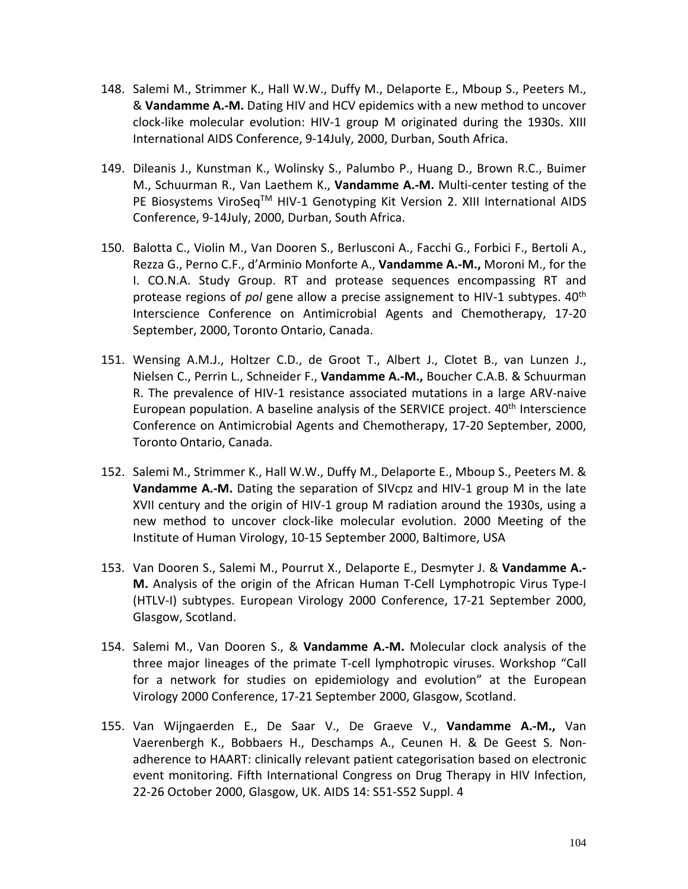148. Salemi M., Strimmer K., Hall W.W., Duffy M., Delaporte E., Mboup S., Peeters M., & **Vandamme A.-M.** Dating HIV and HCV epidemics with a new method to uncover clock-like molecular evolution: HIV-1 group M originated during the 1930s. XIII International AIDS Conference, 9-14July, 2000, Durban, South Africa.

149. Dileanis J., Kunstman K., Wolinsky S., Palumbo P., Huang D., Brown R.C., Buimer M., Schuurman R., Van Laethem K., **Vandamme A.-M.** Multi-center testing of the PE Biosystems ViroSeq™ HIV-1 Genotyping Kit Version 2. XIII International AIDS Conference, 9-14July, 2000, Durban, South Africa.

150. Balotta C., Violin M., Van Dooren S., Berlusconi A., Facchi G., Forbici F., Bertoli A., Rezza G., Perno C.F., d'Arminio Monforte A., **Vandamme A.-M.,** Moroni M., for the I. CO.N.A. Study Group. RT and protease sequences encompassing RT and protease regions of *pol* gene allow a precise assignement to HIV-1 subtypes. 40th Interscience Conference on Antimicrobial Agents and Chemotherapy, 17-20 September, 2000, Toronto Ontario, Canada.

151. Wensing A.M.J., Holtzer C.D., de Groot T., Albert J., Clotet B., van Lunzen J., Nielsen C., Perrin L., Schneider F., **Vandamme A.-M.,** Boucher C.A.B. & Schuurman R. The prevalence of HIV-1 resistance associated mutations in a large ARV-naive European population. A baseline analysis of the SERVICE project. 40th Interscience Conference on Antimicrobial Agents and Chemotherapy, 17-20 September, 2000, Toronto Ontario, Canada.

152. Salemi M., Strimmer K., Hall W.W., Duffy M., Delaporte E., Mboup S., Peeters M. & **Vandamme A.-M.** Dating the separation of SIVcpz and HIV-1 group M in the late XVII century and the origin of HIV-1 group M radiation around the 1930s, using a new method to uncover clock-like molecular evolution. 2000 Meeting of the Institute of Human Virology, 10-15 September 2000, Baltimore, USA

153. Van Dooren S., Salemi M., Pourrut X., Delaporte E., Desmyter J. & **Vandamme A.-M.** Analysis of the origin of the African Human T-Cell Lymphotropic Virus Type-I (HTLV-I) subtypes. European Virology 2000 Conference, 17-21 September 2000, Glasgow, Scotland.

154. Salemi M., Van Dooren S., & **Vandamme A.-M.** Molecular clock analysis of the three major lineages of the primate T-cell lymphotropic viruses. Workshop "Call for a network for studies on epidemiology and evolution" at the European Virology 2000 Conference, 17-21 September 2000, Glasgow, Scotland.

155. Van Wijngaerden E., De Saar V., De Graeve V., **Vandamme A.-M.,** Van Vaerenbergh K., Bobbaers H., Deschamps A., Ceunen H. & De Geest S. Non-adherence to HAART: clinically relevant patient categorisation based on electronic event monitoring. Fifth International Congress on Drug Therapy in HIV Infection, 22-26 October 2000, Glasgow, UK. AIDS 14: S51-S52 Suppl. 4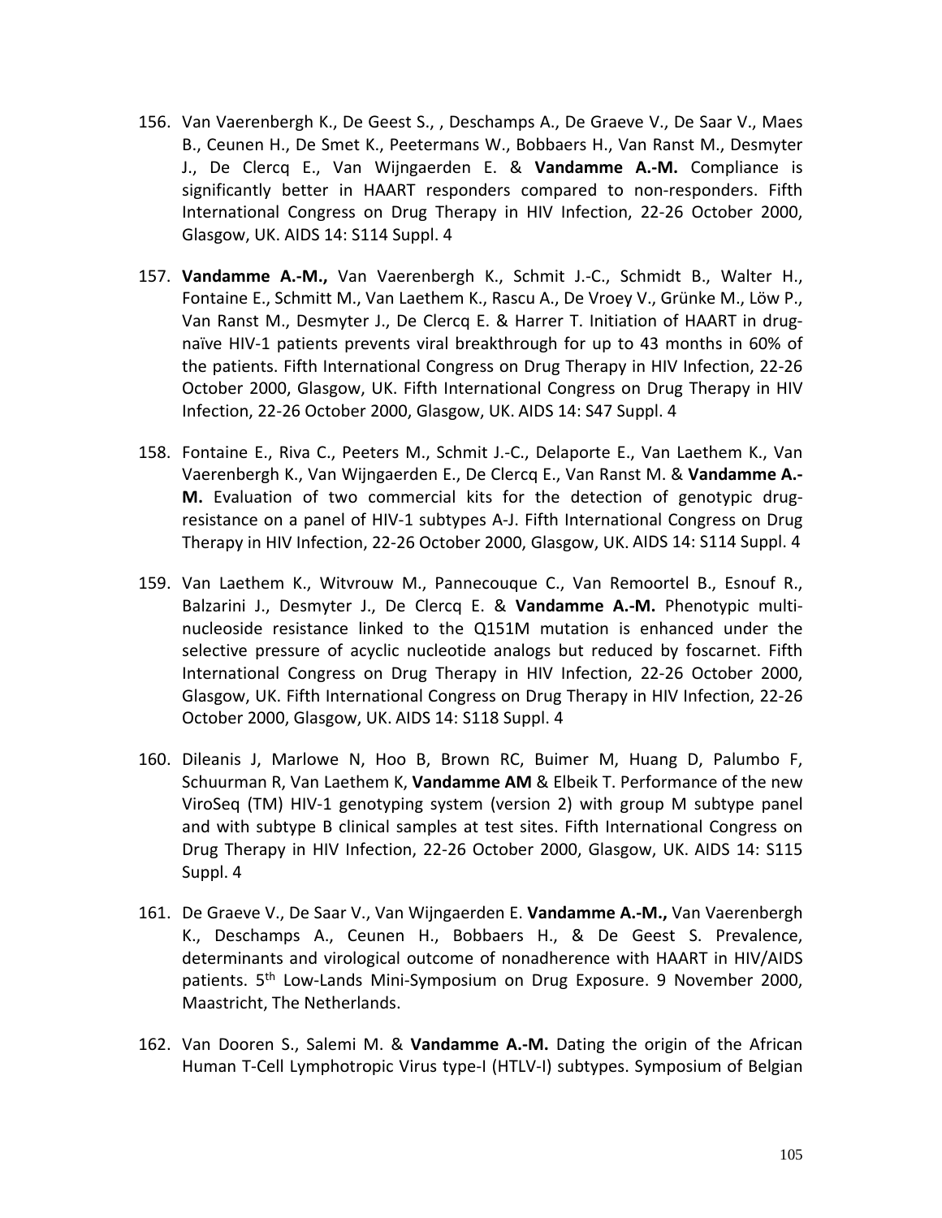156. Van Vaerenbergh K., De Geest S., , Deschamps A., De Graeve V., De Saar V., Maes B., Ceunen H., De Smet K., Peetermans W., Bobbaers H., Van Ranst M., Desmyter J., De Clercq E., Van Wijngaerden E. & **Vandamme A.-M.** Compliance is significantly better in HAART responders compared to non-responders. Fifth International Congress on Drug Therapy in HIV Infection, 22-26 October 2000, Glasgow, UK. AIDS 14: S114 Suppl. 4

157. **Vandamme A.-M.,** Van Vaerenbergh K., Schmit J.-C., Schmidt B., Walter H., Fontaine E., Schmitt M., Van Laethem K., Rascu A., De Vroey V., Grünke M., Löw P., Van Ranst M., Desmyter J., De Clercq E. & Harrer T. Initiation of HAART in drug-naïve HIV-1 patients prevents viral breakthrough for up to 43 months in 60% of the patients. Fifth International Congress on Drug Therapy in HIV Infection, 22-26 October 2000, Glasgow, UK. Fifth International Congress on Drug Therapy in HIV Infection, 22-26 October 2000, Glasgow, UK. AIDS 14: S47 Suppl. 4

158. Fontaine E., Riva C., Peeters M., Schmit J.-C., Delaporte E., Van Laethem K., Van Vaerenbergh K., Van Wijngaerden E., De Clercq E., Van Ranst M. & **Vandamme A.-M.** Evaluation of two commercial kits for the detection of genotypic drug-resistance on a panel of HIV-1 subtypes A-J. Fifth International Congress on Drug Therapy in HIV Infection, 22-26 October 2000, Glasgow, UK. AIDS 14: S114 Suppl. 4

159. Van Laethem K., Witvrouw M., Pannecouque C., Van Remoortel B., Esnouf R., Balzarini J., Desmyter J., De Clercq E. & **Vandamme A.-M.** Phenotypic multi-nucleoside resistance linked to the Q151M mutation is enhanced under the selective pressure of acyclic nucleotide analogs but reduced by foscarnet. Fifth International Congress on Drug Therapy in HIV Infection, 22-26 October 2000, Glasgow, UK. Fifth International Congress on Drug Therapy in HIV Infection, 22-26 October 2000, Glasgow, UK. AIDS 14: S118 Suppl. 4

160. Dileanis J, Marlowe N, Hoo B, Brown RC, Buimer M, Huang D, Palumbo F, Schuurman R, Van Laethem K, **Vandamme AM** & Elbeik T. Performance of the new ViroSeq (TM) HIV-1 genotyping system (version 2) with group M subtype panel and with subtype B clinical samples at test sites. Fifth International Congress on Drug Therapy in HIV Infection, 22-26 October 2000, Glasgow, UK. AIDS 14: S115 Suppl. 4

161. De Graeve V., De Saar V., Van Wijngaerden E. **Vandamme A.-M.,** Van Vaerenbergh K., Deschamps A., Ceunen H., Bobbaers H., & De Geest S. Prevalence, determinants and virological outcome of nonadherence with HAART in HIV/AIDS patients. 5th Low-Lands Mini-Symposium on Drug Exposure. 9 November 2000, Maastricht, The Netherlands.

162. Van Dooren S., Salemi M. & **Vandamme A.-M.** Dating the origin of the African Human T-Cell Lymphotropic Virus type-I (HTLV-I) subtypes. Symposium of Belgian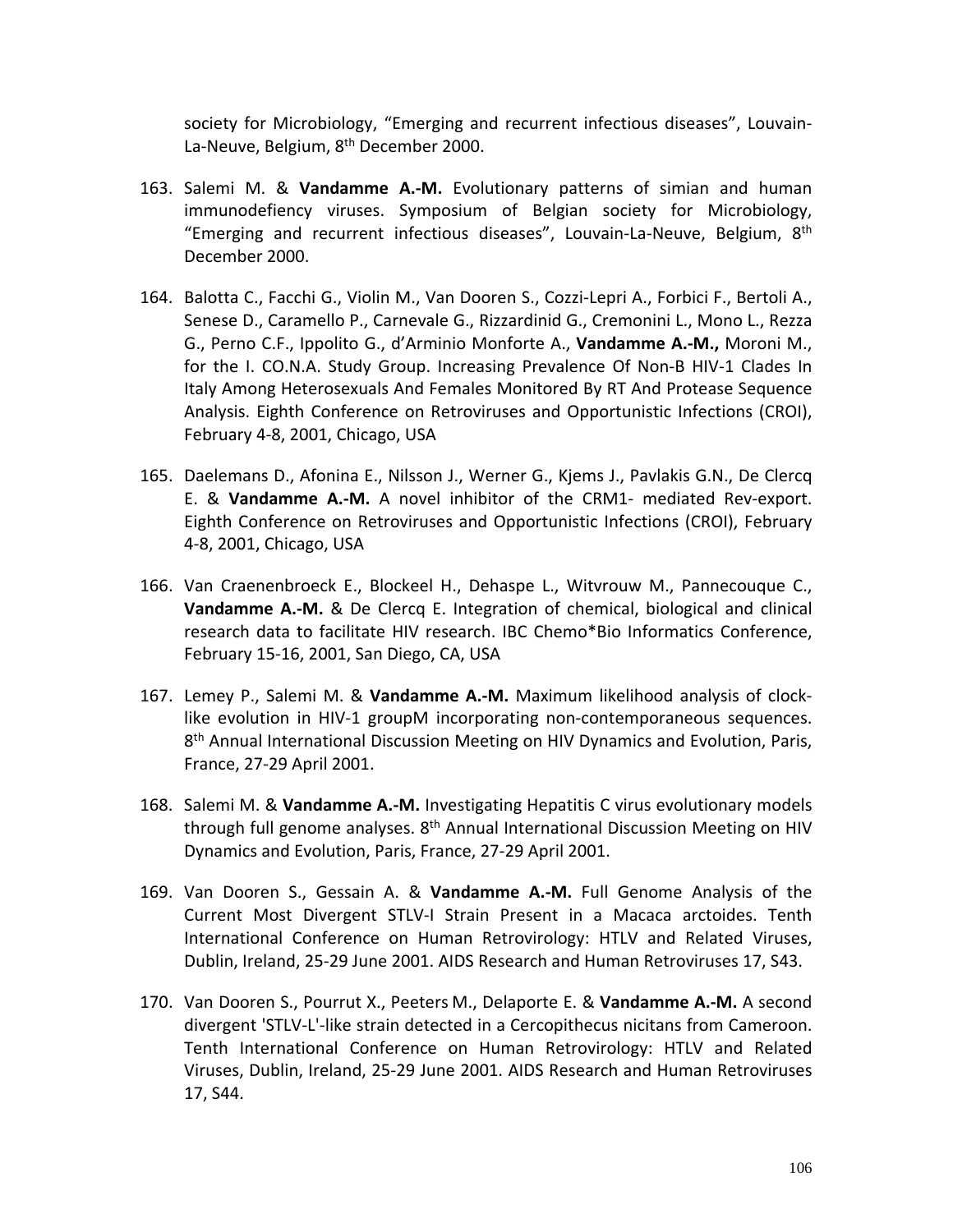society for Microbiology, “Emerging and recurrent infectious diseases”, Louvain-La-Neuve, Belgium, 8th December 2000.

163. Salemi M. & **Vandamme A.-M.** Evolutionary patterns of simian and human immunodefiency viruses. Symposium of Belgian society for Microbiology, “Emerging and recurrent infectious diseases”, Louvain-La-Neuve, Belgium, 8th December 2000.

164. Balotta C., Facchi G., Violin M., Van Dooren S., Cozzi-Lepri A., Forbici F., Bertoli A., Senese D., Caramello P., Carnevale G., Rizzardinid G., Cremonini L., Mono L., Rezza G., Perno C.F., Ippolito G., d’Arminio Monforte A., **Vandamme A.-M.,** Moroni M., for the I. CO.N.A. Study Group. Increasing Prevalence Of Non-B HIV-1 Clades In Italy Among Heterosexuals And Females Monitored By RT And Protease Sequence Analysis. Eighth Conference on Retroviruses and Opportunistic Infections (CROI), February 4-8, 2001, Chicago, USA

165. Daelemans D., Afonina E., Nilsson J., Werner G., Kjems J., Pavlakis G.N., De Clercq E. & **Vandamme A.-M.** A novel inhibitor of the CRM1- mediated Rev-export. Eighth Conference on Retroviruses and Opportunistic Infections (CROI), February 4-8, 2001, Chicago, USA

166. Van Craenenbroeck E., Blockeel H., Dehaspe L., Witvrouw M., Pannecouque C., **Vandamme A.-M.** & De Clercq E. Integration of chemical, biological and clinical research data to facilitate HIV research. IBC Chemo*Bio Informatics Conference, February 15-16, 2001, San Diego, CA, USA

167. Lemey P., Salemi M. & **Vandamme A.-M.** Maximum likelihood analysis of clock-like evolution in HIV-1 groupM incorporating non-contemporaneous sequences. 8th Annual International Discussion Meeting on HIV Dynamics and Evolution, Paris, France, 27-29 April 2001.

168. Salemi M. & **Vandamme A.-M.** Investigating Hepatitis C virus evolutionary models through full genome analyses. 8th Annual International Discussion Meeting on HIV Dynamics and Evolution, Paris, France, 27-29 April 2001.

169. Van Dooren S., Gessain A. & **Vandamme A.-M.** Full Genome Analysis of the Current Most Divergent STLV-I Strain Present in a Macaca arctoides. Tenth International Conference on Human Retrovirology: HTLV and Related Viruses, Dublin, Ireland, 25-29 June 2001. AIDS Research and Human Retroviruses 17, S43.

170. Van Dooren S., Pourrut X., Peeters M., Delaporte E. & **Vandamme A.-M.** A second divergent 'STLV-L'-like strain detected in a Cercopithecus nicitans from Cameroon. Tenth International Conference on Human Retrovirology: HTLV and Related Viruses, Dublin, Ireland, 25-29 June 2001. AIDS Research and Human Retroviruses 17, S44.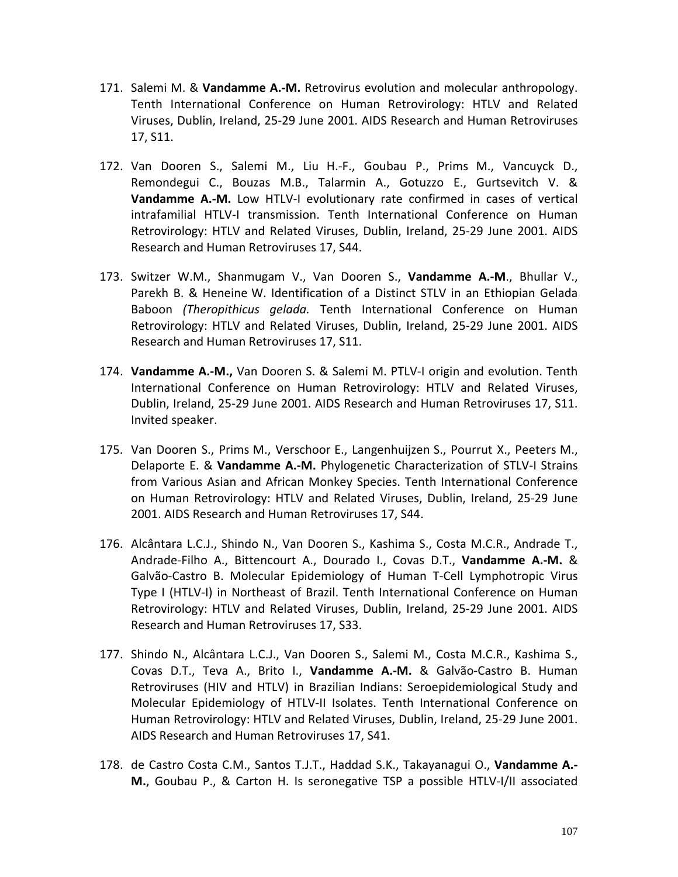171. Salemi M. & **Vandamme A.-M.** Retrovirus evolution and molecular anthropology. Tenth International Conference on Human Retrovirology: HTLV and Related Viruses, Dublin, Ireland, 25-29 June 2001. AIDS Research and Human Retroviruses 17, S11.

172. Van Dooren S., Salemi M., Liu H.-F., Goubau P., Prims M., Vancuyck D., Remondegui C., Bouzas M.B., Talarmin A., Gotuzzo E., Gurtsevitch V. & **Vandamme A.-M.** Low HTLV-I evolutionary rate confirmed in cases of vertical intrafamilial HTLV-I transmission. Tenth International Conference on Human Retrovirology: HTLV and Related Viruses, Dublin, Ireland, 25-29 June 2001. AIDS Research and Human Retroviruses 17, S44.

173. Switzer W.M., Shanmugam V., Van Dooren S., **Vandamme A.-M**., Bhullar V., Parekh B. & Heneine W. Identification of a Distinct STLV in an Ethiopian Gelada Baboon *(Theropithicus gelada.* Tenth International Conference on Human Retrovirology: HTLV and Related Viruses, Dublin, Ireland, 25-29 June 2001. AIDS Research and Human Retroviruses 17, S11.

174. **Vandamme A.-M.,** Van Dooren S. & Salemi M. PTLV-I origin and evolution. Tenth International Conference on Human Retrovirology: HTLV and Related Viruses, Dublin, Ireland, 25-29 June 2001. AIDS Research and Human Retroviruses 17, S11. Invited speaker.

175. Van Dooren S., Prims M., Verschoor E., Langenhuijzen S., Pourrut X., Peeters M., Delaporte E. & **Vandamme A.-M.** Phylogenetic Characterization of STLV-I Strains from Various Asian and African Monkey Species. Tenth International Conference on Human Retrovirology: HTLV and Related Viruses, Dublin, Ireland, 25-29 June 2001. AIDS Research and Human Retroviruses 17, S44.

176. Alcântara L.C.J., Shindo N., Van Dooren S., Kashima S., Costa M.C.R., Andrade T., Andrade-Filho A., Bittencourt A., Dourado I., Covas D.T., **Vandamme A.-M.** & Galvão-Castro B. Molecular Epidemiology of Human T-Cell Lymphotropic Virus Type I (HTLV-I) in Northeast of Brazil. Tenth International Conference on Human Retrovirology: HTLV and Related Viruses, Dublin, Ireland, 25-29 June 2001. AIDS Research and Human Retroviruses 17, S33.

177. Shindo N., Alcântara L.C.J., Van Dooren S., Salemi M., Costa M.C.R., Kashima S., Covas D.T., Teva A., Brito I., **Vandamme A.-M.** & Galvão-Castro B. Human Retroviruses (HIV and HTLV) in Brazilian Indians: Seroepidemiological Study and Molecular Epidemiology of HTLV-II Isolates. Tenth International Conference on Human Retrovirology: HTLV and Related Viruses, Dublin, Ireland, 25-29 June 2001. AIDS Research and Human Retroviruses 17, S41.

178. de Castro Costa C.M., Santos T.J.T., Haddad S.K., Takayanagui O., **Vandamme A.-M.**, Goubau P., & Carton H. Is seronegative TSP a possible HTLV-I/II associated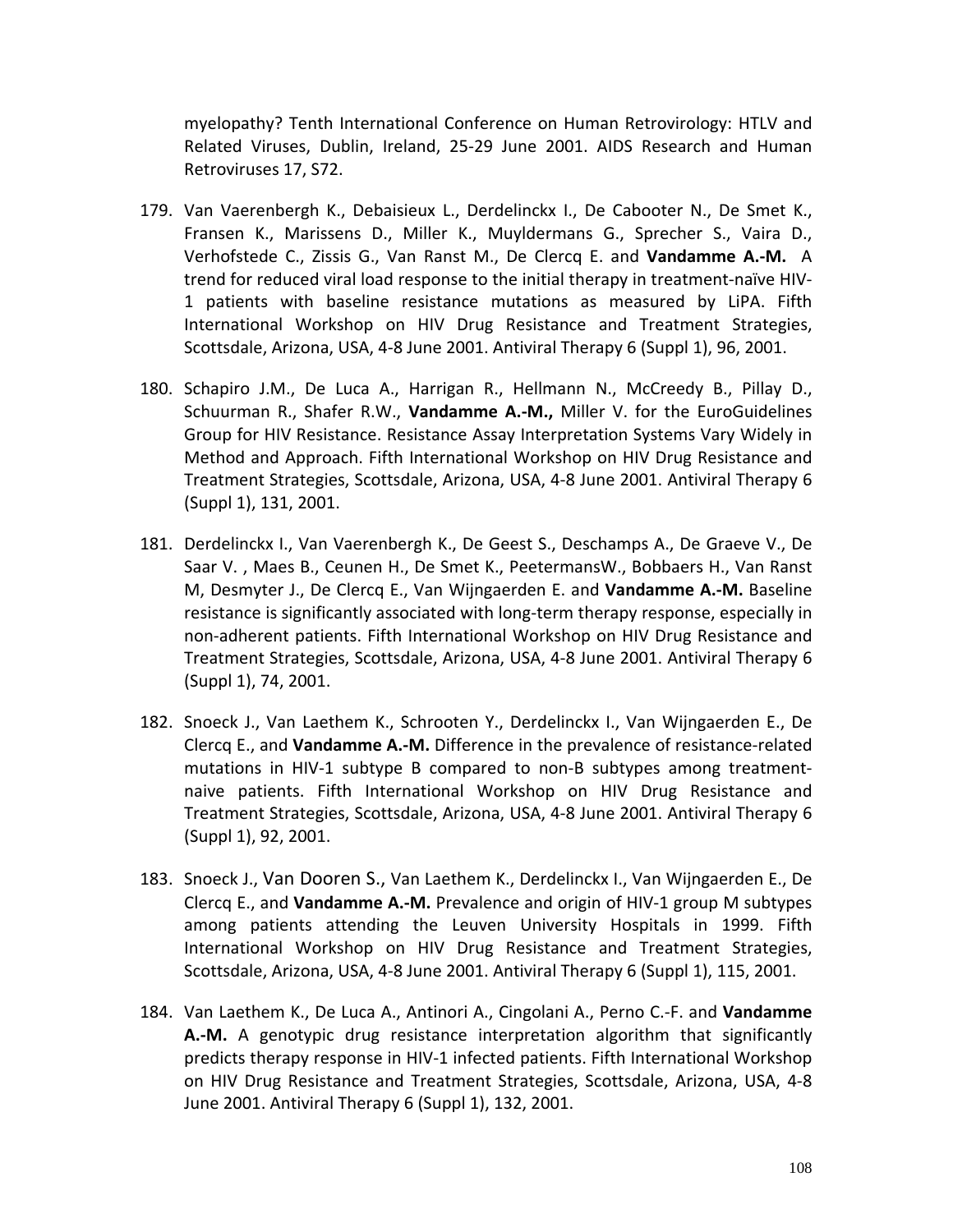myelopathy? Tenth International Conference on Human Retrovirology: HTLV and Related Viruses, Dublin, Ireland, 25-29 June 2001. AIDS Research and Human Retroviruses 17, S72.

179. Van Vaerenbergh K., Debaisieux L., Derdelinckx I., De Cabooter N., De Smet K., Fransen K., Marissens D., Miller K., Muyldermans G., Sprecher S., Vaira D., Verhofstede C., Zissis G., Van Ranst M., De Clercq E. and **Vandamme A.-M.** A trend for reduced viral load response to the initial therapy in treatment-naïve HIV-1 patients with baseline resistance mutations as measured by LiPA. Fifth International Workshop on HIV Drug Resistance and Treatment Strategies, Scottsdale, Arizona, USA, 4-8 June 2001. Antiviral Therapy 6 (Suppl 1), 96, 2001.

180. Schapiro J.M., De Luca A., Harrigan R., Hellmann N., McCreedy B., Pillay D., Schuurman R., Shafer R.W., **Vandamme A.-M.,** Miller V. for the EuroGuidelines Group for HIV Resistance. Resistance Assay Interpretation Systems Vary Widely in Method and Approach. Fifth International Workshop on HIV Drug Resistance and Treatment Strategies, Scottsdale, Arizona, USA, 4-8 June 2001. Antiviral Therapy 6 (Suppl 1), 131, 2001.

181. Derdelinckx I., Van Vaerenbergh K., De Geest S., Deschamps A., De Graeve V., De Saar V. , Maes B., Ceunen H., De Smet K., PeetermansW., Bobbaers H., Van Ranst M, Desmyter J., De Clercq E., Van Wijngaerden E. and **Vandamme A.-M.** Baseline resistance is significantly associated with long-term therapy response, especially in non-adherent patients. Fifth International Workshop on HIV Drug Resistance and Treatment Strategies, Scottsdale, Arizona, USA, 4-8 June 2001. Antiviral Therapy 6 (Suppl 1), 74, 2001.

182. Snoeck J., Van Laethem K., Schrooten Y., Derdelinckx I., Van Wijngaerden E., De Clercq E., and **Vandamme A.-M.** Difference in the prevalence of resistance-related mutations in HIV-1 subtype B compared to non-B subtypes among treatment-naive patients. Fifth International Workshop on HIV Drug Resistance and Treatment Strategies, Scottsdale, Arizona, USA, 4-8 June 2001. Antiviral Therapy 6 (Suppl 1), 92, 2001.

183. Snoeck J., Van Dooren S., Van Laethem K., Derdelinckx I., Van Wijngaerden E., De Clercq E., and **Vandamme A.-M.** Prevalence and origin of HIV-1 group M subtypes among patients attending the Leuven University Hospitals in 1999. Fifth International Workshop on HIV Drug Resistance and Treatment Strategies, Scottsdale, Arizona, USA, 4-8 June 2001. Antiviral Therapy 6 (Suppl 1), 115, 2001.

184. Van Laethem K., De Luca A., Antinori A., Cingolani A., Perno C.-F. and **Vandamme A.-M.** A genotypic drug resistance interpretation algorithm that significantly predicts therapy response in HIV-1 infected patients. Fifth International Workshop on HIV Drug Resistance and Treatment Strategies, Scottsdale, Arizona, USA, 4-8 June 2001. Antiviral Therapy 6 (Suppl 1), 132, 2001.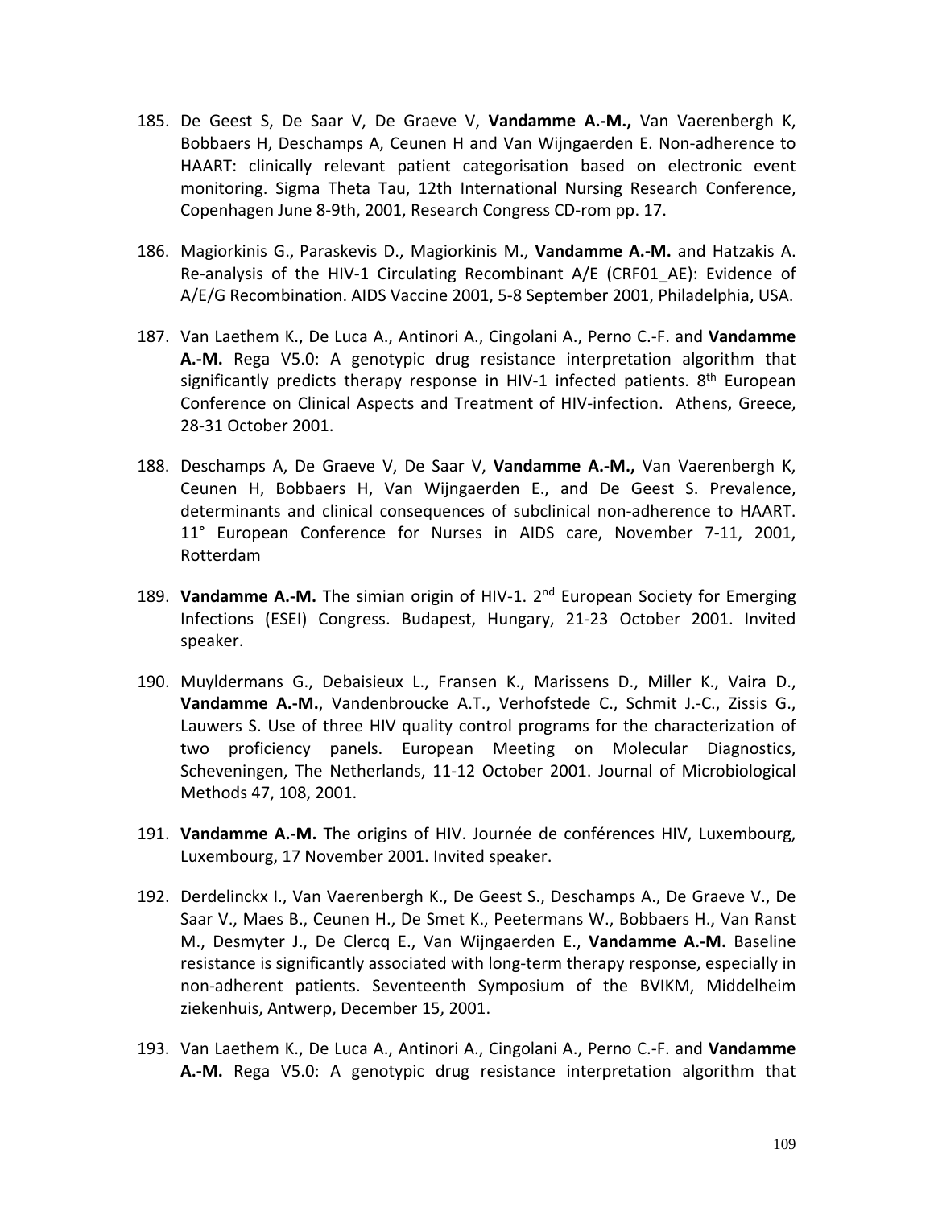185. De Geest S, De Saar V, De Graeve V, **Vandamme A.-M.,** Van Vaerenbergh K, Bobbaers H, Deschamps A, Ceunen H and Van Wijngaerden E. Non-adherence to HAART: clinically relevant patient categorisation based on electronic event monitoring. Sigma Theta Tau, 12th International Nursing Research Conference, Copenhagen June 8-9th, 2001, Research Congress CD-rom pp. 17.

186. Magiorkinis G., Paraskevis D., Magiorkinis M., **Vandamme A.-M.** and Hatzakis A. Re-analysis of the HIV-1 Circulating Recombinant A/E (CRF01_AE): Evidence of A/E/G Recombination. AIDS Vaccine 2001, 5-8 September 2001, Philadelphia, USA.

187. Van Laethem K., De Luca A., Antinori A., Cingolani A., Perno C.-F. and **Vandamme A.-M.** Rega V5.0: A genotypic drug resistance interpretation algorithm that significantly predicts therapy response in HIV-1 infected patients. 8th European Conference on Clinical Aspects and Treatment of HIV-infection. Athens, Greece, 28-31 October 2001.

188. Deschamps A, De Graeve V, De Saar V, **Vandamme A.-M.,** Van Vaerenbergh K, Ceunen H, Bobbaers H, Van Wijngaerden E., and De Geest S. Prevalence, determinants and clinical consequences of subclinical non-adherence to HAART. 11° European Conference for Nurses in AIDS care, November 7-11, 2001, Rotterdam

189. **Vandamme A.-M.** The simian origin of HIV-1. 2nd European Society for Emerging Infections (ESEI) Congress. Budapest, Hungary, 21-23 October 2001. Invited speaker.

190. Muyldermans G., Debaisieux L., Fransen K., Marissens D., Miller K., Vaira D., **Vandamme A.-M.**, Vandenbroucke A.T., Verhofstede C., Schmit J.-C., Zissis G., Lauwers S. Use of three HIV quality control programs for the characterization of two proficiency panels. European Meeting on Molecular Diagnostics, Scheveningen, The Netherlands, 11-12 October 2001. Journal of Microbiological Methods 47, 108, 2001.

191. **Vandamme A.-M.** The origins of HIV. Journée de conférences HIV, Luxembourg, Luxembourg, 17 November 2001. Invited speaker.

192. Derdelinckx I., Van Vaerenbergh K., De Geest S., Deschamps A., De Graeve V., De Saar V., Maes B., Ceunen H., De Smet K., Peetermans W., Bobbaers H., Van Ranst M., Desmyter J., De Clercq E., Van Wijngaerden E., **Vandamme A.-M.** Baseline resistance is significantly associated with long-term therapy response, especially in non-adherent patients. Seventeenth Symposium of the BVIKM, Middelheim ziekenhuis, Antwerp, December 15, 2001.

193. Van Laethem K., De Luca A., Antinori A., Cingolani A., Perno C.-F. and **Vandamme A.-M.** Rega V5.0: A genotypic drug resistance interpretation algorithm that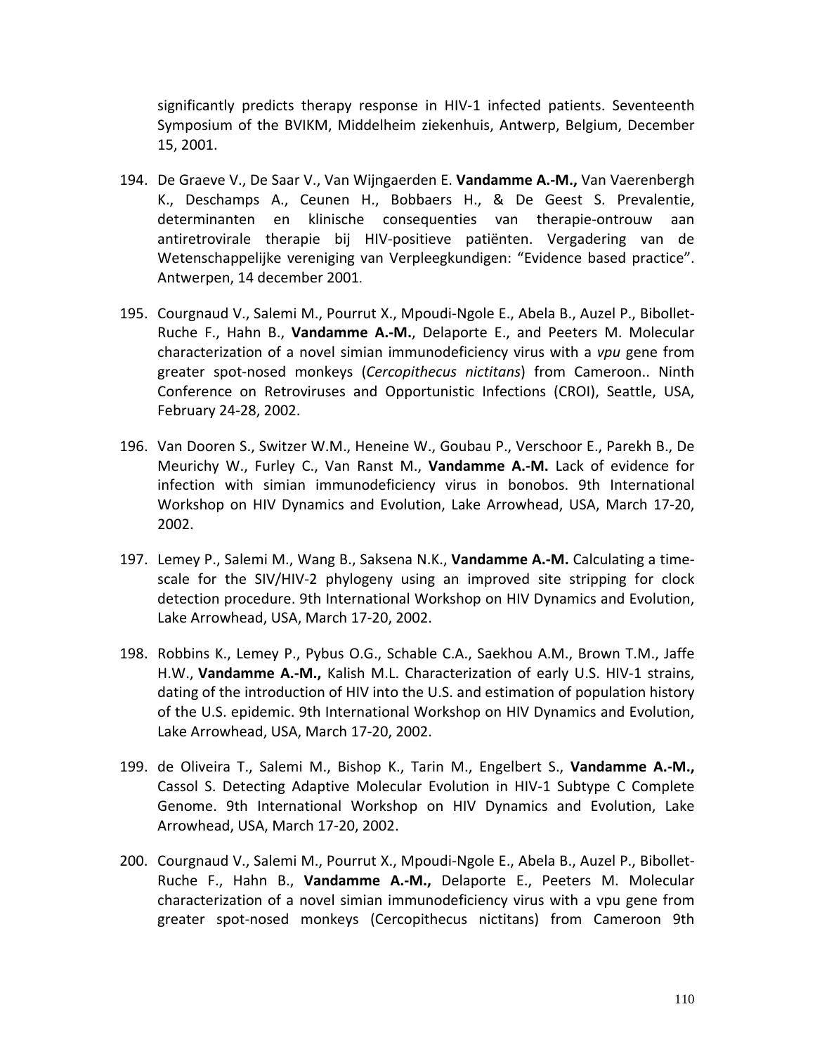significantly predicts therapy response in HIV-1 infected patients. Seventeenth Symposium of the BVIKM, Middelheim ziekenhuis, Antwerp, Belgium, December 15, 2001.

194. De Graeve V., De Saar V., Van Wijngaerden E. **Vandamme A.-M.,** Van Vaerenbergh K., Deschamps A., Ceunen H., Bobbaers H., & De Geest S. Prevalentie, determinanten en klinische consequenties van therapie-ontrouw aan antiretrovirale therapie bij HIV-positieve patiënten. Vergadering van de Wetenschappelijke vereniging van Verpleegkundigen: "Evidence based practice". Antwerpen, 14 december 2001.

195. Courgnaud V., Salemi M., Pourrut X., Mpoudi-Ngole E., Abela B., Auzel P., Bibollet-Ruche F., Hahn B., **Vandamme A.-M.,** Delaporte E., and Peeters M. Molecular characterization of a novel simian immunodeficiency virus with a *vpu* gene from greater spot-nosed monkeys (*Cercopithecus nictitans*) from Cameroon.. Ninth Conference on Retroviruses and Opportunistic Infections (CROI), Seattle, USA, February 24-28, 2002.

196. Van Dooren S., Switzer W.M., Heneine W., Goubau P., Verschoor E., Parekh B., De Meurichy W., Furley C., Van Ranst M., **Vandamme A.-M.** Lack of evidence for infection with simian immunodeficiency virus in bonobos. 9th International Workshop on HIV Dynamics and Evolution, Lake Arrowhead, USA, March 17-20, 2002.

197. Lemey P., Salemi M., Wang B., Saksena N.K., **Vandamme A.-M.** Calculating a time-scale for the SIV/HIV-2 phylogeny using an improved site stripping for clock detection procedure. 9th International Workshop on HIV Dynamics and Evolution, Lake Arrowhead, USA, March 17-20, 2002.

198. Robbins K., Lemey P., Pybus O.G., Schable C.A., Saekhou A.M., Brown T.M., Jaffe H.W., **Vandamme A.-M.,** Kalish M.L. Characterization of early U.S. HIV-1 strains, dating of the introduction of HIV into the U.S. and estimation of population history of the U.S. epidemic. 9th International Workshop on HIV Dynamics and Evolution, Lake Arrowhead, USA, March 17-20, 2002.

199. de Oliveira T., Salemi M., Bishop K., Tarin M., Engelbert S., **Vandamme A.-M.,** Cassol S. Detecting Adaptive Molecular Evolution in HIV-1 Subtype C Complete Genome. 9th International Workshop on HIV Dynamics and Evolution, Lake Arrowhead, USA, March 17-20, 2002.

200. Courgnaud V., Salemi M., Pourrut X., Mpoudi-Ngole E., Abela B., Auzel P., Bibollet-Ruche F., Hahn B., **Vandamme A.-M.,** Delaporte E., Peeters M. Molecular characterization of a novel simian immunodeficiency virus with a vpu gene from greater spot-nosed monkeys (Cercopithecus nictitans) from Cameroon 9th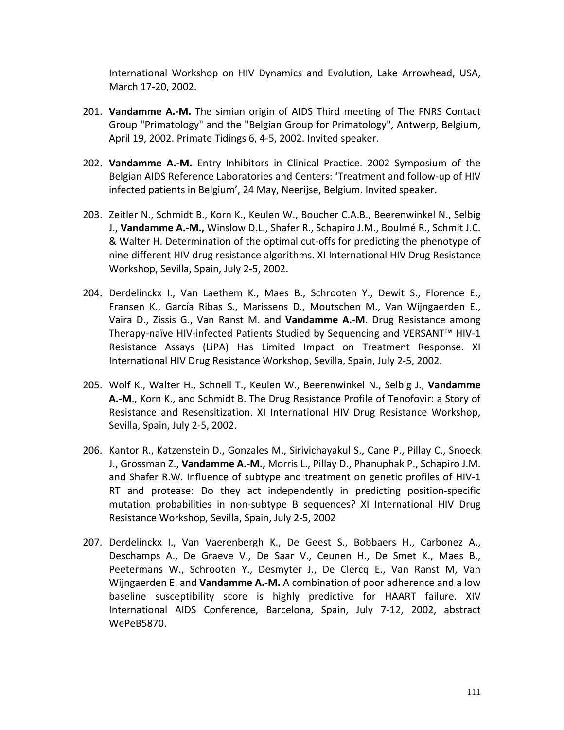International Workshop on HIV Dynamics and Evolution, Lake Arrowhead, USA, March 17-20, 2002.

201. **Vandamme A.-M.** The simian origin of AIDS Third meeting of The FNRS Contact Group "Primatology" and the "Belgian Group for Primatology", Antwerp, Belgium, April 19, 2002. Primate Tidings 6, 4-5, 2002. Invited speaker.

202. **Vandamme A.-M.** Entry Inhibitors in Clinical Practice. 2002 Symposium of the Belgian AIDS Reference Laboratories and Centers: 'Treatment and follow-up of HIV infected patients in Belgium', 24 May, Neerijse, Belgium. Invited speaker.

203. Zeitler N., Schmidt B., Korn K., Keulen W., Boucher C.A.B., Beerenwinkel N., Selbig J., **Vandamme A.-M.,** Winslow D.L., Shafer R., Schapiro J.M., Boulmé R., Schmit J.C. & Walter H. Determination of the optimal cut-offs for predicting the phenotype of nine different HIV drug resistance algorithms. XI International HIV Drug Resistance Workshop, Sevilla, Spain, July 2-5, 2002.

204. Derdelinckx I., Van Laethem K., Maes B., Schrooten Y., Dewit S., Florence E., Fransen K., García Ribas S., Marissens D., Moutschen M., Van Wijngaerden E., Vaira D., Zissis G., Van Ranst M. and **Vandamme A.-M**. Drug Resistance among Therapy-naïve HIV-infected Patients Studied by Sequencing and VERSANT™ HIV-1 Resistance Assays (LiPA) Has Limited Impact on Treatment Response. XI International HIV Drug Resistance Workshop, Sevilla, Spain, July 2-5, 2002.

205. Wolf K., Walter H., Schnell T., Keulen W., Beerenwinkel N., Selbig J., **Vandamme A.-M**., Korn K., and Schmidt B. The Drug Resistance Profile of Tenofovir: a Story of Resistance and Resensitization. XI International HIV Drug Resistance Workshop, Sevilla, Spain, July 2-5, 2002.

206. Kantor R., Katzenstein D., Gonzales M., Sirivichayakul S., Cane P., Pillay C., Snoeck J., Grossman Z., **Vandamme A.-M.,** Morris L., Pillay D., Phanuphak P., Schapiro J.M. and Shafer R.W. Influence of subtype and treatment on genetic profiles of HIV-1 RT and protease: Do they act independently in predicting position-specific mutation probabilities in non-subtype B sequences? XI International HIV Drug Resistance Workshop, Sevilla, Spain, July 2-5, 2002

207. Derdelinckx I., Van Vaerenbergh K., De Geest S., Bobbaers H., Carbonez A., Deschamps A., De Graeve V., De Saar V., Ceunen H., De Smet K., Maes B., Peetermans W., Schrooten Y., Desmyter J., De Clercq E., Van Ranst M, Van Wijngaerden E. and **Vandamme A.-M.** A combination of poor adherence and a low baseline susceptibility score is highly predictive for HAART failure. XIV International AIDS Conference, Barcelona, Spain, July 7-12, 2002, abstract WePeB5870.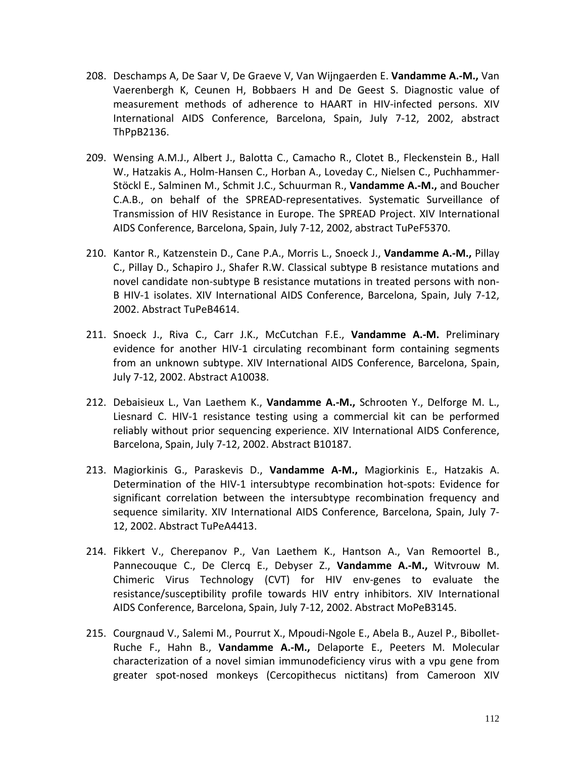208. Deschamps A, De Saar V, De Graeve V, Van Wijngaerden E. **Vandamme A.-M.,** Van Vaerenbergh K, Ceunen H, Bobbaers H and De Geest S. Diagnostic value of measurement methods of adherence to HAART in HIV-infected persons. XIV International AIDS Conference, Barcelona, Spain, July 7-12, 2002, abstract ThPpB2136.

209. Wensing A.M.J., Albert J., Balotta C., Camacho R., Clotet B., Fleckenstein B., Hall W., Hatzakis A., Holm-Hansen C., Horban A., Loveday C., Nielsen C., Puchhammer-Stöckl E., Salminen M., Schmit J.C., Schuurman R., **Vandamme A.-M.,** and Boucher C.A.B., on behalf of the SPREAD-representatives. Systematic Surveillance of Transmission of HIV Resistance in Europe. The SPREAD Project. XIV International AIDS Conference, Barcelona, Spain, July 7-12, 2002, abstract TuPeF5370.

210. Kantor R., Katzenstein D., Cane P.A., Morris L., Snoeck J., **Vandamme A.-M.,** Pillay C., Pillay D., Schapiro J., Shafer R.W. Classical subtype B resistance mutations and novel candidate non-subtype B resistance mutations in treated persons with non-B HIV-1 isolates. XIV International AIDS Conference, Barcelona, Spain, July 7-12, 2002. Abstract TuPeB4614.

211. Snoeck J., Riva C., Carr J.K., McCutchan F.E., **Vandamme A.-M.** Preliminary evidence for another HIV-1 circulating recombinant form containing segments from an unknown subtype. XIV International AIDS Conference, Barcelona, Spain, July 7-12, 2002. Abstract A10038.

212. Debaisieux L., Van Laethem K., **Vandamme A.-M.,** Schrooten Y., Delforge M. L., Liesnard C. HIV-1 resistance testing using a commercial kit can be performed reliably without prior sequencing experience. XIV International AIDS Conference, Barcelona, Spain, July 7-12, 2002. Abstract B10187.

213. Magiorkinis G., Paraskevis D., **Vandamme A-M.,** Magiorkinis E., Hatzakis A. Determination of the HIV-1 intersubtype recombination hot-spots: Evidence for significant correlation between the intersubtype recombination frequency and sequence similarity. XIV International AIDS Conference, Barcelona, Spain, July 7-12, 2002. Abstract TuPeA4413.

214. Fikkert V., Cherepanov P., Van Laethem K., Hantson A., Van Remoortel B., Pannecouque C., De Clercq E., Debyser Z., **Vandamme A.-M.,** Witvrouw M. Chimeric Virus Technology (CVT) for HIV env-genes to evaluate the resistance/susceptibility profile towards HIV entry inhibitors. XIV International AIDS Conference, Barcelona, Spain, July 7-12, 2002. Abstract MoPeB3145.

215. Courgnaud V., Salemi M., Pourrut X., Mpoudi-Ngole E., Abela B., Auzel P., Bibollet-Ruche F., Hahn B., **Vandamme A.-M.,** Delaporte E., Peeters M. Molecular characterization of a novel simian immunodeficiency virus with a vpu gene from greater spot-nosed monkeys (Cercopithecus nictitans) from Cameroon XIV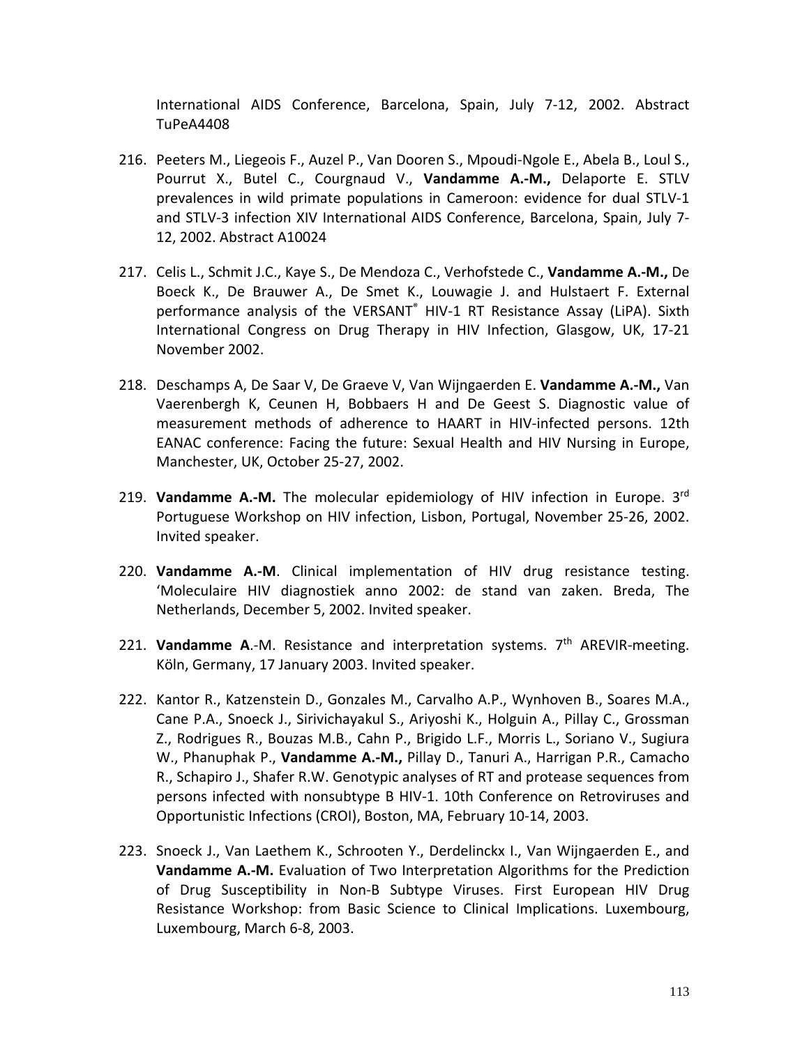International AIDS Conference, Barcelona, Spain, July 7-12, 2002. Abstract TuPeA4408

216. Peeters M., Liegeois F., Auzel P., Van Dooren S., Mpoudi-Ngole E., Abela B., Loul S., Pourrut X., Butel C., Courgnaud V., **Vandamme A.-M.,** Delaporte E. STLV prevalences in wild primate populations in Cameroon: evidence for dual STLV-1 and STLV-3 infection XIV International AIDS Conference, Barcelona, Spain, July 7-12, 2002. Abstract A10024

217. Celis L., Schmit J.C., Kaye S., De Mendoza C., Verhofstede C., **Vandamme A.-M.,** De Boeck K., De Brauwer A., De Smet K., Louwagie J. and Hulstaert F. External performance analysis of the VERSANT® HIV-1 RT Resistance Assay (LiPA). Sixth International Congress on Drug Therapy in HIV Infection, Glasgow, UK, 17-21 November 2002.

218. Deschamps A, De Saar V, De Graeve V, Van Wijngaerden E. **Vandamme A.-M.,** Van Vaerenbergh K, Ceunen H, Bobbaers H and De Geest S. Diagnostic value of measurement methods of adherence to HAART in HIV-infected persons. 12th EANAC conference: Facing the future: Sexual Health and HIV Nursing in Europe, Manchester, UK, October 25-27, 2002.

219. **Vandamme A.-M.** The molecular epidemiology of HIV infection in Europe. 3rd Portuguese Workshop on HIV infection, Lisbon, Portugal, November 25-26, 2002. Invited speaker.

220. **Vandamme A.-M**. Clinical implementation of HIV drug resistance testing. 'Moleculaire HIV diagnostiek anno 2002: de stand van zaken. Breda, The Netherlands, December 5, 2002. Invited speaker.

221. **Vandamme A**.-M. Resistance and interpretation systems. 7th AREVIR-meeting. Köln, Germany, 17 January 2003. Invited speaker.

222. Kantor R., Katzenstein D., Gonzales M., Carvalho A.P., Wynhoven B., Soares M.A., Cane P.A., Snoeck J., Sirivichayakul S., Ariyoshi K., Holguin A., Pillay C., Grossman Z., Rodrigues R., Bouzas M.B., Cahn P., Brigido L.F., Morris L., Soriano V., Sugiura W., Phanuphak P., **Vandamme A.-M.,** Pillay D., Tanuri A., Harrigan P.R., Camacho R., Schapiro J., Shafer R.W. Genotypic analyses of RT and protease sequences from persons infected with nonsubtype B HIV-1. 10th Conference on Retroviruses and Opportunistic Infections (CROI), Boston, MA, February 10-14, 2003.

223. Snoeck J., Van Laethem K., Schrooten Y., Derdelinckx I., Van Wijngaerden E., and **Vandamme A.-M.** Evaluation of Two Interpretation Algorithms for the Prediction of Drug Susceptibility in Non-B Subtype Viruses. First European HIV Drug Resistance Workshop: from Basic Science to Clinical Implications. Luxembourg, Luxembourg, March 6-8, 2003.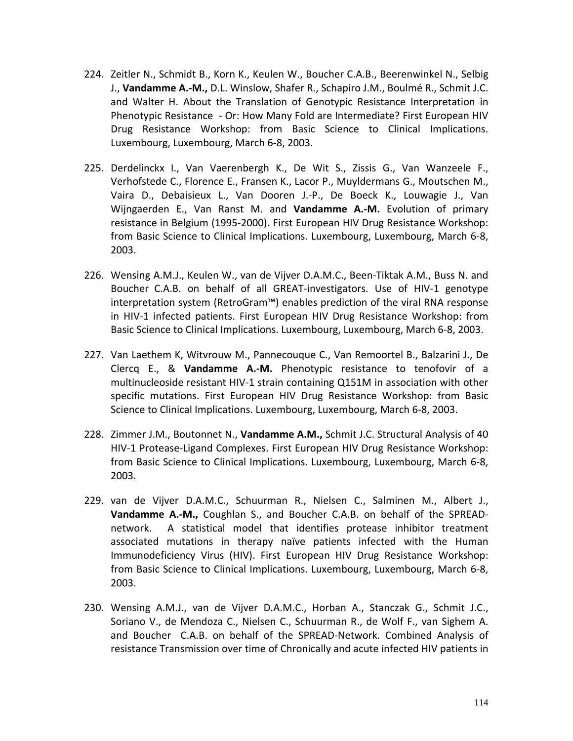224. Zeitler N., Schmidt B., Korn K., Keulen W., Boucher C.A.B., Beerenwinkel N., Selbig J., **Vandamme A.-M.,** D.L. Winslow, Shafer R., Schapiro J.M., Boulmé R., Schmit J.C. and Walter H. About the Translation of Genotypic Resistance Interpretation in Phenotypic Resistance - Or: How Many Fold are Intermediate? First European HIV Drug Resistance Workshop: from Basic Science to Clinical Implications. Luxembourg, Luxembourg, March 6-8, 2003.

225. Derdelinckx I., Van Vaerenbergh K., De Wit S., Zissis G., Van Wanzeele F., Verhofstede C., Florence E., Fransen K., Lacor P., Muyldermans G., Moutschen M., Vaira D., Debaisieux L., Van Dooren J.-P., De Boeck K., Louwagie J., Van Wijngaerden E., Van Ranst M. and **Vandamme A.-M.** Evolution of primary resistance in Belgium (1995-2000). First European HIV Drug Resistance Workshop: from Basic Science to Clinical Implications. Luxembourg, Luxembourg, March 6-8, 2003.

226. Wensing A.M.J., Keulen W., van de Vijver D.A.M.C., Been-Tiktak A.M., Buss N. and Boucher C.A.B. on behalf of all GREAT-investigators. Use of HIV-1 genotype interpretation system (RetroGram™) enables prediction of the viral RNA response in HIV-1 infected patients. First European HIV Drug Resistance Workshop: from Basic Science to Clinical Implications. Luxembourg, Luxembourg, March 6-8, 2003.

227. Van Laethem K, Witvrouw M., Pannecouque C., Van Remoortel B., Balzarini J., De Clercq E., & **Vandamme A.-M.** Phenotypic resistance to tenofovir of a multinucleoside resistant HIV-1 strain containing Q151M in association with other specific mutations. First European HIV Drug Resistance Workshop: from Basic Science to Clinical Implications. Luxembourg, Luxembourg, March 6-8, 2003.

228. Zimmer J.M., Boutonnet N., **Vandamme A.M.,** Schmit J.C. Structural Analysis of 40 HIV-1 Protease-Ligand Complexes. First European HIV Drug Resistance Workshop: from Basic Science to Clinical Implications. Luxembourg, Luxembourg, March 6-8, 2003.

229. van de Vijver D.A.M.C., Schuurman R., Nielsen C., Salminen M., Albert J., **Vandamme A.-M.,** Coughlan S., and Boucher C.A.B. on behalf of the SPREAD-network. A statistical model that identifies protease inhibitor treatment associated mutations in therapy naïve patients infected with the Human Immunodeficiency Virus (HIV). First European HIV Drug Resistance Workshop: from Basic Science to Clinical Implications. Luxembourg, Luxembourg, March 6-8, 2003.

230. Wensing A.M.J., van de Vijver D.A.M.C., Horban A., Stanczak G., Schmit J.C., Soriano V., de Mendoza C., Nielsen C., Schuurman R., de Wolf F., van Sighem A. and Boucher C.A.B. on behalf of the SPREAD-Network. Combined Analysis of resistance Transmission over time of Chronically and acute infected HIV patients in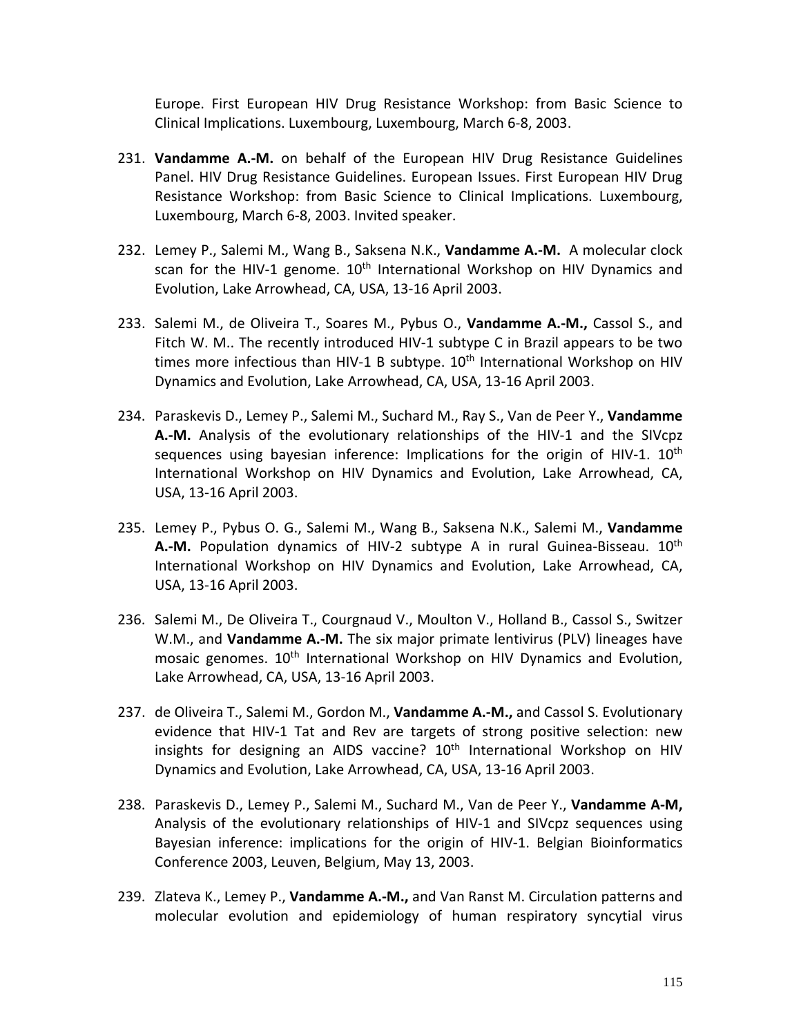Europe. First European HIV Drug Resistance Workshop: from Basic Science to Clinical Implications. Luxembourg, Luxembourg, March 6-8, 2003.

231. **Vandamme A.-M.** on behalf of the European HIV Drug Resistance Guidelines Panel. HIV Drug Resistance Guidelines. European Issues. First European HIV Drug Resistance Workshop: from Basic Science to Clinical Implications. Luxembourg, Luxembourg, March 6-8, 2003. Invited speaker.

232. Lemey P., Salemi M., Wang B., Saksena N.K., **Vandamme A.-M.** A molecular clock scan for the HIV-1 genome. 10th International Workshop on HIV Dynamics and Evolution, Lake Arrowhead, CA, USA, 13-16 April 2003.

233. Salemi M., de Oliveira T., Soares M., Pybus O., **Vandamme A.-M.,** Cassol S., and Fitch W. M.. The recently introduced HIV-1 subtype C in Brazil appears to be two times more infectious than HIV-1 B subtype. 10th International Workshop on HIV Dynamics and Evolution, Lake Arrowhead, CA, USA, 13-16 April 2003.

234. Paraskevis D., Lemey P., Salemi M., Suchard M., Ray S., Van de Peer Y., **Vandamme A.-M.** Analysis of the evolutionary relationships of the HIV-1 and the SIVcpz sequences using bayesian inference: Implications for the origin of HIV-1. 10th International Workshop on HIV Dynamics and Evolution, Lake Arrowhead, CA, USA, 13-16 April 2003.

235. Lemey P., Pybus O. G., Salemi M., Wang B., Saksena N.K., Salemi M., **Vandamme A.-M.** Population dynamics of HIV-2 subtype A in rural Guinea-Bisseau. 10th International Workshop on HIV Dynamics and Evolution, Lake Arrowhead, CA, USA, 13-16 April 2003.

236. Salemi M., De Oliveira T., Courgnaud V., Moulton V., Holland B., Cassol S., Switzer W.M., and **Vandamme A.-M.** The six major primate lentivirus (PLV) lineages have mosaic genomes. 10th International Workshop on HIV Dynamics and Evolution, Lake Arrowhead, CA, USA, 13-16 April 2003.

237. de Oliveira T., Salemi M., Gordon M., **Vandamme A.-M.,** and Cassol S. Evolutionary evidence that HIV-1 Tat and Rev are targets of strong positive selection: new insights for designing an AIDS vaccine? 10th International Workshop on HIV Dynamics and Evolution, Lake Arrowhead, CA, USA, 13-16 April 2003.

238. Paraskevis D., Lemey P., Salemi M., Suchard M., Van de Peer Y., **Vandamme A-M,** Analysis of the evolutionary relationships of HIV-1 and SIVcpz sequences using Bayesian inference: implications for the origin of HIV-1. Belgian Bioinformatics Conference 2003, Leuven, Belgium, May 13, 2003.

239. Zlateva K., Lemey P., **Vandamme A.-M.,** and Van Ranst M. Circulation patterns and molecular evolution and epidemiology of human respiratory syncytial virus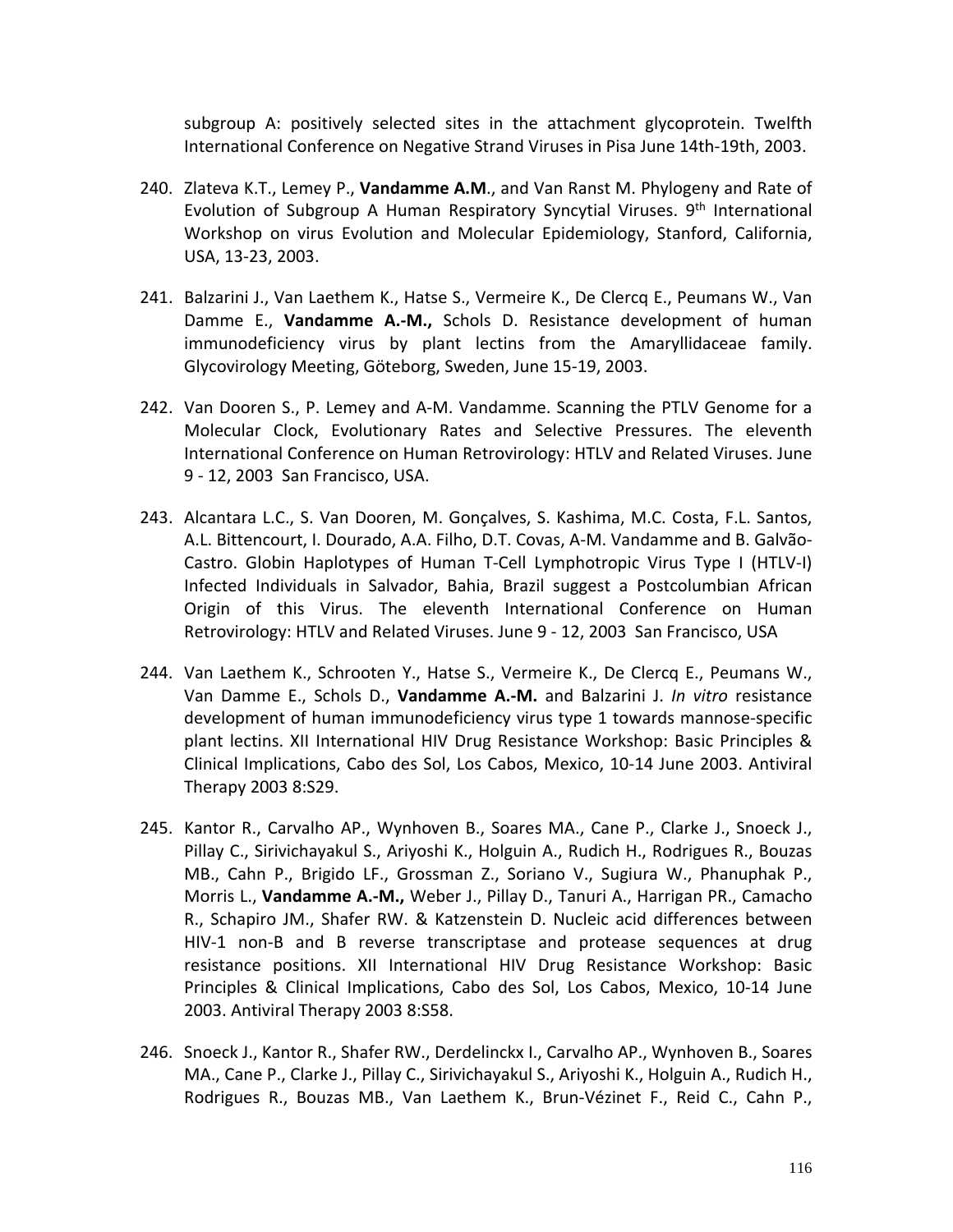subgroup A: positively selected sites in the attachment glycoprotein. Twelfth International Conference on Negative Strand Viruses in Pisa June 14th-19th, 2003.

240. Zlateva K.T., Lemey P., **Vandamme A.M**., and Van Ranst M. Phylogeny and Rate of Evolution of Subgroup A Human Respiratory Syncytial Viruses. 9th International Workshop on virus Evolution and Molecular Epidemiology, Stanford, California, USA, 13-23, 2003.

241. Balzarini J., Van Laethem K., Hatse S., Vermeire K., De Clercq E., Peumans W., Van Damme E., **Vandamme A.-M.,** Schols D. Resistance development of human immunodeficiency virus by plant lectins from the Amaryllidaceae family. Glycovirology Meeting, Göteborg, Sweden, June 15-19, 2003.

242. Van Dooren S., P. Lemey and A-M. Vandamme. Scanning the PTLV Genome for a Molecular Clock, Evolutionary Rates and Selective Pressures. The eleventh International Conference on Human Retrovirology: HTLV and Related Viruses. June 9 - 12, 2003 San Francisco, USA.

243. Alcantara L.C., S. Van Dooren, M. Gonçalves, S. Kashima, M.C. Costa, F.L. Santos, A.L. Bittencourt, I. Dourado, A.A. Filho, D.T. Covas, A-M. Vandamme and B. Galvão-Castro. Globin Haplotypes of Human T-Cell Lymphotropic Virus Type I (HTLV-I) Infected Individuals in Salvador, Bahia, Brazil suggest a Postcolumbian African Origin of this Virus. The eleventh International Conference on Human Retrovirology: HTLV and Related Viruses. June 9 - 12, 2003 San Francisco, USA

244. Van Laethem K., Schrooten Y., Hatse S., Vermeire K., De Clercq E., Peumans W., Van Damme E., Schols D., **Vandamme A.-M.** and Balzarini J. *In vitro* resistance development of human immunodeficiency virus type 1 towards mannose-specific plant lectins. XII International HIV Drug Resistance Workshop: Basic Principles & Clinical Implications, Cabo des Sol, Los Cabos, Mexico, 10-14 June 2003. Antiviral Therapy 2003 8:S29.

245. Kantor R., Carvalho AP., Wynhoven B., Soares MA., Cane P., Clarke J., Snoeck J., Pillay C., Sirivichayakul S., Ariyoshi K., Holguin A., Rudich H., Rodrigues R., Bouzas MB., Cahn P., Brigido LF., Grossman Z., Soriano V., Sugiura W., Phanuphak P., Morris L., **Vandamme A.-M.,** Weber J., Pillay D., Tanuri A., Harrigan PR., Camacho R., Schapiro JM., Shafer RW. & Katzenstein D. Nucleic acid differences between HIV-1 non-B and B reverse transcriptase and protease sequences at drug resistance positions. XII International HIV Drug Resistance Workshop: Basic Principles & Clinical Implications, Cabo des Sol, Los Cabos, Mexico, 10-14 June 2003. Antiviral Therapy 2003 8:S58.

246. Snoeck J., Kantor R., Shafer RW., Derdelinckx I., Carvalho AP., Wynhoven B., Soares MA., Cane P., Clarke J., Pillay C., Sirivichayakul S., Ariyoshi K., Holguin A., Rudich H., Rodrigues R., Bouzas MB., Van Laethem K., Brun-Vézinet F., Reid C., Cahn P.,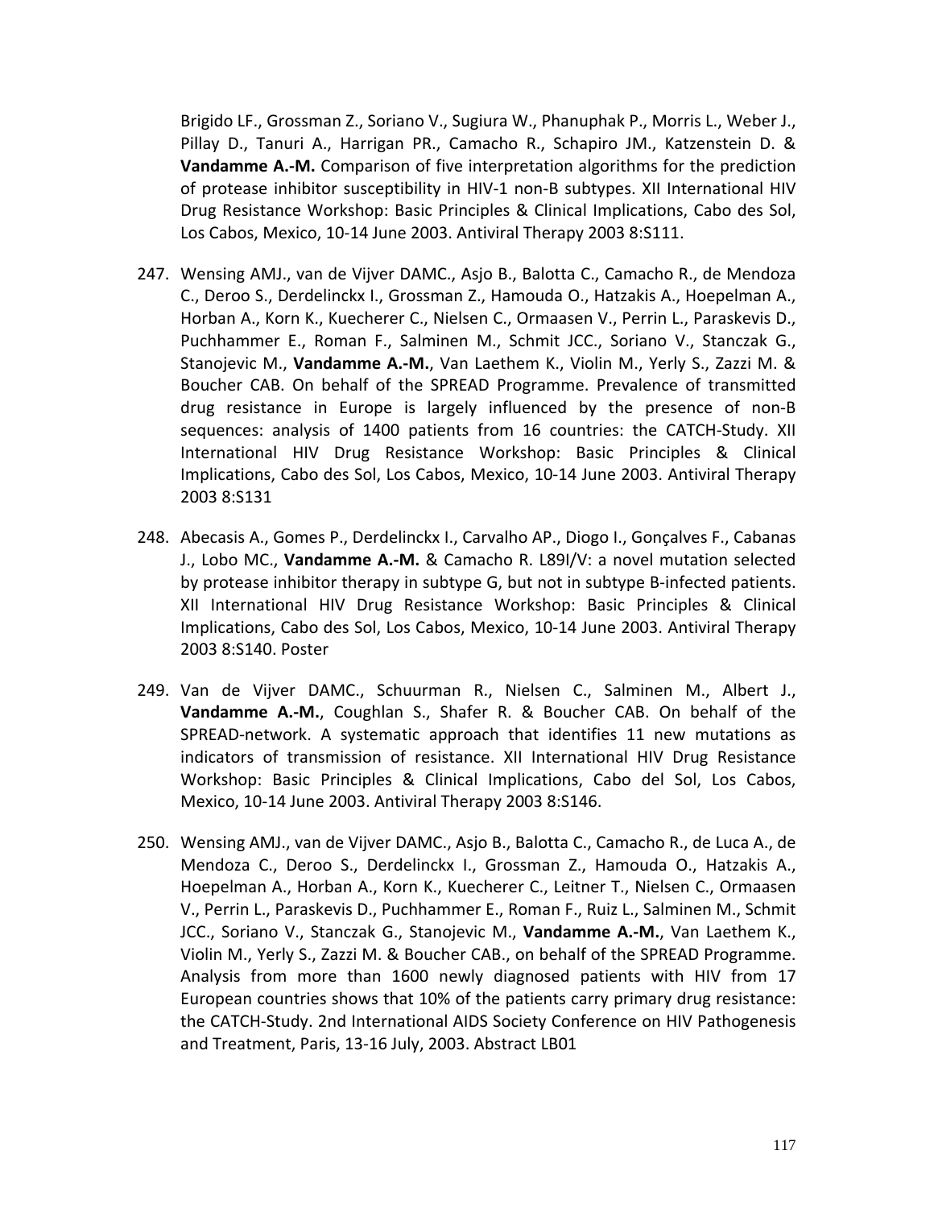Brigido LF., Grossman Z., Soriano V., Sugiura W., Phanuphak P., Morris L., Weber J., Pillay D., Tanuri A., Harrigan PR., Camacho R., Schapiro JM., Katzenstein D. & **Vandamme A.-M.** Comparison of five interpretation algorithms for the prediction of protease inhibitor susceptibility in HIV-1 non-B subtypes. XII International HIV Drug Resistance Workshop: Basic Principles & Clinical Implications, Cabo des Sol, Los Cabos, Mexico, 10-14 June 2003. Antiviral Therapy 2003 8:S111.

247. Wensing AMJ., van de Vijver DAMC., Asjo B., Balotta C., Camacho R., de Mendoza C., Deroo S., Derdelinckx I., Grossman Z., Hamouda O., Hatzakis A., Hoepelman A., Horban A., Korn K., Kuecherer C., Nielsen C., Ormaasen V., Perrin L., Paraskevis D., Puchhammer E., Roman F., Salminen M., Schmit JCC., Soriano V., Stanczak G., Stanojevic M., **Vandamme A.-M.**, Van Laethem K., Violin M., Yerly S., Zazzi M. & Boucher CAB. On behalf of the SPREAD Programme. Prevalence of transmitted drug resistance in Europe is largely influenced by the presence of non-B sequences: analysis of 1400 patients from 16 countries: the CATCH-Study. XII International HIV Drug Resistance Workshop: Basic Principles & Clinical Implications, Cabo des Sol, Los Cabos, Mexico, 10-14 June 2003. Antiviral Therapy 2003 8:S131

248. Abecasis A., Gomes P., Derdelinckx I., Carvalho AP., Diogo I., Gonçalves F., Cabanas J., Lobo MC., **Vandamme A.-M.** & Camacho R. L89I/V: a novel mutation selected by protease inhibitor therapy in subtype G, but not in subtype B-infected patients. XII International HIV Drug Resistance Workshop: Basic Principles & Clinical Implications, Cabo des Sol, Los Cabos, Mexico, 10-14 June 2003. Antiviral Therapy 2003 8:S140. Poster

249. Van de Vijver DAMC., Schuurman R., Nielsen C., Salminen M., Albert J., **Vandamme A.-M.**, Coughlan S., Shafer R. & Boucher CAB. On behalf of the SPREAD-network. A systematic approach that identifies 11 new mutations as indicators of transmission of resistance. XII International HIV Drug Resistance Workshop: Basic Principles & Clinical Implications, Cabo del Sol, Los Cabos, Mexico, 10-14 June 2003. Antiviral Therapy 2003 8:S146.

250. Wensing AMJ., van de Vijver DAMC., Asjo B., Balotta C., Camacho R., de Luca A., de Mendoza C., Deroo S., Derdelinckx I., Grossman Z., Hamouda O., Hatzakis A., Hoepelman A., Horban A., Korn K., Kuecherer C., Leitner T., Nielsen C., Ormaasen V., Perrin L., Paraskevis D., Puchhammer E., Roman F., Ruiz L., Salminen M., Schmit JCC., Soriano V., Stanczak G., Stanojevic M., **Vandamme A.-M.**, Van Laethem K., Violin M., Yerly S., Zazzi M. & Boucher CAB., on behalf of the SPREAD Programme. Analysis from more than 1600 newly diagnosed patients with HIV from 17 European countries shows that 10% of the patients carry primary drug resistance: the CATCH-Study. 2nd International AIDS Society Conference on HIV Pathogenesis and Treatment, Paris, 13-16 July, 2003. Abstract LB01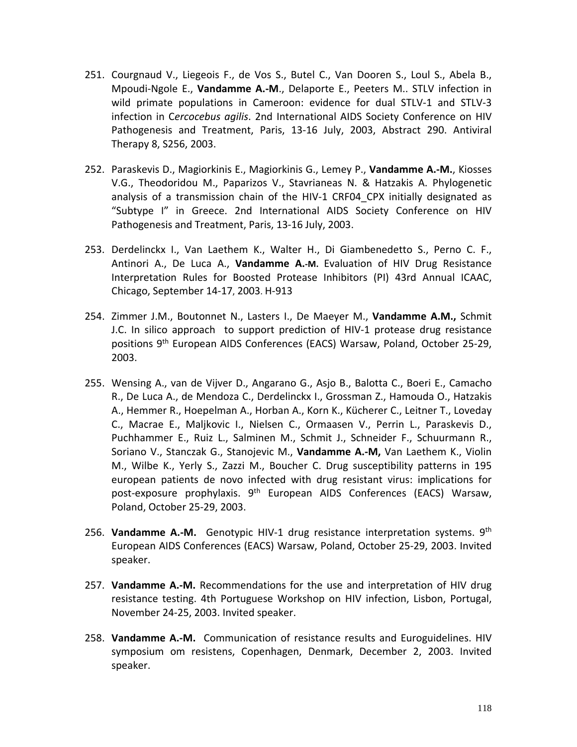251. Courgnaud V., Liegeois F., de Vos S., Butel C., Van Dooren S., Loul S., Abela B., Mpoudi-Ngole E., **Vandamme A.-M**., Delaporte E., Peeters M.. STLV infection in wild primate populations in Cameroon: evidence for dual STLV-1 and STLV-3 infection in C*ercocebus agilis*. 2nd International AIDS Society Conference on HIV Pathogenesis and Treatment, Paris, 13-16 July, 2003, Abstract 290. Antiviral Therapy 8, S256, 2003.

252. Paraskevis D., Magiorkinis E., Magiorkinis G., Lemey P., **Vandamme A.-M.**, Kiosses V.G., Theodoridou M., Paparizos V., Stavrianeas N. & Hatzakis A. Phylogenetic analysis of a transmission chain of the HIV-1 CRF04_CPX initially designated as "Subtype I" in Greece. 2nd International AIDS Society Conference on HIV Pathogenesis and Treatment, Paris, 13-16 July, 2003.

253. Derdelinckx I., Van Laethem K., Walter H., Di Giambenedetto S., Perno C. F., Antinori A., De Luca A., **Vandamme A.-M.** Evaluation of HIV Drug Resistance Interpretation Rules for Boosted Protease Inhibitors (PI) 43rd Annual ICAAC, Chicago, September 14-17, 2003. H-913

254. Zimmer J.M., Boutonnet N., Lasters I., De Maeyer M., **Vandamme A.M.,** Schmit J.C. In silico approach to support prediction of HIV-1 protease drug resistance positions 9th European AIDS Conferences (EACS) Warsaw, Poland, October 25-29, 2003.

255. Wensing A., van de Vijver D., Angarano G., Asjo B., Balotta C., Boeri E., Camacho R., De Luca A., de Mendoza C., Derdelinckx I., Grossman Z., Hamouda O., Hatzakis A., Hemmer R., Hoepelman A., Horban A., Korn K., Kücherer C., Leitner T., Loveday C., Macrae E., Maljkovic I., Nielsen C., Ormaasen V., Perrin L., Paraskevis D., Puchhammer E., Ruiz L., Salminen M., Schmit J., Schneider F., Schuurmann R., Soriano V., Stanczak G., Stanojevic M., **Vandamme A.-M,** Van Laethem K., Violin M., Wilbe K., Yerly S., Zazzi M., Boucher C. Drug susceptibility patterns in 195 european patients de novo infected with drug resistant virus: implications for post-exposure prophylaxis. 9th European AIDS Conferences (EACS) Warsaw, Poland, October 25-29, 2003.

256. **Vandamme A.-M.** Genotypic HIV-1 drug resistance interpretation systems. 9th European AIDS Conferences (EACS) Warsaw, Poland, October 25-29, 2003. Invited speaker.

257. **Vandamme A.-M.** Recommendations for the use and interpretation of HIV drug resistance testing. 4th Portuguese Workshop on HIV infection, Lisbon, Portugal, November 24-25, 2003. Invited speaker.

258. **Vandamme A.-M.** Communication of resistance results and Euroguidelines. HIV symposium om resistens, Copenhagen, Denmark, December 2, 2003. Invited speaker.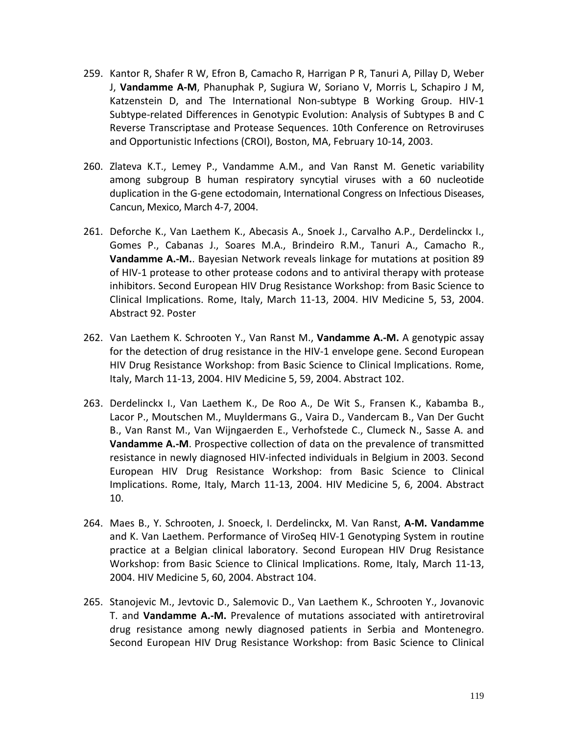259. Kantor R, Shafer R W, Efron B, Camacho R, Harrigan P R, Tanuri A, Pillay D, Weber J, **Vandamme A-M**, Phanuphak P, Sugiura W, Soriano V, Morris L, Schapiro J M, Katzenstein D, and The International Non-subtype B Working Group. HIV-1 Subtype-related Differences in Genotypic Evolution: Analysis of Subtypes B and C Reverse Transcriptase and Protease Sequences. 10th Conference on Retroviruses and Opportunistic Infections (CROI), Boston, MA, February 10-14, 2003.

260. Zlateva K.T., Lemey P., Vandamme A.M., and Van Ranst M. Genetic variability among subgroup B human respiratory syncytial viruses with a 60 nucleotide duplication in the G-gene ectodomain, International Congress on Infectious Diseases, Cancun, Mexico, March 4-7, 2004.

261. Deforche K., Van Laethem K., Abecasis A., Snoek J., Carvalho A.P., Derdelinckx I., Gomes P., Cabanas J., Soares M.A., Brindeiro R.M., Tanuri A., Camacho R., **Vandamme A.-M.**. Bayesian Network reveals linkage for mutations at position 89 of HIV-1 protease to other protease codons and to antiviral therapy with protease inhibitors. Second European HIV Drug Resistance Workshop: from Basic Science to Clinical Implications. Rome, Italy, March 11-13, 2004. HIV Medicine 5, 53, 2004. Abstract 92. Poster

262. Van Laethem K. Schrooten Y., Van Ranst M., **Vandamme A.-M.** A genotypic assay for the detection of drug resistance in the HIV-1 envelope gene. Second European HIV Drug Resistance Workshop: from Basic Science to Clinical Implications. Rome, Italy, March 11-13, 2004. HIV Medicine 5, 59, 2004. Abstract 102.

263. Derdelinckx I., Van Laethem K., De Roo A., De Wit S., Fransen K., Kabamba B., Lacor P., Moutschen M., Muyldermans G., Vaira D., Vandercam B., Van Der Gucht B., Van Ranst M., Van Wijngaerden E., Verhofstede C., Clumeck N., Sasse A. and **Vandamme A.-M**. Prospective collection of data on the prevalence of transmitted resistance in newly diagnosed HIV-infected individuals in Belgium in 2003. Second European HIV Drug Resistance Workshop: from Basic Science to Clinical Implications. Rome, Italy, March 11-13, 2004. HIV Medicine 5, 6, 2004. Abstract 10.

264. Maes B., Y. Schrooten, J. Snoeck, I. Derdelinckx, M. Van Ranst, **A-M. Vandamme** and K. Van Laethem. Performance of ViroSeq HIV-1 Genotyping System in routine practice at a Belgian clinical laboratory. Second European HIV Drug Resistance Workshop: from Basic Science to Clinical Implications. Rome, Italy, March 11-13, 2004. HIV Medicine 5, 60, 2004. Abstract 104.

265. Stanojevic M., Jevtovic D., Salemovic D., Van Laethem K., Schrooten Y., Jovanovic T. and **Vandamme A.-M.** Prevalence of mutations associated with antiretroviral drug resistance among newly diagnosed patients in Serbia and Montenegro. Second European HIV Drug Resistance Workshop: from Basic Science to Clinical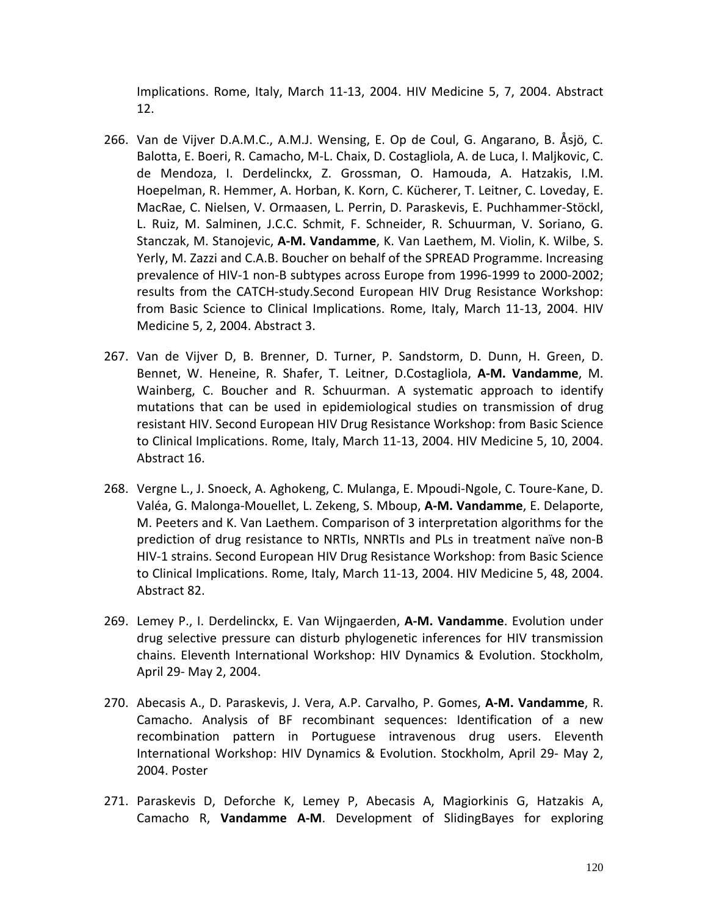Implications. Rome, Italy, March 11-13, 2004. HIV Medicine 5, 7, 2004. Abstract 12.

266. Van de Vijver D.A.M.C., A.M.J. Wensing, E. Op de Coul, G. Angarano, B. Åsjö, C. Balotta, E. Boeri, R. Camacho, M-L. Chaix, D. Costagliola, A. de Luca, I. Maljkovic, C. de Mendoza, I. Derdelinckx, Z. Grossman, O. Hamouda, A. Hatzakis, I.M. Hoepelman, R. Hemmer, A. Horban, K. Korn, C. Kücherer, T. Leitner, C. Loveday, E. MacRae, C. Nielsen, V. Ormaasen, L. Perrin, D. Paraskevis, E. Puchhammer-Stöckl, L. Ruiz, M. Salminen, J.C.C. Schmit, F. Schneider, R. Schuurman, V. Soriano, G. Stanczak, M. Stanojevic, **A-M. Vandamme**, K. Van Laethem, M. Violin, K. Wilbe, S. Yerly, M. Zazzi and C.A.B. Boucher on behalf of the SPREAD Programme. Increasing prevalence of HIV-1 non-B subtypes across Europe from 1996-1999 to 2000-2002; results from the CATCH-study.Second European HIV Drug Resistance Workshop: from Basic Science to Clinical Implications. Rome, Italy, March 11-13, 2004. HIV Medicine 5, 2, 2004. Abstract 3.

267. Van de Vijver D, B. Brenner, D. Turner, P. Sandstorm, D. Dunn, H. Green, D. Bennet, W. Heneine, R. Shafer, T. Leitner, D.Costagliola, **A-M. Vandamme**, M. Wainberg, C. Boucher and R. Schuurman. A systematic approach to identify mutations that can be used in epidemiological studies on transmission of drug resistant HIV. Second European HIV Drug Resistance Workshop: from Basic Science to Clinical Implications. Rome, Italy, March 11-13, 2004. HIV Medicine 5, 10, 2004. Abstract 16.

268. Vergne L., J. Snoeck, A. Aghokeng, C. Mulanga, E. Mpoudi-Ngole, C. Toure-Kane, D. Valéa, G. Malonga-Mouellet, L. Zekeng, S. Mboup, **A-M. Vandamme**, E. Delaporte, M. Peeters and K. Van Laethem. Comparison of 3 interpretation algorithms for the prediction of drug resistance to NRTIs, NNRTIs and PLs in treatment naïve non-B HIV-1 strains. Second European HIV Drug Resistance Workshop: from Basic Science to Clinical Implications. Rome, Italy, March 11-13, 2004. HIV Medicine 5, 48, 2004. Abstract 82.

269. Lemey P., I. Derdelinckx, E. Van Wijngaerden, **A-M. Vandamme**. Evolution under drug selective pressure can disturb phylogenetic inferences for HIV transmission chains. Eleventh International Workshop: HIV Dynamics & Evolution. Stockholm, April 29- May 2, 2004.

270. Abecasis A., D. Paraskevis, J. Vera, A.P. Carvalho, P. Gomes, **A-M. Vandamme**, R. Camacho. Analysis of BF recombinant sequences: Identification of a new recombination pattern in Portuguese intravenous drug users. Eleventh International Workshop: HIV Dynamics & Evolution. Stockholm, April 29- May 2, 2004. Poster

271. Paraskevis D, Deforche K, Lemey P, Abecasis A, Magiorkinis G, Hatzakis A, Camacho R, **Vandamme A-M**. Development of SlidingBayes for exploring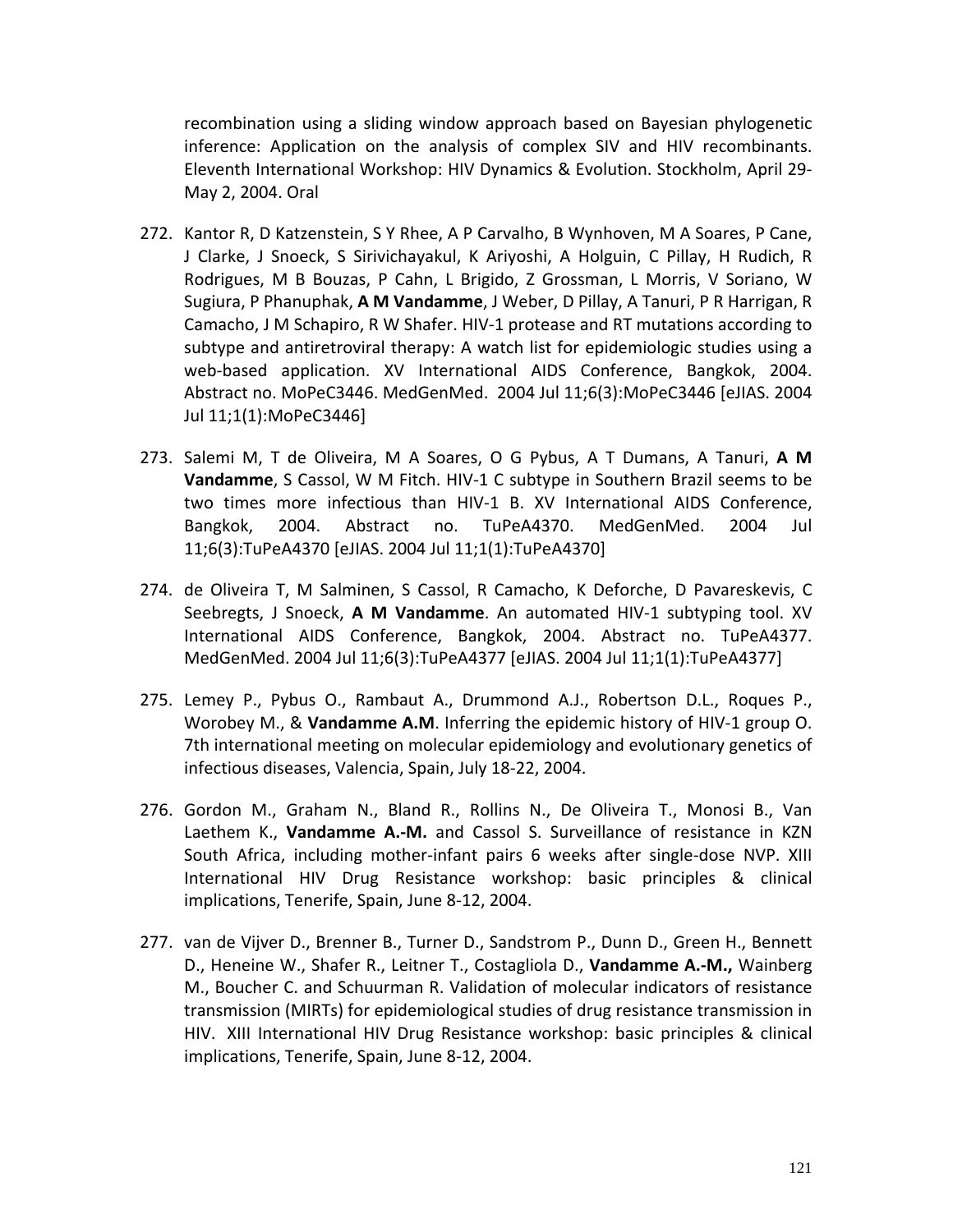recombination using a sliding window approach based on Bayesian phylogenetic inference: Application on the analysis of complex SIV and HIV recombinants. Eleventh International Workshop: HIV Dynamics & Evolution. Stockholm, April 29-May 2, 2004. Oral

272. Kantor R, D Katzenstein, S Y Rhee, A P Carvalho, B Wynhoven, M A Soares, P Cane, J Clarke, J Snoeck, S Sirivichayakul, K Ariyoshi, A Holguin, C Pillay, H Rudich, R Rodrigues, M B Bouzas, P Cahn, L Brigido, Z Grossman, L Morris, V Soriano, W Sugiura, P Phanuphak, **A M Vandamme**, J Weber, D Pillay, A Tanuri, P R Harrigan, R Camacho, J M Schapiro, R W Shafer. HIV-1 protease and RT mutations according to subtype and antiretroviral therapy: A watch list for epidemiologic studies using a web-based application. XV International AIDS Conference, Bangkok, 2004. Abstract no. MoPeC3446. MedGenMed. 2004 Jul 11;6(3):MoPeC3446 [eJIAS. 2004 Jul 11;1(1):MoPeC3446]

273. Salemi M, T de Oliveira, M A Soares, O G Pybus, A T Dumans, A Tanuri, **A M Vandamme**, S Cassol, W M Fitch. HIV-1 C subtype in Southern Brazil seems to be two times more infectious than HIV-1 B. XV International AIDS Conference, Bangkok, 2004. Abstract no. TuPeA4370. MedGenMed. 2004 Jul 11;6(3):TuPeA4370 [eJIAS. 2004 Jul 11;1(1):TuPeA4370]

274. de Oliveira T, M Salminen, S Cassol, R Camacho, K Deforche, D Pavareskevis, C Seebregts, J Snoeck, **A M Vandamme**. An automated HIV-1 subtyping tool. XV International AIDS Conference, Bangkok, 2004. Abstract no. TuPeA4377. MedGenMed. 2004 Jul 11;6(3):TuPeA4377 [eJIAS. 2004 Jul 11;1(1):TuPeA4377]

275. Lemey P., Pybus O., Rambaut A., Drummond A.J., Robertson D.L., Roques P., Worobey M., & **Vandamme A.M**. Inferring the epidemic history of HIV-1 group O. 7th international meeting on molecular epidemiology and evolutionary genetics of infectious diseases, Valencia, Spain, July 18-22, 2004.

276. Gordon M., Graham N., Bland R., Rollins N., De Oliveira T., Monosi B., Van Laethem K., **Vandamme A.-M.** and Cassol S. Surveillance of resistance in KZN South Africa, including mother-infant pairs 6 weeks after single-dose NVP. XIII International HIV Drug Resistance workshop: basic principles & clinical implications, Tenerife, Spain, June 8-12, 2004.

277. van de Vijver D., Brenner B., Turner D., Sandstrom P., Dunn D., Green H., Bennett D., Heneine W., Shafer R., Leitner T., Costagliola D., **Vandamme A.-M.,** Wainberg M., Boucher C. and Schuurman R. Validation of molecular indicators of resistance transmission (MIRTs) for epidemiological studies of drug resistance transmission in HIV. XIII International HIV Drug Resistance workshop: basic principles & clinical implications, Tenerife, Spain, June 8-12, 2004.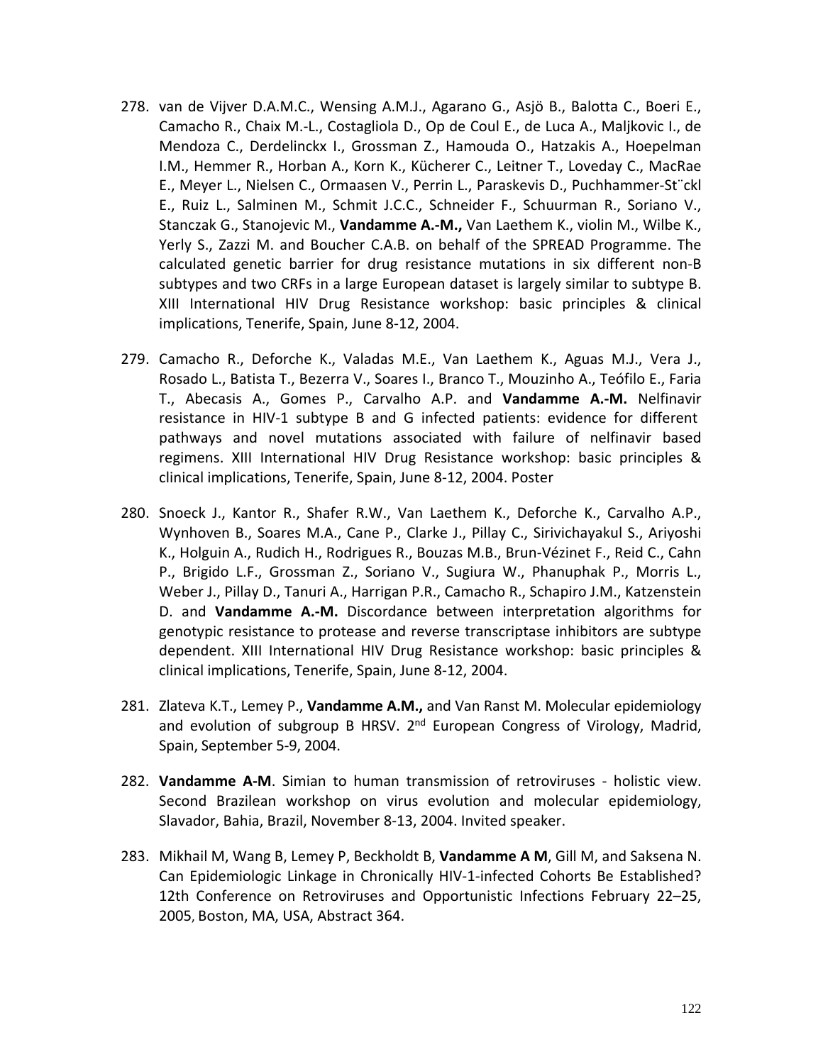278. van de Vijver D.A.M.C., Wensing A.M.J., Agarano G., Asjö B., Balotta C., Boeri E., Camacho R., Chaix M.-L., Costagliola D., Op de Coul E., de Luca A., Maljkovic I., de Mendoza C., Derdelinckx I., Grossman Z., Hamouda O., Hatzakis A., Hoepelman I.M., Hemmer R., Horban A., Korn K., Kücherer C., Leitner T., Loveday C., MacRae E., Meyer L., Nielsen C., Ormaasen V., Perrin L., Paraskevis D., Puchhammer-St¨ckl E., Ruiz L., Salminen M., Schmit J.C.C., Schneider F., Schuurman R., Soriano V., Stanczak G., Stanojevic M., **Vandamme A.-M.,** Van Laethem K., violin M., Wilbe K., Yerly S., Zazzi M. and Boucher C.A.B. on behalf of the SPREAD Programme. The calculated genetic barrier for drug resistance mutations in six different non-B subtypes and two CRFs in a large European dataset is largely similar to subtype B. XIII International HIV Drug Resistance workshop: basic principles & clinical implications, Tenerife, Spain, June 8-12, 2004.

279. Camacho R., Deforche K., Valadas M.E., Van Laethem K., Aguas M.J., Vera J., Rosado L., Batista T., Bezerra V., Soares I., Branco T., Mouzinho A., Teófilo E., Faria T., Abecasis A., Gomes P., Carvalho A.P. and **Vandamme A.-M.** Nelfinavir resistance in HIV-1 subtype B and G infected patients: evidence for different pathways and novel mutations associated with failure of nelfinavir based regimens. XIII International HIV Drug Resistance workshop: basic principles & clinical implications, Tenerife, Spain, June 8-12, 2004. Poster

280. Snoeck J., Kantor R., Shafer R.W., Van Laethem K., Deforche K., Carvalho A.P., Wynhoven B., Soares M.A., Cane P., Clarke J., Pillay C., Sirivichayakul S., Ariyoshi K., Holguin A., Rudich H., Rodrigues R., Bouzas M.B., Brun-Vézinet F., Reid C., Cahn P., Brigido L.F., Grossman Z., Soriano V., Sugiura W., Phanuphak P., Morris L., Weber J., Pillay D., Tanuri A., Harrigan P.R., Camacho R., Schapiro J.M., Katzenstein D. and **Vandamme A.-M.** Discordance between interpretation algorithms for genotypic resistance to protease and reverse transcriptase inhibitors are subtype dependent. XIII International HIV Drug Resistance workshop: basic principles & clinical implications, Tenerife, Spain, June 8-12, 2004.

281. Zlateva K.T., Lemey P., **Vandamme A.M.,** and Van Ranst M. Molecular epidemiology and evolution of subgroup B HRSV. 2nd European Congress of Virology, Madrid, Spain, September 5-9, 2004.

282. **Vandamme A-M**. Simian to human transmission of retroviruses - holistic view. Second Brazilean workshop on virus evolution and molecular epidemiology, Slavador, Bahia, Brazil, November 8-13, 2004. Invited speaker.

283. Mikhail M, Wang B, Lemey P, Beckholdt B, **Vandamme A M**, Gill M, and Saksena N. Can Epidemiologic Linkage in Chronically HIV-1-infected Cohorts Be Established? 12th Conference on Retroviruses and Opportunistic Infections February 22–25, 2005, Boston, MA, USA, Abstract 364.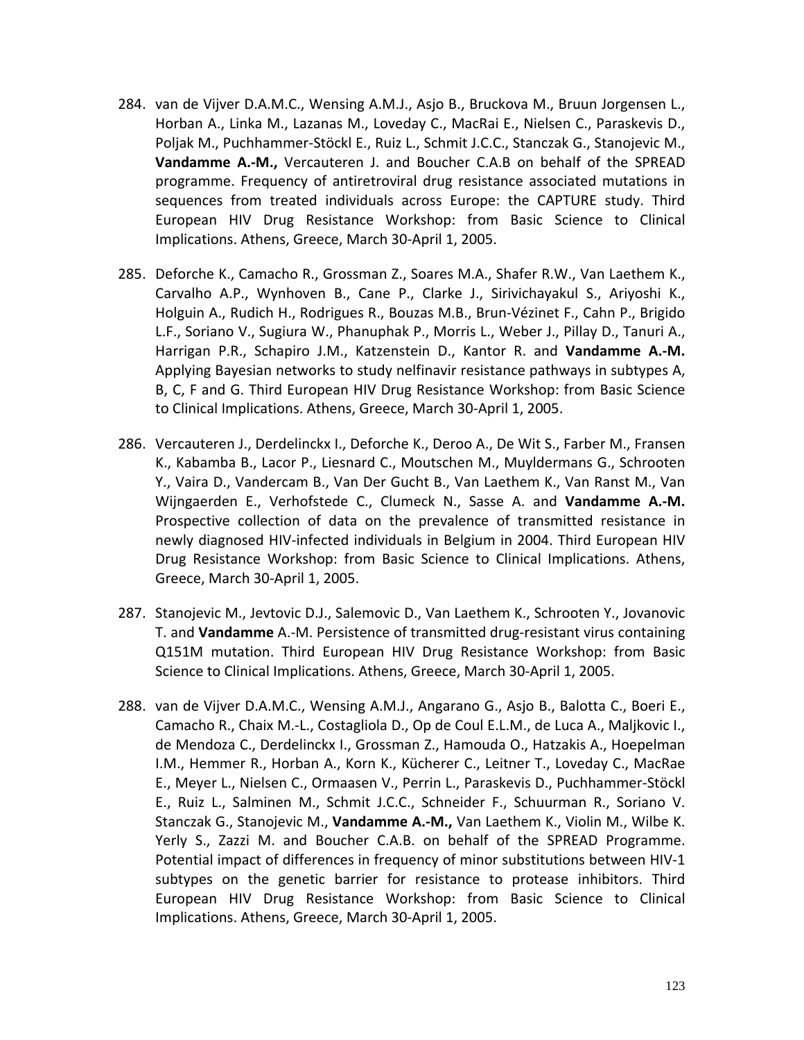284. van de Vijver D.A.M.C., Wensing A.M.J., Asjo B., Bruckova M., Bruun Jorgensen L., Horban A., Linka M., Lazanas M., Loveday C., MacRai E., Nielsen C., Paraskevis D., Poljak M., Puchhammer-Stöckl E., Ruiz L., Schmit J.C.C., Stanczak G., Stanojevic M., **Vandamme A.-M.,** Vercauteren J. and Boucher C.A.B on behalf of the SPREAD programme. Frequency of antiretroviral drug resistance associated mutations in sequences from treated individuals across Europe: the CAPTURE study. Third European HIV Drug Resistance Workshop: from Basic Science to Clinical Implications. Athens, Greece, March 30-April 1, 2005.

285. Deforche K., Camacho R., Grossman Z., Soares M.A., Shafer R.W., Van Laethem K., Carvalho A.P., Wynhoven B., Cane P., Clarke J., Sirivichayakul S., Ariyoshi K., Holguin A., Rudich H., Rodrigues R., Bouzas M.B., Brun-Vézinet F., Cahn P., Brigido L.F., Soriano V., Sugiura W., Phanuphak P., Morris L., Weber J., Pillay D., Tanuri A., Harrigan P.R., Schapiro J.M., Katzenstein D., Kantor R. and **Vandamme A.-M.** Applying Bayesian networks to study nelfinavir resistance pathways in subtypes A, B, C, F and G. Third European HIV Drug Resistance Workshop: from Basic Science to Clinical Implications. Athens, Greece, March 30-April 1, 2005.

286. Vercauteren J., Derdelinckx I., Deforche K., Deroo A., De Wit S., Farber M., Fransen K., Kabamba B., Lacor P., Liesnard C., Moutschen M., Muyldermans G., Schrooten Y., Vaira D., Vandercam B., Van Der Gucht B., Van Laethem K., Van Ranst M., Van Wijngaerden E., Verhofstede C., Clumeck N., Sasse A. and **Vandamme A.-M.** Prospective collection of data on the prevalence of transmitted resistance in newly diagnosed HIV-infected individuals in Belgium in 2004. Third European HIV Drug Resistance Workshop: from Basic Science to Clinical Implications. Athens, Greece, March 30-April 1, 2005.

287. Stanojevic M., Jevtovic D.J., Salemovic D., Van Laethem K., Schrooten Y., Jovanovic T. and **Vandamme** A.-M. Persistence of transmitted drug-resistant virus containing Q151M mutation. Third European HIV Drug Resistance Workshop: from Basic Science to Clinical Implications. Athens, Greece, March 30-April 1, 2005.

288. van de Vijver D.A.M.C., Wensing A.M.J., Angarano G., Asjo B., Balotta C., Boeri E., Camacho R., Chaix M.-L., Costagliola D., Op de Coul E.L.M., de Luca A., Maljkovic I., de Mendoza C., Derdelinckx I., Grossman Z., Hamouda O., Hatzakis A., Hoepelman I.M., Hemmer R., Horban A., Korn K., Kücherer C., Leitner T., Loveday C., MacRae E., Meyer L., Nielsen C., Ormaasen V., Perrin L., Paraskevis D., Puchhammer-Stöckl E., Ruiz L., Salminen M., Schmit J.C.C., Schneider F., Schuurman R., Soriano V. Stanczak G., Stanojevic M., **Vandamme A.-M.,** Van Laethem K., Violin M., Wilbe K. Yerly S., Zazzi M. and Boucher C.A.B. on behalf of the SPREAD Programme. Potential impact of differences in frequency of minor substitutions between HIV-1 subtypes on the genetic barrier for resistance to protease inhibitors. Third European HIV Drug Resistance Workshop: from Basic Science to Clinical Implications. Athens, Greece, March 30-April 1, 2005.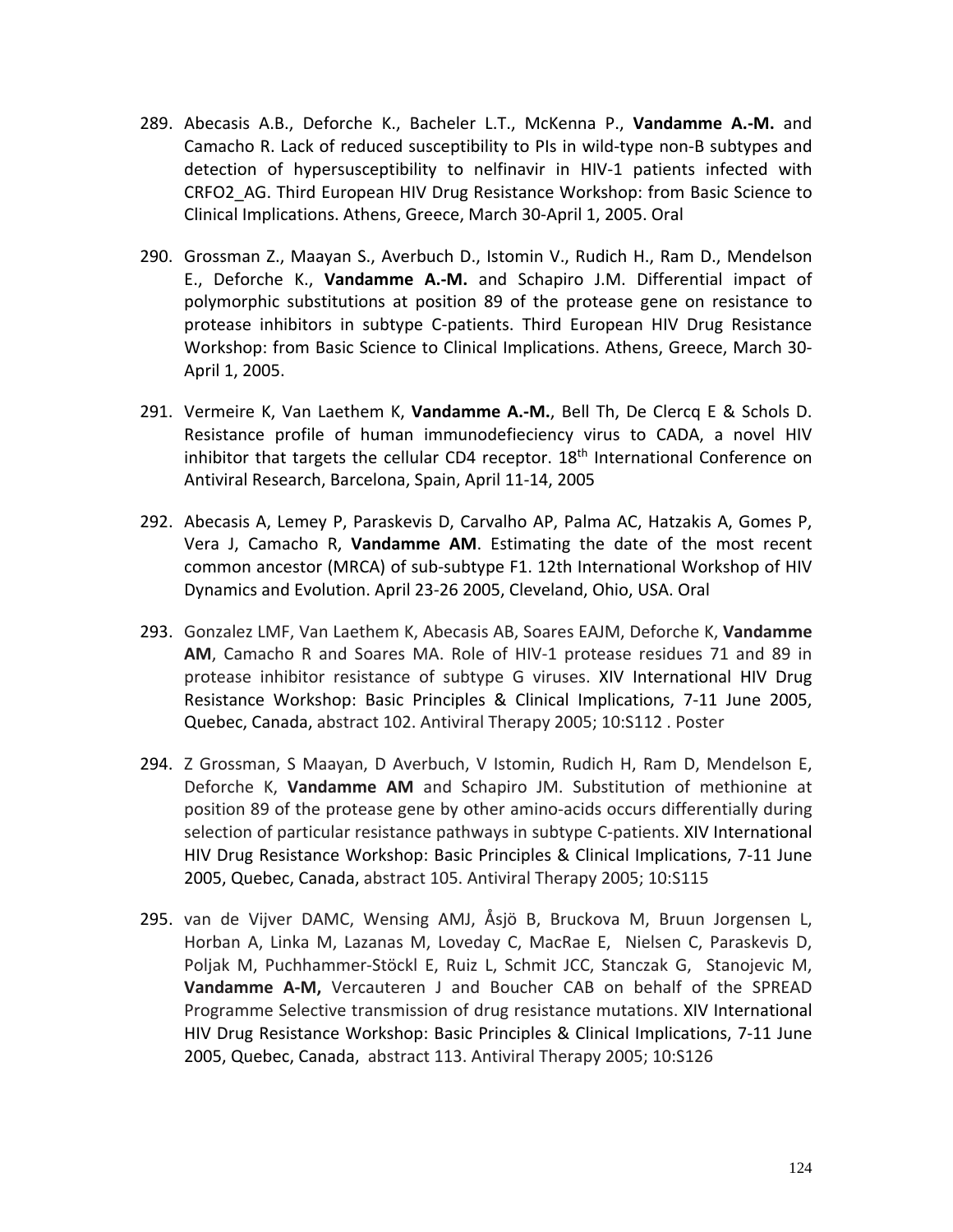289. Abecasis A.B., Deforche K., Bacheler L.T., McKenna P., **Vandamme A.-M.** and Camacho R. Lack of reduced susceptibility to PIs in wild-type non-B subtypes and detection of hypersusceptibility to nelfinavir in HIV-1 patients infected with CRFO2_AG. Third European HIV Drug Resistance Workshop: from Basic Science to Clinical Implications. Athens, Greece, March 30-April 1, 2005. Oral

290. Grossman Z., Maayan S., Averbuch D., Istomin V., Rudich H., Ram D., Mendelson E., Deforche K., **Vandamme A.-M.** and Schapiro J.M. Differential impact of polymorphic substitutions at position 89 of the protease gene on resistance to protease inhibitors in subtype C-patients. Third European HIV Drug Resistance Workshop: from Basic Science to Clinical Implications. Athens, Greece, March 30-April 1, 2005.

291. Vermeire K, Van Laethem K, **Vandamme A.-M.**, Bell Th, De Clercq E & Schols D. Resistance profile of human immunodefieciency virus to CADA, a novel HIV inhibitor that targets the cellular CD4 receptor. 18th International Conference on Antiviral Research, Barcelona, Spain, April 11-14, 2005

292. Abecasis A, Lemey P, Paraskevis D, Carvalho AP, Palma AC, Hatzakis A, Gomes P, Vera J, Camacho R, **Vandamme AM**. Estimating the date of the most recent common ancestor (MRCA) of sub-subtype F1. 12th International Workshop of HIV Dynamics and Evolution. April 23-26 2005, Cleveland, Ohio, USA. Oral

293. Gonzalez LMF, Van Laethem K, Abecasis AB, Soares EAJM, Deforche K, **Vandamme AM**, Camacho R and Soares MA. Role of HIV-1 protease residues 71 and 89 in protease inhibitor resistance of subtype G viruses. XIV International HIV Drug Resistance Workshop: Basic Principles & Clinical Implications, 7-11 June 2005, Quebec, Canada, abstract 102. Antiviral Therapy 2005; 10:S112 . Poster

294. Z Grossman, S Maayan, D Averbuch, V Istomin, Rudich H, Ram D, Mendelson E, Deforche K, **Vandamme AM** and Schapiro JM. Substitution of methionine at position 89 of the protease gene by other amino-acids occurs differentially during selection of particular resistance pathways in subtype C-patients. XIV International HIV Drug Resistance Workshop: Basic Principles & Clinical Implications, 7-11 June 2005, Quebec, Canada, abstract 105. Antiviral Therapy 2005; 10:S115

295. van de Vijver DAMC, Wensing AMJ, Åsjö B, Bruckova M, Bruun Jorgensen L, Horban A, Linka M, Lazanas M, Loveday C, MacRae E, Nielsen C, Paraskevis D, Poljak M, Puchhammer-Stöckl E, Ruiz L, Schmit JCC, Stanczak G, Stanojevic M, **Vandamme A-M,** Vercauteren J and Boucher CAB on behalf of the SPREAD Programme Selective transmission of drug resistance mutations. XIV International HIV Drug Resistance Workshop: Basic Principles & Clinical Implications, 7-11 June 2005, Quebec, Canada, abstract 113. Antiviral Therapy 2005; 10:S126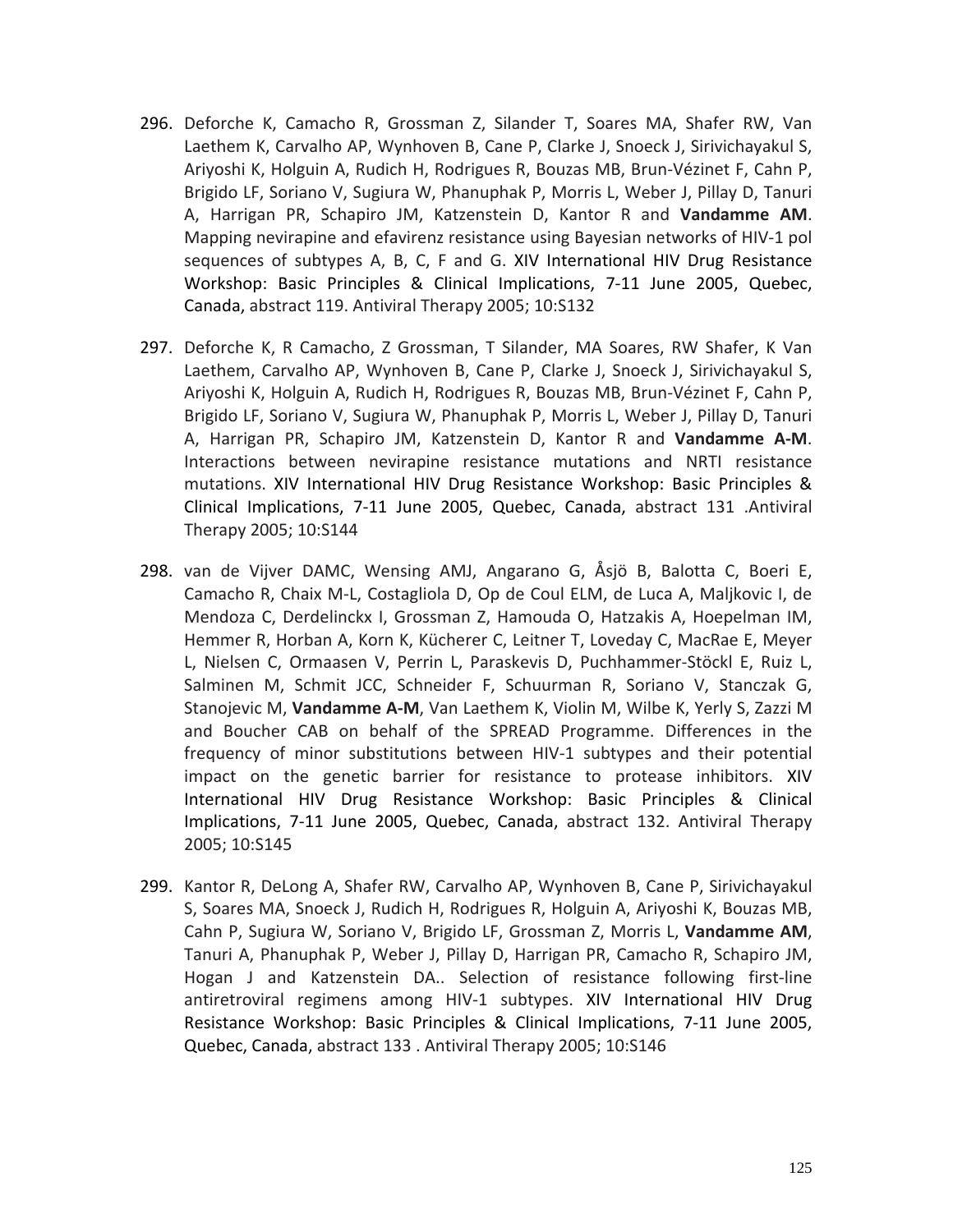296. Deforche K, Camacho R, Grossman Z, Silander T, Soares MA, Shafer RW, Van Laethem K, Carvalho AP, Wynhoven B, Cane P, Clarke J, Snoeck J, Sirivichayakul S, Ariyoshi K, Holguin A, Rudich H, Rodrigues R, Bouzas MB, Brun-Vézinet F, Cahn P, Brigido LF, Soriano V, Sugiura W, Phanuphak P, Morris L, Weber J, Pillay D, Tanuri A, Harrigan PR, Schapiro JM, Katzenstein D, Kantor R and **Vandamme AM**. Mapping nevirapine and efavirenz resistance using Bayesian networks of HIV-1 pol sequences of subtypes A, B, C, F and G. XIV International HIV Drug Resistance Workshop: Basic Principles & Clinical Implications, 7-11 June 2005, Quebec, Canada, abstract 119. Antiviral Therapy 2005; 10:S132

297. Deforche K, R Camacho, Z Grossman, T Silander, MA Soares, RW Shafer, K Van Laethem, Carvalho AP, Wynhoven B, Cane P, Clarke J, Snoeck J, Sirivichayakul S, Ariyoshi K, Holguin A, Rudich H, Rodrigues R, Bouzas MB, Brun-Vézinet F, Cahn P, Brigido LF, Soriano V, Sugiura W, Phanuphak P, Morris L, Weber J, Pillay D, Tanuri A, Harrigan PR, Schapiro JM, Katzenstein D, Kantor R and **Vandamme A-M**. Interactions between nevirapine resistance mutations and NRTI resistance mutations. XIV International HIV Drug Resistance Workshop: Basic Principles & Clinical Implications, 7-11 June 2005, Quebec, Canada, abstract 131 .Antiviral Therapy 2005; 10:S144

298. van de Vijver DAMC, Wensing AMJ, Angarano G, Åsjö B, Balotta C, Boeri E, Camacho R, Chaix M-L, Costagliola D, Op de Coul ELM, de Luca A, Maljkovic I, de Mendoza C, Derdelinckx I, Grossman Z, Hamouda O, Hatzakis A, Hoepelman IM, Hemmer R, Horban A, Korn K, Kücherer C, Leitner T, Loveday C, MacRae E, Meyer L, Nielsen C, Ormaasen V, Perrin L, Paraskevis D, Puchhammer-Stöckl E, Ruiz L, Salminen M, Schmit JCC, Schneider F, Schuurman R, Soriano V, Stanczak G, Stanojevic M, **Vandamme A-M**, Van Laethem K, Violin M, Wilbe K, Yerly S, Zazzi M and Boucher CAB on behalf of the SPREAD Programme. Differences in the frequency of minor substitutions between HIV-1 subtypes and their potential impact on the genetic barrier for resistance to protease inhibitors. XIV International HIV Drug Resistance Workshop: Basic Principles & Clinical Implications, 7-11 June 2005, Quebec, Canada, abstract 132. Antiviral Therapy 2005; 10:S145

299. Kantor R, DeLong A, Shafer RW, Carvalho AP, Wynhoven B, Cane P, Sirivichayakul S, Soares MA, Snoeck J, Rudich H, Rodrigues R, Holguin A, Ariyoshi K, Bouzas MB, Cahn P, Sugiura W, Soriano V, Brigido LF, Grossman Z, Morris L, **Vandamme AM**, Tanuri A, Phanuphak P, Weber J, Pillay D, Harrigan PR, Camacho R, Schapiro JM, Hogan J and Katzenstein DA.. Selection of resistance following first-line antiretroviral regimens among HIV-1 subtypes. XIV International HIV Drug Resistance Workshop: Basic Principles & Clinical Implications, 7-11 June 2005, Quebec, Canada, abstract 133 . Antiviral Therapy 2005; 10:S146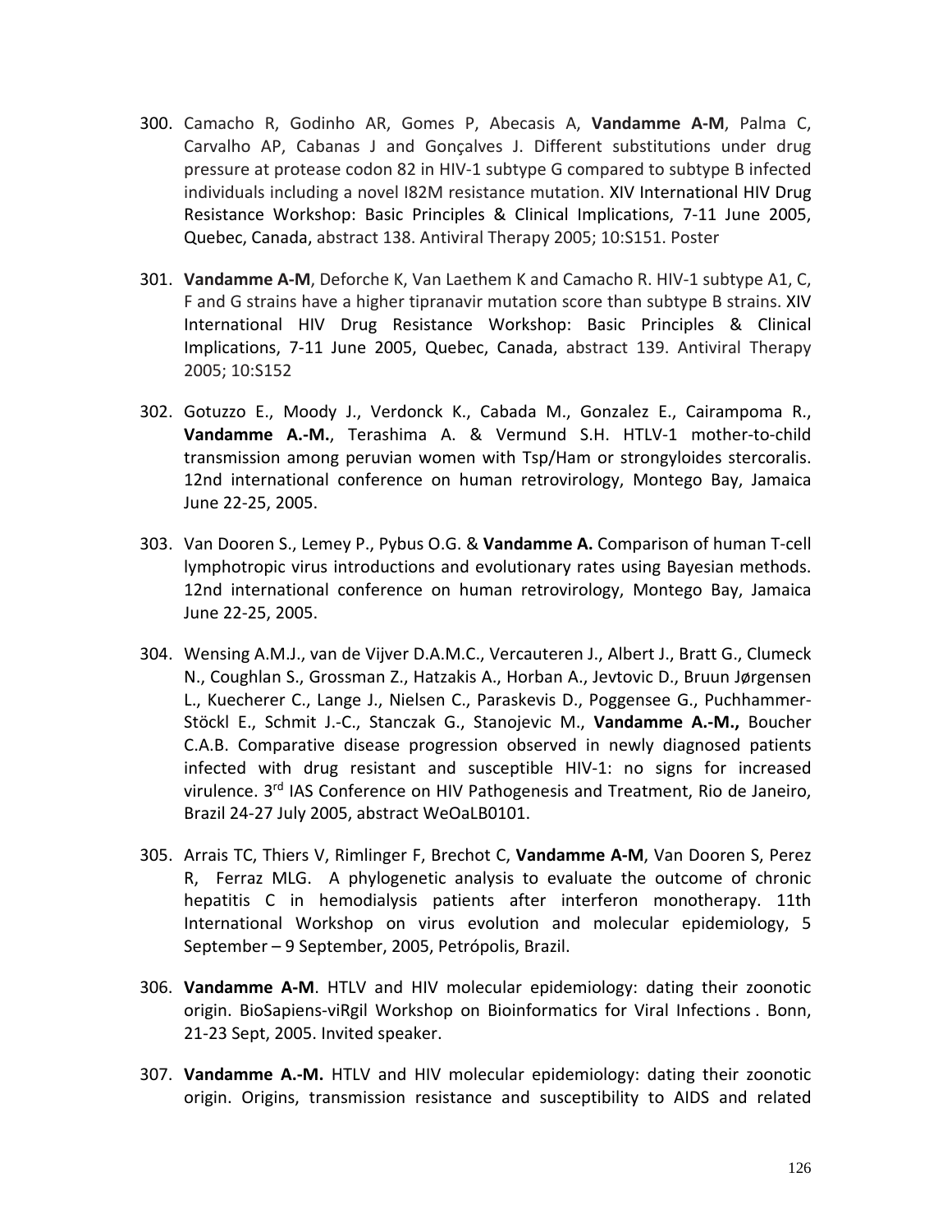300. Camacho R, Godinho AR, Gomes P, Abecasis A, **Vandamme A-M**, Palma C, Carvalho AP, Cabanas J and Gonçalves J. Different substitutions under drug pressure at protease codon 82 in HIV-1 subtype G compared to subtype B infected individuals including a novel I82M resistance mutation. XIV International HIV Drug Resistance Workshop: Basic Principles & Clinical Implications, 7-11 June 2005, Quebec, Canada, abstract 138. Antiviral Therapy 2005; 10:S151. Poster

301. **Vandamme A-M**, Deforche K, Van Laethem K and Camacho R. HIV-1 subtype A1, C, F and G strains have a higher tipranavir mutation score than subtype B strains. XIV International HIV Drug Resistance Workshop: Basic Principles & Clinical Implications, 7-11 June 2005, Quebec, Canada, abstract 139. Antiviral Therapy 2005; 10:S152

302. Gotuzzo E., Moody J., Verdonck K., Cabada M., Gonzalez E., Cairampoma R., **Vandamme A.-M.**, Terashima A. & Vermund S.H. HTLV-1 mother-to-child transmission among peruvian women with Tsp/Ham or strongyloides stercoralis. 12nd international conference on human retrovirology, Montego Bay, Jamaica June 22-25, 2005.

303. Van Dooren S., Lemey P., Pybus O.G. & **Vandamme A.** Comparison of human T-cell lymphotropic virus introductions and evolutionary rates using Bayesian methods. 12nd international conference on human retrovirology, Montego Bay, Jamaica June 22-25, 2005.

304. Wensing A.M.J., van de Vijver D.A.M.C., Vercauteren J., Albert J., Bratt G., Clumeck N., Coughlan S., Grossman Z., Hatzakis A., Horban A., Jevtovic D., Bruun Jørgensen L., Kuecherer C., Lange J., Nielsen C., Paraskevis D., Poggensee G., Puchhammer-Stöckl E., Schmit J.-C., Stanczak G., Stanojevic M., **Vandamme A.-M.,** Boucher C.A.B. Comparative disease progression observed in newly diagnosed patients infected with drug resistant and susceptible HIV-1: no signs for increased virulence. 3rd IAS Conference on HIV Pathogenesis and Treatment, Rio de Janeiro, Brazil 24-27 July 2005, abstract WeOaLB0101.

305. Arrais TC, Thiers V, Rimlinger F, Brechot C, **Vandamme A-M**, Van Dooren S, Perez R, Ferraz MLG. A phylogenetic analysis to evaluate the outcome of chronic hepatitis C in hemodialysis patients after interferon monotherapy. 11th International Workshop on virus evolution and molecular epidemiology, 5 September – 9 September, 2005, Petrópolis, Brazil.

306. **Vandamme A-M**. HTLV and HIV molecular epidemiology: dating their zoonotic origin. BioSapiens-viRgil Workshop on Bioinformatics for Viral Infections . Bonn, 21-23 Sept, 2005. Invited speaker.

307. **Vandamme A.-M.** HTLV and HIV molecular epidemiology: dating their zoonotic origin. Origins, transmission resistance and susceptibility to AIDS and related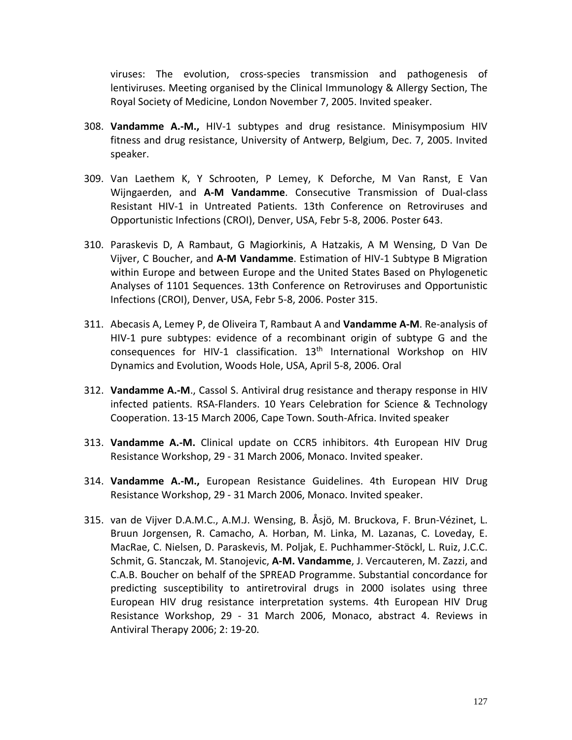viruses: The evolution, cross-species transmission and pathogenesis of lentiviruses. Meeting organised by the Clinical Immunology & Allergy Section, The Royal Society of Medicine, London November 7, 2005. Invited speaker.

308. **Vandamme A.-M.,** HIV-1 subtypes and drug resistance. Minisymposium HIV fitness and drug resistance, University of Antwerp, Belgium, Dec. 7, 2005. Invited speaker.

309. Van Laethem K, Y Schrooten, P Lemey, K Deforche, M Van Ranst, E Van Wijngaerden, and **A-M Vandamme**. Consecutive Transmission of Dual-class Resistant HIV-1 in Untreated Patients. 13th Conference on Retroviruses and Opportunistic Infections (CROI), Denver, USA, Febr 5-8, 2006. Poster 643.

310. Paraskevis D, A Rambaut, G Magiorkinis, A Hatzakis, A M Wensing, D Van De Vijver, C Boucher, and **A-M Vandamme**. Estimation of HIV-1 Subtype B Migration within Europe and between Europe and the United States Based on Phylogenetic Analyses of 1101 Sequences. 13th Conference on Retroviruses and Opportunistic Infections (CROI), Denver, USA, Febr 5-8, 2006. Poster 315.

311. Abecasis A, Lemey P, de Oliveira T, Rambaut A and **Vandamme A-M**. Re-analysis of HIV-1 pure subtypes: evidence of a recombinant origin of subtype G and the consequences for HIV-1 classification. 13th International Workshop on HIV Dynamics and Evolution, Woods Hole, USA, April 5-8, 2006. Oral

312. **Vandamme A.-M**., Cassol S. Antiviral drug resistance and therapy response in HIV infected patients. RSA-Flanders. 10 Years Celebration for Science & Technology Cooperation. 13-15 March 2006, Cape Town. South-Africa. Invited speaker

313. **Vandamme A.-M.** Clinical update on CCR5 inhibitors. 4th European HIV Drug Resistance Workshop, 29 - 31 March 2006, Monaco. Invited speaker.

314. **Vandamme A.-M.,** European Resistance Guidelines. 4th European HIV Drug Resistance Workshop, 29 - 31 March 2006, Monaco. Invited speaker.

315. van de Vijver D.A.M.C., A.M.J. Wensing, B. Åsjö, M. Bruckova, F. Brun-Vézinet, L. Bruun Jorgensen, R. Camacho, A. Horban, M. Linka, M. Lazanas, C. Loveday, E. MacRae, C. Nielsen, D. Paraskevis, M. Poljak, E. Puchhammer-Stöckl, L. Ruiz, J.C.C. Schmit, G. Stanczak, M. Stanojevic, **A-M. Vandamme**, J. Vercauteren, M. Zazzi, and C.A.B. Boucher on behalf of the SPREAD Programme. Substantial concordance for predicting susceptibility to antiretroviral drugs in 2000 isolates using three European HIV drug resistance interpretation systems. 4th European HIV Drug Resistance Workshop, 29 - 31 March 2006, Monaco, abstract 4. Reviews in Antiviral Therapy 2006; 2: 19-20.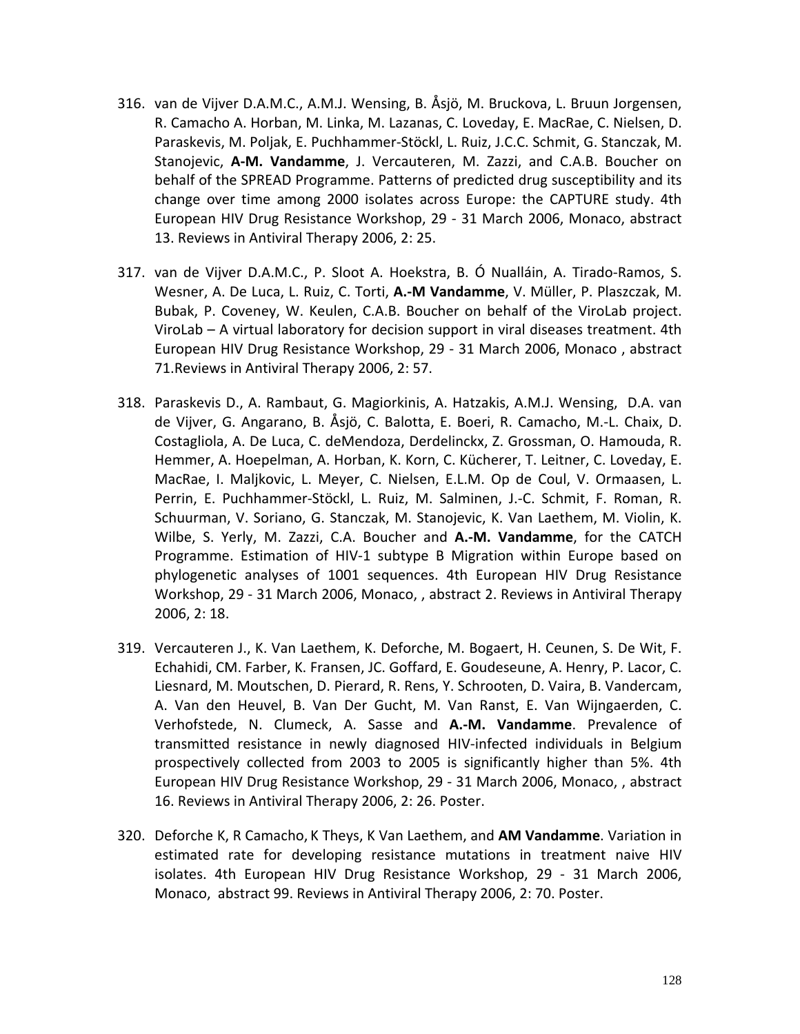316. van de Vijver D.A.M.C., A.M.J. Wensing, B. Åsjö, M. Bruckova, L. Bruun Jorgensen, R. Camacho A. Horban, M. Linka, M. Lazanas, C. Loveday, E. MacRae, C. Nielsen, D. Paraskevis, M. Poljak, E. Puchhammer-Stöckl, L. Ruiz, J.C.C. Schmit, G. Stanczak, M. Stanojevic, **A-M. Vandamme**, J. Vercauteren, M. Zazzi, and C.A.B. Boucher on behalf of the SPREAD Programme. Patterns of predicted drug susceptibility and its change over time among 2000 isolates across Europe: the CAPTURE study. 4th European HIV Drug Resistance Workshop, 29 - 31 March 2006, Monaco, abstract 13. Reviews in Antiviral Therapy 2006, 2: 25.

317. van de Vijver D.A.M.C., P. Sloot A. Hoekstra, B. Ó Nualláin, A. Tirado-Ramos, S. Wesner, A. De Luca, L. Ruiz, C. Torti, **A.-M Vandamme**, V. Müller, P. Plaszczak, M. Bubak, P. Coveney, W. Keulen, C.A.B. Boucher on behalf of the ViroLab project. ViroLab – A virtual laboratory for decision support in viral diseases treatment. 4th European HIV Drug Resistance Workshop, 29 - 31 March 2006, Monaco , abstract 71.Reviews in Antiviral Therapy 2006, 2: 57.

318. Paraskevis D., A. Rambaut, G. Magiorkinis, A. Hatzakis, A.M.J. Wensing, D.A. van de Vijver, G. Angarano, B. Åsjö, C. Balotta, E. Boeri, R. Camacho, M.-L. Chaix, D. Costagliola, A. De Luca, C. deMendoza, Derdelinckx, Z. Grossman, O. Hamouda, R. Hemmer, A. Hoepelman, A. Horban, K. Korn, C. Kücherer, T. Leitner, C. Loveday, E. MacRae, I. Maljkovic, L. Meyer, C. Nielsen, E.L.M. Op de Coul, V. Ormaasen, L. Perrin, E. Puchhammer-Stöckl, L. Ruiz, M. Salminen, J.-C. Schmit, F. Roman, R. Schuurman, V. Soriano, G. Stanczak, M. Stanojevic, K. Van Laethem, M. Violin, K. Wilbe, S. Yerly, M. Zazzi, C.A. Boucher and **A.-M. Vandamme**, for the CATCH Programme. Estimation of HIV-1 subtype B Migration within Europe based on phylogenetic analyses of 1001 sequences. 4th European HIV Drug Resistance Workshop, 29 - 31 March 2006, Monaco, , abstract 2. Reviews in Antiviral Therapy 2006, 2: 18.

319. Vercauteren J., K. Van Laethem, K. Deforche, M. Bogaert, H. Ceunen, S. De Wit, F. Echahidi, CM. Farber, K. Fransen, JC. Goffard, E. Goudeseune, A. Henry, P. Lacor, C. Liesnard, M. Moutschen, D. Pierard, R. Rens, Y. Schrooten, D. Vaira, B. Vandercam, A. Van den Heuvel, B. Van Der Gucht, M. Van Ranst, E. Van Wijngaerden, C. Verhofstede, N. Clumeck, A. Sasse and **A.-M. Vandamme**. Prevalence of transmitted resistance in newly diagnosed HIV-infected individuals in Belgium prospectively collected from 2003 to 2005 is significantly higher than 5%. 4th European HIV Drug Resistance Workshop, 29 - 31 March 2006, Monaco, , abstract 16. Reviews in Antiviral Therapy 2006, 2: 26. Poster.

320. Deforche K, R Camacho, K Theys, K Van Laethem, and **AM Vandamme**. Variation in estimated rate for developing resistance mutations in treatment naive HIV isolates. 4th European HIV Drug Resistance Workshop, 29 - 31 March 2006, Monaco, abstract 99. Reviews in Antiviral Therapy 2006, 2: 70. Poster.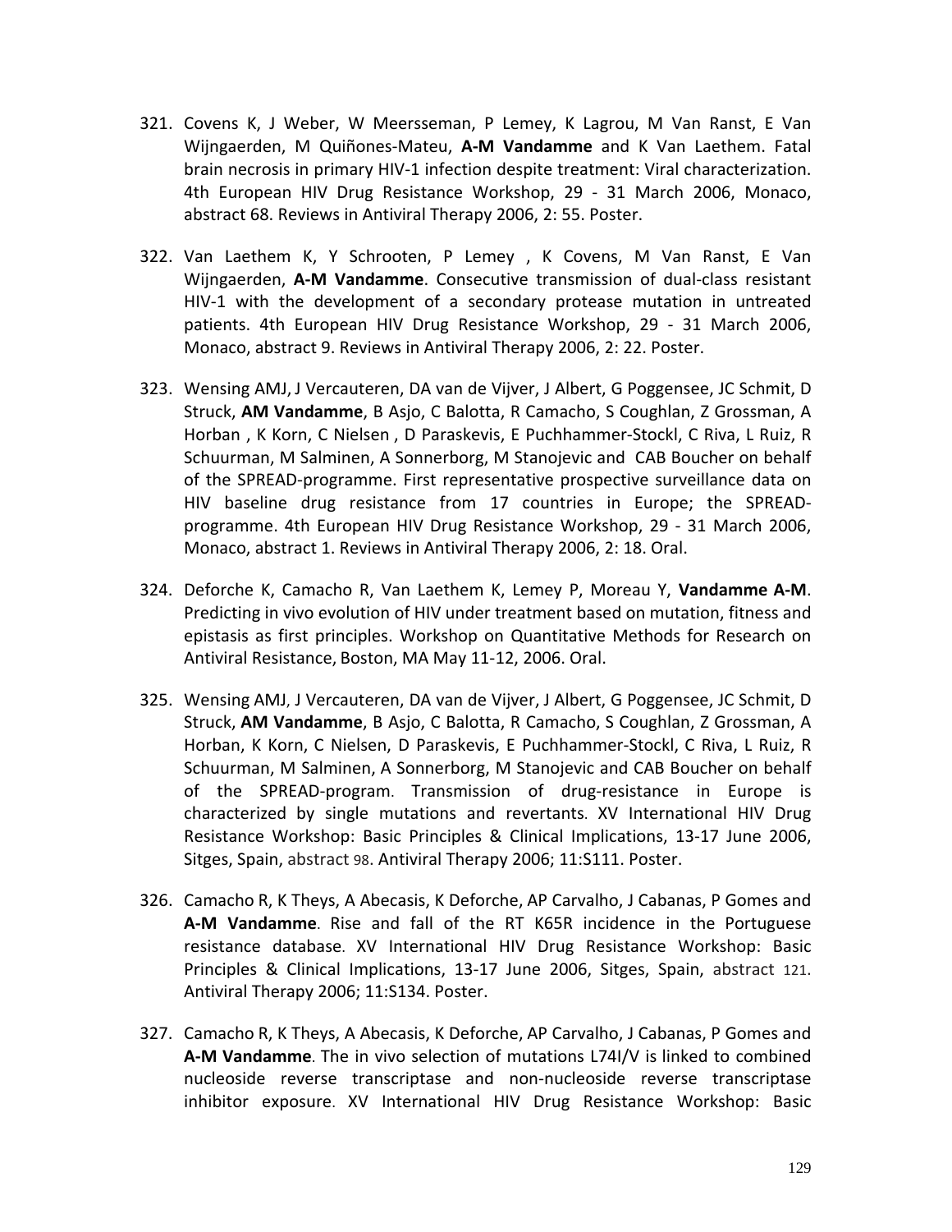321. Covens K, J Weber, W Meersseman, P Lemey, K Lagrou, M Van Ranst, E Van Wijngaerden, M Quiñones-Mateu, **A-M Vandamme** and K Van Laethem. Fatal brain necrosis in primary HIV-1 infection despite treatment: Viral characterization. 4th European HIV Drug Resistance Workshop, 29 - 31 March 2006, Monaco, abstract 68. Reviews in Antiviral Therapy 2006, 2: 55. Poster.

322. Van Laethem K, Y Schrooten, P Lemey , K Covens, M Van Ranst, E Van Wijngaerden, **A-M Vandamme**. Consecutive transmission of dual-class resistant HIV-1 with the development of a secondary protease mutation in untreated patients. 4th European HIV Drug Resistance Workshop, 29 - 31 March 2006, Monaco, abstract 9. Reviews in Antiviral Therapy 2006, 2: 22. Poster.

323. Wensing AMJ, J Vercauteren, DA van de Vijver, J Albert, G Poggensee, JC Schmit, D Struck, **AM Vandamme**, B Asjo, C Balotta, R Camacho, S Coughlan, Z Grossman, A Horban , K Korn, C Nielsen , D Paraskevis, E Puchhammer-Stockl, C Riva, L Ruiz, R Schuurman, M Salminen, A Sonnerborg, M Stanojevic and CAB Boucher on behalf of the SPREAD-programme. First representative prospective surveillance data on HIV baseline drug resistance from 17 countries in Europe; the SPREAD-programme. 4th European HIV Drug Resistance Workshop, 29 - 31 March 2006, Monaco, abstract 1. Reviews in Antiviral Therapy 2006, 2: 18. Oral.

324. Deforche K, Camacho R, Van Laethem K, Lemey P, Moreau Y, **Vandamme A-M**. Predicting in vivo evolution of HIV under treatment based on mutation, fitness and epistasis as first principles. Workshop on Quantitative Methods for Research on Antiviral Resistance, Boston, MA May 11-12, 2006. Oral.

325. Wensing AMJ, J Vercauteren, DA van de Vijver, J Albert, G Poggensee, JC Schmit, D Struck, **AM Vandamme**, B Asjo, C Balotta, R Camacho, S Coughlan, Z Grossman, A Horban, K Korn, C Nielsen, D Paraskevis, E Puchhammer-Stockl, C Riva, L Ruiz, R Schuurman, M Salminen, A Sonnerborg, M Stanojevic and CAB Boucher on behalf of the SPREAD-program. Transmission of drug-resistance in Europe is characterized by single mutations and revertants. XV International HIV Drug Resistance Workshop: Basic Principles & Clinical Implications, 13-17 June 2006, Sitges, Spain, abstract 98. Antiviral Therapy 2006; 11:S111. Poster.

326. Camacho R, K Theys, A Abecasis, K Deforche, AP Carvalho, J Cabanas, P Gomes and **A-M Vandamme**. Rise and fall of the RT K65R incidence in the Portuguese resistance database. XV International HIV Drug Resistance Workshop: Basic Principles & Clinical Implications, 13-17 June 2006, Sitges, Spain, abstract 121. Antiviral Therapy 2006; 11:S134. Poster.

327. Camacho R, K Theys, A Abecasis, K Deforche, AP Carvalho, J Cabanas, P Gomes and **A-M Vandamme**. The in vivo selection of mutations L74I/V is linked to combined nucleoside reverse transcriptase and non-nucleoside reverse transcriptase inhibitor exposure. XV International HIV Drug Resistance Workshop: Basic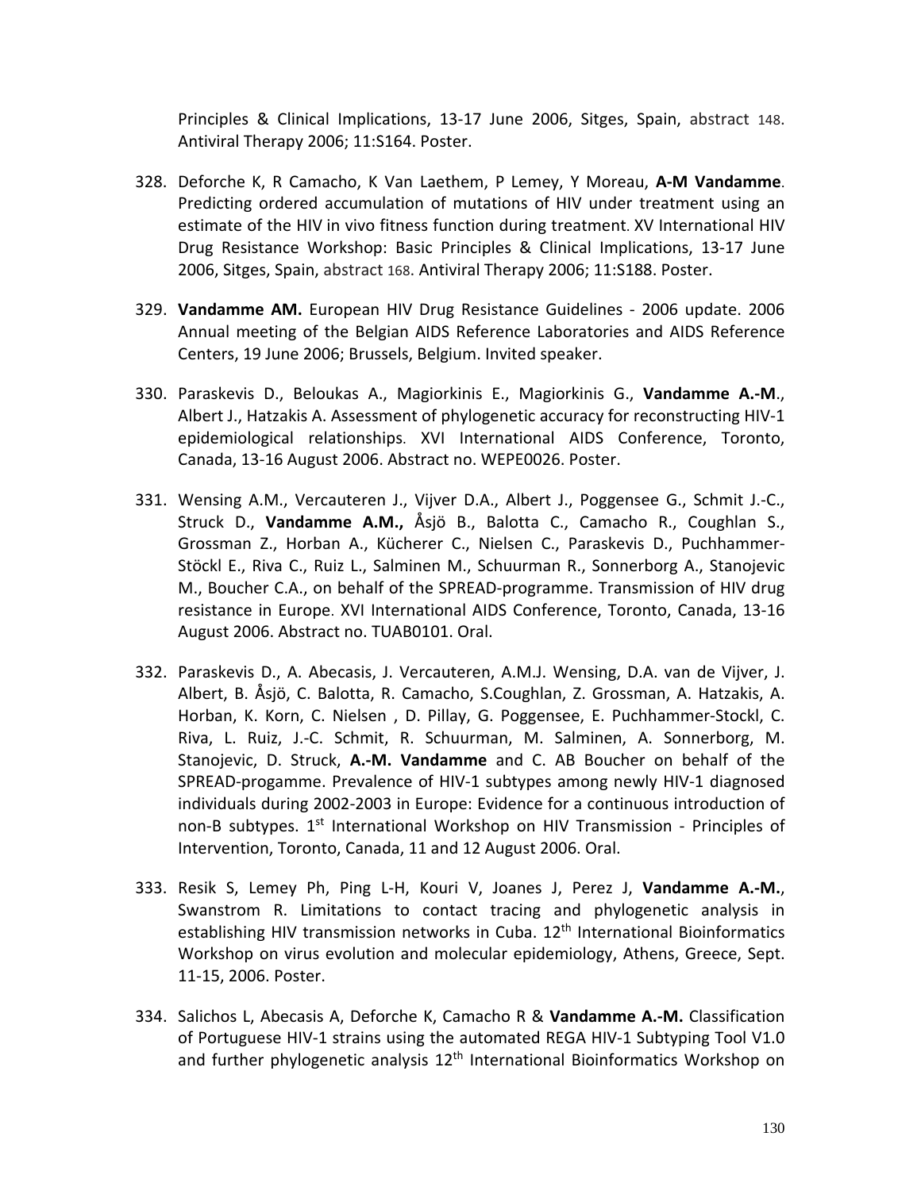Principles & Clinical Implications, 13-17 June 2006, Sitges, Spain, abstract 148. Antiviral Therapy 2006; 11:S164. Poster.

328. Deforche K, R Camacho, K Van Laethem, P Lemey, Y Moreau, **A-M Vandamme**. Predicting ordered accumulation of mutations of HIV under treatment using an estimate of the HIV in vivo fitness function during treatment. XV International HIV Drug Resistance Workshop: Basic Principles & Clinical Implications, 13-17 June 2006, Sitges, Spain, abstract 168. Antiviral Therapy 2006; 11:S188. Poster.

329. **Vandamme AM.** European HIV Drug Resistance Guidelines - 2006 update. 2006 Annual meeting of the Belgian AIDS Reference Laboratories and AIDS Reference Centers, 19 June 2006; Brussels, Belgium. Invited speaker.

330. Paraskevis D., Beloukas A., Magiorkinis E., Magiorkinis G., **Vandamme A.-M**., Albert J., Hatzakis A. Assessment of phylogenetic accuracy for reconstructing HIV-1 epidemiological relationships. XVI International AIDS Conference, Toronto, Canada, 13-16 August 2006. Abstract no. WEPE0026. Poster.

331. Wensing A.M., Vercauteren J., Vijver D.A., Albert J., Poggensee G., Schmit J.-C., Struck D., **Vandamme A.M.,** Åsjö B., Balotta C., Camacho R., Coughlan S., Grossman Z., Horban A., Kücherer C., Nielsen C., Paraskevis D., Puchhammer-Stöckl E., Riva C., Ruiz L., Salminen M., Schuurman R., Sonnerborg A., Stanojevic M., Boucher C.A., on behalf of the SPREAD-programme. Transmission of HIV drug resistance in Europe. XVI International AIDS Conference, Toronto, Canada, 13-16 August 2006. Abstract no. TUAB0101. Oral.

332. Paraskevis D., A. Abecasis, J. Vercauteren, A.M.J. Wensing, D.A. van de Vijver, J. Albert, B. Åsjö, C. Balotta, R. Camacho, S.Coughlan, Z. Grossman, A. Hatzakis, A. Horban, K. Korn, C. Nielsen , D. Pillay, G. Poggensee, E. Puchhammer-Stockl, C. Riva, L. Ruiz, J.-C. Schmit, R. Schuurman, M. Salminen, A. Sonnerborg, M. Stanojevic, D. Struck, **A.-M. Vandamme** and C. AB Boucher on behalf of the SPREAD-progamme. Prevalence of HIV-1 subtypes among newly HIV-1 diagnosed individuals during 2002-2003 in Europe: Evidence for a continuous introduction of non-B subtypes. 1st International Workshop on HIV Transmission - Principles of Intervention, Toronto, Canada, 11 and 12 August 2006. Oral.

333. Resik S, Lemey Ph, Ping L-H, Kouri V, Joanes J, Perez J, **Vandamme A.-M.**, Swanstrom R. Limitations to contact tracing and phylogenetic analysis in establishing HIV transmission networks in Cuba. 12th International Bioinformatics Workshop on virus evolution and molecular epidemiology, Athens, Greece, Sept. 11-15, 2006. Poster.

334. Salichos L, Abecasis A, Deforche K, Camacho R & **Vandamme A.-M.** Classification of Portuguese HIV-1 strains using the automated REGA HIV-1 Subtyping Tool V1.0 and further phylogenetic analysis 12th International Bioinformatics Workshop on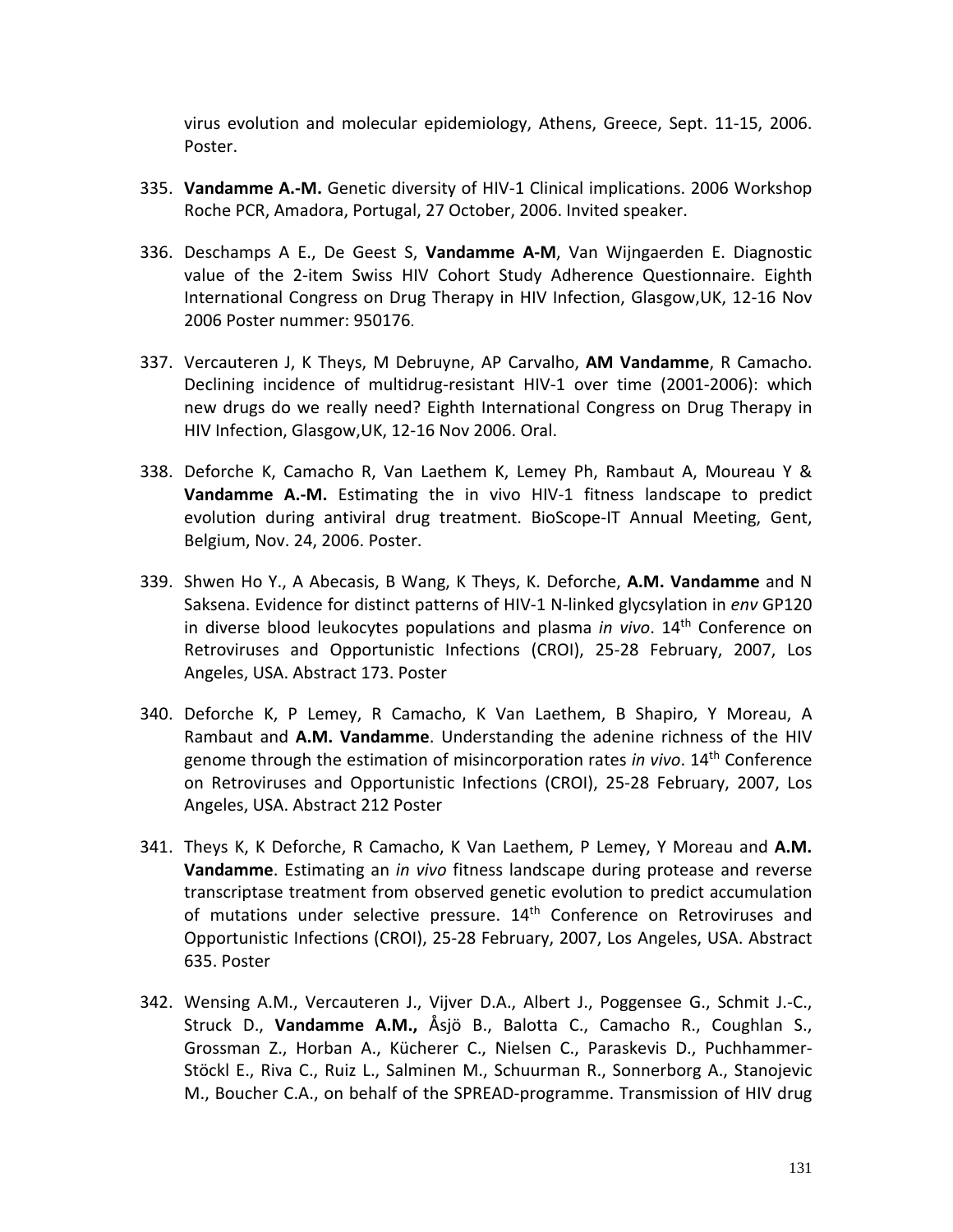virus evolution and molecular epidemiology, Athens, Greece, Sept. 11-15, 2006. Poster.

335. **Vandamme A.-M.** Genetic diversity of HIV-1 Clinical implications. 2006 Workshop Roche PCR, Amadora, Portugal, 27 October, 2006. Invited speaker.

336. Deschamps A E., De Geest S, **Vandamme A-M**, Van Wijngaerden E. Diagnostic value of the 2-item Swiss HIV Cohort Study Adherence Questionnaire. Eighth International Congress on Drug Therapy in HIV Infection, Glasgow,UK, 12-16 Nov 2006 Poster nummer: 950176.

337. Vercauteren J, K Theys, M Debruyne, AP Carvalho, **AM Vandamme**, R Camacho. Declining incidence of multidrug-resistant HIV-1 over time (2001-2006): which new drugs do we really need? Eighth International Congress on Drug Therapy in HIV Infection, Glasgow,UK, 12-16 Nov 2006. Oral.

338. Deforche K, Camacho R, Van Laethem K, Lemey Ph, Rambaut A, Moureau Y & **Vandamme A.-M.** Estimating the in vivo HIV-1 fitness landscape to predict evolution during antiviral drug treatment. BioScope-IT Annual Meeting, Gent, Belgium, Nov. 24, 2006. Poster.

339. Shwen Ho Y., A Abecasis, B Wang, K Theys, K. Deforche, **A.M. Vandamme** and N Saksena. Evidence for distinct patterns of HIV-1 N-linked glycsylation in *env* GP120 in diverse blood leukocytes populations and plasma *in vivo*. 14th Conference on Retroviruses and Opportunistic Infections (CROI), 25-28 February, 2007, Los Angeles, USA. Abstract 173. Poster

340. Deforche K, P Lemey, R Camacho, K Van Laethem, B Shapiro, Y Moreau, A Rambaut and **A.M. Vandamme**. Understanding the adenine richness of the HIV genome through the estimation of misincorporation rates *in vivo*. 14th Conference on Retroviruses and Opportunistic Infections (CROI), 25-28 February, 2007, Los Angeles, USA. Abstract 212 Poster

341. Theys K, K Deforche, R Camacho, K Van Laethem, P Lemey, Y Moreau and **A.M. Vandamme**. Estimating an *in vivo* fitness landscape during protease and reverse transcriptase treatment from observed genetic evolution to predict accumulation of mutations under selective pressure. 14th Conference on Retroviruses and Opportunistic Infections (CROI), 25-28 February, 2007, Los Angeles, USA. Abstract 635. Poster

342. Wensing A.M., Vercauteren J., Vijver D.A., Albert J., Poggensee G., Schmit J.-C., Struck D., **Vandamme A.M.,** Åsjö B., Balotta C., Camacho R., Coughlan S., Grossman Z., Horban A., Kücherer C., Nielsen C., Paraskevis D., Puchhammer-Stöckl E., Riva C., Ruiz L., Salminen M., Schuurman R., Sonnerborg A., Stanojevic M., Boucher C.A., on behalf of the SPREAD-programme. Transmission of HIV drug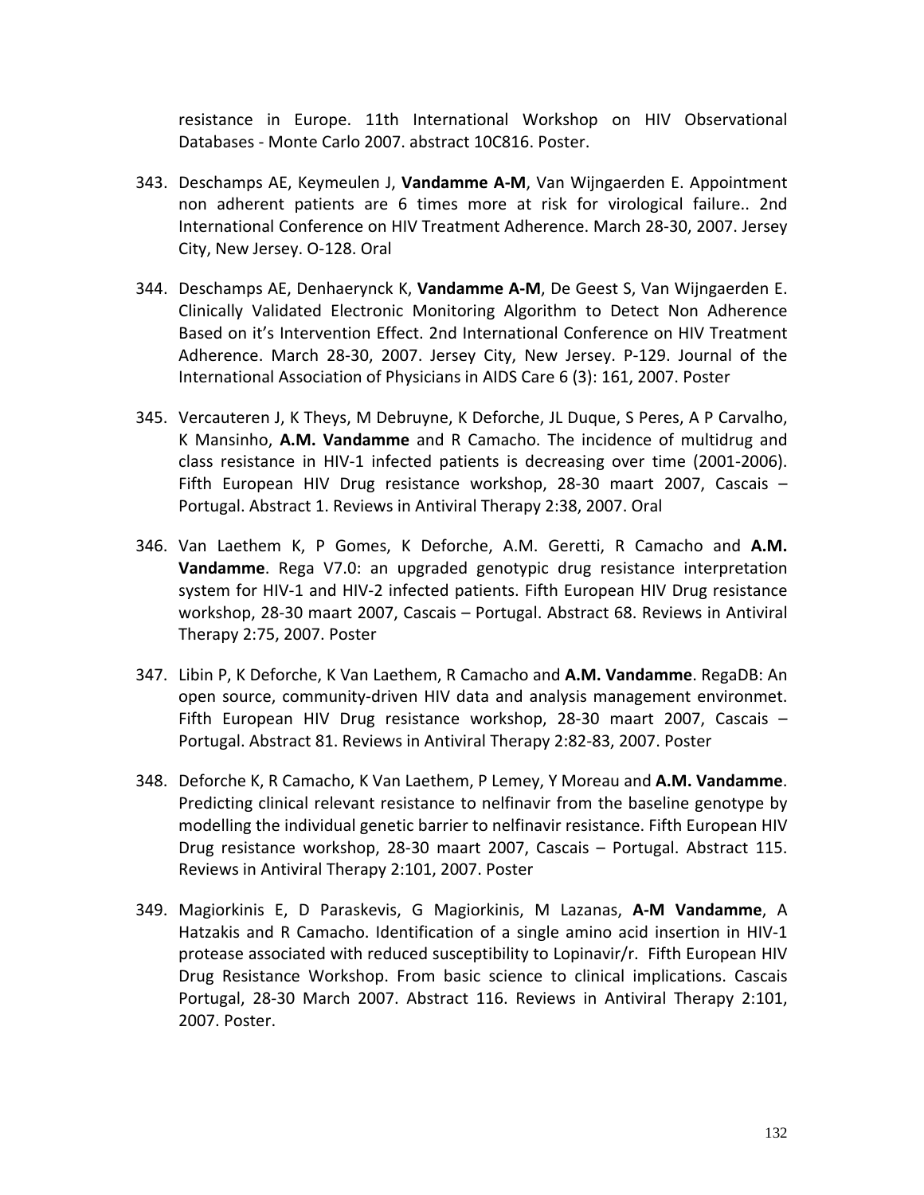resistance in Europe. 11th International Workshop on HIV Observational Databases - Monte Carlo 2007. abstract 10C816. Poster.

343. Deschamps AE, Keymeulen J, **Vandamme A-M**, Van Wijngaerden E. Appointment non adherent patients are 6 times more at risk for virological failure.. 2nd International Conference on HIV Treatment Adherence. March 28-30, 2007. Jersey City, New Jersey. O-128. Oral

344. Deschamps AE, Denhaerynck K, **Vandamme A-M**, De Geest S, Van Wijngaerden E. Clinically Validated Electronic Monitoring Algorithm to Detect Non Adherence Based on it's Intervention Effect. 2nd International Conference on HIV Treatment Adherence. March 28-30, 2007. Jersey City, New Jersey. P-129. Journal of the International Association of Physicians in AIDS Care 6 (3): 161, 2007. Poster

345. Vercauteren J, K Theys, M Debruyne, K Deforche, JL Duque, S Peres, A P Carvalho, K Mansinho, **A.M. Vandamme** and R Camacho. The incidence of multidrug and class resistance in HIV-1 infected patients is decreasing over time (2001-2006). Fifth European HIV Drug resistance workshop, 28-30 maart 2007, Cascais – Portugal. Abstract 1. Reviews in Antiviral Therapy 2:38, 2007. Oral

346. Van Laethem K, P Gomes, K Deforche, A.M. Geretti, R Camacho and **A.M. Vandamme**. Rega V7.0: an upgraded genotypic drug resistance interpretation system for HIV-1 and HIV-2 infected patients. Fifth European HIV Drug resistance workshop, 28-30 maart 2007, Cascais – Portugal. Abstract 68. Reviews in Antiviral Therapy 2:75, 2007. Poster

347. Libin P, K Deforche, K Van Laethem, R Camacho and **A.M. Vandamme**. RegaDB: An open source, community-driven HIV data and analysis management environmet. Fifth European HIV Drug resistance workshop, 28-30 maart 2007, Cascais – Portugal. Abstract 81. Reviews in Antiviral Therapy 2:82-83, 2007. Poster

348. Deforche K, R Camacho, K Van Laethem, P Lemey, Y Moreau and **A.M. Vandamme**. Predicting clinical relevant resistance to nelfinavir from the baseline genotype by modelling the individual genetic barrier to nelfinavir resistance. Fifth European HIV Drug resistance workshop, 28-30 maart 2007, Cascais – Portugal. Abstract 115. Reviews in Antiviral Therapy 2:101, 2007. Poster

349. Magiorkinis E, D Paraskevis, G Magiorkinis, M Lazanas, **A-M Vandamme**, A Hatzakis and R Camacho. Identification of a single amino acid insertion in HIV-1 protease associated with reduced susceptibility to Lopinavir/r. Fifth European HIV Drug Resistance Workshop. From basic science to clinical implications. Cascais Portugal, 28-30 March 2007. Abstract 116. Reviews in Antiviral Therapy 2:101, 2007. Poster.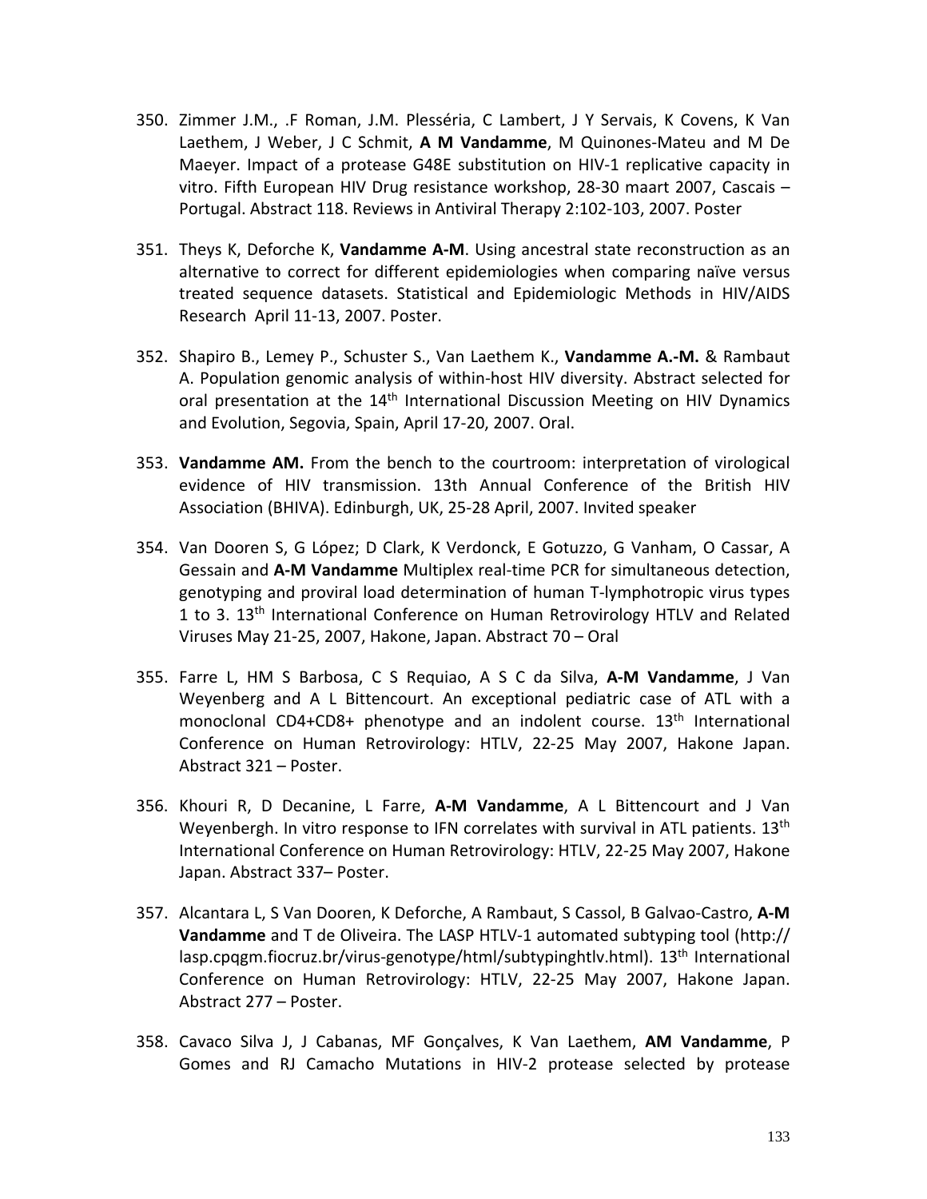350. Zimmer J.M., .F Roman, J.M. Plesséria, C Lambert, J Y Servais, K Covens, K Van Laethem, J Weber, J C Schmit, **A M Vandamme**, M Quinones-Mateu and M De Maeyer. Impact of a protease G48E substitution on HIV-1 replicative capacity in vitro. Fifth European HIV Drug resistance workshop, 28-30 maart 2007, Cascais – Portugal. Abstract 118. Reviews in Antiviral Therapy 2:102-103, 2007. Poster

351. Theys K, Deforche K, **Vandamme A-M**. Using ancestral state reconstruction as an alternative to correct for different epidemiologies when comparing naïve versus treated sequence datasets. Statistical and Epidemiologic Methods in HIV/AIDS Research April 11-13, 2007. Poster.

352. Shapiro B., Lemey P., Schuster S., Van Laethem K., **Vandamme A.-M.** & Rambaut A. Population genomic analysis of within-host HIV diversity. Abstract selected for oral presentation at the 14th International Discussion Meeting on HIV Dynamics and Evolution, Segovia, Spain, April 17-20, 2007. Oral.

353. **Vandamme AM.** From the bench to the courtroom: interpretation of virological evidence of HIV transmission. 13th Annual Conference of the British HIV Association (BHIVA). Edinburgh, UK, 25-28 April, 2007. Invited speaker

354. Van Dooren S, G López; D Clark, K Verdonck, E Gotuzzo, G Vanham, O Cassar, A Gessain and **A-M Vandamme** Multiplex real-time PCR for simultaneous detection, genotyping and proviral load determination of human T-lymphotropic virus types 1 to 3. 13th International Conference on Human Retrovirology HTLV and Related Viruses May 21-25, 2007, Hakone, Japan. Abstract 70 – Oral

355. Farre L, HM S Barbosa, C S Requiao, A S C da Silva, **A-M Vandamme**, J Van Weyenberg and A L Bittencourt. An exceptional pediatric case of ATL with a monoclonal CD4+CD8+ phenotype and an indolent course. 13th International Conference on Human Retrovirology: HTLV, 22-25 May 2007, Hakone Japan. Abstract 321 – Poster.

356. Khouri R, D Decanine, L Farre, **A-M Vandamme**, A L Bittencourt and J Van Weyenbergh. In vitro response to IFN correlates with survival in ATL patients. 13th International Conference on Human Retrovirology: HTLV, 22-25 May 2007, Hakone Japan. Abstract 337– Poster.

357. Alcantara L, S Van Dooren, K Deforche, A Rambaut, S Cassol, B Galvao-Castro, **A-M Vandamme** and T de Oliveira. The LASP HTLV-1 automated subtyping tool (http://lasp.cpqgm.fiocruz.br/virus-genotype/html/subtypinghtlv.html). 13th International Conference on Human Retrovirology: HTLV, 22-25 May 2007, Hakone Japan. Abstract 277 – Poster.

358. Cavaco Silva J, J Cabanas, MF Gonçalves, K Van Laethem, **AM Vandamme**, P Gomes and RJ Camacho Mutations in HIV-2 protease selected by protease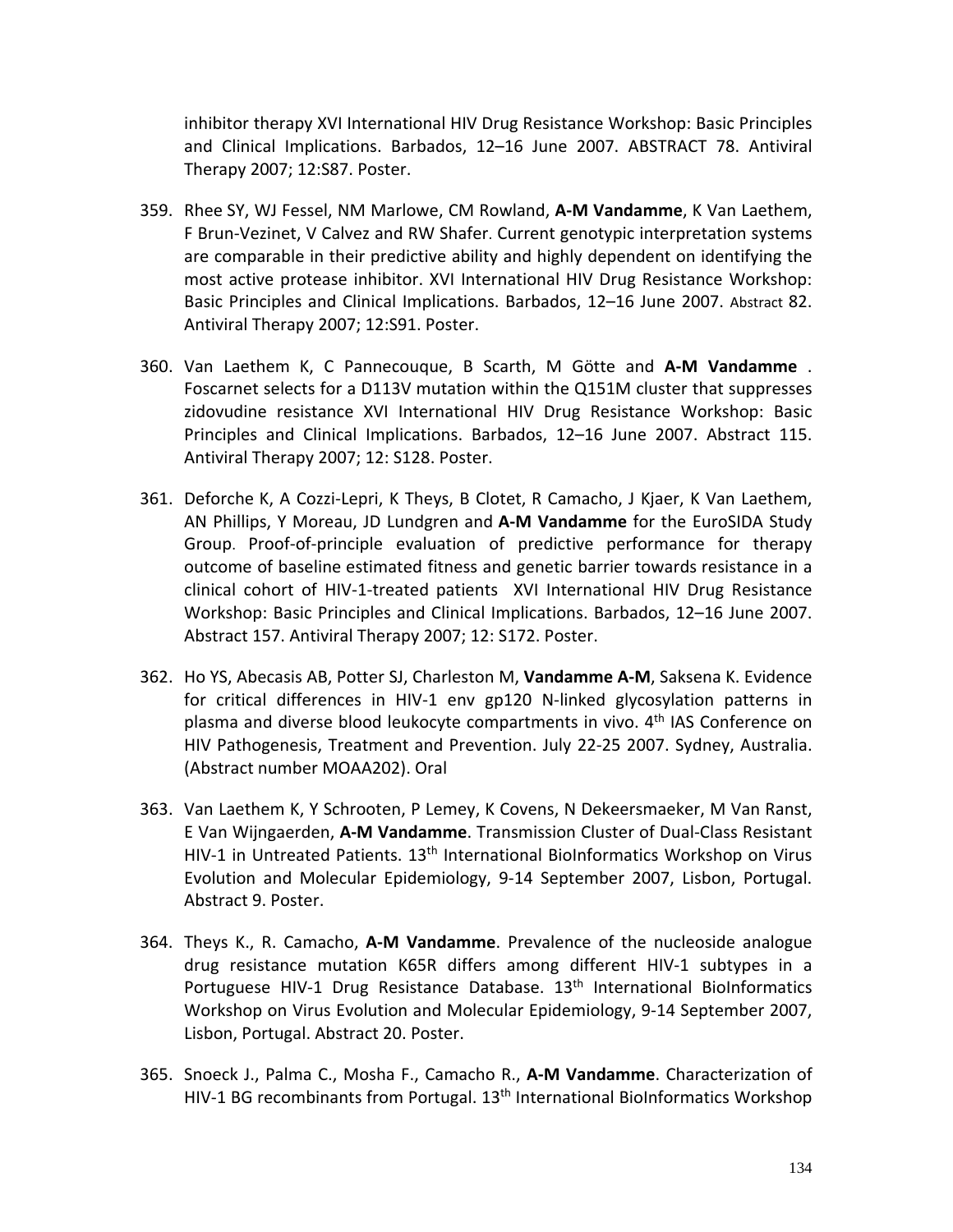inhibitor therapy XVI International HIV Drug Resistance Workshop: Basic Principles and Clinical Implications. Barbados, 12–16 June 2007. ABSTRACT 78. Antiviral Therapy 2007; 12:S87. Poster.

359. Rhee SY, WJ Fessel, NM Marlowe, CM Rowland, **A-M Vandamme**, K Van Laethem, F Brun-Vezinet, V Calvez and RW Shafer. Current genotypic interpretation systems are comparable in their predictive ability and highly dependent on identifying the most active protease inhibitor. XVI International HIV Drug Resistance Workshop: Basic Principles and Clinical Implications. Barbados, 12–16 June 2007. Abstract 82. Antiviral Therapy 2007; 12:S91. Poster.

360. Van Laethem K, C Pannecouque, B Scarth, M Götte and **A-M Vandamme** . Foscarnet selects for a D113V mutation within the Q151M cluster that suppresses zidovudine resistance XVI International HIV Drug Resistance Workshop: Basic Principles and Clinical Implications. Barbados, 12–16 June 2007. Abstract 115. Antiviral Therapy 2007; 12: S128. Poster.

361. Deforche K, A Cozzi-Lepri, K Theys, B Clotet, R Camacho, J Kjaer, K Van Laethem, AN Phillips, Y Moreau, JD Lundgren and **A-M Vandamme** for the EuroSIDA Study Group. Proof-of-principle evaluation of predictive performance for therapy outcome of baseline estimated fitness and genetic barrier towards resistance in a clinical cohort of HIV-1-treated patients XVI International HIV Drug Resistance Workshop: Basic Principles and Clinical Implications. Barbados, 12–16 June 2007. Abstract 157. Antiviral Therapy 2007; 12: S172. Poster.

362. Ho YS, Abecasis AB, Potter SJ, Charleston M, **Vandamme A-M**, Saksena K. Evidence for critical differences in HIV-1 env gp120 N-linked glycosylation patterns in plasma and diverse blood leukocyte compartments in vivo. 4th IAS Conference on HIV Pathogenesis, Treatment and Prevention. July 22-25 2007. Sydney, Australia. (Abstract number MOAA202). Oral

363. Van Laethem K, Y Schrooten, P Lemey, K Covens, N Dekeersmaeker, M Van Ranst, E Van Wijngaerden, **A-M Vandamme**. Transmission Cluster of Dual-Class Resistant HIV-1 in Untreated Patients. 13th International BioInformatics Workshop on Virus Evolution and Molecular Epidemiology, 9-14 September 2007, Lisbon, Portugal. Abstract 9. Poster.

364. Theys K., R. Camacho, **A-M Vandamme**. Prevalence of the nucleoside analogue drug resistance mutation K65R differs among different HIV-1 subtypes in a Portuguese HIV-1 Drug Resistance Database. 13th International BioInformatics Workshop on Virus Evolution and Molecular Epidemiology, 9-14 September 2007, Lisbon, Portugal. Abstract 20. Poster.

365. Snoeck J., Palma C., Mosha F., Camacho R., **A-M Vandamme**. Characterization of HIV-1 BG recombinants from Portugal. 13th International BioInformatics Workshop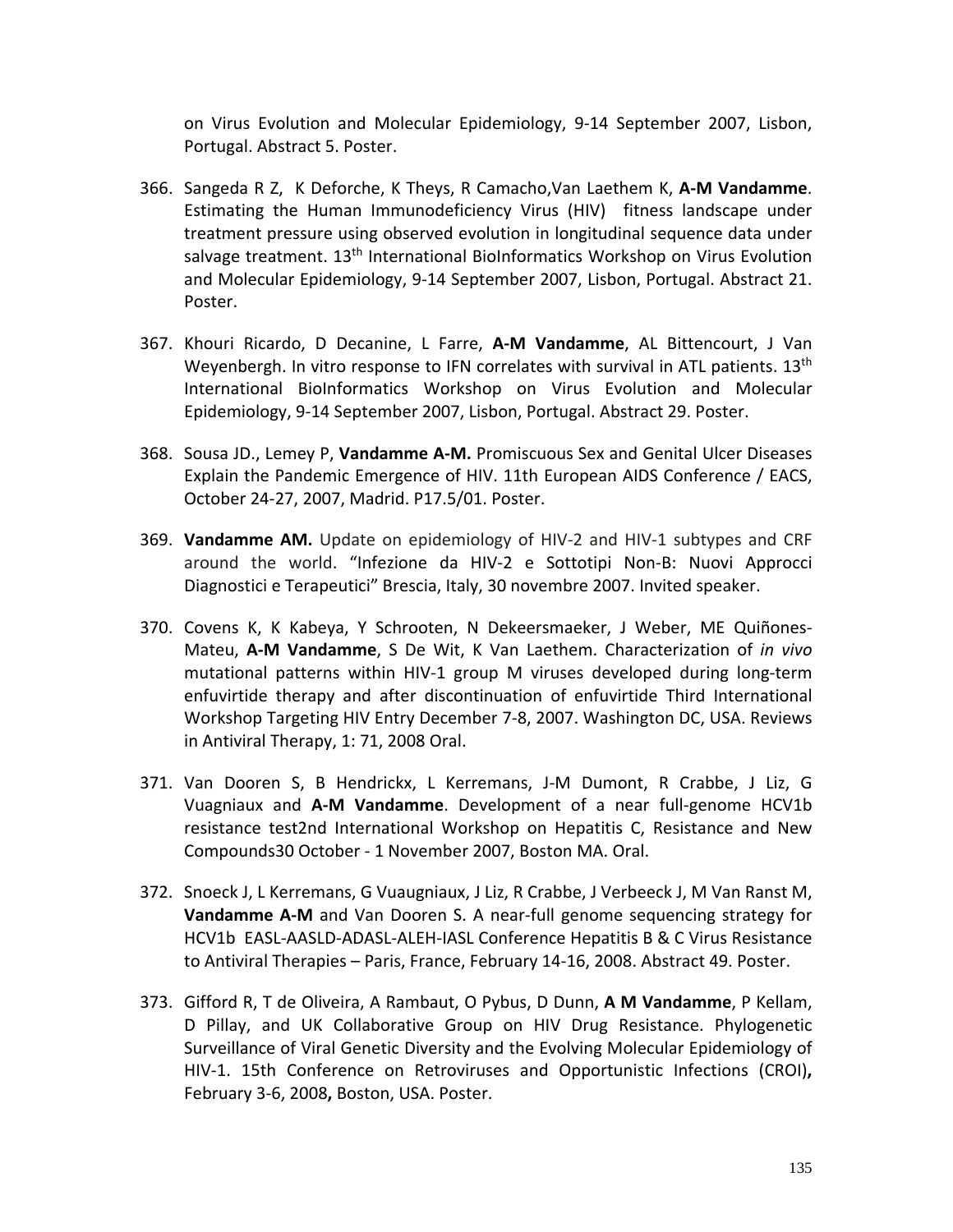on Virus Evolution and Molecular Epidemiology, 9-14 September 2007, Lisbon, Portugal. Abstract 5. Poster.

366. Sangeda R Z, K Deforche, K Theys, R Camacho,Van Laethem K, **A-M Vandamme**. Estimating the Human Immunodeficiency Virus (HIV) fitness landscape under treatment pressure using observed evolution in longitudinal sequence data under salvage treatment. 13th International BioInformatics Workshop on Virus Evolution and Molecular Epidemiology, 9-14 September 2007, Lisbon, Portugal. Abstract 21. Poster.

367. Khouri Ricardo, D Decanine, L Farre, **A-M Vandamme**, AL Bittencourt, J Van Weyenbergh. In vitro response to IFN correlates with survival in ATL patients. 13th International BioInformatics Workshop on Virus Evolution and Molecular Epidemiology, 9-14 September 2007, Lisbon, Portugal. Abstract 29. Poster.

368. Sousa JD., Lemey P, **Vandamme A-M.** Promiscuous Sex and Genital Ulcer Diseases Explain the Pandemic Emergence of HIV. 11th European AIDS Conference / EACS, October 24-27, 2007, Madrid. P17.5/01. Poster.

369. **Vandamme AM.** Update on epidemiology of HIV-2 and HIV-1 subtypes and CRF around the world. "Infezione da HIV-2 e Sottotipi Non-B: Nuovi Approcci Diagnostici e Terapeutici" Brescia, Italy, 30 novembre 2007. Invited speaker.

370. Covens K, K Kabeya, Y Schrooten, N Dekeersmaeker, J Weber, ME Quiñones-Mateu, **A-M Vandamme**, S De Wit, K Van Laethem. Characterization of *in vivo* mutational patterns within HIV-1 group M viruses developed during long-term enfuvirtide therapy and after discontinuation of enfuvirtide Third International Workshop Targeting HIV Entry December 7-8, 2007. Washington DC, USA. Reviews in Antiviral Therapy, 1: 71, 2008 Oral.

371. Van Dooren S, B Hendrickx, L Kerremans, J-M Dumont, R Crabbe, J Liz, G Vuagniaux and **A-M Vandamme**. Development of a near full-genome HCV1b resistance test2nd International Workshop on Hepatitis C, Resistance and New Compounds30 October - 1 November 2007, Boston MA. Oral.

372. Snoeck J, L Kerremans, G Vuaugniaux, J Liz, R Crabbe, J Verbeeck J, M Van Ranst M, **Vandamme A-M** and Van Dooren S. A near-full genome sequencing strategy for HCV1b EASL-AASLD-ADASL-ALEH-IASL Conference Hepatitis B & C Virus Resistance to Antiviral Therapies – Paris, France, February 14-16, 2008. Abstract 49. Poster.

373. Gifford R, T de Oliveira, A Rambaut, O Pybus, D Dunn, **A M Vandamme**, P Kellam, D Pillay, and UK Collaborative Group on HIV Drug Resistance. Phylogenetic Surveillance of Viral Genetic Diversity and the Evolving Molecular Epidemiology of HIV-1. 15th Conference on Retroviruses and Opportunistic Infections (CROI)**,** February 3-6, 2008**,** Boston, USA. Poster.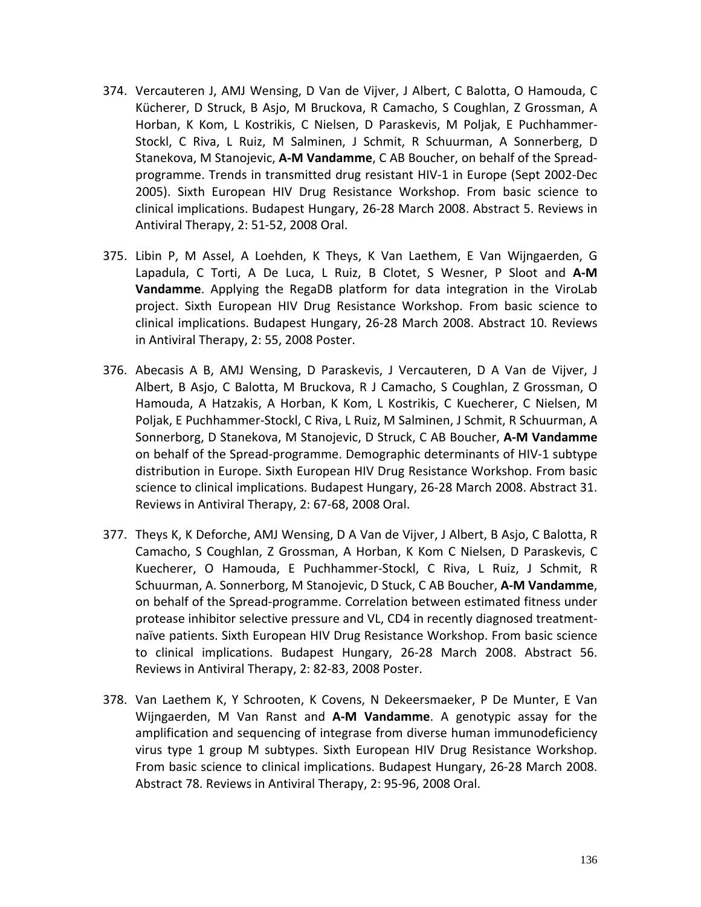374. Vercauteren J, AMJ Wensing, D Van de Vijver, J Albert, C Balotta, O Hamouda, C Kücherer, D Struck, B Asjo, M Bruckova, R Camacho, S Coughlan, Z Grossman, A Horban, K Kom, L Kostrikis, C Nielsen, D Paraskevis, M Poljak, E Puchhammer-Stockl, C Riva, L Ruiz, M Salminen, J Schmit, R Schuurman, A Sonnerberg, D Stanekova, M Stanojevic, **A-M Vandamme**, C AB Boucher, on behalf of the Spread-programme. Trends in transmitted drug resistant HIV-1 in Europe (Sept 2002-Dec 2005). Sixth European HIV Drug Resistance Workshop. From basic science to clinical implications. Budapest Hungary, 26-28 March 2008. Abstract 5. Reviews in Antiviral Therapy, 2: 51-52, 2008 Oral.

375. Libin P, M Assel, A Loehden, K Theys, K Van Laethem, E Van Wijngaerden, G Lapadula, C Torti, A De Luca, L Ruiz, B Clotet, S Wesner, P Sloot and **A-M Vandamme**. Applying the RegaDB platform for data integration in the ViroLab project. Sixth European HIV Drug Resistance Workshop. From basic science to clinical implications. Budapest Hungary, 26-28 March 2008. Abstract 10. Reviews in Antiviral Therapy, 2: 55, 2008 Poster.

376. Abecasis A B, AMJ Wensing, D Paraskevis, J Vercauteren, D A Van de Vijver, J Albert, B Asjo, C Balotta, M Bruckova, R J Camacho, S Coughlan, Z Grossman, O Hamouda, A Hatzakis, A Horban, K Kom, L Kostrikis, C Kuecherer, C Nielsen, M Poljak, E Puchhammer-Stockl, C Riva, L Ruiz, M Salminen, J Schmit, R Schuurman, A Sonnerborg, D Stanekova, M Stanojevic, D Struck, C AB Boucher, **A-M Vandamme** on behalf of the Spread-programme. Demographic determinants of HIV-1 subtype distribution in Europe. Sixth European HIV Drug Resistance Workshop. From basic science to clinical implications. Budapest Hungary, 26-28 March 2008. Abstract 31. Reviews in Antiviral Therapy, 2: 67-68, 2008 Oral.

377. Theys K, K Deforche, AMJ Wensing, D A Van de Vijver, J Albert, B Asjo, C Balotta, R Camacho, S Coughlan, Z Grossman, A Horban, K Kom C Nielsen, D Paraskevis, C Kuecherer, O Hamouda, E Puchhammer-Stockl, C Riva, L Ruiz, J Schmit, R Schuurman, A. Sonnerborg, M Stanojevic, D Stuck, C AB Boucher, **A-M Vandamme**, on behalf of the Spread-programme. Correlation between estimated fitness under protease inhibitor selective pressure and VL, CD4 in recently diagnosed treatment-naïve patients. Sixth European HIV Drug Resistance Workshop. From basic science to clinical implications. Budapest Hungary, 26-28 March 2008. Abstract 56. Reviews in Antiviral Therapy, 2: 82-83, 2008 Poster.

378. Van Laethem K, Y Schrooten, K Covens, N Dekeersmaeker, P De Munter, E Van Wijngaerden, M Van Ranst and **A-M Vandamme**. A genotypic assay for the amplification and sequencing of integrase from diverse human immunodeficiency virus type 1 group M subtypes. Sixth European HIV Drug Resistance Workshop. From basic science to clinical implications. Budapest Hungary, 26-28 March 2008. Abstract 78. Reviews in Antiviral Therapy, 2: 95-96, 2008 Oral.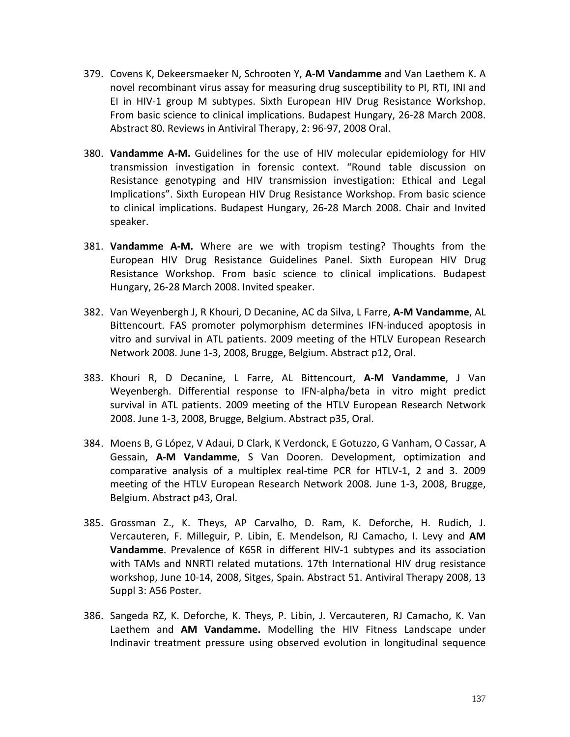379. Covens K, Dekeersmaeker N, Schrooten Y, **A-M Vandamme** and Van Laethem K. A novel recombinant virus assay for measuring drug susceptibility to PI, RTI, INI and EI in HIV-1 group M subtypes. Sixth European HIV Drug Resistance Workshop. From basic science to clinical implications. Budapest Hungary, 26-28 March 2008. Abstract 80. Reviews in Antiviral Therapy, 2: 96-97, 2008 Oral.

380. **Vandamme A-M.** Guidelines for the use of HIV molecular epidemiology for HIV transmission investigation in forensic context. “Round table discussion on Resistance genotyping and HIV transmission investigation: Ethical and Legal Implications”. Sixth European HIV Drug Resistance Workshop. From basic science to clinical implications. Budapest Hungary, 26-28 March 2008. Chair and Invited speaker.

381. **Vandamme A-M.** Where are we with tropism testing? Thoughts from the European HIV Drug Resistance Guidelines Panel. Sixth European HIV Drug Resistance Workshop. From basic science to clinical implications. Budapest Hungary, 26-28 March 2008. Invited speaker.

382. Van Weyenbergh J, R Khouri, D Decanine, AC da Silva, L Farre, **A-M Vandamme**, AL Bittencourt. FAS promoter polymorphism determines IFN-induced apoptosis in vitro and survival in ATL patients. 2009 meeting of the HTLV European Research Network 2008. June 1-3, 2008, Brugge, Belgium. Abstract p12, Oral.

383. Khouri R, D Decanine, L Farre, AL Bittencourt, **A-M Vandamme**, J Van Weyenbergh. Differential response to IFN-alpha/beta in vitro might predict survival in ATL patients. 2009 meeting of the HTLV European Research Network 2008. June 1-3, 2008, Brugge, Belgium. Abstract p35, Oral.

384. Moens B, G López, V Adaui, D Clark, K Verdonck, E Gotuzzo, G Vanham, O Cassar, A Gessain, **A-M Vandamme**, S Van Dooren. Development, optimization and comparative analysis of a multiplex real-time PCR for HTLV-1, 2 and 3. 2009 meeting of the HTLV European Research Network 2008. June 1-3, 2008, Brugge, Belgium. Abstract p43, Oral.

385. Grossman Z., K. Theys, AP Carvalho, D. Ram, K. Deforche, H. Rudich, J. Vercauteren, F. Milleguir, P. Libin, E. Mendelson, RJ Camacho, I. Levy and **AM Vandamme**. Prevalence of K65R in different HIV-1 subtypes and its association with TAMs and NNRTI related mutations. 17th International HIV drug resistance workshop, June 10-14, 2008, Sitges, Spain. Abstract 51. Antiviral Therapy 2008, 13 Suppl 3: A56 Poster.

386. Sangeda RZ, K. Deforche, K. Theys, P. Libin, J. Vercauteren, RJ Camacho, K. Van Laethem and **AM Vandamme.** Modelling the HIV Fitness Landscape under Indinavir treatment pressure using observed evolution in longitudinal sequence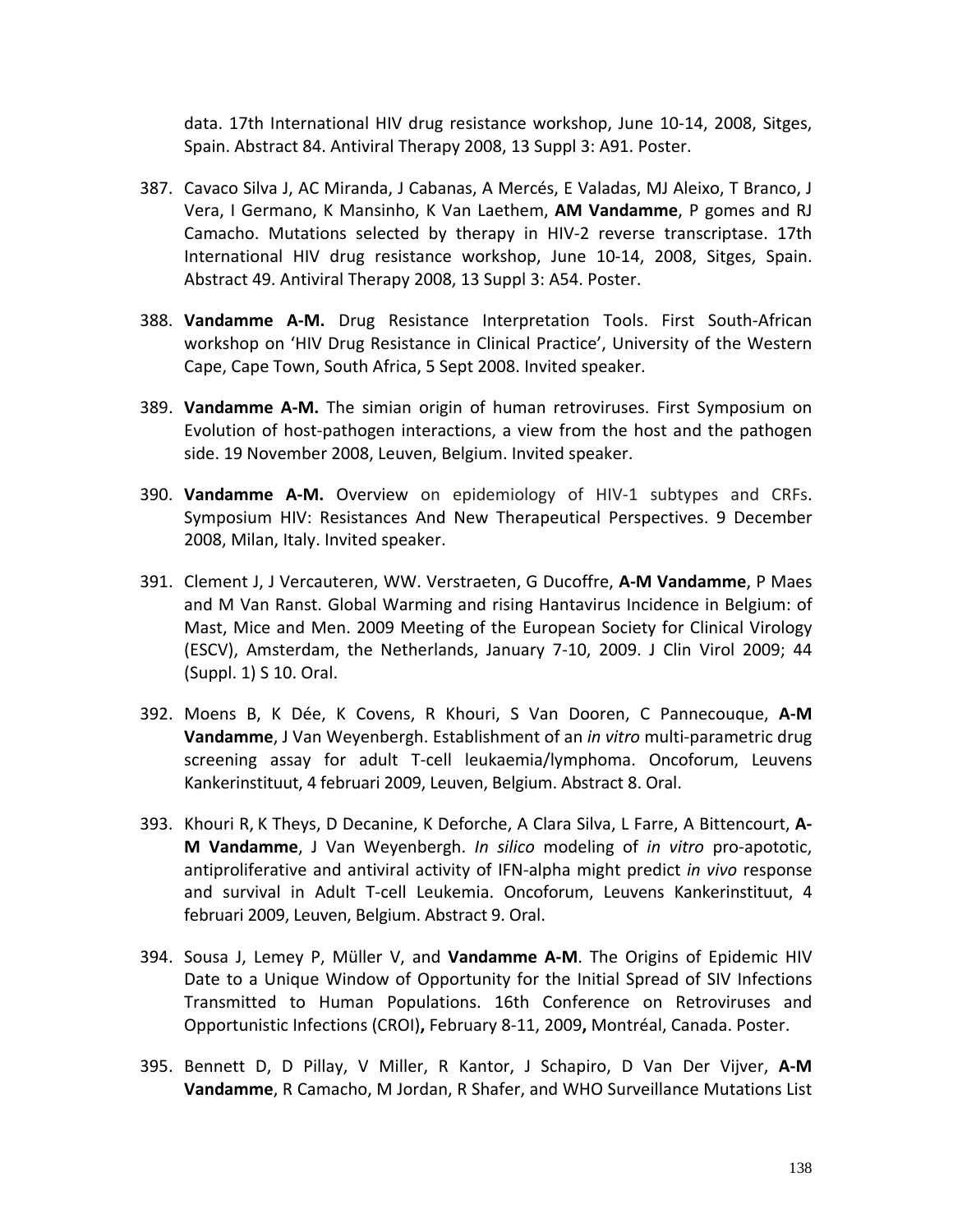data. 17th International HIV drug resistance workshop, June 10-14, 2008, Sitges, Spain. Abstract 84. Antiviral Therapy 2008, 13 Suppl 3: A91. Poster.

387. Cavaco Silva J, AC Miranda, J Cabanas, A Mercés, E Valadas, MJ Aleixo, T Branco, J Vera, I Germano, K Mansinho, K Van Laethem, **AM Vandamme**, P gomes and RJ Camacho. Mutations selected by therapy in HIV-2 reverse transcriptase. 17th International HIV drug resistance workshop, June 10-14, 2008, Sitges, Spain. Abstract 49. Antiviral Therapy 2008, 13 Suppl 3: A54. Poster.

388. **Vandamme A-M.** Drug Resistance Interpretation Tools. First South-African workshop on 'HIV Drug Resistance in Clinical Practice', University of the Western Cape, Cape Town, South Africa, 5 Sept 2008. Invited speaker.

389. **Vandamme A-M.** The simian origin of human retroviruses. First Symposium on Evolution of host-pathogen interactions, a view from the host and the pathogen side. 19 November 2008, Leuven, Belgium. Invited speaker.

390. **Vandamme A-M.** Overview on epidemiology of HIV-1 subtypes and CRFs. Symposium HIV: Resistances And New Therapeutical Perspectives. 9 December 2008, Milan, Italy. Invited speaker.

391. Clement J, J Vercauteren, WW. Verstraeten, G Ducoffre, **A-M Vandamme**, P Maes and M Van Ranst. Global Warming and rising Hantavirus Incidence in Belgium: of Mast, Mice and Men. 2009 Meeting of the European Society for Clinical Virology (ESCV), Amsterdam, the Netherlands, January 7-10, 2009. J Clin Virol 2009; 44 (Suppl. 1) S 10. Oral.

392. Moens B, K Dée, K Covens, R Khouri, S Van Dooren, C Pannecouque, **A-M Vandamme**, J Van Weyenbergh. Establishment of an *in vitro* multi-parametric drug screening assay for adult T-cell leukaemia/lymphoma. Oncoforum, Leuvens Kankerinstituut, 4 februari 2009, Leuven, Belgium. Abstract 8. Oral.

393. Khouri R, K Theys, D Decanine, K Deforche, A Clara Silva, L Farre, A Bittencourt, **A-M Vandamme**, J Van Weyenbergh. *In silico* modeling of *in vitro* pro-apototic, antiproliferative and antiviral activity of IFN-alpha might predict *in vivo* response and survival in Adult T-cell Leukemia. Oncoforum, Leuvens Kankerinstituut, 4 februari 2009, Leuven, Belgium. Abstract 9. Oral.

394. Sousa J, Lemey P, Müller V, and **Vandamme A-M**. The Origins of Epidemic HIV Date to a Unique Window of Opportunity for the Initial Spread of SIV Infections Transmitted to Human Populations. 16th Conference on Retroviruses and Opportunistic Infections (CROI)**,** February 8-11, 2009**,** Montréal, Canada. Poster.

395. Bennett D, D Pillay, V Miller, R Kantor, J Schapiro, D Van Der Vijver, **A-M Vandamme**, R Camacho, M Jordan, R Shafer, and WHO Surveillance Mutations List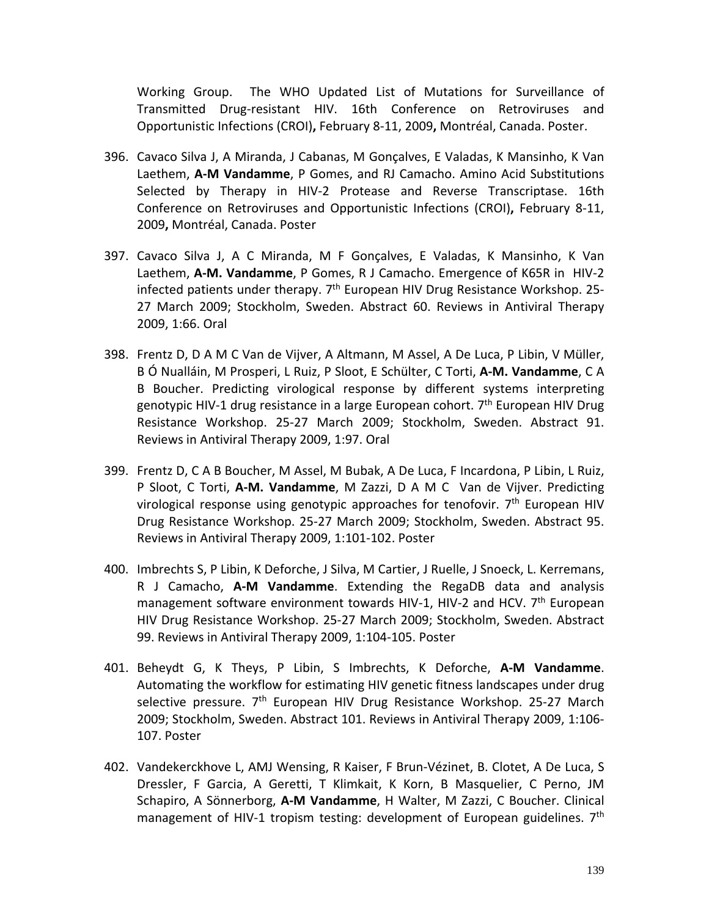Working Group. The WHO Updated List of Mutations for Surveillance of Transmitted Drug-resistant HIV. 16th Conference on Retroviruses and Opportunistic Infections (CROI)**,** February 8-11, 2009**,** Montréal, Canada. Poster.

396. Cavaco Silva J, A Miranda, J Cabanas, M Gonçalves, E Valadas, K Mansinho, K Van Laethem, **A-M Vandamme**, P Gomes, and RJ Camacho. Amino Acid Substitutions Selected by Therapy in HIV-2 Protease and Reverse Transcriptase. 16th Conference on Retroviruses and Opportunistic Infections (CROI)**,** February 8-11, 2009**,** Montréal, Canada. Poster

397. Cavaco Silva J, A C Miranda, M F Gonçalves, E Valadas, K Mansinho, K Van Laethem, **A-M. Vandamme**, P Gomes, R J Camacho. Emergence of K65R in HIV-2 infected patients under therapy. 7th European HIV Drug Resistance Workshop. 25-27 March 2009; Stockholm, Sweden. Abstract 60. Reviews in Antiviral Therapy 2009, 1:66. Oral

398. Frentz D, D A M C Van de Vijver, A Altmann, M Assel, A De Luca, P Libin, V Müller, B Ó Nualláin, M Prosperi, L Ruiz, P Sloot, E Schülter, C Torti, **A-M. Vandamme**, C A B Boucher. Predicting virological response by different systems interpreting genotypic HIV-1 drug resistance in a large European cohort. 7th European HIV Drug Resistance Workshop. 25-27 March 2009; Stockholm, Sweden. Abstract 91. Reviews in Antiviral Therapy 2009, 1:97. Oral

399. Frentz D, C A B Boucher, M Assel, M Bubak, A De Luca, F Incardona, P Libin, L Ruiz, P Sloot, C Torti, **A-M. Vandamme**, M Zazzi, D A M C Van de Vijver. Predicting virological response using genotypic approaches for tenofovir. 7th European HIV Drug Resistance Workshop. 25-27 March 2009; Stockholm, Sweden. Abstract 95. Reviews in Antiviral Therapy 2009, 1:101-102. Poster

400. Imbrechts S, P Libin, K Deforche, J Silva, M Cartier, J Ruelle, J Snoeck, L. Kerremans, R J Camacho, **A-M Vandamme**. Extending the RegaDB data and analysis management software environment towards HIV-1, HIV-2 and HCV. 7th European HIV Drug Resistance Workshop. 25-27 March 2009; Stockholm, Sweden. Abstract 99. Reviews in Antiviral Therapy 2009, 1:104-105. Poster

401. Beheydt G, K Theys, P Libin, S Imbrechts, K Deforche, **A-M Vandamme**. Automating the workflow for estimating HIV genetic fitness landscapes under drug selective pressure. 7th European HIV Drug Resistance Workshop. 25-27 March 2009; Stockholm, Sweden. Abstract 101. Reviews in Antiviral Therapy 2009, 1:106-107. Poster

402. Vandekerckhove L, AMJ Wensing, R Kaiser, F Brun-Vézinet, B. Clotet, A De Luca, S Dressler, F Garcia, A Geretti, T Klimkait, K Korn, B Masquelier, C Perno, JM Schapiro, A Sönnerborg, **A-M Vandamme**, H Walter, M Zazzi, C Boucher. Clinical management of HIV-1 tropism testing: development of European guidelines. 7th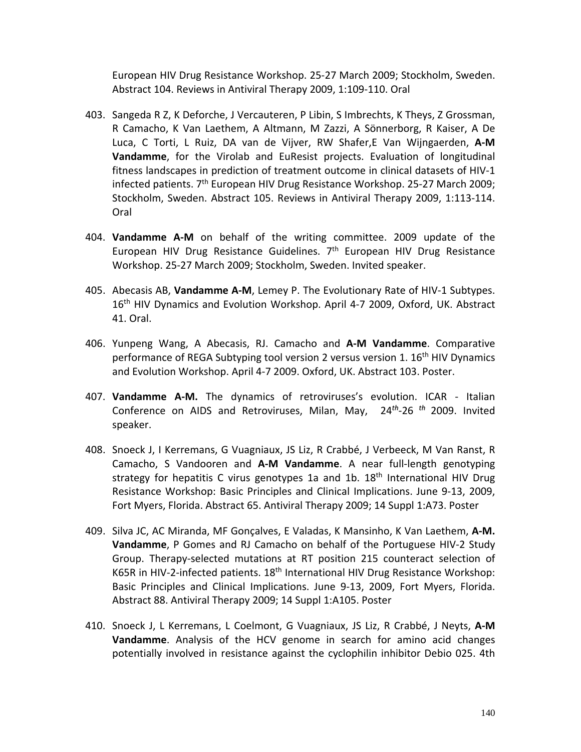European HIV Drug Resistance Workshop. 25-27 March 2009; Stockholm, Sweden. Abstract 104. Reviews in Antiviral Therapy 2009, 1:109-110. Oral

403. Sangeda R Z, K Deforche, J Vercauteren, P Libin, S Imbrechts, K Theys, Z Grossman, R Camacho, K Van Laethem, A Altmann, M Zazzi, A Sönnerborg, R Kaiser, A De Luca, C Torti, L Ruiz, DA van de Vijver, RW Shafer,E Van Wijngaerden, **A-M Vandamme**, for the Virolab and EuResist projects. Evaluation of longitudinal fitness landscapes in prediction of treatment outcome in clinical datasets of HIV-1 infected patients. 7th European HIV Drug Resistance Workshop. 25-27 March 2009; Stockholm, Sweden. Abstract 105. Reviews in Antiviral Therapy 2009, 1:113-114. Oral

404. **Vandamme A-M** on behalf of the writing committee. 2009 update of the European HIV Drug Resistance Guidelines. 7th European HIV Drug Resistance Workshop. 25-27 March 2009; Stockholm, Sweden. Invited speaker.

405. Abecasis AB, **Vandamme A-M**, Lemey P. The Evolutionary Rate of HIV-1 Subtypes. 16th HIV Dynamics and Evolution Workshop. April 4-7 2009, Oxford, UK. Abstract 41. Oral.

406. Yunpeng Wang, A Abecasis, RJ. Camacho and **A-M Vandamme**. Comparative performance of REGA Subtyping tool version 2 versus version 1. 16th HIV Dynamics and Evolution Workshop. April 4-7 2009. Oxford, UK. Abstract 103. Poster.

407. **Vandamme A-M.** The dynamics of retroviruses's evolution. ICAR - Italian Conference on AIDS and Retroviruses, Milan, May, *24th*-26 *th* 2009. Invited speaker.

408. Snoeck J, I Kerremans, G Vuagniaux, JS Liz, R Crabbé, J Verbeeck, M Van Ranst, R Camacho, S Vandooren and **A-M Vandamme**. A near full-length genotyping strategy for hepatitis C virus genotypes 1a and 1b. 18th International HIV Drug Resistance Workshop: Basic Principles and Clinical Implications. June 9-13, 2009, Fort Myers, Florida. Abstract 65. Antiviral Therapy 2009; 14 Suppl 1:A73. Poster

409. Silva JC, AC Miranda, MF Gonçalves, E Valadas, K Mansinho, K Van Laethem, **A-M. Vandamme**, P Gomes and RJ Camacho on behalf of the Portuguese HIV-2 Study Group. Therapy-selected mutations at RT position 215 counteract selection of K65R in HIV-2-infected patients. 18th International HIV Drug Resistance Workshop: Basic Principles and Clinical Implications. June 9-13, 2009, Fort Myers, Florida. Abstract 88. Antiviral Therapy 2009; 14 Suppl 1:A105. Poster

410. Snoeck J, L Kerremans, L Coelmont, G Vuagniaux, JS Liz, R Crabbé, J Neyts, **A-M Vandamme**. Analysis of the HCV genome in search for amino acid changes potentially involved in resistance against the cyclophilin inhibitor Debio 025. 4th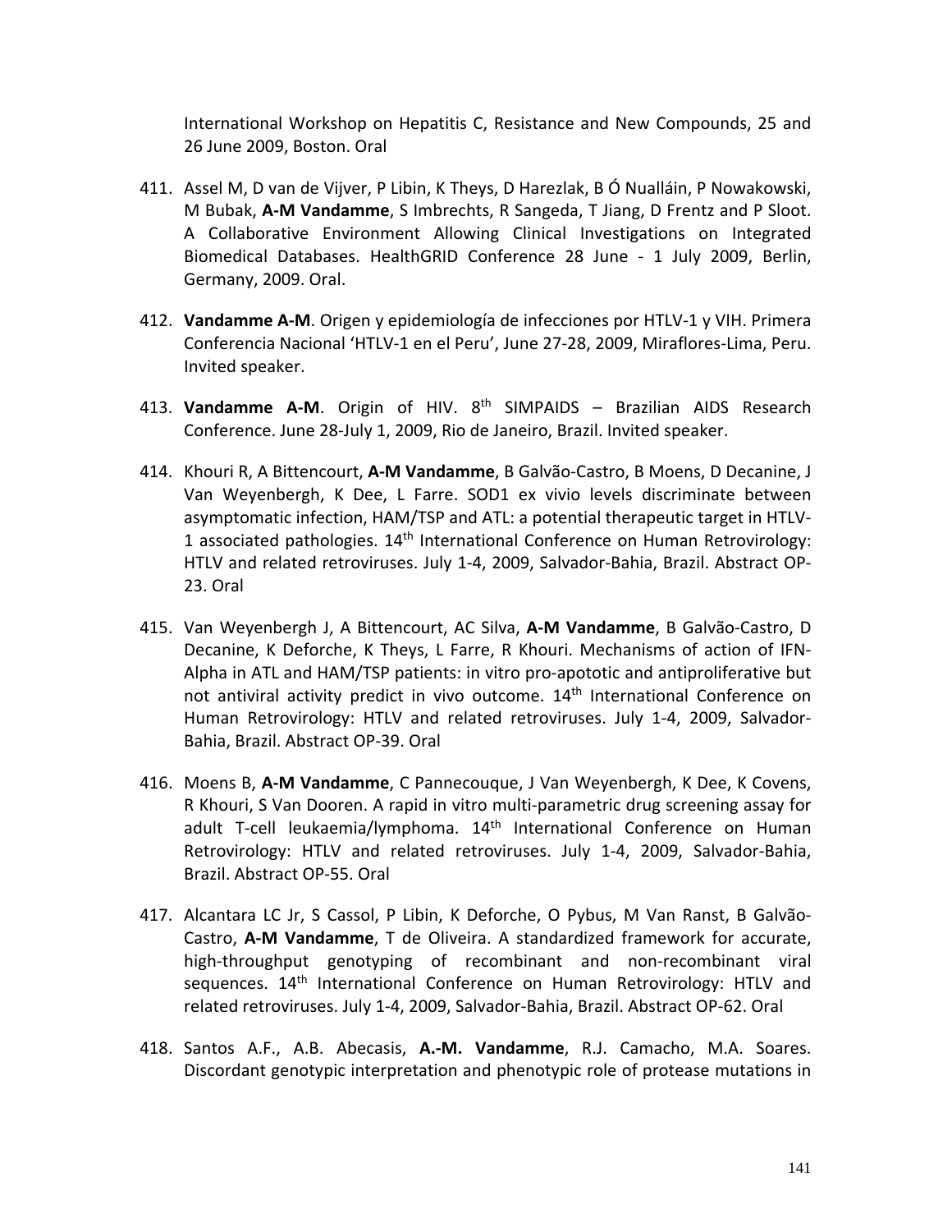International Workshop on Hepatitis C, Resistance and New Compounds, 25 and 26 June 2009, Boston. Oral

411. Assel M, D van de Vijver, P Libin, K Theys, D Harezlak, B Ó Nualláin, P Nowakowski, M Bubak, **A-M Vandamme**, S Imbrechts, R Sangeda, T Jiang, D Frentz and P Sloot. A Collaborative Environment Allowing Clinical Investigations on Integrated Biomedical Databases. HealthGRID Conference 28 June - 1 July 2009, Berlin, Germany, 2009. Oral.

412. **Vandamme A-M**. Origen y epidemiología de infecciones por HTLV-1 y VIH. Primera Conferencia Nacional 'HTLV-1 en el Peru', June 27-28, 2009, Miraflores-Lima, Peru. Invited speaker.

413. **Vandamme A-M**. Origin of HIV. 8th SIMPAIDS – Brazilian AIDS Research Conference. June 28-July 1, 2009, Rio de Janeiro, Brazil. Invited speaker.

414. Khouri R, A Bittencourt, **A-M Vandamme**, B Galvão-Castro, B Moens, D Decanine, J Van Weyenbergh, K Dee, L Farre. SOD1 ex vivio levels discriminate between asymptomatic infection, HAM/TSP and ATL: a potential therapeutic target in HTLV-1 associated pathologies. 14th International Conference on Human Retrovirology: HTLV and related retroviruses. July 1-4, 2009, Salvador-Bahia, Brazil. Abstract OP-23. Oral

415. Van Weyenbergh J, A Bittencourt, AC Silva, **A-M Vandamme**, B Galvão-Castro, D Decanine, K Deforche, K Theys, L Farre, R Khouri. Mechanisms of action of IFN-Alpha in ATL and HAM/TSP patients: in vitro pro-apototic and antiproliferative but not antiviral activity predict in vivo outcome. 14th International Conference on Human Retrovirology: HTLV and related retroviruses. July 1-4, 2009, Salvador-Bahia, Brazil. Abstract OP-39. Oral

416. Moens B, **A-M Vandamme**, C Pannecouque, J Van Weyenbergh, K Dee, K Covens, R Khouri, S Van Dooren. A rapid in vitro multi-parametric drug screening assay for adult T-cell leukaemia/lymphoma. 14th International Conference on Human Retrovirology: HTLV and related retroviruses. July 1-4, 2009, Salvador-Bahia, Brazil. Abstract OP-55. Oral

417. Alcantara LC Jr, S Cassol, P Libin, K Deforche, O Pybus, M Van Ranst, B Galvão-Castro, **A-M Vandamme**, T de Oliveira. A standardized framework for accurate, high-throughput genotyping of recombinant and non-recombinant viral sequences. 14th International Conference on Human Retrovirology: HTLV and related retroviruses. July 1-4, 2009, Salvador-Bahia, Brazil. Abstract OP-62. Oral

418. Santos A.F., A.B. Abecasis, **A.-M. Vandamme**, R.J. Camacho, M.A. Soares. Discordant genotypic interpretation and phenotypic role of protease mutations in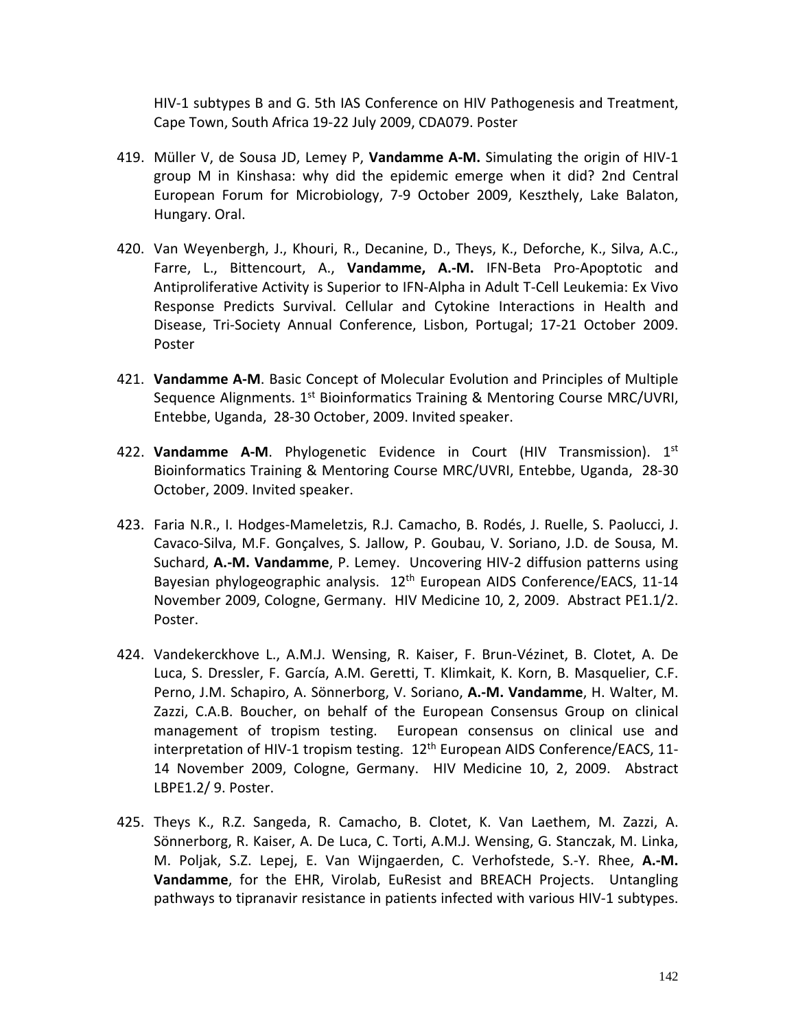HIV-1 subtypes B and G. 5th IAS Conference on HIV Pathogenesis and Treatment, Cape Town, South Africa 19-22 July 2009, CDA079. Poster

419. Müller V, de Sousa JD, Lemey P, **Vandamme A-M.** Simulating the origin of HIV-1 group M in Kinshasa: why did the epidemic emerge when it did? 2nd Central European Forum for Microbiology, 7-9 October 2009, Keszthely, Lake Balaton, Hungary. Oral.

420. Van Weyenbergh, J., Khouri, R., Decanine, D., Theys, K., Deforche, K., Silva, A.C., Farre, L., Bittencourt, A., **Vandamme, A.-M.** IFN-Beta Pro-Apoptotic and Antiproliferative Activity is Superior to IFN-Alpha in Adult T-Cell Leukemia: Ex Vivo Response Predicts Survival. Cellular and Cytokine Interactions in Health and Disease, Tri-Society Annual Conference, Lisbon, Portugal; 17-21 October 2009. Poster

421. **Vandamme A-M**. Basic Concept of Molecular Evolution and Principles of Multiple Sequence Alignments. 1st Bioinformatics Training & Mentoring Course MRC/UVRI, Entebbe, Uganda, 28-30 October, 2009. Invited speaker.

422. **Vandamme A-M**. Phylogenetic Evidence in Court (HIV Transmission). 1st Bioinformatics Training & Mentoring Course MRC/UVRI, Entebbe, Uganda, 28-30 October, 2009. Invited speaker.

423. Faria N.R., I. Hodges-Mameletzis, R.J. Camacho, B. Rodés, J. Ruelle, S. Paolucci, J. Cavaco-Silva, M.F. Gonçalves, S. Jallow, P. Goubau, V. Soriano, J.D. de Sousa, M. Suchard, **A.-M. Vandamme**, P. Lemey. Uncovering HIV-2 diffusion patterns using Bayesian phylogeographic analysis. 12th European AIDS Conference/EACS, 11-14 November 2009, Cologne, Germany. HIV Medicine 10, 2, 2009. Abstract PE1.1/2. Poster.

424. Vandekerckhove L., A.M.J. Wensing, R. Kaiser, F. Brun-Vézinet, B. Clotet, A. De Luca, S. Dressler, F. García, A.M. Geretti, T. Klimkait, K. Korn, B. Masquelier, C.F. Perno, J.M. Schapiro, A. Sönnerborg, V. Soriano, **A.-M. Vandamme**, H. Walter, M. Zazzi, C.A.B. Boucher, on behalf of the European Consensus Group on clinical management of tropism testing. European consensus on clinical use and interpretation of HIV-1 tropism testing. 12th European AIDS Conference/EACS, 11-14 November 2009, Cologne, Germany. HIV Medicine 10, 2, 2009. Abstract LBPE1.2/ 9. Poster.

425. Theys K., R.Z. Sangeda, R. Camacho, B. Clotet, K. Van Laethem, M. Zazzi, A. Sönnerborg, R. Kaiser, A. De Luca, C. Torti, A.M.J. Wensing, G. Stanczak, M. Linka, M. Poljak, S.Z. Lepej, E. Van Wijngaerden, C. Verhofstede, S.-Y. Rhee, **A.-M. Vandamme**, for the EHR, Virolab, EuResist and BREACH Projects. Untangling pathways to tipranavir resistance in patients infected with various HIV-1 subtypes.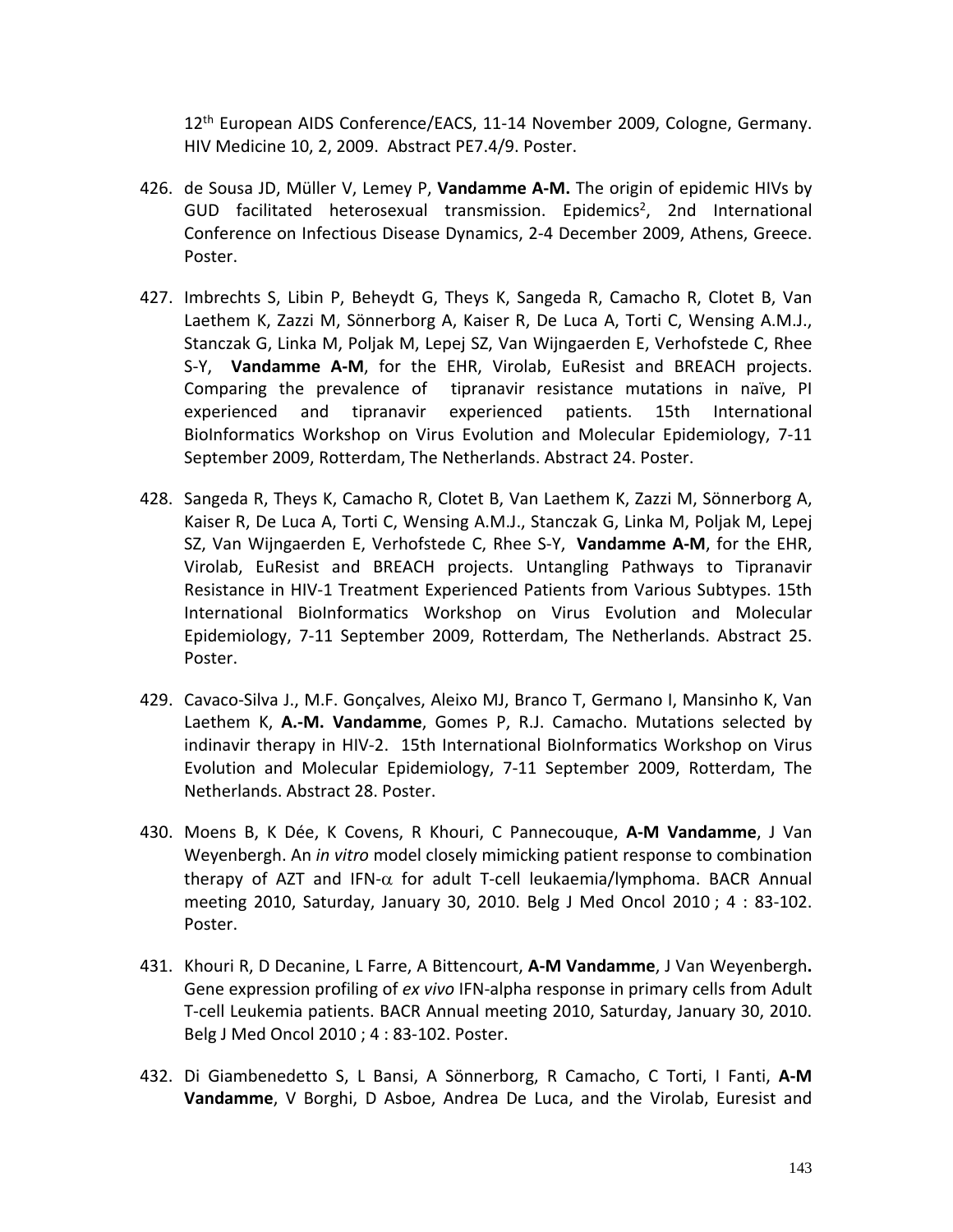12th European AIDS Conference/EACS, 11-14 November 2009, Cologne, Germany. HIV Medicine 10, 2, 2009. Abstract PE7.4/9. Poster.

426. de Sousa JD, Müller V, Lemey P, **Vandamme A-M.** The origin of epidemic HIVs by GUD facilitated heterosexual transmission. Epidemics[2], 2nd International Conference on Infectious Disease Dynamics, 2-4 December 2009, Athens, Greece. Poster.

427. Imbrechts S, Libin P, Beheydt G, Theys K, Sangeda R, Camacho R, Clotet B, Van Laethem K, Zazzi M, Sönnerborg A, Kaiser R, De Luca A, Torti C, Wensing A.M.J., Stanczak G, Linka M, Poljak M, Lepej SZ, Van Wijngaerden E, Verhofstede C, Rhee S-Y, **Vandamme A-M**, for the EHR, Virolab, EuResist and BREACH projects. Comparing the prevalence of tipranavir resistance mutations in naïve, PI experienced and tipranavir experienced patients. 15th International BioInformatics Workshop on Virus Evolution and Molecular Epidemiology, 7-11 September 2009, Rotterdam, The Netherlands. Abstract 24. Poster.

428. Sangeda R, Theys K, Camacho R, Clotet B, Van Laethem K, Zazzi M, Sönnerborg A, Kaiser R, De Luca A, Torti C, Wensing A.M.J., Stanczak G, Linka M, Poljak M, Lepej SZ, Van Wijngaerden E, Verhofstede C, Rhee S-Y, **Vandamme A-M**, for the EHR, Virolab, EuResist and BREACH projects. Untangling Pathways to Tipranavir Resistance in HIV-1 Treatment Experienced Patients from Various Subtypes. 15th International BioInformatics Workshop on Virus Evolution and Molecular Epidemiology, 7-11 September 2009, Rotterdam, The Netherlands. Abstract 25. Poster.

429. Cavaco-Silva J., M.F. Gonçalves, Aleixo MJ, Branco T, Germano I, Mansinho K, Van Laethem K, **A.-M. Vandamme**, Gomes P, R.J. Camacho. Mutations selected by indinavir therapy in HIV-2. 15th International BioInformatics Workshop on Virus Evolution and Molecular Epidemiology, 7-11 September 2009, Rotterdam, The Netherlands. Abstract 28. Poster.

430. Moens B, K Dée, K Covens, R Khouri, C Pannecouque, **A-M Vandamme**, J Van Weyenbergh. An *in vitro* model closely mimicking patient response to combination therapy of AZT and IFN-$\alpha$ for adult T-cell leukaemia/lymphoma. BACR Annual meeting 2010, Saturday, January 30, 2010. Belg J Med Oncol 2010 ; 4 : 83-102. Poster.

431. Khouri R, D Decanine, L Farre, A Bittencourt, **A-M Vandamme**, J Van Weyenbergh**.** Gene expression profiling of *ex vivo* IFN-alpha response in primary cells from Adult T-cell Leukemia patients. BACR Annual meeting 2010, Saturday, January 30, 2010. Belg J Med Oncol 2010 ; 4 : 83-102. Poster.

432. Di Giambenedetto S, L Bansi, A Sönnerborg, R Camacho, C Torti, I Fanti, **A-M Vandamme**, V Borghi, D Asboe, Andrea De Luca, and the Virolab, Euresist and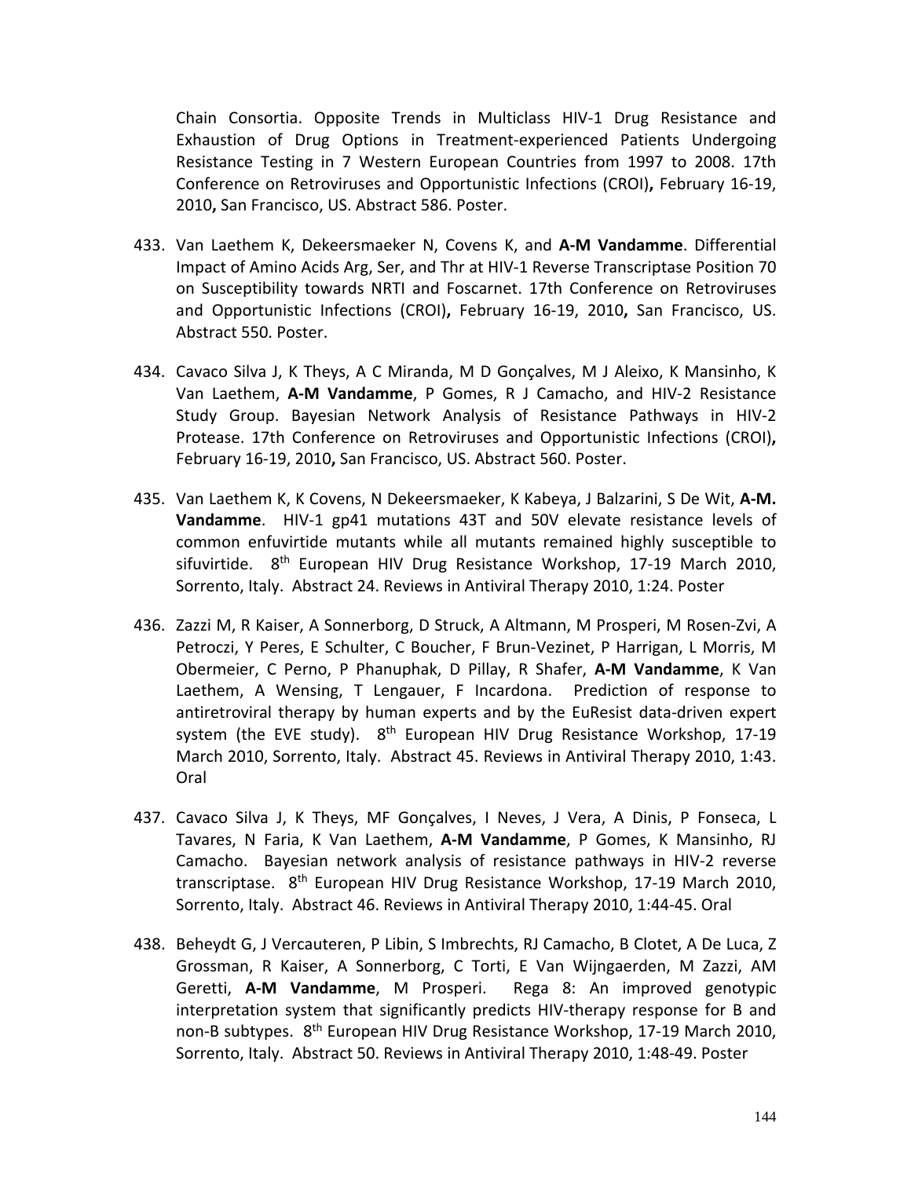Chain Consortia. Opposite Trends in Multiclass HIV-1 Drug Resistance and Exhaustion of Drug Options in Treatment-experienced Patients Undergoing Resistance Testing in 7 Western European Countries from 1997 to 2008. 17th Conference on Retroviruses and Opportunistic Infections (CROI)**,** February 16-19, 2010**,** San Francisco, US. Abstract 586. Poster.

433. Van Laethem K, Dekeersmaeker N, Covens K, and **A-M Vandamme**. Differential Impact of Amino Acids Arg, Ser, and Thr at HIV-1 Reverse Transcriptase Position 70 on Susceptibility towards NRTI and Foscarnet. 17th Conference on Retroviruses and Opportunistic Infections (CROI)**,** February 16-19, 2010**,** San Francisco, US. Abstract 550. Poster.

434. Cavaco Silva J, K Theys, A C Miranda, M D Gonçalves, M J Aleixo, K Mansinho, K Van Laethem, **A-M Vandamme**, P Gomes, R J Camacho, and HIV-2 Resistance Study Group. Bayesian Network Analysis of Resistance Pathways in HIV-2 Protease. 17th Conference on Retroviruses and Opportunistic Infections (CROI)**,** February 16-19, 2010**,** San Francisco, US. Abstract 560. Poster.

435. Van Laethem K, K Covens, N Dekeersmaeker, K Kabeya, J Balzarini, S De Wit, **A-M. Vandamme**. HIV-1 gp41 mutations 43T and 50V elevate resistance levels of common enfuvirtide mutants while all mutants remained highly susceptible to sifuvirtide. 8th European HIV Drug Resistance Workshop, 17-19 March 2010, Sorrento, Italy. Abstract 24. Reviews in Antiviral Therapy 2010, 1:24. Poster

436. Zazzi M, R Kaiser, A Sonnerborg, D Struck, A Altmann, M Prosperi, M Rosen-Zvi, A Petroczi, Y Peres, E Schulter, C Boucher, F Brun-Vezinet, P Harrigan, L Morris, M Obermeier, C Perno, P Phanuphak, D Pillay, R Shafer, **A-M Vandamme**, K Van Laethem, A Wensing, T Lengauer, F Incardona. Prediction of response to antiretroviral therapy by human experts and by the EuResist data-driven expert system (the EVE study). 8th European HIV Drug Resistance Workshop, 17-19 March 2010, Sorrento, Italy. Abstract 45. Reviews in Antiviral Therapy 2010, 1:43. Oral

437. Cavaco Silva J, K Theys, MF Gonçalves, I Neves, J Vera, A Dinis, P Fonseca, L Tavares, N Faria, K Van Laethem, **A-M Vandamme**, P Gomes, K Mansinho, RJ Camacho. Bayesian network analysis of resistance pathways in HIV-2 reverse transcriptase. 8th European HIV Drug Resistance Workshop, 17-19 March 2010, Sorrento, Italy. Abstract 46. Reviews in Antiviral Therapy 2010, 1:44-45. Oral

438. Beheydt G, J Vercauteren, P Libin, S Imbrechts, RJ Camacho, B Clotet, A De Luca, Z Grossman, R Kaiser, A Sonnerborg, C Torti, E Van Wijngaerden, M Zazzi, AM Geretti, **A-M Vandamme**, M Prosperi. Rega 8: An improved genotypic interpretation system that significantly predicts HIV-therapy response for B and non-B subtypes. 8th European HIV Drug Resistance Workshop, 17-19 March 2010, Sorrento, Italy. Abstract 50. Reviews in Antiviral Therapy 2010, 1:48-49. Poster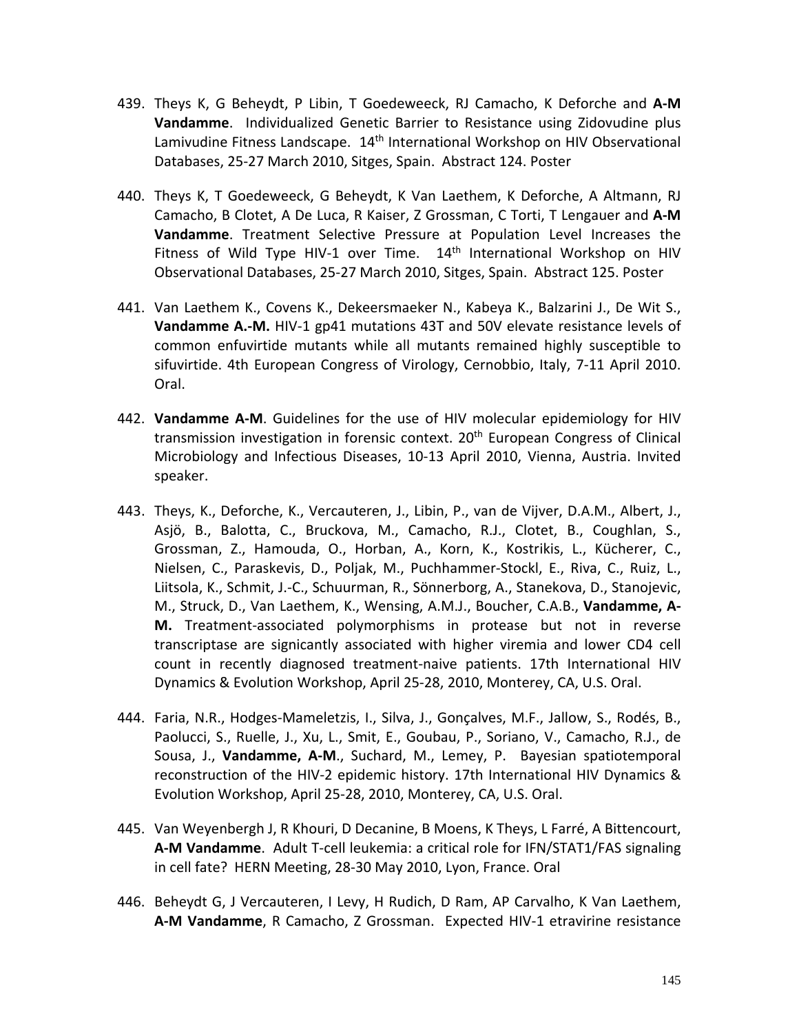439. Theys K, G Beheydt, P Libin, T Goedeweeck, RJ Camacho, K Deforche and **A-M Vandamme**. Individualized Genetic Barrier to Resistance using Zidovudine plus Lamivudine Fitness Landscape. 14th International Workshop on HIV Observational Databases, 25-27 March 2010, Sitges, Spain. Abstract 124. Poster

440. Theys K, T Goedeweeck, G Beheydt, K Van Laethem, K Deforche, A Altmann, RJ Camacho, B Clotet, A De Luca, R Kaiser, Z Grossman, C Torti, T Lengauer and **A-M Vandamme**. Treatment Selective Pressure at Population Level Increases the Fitness of Wild Type HIV-1 over Time. 14th International Workshop on HIV Observational Databases, 25-27 March 2010, Sitges, Spain. Abstract 125. Poster

441. Van Laethem K., Covens K., Dekeersmaeker N., Kabeya K., Balzarini J., De Wit S., **Vandamme A.-M.** HIV-1 gp41 mutations 43T and 50V elevate resistance levels of common enfuvirtide mutants while all mutants remained highly susceptible to sifuvirtide. 4th European Congress of Virology, Cernobbio, Italy, 7-11 April 2010. Oral.

442. **Vandamme A-M**. Guidelines for the use of HIV molecular epidemiology for HIV transmission investigation in forensic context. 20th European Congress of Clinical Microbiology and Infectious Diseases, 10-13 April 2010, Vienna, Austria. Invited speaker.

443. Theys, K., Deforche, K., Vercauteren, J., Libin, P., van de Vijver, D.A.M., Albert, J., Asjö, B., Balotta, C., Bruckova, M., Camacho, R.J., Clotet, B., Coughlan, S., Grossman, Z., Hamouda, O., Horban, A., Korn, K., Kostrikis, L., Kücherer, C., Nielsen, C., Paraskevis, D., Poljak, M., Puchhammer-Stockl, E., Riva, C., Ruiz, L., Liitsola, K., Schmit, J.-C., Schuurman, R., Sönnerborg, A., Stanekova, D., Stanojevic, M., Struck, D., Van Laethem, K., Wensing, A.M.J., Boucher, C.A.B., **Vandamme, A-M.** Treatment-associated polymorphisms in protease but not in reverse transcriptase are signicantly associated with higher viremia and lower CD4 cell count in recently diagnosed treatment-naive patients. 17th International HIV Dynamics & Evolution Workshop, April 25-28, 2010, Monterey, CA, U.S. Oral.

444. Faria, N.R., Hodges-Mameletzis, I., Silva, J., Gonçalves, M.F., Jallow, S., Rodés, B., Paolucci, S., Ruelle, J., Xu, L., Smit, E., Goubau, P., Soriano, V., Camacho, R.J., de Sousa, J., **Vandamme, A-M**., Suchard, M., Lemey, P. Bayesian spatiotemporal reconstruction of the HIV-2 epidemic history. 17th International HIV Dynamics & Evolution Workshop, April 25-28, 2010, Monterey, CA, U.S. Oral.

445. Van Weyenbergh J, R Khouri, D Decanine, B Moens, K Theys, L Farré, A Bittencourt, **A-M Vandamme**. Adult T-cell leukemia: a critical role for IFN/STAT1/FAS signaling in cell fate? HERN Meeting, 28-30 May 2010, Lyon, France. Oral

446. Beheydt G, J Vercauteren, I Levy, H Rudich, D Ram, AP Carvalho, K Van Laethem, **A-M Vandamme**, R Camacho, Z Grossman. Expected HIV-1 etravirine resistance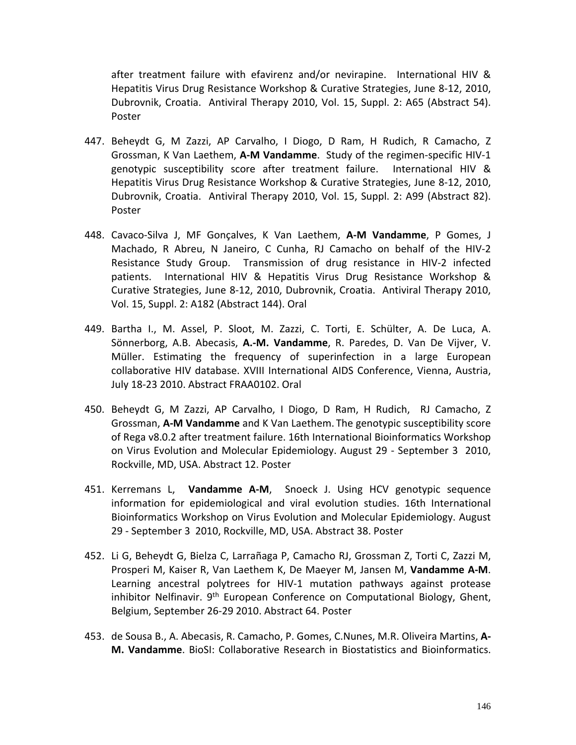after treatment failure with efavirenz and/or nevirapine. International HIV & Hepatitis Virus Drug Resistance Workshop & Curative Strategies, June 8-12, 2010, Dubrovnik, Croatia. Antiviral Therapy 2010, Vol. 15, Suppl. 2: A65 (Abstract 54). Poster

447. Beheydt G, M Zazzi, AP Carvalho, I Diogo, D Ram, H Rudich, R Camacho, Z Grossman, K Van Laethem, **A-M Vandamme**. Study of the regimen-specific HIV-1 genotypic susceptibility score after treatment failure. International HIV & Hepatitis Virus Drug Resistance Workshop & Curative Strategies, June 8-12, 2010, Dubrovnik, Croatia. Antiviral Therapy 2010, Vol. 15, Suppl. 2: A99 (Abstract 82). Poster

448. Cavaco-Silva J, MF Gonçalves, K Van Laethem, **A-M Vandamme**, P Gomes, J Machado, R Abreu, N Janeiro, C Cunha, RJ Camacho on behalf of the HIV-2 Resistance Study Group. Transmission of drug resistance in HIV-2 infected patients. International HIV & Hepatitis Virus Drug Resistance Workshop & Curative Strategies, June 8-12, 2010, Dubrovnik, Croatia. Antiviral Therapy 2010, Vol. 15, Suppl. 2: A182 (Abstract 144). Oral

449. Bartha I., M. Assel, P. Sloot, M. Zazzi, C. Torti, E. Schülter, A. De Luca, A. Sönnerborg, A.B. Abecasis, **A.-M. Vandamme**, R. Paredes, D. Van De Vijver, V. Müller. Estimating the frequency of superinfection in a large European collaborative HIV database. XVIII International AIDS Conference, Vienna, Austria, July 18-23 2010. Abstract FRAA0102. Oral

450. Beheydt G, M Zazzi, AP Carvalho, I Diogo, D Ram, H Rudich, RJ Camacho, Z Grossman, **A-M Vandamme** and K Van Laethem. The genotypic susceptibility score of Rega v8.0.2 after treatment failure. 16th International Bioinformatics Workshop on Virus Evolution and Molecular Epidemiology. August 29 - September 3 2010, Rockville, MD, USA. Abstract 12. Poster

451. Kerremans L, **Vandamme A-M**, Snoeck J. Using HCV genotypic sequence information for epidemiological and viral evolution studies. 16th International Bioinformatics Workshop on Virus Evolution and Molecular Epidemiology. August 29 - September 3 2010, Rockville, MD, USA. Abstract 38. Poster

452. Li G, Beheydt G, Bielza C, Larrañaga P, Camacho RJ, Grossman Z, Torti C, Zazzi M, Prosperi M, Kaiser R, Van Laethem K, De Maeyer M, Jansen M, **Vandamme A-M**. Learning ancestral polytrees for HIV-1 mutation pathways against protease inhibitor Nelfinavir. 9th European Conference on Computational Biology, Ghent, Belgium, September 26-29 2010. Abstract 64. Poster

453. de Sousa B., A. Abecasis, R. Camacho, P. Gomes, C.Nunes, M.R. Oliveira Martins, **A-M. Vandamme**. BioSI: Collaborative Research in Biostatistics and Bioinformatics.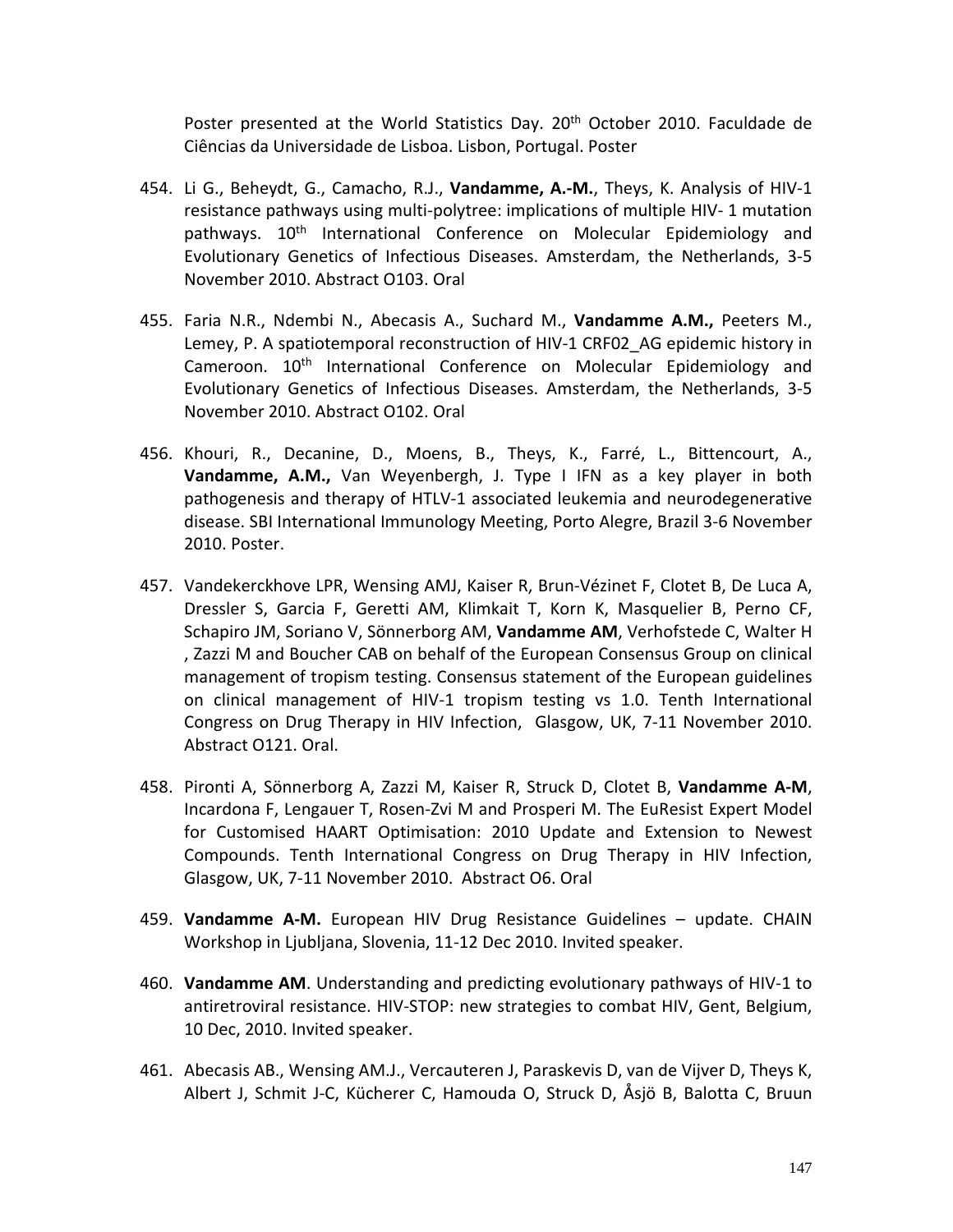Poster presented at the World Statistics Day. 20th October 2010. Faculdade de Ciências da Universidade de Lisboa. Lisbon, Portugal. Poster

454. Li G., Beheydt, G., Camacho, R.J., **Vandamme, A.-M.**, Theys, K. Analysis of HIV-1 resistance pathways using multi-polytree: implications of multiple HIV- 1 mutation pathways. 10th International Conference on Molecular Epidemiology and Evolutionary Genetics of Infectious Diseases. Amsterdam, the Netherlands, 3-5 November 2010. Abstract O103. Oral

455. Faria N.R., Ndembi N., Abecasis A., Suchard M., **Vandamme A.M.,** Peeters M., Lemey, P. A spatiotemporal reconstruction of HIV-1 CRF02_AG epidemic history in Cameroon. 10th International Conference on Molecular Epidemiology and Evolutionary Genetics of Infectious Diseases. Amsterdam, the Netherlands, 3-5 November 2010. Abstract O102. Oral

456. Khouri, R., Decanine, D., Moens, B., Theys, K., Farré, L., Bittencourt, A., **Vandamme, A.M.,** Van Weyenbergh, J. Type I IFN as a key player in both pathogenesis and therapy of HTLV-1 associated leukemia and neurodegenerative disease. SBI International Immunology Meeting, Porto Alegre, Brazil 3-6 November 2010. Poster.

457. Vandekerckhove LPR, Wensing AMJ, Kaiser R, Brun-Vézinet F, Clotet B, De Luca A, Dressler S, Garcia F, Geretti AM, Klimkait T, Korn K, Masquelier B, Perno CF, Schapiro JM, Soriano V, Sönnerborg AM, **Vandamme AM**, Verhofstede C, Walter H , Zazzi M and Boucher CAB on behalf of the European Consensus Group on clinical management of tropism testing. Consensus statement of the European guidelines on clinical management of HIV-1 tropism testing vs 1.0. Tenth International Congress on Drug Therapy in HIV Infection, Glasgow, UK, 7-11 November 2010. Abstract O121. Oral.

458. Pironti A, Sönnerborg A, Zazzi M, Kaiser R, Struck D, Clotet B, **Vandamme A-M**, Incardona F, Lengauer T, Rosen-Zvi M and Prosperi M. The EuResist Expert Model for Customised HAART Optimisation: 2010 Update and Extension to Newest Compounds. Tenth International Congress on Drug Therapy in HIV Infection, Glasgow, UK, 7-11 November 2010. Abstract O6. Oral

459. **Vandamme A-M.** European HIV Drug Resistance Guidelines – update. CHAIN Workshop in Ljubljana, Slovenia, 11-12 Dec 2010. Invited speaker.

460. **Vandamme AM**. Understanding and predicting evolutionary pathways of HIV-1 to antiretroviral resistance. HIV-STOP: new strategies to combat HIV, Gent, Belgium, 10 Dec, 2010. Invited speaker.

461. Abecasis AB., Wensing AM.J., Vercauteren J, Paraskevis D, van de Vijver D, Theys K, Albert J, Schmit J-C, Kücherer C, Hamouda O, Struck D, Åsjö B, Balotta C, Bruun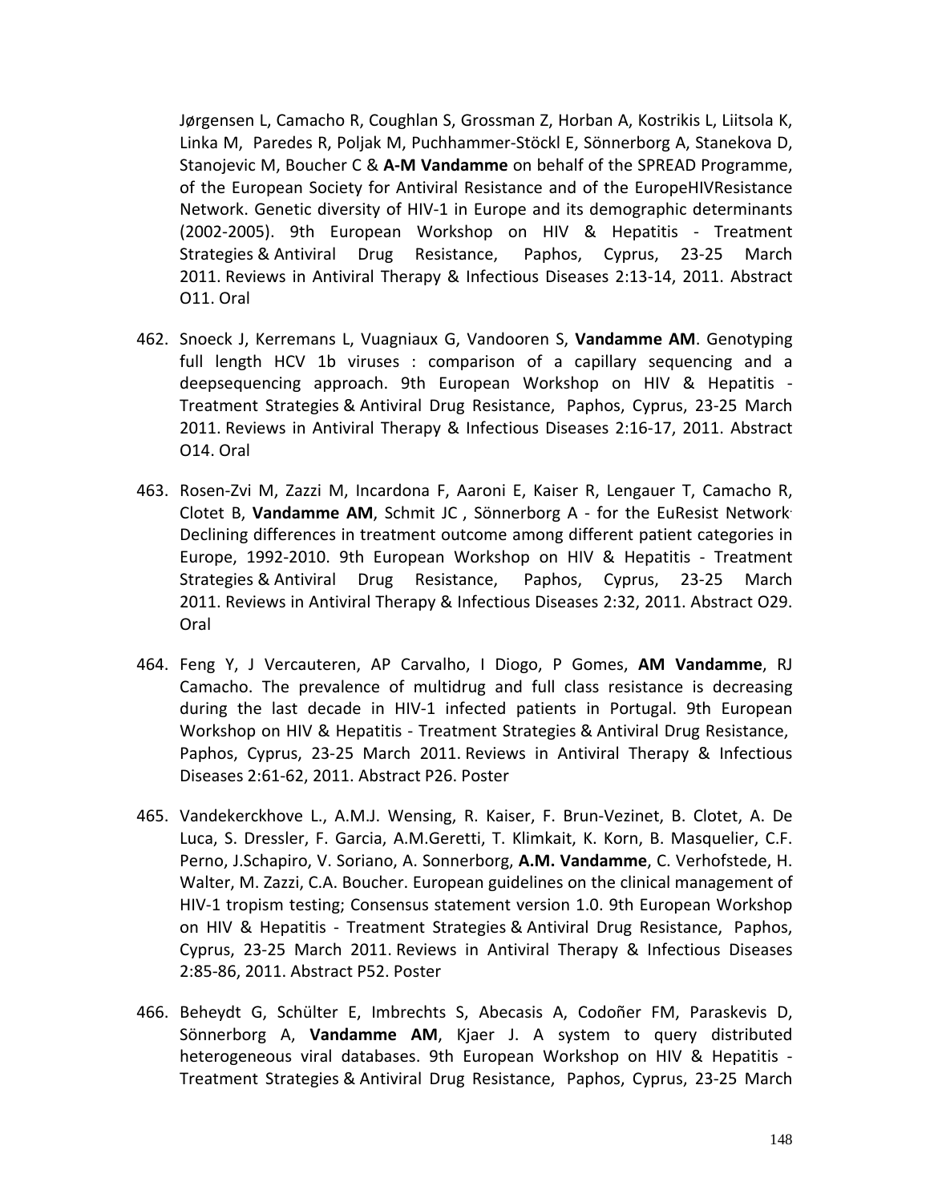Jørgensen L, Camacho R, Coughlan S, Grossman Z, Horban A, Kostrikis L, Liitsola K, Linka M, Paredes R, Poljak M, Puchhammer-Stöckl E, Sönnerborg A, Stanekova D, Stanojevic M, Boucher C & **A-M Vandamme** on behalf of the SPREAD Programme, of the European Society for Antiviral Resistance and of the EuropeHIVResistance Network. Genetic diversity of HIV-1 in Europe and its demographic determinants (2002-2005). 9th European Workshop on HIV & Hepatitis - Treatment Strategies & Antiviral Drug Resistance, Paphos, Cyprus, 23-25 March 2011. Reviews in Antiviral Therapy & Infectious Diseases 2:13-14, 2011. Abstract O11. Oral

462. Snoeck J, Kerremans L, Vuagniaux G, Vandooren S, **Vandamme AM**. Genotyping full length HCV 1b viruses : comparison of a capillary sequencing and a deepsequencing approach. 9th European Workshop on HIV & Hepatitis - Treatment Strategies & Antiviral Drug Resistance, Paphos, Cyprus, 23-25 March 2011. Reviews in Antiviral Therapy & Infectious Diseases 2:16-17, 2011. Abstract O14. Oral

463. Rosen-Zvi M, Zazzi M, Incardona F, Aaroni E, Kaiser R, Lengauer T, Camacho R, Clotet B, **Vandamme AM**, Schmit JC , Sönnerborg A - for the EuResist Network. Declining differences in treatment outcome among different patient categories in Europe, 1992-2010. 9th European Workshop on HIV & Hepatitis - Treatment Strategies & Antiviral Drug Resistance, Paphos, Cyprus, 23-25 March 2011. Reviews in Antiviral Therapy & Infectious Diseases 2:32, 2011. Abstract O29. Oral

464. Feng Y, J Vercauteren, AP Carvalho, I Diogo, P Gomes, **AM Vandamme**, RJ Camacho. The prevalence of multidrug and full class resistance is decreasing during the last decade in HIV-1 infected patients in Portugal. 9th European Workshop on HIV & Hepatitis - Treatment Strategies & Antiviral Drug Resistance, Paphos, Cyprus, 23-25 March 2011. Reviews in Antiviral Therapy & Infectious Diseases 2:61-62, 2011. Abstract P26. Poster

465. Vandekerckhove L., A.M.J. Wensing, R. Kaiser, F. Brun-Vezinet, B. Clotet, A. De Luca, S. Dressler, F. Garcia, A.M.Geretti, T. Klimkait, K. Korn, B. Masquelier, C.F. Perno, J.Schapiro, V. Soriano, A. Sonnerborg, **A.M. Vandamme**, C. Verhofstede, H. Walter, M. Zazzi, C.A. Boucher. European guidelines on the clinical management of HIV-1 tropism testing; Consensus statement version 1.0. 9th European Workshop on HIV & Hepatitis - Treatment Strategies & Antiviral Drug Resistance, Paphos, Cyprus, 23-25 March 2011. Reviews in Antiviral Therapy & Infectious Diseases 2:85-86, 2011. Abstract P52. Poster

466. Beheydt G, Schülter E, Imbrechts S, Abecasis A, Codoñer FM, Paraskevis D, Sönnerborg A, **Vandamme AM**, Kjaer J. A system to query distributed heterogeneous viral databases. 9th European Workshop on HIV & Hepatitis - Treatment Strategies & Antiviral Drug Resistance, Paphos, Cyprus, 23-25 March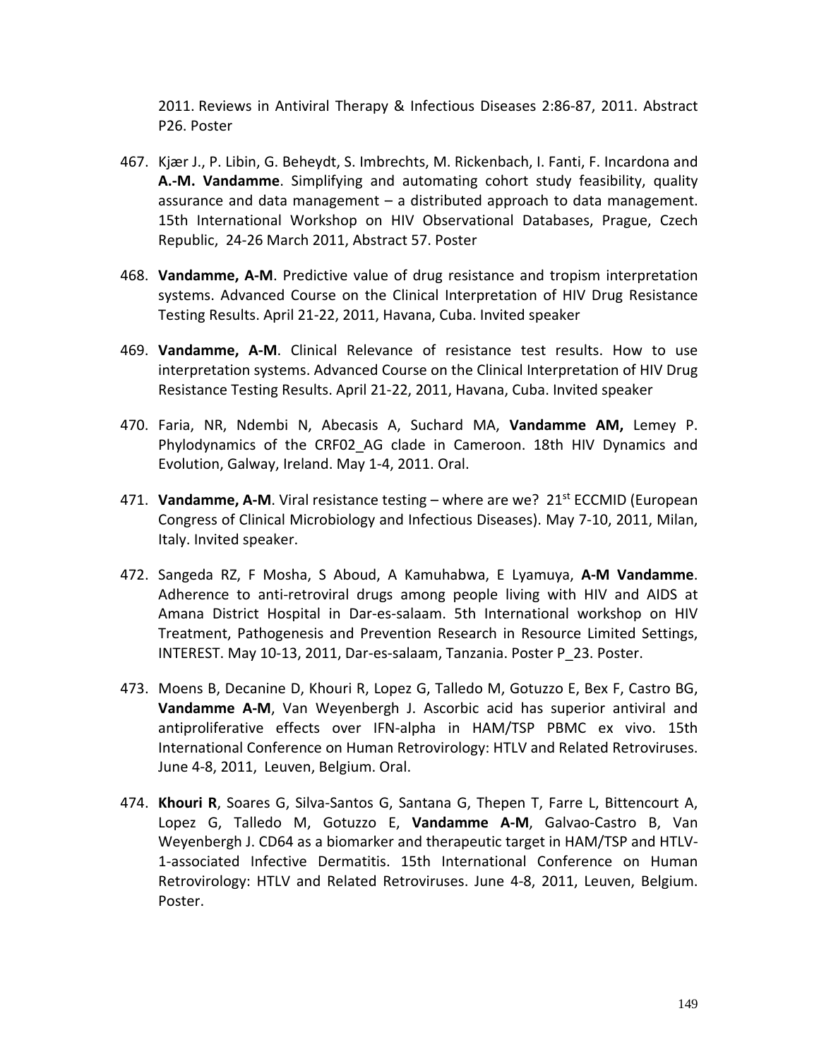2011. Reviews in Antiviral Therapy & Infectious Diseases 2:86-87, 2011. Abstract P26. Poster

467. Kjær J., P. Libin, G. Beheydt, S. Imbrechts, M. Rickenbach, I. Fanti, F. Incardona and **A.-M. Vandamme**. Simplifying and automating cohort study feasibility, quality assurance and data management – a distributed approach to data management. 15th International Workshop on HIV Observational Databases, Prague, Czech Republic, 24-26 March 2011, Abstract 57. Poster

468. **Vandamme, A-M**. Predictive value of drug resistance and tropism interpretation systems. Advanced Course on the Clinical Interpretation of HIV Drug Resistance Testing Results. April 21-22, 2011, Havana, Cuba. Invited speaker

469. **Vandamme, A-M**. Clinical Relevance of resistance test results. How to use interpretation systems. Advanced Course on the Clinical Interpretation of HIV Drug Resistance Testing Results. April 21-22, 2011, Havana, Cuba. Invited speaker

470. Faria, NR, Ndembi N, Abecasis A, Suchard MA, **Vandamme AM,** Lemey P. Phylodynamics of the CRF02_AG clade in Cameroon. 18th HIV Dynamics and Evolution, Galway, Ireland. May 1-4, 2011. Oral.

471. **Vandamme, A-M**. Viral resistance testing – where are we? 21st ECCMID (European Congress of Clinical Microbiology and Infectious Diseases). May 7-10, 2011, Milan, Italy. Invited speaker.

472. Sangeda RZ, F Mosha, S Aboud, A Kamuhabwa, E Lyamuya, **A-M Vandamme**. Adherence to anti-retroviral drugs among people living with HIV and AIDS at Amana District Hospital in Dar-es-salaam. 5th International workshop on HIV Treatment, Pathogenesis and Prevention Research in Resource Limited Settings, INTEREST. May 10-13, 2011, Dar-es-salaam, Tanzania. Poster P_23. Poster.

473. Moens B, Decanine D, Khouri R, Lopez G, Talledo M, Gotuzzo E, Bex F, Castro BG, **Vandamme A-M**, Van Weyenbergh J. Ascorbic acid has superior antiviral and antiproliferative effects over IFN-alpha in HAM/TSP PBMC ex vivo. 15th International Conference on Human Retrovirology: HTLV and Related Retroviruses. June 4-8, 2011, Leuven, Belgium. Oral.

474. **Khouri R**, Soares G, Silva-Santos G, Santana G, Thepen T, Farre L, Bittencourt A, Lopez G, Talledo M, Gotuzzo E, **Vandamme A-M**, Galvao-Castro B, Van Weyenbergh J. CD64 as a biomarker and therapeutic target in HAM/TSP and HTLV-1-associated Infective Dermatitis. 15th International Conference on Human Retrovirology: HTLV and Related Retroviruses. June 4-8, 2011, Leuven, Belgium. Poster.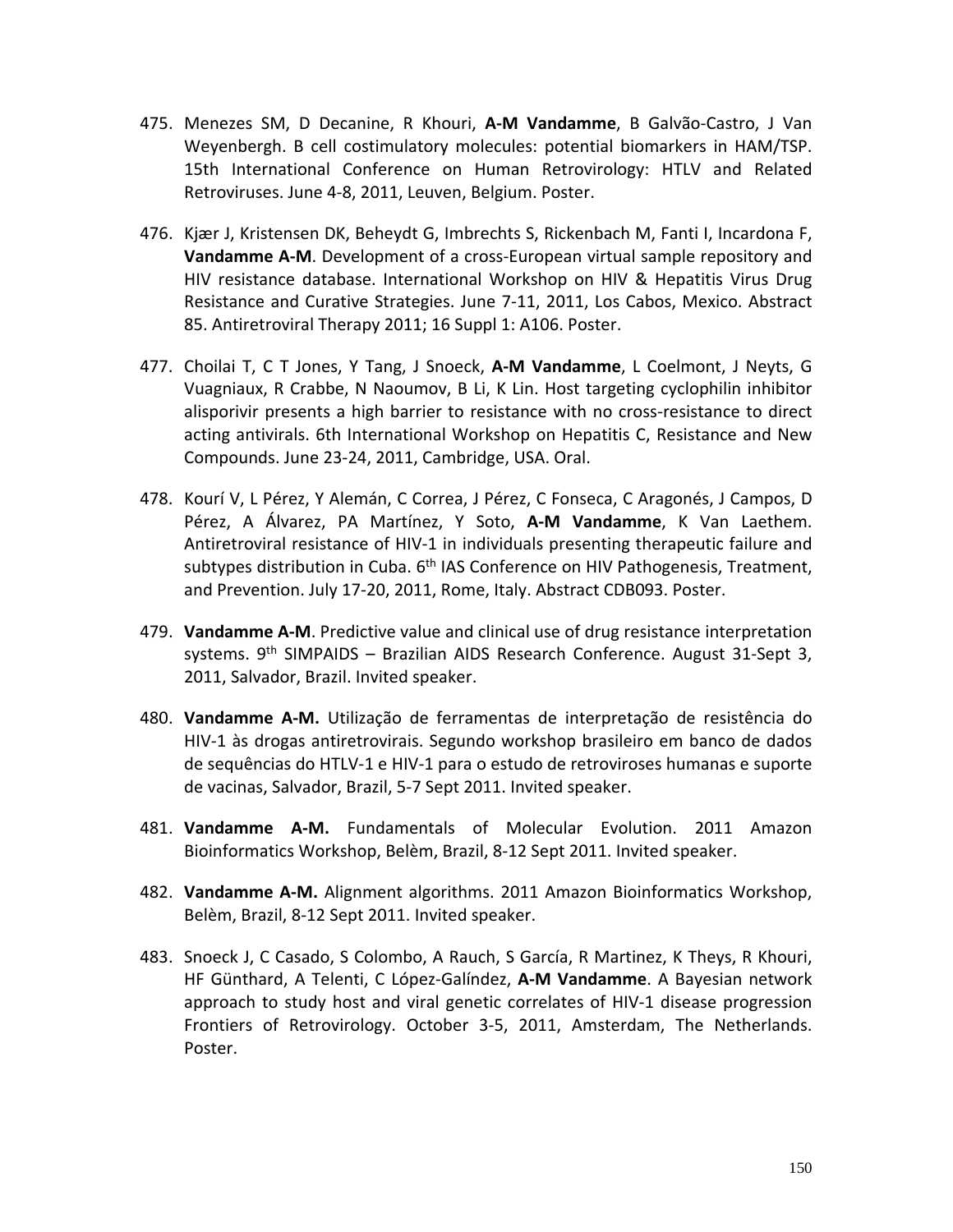475. Menezes SM, D Decanine, R Khouri, **A-M Vandamme**, B Galvão-Castro, J Van Weyenbergh. B cell costimulatory molecules: potential biomarkers in HAM/TSP. 15th International Conference on Human Retrovirology: HTLV and Related Retroviruses. June 4-8, 2011, Leuven, Belgium. Poster.

476. Kjær J, Kristensen DK, Beheydt G, Imbrechts S, Rickenbach M, Fanti I, Incardona F, **Vandamme A-M**. Development of a cross-European virtual sample repository and HIV resistance database. International Workshop on HIV & Hepatitis Virus Drug Resistance and Curative Strategies. June 7-11, 2011, Los Cabos, Mexico. Abstract 85. Antiretroviral Therapy 2011; 16 Suppl 1: A106. Poster.

477. Choilai T, C T Jones, Y Tang, J Snoeck, **A-M Vandamme**, L Coelmont, J Neyts, G Vuagniaux, R Crabbe, N Naoumov, B Li, K Lin. Host targeting cyclophilin inhibitor alisporivir presents a high barrier to resistance with no cross-resistance to direct acting antivirals. 6th International Workshop on Hepatitis C, Resistance and New Compounds. June 23-24, 2011, Cambridge, USA. Oral.

478. Kourí V, L Pérez, Y Alemán, C Correa, J Pérez, C Fonseca, C Aragonés, J Campos, D Pérez, A Álvarez, PA Martínez, Y Soto, **A-M Vandamme**, K Van Laethem. Antiretroviral resistance of HIV-1 in individuals presenting therapeutic failure and subtypes distribution in Cuba. 6th IAS Conference on HIV Pathogenesis, Treatment, and Prevention. July 17-20, 2011, Rome, Italy. Abstract CDB093. Poster.

479. **Vandamme A-M**. Predictive value and clinical use of drug resistance interpretation systems. 9th SIMPAIDS – Brazilian AIDS Research Conference. August 31-Sept 3, 2011, Salvador, Brazil. Invited speaker.

480. **Vandamme A-M.** Utilização de ferramentas de interpretação de resistência do HIV-1 às drogas antiretrovirais. Segundo workshop brasileiro em banco de dados de sequências do HTLV-1 e HIV-1 para o estudo de retroviroses humanas e suporte de vacinas, Salvador, Brazil, 5-7 Sept 2011. Invited speaker.

481. **Vandamme A-M.** Fundamentals of Molecular Evolution. 2011 Amazon Bioinformatics Workshop, Belèm, Brazil, 8-12 Sept 2011. Invited speaker.

482. **Vandamme A-M.** Alignment algorithms. 2011 Amazon Bioinformatics Workshop, Belèm, Brazil, 8-12 Sept 2011. Invited speaker.

483. Snoeck J, C Casado, S Colombo, A Rauch, S García, R Martinez, K Theys, R Khouri, HF Günthard, A Telenti, C López-Galíndez, **A-M Vandamme**. A Bayesian network approach to study host and viral genetic correlates of HIV-1 disease progression Frontiers of Retrovirology. October 3-5, 2011, Amsterdam, The Netherlands. Poster.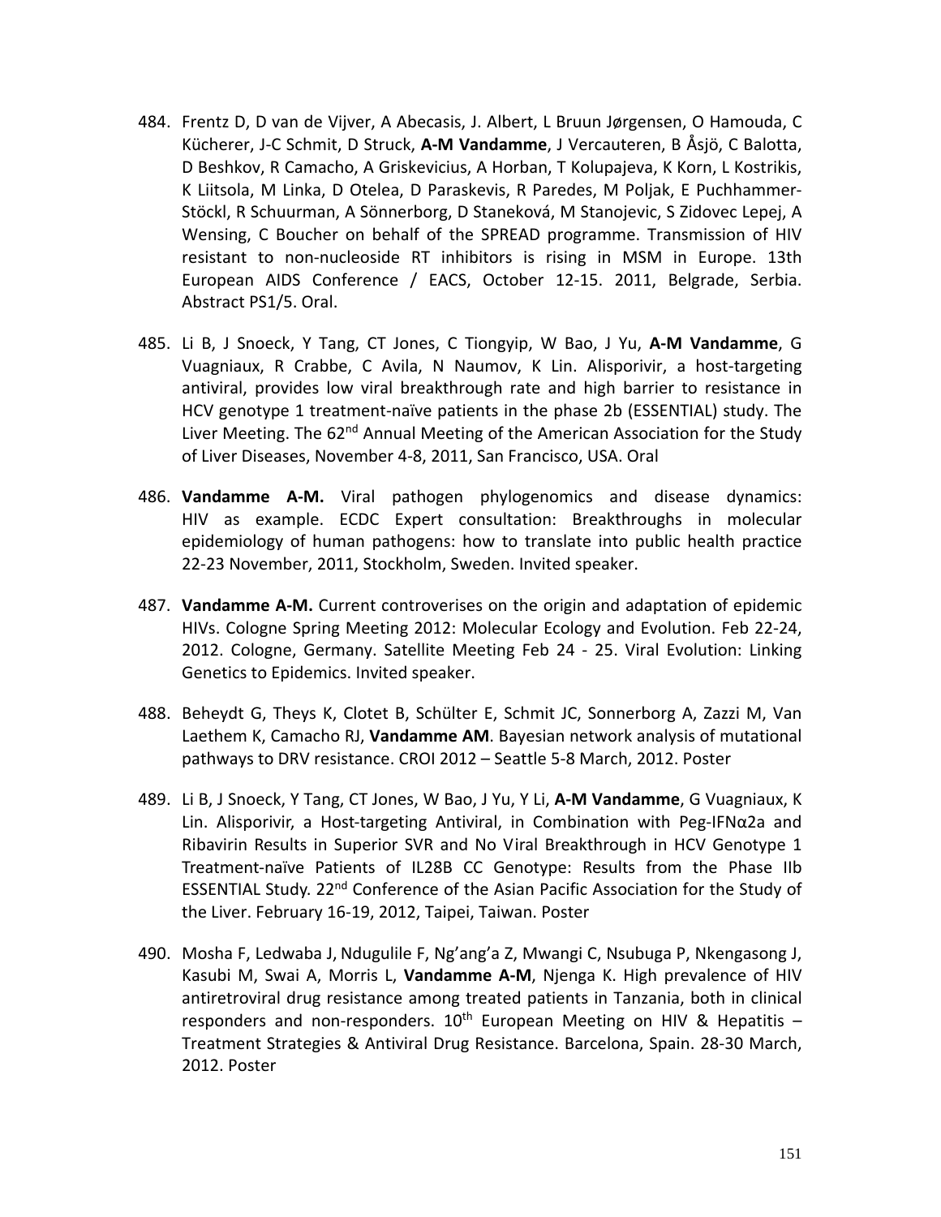484. Frentz D, D van de Vijver, A Abecasis, J. Albert, L Bruun Jørgensen, O Hamouda, C Kücherer, J-C Schmit, D Struck, **A-M Vandamme**, J Vercauteren, B Åsjö, C Balotta, D Beshkov, R Camacho, A Griskevicius, A Horban, T Kolupajeva, K Korn, L Kostrikis, K Liitsola, M Linka, D Otelea, D Paraskevis, R Paredes, M Poljak, E Puchhammer-Stöckl, R Schuurman, A Sönnerborg, D Staneková, M Stanojevic, S Zidovec Lepej, A Wensing, C Boucher on behalf of the SPREAD programme. Transmission of HIV resistant to non-nucleoside RT inhibitors is rising in MSM in Europe. 13th European AIDS Conference / EACS, October 12-15. 2011, Belgrade, Serbia. Abstract PS1/5. Oral.

485. Li B, J Snoeck, Y Tang, CT Jones, C Tiongyip, W Bao, J Yu, **A-M Vandamme**, G Vuagniaux, R Crabbe, C Avila, N Naumov, K Lin. Alisporivir, a host-targeting antiviral, provides low viral breakthrough rate and high barrier to resistance in HCV genotype 1 treatment-naïve patients in the phase 2b (ESSENTIAL) study. The Liver Meeting. The 62nd Annual Meeting of the American Association for the Study of Liver Diseases, November 4-8, 2011, San Francisco, USA. Oral

486. **Vandamme A-M.** Viral pathogen phylogenomics and disease dynamics: HIV as example. ECDC Expert consultation: Breakthroughs in molecular epidemiology of human pathogens: how to translate into public health practice 22-23 November, 2011, Stockholm, Sweden. Invited speaker.

487. **Vandamme A-M.** Current controverises on the origin and adaptation of epidemic HIVs. Cologne Spring Meeting 2012: Molecular Ecology and Evolution. Feb 22-24, 2012. Cologne, Germany. Satellite Meeting Feb 24 - 25. Viral Evolution: Linking Genetics to Epidemics. Invited speaker.

488. Beheydt G, Theys K, Clotet B, Schülter E, Schmit JC, Sonnerborg A, Zazzi M, Van Laethem K, Camacho RJ, **Vandamme AM**. Bayesian network analysis of mutational pathways to DRV resistance. CROI 2012 – Seattle 5-8 March, 2012. Poster

489. Li B, J Snoeck, Y Tang, CT Jones, W Bao, J Yu, Y Li, **A-M Vandamme**, G Vuagniaux, K Lin. Alisporivir, a Host-targeting Antiviral, in Combination with Peg-IFNα2a and Ribavirin Results in Superior SVR and No Viral Breakthrough in HCV Genotype 1 Treatment-naïve Patients of IL28B CC Genotype: Results from the Phase IIb ESSENTIAL Study. 22nd Conference of the Asian Pacific Association for the Study of the Liver. February 16-19, 2012, Taipei, Taiwan. Poster

490. Mosha F, Ledwaba J, Ndugulile F, Ng'ang'a Z, Mwangi C, Nsubuga P, Nkengasong J, Kasubi M, Swai A, Morris L, **Vandamme A-M**, Njenga K. High prevalence of HIV antiretroviral drug resistance among treated patients in Tanzania, both in clinical responders and non-responders. 10th European Meeting on HIV & Hepatitis – Treatment Strategies & Antiviral Drug Resistance. Barcelona, Spain. 28-30 March, 2012. Poster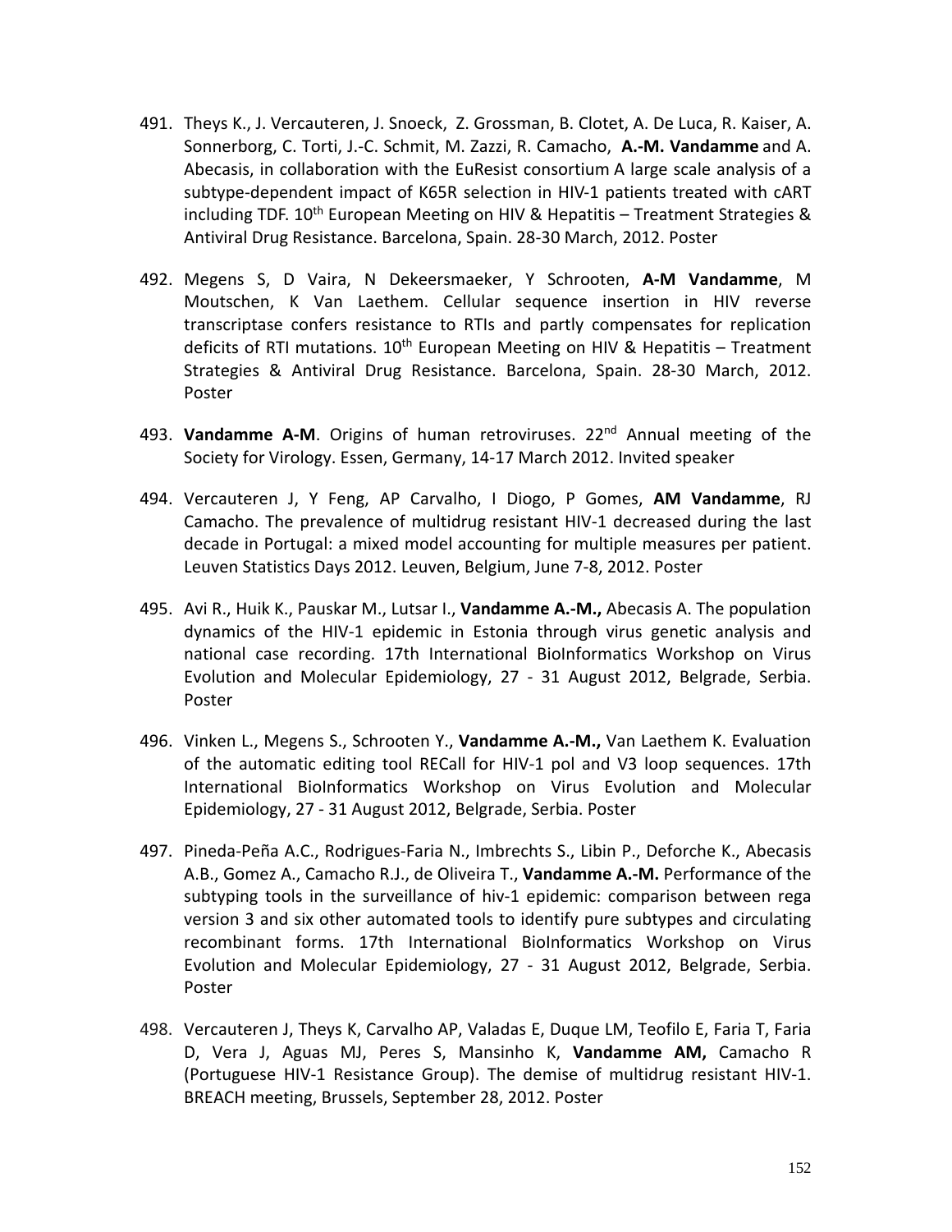491. Theys K., J. Vercauteren, J. Snoeck, Z. Grossman, B. Clotet, A. De Luca, R. Kaiser, A. Sonnerborg, C. Torti, J.-C. Schmit, M. Zazzi, R. Camacho, **A.-M. Vandamme** and A. Abecasis, in collaboration with the EuResist consortium A large scale analysis of a subtype-dependent impact of K65R selection in HIV-1 patients treated with cART including TDF. 10th European Meeting on HIV & Hepatitis – Treatment Strategies & Antiviral Drug Resistance. Barcelona, Spain. 28-30 March, 2012. Poster

492. Megens S, D Vaira, N Dekeersmaeker, Y Schrooten, **A-M Vandamme**, M Moutschen, K Van Laethem. Cellular sequence insertion in HIV reverse transcriptase confers resistance to RTIs and partly compensates for replication deficits of RTI mutations. 10th European Meeting on HIV & Hepatitis – Treatment Strategies & Antiviral Drug Resistance. Barcelona, Spain. 28-30 March, 2012. Poster

493. **Vandamme A-M**. Origins of human retroviruses. 22nd Annual meeting of the Society for Virology. Essen, Germany, 14-17 March 2012. Invited speaker

494. Vercauteren J, Y Feng, AP Carvalho, I Diogo, P Gomes, **AM Vandamme**, RJ Camacho. The prevalence of multidrug resistant HIV-1 decreased during the last decade in Portugal: a mixed model accounting for multiple measures per patient. Leuven Statistics Days 2012. Leuven, Belgium, June 7-8, 2012. Poster

495. Avi R., Huik K., Pauskar M., Lutsar I., **Vandamme A.-M.,** Abecasis A. The population dynamics of the HIV-1 epidemic in Estonia through virus genetic analysis and national case recording. 17th International BioInformatics Workshop on Virus Evolution and Molecular Epidemiology, 27 - 31 August 2012, Belgrade, Serbia. Poster

496. Vinken L., Megens S., Schrooten Y., **Vandamme A.-M.,** Van Laethem K. Evaluation of the automatic editing tool RECall for HIV-1 pol and V3 loop sequences. 17th International BioInformatics Workshop on Virus Evolution and Molecular Epidemiology, 27 - 31 August 2012, Belgrade, Serbia. Poster

497. Pineda-Peña A.C., Rodrigues-Faria N., Imbrechts S., Libin P., Deforche K., Abecasis A.B., Gomez A., Camacho R.J., de Oliveira T., **Vandamme A.-M.** Performance of the subtyping tools in the surveillance of hiv-1 epidemic: comparison between rega version 3 and six other automated tools to identify pure subtypes and circulating recombinant forms. 17th International BioInformatics Workshop on Virus Evolution and Molecular Epidemiology, 27 - 31 August 2012, Belgrade, Serbia. Poster

498. Vercauteren J, Theys K, Carvalho AP, Valadas E, Duque LM, Teofilo E, Faria T, Faria D, Vera J, Aguas MJ, Peres S, Mansinho K, **Vandamme AM,** Camacho R (Portuguese HIV-1 Resistance Group). The demise of multidrug resistant HIV-1. BREACH meeting, Brussels, September 28, 2012. Poster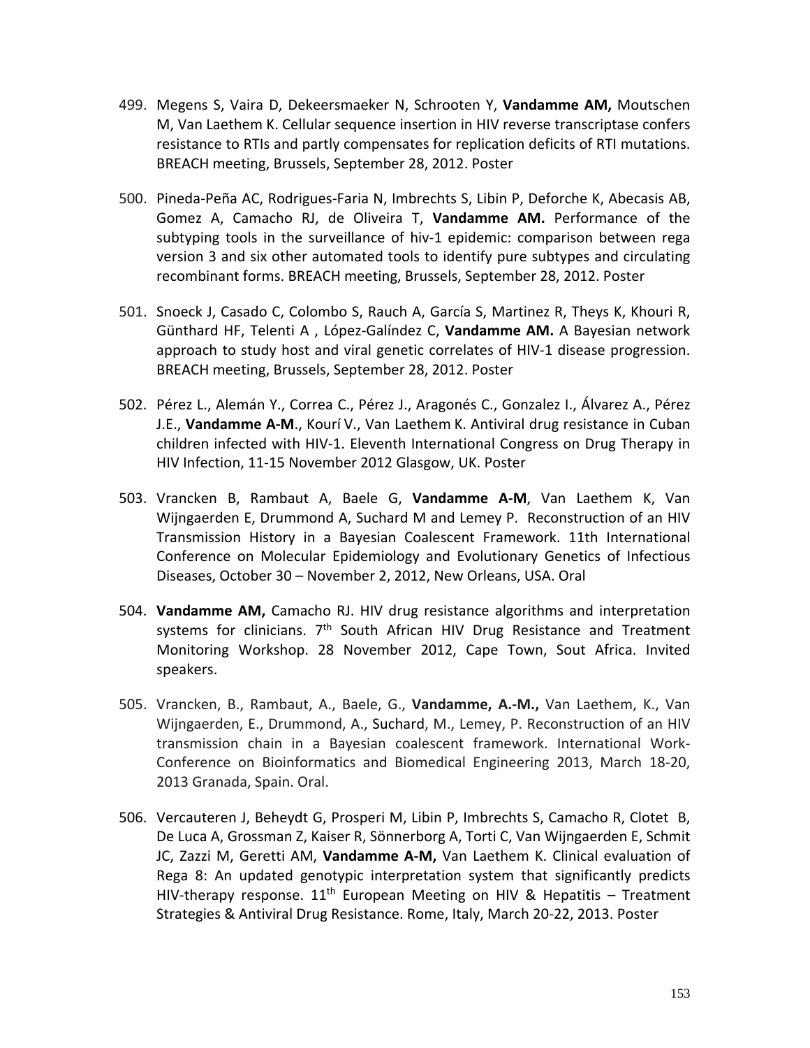499. Megens S, Vaira D, Dekeersmaeker N, Schrooten Y, **Vandamme AM,** Moutschen M, Van Laethem K. Cellular sequence insertion in HIV reverse transcriptase confers resistance to RTIs and partly compensates for replication deficits of RTI mutations. BREACH meeting, Brussels, September 28, 2012. Poster

500. Pineda-Peña AC, Rodrigues-Faria N, Imbrechts S, Libin P, Deforche K, Abecasis AB, Gomez A, Camacho RJ, de Oliveira T, **Vandamme AM.** Performance of the subtyping tools in the surveillance of hiv-1 epidemic: comparison between rega version 3 and six other automated tools to identify pure subtypes and circulating recombinant forms. BREACH meeting, Brussels, September 28, 2012. Poster

501. Snoeck J, Casado C, Colombo S, Rauch A, García S, Martinez R, Theys K, Khouri R, Günthard HF, Telenti A , López-Galíndez C, **Vandamme AM.** A Bayesian network approach to study host and viral genetic correlates of HIV-1 disease progression. BREACH meeting, Brussels, September 28, 2012. Poster

502. Pérez L., Alemán Y., Correa C., Pérez J., Aragonés C., Gonzalez I., Álvarez A., Pérez J.E., **Vandamme A-M**., Kourí V., Van Laethem K. Antiviral drug resistance in Cuban children infected with HIV-1. Eleventh International Congress on Drug Therapy in HIV Infection, 11-15 November 2012 Glasgow, UK. Poster

503. Vrancken B, Rambaut A, Baele G, **Vandamme A-M**, Van Laethem K, Van Wijngaerden E, Drummond A, Suchard M and Lemey P. Reconstruction of an HIV Transmission History in a Bayesian Coalescent Framework. 11th International Conference on Molecular Epidemiology and Evolutionary Genetics of Infectious Diseases, October 30 – November 2, 2012, New Orleans, USA. Oral

504. **Vandamme AM,** Camacho RJ. HIV drug resistance algorithms and interpretation systems for clinicians. 7th South African HIV Drug Resistance and Treatment Monitoring Workshop. 28 November 2012, Cape Town, Sout Africa. Invited speakers.

505. Vrancken, B., Rambaut, A., Baele, G., **Vandamme, A.-M.,** Van Laethem, K., Van Wijngaerden, E., Drummond, A., Suchard, M., Lemey, P. Reconstruction of an HIV transmission chain in a Bayesian coalescent framework. International Work-Conference on Bioinformatics and Biomedical Engineering 2013, March 18-20, 2013 Granada, Spain. Oral.

506. Vercauteren J, Beheydt G, Prosperi M, Libin P, Imbrechts S, Camacho R, Clotet B, De Luca A, Grossman Z, Kaiser R, Sönnerborg A, Torti C, Van Wijngaerden E, Schmit JC, Zazzi M, Geretti AM, **Vandamme A-M,** Van Laethem K. Clinical evaluation of Rega 8: An updated genotypic interpretation system that significantly predicts HIV-therapy response. 11th European Meeting on HIV & Hepatitis – Treatment Strategies & Antiviral Drug Resistance. Rome, Italy, March 20-22, 2013. Poster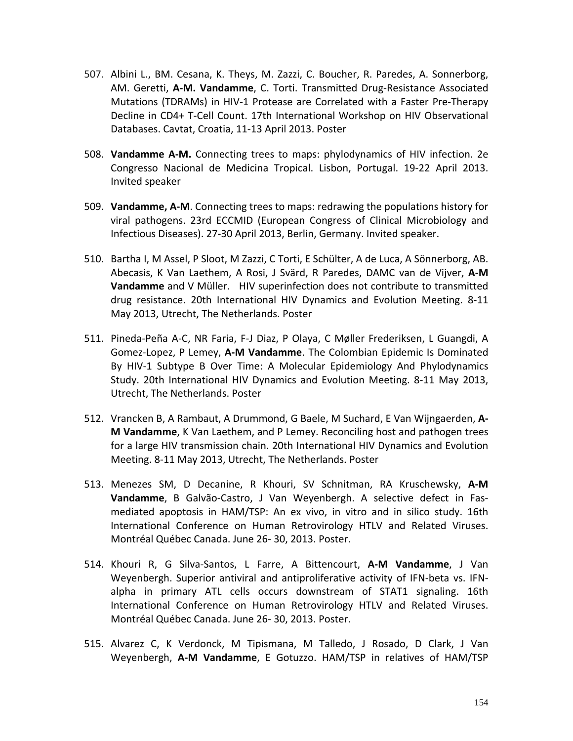507. Albini L., BM. Cesana, K. Theys, M. Zazzi, C. Boucher, R. Paredes, A. Sonnerborg, AM. Geretti, **A-M. Vandamme**, C. Torti. Transmitted Drug-Resistance Associated Mutations (TDRAMs) in HIV-1 Protease are Correlated with a Faster Pre-Therapy Decline in CD4+ T-Cell Count. 17th International Workshop on HIV Observational Databases. Cavtat, Croatia, 11-13 April 2013. Poster

508. **Vandamme A-M.** Connecting trees to maps: phylodynamics of HIV infection. 2e Congresso Nacional de Medicina Tropical. Lisbon, Portugal. 19-22 April 2013. Invited speaker

509. **Vandamme, A-M**. Connecting trees to maps: redrawing the populations history for viral pathogens. 23rd ECCMID (European Congress of Clinical Microbiology and Infectious Diseases). 27-30 April 2013, Berlin, Germany. Invited speaker.

510. Bartha I, M Assel, P Sloot, M Zazzi, C Torti, E Schülter, A de Luca, A Sönnerborg, AB. Abecasis, K Van Laethem, A Rosi, J Svärd, R Paredes, DAMC van de Vijver, **A-M Vandamme** and V Müller. HIV superinfection does not contribute to transmitted drug resistance. 20th International HIV Dynamics and Evolution Meeting. 8-11 May 2013, Utrecht, The Netherlands. Poster

511. Pineda-Peña A-C, NR Faria, F-J Diaz, P Olaya, C Møller Frederiksen, L Guangdi, A Gomez-Lopez, P Lemey, **A-M Vandamme**. The Colombian Epidemic Is Dominated By HIV-1 Subtype B Over Time: A Molecular Epidemiology And Phylodynamics Study. 20th International HIV Dynamics and Evolution Meeting. 8-11 May 2013, Utrecht, The Netherlands. Poster

512. Vrancken B, A Rambaut, A Drummond, G Baele, M Suchard, E Van Wijngaerden, **A-M Vandamme**, K Van Laethem, and P Lemey. Reconciling host and pathogen trees for a large HIV transmission chain. 20th International HIV Dynamics and Evolution Meeting. 8-11 May 2013, Utrecht, The Netherlands. Poster

513. Menezes SM, D Decanine, R Khouri, SV Schnitman, RA Kruschewsky, **A-M Vandamme**, B Galvão-Castro, J Van Weyenbergh. A selective defect in Fas-mediated apoptosis in HAM/TSP: An ex vivo, in vitro and in silico study. 16th International Conference on Human Retrovirology HTLV and Related Viruses. Montréal Québec Canada. June 26- 30, 2013. Poster.

514. Khouri R, G Silva-Santos, L Farre, A Bittencourt, **A-M Vandamme**, J Van Weyenbergh. Superior antiviral and antiproliferative activity of IFN-beta vs. IFN-alpha in primary ATL cells occurs downstream of STAT1 signaling. 16th International Conference on Human Retrovirology HTLV and Related Viruses. Montréal Québec Canada. June 26- 30, 2013. Poster.

515. Alvarez C, K Verdonck, M Tipismana, M Talledo, J Rosado, D Clark, J Van Weyenbergh, **A-M Vandamme**, E Gotuzzo. HAM/TSP in relatives of HAM/TSP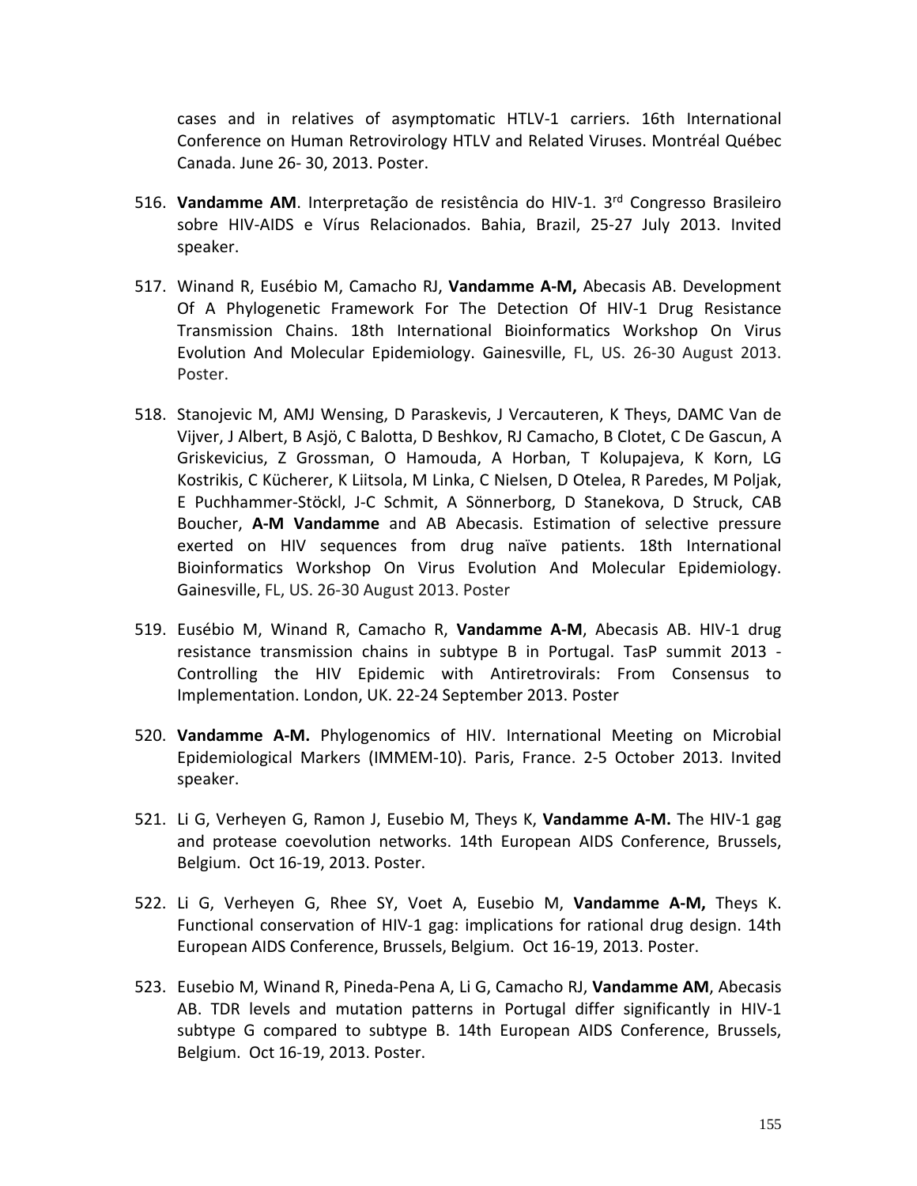cases and in relatives of asymptomatic HTLV-1 carriers. 16th International Conference on Human Retrovirology HTLV and Related Viruses. Montréal Québec Canada. June 26- 30, 2013. Poster.

516. **Vandamme AM**. Interpretação de resistência do HIV-1. 3rd Congresso Brasileiro sobre HIV-AIDS e Vírus Relacionados. Bahia, Brazil, 25-27 July 2013. Invited speaker.

517. Winand R, Eusébio M, Camacho RJ, **Vandamme A-M,** Abecasis AB. Development Of A Phylogenetic Framework For The Detection Of HIV-1 Drug Resistance Transmission Chains. 18th International Bioinformatics Workshop On Virus Evolution And Molecular Epidemiology. Gainesville, FL, US. 26-30 August 2013. Poster.

518. Stanojevic M, AMJ Wensing, D Paraskevis, J Vercauteren, K Theys, DAMC Van de Vijver, J Albert, B Asjö, C Balotta, D Beshkov, RJ Camacho, B Clotet, C De Gascun, A Griskevicius, Z Grossman, O Hamouda, A Horban, T Kolupajeva, K Korn, LG Kostrikis, C Kücherer, K Liitsola, M Linka, C Nielsen, D Otelea, R Paredes, M Poljak, E Puchhammer-Stöckl, J-C Schmit, A Sönnerborg, D Stanekova, D Struck, CAB Boucher, **A-M Vandamme** and AB Abecasis. Estimation of selective pressure exerted on HIV sequences from drug naïve patients. 18th International Bioinformatics Workshop On Virus Evolution And Molecular Epidemiology. Gainesville, FL, US. 26-30 August 2013. Poster

519. Eusébio M, Winand R, Camacho R, **Vandamme A-M**, Abecasis AB. HIV-1 drug resistance transmission chains in subtype B in Portugal. TasP summit 2013 - Controlling the HIV Epidemic with Antiretrovirals: From Consensus to Implementation. London, UK. 22-24 September 2013. Poster

520. **Vandamme A-M.** Phylogenomics of HIV. International Meeting on Microbial Epidemiological Markers (IMMEM-10). Paris, France. 2-5 October 2013. Invited speaker.

521. Li G, Verheyen G, Ramon J, Eusebio M, Theys K, **Vandamme A-M.** The HIV-1 gag and protease coevolution networks. 14th European AIDS Conference, Brussels, Belgium. Oct 16-19, 2013. Poster.

522. Li G, Verheyen G, Rhee SY, Voet A, Eusebio M, **Vandamme A-M,** Theys K. Functional conservation of HIV-1 gag: implications for rational drug design. 14th European AIDS Conference, Brussels, Belgium. Oct 16-19, 2013. Poster.

523. Eusebio M, Winand R, Pineda-Pena A, Li G, Camacho RJ, **Vandamme AM**, Abecasis AB. TDR levels and mutation patterns in Portugal differ significantly in HIV-1 subtype G compared to subtype B. 14th European AIDS Conference, Brussels, Belgium. Oct 16-19, 2013. Poster.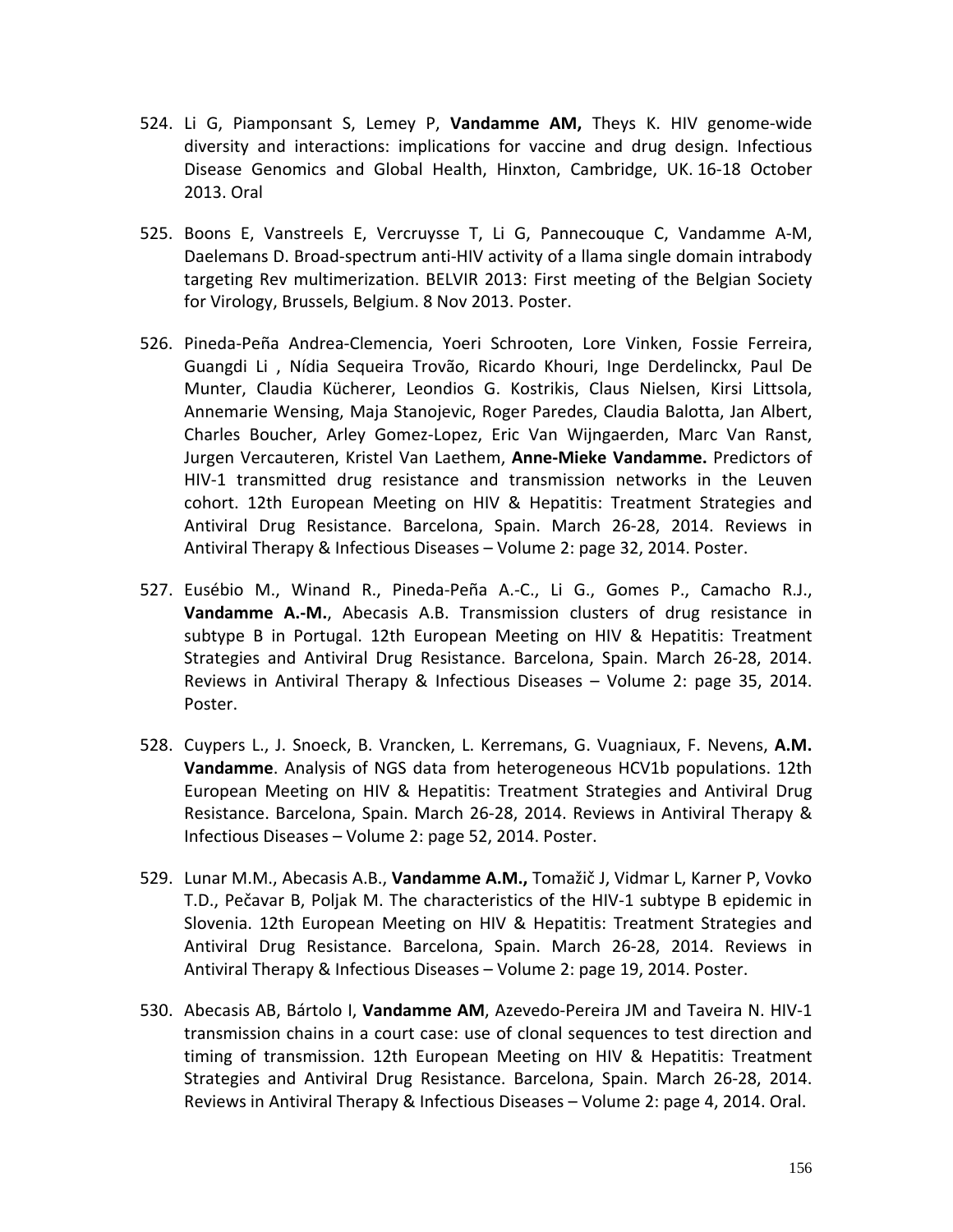524. Li G, Piamponsant S, Lemey P, **Vandamme AM,** Theys K. HIV genome-wide diversity and interactions: implications for vaccine and drug design. Infectious Disease Genomics and Global Health, Hinxton, Cambridge, UK. 16-18 October 2013. Oral

525. Boons E, Vanstreels E, Vercruysse T, Li G, Pannecouque C, Vandamme A-M, Daelemans D. Broad-spectrum anti-HIV activity of a llama single domain intrabody targeting Rev multimerization. BELVIR 2013: First meeting of the Belgian Society for Virology, Brussels, Belgium. 8 Nov 2013. Poster.

526. Pineda-Peña Andrea-Clemencia, Yoeri Schrooten, Lore Vinken, Fossie Ferreira, Guangdi Li , Nídia Sequeira Trovão, Ricardo Khouri, Inge Derdelinckx, Paul De Munter, Claudia Kücherer, Leondios G. Kostrikis, Claus Nielsen, Kirsi Littsola, Annemarie Wensing, Maja Stanojevic, Roger Paredes, Claudia Balotta, Jan Albert, Charles Boucher, Arley Gomez-Lopez, Eric Van Wijngaerden, Marc Van Ranst, Jurgen Vercauteren, Kristel Van Laethem, **Anne-Mieke Vandamme.** Predictors of HIV-1 transmitted drug resistance and transmission networks in the Leuven cohort. 12th European Meeting on HIV & Hepatitis: Treatment Strategies and Antiviral Drug Resistance. Barcelona, Spain. March 26-28, 2014. Reviews in Antiviral Therapy & Infectious Diseases – Volume 2: page 32, 2014. Poster.

527. Eusébio M., Winand R., Pineda-Peña A.-C., Li G., Gomes P., Camacho R.J., **Vandamme A.-M.**, Abecasis A.B. Transmission clusters of drug resistance in subtype B in Portugal. 12th European Meeting on HIV & Hepatitis: Treatment Strategies and Antiviral Drug Resistance. Barcelona, Spain. March 26-28, 2014. Reviews in Antiviral Therapy & Infectious Diseases – Volume 2: page 35, 2014. Poster.

528. Cuypers L., J. Snoeck, B. Vrancken, L. Kerremans, G. Vuagniaux, F. Nevens, **A.M. Vandamme**. Analysis of NGS data from heterogeneous HCV1b populations. 12th European Meeting on HIV & Hepatitis: Treatment Strategies and Antiviral Drug Resistance. Barcelona, Spain. March 26-28, 2014. Reviews in Antiviral Therapy & Infectious Diseases – Volume 2: page 52, 2014. Poster.

529. Lunar M.M., Abecasis A.B., **Vandamme A.M.,** Tomažič J, Vidmar L, Karner P, Vovko T.D., Pečavar B, Poljak M. The characteristics of the HIV-1 subtype B epidemic in Slovenia. 12th European Meeting on HIV & Hepatitis: Treatment Strategies and Antiviral Drug Resistance. Barcelona, Spain. March 26-28, 2014. Reviews in Antiviral Therapy & Infectious Diseases – Volume 2: page 19, 2014. Poster.

530. Abecasis AB, Bártolo I, **Vandamme AM**, Azevedo-Pereira JM and Taveira N. HIV-1 transmission chains in a court case: use of clonal sequences to test direction and timing of transmission. 12th European Meeting on HIV & Hepatitis: Treatment Strategies and Antiviral Drug Resistance. Barcelona, Spain. March 26-28, 2014. Reviews in Antiviral Therapy & Infectious Diseases – Volume 2: page 4, 2014. Oral.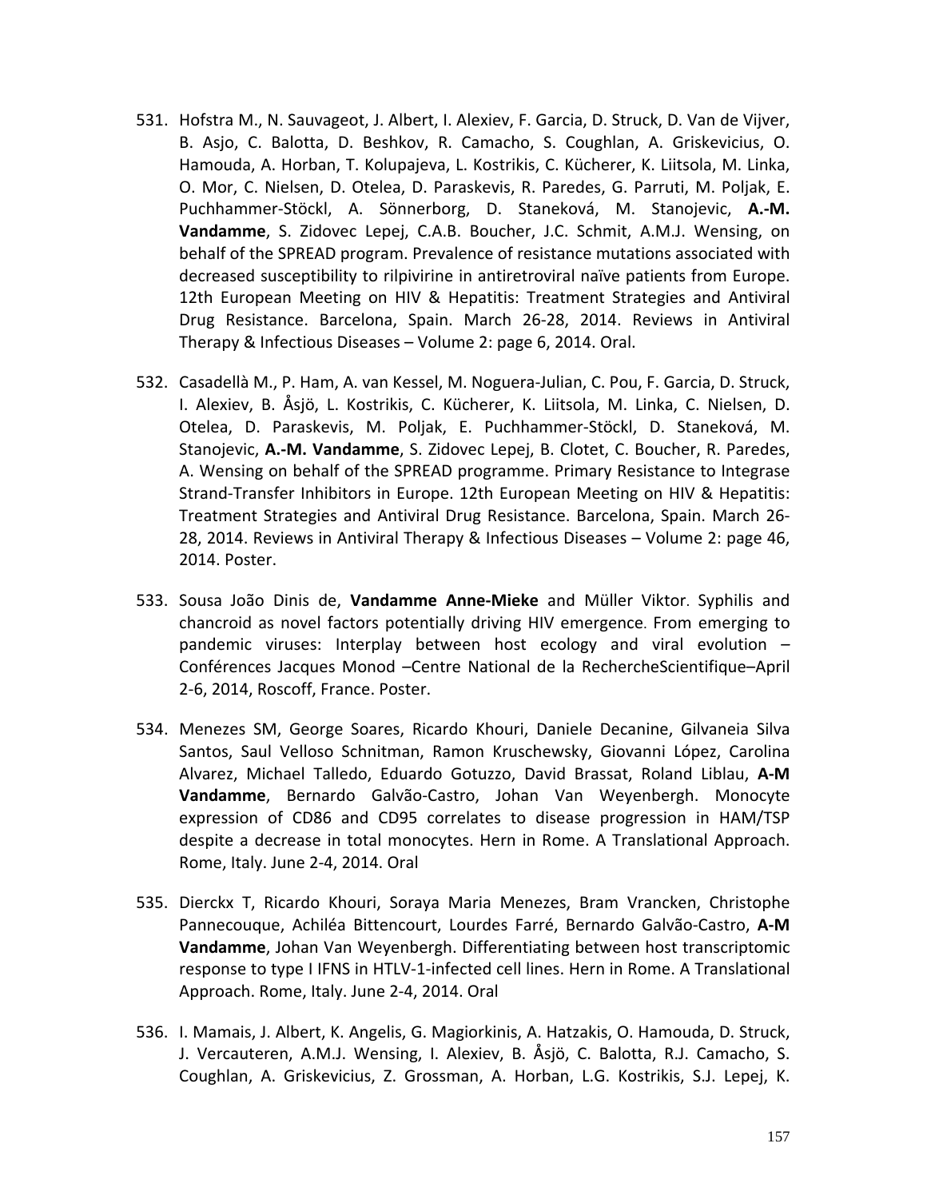531. Hofstra M., N. Sauvageot, J. Albert, I. Alexiev, F. Garcia, D. Struck, D. Van de Vijver, B. Asjo, C. Balotta, D. Beshkov, R. Camacho, S. Coughlan, A. Griskevicius, O. Hamouda, A. Horban, T. Kolupajeva, L. Kostrikis, C. Kücherer, K. Liitsola, M. Linka, O. Mor, C. Nielsen, D. Otelea, D. Paraskevis, R. Paredes, G. Parruti, M. Poljak, E. Puchhammer-Stöckl, A. Sönnerborg, D. Staneková, M. Stanojevic, **A.-M. Vandamme**, S. Zidovec Lepej, C.A.B. Boucher, J.C. Schmit, A.M.J. Wensing, on behalf of the SPREAD program. Prevalence of resistance mutations associated with decreased susceptibility to rilpivirine in antiretroviral naïve patients from Europe. 12th European Meeting on HIV & Hepatitis: Treatment Strategies and Antiviral Drug Resistance. Barcelona, Spain. March 26-28, 2014. Reviews in Antiviral Therapy & Infectious Diseases – Volume 2: page 6, 2014. Oral.

532. Casadellà M., P. Ham, A. van Kessel, M. Noguera-Julian, C. Pou, F. Garcia, D. Struck, I. Alexiev, B. Åsjö, L. Kostrikis, C. Kücherer, K. Liitsola, M. Linka, C. Nielsen, D. Otelea, D. Paraskevis, M. Poljak, E. Puchhammer-Stöckl, D. Staneková, M. Stanojevic, **A.-M. Vandamme**, S. Zidovec Lepej, B. Clotet, C. Boucher, R. Paredes, A. Wensing on behalf of the SPREAD programme. Primary Resistance to Integrase Strand-Transfer Inhibitors in Europe. 12th European Meeting on HIV & Hepatitis: Treatment Strategies and Antiviral Drug Resistance. Barcelona, Spain. March 26-28, 2014. Reviews in Antiviral Therapy & Infectious Diseases – Volume 2: page 46, 2014. Poster.

533. Sousa João Dinis de, **Vandamme Anne-Mieke** and Müller Viktor. Syphilis and chancroid as novel factors potentially driving HIV emergence. From emerging to pandemic viruses: Interplay between host ecology and viral evolution – Conférences Jacques Monod –Centre National de la RechercheScientifique–April 2-6, 2014, Roscoff, France. Poster.

534. Menezes SM, George Soares, Ricardo Khouri, Daniele Decanine, Gilvaneia Silva Santos, Saul Velloso Schnitman, Ramon Kruschewsky, Giovanni López, Carolina Alvarez, Michael Talledo, Eduardo Gotuzzo, David Brassat, Roland Liblau, **A-M Vandamme**, Bernardo Galvão-Castro, Johan Van Weyenbergh. Monocyte expression of CD86 and CD95 correlates to disease progression in HAM/TSP despite a decrease in total monocytes. Hern in Rome. A Translational Approach. Rome, Italy. June 2-4, 2014. Oral

535. Dierckx T, Ricardo Khouri, Soraya Maria Menezes, Bram Vrancken, Christophe Pannecouque, Achiléa Bittencourt, Lourdes Farré, Bernardo Galvão-Castro, **A-M Vandamme**, Johan Van Weyenbergh. Differentiating between host transcriptomic response to type I IFNS in HTLV-1-infected cell lines. Hern in Rome. A Translational Approach. Rome, Italy. June 2-4, 2014. Oral

536. I. Mamais, J. Albert, K. Angelis, G. Magiorkinis, A. Hatzakis, O. Hamouda, D. Struck, J. Vercauteren, A.M.J. Wensing, I. Alexiev, B. Åsjö, C. Balotta, R.J. Camacho, S. Coughlan, A. Griskevicius, Z. Grossman, A. Horban, L.G. Kostrikis, S.J. Lepej, K.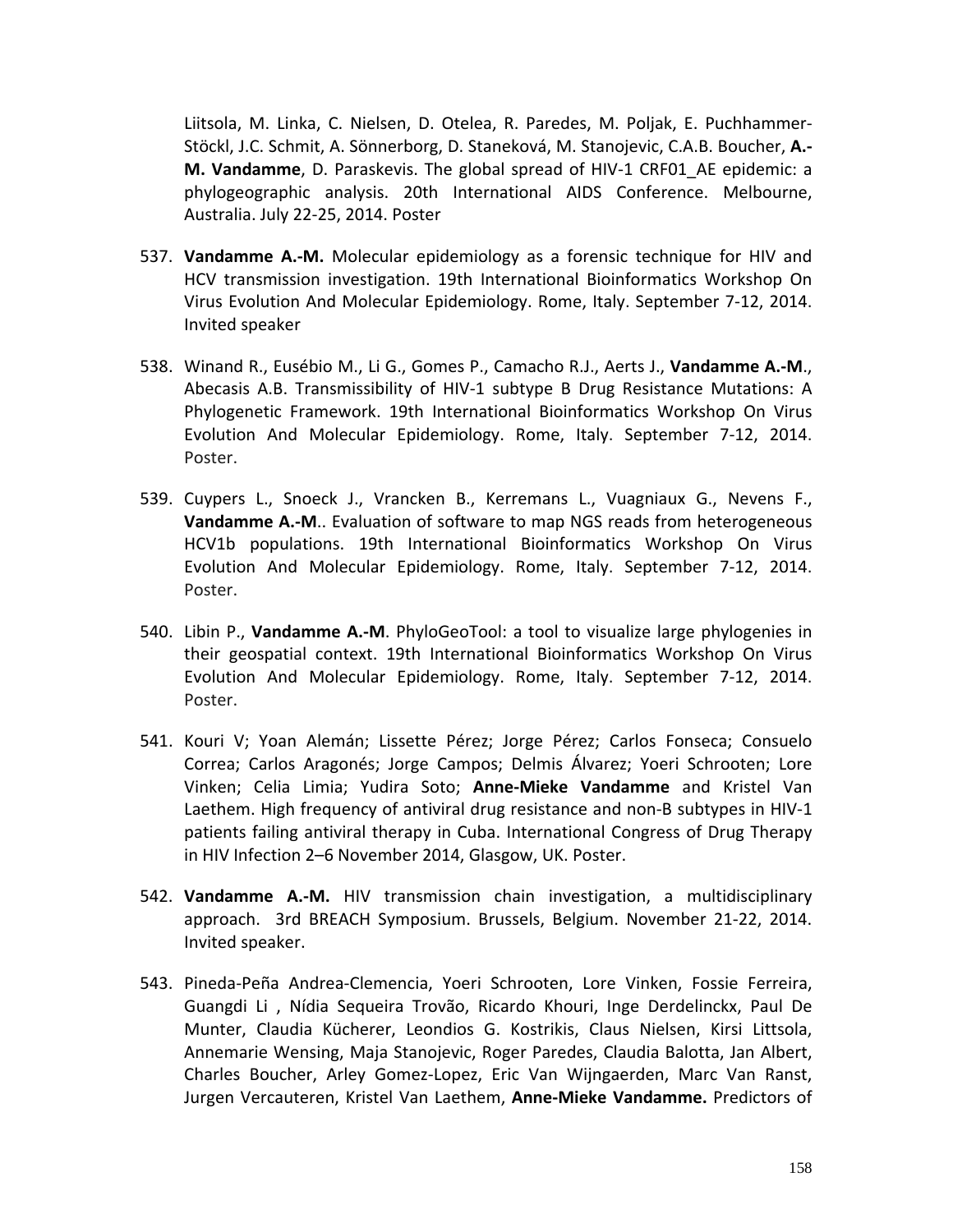Liitsola, M. Linka, C. Nielsen, D. Otelea, R. Paredes, M. Poljak, E. Puchhammer-Stöckl, J.C. Schmit, A. Sönnerborg, D. Staneková, M. Stanojevic, C.A.B. Boucher, **A.-M. Vandamme**, D. Paraskevis. The global spread of HIV-1 CRF01_AE epidemic: a phylogeographic analysis. 20th International AIDS Conference. Melbourne, Australia. July 22-25, 2014. Poster

537. **Vandamme A.-M.** Molecular epidemiology as a forensic technique for HIV and HCV transmission investigation. 19th International Bioinformatics Workshop On Virus Evolution And Molecular Epidemiology. Rome, Italy. September 7-12, 2014. Invited speaker

538. Winand R., Eusébio M., Li G., Gomes P., Camacho R.J., Aerts J., **Vandamme A.-M**., Abecasis A.B. Transmissibility of HIV-1 subtype B Drug Resistance Mutations: A Phylogenetic Framework. 19th International Bioinformatics Workshop On Virus Evolution And Molecular Epidemiology. Rome, Italy. September 7-12, 2014. Poster.

539. Cuypers L., Snoeck J., Vrancken B., Kerremans L., Vuagniaux G., Nevens F., **Vandamme A.-M**.. Evaluation of software to map NGS reads from heterogeneous HCV1b populations. 19th International Bioinformatics Workshop On Virus Evolution And Molecular Epidemiology. Rome, Italy. September 7-12, 2014. Poster.

540. Libin P., **Vandamme A.-M**. PhyloGeoTool: a tool to visualize large phylogenies in their geospatial context. 19th International Bioinformatics Workshop On Virus Evolution And Molecular Epidemiology. Rome, Italy. September 7-12, 2014. Poster.

541. Kouri V; Yoan Alemán; Lissette Pérez; Jorge Pérez; Carlos Fonseca; Consuelo Correa; Carlos Aragonés; Jorge Campos; Delmis Álvarez; Yoeri Schrooten; Lore Vinken; Celia Limia; Yudira Soto; **Anne-Mieke Vandamme** and Kristel Van Laethem. High frequency of antiviral drug resistance and non-B subtypes in HIV-1 patients failing antiviral therapy in Cuba. International Congress of Drug Therapy in HIV Infection 2–6 November 2014, Glasgow, UK. Poster.

542. **Vandamme A.-M.** HIV transmission chain investigation, a multidisciplinary approach. 3rd BREACH Symposium. Brussels, Belgium. November 21-22, 2014. Invited speaker.

543. Pineda-Peña Andrea-Clemencia, Yoeri Schrooten, Lore Vinken, Fossie Ferreira, Guangdi Li , Nídia Sequeira Trovão, Ricardo Khouri, Inge Derdelinckx, Paul De Munter, Claudia Kücherer, Leondios G. Kostrikis, Claus Nielsen, Kirsi Littsola, Annemarie Wensing, Maja Stanojevic, Roger Paredes, Claudia Balotta, Jan Albert, Charles Boucher, Arley Gomez-Lopez, Eric Van Wijngaerden, Marc Van Ranst, Jurgen Vercauteren, Kristel Van Laethem, **Anne-Mieke Vandamme.** Predictors of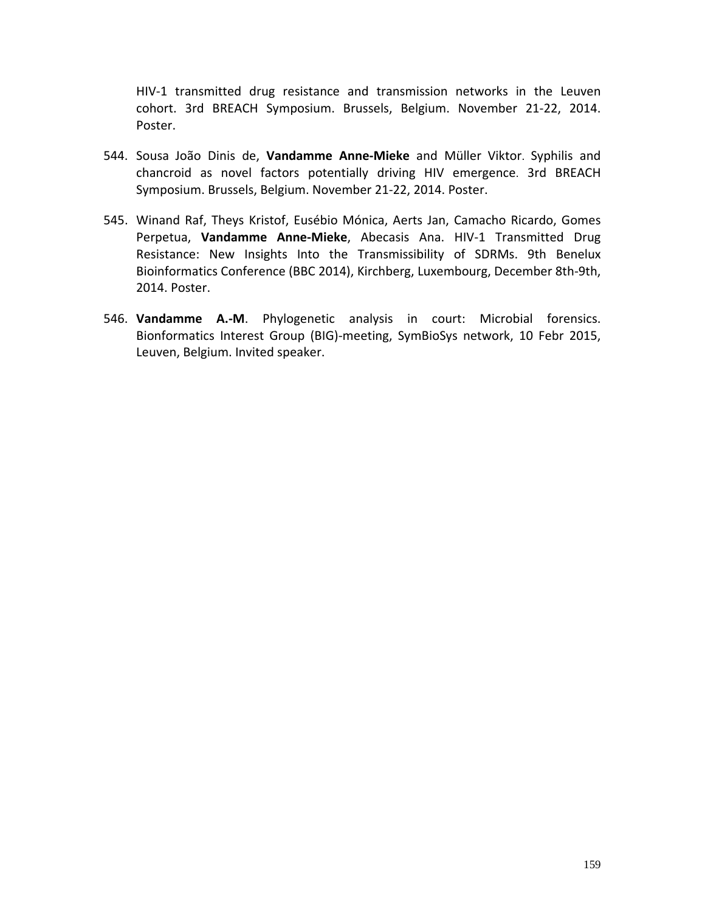HIV-1 transmitted drug resistance and transmission networks in the Leuven cohort. 3rd BREACH Symposium. Brussels, Belgium. November 21-22, 2014. Poster.

544. Sousa João Dinis de, **Vandamme Anne-Mieke** and Müller Viktor. Syphilis and chancroid as novel factors potentially driving HIV emergence. 3rd BREACH Symposium. Brussels, Belgium. November 21-22, 2014. Poster.

545. Winand Raf, Theys Kristof, Eusébio Mónica, Aerts Jan, Camacho Ricardo, Gomes Perpetua, **Vandamme Anne-Mieke**, Abecasis Ana. HIV-1 Transmitted Drug Resistance: New Insights Into the Transmissibility of SDRMs. 9th Benelux Bioinformatics Conference (BBC 2014), Kirchberg, Luxembourg, December 8th-9th, 2014. Poster.

546. **Vandamme A.-M**. Phylogenetic analysis in court: Microbial forensics. Bionformatics Interest Group (BIG)-meeting, SymBioSys network, 10 Febr 2015, Leuven, Belgium. Invited speaker.